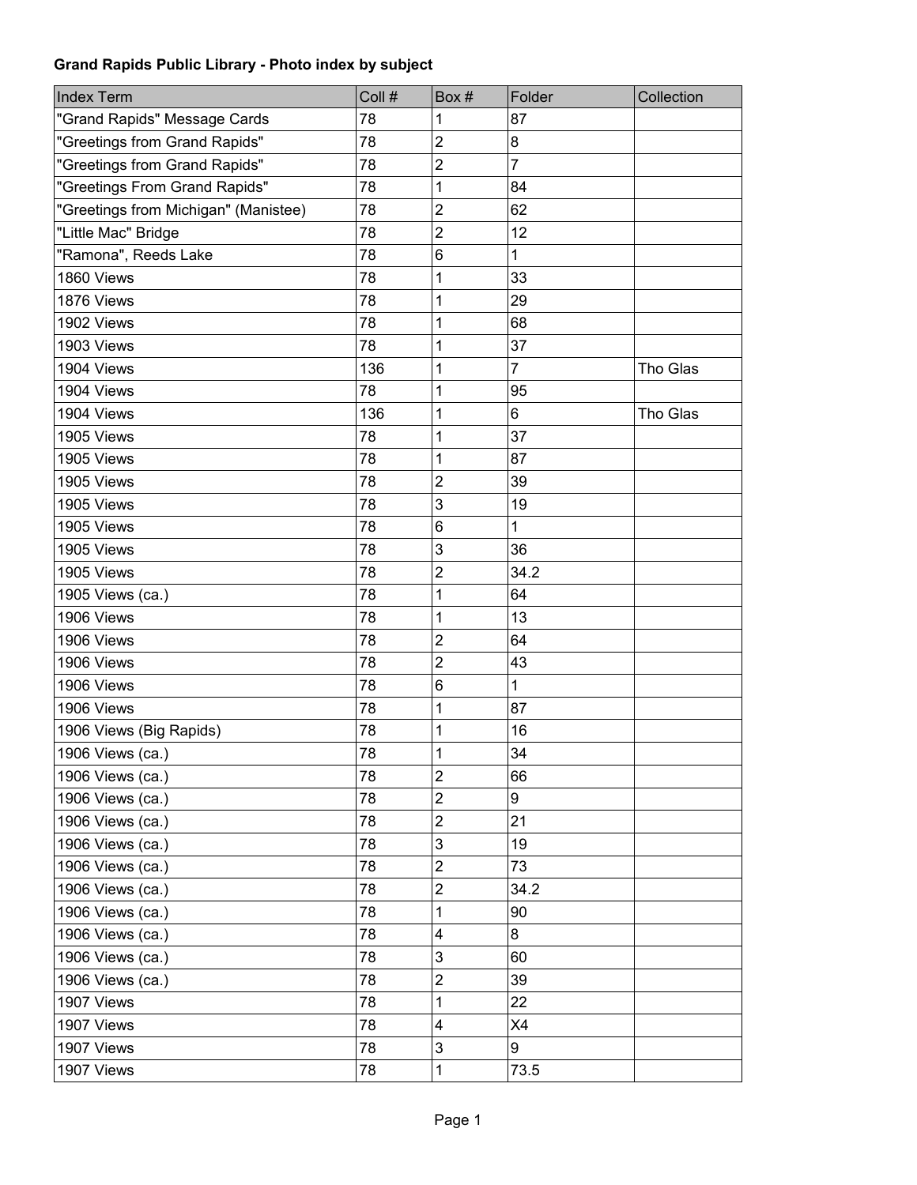**Grand Rapids Public Library - Photo index by subject**

| Index Term | Coll # | Box # | Folder | Collection |
|---|---|---|---|---|
| "Grand Rapids" Message Cards | 78 | 1 | 87 | |
| "Greetings from Grand Rapids" | 78 | 2 | 8 | |
| "Greetings from Grand Rapids" | 78 | 2 | 7 | |
| "Greetings From Grand Rapids" | 78 | 1 | 84 | |
| "Greetings from Michigan" (Manistee) | 78 | 2 | 62 | |
| "Little Mac" Bridge | 78 | 2 | 12 | |
| "Ramona", Reeds Lake | 78 | 6 | 1 | |
| 1860 Views | 78 | 1 | 33 | |
| 1876 Views | 78 | 1 | 29 | |
| 1902 Views | 78 | 1 | 68 | |
| 1903 Views | 78 | 1 | 37 | |
| 1904 Views | 136 | 1 | 7 | Tho Glas |
| 1904 Views | 78 | 1 | 95 | |
| 1904 Views | 136 | 1 | 6 | Tho Glas |
| 1905 Views | 78 | 1 | 37 | |
| 1905 Views | 78 | 1 | 87 | |
| 1905 Views | 78 | 2 | 39 | |
| 1905 Views | 78 | 3 | 19 | |
| 1905 Views | 78 | 6 | 1 | |
| 1905 Views | 78 | 3 | 36 | |
| 1905 Views | 78 | 2 | 34.2 | |
| 1905 Views (ca.) | 78 | 1 | 64 | |
| 1906 Views | 78 | 1 | 13 | |
| 1906 Views | 78 | 2 | 64 | |
| 1906 Views | 78 | 2 | 43 | |
| 1906 Views | 78 | 6 | 1 | |
| 1906 Views | 78 | 1 | 87 | |
| 1906 Views (Big Rapids) | 78 | 1 | 16 | |
| 1906 Views (ca.) | 78 | 1 | 34 | |
| 1906 Views (ca.) | 78 | 2 | 66 | |
| 1906 Views (ca.) | 78 | 2 | 9 | |
| 1906 Views (ca.) | 78 | 2 | 21 | |
| 1906 Views (ca.) | 78 | 3 | 19 | |
| 1906 Views (ca.) | 78 | 2 | 73 | |
| 1906 Views (ca.) | 78 | 2 | 34.2 | |
| 1906 Views (ca.) | 78 | 1 | 90 | |
| 1906 Views (ca.) | 78 | 4 | 8 | |
| 1906 Views (ca.) | 78 | 3 | 60 | |
| 1906 Views (ca.) | 78 | 2 | 39 | |
| 1907 Views | 78 | 1 | 22 | |
| 1907 Views | 78 | 4 | X4 | |
| 1907 Views | 78 | 3 | 9 | |
| 1907 Views | 78 | 1 | 73.5 | |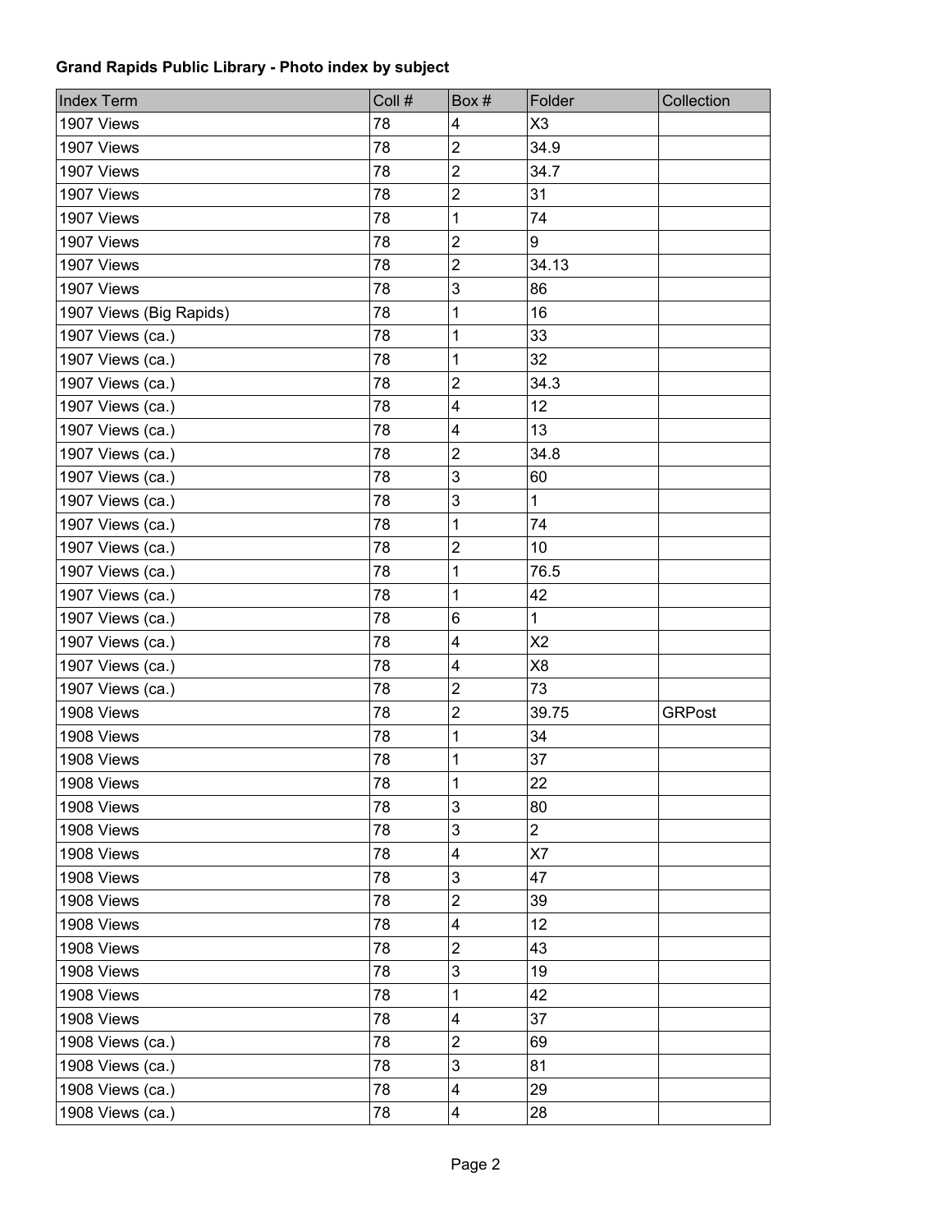**Grand Rapids Public Library - Photo index by subject**

| Index Term | Coll # | Box # | Folder | Collection |
|---|---|---|---|---|
| 1907 Views | 78 | 4 | X3 | |
| 1907 Views | 78 | 2 | 34.9 | |
| 1907 Views | 78 | 2 | 34.7 | |
| 1907 Views | 78 | 2 | 31 | |
| 1907 Views | 78 | 1 | 74 | |
| 1907 Views | 78 | 2 | 9 | |
| 1907 Views | 78 | 2 | 34.13 | |
| 1907 Views | 78 | 3 | 86 | |
| 1907 Views (Big Rapids) | 78 | 1 | 16 | |
| 1907 Views (ca.) | 78 | 1 | 33 | |
| 1907 Views (ca.) | 78 | 1 | 32 | |
| 1907 Views (ca.) | 78 | 2 | 34.3 | |
| 1907 Views (ca.) | 78 | 4 | 12 | |
| 1907 Views (ca.) | 78 | 4 | 13 | |
| 1907 Views (ca.) | 78 | 2 | 34.8 | |
| 1907 Views (ca.) | 78 | 3 | 60 | |
| 1907 Views (ca.) | 78 | 3 | 1 | |
| 1907 Views (ca.) | 78 | 1 | 74 | |
| 1907 Views (ca.) | 78 | 2 | 10 | |
| 1907 Views (ca.) | 78 | 1 | 76.5 | |
| 1907 Views (ca.) | 78 | 1 | 42 | |
| 1907 Views (ca.) | 78 | 6 | 1 | |
| 1907 Views (ca.) | 78 | 4 | X2 | |
| 1907 Views (ca.) | 78 | 4 | X8 | |
| 1907 Views (ca.) | 78 | 2 | 73 | |
| 1908 Views | 78 | 2 | 39.75 | GRPost |
| 1908 Views | 78 | 1 | 34 | |
| 1908 Views | 78 | 1 | 37 | |
| 1908 Views | 78 | 1 | 22 | |
| 1908 Views | 78 | 3 | 80 | |
| 1908 Views | 78 | 3 | 2 | |
| 1908 Views | 78 | 4 | X7 | |
| 1908 Views | 78 | 3 | 47 | |
| 1908 Views | 78 | 2 | 39 | |
| 1908 Views | 78 | 4 | 12 | |
| 1908 Views | 78 | 2 | 43 | |
| 1908 Views | 78 | 3 | 19 | |
| 1908 Views | 78 | 1 | 42 | |
| 1908 Views | 78 | 4 | 37 | |
| 1908 Views (ca.) | 78 | 2 | 69 | |
| 1908 Views (ca.) | 78 | 3 | 81 | |
| 1908 Views (ca.) | 78 | 4 | 29 | |
| 1908 Views (ca.) | 78 | 4 | 28 | |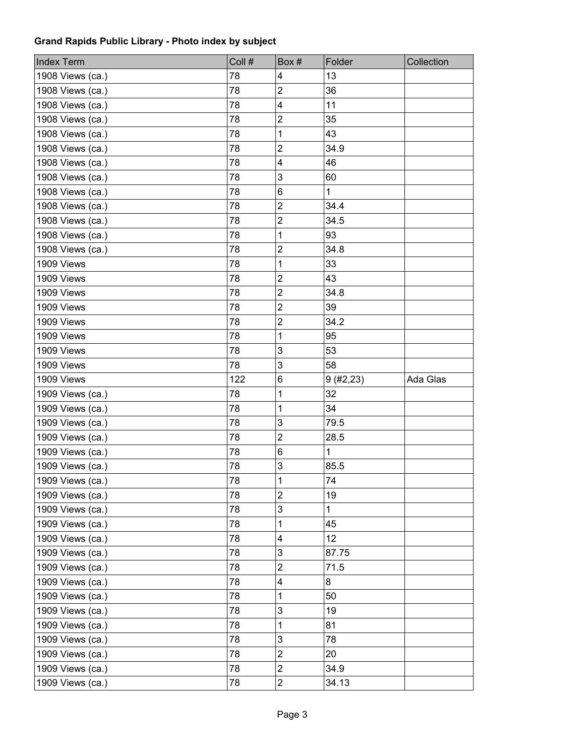**Grand Rapids Public Library - Photo index by subject**

| Index Term | Coll # | Box # | Folder | Collection |
|---|---|---|---|---|
| 1908 Views (ca.) | 78 | 4 | 13 | |
| 1908 Views (ca.) | 78 | 2 | 36 | |
| 1908 Views (ca.) | 78 | 4 | 11 | |
| 1908 Views (ca.) | 78 | 2 | 35 | |
| 1908 Views (ca.) | 78 | 1 | 43 | |
| 1908 Views (ca.) | 78 | 2 | 34.9 | |
| 1908 Views (ca.) | 78 | 4 | 46 | |
| 1908 Views (ca.) | 78 | 3 | 60 | |
| 1908 Views (ca.) | 78 | 6 | 1 | |
| 1908 Views (ca.) | 78 | 2 | 34.4 | |
| 1908 Views (ca.) | 78 | 2 | 34.5 | |
| 1908 Views (ca.) | 78 | 1 | 93 | |
| 1908 Views (ca.) | 78 | 2 | 34.8 | |
| 1909 Views | 78 | 1 | 33 | |
| 1909 Views | 78 | 2 | 43 | |
| 1909 Views | 78 | 2 | 34.8 | |
| 1909 Views | 78 | 2 | 39 | |
| 1909 Views | 78 | 2 | 34.2 | |
| 1909 Views | 78 | 1 | 95 | |
| 1909 Views | 78 | 3 | 53 | |
| 1909 Views | 78 | 3 | 58 | |
| 1909 Views | 122 | 6 | 9 (#2,23) | Ada Glas |
| 1909 Views (ca.) | 78 | 1 | 32 | |
| 1909 Views (ca.) | 78 | 1 | 34 | |
| 1909 Views (ca.) | 78 | 3 | 79.5 | |
| 1909 Views (ca.) | 78 | 2 | 28.5 | |
| 1909 Views (ca.) | 78 | 6 | 1 | |
| 1909 Views (ca.) | 78 | 3 | 85.5 | |
| 1909 Views (ca.) | 78 | 1 | 74 | |
| 1909 Views (ca.) | 78 | 2 | 19 | |
| 1909 Views (ca.) | 78 | 3 | 1 | |
| 1909 Views (ca.) | 78 | 1 | 45 | |
| 1909 Views (ca.) | 78 | 4 | 12 | |
| 1909 Views (ca.) | 78 | 3 | 87.75 | |
| 1909 Views (ca.) | 78 | 2 | 71.5 | |
| 1909 Views (ca.) | 78 | 4 | 8 | |
| 1909 Views (ca.) | 78 | 1 | 50 | |
| 1909 Views (ca.) | 78 | 3 | 19 | |
| 1909 Views (ca.) | 78 | 1 | 81 | |
| 1909 Views (ca.) | 78 | 3 | 78 | |
| 1909 Views (ca.) | 78 | 2 | 20 | |
| 1909 Views (ca.) | 78 | 2 | 34.9 | |
| 1909 Views (ca.) | 78 | 2 | 34.13 | |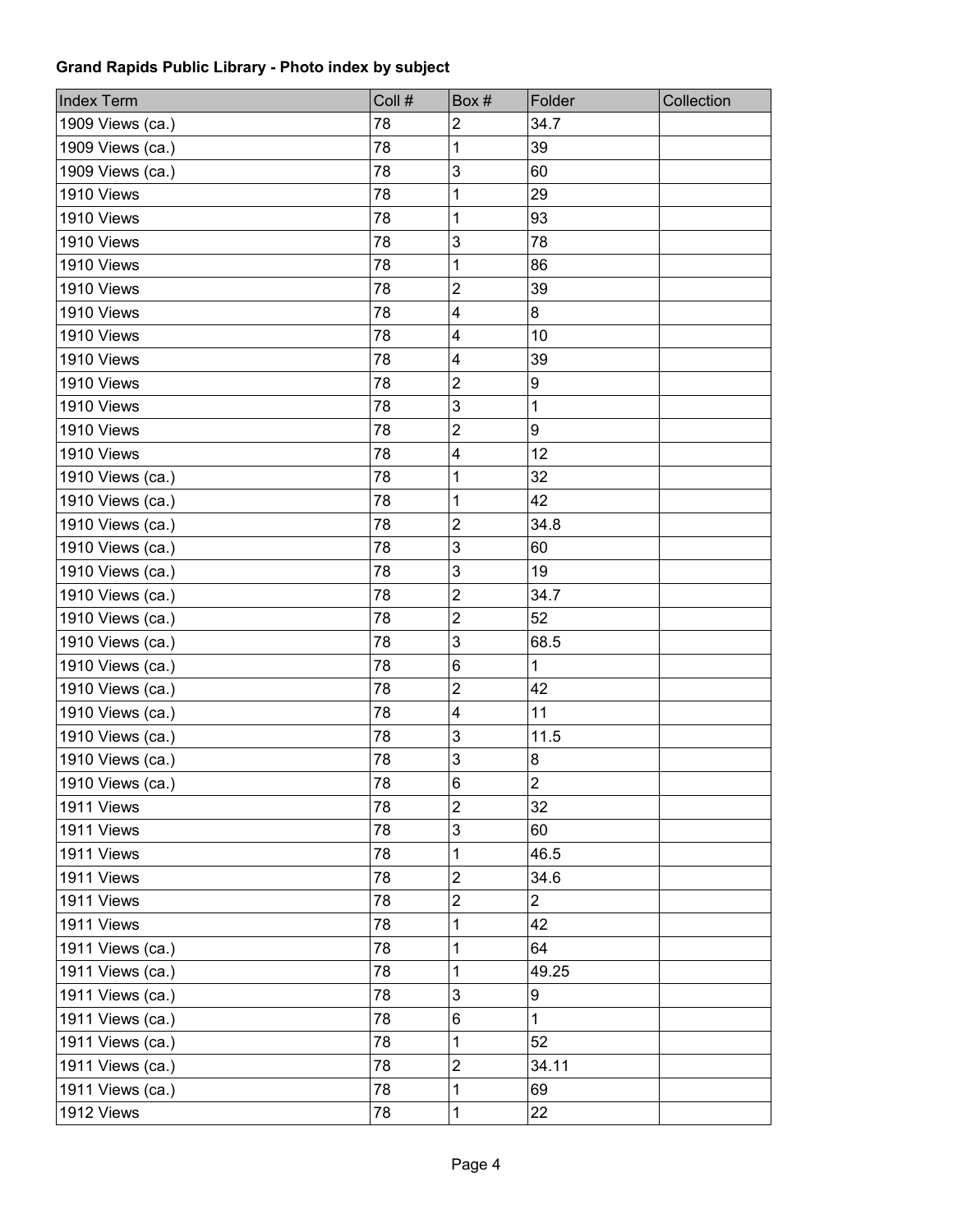**Grand Rapids Public Library - Photo index by subject**

| Index Term | Coll # | Box # | Folder | Collection |
|---|---|---|---|---|
| 1909 Views (ca.) | 78 | 2 | 34.7 | |
| 1909 Views (ca.) | 78 | 1 | 39 | |
| 1909 Views (ca.) | 78 | 3 | 60 | |
| 1910 Views | 78 | 1 | 29 | |
| 1910 Views | 78 | 1 | 93 | |
| 1910 Views | 78 | 3 | 78 | |
| 1910 Views | 78 | 1 | 86 | |
| 1910 Views | 78 | 2 | 39 | |
| 1910 Views | 78 | 4 | 8 | |
| 1910 Views | 78 | 4 | 10 | |
| 1910 Views | 78 | 4 | 39 | |
| 1910 Views | 78 | 2 | 9 | |
| 1910 Views | 78 | 3 | 1 | |
| 1910 Views | 78 | 2 | 9 | |
| 1910 Views | 78 | 4 | 12 | |
| 1910 Views (ca.) | 78 | 1 | 32 | |
| 1910 Views (ca.) | 78 | 1 | 42 | |
| 1910 Views (ca.) | 78 | 2 | 34.8 | |
| 1910 Views (ca.) | 78 | 3 | 60 | |
| 1910 Views (ca.) | 78 | 3 | 19 | |
| 1910 Views (ca.) | 78 | 2 | 34.7 | |
| 1910 Views (ca.) | 78 | 2 | 52 | |
| 1910 Views (ca.) | 78 | 3 | 68.5 | |
| 1910 Views (ca.) | 78 | 6 | 1 | |
| 1910 Views (ca.) | 78 | 2 | 42 | |
| 1910 Views (ca.) | 78 | 4 | 11 | |
| 1910 Views (ca.) | 78 | 3 | 11.5 | |
| 1910 Views (ca.) | 78 | 3 | 8 | |
| 1910 Views (ca.) | 78 | 6 | 2 | |
| 1911 Views | 78 | 2 | 32 | |
| 1911 Views | 78 | 3 | 60 | |
| 1911 Views | 78 | 1 | 46.5 | |
| 1911 Views | 78 | 2 | 34.6 | |
| 1911 Views | 78 | 2 | 2 | |
| 1911 Views | 78 | 1 | 42 | |
| 1911 Views (ca.) | 78 | 1 | 64 | |
| 1911 Views (ca.) | 78 | 1 | 49.25 | |
| 1911 Views (ca.) | 78 | 3 | 9 | |
| 1911 Views (ca.) | 78 | 6 | 1 | |
| 1911 Views (ca.) | 78 | 1 | 52 | |
| 1911 Views (ca.) | 78 | 2 | 34.11 | |
| 1911 Views (ca.) | 78 | 1 | 69 | |
| 1912 Views | 78 | 1 | 22 | |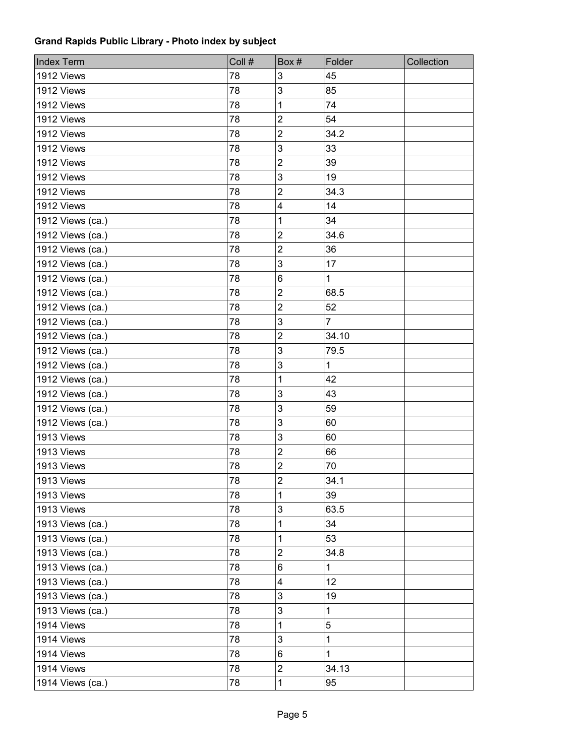**Grand Rapids Public Library - Photo index by subject**

| Index Term | Coll # | Box # | Folder | Collection |
|---|---|---|---|---|
| 1912 Views | 78 | 3 | 45 | |
| 1912 Views | 78 | 3 | 85 | |
| 1912 Views | 78 | 1 | 74 | |
| 1912 Views | 78 | 2 | 54 | |
| 1912 Views | 78 | 2 | 34.2 | |
| 1912 Views | 78 | 3 | 33 | |
| 1912 Views | 78 | 2 | 39 | |
| 1912 Views | 78 | 3 | 19 | |
| 1912 Views | 78 | 2 | 34.3 | |
| 1912 Views | 78 | 4 | 14 | |
| 1912 Views (ca.) | 78 | 1 | 34 | |
| 1912 Views (ca.) | 78 | 2 | 34.6 | |
| 1912 Views (ca.) | 78 | 2 | 36 | |
| 1912 Views (ca.) | 78 | 3 | 17 | |
| 1912 Views (ca.) | 78 | 6 | 1 | |
| 1912 Views (ca.) | 78 | 2 | 68.5 | |
| 1912 Views (ca.) | 78 | 2 | 52 | |
| 1912 Views (ca.) | 78 | 3 | 7 | |
| 1912 Views (ca.) | 78 | 2 | 34.10 | |
| 1912 Views (ca.) | 78 | 3 | 79.5 | |
| 1912 Views (ca.) | 78 | 3 | 1 | |
| 1912 Views (ca.) | 78 | 1 | 42 | |
| 1912 Views (ca.) | 78 | 3 | 43 | |
| 1912 Views (ca.) | 78 | 3 | 59 | |
| 1912 Views (ca.) | 78 | 3 | 60 | |
| 1913 Views | 78 | 3 | 60 | |
| 1913 Views | 78 | 2 | 66 | |
| 1913 Views | 78 | 2 | 70 | |
| 1913 Views | 78 | 2 | 34.1 | |
| 1913 Views | 78 | 1 | 39 | |
| 1913 Views | 78 | 3 | 63.5 | |
| 1913 Views (ca.) | 78 | 1 | 34 | |
| 1913 Views (ca.) | 78 | 1 | 53 | |
| 1913 Views (ca.) | 78 | 2 | 34.8 | |
| 1913 Views (ca.) | 78 | 6 | 1 | |
| 1913 Views (ca.) | 78 | 4 | 12 | |
| 1913 Views (ca.) | 78 | 3 | 19 | |
| 1913 Views (ca.) | 78 | 3 | 1 | |
| 1914 Views | 78 | 1 | 5 | |
| 1914 Views | 78 | 3 | 1 | |
| 1914 Views | 78 | 6 | 1 | |
| 1914 Views | 78 | 2 | 34.13 | |
| 1914 Views (ca.) | 78 | 1 | 95 | |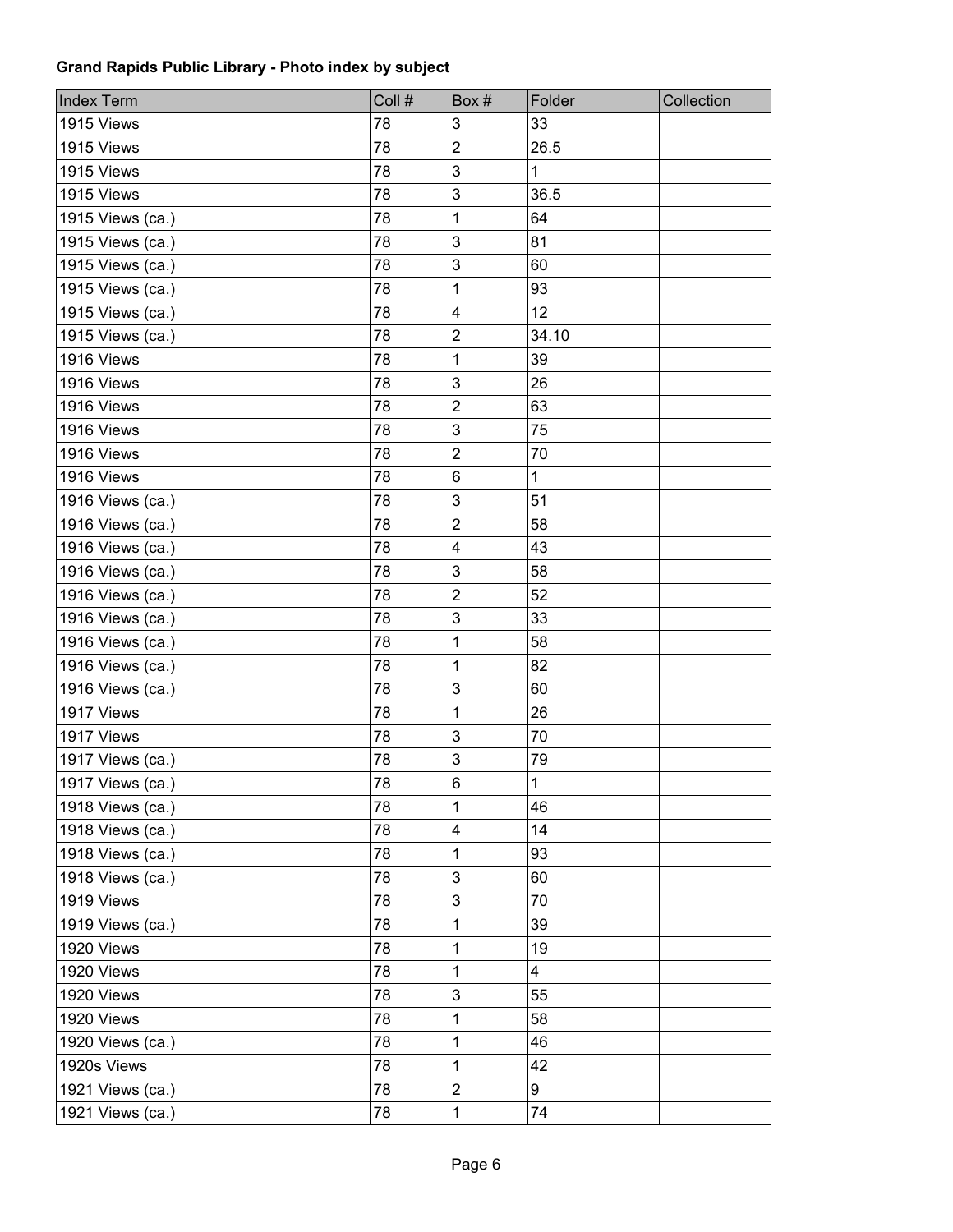**Grand Rapids Public Library - Photo index by subject**

| Index Term | Coll # | Box # | Folder | Collection |
|---|---|---|---|---|
| 1915 Views | 78 | 3 | 33 | |
| 1915 Views | 78 | 2 | 26.5 | |
| 1915 Views | 78 | 3 | 1 | |
| 1915 Views | 78 | 3 | 36.5 | |
| 1915 Views (ca.) | 78 | 1 | 64 | |
| 1915 Views (ca.) | 78 | 3 | 81 | |
| 1915 Views (ca.) | 78 | 3 | 60 | |
| 1915 Views (ca.) | 78 | 1 | 93 | |
| 1915 Views (ca.) | 78 | 4 | 12 | |
| 1915 Views (ca.) | 78 | 2 | 34.10 | |
| 1916 Views | 78 | 1 | 39 | |
| 1916 Views | 78 | 3 | 26 | |
| 1916 Views | 78 | 2 | 63 | |
| 1916 Views | 78 | 3 | 75 | |
| 1916 Views | 78 | 2 | 70 | |
| 1916 Views | 78 | 6 | 1 | |
| 1916 Views (ca.) | 78 | 3 | 51 | |
| 1916 Views (ca.) | 78 | 2 | 58 | |
| 1916 Views (ca.) | 78 | 4 | 43 | |
| 1916 Views (ca.) | 78 | 3 | 58 | |
| 1916 Views (ca.) | 78 | 2 | 52 | |
| 1916 Views (ca.) | 78 | 3 | 33 | |
| 1916 Views (ca.) | 78 | 1 | 58 | |
| 1916 Views (ca.) | 78 | 1 | 82 | |
| 1916 Views (ca.) | 78 | 3 | 60 | |
| 1917 Views | 78 | 1 | 26 | |
| 1917 Views | 78 | 3 | 70 | |
| 1917 Views (ca.) | 78 | 3 | 79 | |
| 1917 Views (ca.) | 78 | 6 | 1 | |
| 1918 Views (ca.) | 78 | 1 | 46 | |
| 1918 Views (ca.) | 78 | 4 | 14 | |
| 1918 Views (ca.) | 78 | 1 | 93 | |
| 1918 Views (ca.) | 78 | 3 | 60 | |
| 1919 Views | 78 | 3 | 70 | |
| 1919 Views (ca.) | 78 | 1 | 39 | |
| 1920 Views | 78 | 1 | 19 | |
| 1920 Views | 78 | 1 | 4 | |
| 1920 Views | 78 | 3 | 55 | |
| 1920 Views | 78 | 1 | 58 | |
| 1920 Views (ca.) | 78 | 1 | 46 | |
| 1920s Views | 78 | 1 | 42 | |
| 1921 Views (ca.) | 78 | 2 | 9 | |
| 1921 Views (ca.) | 78 | 1 | 74 | |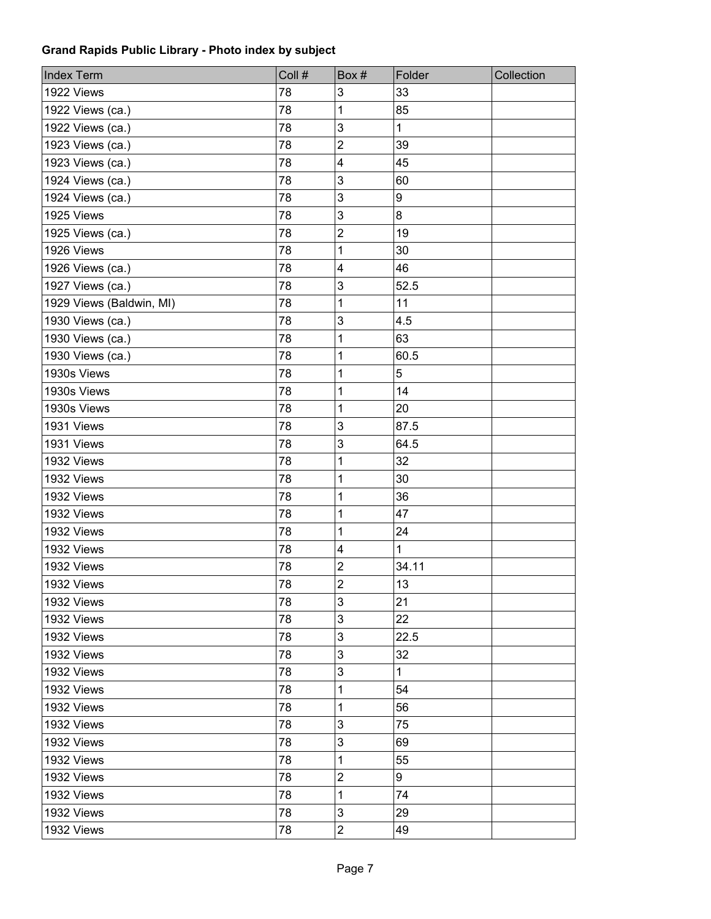**Grand Rapids Public Library - Photo index by subject**

| Index Term | Coll # | Box # | Folder | Collection |
|---|---|---|---|---|
| 1922 Views | 78 | 3 | 33 | |
| 1922 Views (ca.) | 78 | 1 | 85 | |
| 1922 Views (ca.) | 78 | 3 | 1 | |
| 1923 Views (ca.) | 78 | 2 | 39 | |
| 1923 Views (ca.) | 78 | 4 | 45 | |
| 1924 Views (ca.) | 78 | 3 | 60 | |
| 1924 Views (ca.) | 78 | 3 | 9 | |
| 1925 Views | 78 | 3 | 8 | |
| 1925 Views (ca.) | 78 | 2 | 19 | |
| 1926 Views | 78 | 1 | 30 | |
| 1926 Views (ca.) | 78 | 4 | 46 | |
| 1927 Views (ca.) | 78 | 3 | 52.5 | |
| 1929 Views (Baldwin, MI) | 78 | 1 | 11 | |
| 1930 Views (ca.) | 78 | 3 | 4.5 | |
| 1930 Views (ca.) | 78 | 1 | 63 | |
| 1930 Views (ca.) | 78 | 1 | 60.5 | |
| 1930s Views | 78 | 1 | 5 | |
| 1930s Views | 78 | 1 | 14 | |
| 1930s Views | 78 | 1 | 20 | |
| 1931 Views | 78 | 3 | 87.5 | |
| 1931 Views | 78 | 3 | 64.5 | |
| 1932 Views | 78 | 1 | 32 | |
| 1932 Views | 78 | 1 | 30 | |
| 1932 Views | 78 | 1 | 36 | |
| 1932 Views | 78 | 1 | 47 | |
| 1932 Views | 78 | 1 | 24 | |
| 1932 Views | 78 | 4 | 1 | |
| 1932 Views | 78 | 2 | 34.11 | |
| 1932 Views | 78 | 2 | 13 | |
| 1932 Views | 78 | 3 | 21 | |
| 1932 Views | 78 | 3 | 22 | |
| 1932 Views | 78 | 3 | 22.5 | |
| 1932 Views | 78 | 3 | 32 | |
| 1932 Views | 78 | 3 | 1 | |
| 1932 Views | 78 | 1 | 54 | |
| 1932 Views | 78 | 1 | 56 | |
| 1932 Views | 78 | 3 | 75 | |
| 1932 Views | 78 | 3 | 69 | |
| 1932 Views | 78 | 1 | 55 | |
| 1932 Views | 78 | 2 | 9 | |
| 1932 Views | 78 | 1 | 74 | |
| 1932 Views | 78 | 3 | 29 | |
| 1932 Views | 78 | 2 | 49 | |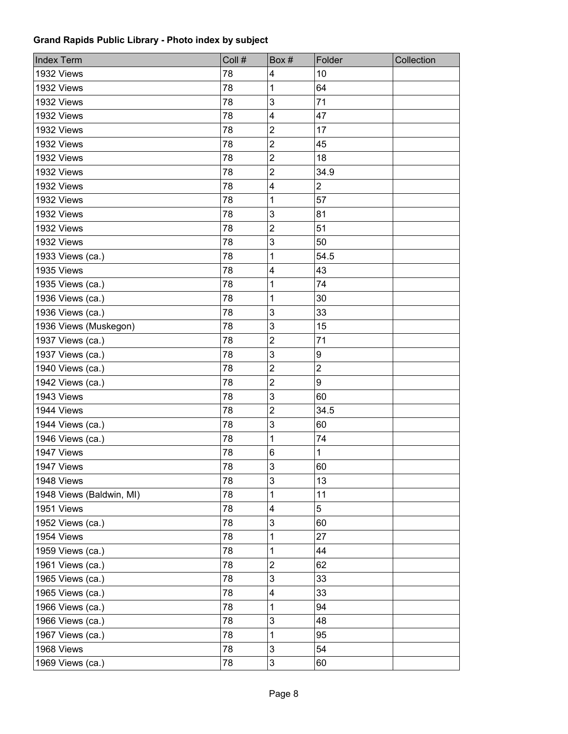**Grand Rapids Public Library - Photo index by subject**

| Index Term | Coll # | Box # | Folder | Collection |
|---|---|---|---|---|
| 1932 Views | 78 | 4 | 10 | |
| 1932 Views | 78 | 1 | 64 | |
| 1932 Views | 78 | 3 | 71 | |
| 1932 Views | 78 | 4 | 47 | |
| 1932 Views | 78 | 2 | 17 | |
| 1932 Views | 78 | 2 | 45 | |
| 1932 Views | 78 | 2 | 18 | |
| 1932 Views | 78 | 2 | 34.9 | |
| 1932 Views | 78 | 4 | 2 | |
| 1932 Views | 78 | 1 | 57 | |
| 1932 Views | 78 | 3 | 81 | |
| 1932 Views | 78 | 2 | 51 | |
| 1932 Views | 78 | 3 | 50 | |
| 1933 Views (ca.) | 78 | 1 | 54.5 | |
| 1935 Views | 78 | 4 | 43 | |
| 1935 Views (ca.) | 78 | 1 | 74 | |
| 1936 Views (ca.) | 78 | 1 | 30 | |
| 1936 Views (ca.) | 78 | 3 | 33 | |
| 1936 Views (Muskegon) | 78 | 3 | 15 | |
| 1937 Views (ca.) | 78 | 2 | 71 | |
| 1937 Views (ca.) | 78 | 3 | 9 | |
| 1940 Views (ca.) | 78 | 2 | 2 | |
| 1942 Views (ca.) | 78 | 2 | 9 | |
| 1943 Views | 78 | 3 | 60 | |
| 1944 Views | 78 | 2 | 34.5 | |
| 1944 Views (ca.) | 78 | 3 | 60 | |
| 1946 Views (ca.) | 78 | 1 | 74 | |
| 1947 Views | 78 | 6 | 1 | |
| 1947 Views | 78 | 3 | 60 | |
| 1948 Views | 78 | 3 | 13 | |
| 1948 Views (Baldwin, MI) | 78 | 1 | 11 | |
| 1951 Views | 78 | 4 | 5 | |
| 1952 Views (ca.) | 78 | 3 | 60 | |
| 1954 Views | 78 | 1 | 27 | |
| 1959 Views (ca.) | 78 | 1 | 44 | |
| 1961 Views (ca.) | 78 | 2 | 62 | |
| 1965 Views (ca.) | 78 | 3 | 33 | |
| 1965 Views (ca.) | 78 | 4 | 33 | |
| 1966 Views (ca.) | 78 | 1 | 94 | |
| 1966 Views (ca.) | 78 | 3 | 48 | |
| 1967 Views (ca.) | 78 | 1 | 95 | |
| 1968 Views | 78 | 3 | 54 | |
| 1969 Views (ca.) | 78 | 3 | 60 | |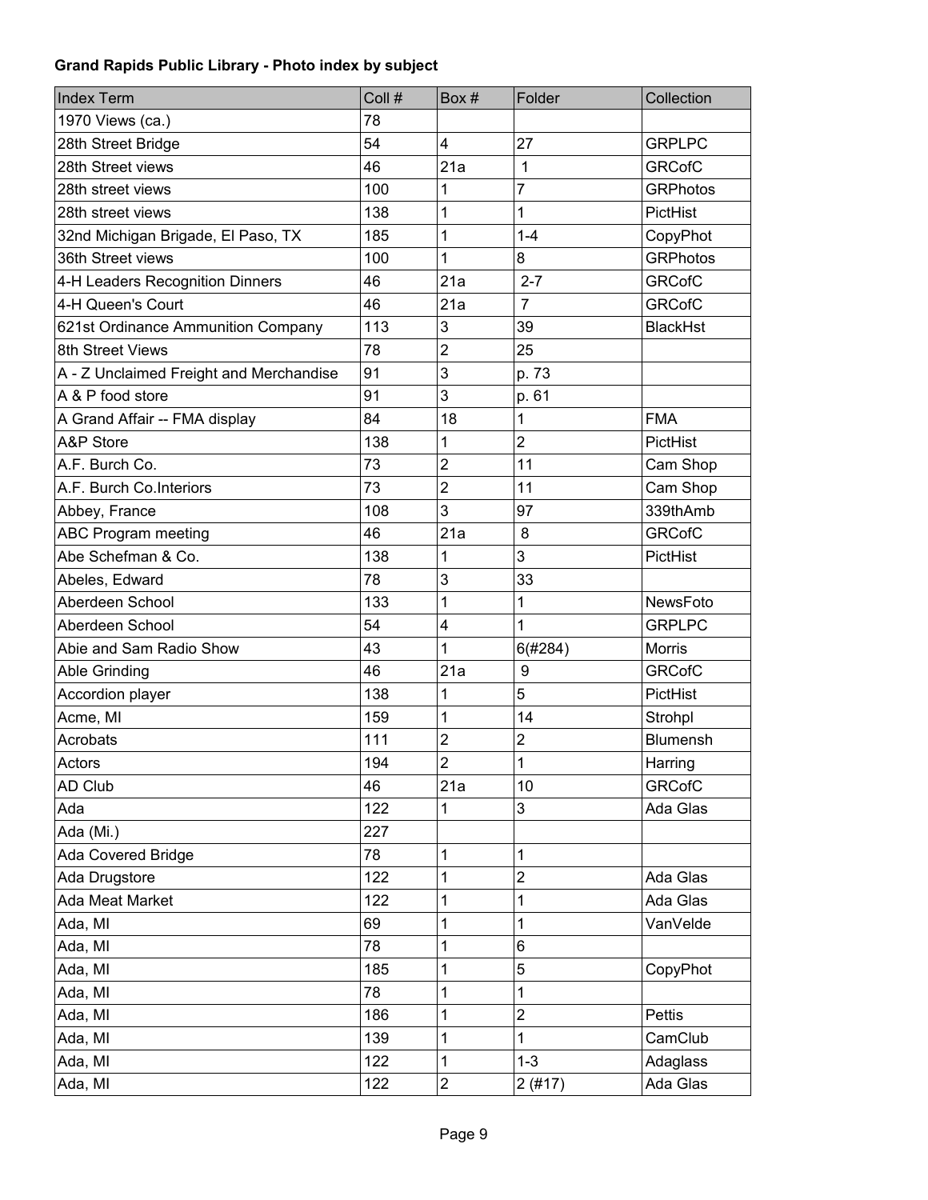**Grand Rapids Public Library - Photo index by subject**

| Index Term | Coll # | Box # | Folder | Collection |
|---|---|---|---|---|
| 1970 Views (ca.) | 78 | | | |
| 28th Street Bridge | 54 | 4 | 27 | GRPLPC |
| 28th Street views | 46 | 21a | 1 | GRCofC |
| 28th street views | 100 | 1 | 7 | GRPhotos |
| 28th street views | 138 | 1 | 1 | PictHist |
| 32nd Michigan Brigade, El Paso, TX | 185 | 1 | 1-4 | CopyPhot |
| 36th Street views | 100 | 1 | 8 | GRPhotos |
| 4-H Leaders Recognition Dinners | 46 | 21a | 2-7 | GRCofC |
| 4-H Queen's Court | 46 | 21a | 7 | GRCofC |
| 621st Ordinance Ammunition Company | 113 | 3 | 39 | BlackHst |
| 8th Street Views | 78 | 2 | 25 | |
| A - Z Unclaimed Freight and Merchandise | 91 | 3 | p. 73 | |
| A & P food store | 91 | 3 | p. 61 | |
| A Grand Affair -- FMA display | 84 | 18 | 1 | FMA |
| A&P Store | 138 | 1 | 2 | PictHist |
| A.F. Burch Co. | 73 | 2 | 11 | Cam Shop |
| A.F. Burch Co.Interiors | 73 | 2 | 11 | Cam Shop |
| Abbey, France | 108 | 3 | 97 | 339thAmb |
| ABC Program meeting | 46 | 21a | 8 | GRCofC |
| Abe Schefman & Co. | 138 | 1 | 3 | PictHist |
| Abeles, Edward | 78 | 3 | 33 | |
| Aberdeen School | 133 | 1 | 1 | NewsFoto |
| Aberdeen School | 54 | 4 | 1 | GRPLPC |
| Abie and Sam Radio Show | 43 | 1 | 6(#284) | Morris |
| Able Grinding | 46 | 21a | 9 | GRCofC |
| Accordion player | 138 | 1 | 5 | PictHist |
| Acme, MI | 159 | 1 | 14 | Strohpl |
| Acrobats | 111 | 2 | 2 | Blumensh |
| Actors | 194 | 2 | 1 | Harring |
| AD Club | 46 | 21a | 10 | GRCofC |
| Ada | 122 | 1 | 3 | Ada Glas |
| Ada (Mi.) | 227 | | | |
| Ada Covered Bridge | 78 | 1 | 1 | |
| Ada Drugstore | 122 | 1 | 2 | Ada Glas |
| Ada Meat Market | 122 | 1 | 1 | Ada Glas |
| Ada, MI | 69 | 1 | 1 | VanVelde |
| Ada, MI | 78 | 1 | 6 | |
| Ada, MI | 185 | 1 | 5 | CopyPhot |
| Ada, MI | 78 | 1 | 1 | |
| Ada, MI | 186 | 1 | 2 | Pettis |
| Ada, MI | 139 | 1 | 1 | CamClub |
| Ada, MI | 122 | 1 | 1-3 | Adaglass |
| Ada, MI | 122 | 2 | 2 (#17) | Ada Glas |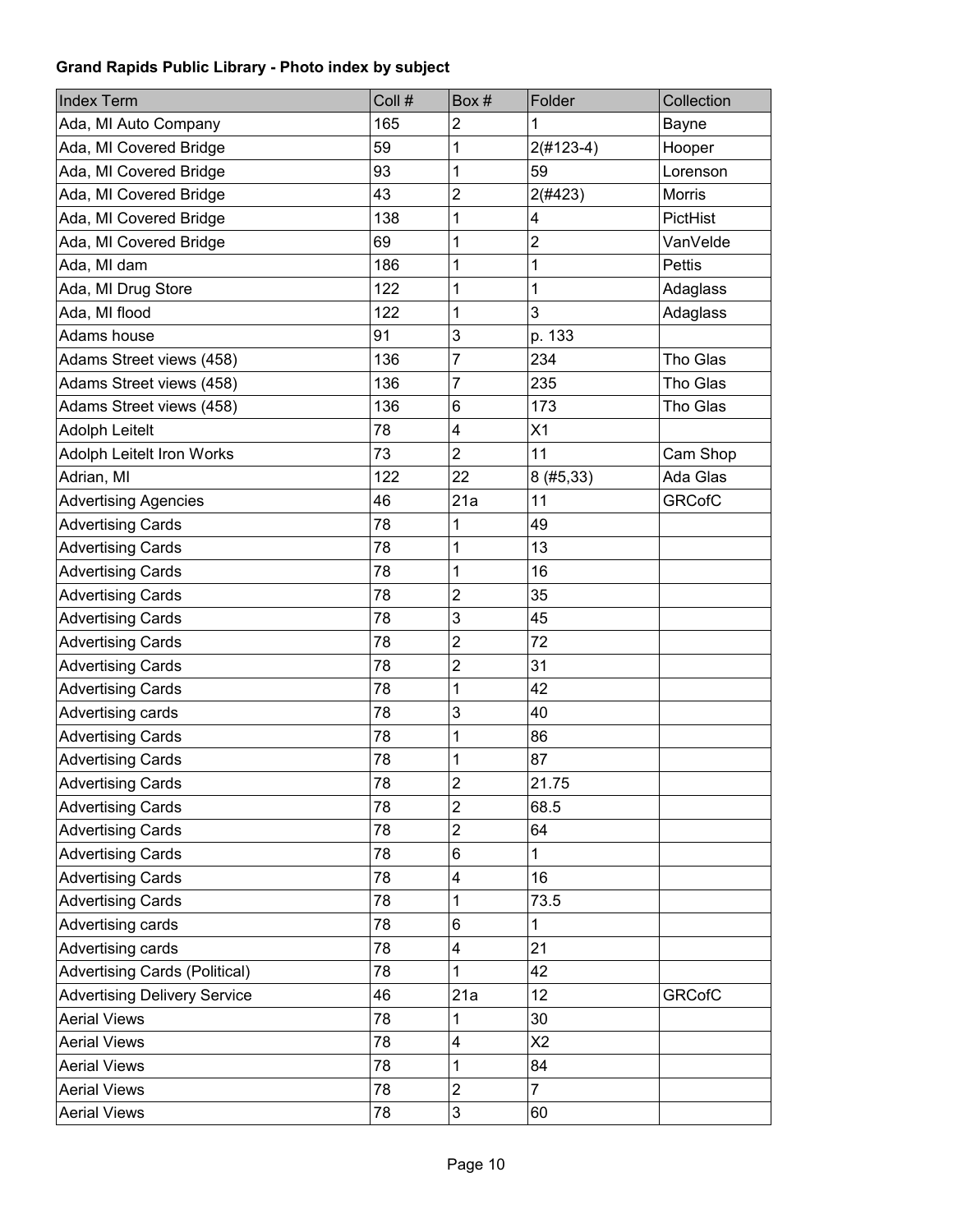**Grand Rapids Public Library - Photo index by subject**

| Index Term | Coll # | Box # | Folder | Collection |
|---|---|---|---|---|
| Ada, MI Auto Company | 165 | 2 | 1 | Bayne |
| Ada, MI Covered Bridge | 59 | 1 | 2(#123-4) | Hooper |
| Ada, MI Covered Bridge | 93 | 1 | 59 | Lorenson |
| Ada, MI Covered Bridge | 43 | 2 | 2(#423) | Morris |
| Ada, MI Covered Bridge | 138 | 1 | 4 | PictHist |
| Ada, MI Covered Bridge | 69 | 1 | 2 | VanVelde |
| Ada, MI dam | 186 | 1 | 1 | Pettis |
| Ada, MI Drug Store | 122 | 1 | 1 | Adaglass |
| Ada, MI flood | 122 | 1 | 3 | Adaglass |
| Adams house | 91 | 3 | p. 133 | |
| Adams Street views (458) | 136 | 7 | 234 | Tho Glas |
| Adams Street views (458) | 136 | 7 | 235 | Tho Glas |
| Adams Street views (458) | 136 | 6 | 173 | Tho Glas |
| Adolph Leitelt | 78 | 4 | X1 | |
| Adolph Leitelt Iron Works | 73 | 2 | 11 | Cam Shop |
| Adrian, MI | 122 | 22 | 8 (#5,33) | Ada Glas |
| Advertising Agencies | 46 | 21a | 11 | GRCofC |
| Advertising Cards | 78 | 1 | 49 | |
| Advertising Cards | 78 | 1 | 13 | |
| Advertising Cards | 78 | 1 | 16 | |
| Advertising Cards | 78 | 2 | 35 | |
| Advertising Cards | 78 | 3 | 45 | |
| Advertising Cards | 78 | 2 | 72 | |
| Advertising Cards | 78 | 2 | 31 | |
| Advertising Cards | 78 | 1 | 42 | |
| Advertising cards | 78 | 3 | 40 | |
| Advertising Cards | 78 | 1 | 86 | |
| Advertising Cards | 78 | 1 | 87 | |
| Advertising Cards | 78 | 2 | 21.75 | |
| Advertising Cards | 78 | 2 | 68.5 | |
| Advertising Cards | 78 | 2 | 64 | |
| Advertising Cards | 78 | 6 | 1 | |
| Advertising Cards | 78 | 4 | 16 | |
| Advertising Cards | 78 | 1 | 73.5 | |
| Advertising cards | 78 | 6 | 1 | |
| Advertising cards | 78 | 4 | 21 | |
| Advertising Cards (Political) | 78 | 1 | 42 | |
| Advertising Delivery Service | 46 | 21a | 12 | GRCofC |
| Aerial Views | 78 | 1 | 30 | |
| Aerial Views | 78 | 4 | X2 | |
| Aerial Views | 78 | 1 | 84 | |
| Aerial Views | 78 | 2 | 7 | |
| Aerial Views | 78 | 3 | 60 | |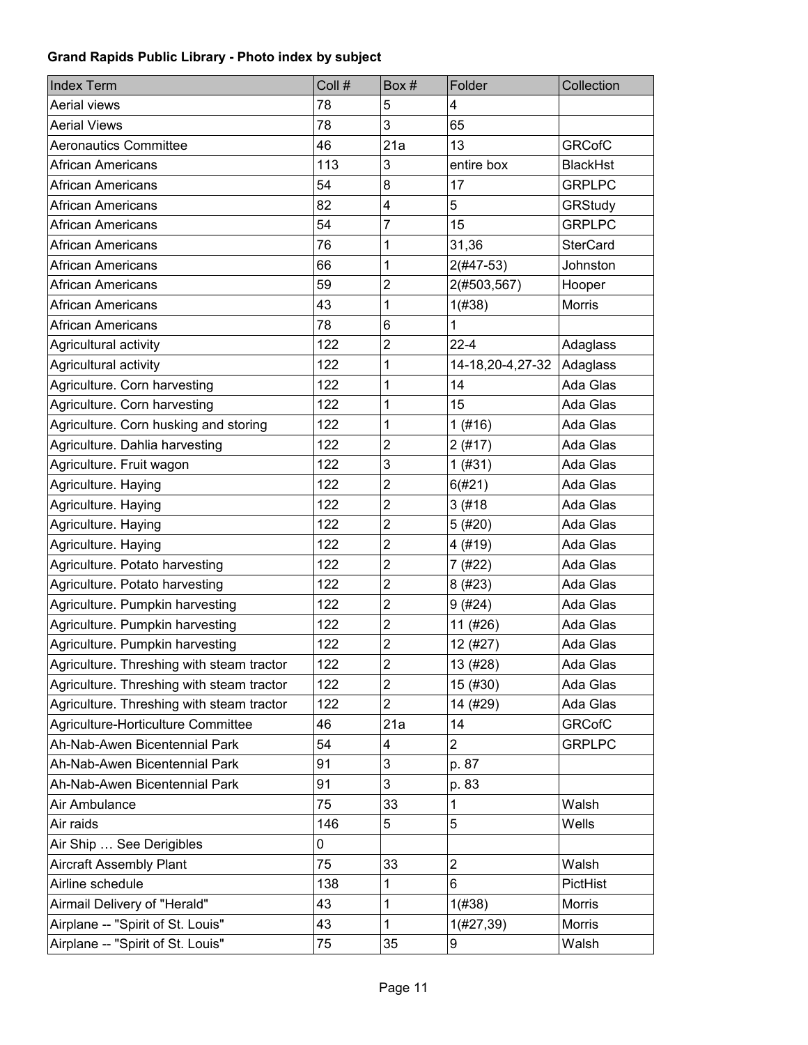**Grand Rapids Public Library - Photo index by subject**

| Index Term | Coll # | Box # | Folder | Collection |
|---|---|---|---|---|
| Aerial views | 78 | 5 | 4 | |
| Aerial Views | 78 | 3 | 65 | |
| Aeronautics Committee | 46 | 21a | 13 | GRCofC |
| African Americans | 113 | 3 | entire box | BlackHst |
| African Americans | 54 | 8 | 17 | GRPLPC |
| African Americans | 82 | 4 | 5 | GRStudy |
| African Americans | 54 | 7 | 15 | GRPLPC |
| African Americans | 76 | 1 | 31,36 | SterCard |
| African Americans | 66 | 1 | 2(#47-53) | Johnston |
| African Americans | 59 | 2 | 2(#503,567) | Hooper |
| African Americans | 43 | 1 | 1(#38) | Morris |
| African Americans | 78 | 6 | 1 | |
| Agricultural activity | 122 | 2 | 22-4 | Adaglass |
| Agricultural activity | 122 | 1 | 14-18,20-4,27-32 | Adaglass |
| Agriculture. Corn harvesting | 122 | 1 | 14 | Ada Glas |
| Agriculture. Corn harvesting | 122 | 1 | 15 | Ada Glas |
| Agriculture. Corn husking and storing | 122 | 1 | 1 (#16) | Ada Glas |
| Agriculture. Dahlia harvesting | 122 | 2 | 2 (#17) | Ada Glas |
| Agriculture. Fruit wagon | 122 | 3 | 1 (#31) | Ada Glas |
| Agriculture. Haying | 122 | 2 | 6(#21) | Ada Glas |
| Agriculture. Haying | 122 | 2 | 3 (#18 | Ada Glas |
| Agriculture. Haying | 122 | 2 | 5 (#20) | Ada Glas |
| Agriculture. Haying | 122 | 2 | 4 (#19) | Ada Glas |
| Agriculture. Potato harvesting | 122 | 2 | 7 (#22) | Ada Glas |
| Agriculture. Potato harvesting | 122 | 2 | 8 (#23) | Ada Glas |
| Agriculture. Pumpkin harvesting | 122 | 2 | 9 (#24) | Ada Glas |
| Agriculture. Pumpkin harvesting | 122 | 2 | 11 (#26) | Ada Glas |
| Agriculture. Pumpkin harvesting | 122 | 2 | 12 (#27) | Ada Glas |
| Agriculture. Threshing with steam tractor | 122 | 2 | 13 (#28) | Ada Glas |
| Agriculture. Threshing with steam tractor | 122 | 2 | 15 (#30) | Ada Glas |
| Agriculture. Threshing with steam tractor | 122 | 2 | 14 (#29) | Ada Glas |
| Agriculture-Horticulture Committee | 46 | 21a | 14 | GRCofC |
| Ah-Nab-Awen Bicentennial Park | 54 | 4 | 2 | GRPLPC |
| Ah-Nab-Awen Bicentennial Park | 91 | 3 | p. 87 | |
| Ah-Nab-Awen Bicentennial Park | 91 | 3 | p. 83 | |
| Air Ambulance | 75 | 33 | 1 | Walsh |
| Air raids | 146 | 5 | 5 | Wells |
| Air Ship … See Derigibles | 0 | | | |
| Aircraft Assembly Plant | 75 | 33 | 2 | Walsh |
| Airline schedule | 138 | 1 | 6 | PictHist |
| Airmail Delivery of "Herald" | 43 | 1 | 1(#38) | Morris |
| Airplane -- "Spirit of St. Louis" | 43 | 1 | 1(#27,39) | Morris |
| Airplane -- "Spirit of St. Louis" | 75 | 35 | 9 | Walsh |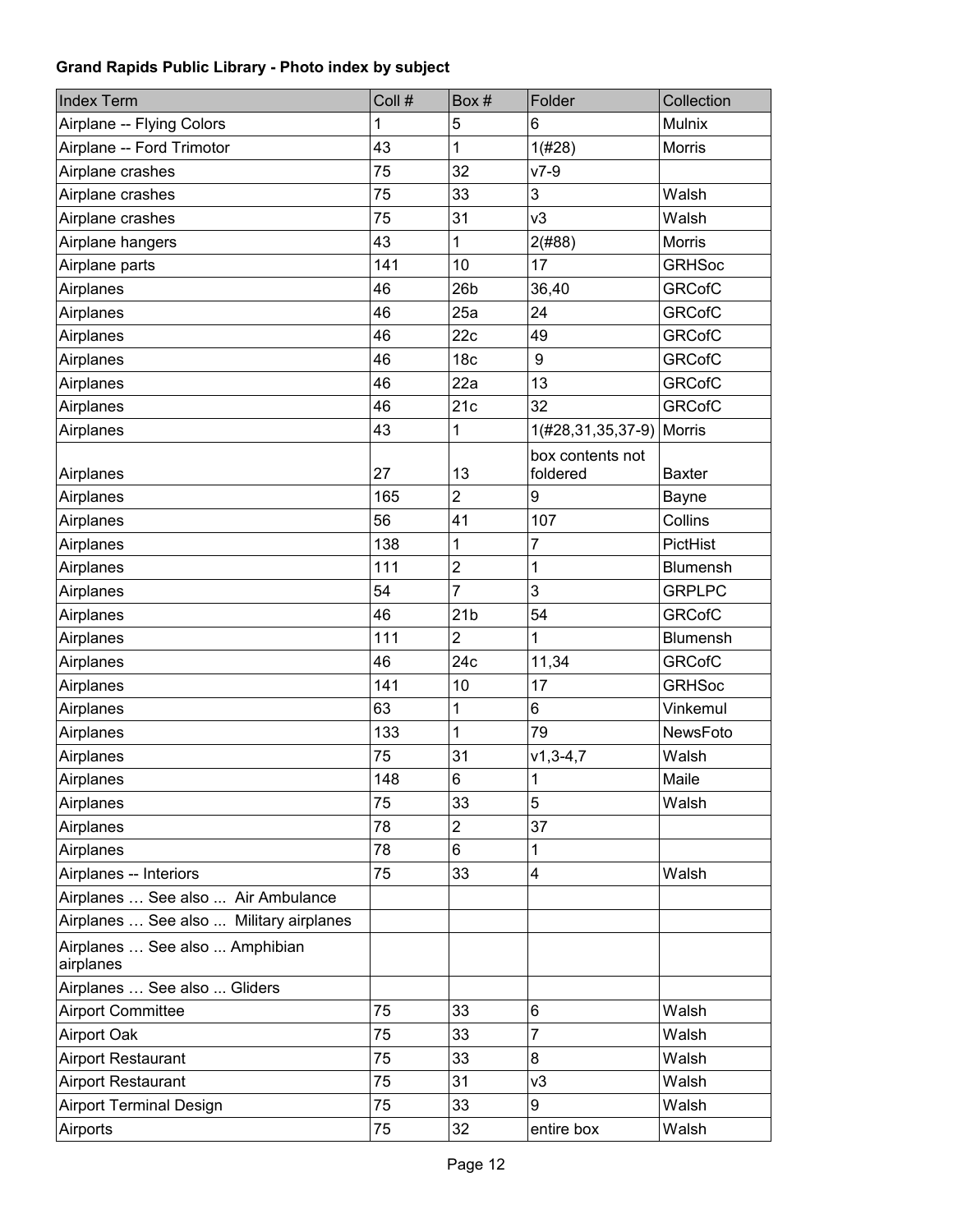**Grand Rapids Public Library - Photo index by subject**

| Index Term | Coll # | Box # | Folder | Collection |
|---|---|---|---|---|
| Airplane -- Flying Colors | 1 | 5 | 6 | Mulnix |
| Airplane -- Ford Trimotor | 43 | 1 | 1(#28) | Morris |
| Airplane crashes | 75 | 32 | v7-9 | |
| Airplane crashes | 75 | 33 | 3 | Walsh |
| Airplane crashes | 75 | 31 | v3 | Walsh |
| Airplane hangers | 43 | 1 | 2(#88) | Morris |
| Airplane parts | 141 | 10 | 17 | GRHSoc |
| Airplanes | 46 | 26b | 36,40 | GRCofC |
| Airplanes | 46 | 25a | 24 | GRCofC |
| Airplanes | 46 | 22c | 49 | GRCofC |
| Airplanes | 46 | 18c | 9 | GRCofC |
| Airplanes | 46 | 22a | 13 | GRCofC |
| Airplanes | 46 | 21c | 32 | GRCofC |
| Airplanes | 43 | 1 | 1(#28,31,35,37-9) | Morris |
| Airplanes | 27 | 13 | box contents not foldered | Baxter |
| Airplanes | 165 | 2 | 9 | Bayne |
| Airplanes | 56 | 41 | 107 | Collins |
| Airplanes | 138 | 1 | 7 | PictHist |
| Airplanes | 111 | 2 | 1 | Blumensh |
| Airplanes | 54 | 7 | 3 | GRPLPC |
| Airplanes | 46 | 21b | 54 | GRCofC |
| Airplanes | 111 | 2 | 1 | Blumensh |
| Airplanes | 46 | 24c | 11,34 | GRCofC |
| Airplanes | 141 | 10 | 17 | GRHSoc |
| Airplanes | 63 | 1 | 6 | Vinkemul |
| Airplanes | 133 | 1 | 79 | NewsFoto |
| Airplanes | 75 | 31 | v1,3-4,7 | Walsh |
| Airplanes | 148 | 6 | 1 | Maile |
| Airplanes | 75 | 33 | 5 | Walsh |
| Airplanes | 78 | 2 | 37 | |
| Airplanes | 78 | 6 | 1 | |
| Airplanes -- Interiors | 75 | 33 | 4 | Walsh |
| Airplanes … See also ... Air Ambulance | | | | |
| Airplanes … See also ... Military airplanes | | | | |
| Airplanes … See also ... Amphibian airplanes | | | | |
| Airplanes … See also ... Gliders | | | | |
| Airport Committee | 75 | 33 | 6 | Walsh |
| Airport Oak | 75 | 33 | 7 | Walsh |
| Airport Restaurant | 75 | 33 | 8 | Walsh |
| Airport Restaurant | 75 | 31 | v3 | Walsh |
| Airport Terminal Design | 75 | 33 | 9 | Walsh |
| Airports | 75 | 32 | entire box | Walsh |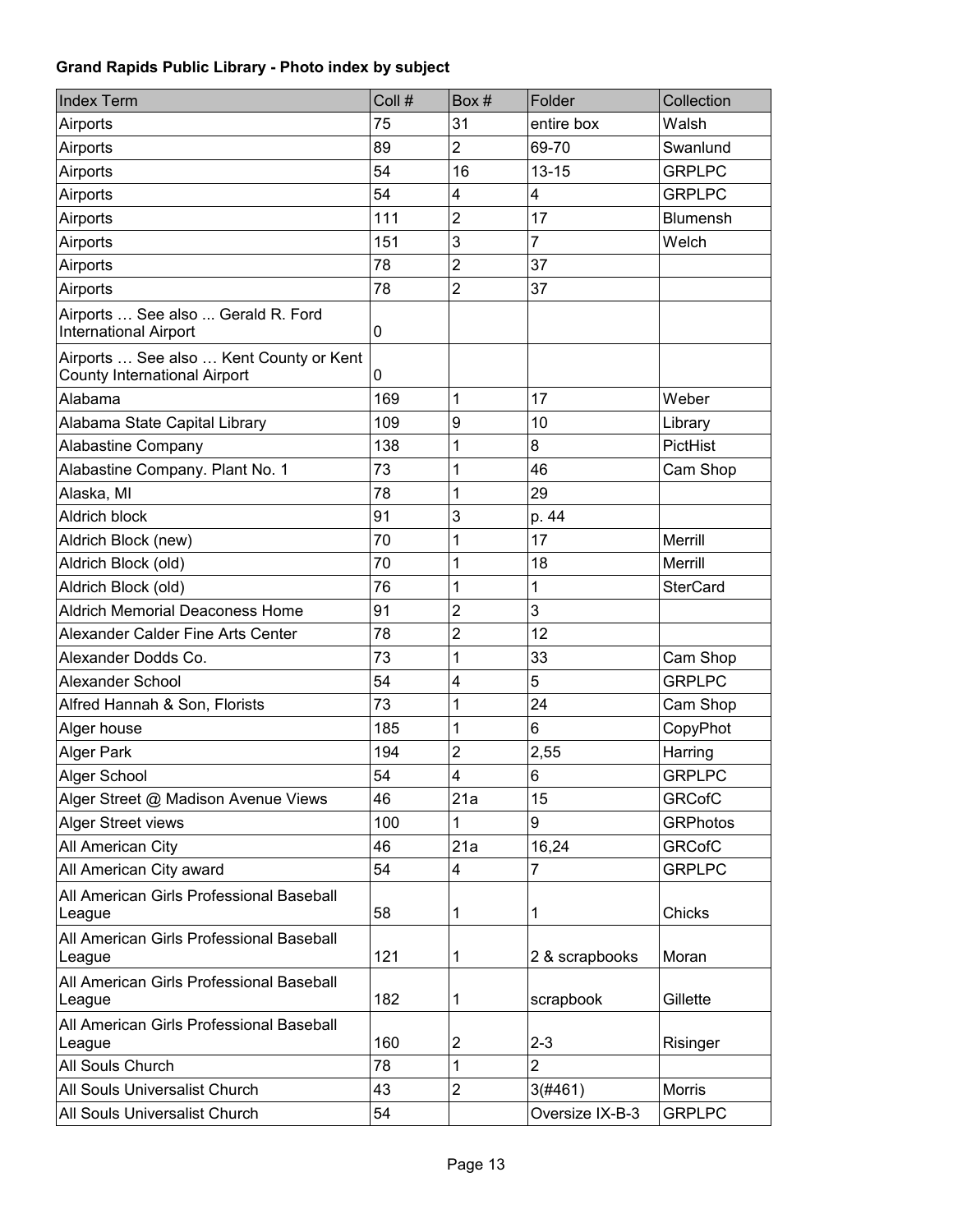**Grand Rapids Public Library - Photo index by subject**

| Index Term | Coll # | Box # | Folder | Collection |
|---|---|---|---|---|
| Airports | 75 | 31 | entire box | Walsh |
| Airports | 89 | 2 | 69-70 | Swanlund |
| Airports | 54 | 16 | 13-15 | GRPLPC |
| Airports | 54 | 4 | 4 | GRPLPC |
| Airports | 111 | 2 | 17 | Blumensh |
| Airports | 151 | 3 | 7 | Welch |
| Airports | 78 | 2 | 37 | |
| Airports | 78 | 2 | 37 | |
| Airports … See also ... Gerald R. Ford International Airport | 0 | | | |
| Airports … See also … Kent County or Kent County International Airport | 0 | | | |
| Alabama | 169 | 1 | 17 | Weber |
| Alabama State Capital Library | 109 | 9 | 10 | Library |
| Alabastine Company | 138 | 1 | 8 | PictHist |
| Alabastine Company. Plant No. 1 | 73 | 1 | 46 | Cam Shop |
| Alaska, MI | 78 | 1 | 29 | |
| Aldrich block | 91 | 3 | p. 44 | |
| Aldrich Block (new) | 70 | 1 | 17 | Merrill |
| Aldrich Block (old) | 70 | 1 | 18 | Merrill |
| Aldrich Block (old) | 76 | 1 | 1 | SterCard |
| Aldrich Memorial Deaconess Home | 91 | 2 | 3 | |
| Alexander Calder Fine Arts Center | 78 | 2 | 12 | |
| Alexander Dodds Co. | 73 | 1 | 33 | Cam Shop |
| Alexander School | 54 | 4 | 5 | GRPLPC |
| Alfred Hannah & Son, Florists | 73 | 1 | 24 | Cam Shop |
| Alger house | 185 | 1 | 6 | CopyPhot |
| Alger Park | 194 | 2 | 2,55 | Harring |
| Alger School | 54 | 4 | 6 | GRPLPC |
| Alger Street @ Madison Avenue Views | 46 | 21a | 15 | GRCofC |
| Alger Street views | 100 | 1 | 9 | GRPhotos |
| All American City | 46 | 21a | 16,24 | GRCofC |
| All American City award | 54 | 4 | 7 | GRPLPC |
| All American Girls Professional Baseball League | 58 | 1 | 1 | Chicks |
| All American Girls Professional Baseball League | 121 | 1 | 2 & scrapbooks | Moran |
| All American Girls Professional Baseball League | 182 | 1 | scrapbook | Gillette |
| All American Girls Professional Baseball League | 160 | 2 | 2-3 | Risinger |
| All Souls Church | 78 | 1 | 2 | |
| All Souls Universalist Church | 43 | 2 | 3(#461) | Morris |
| All Souls Universalist Church | 54 | | Oversize IX-B-3 | GRPLPC |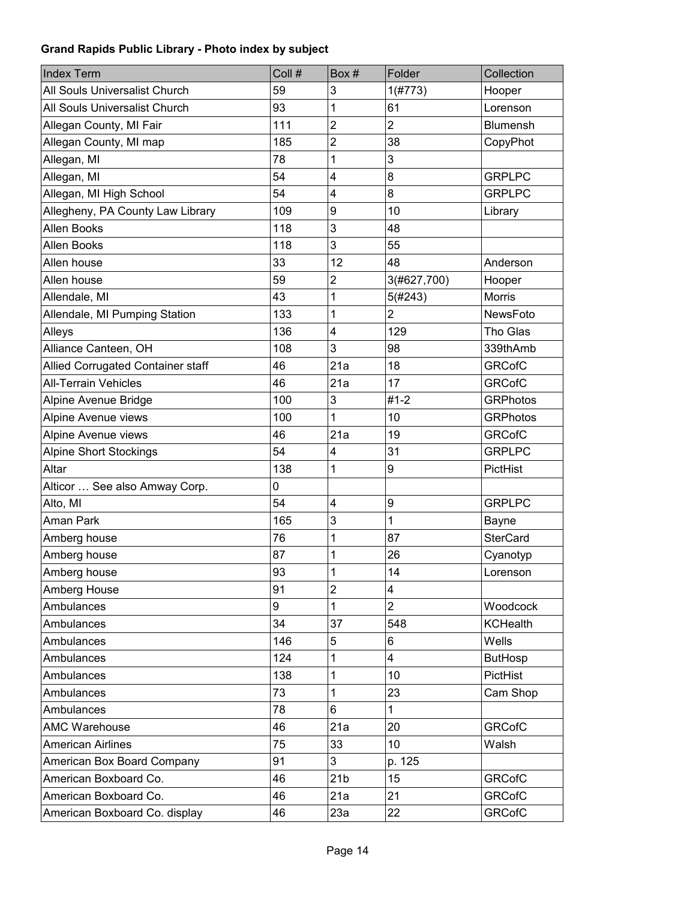**Grand Rapids Public Library - Photo index by subject**

| Index Term | Coll # | Box # | Folder | Collection |
|---|---|---|---|---|
| All Souls Universalist Church | 59 | 3 | 1(#773) | Hooper |
| All Souls Universalist Church | 93 | 1 | 61 | Lorenson |
| Allegan County, MI Fair | 111 | 2 | 2 | Blumensh |
| Allegan County, MI map | 185 | 2 | 38 | CopyPhot |
| Allegan, MI | 78 | 1 | 3 | |
| Allegan, MI | 54 | 4 | 8 | GRPLPC |
| Allegan, MI High School | 54 | 4 | 8 | GRPLPC |
| Allegheny, PA County Law Library | 109 | 9 | 10 | Library |
| Allen Books | 118 | 3 | 48 | |
| Allen Books | 118 | 3 | 55 | |
| Allen house | 33 | 12 | 48 | Anderson |
| Allen house | 59 | 2 | 3(#627,700) | Hooper |
| Allendale, MI | 43 | 1 | 5(#243) | Morris |
| Allendale, MI Pumping Station | 133 | 1 | 2 | NewsFoto |
| Alleys | 136 | 4 | 129 | Tho Glas |
| Alliance Canteen, OH | 108 | 3 | 98 | 339thAmb |
| Allied Corrugated Container staff | 46 | 21a | 18 | GRCofC |
| All-Terrain Vehicles | 46 | 21a | 17 | GRCofC |
| Alpine Avenue Bridge | 100 | 3 | #1-2 | GRPhotos |
| Alpine Avenue views | 100 | 1 | 10 | GRPhotos |
| Alpine Avenue views | 46 | 21a | 19 | GRCofC |
| Alpine Short Stockings | 54 | 4 | 31 | GRPLPC |
| Altar | 138 | 1 | 9 | PictHist |
| Alticor … See also Amway Corp. | 0 | | | |
| Alto, MI | 54 | 4 | 9 | GRPLPC |
| Aman Park | 165 | 3 | 1 | Bayne |
| Amberg house | 76 | 1 | 87 | SterCard |
| Amberg house | 87 | 1 | 26 | Cyanotyp |
| Amberg house | 93 | 1 | 14 | Lorenson |
| Amberg House | 91 | 2 | 4 | |
| Ambulances | 9 | 1 | 2 | Woodcock |
| Ambulances | 34 | 37 | 548 | KCHealth |
| Ambulances | 146 | 5 | 6 | Wells |
| Ambulances | 124 | 1 | 4 | ButHosp |
| Ambulances | 138 | 1 | 10 | PictHist |
| Ambulances | 73 | 1 | 23 | Cam Shop |
| Ambulances | 78 | 6 | 1 | |
| AMC Warehouse | 46 | 21a | 20 | GRCofC |
| American Airlines | 75 | 33 | 10 | Walsh |
| American Box Board Company | 91 | 3 | p. 125 | |
| American Boxboard Co. | 46 | 21b | 15 | GRCofC |
| American Boxboard Co. | 46 | 21a | 21 | GRCofC |
| American Boxboard Co. display | 46 | 23a | 22 | GRCofC |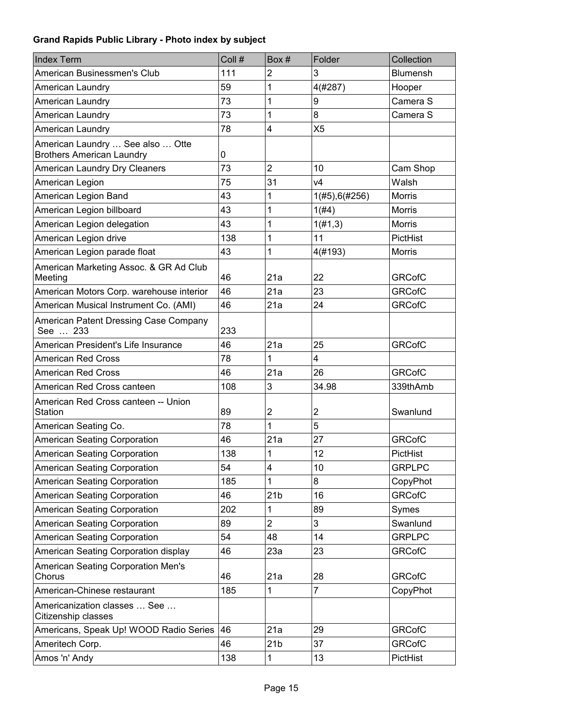**Grand Rapids Public Library - Photo index by subject**

| Index Term | Coll # | Box # | Folder | Collection |
|---|---|---|---|---|
| American Businessmen's Club | 111 | 2 | 3 | Blumensh |
| American Laundry | 59 | 1 | 4(#287) | Hooper |
| American Laundry | 73 | 1 | 9 | Camera S |
| American Laundry | 73 | 1 | 8 | Camera S |
| American Laundry | 78 | 4 | X5 | |
| American Laundry … See also … Otte Brothers American Laundry | 0 | | | |
| American Laundry Dry Cleaners | 73 | 2 | 10 | Cam Shop |
| American Legion | 75 | 31 | v4 | Walsh |
| American Legion Band | 43 | 1 | 1(#5),6(#256) | Morris |
| American Legion billboard | 43 | 1 | 1(#4) | Morris |
| American Legion delegation | 43 | 1 | 1(#1,3) | Morris |
| American Legion drive | 138 | 1 | 11 | PictHist |
| American Legion parade float | 43 | 1 | 4(#193) | Morris |
| American Marketing Assoc. & GR Ad Club Meeting | 46 | 21a | 22 | GRCofC |
| American Motors Corp. warehouse interior | 46 | 21a | 23 | GRCofC |
| American Musical Instrument Co. (AMI) | 46 | 21a | 24 | GRCofC |
| American Patent Dressing Case Company See … 233 | 233 | | | |
| American President's Life Insurance | 46 | 21a | 25 | GRCofC |
| American Red Cross | 78 | 1 | 4 | |
| American Red Cross | 46 | 21a | 26 | GRCofC |
| American Red Cross canteen | 108 | 3 | 34.98 | 339thAmb |
| American Red Cross canteen -- Union Station | 89 | 2 | 2 | Swanlund |
| American Seating Co. | 78 | 1 | 5 | |
| American Seating Corporation | 46 | 21a | 27 | GRCofC |
| American Seating Corporation | 138 | 1 | 12 | PictHist |
| American Seating Corporation | 54 | 4 | 10 | GRPLPC |
| American Seating Corporation | 185 | 1 | 8 | CopyPhot |
| American Seating Corporation | 46 | 21b | 16 | GRCofC |
| American Seating Corporation | 202 | 1 | 89 | Symes |
| American Seating Corporation | 89 | 2 | 3 | Swanlund |
| American Seating Corporation | 54 | 48 | 14 | GRPLPC |
| American Seating Corporation display | 46 | 23a | 23 | GRCofC |
| American Seating Corporation Men's Chorus | 46 | 21a | 28 | GRCofC |
| American-Chinese restaurant | 185 | 1 | 7 | CopyPhot |
| Americanization classes … See … Citizenship classes | | | | |
| Americans, Speak Up! WOOD Radio Series | 46 | 21a | 29 | GRCofC |
| Ameritech Corp. | 46 | 21b | 37 | GRCofC |
| Amos 'n' Andy | 138 | 1 | 13 | PictHist |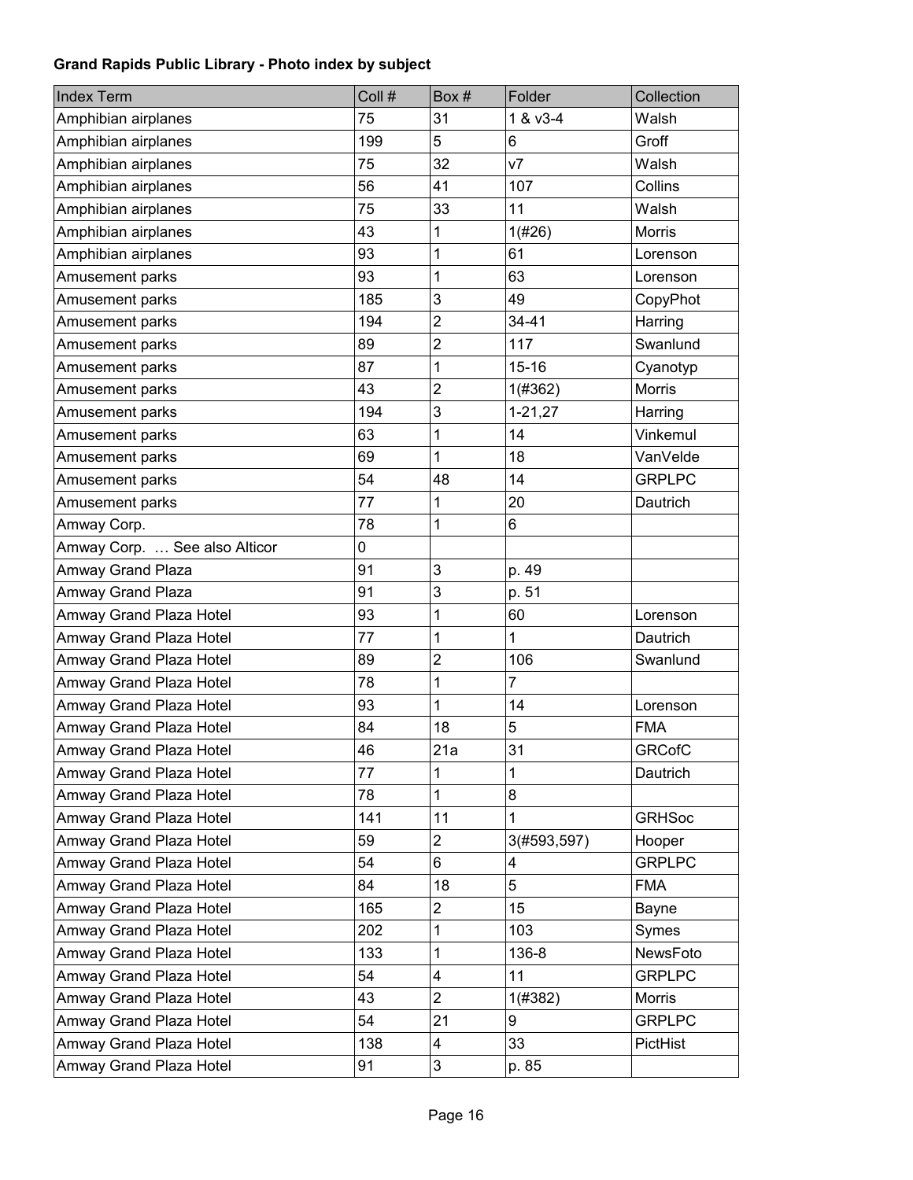**Grand Rapids Public Library - Photo index by subject**

| Index Term | Coll # | Box # | Folder | Collection |
|---|---|---|---|---|
| Amphibian airplanes | 75 | 31 | 1 & v3-4 | Walsh |
| Amphibian airplanes | 199 | 5 | 6 | Groff |
| Amphibian airplanes | 75 | 32 | v7 | Walsh |
| Amphibian airplanes | 56 | 41 | 107 | Collins |
| Amphibian airplanes | 75 | 33 | 11 | Walsh |
| Amphibian airplanes | 43 | 1 | 1(#26) | Morris |
| Amphibian airplanes | 93 | 1 | 61 | Lorenson |
| Amusement parks | 93 | 1 | 63 | Lorenson |
| Amusement parks | 185 | 3 | 49 | CopyPhot |
| Amusement parks | 194 | 2 | 34-41 | Harring |
| Amusement parks | 89 | 2 | 117 | Swanlund |
| Amusement parks | 87 | 1 | 15-16 | Cyanotyp |
| Amusement parks | 43 | 2 | 1(#362) | Morris |
| Amusement parks | 194 | 3 | 1-21,27 | Harring |
| Amusement parks | 63 | 1 | 14 | Vinkemul |
| Amusement parks | 69 | 1 | 18 | VanVelde |
| Amusement parks | 54 | 48 | 14 | GRPLPC |
| Amusement parks | 77 | 1 | 20 | Dautrich |
| Amway Corp. | 78 | 1 | 6 | |
| Amway Corp. … See also Alticor | 0 | | | |
| Amway Grand Plaza | 91 | 3 | p. 49 | |
| Amway Grand Plaza | 91 | 3 | p. 51 | |
| Amway Grand Plaza Hotel | 93 | 1 | 60 | Lorenson |
| Amway Grand Plaza Hotel | 77 | 1 | 1 | Dautrich |
| Amway Grand Plaza Hotel | 89 | 2 | 106 | Swanlund |
| Amway Grand Plaza Hotel | 78 | 1 | 7 | |
| Amway Grand Plaza Hotel | 93 | 1 | 14 | Lorenson |
| Amway Grand Plaza Hotel | 84 | 18 | 5 | FMA |
| Amway Grand Plaza Hotel | 46 | 21a | 31 | GRCofC |
| Amway Grand Plaza Hotel | 77 | 1 | 1 | Dautrich |
| Amway Grand Plaza Hotel | 78 | 1 | 8 | |
| Amway Grand Plaza Hotel | 141 | 11 | 1 | GRHSoc |
| Amway Grand Plaza Hotel | 59 | 2 | 3(#593,597) | Hooper |
| Amway Grand Plaza Hotel | 54 | 6 | 4 | GRPLPC |
| Amway Grand Plaza Hotel | 84 | 18 | 5 | FMA |
| Amway Grand Plaza Hotel | 165 | 2 | 15 | Bayne |
| Amway Grand Plaza Hotel | 202 | 1 | 103 | Symes |
| Amway Grand Plaza Hotel | 133 | 1 | 136-8 | NewsFoto |
| Amway Grand Plaza Hotel | 54 | 4 | 11 | GRPLPC |
| Amway Grand Plaza Hotel | 43 | 2 | 1(#382) | Morris |
| Amway Grand Plaza Hotel | 54 | 21 | 9 | GRPLPC |
| Amway Grand Plaza Hotel | 138 | 4 | 33 | PictHist |
| Amway Grand Plaza Hotel | 91 | 3 | p. 85 | |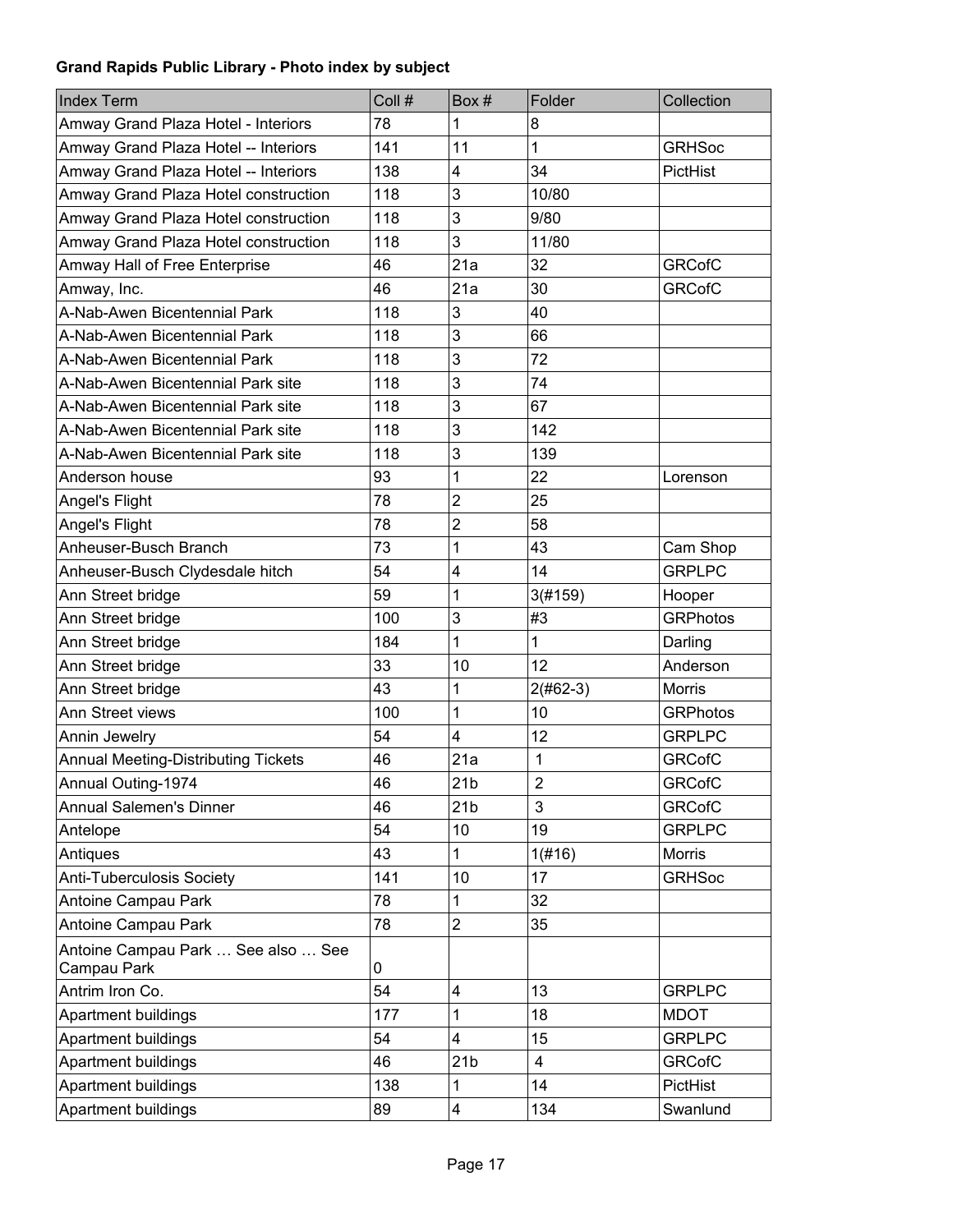**Grand Rapids Public Library - Photo index by subject**

| Index Term | Coll # | Box # | Folder | Collection |
|---|---|---|---|---|
| Amway Grand Plaza Hotel - Interiors | 78 | 1 | 8 | |
| Amway Grand Plaza Hotel -- Interiors | 141 | 11 | 1 | GRHSoc |
| Amway Grand Plaza Hotel -- Interiors | 138 | 4 | 34 | PictHist |
| Amway Grand Plaza Hotel construction | 118 | 3 | 10/80 | |
| Amway Grand Plaza Hotel construction | 118 | 3 | 9/80 | |
| Amway Grand Plaza Hotel construction | 118 | 3 | 11/80 | |
| Amway Hall of Free Enterprise | 46 | 21a | 32 | GRCofC |
| Amway, Inc. | 46 | 21a | 30 | GRCofC |
| A-Nab-Awen Bicentennial Park | 118 | 3 | 40 | |
| A-Nab-Awen Bicentennial Park | 118 | 3 | 66 | |
| A-Nab-Awen Bicentennial Park | 118 | 3 | 72 | |
| A-Nab-Awen Bicentennial Park site | 118 | 3 | 74 | |
| A-Nab-Awen Bicentennial Park site | 118 | 3 | 67 | |
| A-Nab-Awen Bicentennial Park site | 118 | 3 | 142 | |
| A-Nab-Awen Bicentennial Park site | 118 | 3 | 139 | |
| Anderson house | 93 | 1 | 22 | Lorenson |
| Angel's Flight | 78 | 2 | 25 | |
| Angel's Flight | 78 | 2 | 58 | |
| Anheuser-Busch Branch | 73 | 1 | 43 | Cam Shop |
| Anheuser-Busch Clydesdale hitch | 54 | 4 | 14 | GRPLPC |
| Ann Street bridge | 59 | 1 | 3(#159) | Hooper |
| Ann Street bridge | 100 | 3 | #3 | GRPhotos |
| Ann Street bridge | 184 | 1 | 1 | Darling |
| Ann Street bridge | 33 | 10 | 12 | Anderson |
| Ann Street bridge | 43 | 1 | 2(#62-3) | Morris |
| Ann Street views | 100 | 1 | 10 | GRPhotos |
| Annin Jewelry | 54 | 4 | 12 | GRPLPC |
| Annual Meeting-Distributing Tickets | 46 | 21a | 1 | GRCofC |
| Annual Outing-1974 | 46 | 21b | 2 | GRCofC |
| Annual Salemen's Dinner | 46 | 21b | 3 | GRCofC |
| Antelope | 54 | 10 | 19 | GRPLPC |
| Antiques | 43 | 1 | 1(#16) | Morris |
| Anti-Tuberculosis Society | 141 | 10 | 17 | GRHSoc |
| Antoine Campau Park | 78 | 1 | 32 | |
| Antoine Campau Park | 78 | 2 | 35 | |
| Antoine Campau Park … See also … See Campau Park | 0 | | | |
| Antrim Iron Co. | 54 | 4 | 13 | GRPLPC |
| Apartment buildings | 177 | 1 | 18 | MDOT |
| Apartment buildings | 54 | 4 | 15 | GRPLPC |
| Apartment buildings | 46 | 21b | 4 | GRCofC |
| Apartment buildings | 138 | 1 | 14 | PictHist |
| Apartment buildings | 89 | 4 | 134 | Swanlund |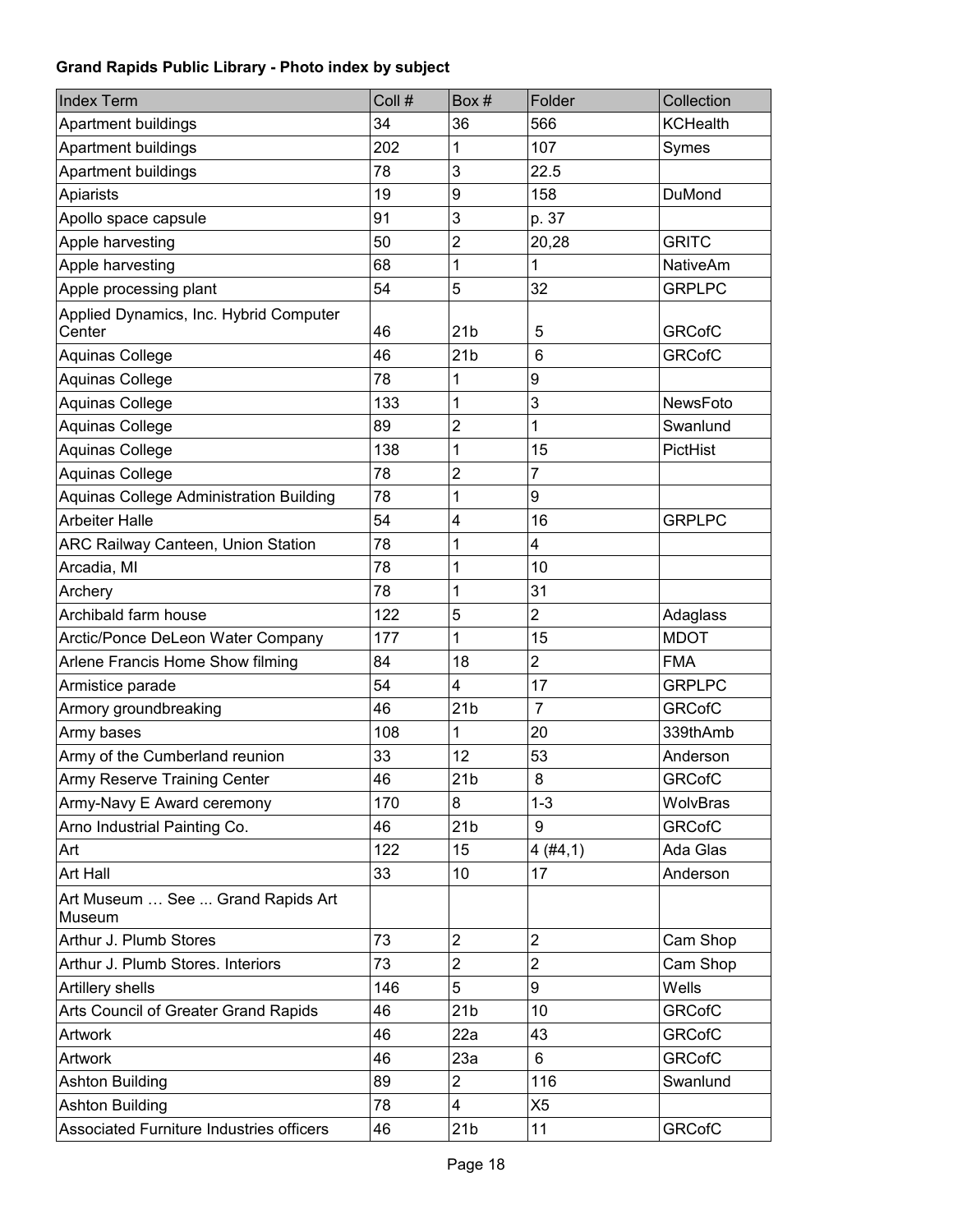**Grand Rapids Public Library - Photo index by subject**

| Index Term | Coll # | Box # | Folder | Collection |
|---|---|---|---|---|
| Apartment buildings | 34 | 36 | 566 | KCHealth |
| Apartment buildings | 202 | 1 | 107 | Symes |
| Apartment buildings | 78 | 3 | 22.5 | |
| Apiarists | 19 | 9 | 158 | DuMond |
| Apollo space capsule | 91 | 3 | p. 37 | |
| Apple harvesting | 50 | 2 | 20,28 | GRITC |
| Apple harvesting | 68 | 1 | 1 | NativeAm |
| Apple processing plant | 54 | 5 | 32 | GRPLPC |
| Applied Dynamics, Inc. Hybrid Computer Center | 46 | 21b | 5 | GRCofC |
| Aquinas College | 46 | 21b | 6 | GRCofC |
| Aquinas College | 78 | 1 | 9 | |
| Aquinas College | 133 | 1 | 3 | NewsFoto |
| Aquinas College | 89 | 2 | 1 | Swanlund |
| Aquinas College | 138 | 1 | 15 | PictHist |
| Aquinas College | 78 | 2 | 7 | |
| Aquinas College Administration Building | 78 | 1 | 9 | |
| Arbeiter Halle | 54 | 4 | 16 | GRPLPC |
| ARC Railway Canteen, Union Station | 78 | 1 | 4 | |
| Arcadia, MI | 78 | 1 | 10 | |
| Archery | 78 | 1 | 31 | |
| Archibald farm house | 122 | 5 | 2 | Adaglass |
| Arctic/Ponce DeLeon Water Company | 177 | 1 | 15 | MDOT |
| Arlene Francis Home Show filming | 84 | 18 | 2 | FMA |
| Armistice parade | 54 | 4 | 17 | GRPLPC |
| Armory groundbreaking | 46 | 21b | 7 | GRCofC |
| Army bases | 108 | 1 | 20 | 339thAmb |
| Army of the Cumberland reunion | 33 | 12 | 53 | Anderson |
| Army Reserve Training Center | 46 | 21b | 8 | GRCofC |
| Army-Navy E Award ceremony | 170 | 8 | 1-3 | WolvBras |
| Arno Industrial Painting Co. | 46 | 21b | 9 | GRCofC |
| Art | 122 | 15 | 4 (#4,1) | Ada Glas |
| Art Hall | 33 | 10 | 17 | Anderson |
| Art Museum … See ... Grand Rapids Art Museum | | | | |
| Arthur J. Plumb Stores | 73 | 2 | 2 | Cam Shop |
| Arthur J. Plumb Stores. Interiors | 73 | 2 | 2 | Cam Shop |
| Artillery shells | 146 | 5 | 9 | Wells |
| Arts Council of Greater Grand Rapids | 46 | 21b | 10 | GRCofC |
| Artwork | 46 | 22a | 43 | GRCofC |
| Artwork | 46 | 23a | 6 | GRCofC |
| Ashton Building | 89 | 2 | 116 | Swanlund |
| Ashton Building | 78 | 4 | X5 | |
| Associated Furniture Industries officers | 46 | 21b | 11 | GRCofC |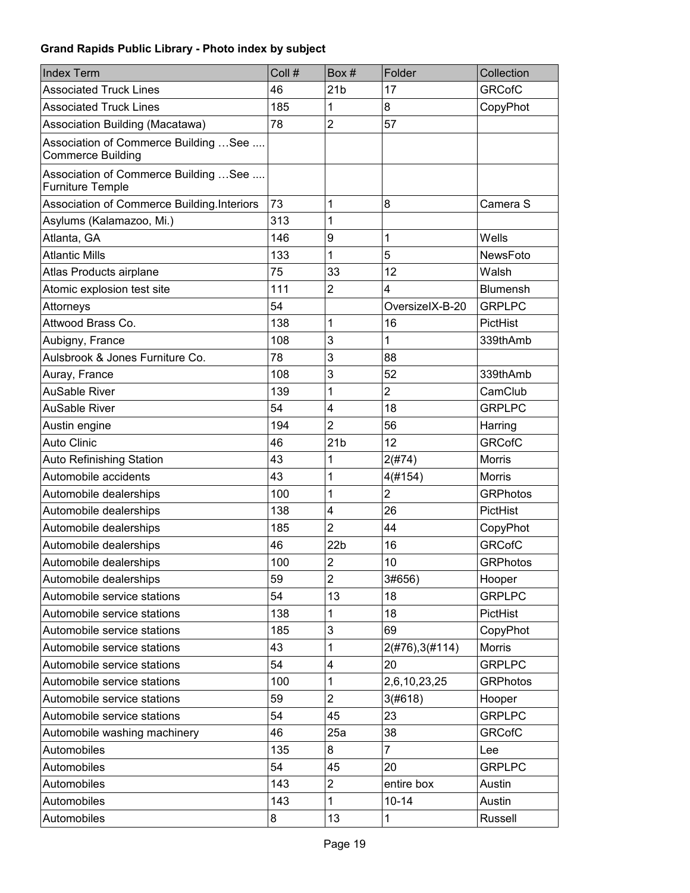**Grand Rapids Public Library - Photo index by subject**

| Index Term | Coll # | Box # | Folder | Collection |
|---|---|---|---|---|
| Associated Truck Lines | 46 | 21b | 17 | GRCofC |
| Associated Truck Lines | 185 | 1 | 8 | CopyPhot |
| Association Building (Macatawa) | 78 | 2 | 57 | |
| Association of Commerce Building …See .... Commerce Building | | | | |
| Association of Commerce Building …See .... Furniture Temple | | | | |
| Association of Commerce Building.Interiors | 73 | 1 | 8 | Camera S |
| Asylums (Kalamazoo, Mi.) | 313 | 1 | | |
| Atlanta, GA | 146 | 9 | 1 | Wells |
| Atlantic Mills | 133 | 1 | 5 | NewsFoto |
| Atlas Products airplane | 75 | 33 | 12 | Walsh |
| Atomic explosion test site | 111 | 2 | 4 | Blumensh |
| Attorneys | 54 | | OversizeIX-B-20 | GRPLPC |
| Attwood Brass Co. | 138 | 1 | 16 | PictHist |
| Aubigny, France | 108 | 3 | 1 | 339thAmb |
| Aulsbrook & Jones Furniture Co. | 78 | 3 | 88 | |
| Auray, France | 108 | 3 | 52 | 339thAmb |
| AuSable River | 139 | 1 | 2 | CamClub |
| AuSable River | 54 | 4 | 18 | GRPLPC |
| Austin engine | 194 | 2 | 56 | Harring |
| Auto Clinic | 46 | 21b | 12 | GRCofC |
| Auto Refinishing Station | 43 | 1 | 2(#74) | Morris |
| Automobile accidents | 43 | 1 | 4(#154) | Morris |
| Automobile dealerships | 100 | 1 | 2 | GRPhotos |
| Automobile dealerships | 138 | 4 | 26 | PictHist |
| Automobile dealerships | 185 | 2 | 44 | CopyPhot |
| Automobile dealerships | 46 | 22b | 16 | GRCofC |
| Automobile dealerships | 100 | 2 | 10 | GRPhotos |
| Automobile dealerships | 59 | 2 | 3#656) | Hooper |
| Automobile service stations | 54 | 13 | 18 | GRPLPC |
| Automobile service stations | 138 | 1 | 18 | PictHist |
| Automobile service stations | 185 | 3 | 69 | CopyPhot |
| Automobile service stations | 43 | 1 | 2(#76),3(#114) | Morris |
| Automobile service stations | 54 | 4 | 20 | GRPLPC |
| Automobile service stations | 100 | 1 | 2,6,10,23,25 | GRPhotos |
| Automobile service stations | 59 | 2 | 3(#618) | Hooper |
| Automobile service stations | 54 | 45 | 23 | GRPLPC |
| Automobile washing machinery | 46 | 25a | 38 | GRCofC |
| Automobiles | 135 | 8 | 7 | Lee |
| Automobiles | 54 | 45 | 20 | GRPLPC |
| Automobiles | 143 | 2 | entire box | Austin |
| Automobiles | 143 | 1 | 10-14 | Austin |
| Automobiles | 8 | 13 | 1 | Russell |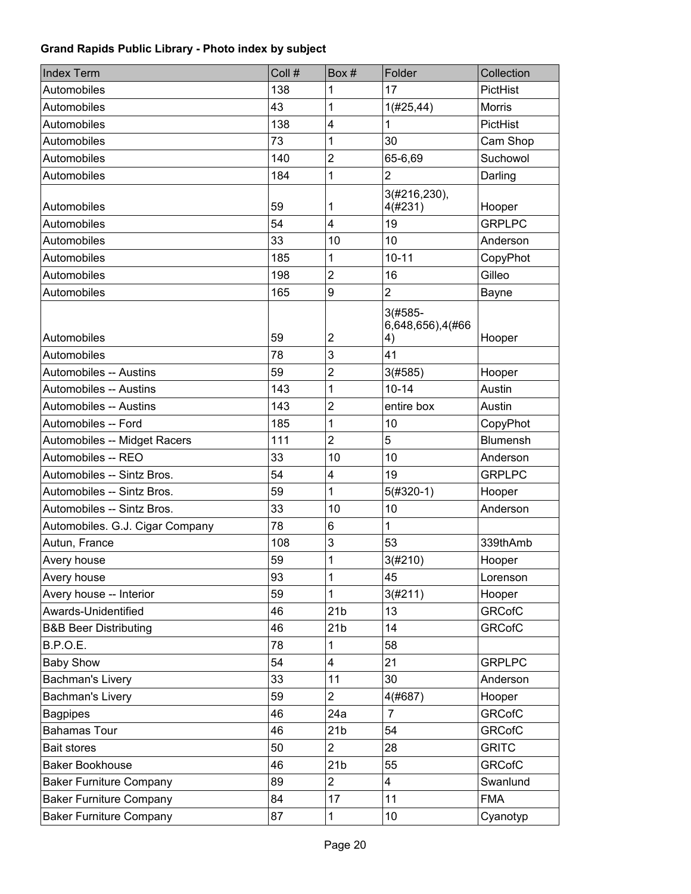**Grand Rapids Public Library - Photo index by subject**

| Index Term | Coll # | Box # | Folder | Collection |
|---|---|---|---|---|
| Automobiles | 138 | 1 | 17 | PictHist |
| Automobiles | 43 | 1 | 1(#25,44) | Morris |
| Automobiles | 138 | 4 | 1 | PictHist |
| Automobiles | 73 | 1 | 30 | Cam Shop |
| Automobiles | 140 | 2 | 65-6,69 | Suchowol |
| Automobiles | 184 | 1 | 2 | Darling |
| Automobiles | 59 | 1 | 3(#216,230), 4(#231) | Hooper |
| Automobiles | 54 | 4 | 19 | GRPLPC |
| Automobiles | 33 | 10 | 10 | Anderson |
| Automobiles | 185 | 1 | 10-11 | CopyPhot |
| Automobiles | 198 | 2 | 16 | Gilleo |
| Automobiles | 165 | 9 | 2 | Bayne |
| Automobiles | 59 | 2 | 3(#585-6,648,656),4(#664) | Hooper |
| Automobiles | 78 | 3 | 41 | |
| Automobiles -- Austins | 59 | 2 | 3(#585) | Hooper |
| Automobiles -- Austins | 143 | 1 | 10-14 | Austin |
| Automobiles -- Austins | 143 | 2 | entire box | Austin |
| Automobiles -- Ford | 185 | 1 | 10 | CopyPhot |
| Automobiles -- Midget Racers | 111 | 2 | 5 | Blumensh |
| Automobiles -- REO | 33 | 10 | 10 | Anderson |
| Automobiles -- Sintz Bros. | 54 | 4 | 19 | GRPLPC |
| Automobiles -- Sintz Bros. | 59 | 1 | 5(#320-1) | Hooper |
| Automobiles -- Sintz Bros. | 33 | 10 | 10 | Anderson |
| Automobiles. G.J. Cigar Company | 78 | 6 | 1 | |
| Autun, France | 108 | 3 | 53 | 339thAmb |
| Avery house | 59 | 1 | 3(#210) | Hooper |
| Avery house | 93 | 1 | 45 | Lorenson |
| Avery house -- Interior | 59 | 1 | 3(#211) | Hooper |
| Awards-Unidentified | 46 | 21b | 13 | GRCofC |
| B&B Beer Distributing | 46 | 21b | 14 | GRCofC |
| B.P.O.E. | 78 | 1 | 58 | |
| Baby Show | 54 | 4 | 21 | GRPLPC |
| Bachman's Livery | 33 | 11 | 30 | Anderson |
| Bachman's Livery | 59 | 2 | 4(#687) | Hooper |
| Bagpipes | 46 | 24a | 7 | GRCofC |
| Bahamas Tour | 46 | 21b | 54 | GRCofC |
| Bait stores | 50 | 2 | 28 | GRITC |
| Baker Bookhouse | 46 | 21b | 55 | GRCofC |
| Baker Furniture Company | 89 | 2 | 4 | Swanlund |
| Baker Furniture Company | 84 | 17 | 11 | FMA |
| Baker Furniture Company | 87 | 1 | 10 | Cyanotyp |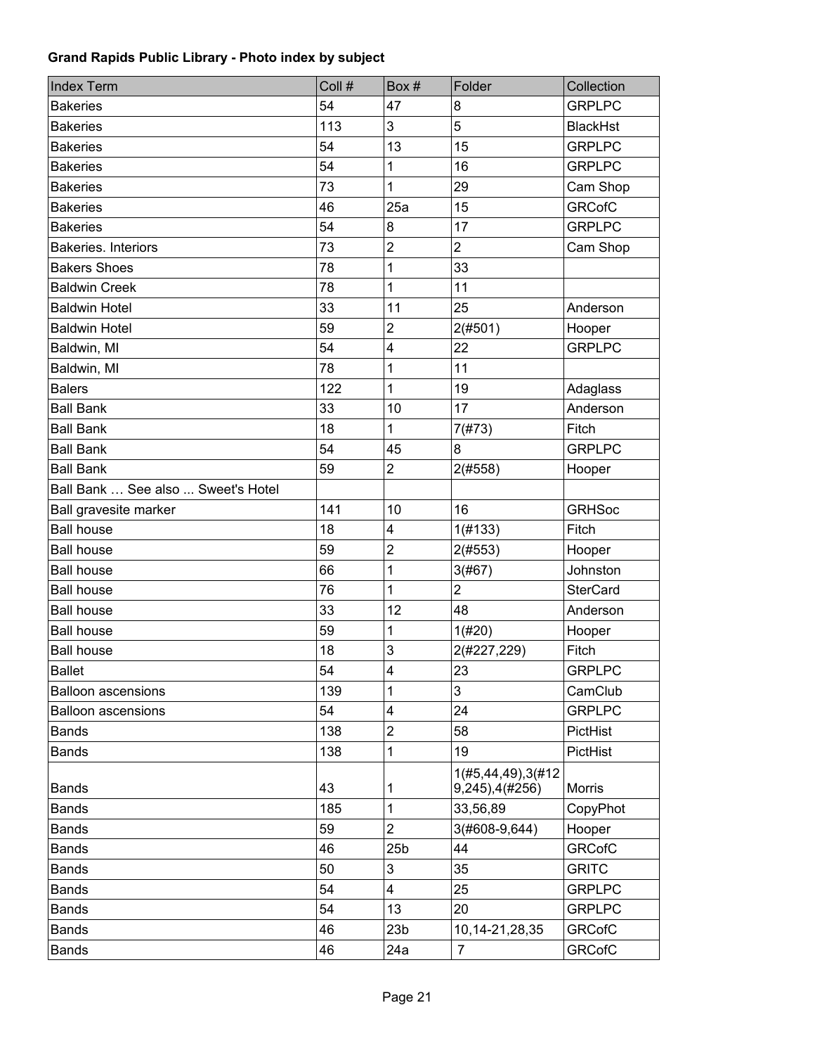**Grand Rapids Public Library - Photo index by subject**

| Index Term | Coll # | Box # | Folder | Collection |
|---|---|---|---|---|
| Bakeries | 54 | 47 | 8 | GRPLPC |
| Bakeries | 113 | 3 | 5 | BlackHst |
| Bakeries | 54 | 13 | 15 | GRPLPC |
| Bakeries | 54 | 1 | 16 | GRPLPC |
| Bakeries | 73 | 1 | 29 | Cam Shop |
| Bakeries | 46 | 25a | 15 | GRCofC |
| Bakeries | 54 | 8 | 17 | GRPLPC |
| Bakeries. Interiors | 73 | 2 | 2 | Cam Shop |
| Bakers Shoes | 78 | 1 | 33 | |
| Baldwin Creek | 78 | 1 | 11 | |
| Baldwin Hotel | 33 | 11 | 25 | Anderson |
| Baldwin Hotel | 59 | 2 | 2(#501) | Hooper |
| Baldwin, MI | 54 | 4 | 22 | GRPLPC |
| Baldwin, MI | 78 | 1 | 11 | |
| Balers | 122 | 1 | 19 | Adaglass |
| Ball Bank | 33 | 10 | 17 | Anderson |
| Ball Bank | 18 | 1 | 7(#73) | Fitch |
| Ball Bank | 54 | 45 | 8 | GRPLPC |
| Ball Bank | 59 | 2 | 2(#558) | Hooper |
| Ball Bank … See also ... Sweet's Hotel | | | | |
| Ball gravesite marker | 141 | 10 | 16 | GRHSoc |
| Ball house | 18 | 4 | 1(#133) | Fitch |
| Ball house | 59 | 2 | 2(#553) | Hooper |
| Ball house | 66 | 1 | 3(#67) | Johnston |
| Ball house | 76 | 1 | 2 | SterCard |
| Ball house | 33 | 12 | 48 | Anderson |
| Ball house | 59 | 1 | 1(#20) | Hooper |
| Ball house | 18 | 3 | 2(#227,229) | Fitch |
| Ballet | 54 | 4 | 23 | GRPLPC |
| Balloon ascensions | 139 | 1 | 3 | CamClub |
| Balloon ascensions | 54 | 4 | 24 | GRPLPC |
| Bands | 138 | 2 | 58 | PictHist |
| Bands | 138 | 1 | 19 | PictHist |
| Bands | 43 | 1 | 1(#5,44,49),3(#129,245),4(#256) | Morris |
| Bands | 185 | 1 | 33,56,89 | CopyPhot |
| Bands | 59 | 2 | 3(#608-9,644) | Hooper |
| Bands | 46 | 25b | 44 | GRCofC |
| Bands | 50 | 3 | 35 | GRITC |
| Bands | 54 | 4 | 25 | GRPLPC |
| Bands | 54 | 13 | 20 | GRPLPC |
| Bands | 46 | 23b | 10,14-21,28,35 | GRCofC |
| Bands | 46 | 24a | 7 | GRCofC |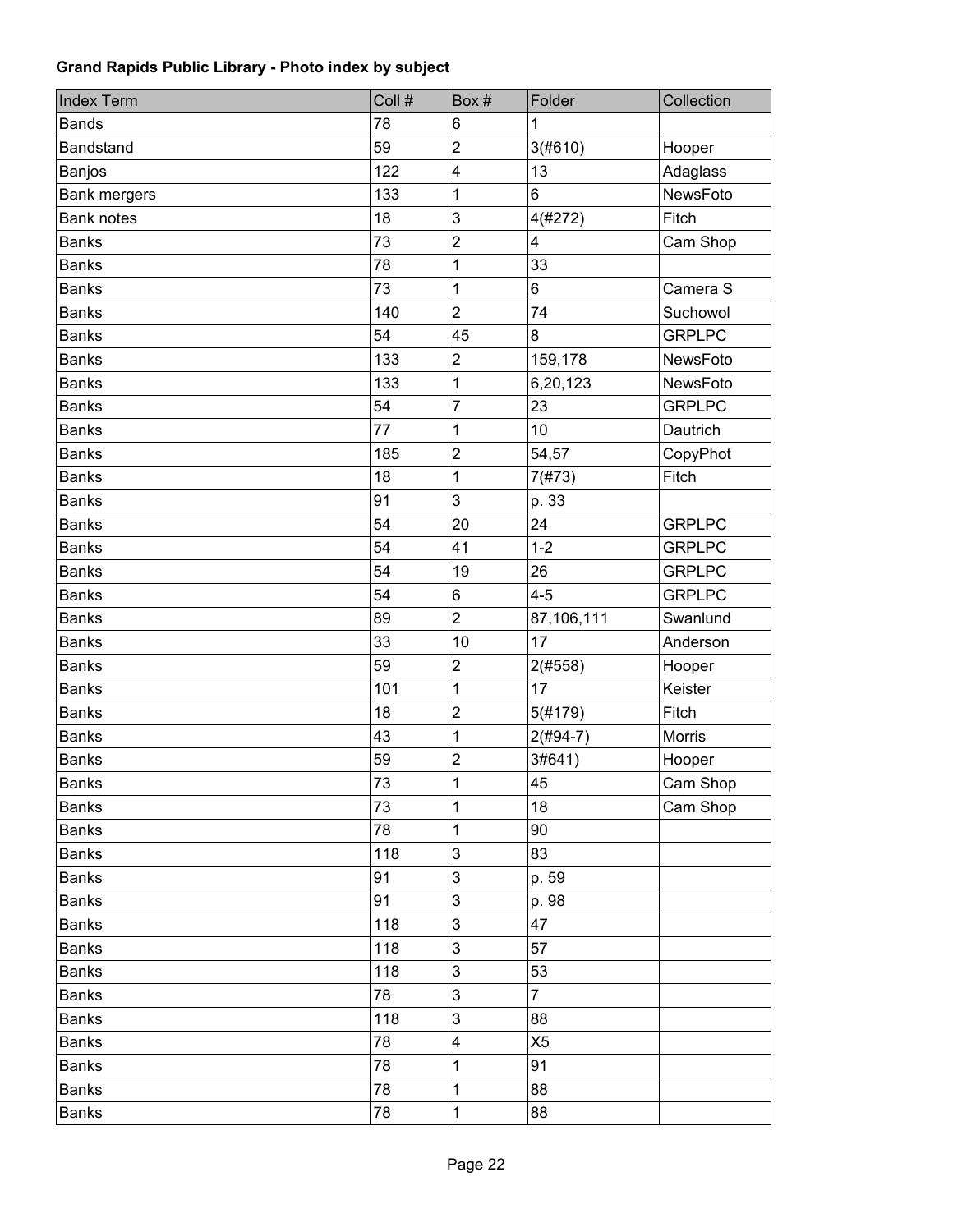**Grand Rapids Public Library - Photo index by subject**

| Index Term | Coll # | Box # | Folder | Collection |
|---|---|---|---|---|
| Bands | 78 | 6 | 1 | |
| Bandstand | 59 | 2 | 3(#610) | Hooper |
| Banjos | 122 | 4 | 13 | Adaglass |
| Bank mergers | 133 | 1 | 6 | NewsFoto |
| Bank notes | 18 | 3 | 4(#272) | Fitch |
| Banks | 73 | 2 | 4 | Cam Shop |
| Banks | 78 | 1 | 33 | |
| Banks | 73 | 1 | 6 | Camera S |
| Banks | 140 | 2 | 74 | Suchowol |
| Banks | 54 | 45 | 8 | GRPLPC |
| Banks | 133 | 2 | 159,178 | NewsFoto |
| Banks | 133 | 1 | 6,20,123 | NewsFoto |
| Banks | 54 | 7 | 23 | GRPLPC |
| Banks | 77 | 1 | 10 | Dautrich |
| Banks | 185 | 2 | 54,57 | CopyPhot |
| Banks | 18 | 1 | 7(#73) | Fitch |
| Banks | 91 | 3 | p. 33 | |
| Banks | 54 | 20 | 24 | GRPLPC |
| Banks | 54 | 41 | 1-2 | GRPLPC |
| Banks | 54 | 19 | 26 | GRPLPC |
| Banks | 54 | 6 | 4-5 | GRPLPC |
| Banks | 89 | 2 | 87,106,111 | Swanlund |
| Banks | 33 | 10 | 17 | Anderson |
| Banks | 59 | 2 | 2(#558) | Hooper |
| Banks | 101 | 1 | 17 | Keister |
| Banks | 18 | 2 | 5(#179) | Fitch |
| Banks | 43 | 1 | 2(#94-7) | Morris |
| Banks | 59 | 2 | 3#641) | Hooper |
| Banks | 73 | 1 | 45 | Cam Shop |
| Banks | 73 | 1 | 18 | Cam Shop |
| Banks | 78 | 1 | 90 | |
| Banks | 118 | 3 | 83 | |
| Banks | 91 | 3 | p. 59 | |
| Banks | 91 | 3 | p. 98 | |
| Banks | 118 | 3 | 47 | |
| Banks | 118 | 3 | 57 | |
| Banks | 118 | 3 | 53 | |
| Banks | 78 | 3 | 7 | |
| Banks | 118 | 3 | 88 | |
| Banks | 78 | 4 | X5 | |
| Banks | 78 | 1 | 91 | |
| Banks | 78 | 1 | 88 | |
| Banks | 78 | 1 | 88 | |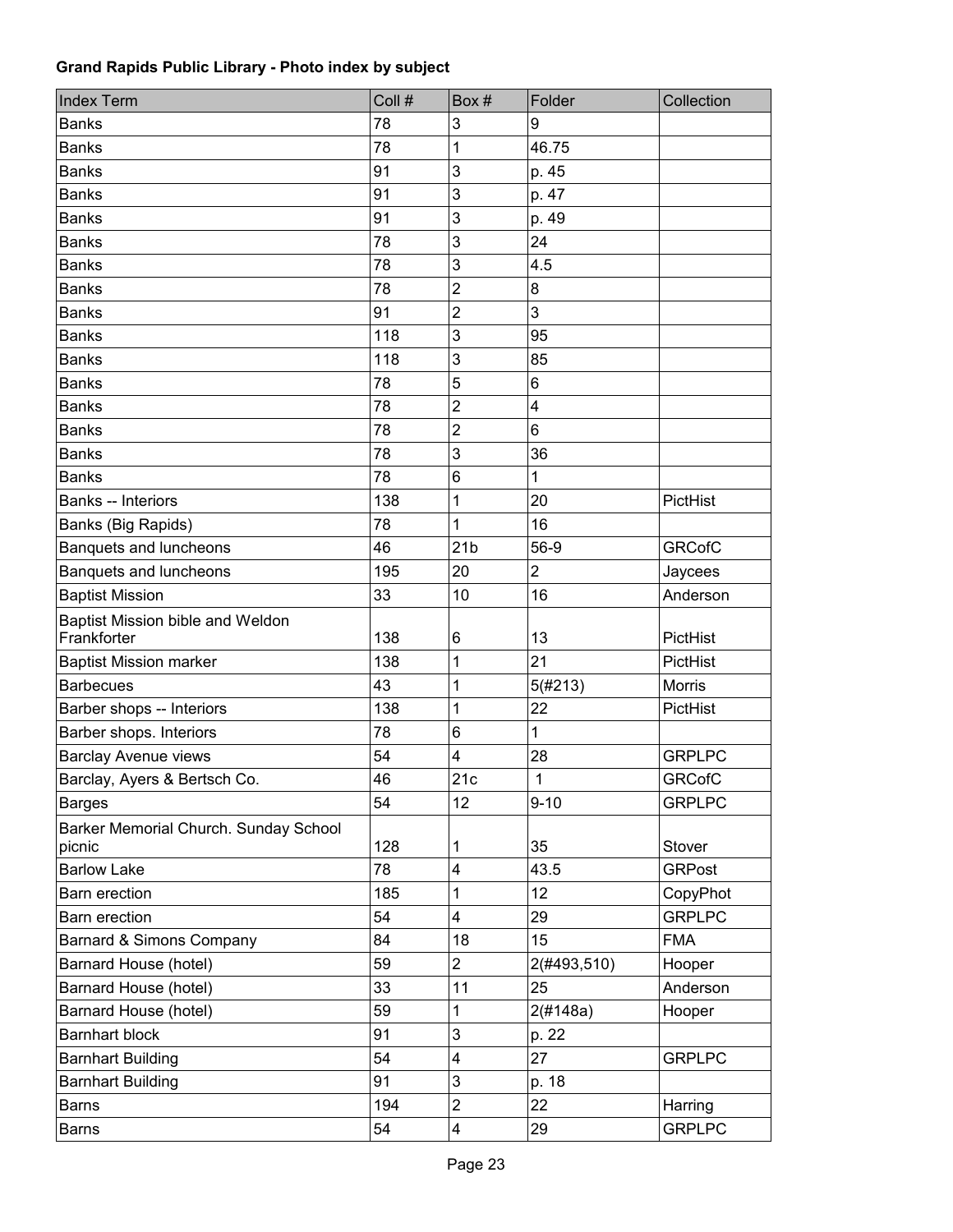**Grand Rapids Public Library - Photo index by subject**

| Index Term | Coll # | Box # | Folder | Collection |
|---|---|---|---|---|
| Banks | 78 | 3 | 9 | |
| Banks | 78 | 1 | 46.75 | |
| Banks | 91 | 3 | p. 45 | |
| Banks | 91 | 3 | p. 47 | |
| Banks | 91 | 3 | p. 49 | |
| Banks | 78 | 3 | 24 | |
| Banks | 78 | 3 | 4.5 | |
| Banks | 78 | 2 | 8 | |
| Banks | 91 | 2 | 3 | |
| Banks | 118 | 3 | 95 | |
| Banks | 118 | 3 | 85 | |
| Banks | 78 | 5 | 6 | |
| Banks | 78 | 2 | 4 | |
| Banks | 78 | 2 | 6 | |
| Banks | 78 | 3 | 36 | |
| Banks | 78 | 6 | 1 | |
| Banks -- Interiors | 138 | 1 | 20 | PictHist |
| Banks (Big Rapids) | 78 | 1 | 16 | |
| Banquets and luncheons | 46 | 21b | 56-9 | GRCofC |
| Banquets and luncheons | 195 | 20 | 2 | Jaycees |
| Baptist Mission | 33 | 10 | 16 | Anderson |
| Baptist Mission bible and Weldon Frankforter | 138 | 6 | 13 | PictHist |
| Baptist Mission marker | 138 | 1 | 21 | PictHist |
| Barbecues | 43 | 1 | 5(#213) | Morris |
| Barber shops -- Interiors | 138 | 1 | 22 | PictHist |
| Barber shops. Interiors | 78 | 6 | 1 | |
| Barclay Avenue views | 54 | 4 | 28 | GRPLPC |
| Barclay, Ayers & Bertsch Co. | 46 | 21c | 1 | GRCofC |
| Barges | 54 | 12 | 9-10 | GRPLPC |
| Barker Memorial Church. Sunday School picnic | 128 | 1 | 35 | Stover |
| Barlow Lake | 78 | 4 | 43.5 | GRPost |
| Barn erection | 185 | 1 | 12 | CopyPhot |
| Barn erection | 54 | 4 | 29 | GRPLPC |
| Barnard & Simons Company | 84 | 18 | 15 | FMA |
| Barnard House (hotel) | 59 | 2 | 2(#493,510) | Hooper |
| Barnard House (hotel) | 33 | 11 | 25 | Anderson |
| Barnard House (hotel) | 59 | 1 | 2(#148a) | Hooper |
| Barnhart block | 91 | 3 | p. 22 | |
| Barnhart Building | 54 | 4 | 27 | GRPLPC |
| Barnhart Building | 91 | 3 | p. 18 | |
| Barns | 194 | 2 | 22 | Harring |
| Barns | 54 | 4 | 29 | GRPLPC |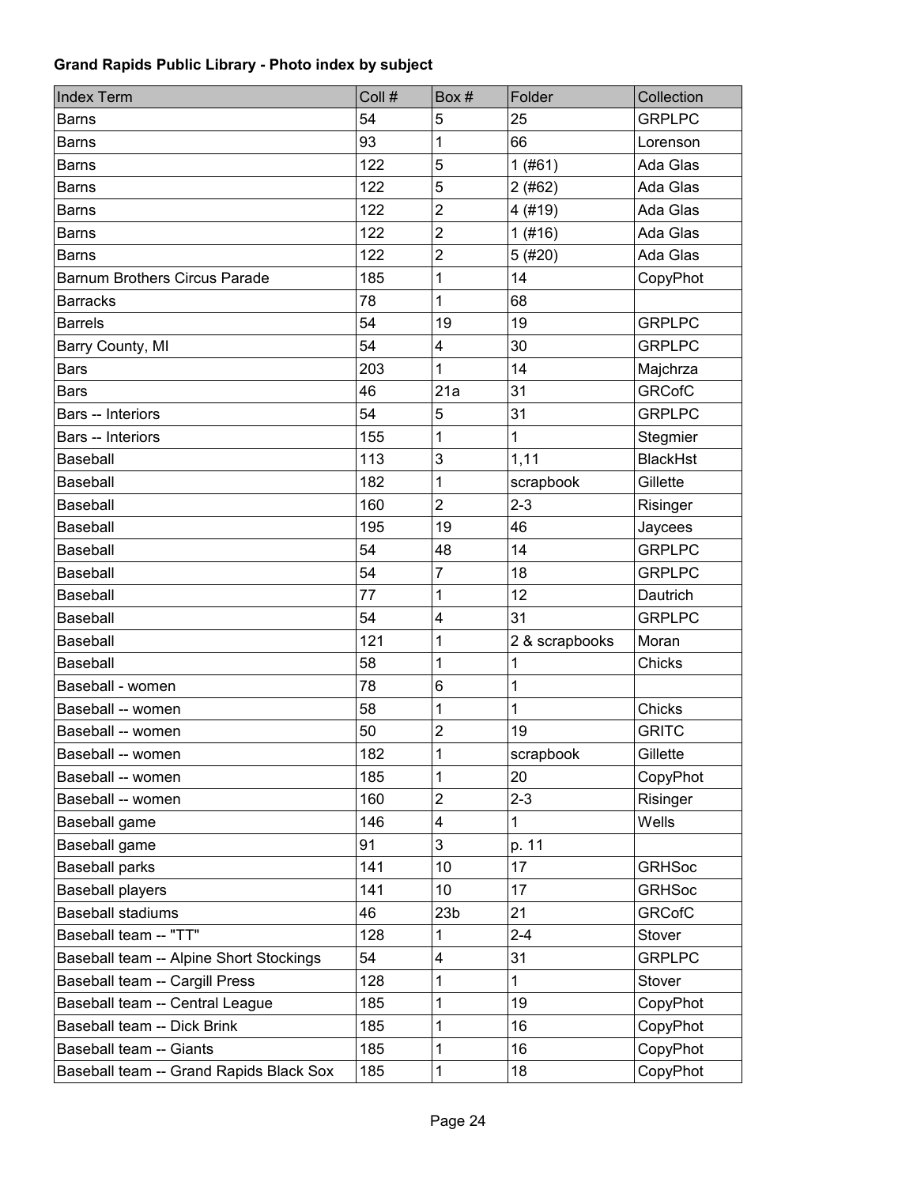**Grand Rapids Public Library - Photo index by subject**

| Index Term | Coll # | Box # | Folder | Collection |
|---|---|---|---|---|
| Barns | 54 | 5 | 25 | GRPLPC |
| Barns | 93 | 1 | 66 | Lorenson |
| Barns | 122 | 5 | 1 (#61) | Ada Glas |
| Barns | 122 | 5 | 2 (#62) | Ada Glas |
| Barns | 122 | 2 | 4 (#19) | Ada Glas |
| Barns | 122 | 2 | 1 (#16) | Ada Glas |
| Barns | 122 | 2 | 5 (#20) | Ada Glas |
| Barnum Brothers Circus Parade | 185 | 1 | 14 | CopyPhot |
| Barracks | 78 | 1 | 68 | |
| Barrels | 54 | 19 | 19 | GRPLPC |
| Barry County, MI | 54 | 4 | 30 | GRPLPC |
| Bars | 203 | 1 | 14 | Majchrza |
| Bars | 46 | 21a | 31 | GRCofC |
| Bars -- Interiors | 54 | 5 | 31 | GRPLPC |
| Bars -- Interiors | 155 | 1 | 1 | Stegmier |
| Baseball | 113 | 3 | 1,11 | BlackHst |
| Baseball | 182 | 1 | scrapbook | Gillette |
| Baseball | 160 | 2 | 2-3 | Risinger |
| Baseball | 195 | 19 | 46 | Jaycees |
| Baseball | 54 | 48 | 14 | GRPLPC |
| Baseball | 54 | 7 | 18 | GRPLPC |
| Baseball | 77 | 1 | 12 | Dautrich |
| Baseball | 54 | 4 | 31 | GRPLPC |
| Baseball | 121 | 1 | 2 & scrapbooks | Moran |
| Baseball | 58 | 1 | 1 | Chicks |
| Baseball - women | 78 | 6 | 1 | |
| Baseball -- women | 58 | 1 | 1 | Chicks |
| Baseball -- women | 50 | 2 | 19 | GRITC |
| Baseball -- women | 182 | 1 | scrapbook | Gillette |
| Baseball -- women | 185 | 1 | 20 | CopyPhot |
| Baseball -- women | 160 | 2 | 2-3 | Risinger |
| Baseball game | 146 | 4 | 1 | Wells |
| Baseball game | 91 | 3 | p. 11 | |
| Baseball parks | 141 | 10 | 17 | GRHSoc |
| Baseball players | 141 | 10 | 17 | GRHSoc |
| Baseball stadiums | 46 | 23b | 21 | GRCofC |
| Baseball team -- "TT" | 128 | 1 | 2-4 | Stover |
| Baseball team -- Alpine Short Stockings | 54 | 4 | 31 | GRPLPC |
| Baseball team -- Cargill Press | 128 | 1 | 1 | Stover |
| Baseball team -- Central League | 185 | 1 | 19 | CopyPhot |
| Baseball team -- Dick Brink | 185 | 1 | 16 | CopyPhot |
| Baseball team -- Giants | 185 | 1 | 16 | CopyPhot |
| Baseball team -- Grand Rapids Black Sox | 185 | 1 | 18 | CopyPhot |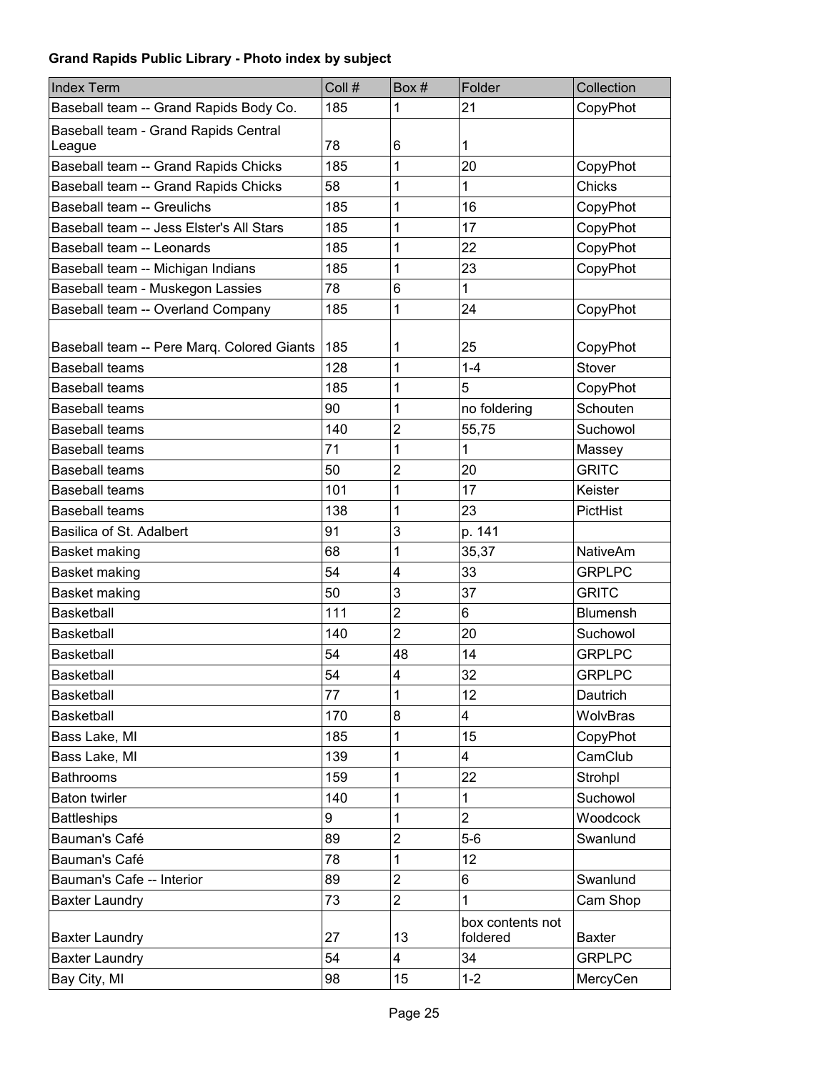**Grand Rapids Public Library - Photo index by subject**

| Index Term | Coll # | Box # | Folder | Collection |
|---|---|---|---|---|
| Baseball team -- Grand Rapids Body Co. | 185 | 1 | 21 | CopyPhot |
| Baseball team - Grand Rapids Central League | 78 | 6 | 1 | |
| Baseball team -- Grand Rapids Chicks | 185 | 1 | 20 | CopyPhot |
| Baseball team -- Grand Rapids Chicks | 58 | 1 | 1 | Chicks |
| Baseball team -- Greulichs | 185 | 1 | 16 | CopyPhot |
| Baseball team -- Jess Elster's All Stars | 185 | 1 | 17 | CopyPhot |
| Baseball team -- Leonards | 185 | 1 | 22 | CopyPhot |
| Baseball team -- Michigan Indians | 185 | 1 | 23 | CopyPhot |
| Baseball team - Muskegon Lassies | 78 | 6 | 1 | |
| Baseball team -- Overland Company | 185 | 1 | 24 | CopyPhot |
| Baseball team -- Pere Marq. Colored Giants | 185 | 1 | 25 | CopyPhot |
| Baseball teams | 128 | 1 | 1-4 | Stover |
| Baseball teams | 185 | 1 | 5 | CopyPhot |
| Baseball teams | 90 | 1 | no foldering | Schouten |
| Baseball teams | 140 | 2 | 55,75 | Suchowol |
| Baseball teams | 71 | 1 | 1 | Massey |
| Baseball teams | 50 | 2 | 20 | GRITC |
| Baseball teams | 101 | 1 | 17 | Keister |
| Baseball teams | 138 | 1 | 23 | PictHist |
| Basilica of St. Adalbert | 91 | 3 | p. 141 | |
| Basket making | 68 | 1 | 35,37 | NativeAm |
| Basket making | 54 | 4 | 33 | GRPLPC |
| Basket making | 50 | 3 | 37 | GRITC |
| Basketball | 111 | 2 | 6 | Blumensh |
| Basketball | 140 | 2 | 20 | Suchowol |
| Basketball | 54 | 48 | 14 | GRPLPC |
| Basketball | 54 | 4 | 32 | GRPLPC |
| Basketball | 77 | 1 | 12 | Dautrich |
| Basketball | 170 | 8 | 4 | WolvBras |
| Bass Lake, MI | 185 | 1 | 15 | CopyPhot |
| Bass Lake, MI | 139 | 1 | 4 | CamClub |
| Bathrooms | 159 | 1 | 22 | Strohpl |
| Baton twirler | 140 | 1 | 1 | Suchowol |
| Battleships | 9 | 1 | 2 | Woodcock |
| Bauman's Café | 89 | 2 | 5-6 | Swanlund |
| Bauman's Café | 78 | 1 | 12 | |
| Bauman's Cafe -- Interior | 89 | 2 | 6 | Swanlund |
| Baxter Laundry | 73 | 2 | 1 | Cam Shop |
| Baxter Laundry | 27 | 13 | box contents not foldered | Baxter |
| Baxter Laundry | 54 | 4 | 34 | GRPLPC |
| Bay City, MI | 98 | 15 | 1-2 | MercyCen |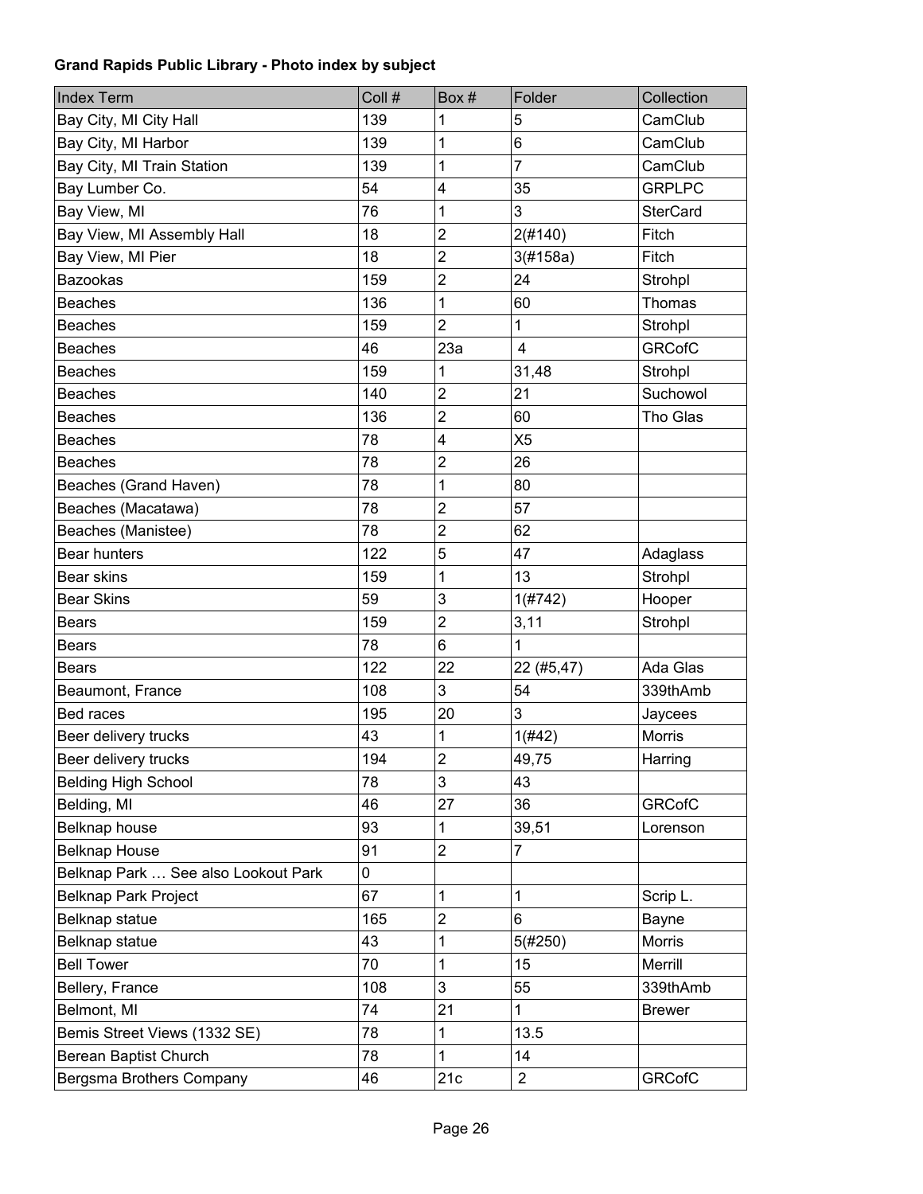**Grand Rapids Public Library - Photo index by subject**

| Index Term | Coll # | Box # | Folder | Collection |
|---|---|---|---|---|
| Bay City, MI City Hall | 139 | 1 | 5 | CamClub |
| Bay City, MI Harbor | 139 | 1 | 6 | CamClub |
| Bay City, MI Train Station | 139 | 1 | 7 | CamClub |
| Bay Lumber Co. | 54 | 4 | 35 | GRPLPC |
| Bay View, MI | 76 | 1 | 3 | SterCard |
| Bay View, MI Assembly Hall | 18 | 2 | 2(#140) | Fitch |
| Bay View, MI Pier | 18 | 2 | 3(#158a) | Fitch |
| Bazookas | 159 | 2 | 24 | Strohpl |
| Beaches | 136 | 1 | 60 | Thomas |
| Beaches | 159 | 2 | 1 | Strohpl |
| Beaches | 46 | 23a | 4 | GRCofC |
| Beaches | 159 | 1 | 31,48 | Strohpl |
| Beaches | 140 | 2 | 21 | Suchowol |
| Beaches | 136 | 2 | 60 | Tho Glas |
| Beaches | 78 | 4 | X5 | |
| Beaches | 78 | 2 | 26 | |
| Beaches (Grand Haven) | 78 | 1 | 80 | |
| Beaches (Macatawa) | 78 | 2 | 57 | |
| Beaches (Manistee) | 78 | 2 | 62 | |
| Bear hunters | 122 | 5 | 47 | Adaglass |
| Bear skins | 159 | 1 | 13 | Strohpl |
| Bear Skins | 59 | 3 | 1(#742) | Hooper |
| Bears | 159 | 2 | 3,11 | Strohpl |
| Bears | 78 | 6 | 1 | |
| Bears | 122 | 22 | 22 (#5,47) | Ada Glas |
| Beaumont, France | 108 | 3 | 54 | 339thAmb |
| Bed races | 195 | 20 | 3 | Jaycees |
| Beer delivery trucks | 43 | 1 | 1(#42) | Morris |
| Beer delivery trucks | 194 | 2 | 49,75 | Harring |
| Belding High School | 78 | 3 | 43 | |
| Belding, MI | 46 | 27 | 36 | GRCofC |
| Belknap house | 93 | 1 | 39,51 | Lorenson |
| Belknap House | 91 | 2 | 7 | |
| Belknap Park … See also Lookout Park | 0 | | | |
| Belknap Park Project | 67 | 1 | 1 | Scrip L. |
| Belknap statue | 165 | 2 | 6 | Bayne |
| Belknap statue | 43 | 1 | 5(#250) | Morris |
| Bell Tower | 70 | 1 | 15 | Merrill |
| Bellery, France | 108 | 3 | 55 | 339thAmb |
| Belmont, MI | 74 | 21 | 1 | Brewer |
| Bemis Street Views (1332 SE) | 78 | 1 | 13.5 | |
| Berean Baptist Church | 78 | 1 | 14 | |
| Bergsma Brothers Company | 46 | 21c | 2 | GRCofC |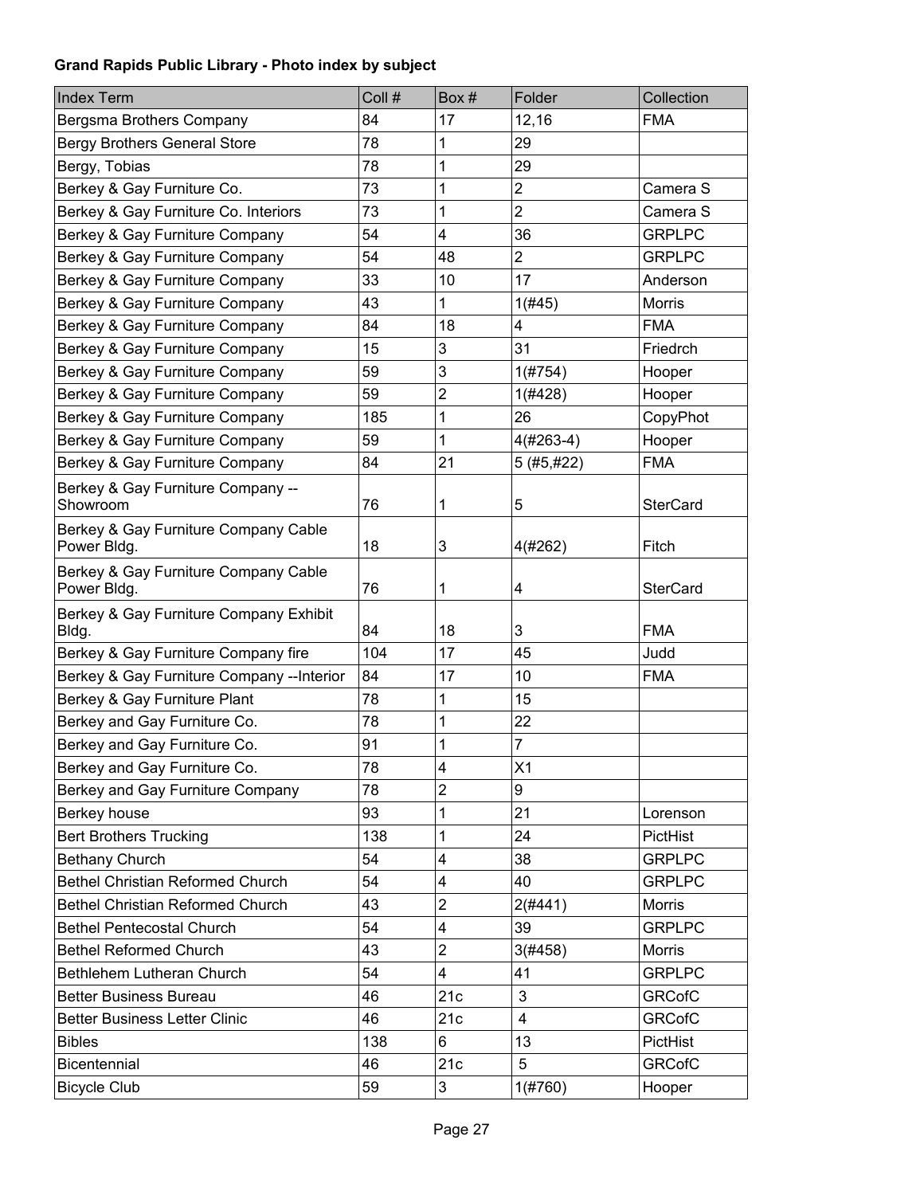**Grand Rapids Public Library - Photo index by subject**

| Index Term | Coll # | Box # | Folder | Collection |
|---|---|---|---|---|
| Bergsma Brothers Company | 84 | 17 | 12,16 | FMA |
| Bergy Brothers General Store | 78 | 1 | 29 | |
| Bergy, Tobias | 78 | 1 | 29 | |
| Berkey & Gay Furniture Co. | 73 | 1 | 2 | Camera S |
| Berkey & Gay Furniture Co. Interiors | 73 | 1 | 2 | Camera S |
| Berkey & Gay Furniture Company | 54 | 4 | 36 | GRPLPC |
| Berkey & Gay Furniture Company | 54 | 48 | 2 | GRPLPC |
| Berkey & Gay Furniture Company | 33 | 10 | 17 | Anderson |
| Berkey & Gay Furniture Company | 43 | 1 | 1(#45) | Morris |
| Berkey & Gay Furniture Company | 84 | 18 | 4 | FMA |
| Berkey & Gay Furniture Company | 15 | 3 | 31 | Friedrch |
| Berkey & Gay Furniture Company | 59 | 3 | 1(#754) | Hooper |
| Berkey & Gay Furniture Company | 59 | 2 | 1(#428) | Hooper |
| Berkey & Gay Furniture Company | 185 | 1 | 26 | CopyPhot |
| Berkey & Gay Furniture Company | 59 | 1 | 4(#263-4) | Hooper |
| Berkey & Gay Furniture Company | 84 | 21 | 5 (#5,#22) | FMA |
| Berkey & Gay Furniture Company -- Showroom | 76 | 1 | 5 | SterCard |
| Berkey & Gay Furniture Company Cable Power Bldg. | 18 | 3 | 4(#262) | Fitch |
| Berkey & Gay Furniture Company Cable Power Bldg. | 76 | 1 | 4 | SterCard |
| Berkey & Gay Furniture Company Exhibit Bldg. | 84 | 18 | 3 | FMA |
| Berkey & Gay Furniture Company fire | 104 | 17 | 45 | Judd |
| Berkey & Gay Furniture Company --Interior | 84 | 17 | 10 | FMA |
| Berkey & Gay Furniture Plant | 78 | 1 | 15 | |
| Berkey and Gay Furniture Co. | 78 | 1 | 22 | |
| Berkey and Gay Furniture Co. | 91 | 1 | 7 | |
| Berkey and Gay Furniture Co. | 78 | 4 | X1 | |
| Berkey and Gay Furniture Company | 78 | 2 | 9 | |
| Berkey house | 93 | 1 | 21 | Lorenson |
| Bert Brothers Trucking | 138 | 1 | 24 | PictHist |
| Bethany Church | 54 | 4 | 38 | GRPLPC |
| Bethel Christian Reformed Church | 54 | 4 | 40 | GRPLPC |
| Bethel Christian Reformed Church | 43 | 2 | 2(#441) | Morris |
| Bethel Pentecostal Church | 54 | 4 | 39 | GRPLPC |
| Bethel Reformed Church | 43 | 2 | 3(#458) | Morris |
| Bethlehem Lutheran Church | 54 | 4 | 41 | GRPLPC |
| Better Business Bureau | 46 | 21c | 3 | GRCofC |
| Better Business Letter Clinic | 46 | 21c | 4 | GRCofC |
| Bibles | 138 | 6 | 13 | PictHist |
| Bicentennial | 46 | 21c | 5 | GRCofC |
| Bicycle Club | 59 | 3 | 1(#760) | Hooper |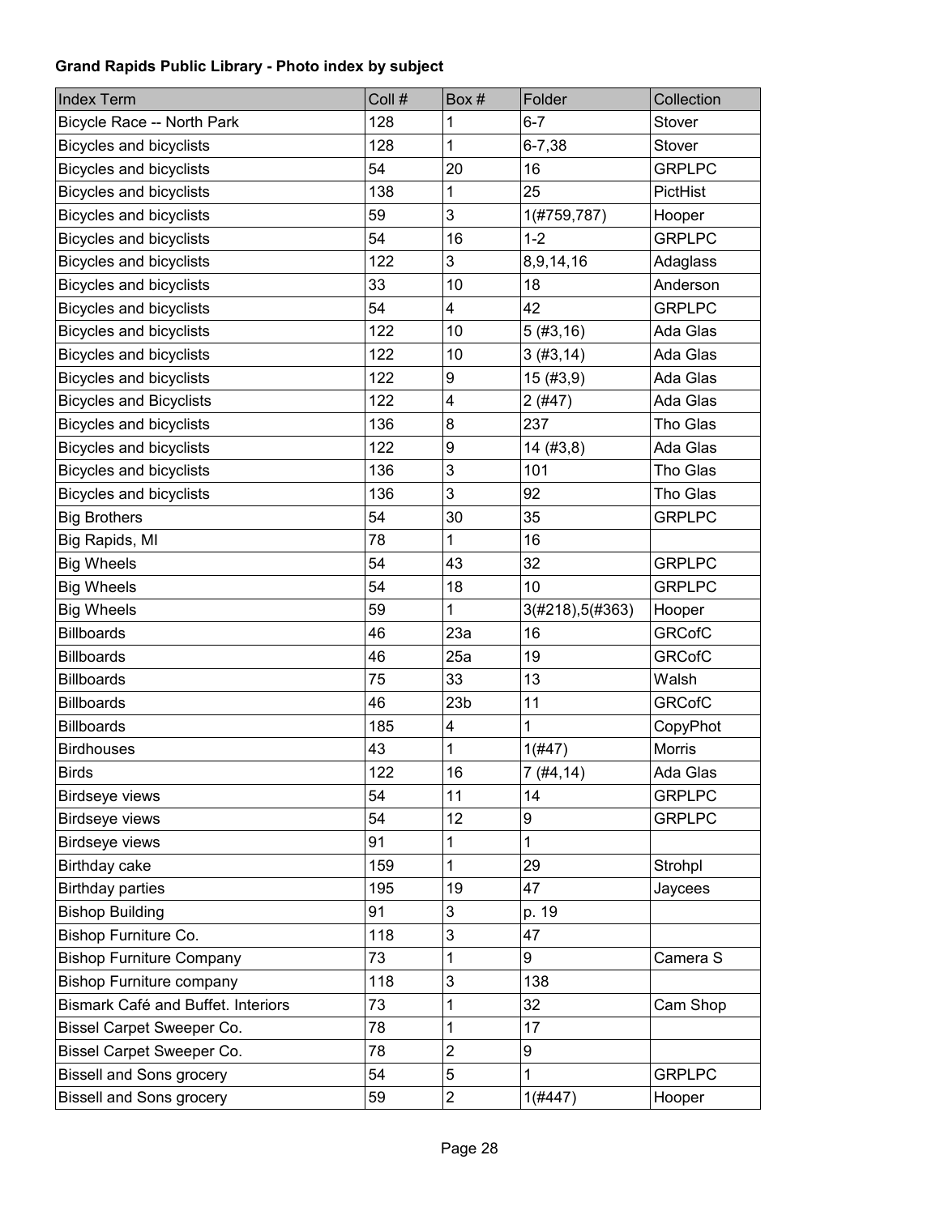**Grand Rapids Public Library - Photo index by subject**

| Index Term | Coll # | Box # | Folder | Collection |
|---|---|---|---|---|
| Bicycle Race -- North Park | 128 | 1 | 6-7 | Stover |
| Bicycles and bicyclists | 128 | 1 | 6-7,38 | Stover |
| Bicycles and bicyclists | 54 | 20 | 16 | GRPLPC |
| Bicycles and bicyclists | 138 | 1 | 25 | PictHist |
| Bicycles and bicyclists | 59 | 3 | 1(#759,787) | Hooper |
| Bicycles and bicyclists | 54 | 16 | 1-2 | GRPLPC |
| Bicycles and bicyclists | 122 | 3 | 8,9,14,16 | Adaglass |
| Bicycles and bicyclists | 33 | 10 | 18 | Anderson |
| Bicycles and bicyclists | 54 | 4 | 42 | GRPLPC |
| Bicycles and bicyclists | 122 | 10 | 5 (#3,16) | Ada Glas |
| Bicycles and bicyclists | 122 | 10 | 3 (#3,14) | Ada Glas |
| Bicycles and bicyclists | 122 | 9 | 15 (#3,9) | Ada Glas |
| Bicycles and Bicyclists | 122 | 4 | 2 (#47) | Ada Glas |
| Bicycles and bicyclists | 136 | 8 | 237 | Tho Glas |
| Bicycles and bicyclists | 122 | 9 | 14 (#3,8) | Ada Glas |
| Bicycles and bicyclists | 136 | 3 | 101 | Tho Glas |
| Bicycles and bicyclists | 136 | 3 | 92 | Tho Glas |
| Big Brothers | 54 | 30 | 35 | GRPLPC |
| Big Rapids, MI | 78 | 1 | 16 | |
| Big Wheels | 54 | 43 | 32 | GRPLPC |
| Big Wheels | 54 | 18 | 10 | GRPLPC |
| Big Wheels | 59 | 1 | 3(#218),5(#363) | Hooper |
| Billboards | 46 | 23a | 16 | GRCofC |
| Billboards | 46 | 25a | 19 | GRCofC |
| Billboards | 75 | 33 | 13 | Walsh |
| Billboards | 46 | 23b | 11 | GRCofC |
| Billboards | 185 | 4 | 1 | CopyPhot |
| Birdhouses | 43 | 1 | 1(#47) | Morris |
| Birds | 122 | 16 | 7 (#4,14) | Ada Glas |
| Birdseye views | 54 | 11 | 14 | GRPLPC |
| Birdseye views | 54 | 12 | 9 | GRPLPC |
| Birdseye views | 91 | 1 | 1 | |
| Birthday cake | 159 | 1 | 29 | Strohpl |
| Birthday parties | 195 | 19 | 47 | Jaycees |
| Bishop Building | 91 | 3 | p. 19 | |
| Bishop Furniture Co. | 118 | 3 | 47 | |
| Bishop Furniture Company | 73 | 1 | 9 | Camera S |
| Bishop Furniture company | 118 | 3 | 138 | |
| Bismark Café and Buffet. Interiors | 73 | 1 | 32 | Cam Shop |
| Bissel Carpet Sweeper Co. | 78 | 1 | 17 | |
| Bissel Carpet Sweeper Co. | 78 | 2 | 9 | |
| Bissell and Sons grocery | 54 | 5 | 1 | GRPLPC |
| Bissell and Sons grocery | 59 | 2 | 1(#447) | Hooper |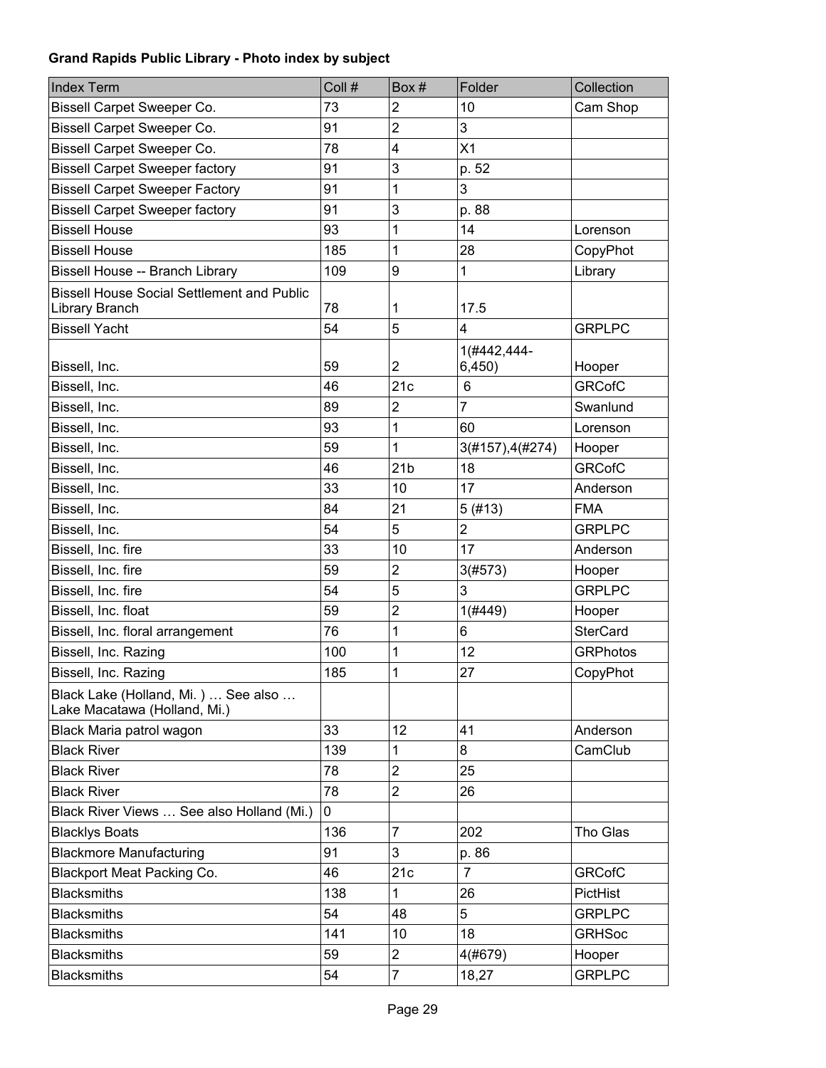**Grand Rapids Public Library - Photo index by subject**

| Index Term | Coll # | Box # | Folder | Collection |
|---|---|---|---|---|
| Bissell Carpet Sweeper Co. | 73 | 2 | 10 | Cam Shop |
| Bissell Carpet Sweeper Co. | 91 | 2 | 3 | |
| Bissell Carpet Sweeper Co. | 78 | 4 | X1 | |
| Bissell Carpet Sweeper factory | 91 | 3 | p. 52 | |
| Bissell Carpet Sweeper Factory | 91 | 1 | 3 | |
| Bissell Carpet Sweeper factory | 91 | 3 | p. 88 | |
| Bissell House | 93 | 1 | 14 | Lorenson |
| Bissell House | 185 | 1 | 28 | CopyPhot |
| Bissell House -- Branch Library | 109 | 9 | 1 | Library |
| Bissell House Social Settlement and Public Library Branch | 78 | 1 | 17.5 | |
| Bissell Yacht | 54 | 5 | 4 | GRPLPC |
| Bissell, Inc. | 59 | 2 | 1(#442,444-6,450) | Hooper |
| Bissell, Inc. | 46 | 21c | 6 | GRCofC |
| Bissell, Inc. | 89 | 2 | 7 | Swanlund |
| Bissell, Inc. | 93 | 1 | 60 | Lorenson |
| Bissell, Inc. | 59 | 1 | 3(#157),4(#274) | Hooper |
| Bissell, Inc. | 46 | 21b | 18 | GRCofC |
| Bissell, Inc. | 33 | 10 | 17 | Anderson |
| Bissell, Inc. | 84 | 21 | 5 (#13) | FMA |
| Bissell, Inc. | 54 | 5 | 2 | GRPLPC |
| Bissell, Inc. fire | 33 | 10 | 17 | Anderson |
| Bissell, Inc. fire | 59 | 2 | 3(#573) | Hooper |
| Bissell, Inc. fire | 54 | 5 | 3 | GRPLPC |
| Bissell, Inc. float | 59 | 2 | 1(#449) | Hooper |
| Bissell, Inc. floral arrangement | 76 | 1 | 6 | SterCard |
| Bissell, Inc. Razing | 100 | 1 | 12 | GRPhotos |
| Bissell, Inc. Razing | 185 | 1 | 27 | CopyPhot |
| Black Lake (Holland, Mi. ) … See also … Lake Macatawa (Holland, Mi.) | | | | |
| Black Maria patrol wagon | 33 | 12 | 41 | Anderson |
| Black River | 139 | 1 | 8 | CamClub |
| Black River | 78 | 2 | 25 | |
| Black River | 78 | 2 | 26 | |
| Black River Views … See also Holland (Mi.) | 0 | | | |
| Blacklys Boats | 136 | 7 | 202 | Tho Glas |
| Blackmore Manufacturing | 91 | 3 | p. 86 | |
| Blackport Meat Packing Co. | 46 | 21c | 7 | GRCofC |
| Blacksmiths | 138 | 1 | 26 | PictHist |
| Blacksmiths | 54 | 48 | 5 | GRPLPC |
| Blacksmiths | 141 | 10 | 18 | GRHSoc |
| Blacksmiths | 59 | 2 | 4(#679) | Hooper |
| Blacksmiths | 54 | 7 | 18,27 | GRPLPC |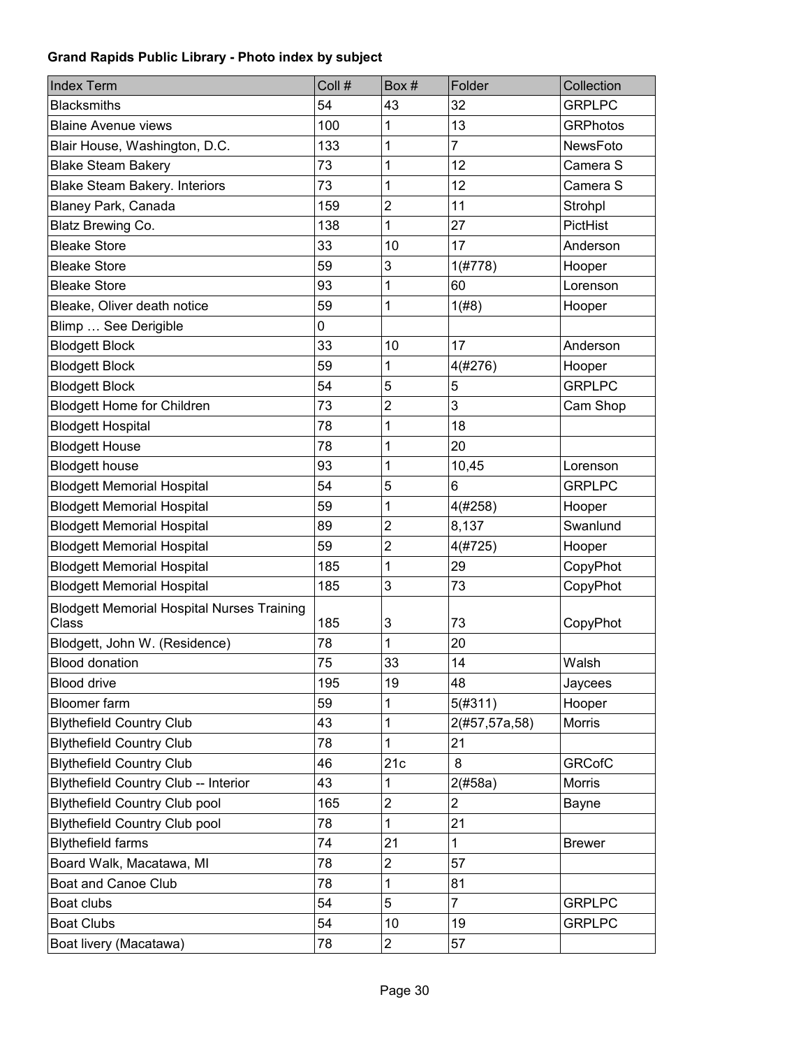**Grand Rapids Public Library - Photo index by subject**

| Index Term | Coll # | Box # | Folder | Collection |
|---|---|---|---|---|
| Blacksmiths | 54 | 43 | 32 | GRPLPC |
| Blaine Avenue views | 100 | 1 | 13 | GRPhotos |
| Blair House, Washington, D.C. | 133 | 1 | 7 | NewsFoto |
| Blake Steam Bakery | 73 | 1 | 12 | Camera S |
| Blake Steam Bakery. Interiors | 73 | 1 | 12 | Camera S |
| Blaney Park, Canada | 159 | 2 | 11 | Strohpl |
| Blatz Brewing Co. | 138 | 1 | 27 | PictHist |
| Bleake Store | 33 | 10 | 17 | Anderson |
| Bleake Store | 59 | 3 | 1(#778) | Hooper |
| Bleake Store | 93 | 1 | 60 | Lorenson |
| Bleake, Oliver death notice | 59 | 1 | 1(#8) | Hooper |
| Blimp … See Derigible | 0 | | | |
| Blodgett Block | 33 | 10 | 17 | Anderson |
| Blodgett Block | 59 | 1 | 4(#276) | Hooper |
| Blodgett Block | 54 | 5 | 5 | GRPLPC |
| Blodgett Home for Children | 73 | 2 | 3 | Cam Shop |
| Blodgett Hospital | 78 | 1 | 18 | |
| Blodgett House | 78 | 1 | 20 | |
| Blodgett house | 93 | 1 | 10,45 | Lorenson |
| Blodgett Memorial Hospital | 54 | 5 | 6 | GRPLPC |
| Blodgett Memorial Hospital | 59 | 1 | 4(#258) | Hooper |
| Blodgett Memorial Hospital | 89 | 2 | 8,137 | Swanlund |
| Blodgett Memorial Hospital | 59 | 2 | 4(#725) | Hooper |
| Blodgett Memorial Hospital | 185 | 1 | 29 | CopyPhot |
| Blodgett Memorial Hospital | 185 | 3 | 73 | CopyPhot |
| Blodgett Memorial Hospital Nurses Training Class | 185 | 3 | 73 | CopyPhot |
| Blodgett, John W. (Residence) | 78 | 1 | 20 | |
| Blood donation | 75 | 33 | 14 | Walsh |
| Blood drive | 195 | 19 | 48 | Jaycees |
| Bloomer farm | 59 | 1 | 5(#311) | Hooper |
| Blythefield Country Club | 43 | 1 | 2(#57,57a,58) | Morris |
| Blythefield Country Club | 78 | 1 | 21 | |
| Blythefield Country Club | 46 | 21c | 8 | GRCofC |
| Blythefield Country Club -- Interior | 43 | 1 | 2(#58a) | Morris |
| Blythefield Country Club pool | 165 | 2 | 2 | Bayne |
| Blythefield Country Club pool | 78 | 1 | 21 | |
| Blythefield farms | 74 | 21 | 1 | Brewer |
| Board Walk, Macatawa, MI | 78 | 2 | 57 | |
| Boat and Canoe Club | 78 | 1 | 81 | |
| Boat clubs | 54 | 5 | 7 | GRPLPC |
| Boat Clubs | 54 | 10 | 19 | GRPLPC |
| Boat livery (Macatawa) | 78 | 2 | 57 | |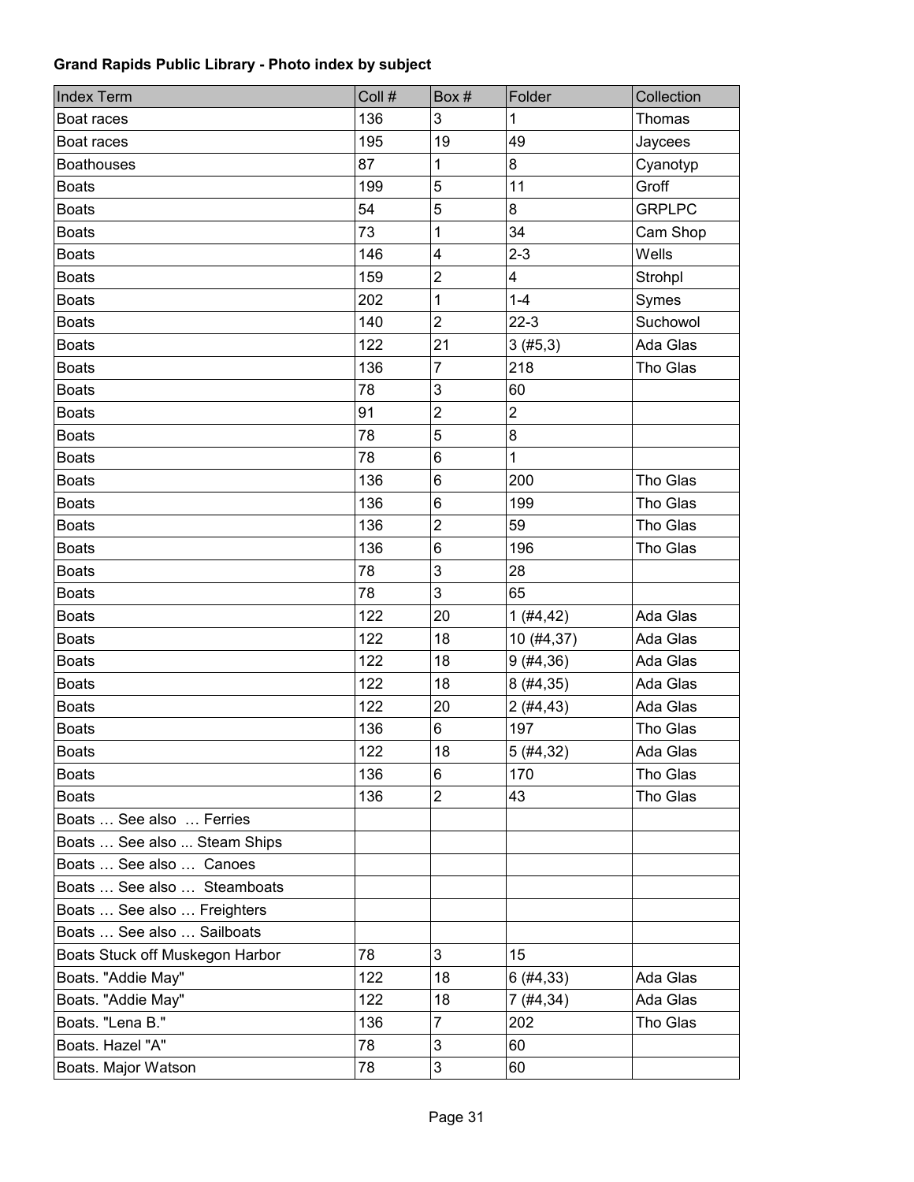**Grand Rapids Public Library - Photo index by subject**

| Index Term | Coll # | Box # | Folder | Collection |
|---|---|---|---|---|
| Boat races | 136 | 3 | 1 | Thomas |
| Boat races | 195 | 19 | 49 | Jaycees |
| Boathouses | 87 | 1 | 8 | Cyanotyp |
| Boats | 199 | 5 | 11 | Groff |
| Boats | 54 | 5 | 8 | GRPLPC |
| Boats | 73 | 1 | 34 | Cam Shop |
| Boats | 146 | 4 | 2-3 | Wells |
| Boats | 159 | 2 | 4 | Strohpl |
| Boats | 202 | 1 | 1-4 | Symes |
| Boats | 140 | 2 | 22-3 | Suchowol |
| Boats | 122 | 21 | 3 (#5,3) | Ada Glas |
| Boats | 136 | 7 | 218 | Tho Glas |
| Boats | 78 | 3 | 60 | |
| Boats | 91 | 2 | 2 | |
| Boats | 78 | 5 | 8 | |
| Boats | 78 | 6 | 1 | |
| Boats | 136 | 6 | 200 | Tho Glas |
| Boats | 136 | 6 | 199 | Tho Glas |
| Boats | 136 | 2 | 59 | Tho Glas |
| Boats | 136 | 6 | 196 | Tho Glas |
| Boats | 78 | 3 | 28 | |
| Boats | 78 | 3 | 65 | |
| Boats | 122 | 20 | 1 (#4,42) | Ada Glas |
| Boats | 122 | 18 | 10 (#4,37) | Ada Glas |
| Boats | 122 | 18 | 9 (#4,36) | Ada Glas |
| Boats | 122 | 18 | 8 (#4,35) | Ada Glas |
| Boats | 122 | 20 | 2 (#4,43) | Ada Glas |
| Boats | 136 | 6 | 197 | Tho Glas |
| Boats | 122 | 18 | 5 (#4,32) | Ada Glas |
| Boats | 136 | 6 | 170 | Tho Glas |
| Boats | 136 | 2 | 43 | Tho Glas |
| Boats … See also … Ferries | | | | |
| Boats … See also ... Steam Ships | | | | |
| Boats … See also … Canoes | | | | |
| Boats … See also … Steamboats | | | | |
| Boats … See also … Freighters | | | | |
| Boats … See also … Sailboats | | | | |
| Boats Stuck off Muskegon Harbor | 78 | 3 | 15 | |
| Boats. "Addie May" | 122 | 18 | 6 (#4,33) | Ada Glas |
| Boats. "Addie May" | 122 | 18 | 7 (#4,34) | Ada Glas |
| Boats. "Lena B." | 136 | 7 | 202 | Tho Glas |
| Boats. Hazel "A" | 78 | 3 | 60 | |
| Boats. Major Watson | 78 | 3 | 60 | |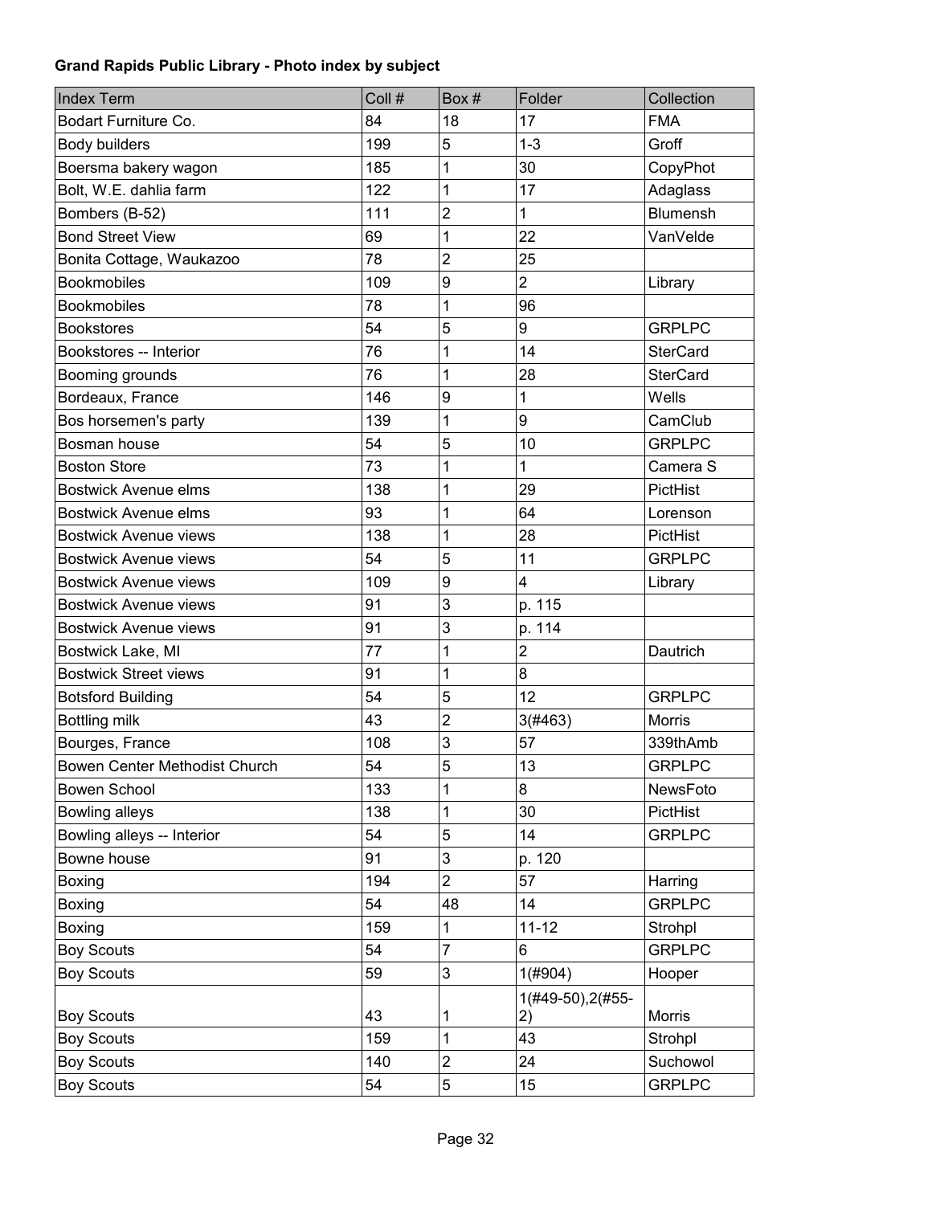**Grand Rapids Public Library - Photo index by subject**

| Index Term | Coll # | Box # | Folder | Collection |
|---|---|---|---|---|
| Bodart Furniture Co. | 84 | 18 | 17 | FMA |
| Body builders | 199 | 5 | 1-3 | Groff |
| Boersma bakery wagon | 185 | 1 | 30 | CopyPhot |
| Bolt, W.E. dahlia farm | 122 | 1 | 17 | Adaglass |
| Bombers (B-52) | 111 | 2 | 1 | Blumensh |
| Bond Street View | 69 | 1 | 22 | VanVelde |
| Bonita Cottage, Waukazoo | 78 | 2 | 25 | |
| Bookmobiles | 109 | 9 | 2 | Library |
| Bookmobiles | 78 | 1 | 96 | |
| Bookstores | 54 | 5 | 9 | GRPLPC |
| Bookstores -- Interior | 76 | 1 | 14 | SterCard |
| Booming grounds | 76 | 1 | 28 | SterCard |
| Bordeaux, France | 146 | 9 | 1 | Wells |
| Bos horsemen's party | 139 | 1 | 9 | CamClub |
| Bosman house | 54 | 5 | 10 | GRPLPC |
| Boston Store | 73 | 1 | 1 | Camera S |
| Bostwick Avenue elms | 138 | 1 | 29 | PictHist |
| Bostwick Avenue elms | 93 | 1 | 64 | Lorenson |
| Bostwick Avenue views | 138 | 1 | 28 | PictHist |
| Bostwick Avenue views | 54 | 5 | 11 | GRPLPC |
| Bostwick Avenue views | 109 | 9 | 4 | Library |
| Bostwick Avenue views | 91 | 3 | p. 115 | |
| Bostwick Avenue views | 91 | 3 | p. 114 | |
| Bostwick Lake, MI | 77 | 1 | 2 | Dautrich |
| Bostwick Street views | 91 | 1 | 8 | |
| Botsford Building | 54 | 5 | 12 | GRPLPC |
| Bottling milk | 43 | 2 | 3(#463) | Morris |
| Bourges, France | 108 | 3 | 57 | 339thAmb |
| Bowen Center Methodist Church | 54 | 5 | 13 | GRPLPC |
| Bowen School | 133 | 1 | 8 | NewsFoto |
| Bowling alleys | 138 | 1 | 30 | PictHist |
| Bowling alleys -- Interior | 54 | 5 | 14 | GRPLPC |
| Bowne house | 91 | 3 | p. 120 | |
| Boxing | 194 | 2 | 57 | Harring |
| Boxing | 54 | 48 | 14 | GRPLPC |
| Boxing | 159 | 1 | 11-12 | Strohpl |
| Boy Scouts | 54 | 7 | 6 | GRPLPC |
| Boy Scouts | 59 | 3 | 1(#904) | Hooper |
| Boy Scouts | 43 | 1 | 1(#49-50),2(#55-2) | Morris |
| Boy Scouts | 159 | 1 | 43 | Strohpl |
| Boy Scouts | 140 | 2 | 24 | Suchowol |
| Boy Scouts | 54 | 5 | 15 | GRPLPC |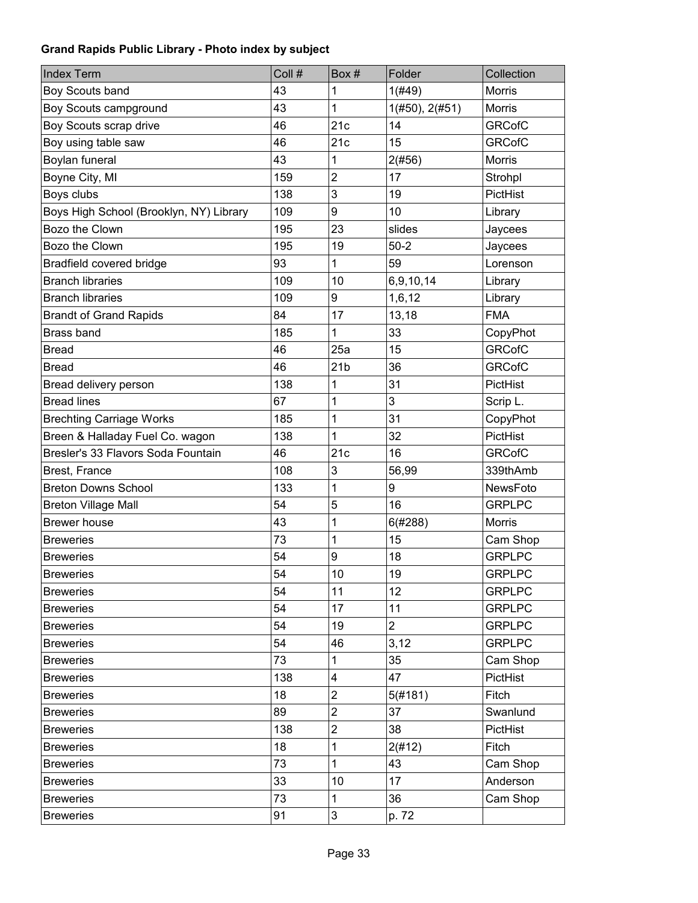**Grand Rapids Public Library - Photo index by subject**

| Index Term | Coll # | Box # | Folder | Collection |
|---|---|---|---|---|
| Boy Scouts band | 43 | 1 | 1(#49) | Morris |
| Boy Scouts campground | 43 | 1 | 1(#50), 2(#51) | Morris |
| Boy Scouts scrap drive | 46 | 21c | 14 | GRCofC |
| Boy using table saw | 46 | 21c | 15 | GRCofC |
| Boylan funeral | 43 | 1 | 2(#56) | Morris |
| Boyne City, MI | 159 | 2 | 17 | Strohpl |
| Boys clubs | 138 | 3 | 19 | PictHist |
| Boys High School (Brooklyn, NY) Library | 109 | 9 | 10 | Library |
| Bozo the Clown | 195 | 23 | slides | Jaycees |
| Bozo the Clown | 195 | 19 | 50-2 | Jaycees |
| Bradfield covered bridge | 93 | 1 | 59 | Lorenson |
| Branch libraries | 109 | 10 | 6,9,10,14 | Library |
| Branch libraries | 109 | 9 | 1,6,12 | Library |
| Brandt of Grand Rapids | 84 | 17 | 13,18 | FMA |
| Brass band | 185 | 1 | 33 | CopyPhot |
| Bread | 46 | 25a | 15 | GRCofC |
| Bread | 46 | 21b | 36 | GRCofC |
| Bread delivery person | 138 | 1 | 31 | PictHist |
| Bread lines | 67 | 1 | 3 | Scrip L. |
| Brechting Carriage Works | 185 | 1 | 31 | CopyPhot |
| Breen & Halladay Fuel Co. wagon | 138 | 1 | 32 | PictHist |
| Bresler's 33 Flavors Soda Fountain | 46 | 21c | 16 | GRCofC |
| Brest, France | 108 | 3 | 56,99 | 339thAmb |
| Breton Downs School | 133 | 1 | 9 | NewsFoto |
| Breton Village Mall | 54 | 5 | 16 | GRPLPC |
| Brewer house | 43 | 1 | 6(#288) | Morris |
| Breweries | 73 | 1 | 15 | Cam Shop |
| Breweries | 54 | 9 | 18 | GRPLPC |
| Breweries | 54 | 10 | 19 | GRPLPC |
| Breweries | 54 | 11 | 12 | GRPLPC |
| Breweries | 54 | 17 | 11 | GRPLPC |
| Breweries | 54 | 19 | 2 | GRPLPC |
| Breweries | 54 | 46 | 3,12 | GRPLPC |
| Breweries | 73 | 1 | 35 | Cam Shop |
| Breweries | 138 | 4 | 47 | PictHist |
| Breweries | 18 | 2 | 5(#181) | Fitch |
| Breweries | 89 | 2 | 37 | Swanlund |
| Breweries | 138 | 2 | 38 | PictHist |
| Breweries | 18 | 1 | 2(#12) | Fitch |
| Breweries | 73 | 1 | 43 | Cam Shop |
| Breweries | 33 | 10 | 17 | Anderson |
| Breweries | 73 | 1 | 36 | Cam Shop |
| Breweries | 91 | 3 | p. 72 | |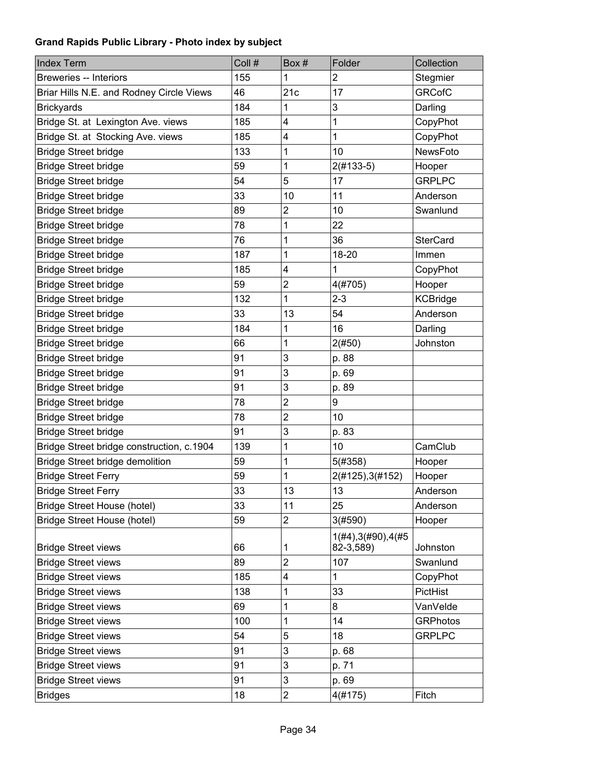**Grand Rapids Public Library - Photo index by subject**

| Index Term | Coll # | Box # | Folder | Collection |
|---|---|---|---|---|
| Breweries -- Interiors | 155 | 1 | 2 | Stegmier |
| Briar Hills N.E. and Rodney Circle Views | 46 | 21c | 17 | GRCofC |
| Brickyards | 184 | 1 | 3 | Darling |
| Bridge St. at Lexington Ave. views | 185 | 4 | 1 | CopyPhot |
| Bridge St. at Stocking Ave. views | 185 | 4 | 1 | CopyPhot |
| Bridge Street bridge | 133 | 1 | 10 | NewsFoto |
| Bridge Street bridge | 59 | 1 | 2(#133-5) | Hooper |
| Bridge Street bridge | 54 | 5 | 17 | GRPLPC |
| Bridge Street bridge | 33 | 10 | 11 | Anderson |
| Bridge Street bridge | 89 | 2 | 10 | Swanlund |
| Bridge Street bridge | 78 | 1 | 22 | |
| Bridge Street bridge | 76 | 1 | 36 | SterCard |
| Bridge Street bridge | 187 | 1 | 18-20 | Immen |
| Bridge Street bridge | 185 | 4 | 1 | CopyPhot |
| Bridge Street bridge | 59 | 2 | 4(#705) | Hooper |
| Bridge Street bridge | 132 | 1 | 2-3 | KCBridge |
| Bridge Street bridge | 33 | 13 | 54 | Anderson |
| Bridge Street bridge | 184 | 1 | 16 | Darling |
| Bridge Street bridge | 66 | 1 | 2(#50) | Johnston |
| Bridge Street bridge | 91 | 3 | p. 88 | |
| Bridge Street bridge | 91 | 3 | p. 69 | |
| Bridge Street bridge | 91 | 3 | p. 89 | |
| Bridge Street bridge | 78 | 2 | 9 | |
| Bridge Street bridge | 78 | 2 | 10 | |
| Bridge Street bridge | 91 | 3 | p. 83 | |
| Bridge Street bridge construction, c.1904 | 139 | 1 | 10 | CamClub |
| Bridge Street bridge demolition | 59 | 1 | 5(#358) | Hooper |
| Bridge Street Ferry | 59 | 1 | 2(#125),3(#152) | Hooper |
| Bridge Street Ferry | 33 | 13 | 13 | Anderson |
| Bridge Street House (hotel) | 33 | 11 | 25 | Anderson |
| Bridge Street House (hotel) | 59 | 2 | 3(#590) | Hooper |
| Bridge Street views | 66 | 1 | 1(#4),3(#90),4(#582-3,589) | Johnston |
| Bridge Street views | 89 | 2 | 107 | Swanlund |
| Bridge Street views | 185 | 4 | 1 | CopyPhot |
| Bridge Street views | 138 | 1 | 33 | PictHist |
| Bridge Street views | 69 | 1 | 8 | VanVelde |
| Bridge Street views | 100 | 1 | 14 | GRPhotos |
| Bridge Street views | 54 | 5 | 18 | GRPLPC |
| Bridge Street views | 91 | 3 | p. 68 | |
| Bridge Street views | 91 | 3 | p. 71 | |
| Bridge Street views | 91 | 3 | p. 69 | |
| Bridges | 18 | 2 | 4(#175) | Fitch |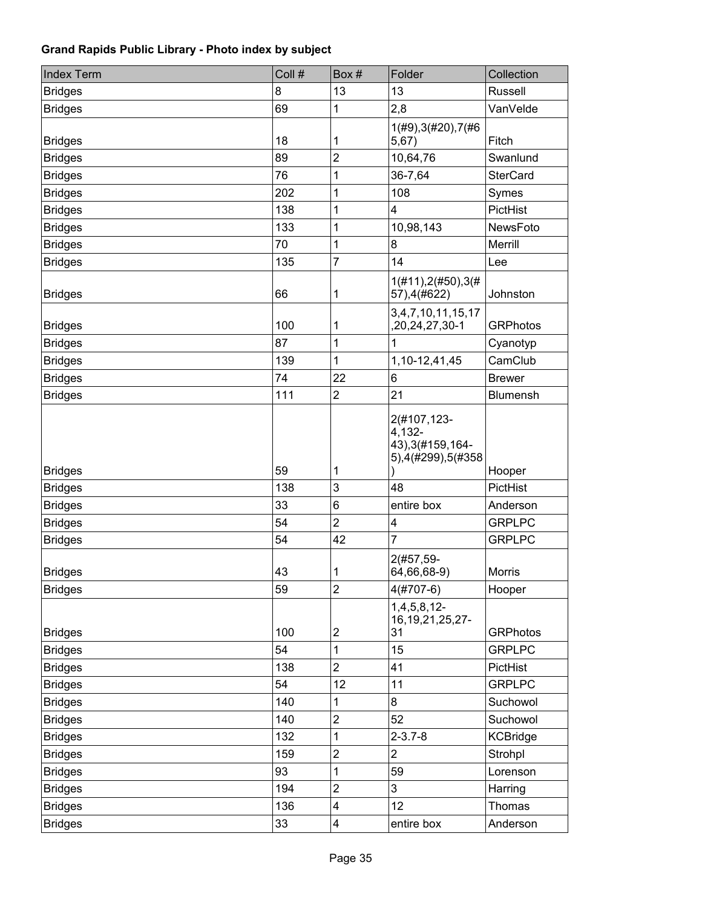**Grand Rapids Public Library - Photo index by subject**

| Index Term | Coll # | Box # | Folder | Collection |
|---|---|---|---|---|
| Bridges | 8 | 13 | 13 | Russell |
| Bridges | 69 | 1 | 2,8 | VanVelde |
| Bridges | 18 | 1 | 1(#9),3(#20),7(#65,67) | Fitch |
| Bridges | 89 | 2 | 10,64,76 | Swanlund |
| Bridges | 76 | 1 | 36-7,64 | SterCard |
| Bridges | 202 | 1 | 108 | Symes |
| Bridges | 138 | 1 | 4 | PictHist |
| Bridges | 133 | 1 | 10,98,143 | NewsFoto |
| Bridges | 70 | 1 | 8 | Merrill |
| Bridges | 135 | 7 | 14 | Lee |
| Bridges | 66 | 1 | 1(#11),2(#50),3(#57),4(#622) | Johnston |
| Bridges | 100 | 1 | 3,4,7,10,11,15,17,20,24,27,30-1 | GRPhotos |
| Bridges | 87 | 1 | 1 | Cyanotyp |
| Bridges | 139 | 1 | 1,10-12,41,45 | CamClub |
| Bridges | 74 | 22 | 6 | Brewer |
| Bridges | 111 | 2 | 21 | Blumensh |
| Bridges | 59 | 1 | 2(#107,123-4,132-43),3(#159,164-5),4(#299),5(#358) | Hooper |
| Bridges | 138 | 3 | 48 | PictHist |
| Bridges | 33 | 6 | entire box | Anderson |
| Bridges | 54 | 2 | 4 | GRPLPC |
| Bridges | 54 | 42 | 7 | GRPLPC |
| Bridges | 43 | 1 | 2(#57,59-64,66,68-9) | Morris |
| Bridges | 59 | 2 | 4(#707-6) | Hooper |
| Bridges | 100 | 2 | 1,4,5,8,12-16,19,21,25,27-31 | GRPhotos |
| Bridges | 54 | 1 | 15 | GRPLPC |
| Bridges | 138 | 2 | 41 | PictHist |
| Bridges | 54 | 12 | 11 | GRPLPC |
| Bridges | 140 | 1 | 8 | Suchowol |
| Bridges | 140 | 2 | 52 | Suchowol |
| Bridges | 132 | 1 | 2-3.7-8 | KCBridge |
| Bridges | 159 | 2 | 2 | Strohpl |
| Bridges | 93 | 1 | 59 | Lorenson |
| Bridges | 194 | 2 | 3 | Harring |
| Bridges | 136 | 4 | 12 | Thomas |
| Bridges | 33 | 4 | entire box | Anderson |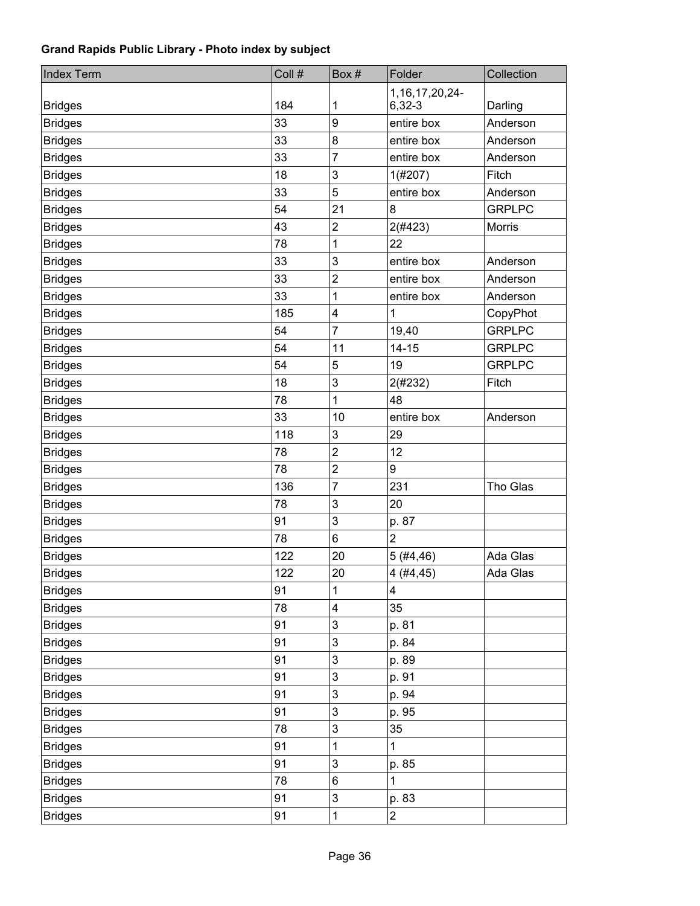**Grand Rapids Public Library - Photo index by subject**

| Index Term | Coll # | Box # | Folder | Collection |
|---|---|---|---|---|
| Bridges | 184 | 1 | 1,16,17,20,24-6,32-3 | Darling |
| Bridges | 33 | 9 | entire box | Anderson |
| Bridges | 33 | 8 | entire box | Anderson |
| Bridges | 33 | 7 | entire box | Anderson |
| Bridges | 18 | 3 | 1(#207) | Fitch |
| Bridges | 33 | 5 | entire box | Anderson |
| Bridges | 54 | 21 | 8 | GRPLPC |
| Bridges | 43 | 2 | 2(#423) | Morris |
| Bridges | 78 | 1 | 22 | |
| Bridges | 33 | 3 | entire box | Anderson |
| Bridges | 33 | 2 | entire box | Anderson |
| Bridges | 33 | 1 | entire box | Anderson |
| Bridges | 185 | 4 | 1 | CopyPhot |
| Bridges | 54 | 7 | 19,40 | GRPLPC |
| Bridges | 54 | 11 | 14-15 | GRPLPC |
| Bridges | 54 | 5 | 19 | GRPLPC |
| Bridges | 18 | 3 | 2(#232) | Fitch |
| Bridges | 78 | 1 | 48 | |
| Bridges | 33 | 10 | entire box | Anderson |
| Bridges | 118 | 3 | 29 | |
| Bridges | 78 | 2 | 12 | |
| Bridges | 78 | 2 | 9 | |
| Bridges | 136 | 7 | 231 | Tho Glas |
| Bridges | 78 | 3 | 20 | |
| Bridges | 91 | 3 | p. 87 | |
| Bridges | 78 | 6 | 2 | |
| Bridges | 122 | 20 | 5 (#4,46) | Ada Glas |
| Bridges | 122 | 20 | 4 (#4,45) | Ada Glas |
| Bridges | 91 | 1 | 4 | |
| Bridges | 78 | 4 | 35 | |
| Bridges | 91 | 3 | p. 81 | |
| Bridges | 91 | 3 | p. 84 | |
| Bridges | 91 | 3 | p. 89 | |
| Bridges | 91 | 3 | p. 91 | |
| Bridges | 91 | 3 | p. 94 | |
| Bridges | 91 | 3 | p. 95 | |
| Bridges | 78 | 3 | 35 | |
| Bridges | 91 | 1 | 1 | |
| Bridges | 91 | 3 | p. 85 | |
| Bridges | 78 | 6 | 1 | |
| Bridges | 91 | 3 | p. 83 | |
| Bridges | 91 | 1 | 2 | |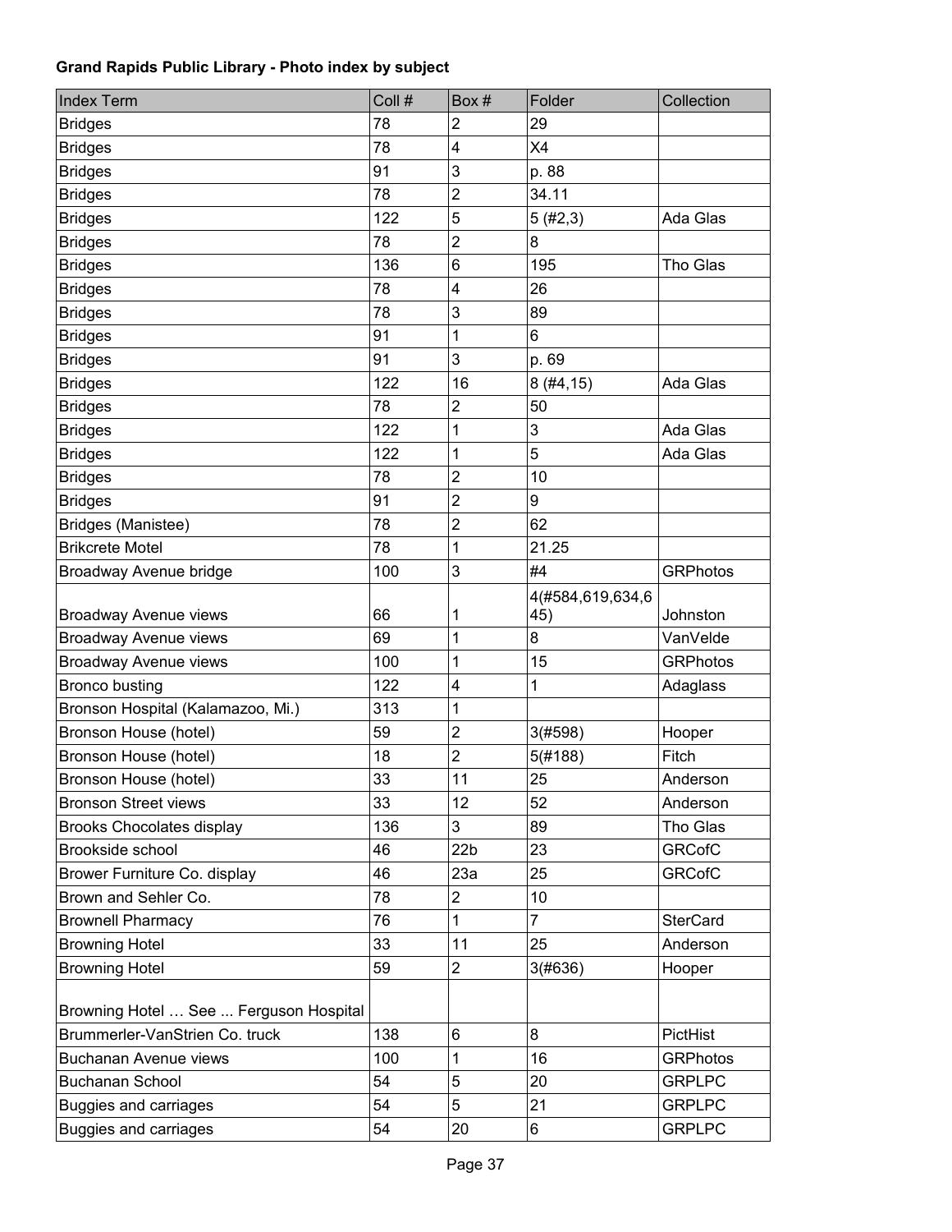**Grand Rapids Public Library - Photo index by subject**

| Index Term | Coll # | Box # | Folder | Collection |
|---|---|---|---|---|
| Bridges | 78 | 2 | 29 | |
| Bridges | 78 | 4 | X4 | |
| Bridges | 91 | 3 | p. 88 | |
| Bridges | 78 | 2 | 34.11 | |
| Bridges | 122 | 5 | 5 (#2,3) | Ada Glas |
| Bridges | 78 | 2 | 8 | |
| Bridges | 136 | 6 | 195 | Tho Glas |
| Bridges | 78 | 4 | 26 | |
| Bridges | 78 | 3 | 89 | |
| Bridges | 91 | 1 | 6 | |
| Bridges | 91 | 3 | p. 69 | |
| Bridges | 122 | 16 | 8 (#4,15) | Ada Glas |
| Bridges | 78 | 2 | 50 | |
| Bridges | 122 | 1 | 3 | Ada Glas |
| Bridges | 122 | 1 | 5 | Ada Glas |
| Bridges | 78 | 2 | 10 | |
| Bridges | 91 | 2 | 9 | |
| Bridges (Manistee) | 78 | 2 | 62 | |
| Brikcrete Motel | 78 | 1 | 21.25 | |
| Broadway Avenue bridge | 100 | 3 | #4 | GRPhotos |
| Broadway Avenue views | 66 | 1 | 4(#584,619,634,645) | Johnston |
| Broadway Avenue views | 69 | 1 | 8 | VanVelde |
| Broadway Avenue views | 100 | 1 | 15 | GRPhotos |
| Bronco busting | 122 | 4 | 1 | Adaglass |
| Bronson Hospital (Kalamazoo, Mi.) | 313 | 1 | | |
| Bronson House (hotel) | 59 | 2 | 3(#598) | Hooper |
| Bronson House (hotel) | 18 | 2 | 5(#188) | Fitch |
| Bronson House (hotel) | 33 | 11 | 25 | Anderson |
| Bronson Street views | 33 | 12 | 52 | Anderson |
| Brooks Chocolates display | 136 | 3 | 89 | Tho Glas |
| Brookside school | 46 | 22b | 23 | GRCofC |
| Brower Furniture Co. display | 46 | 23a | 25 | GRCofC |
| Brown and Sehler Co. | 78 | 2 | 10 | |
| Brownell Pharmacy | 76 | 1 | 7 | SterCard |
| Browning Hotel | 33 | 11 | 25 | Anderson |
| Browning Hotel | 59 | 2 | 3(#636) | Hooper |
| Browning Hotel … See ... Ferguson Hospital | | | | |
| Brummerler-VanStrien Co. truck | 138 | 6 | 8 | PictHist |
| Buchanan Avenue views | 100 | 1 | 16 | GRPhotos |
| Buchanan School | 54 | 5 | 20 | GRPLPC |
| Buggies and carriages | 54 | 5 | 21 | GRPLPC |
| Buggies and carriages | 54 | 20 | 6 | GRPLPC |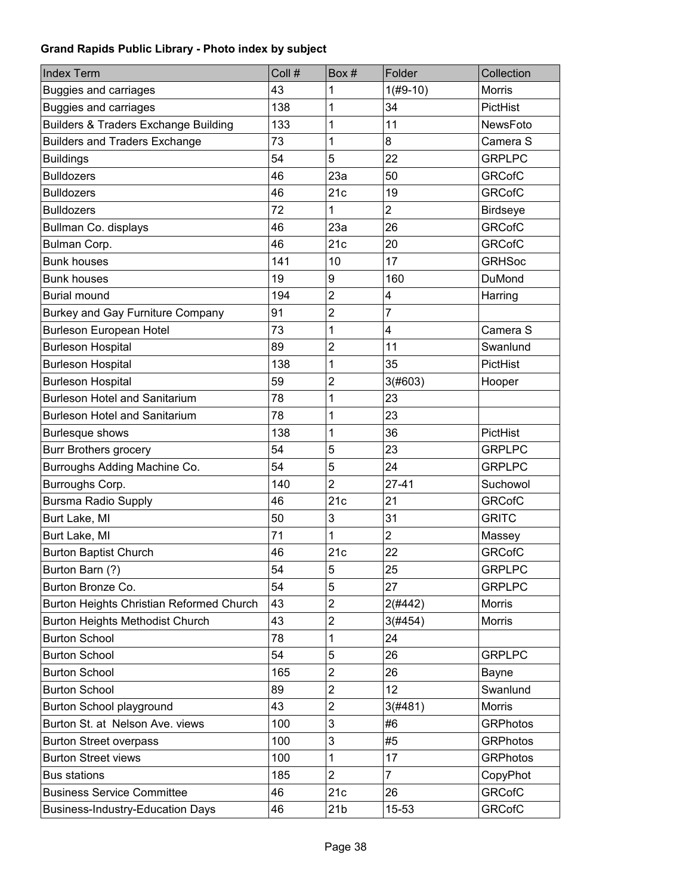**Grand Rapids Public Library - Photo index by subject**

| Index Term | Coll # | Box # | Folder | Collection |
|---|---|---|---|---|
| Buggies and carriages | 43 | 1 | 1(#9-10) | Morris |
| Buggies and carriages | 138 | 1 | 34 | PictHist |
| Builders & Traders Exchange Building | 133 | 1 | 11 | NewsFoto |
| Builders and Traders Exchange | 73 | 1 | 8 | Camera S |
| Buildings | 54 | 5 | 22 | GRPLPC |
| Bulldozers | 46 | 23a | 50 | GRCofC |
| Bulldozers | 46 | 21c | 19 | GRCofC |
| Bulldozers | 72 | 1 | 2 | Birdseye |
| Bullman Co. displays | 46 | 23a | 26 | GRCofC |
| Bulman Corp. | 46 | 21c | 20 | GRCofC |
| Bunk houses | 141 | 10 | 17 | GRHSoc |
| Bunk houses | 19 | 9 | 160 | DuMond |
| Burial mound | 194 | 2 | 4 | Harring |
| Burkey and Gay Furniture Company | 91 | 2 | 7 | |
| Burleson European Hotel | 73 | 1 | 4 | Camera S |
| Burleson Hospital | 89 | 2 | 11 | Swanlund |
| Burleson Hospital | 138 | 1 | 35 | PictHist |
| Burleson Hospital | 59 | 2 | 3(#603) | Hooper |
| Burleson Hotel and Sanitarium | 78 | 1 | 23 | |
| Burleson Hotel and Sanitarium | 78 | 1 | 23 | |
| Burlesque shows | 138 | 1 | 36 | PictHist |
| Burr Brothers grocery | 54 | 5 | 23 | GRPLPC |
| Burroughs Adding Machine Co. | 54 | 5 | 24 | GRPLPC |
| Burroughs Corp. | 140 | 2 | 27-41 | Suchowol |
| Bursma Radio Supply | 46 | 21c | 21 | GRCofC |
| Burt Lake, MI | 50 | 3 | 31 | GRITC |
| Burt Lake, MI | 71 | 1 | 2 | Massey |
| Burton Baptist Church | 46 | 21c | 22 | GRCofC |
| Burton Barn (?) | 54 | 5 | 25 | GRPLPC |
| Burton Bronze Co. | 54 | 5 | 27 | GRPLPC |
| Burton Heights Christian Reformed Church | 43 | 2 | 2(#442) | Morris |
| Burton Heights Methodist Church | 43 | 2 | 3(#454) | Morris |
| Burton School | 78 | 1 | 24 | |
| Burton School | 54 | 5 | 26 | GRPLPC |
| Burton School | 165 | 2 | 26 | Bayne |
| Burton School | 89 | 2 | 12 | Swanlund |
| Burton School playground | 43 | 2 | 3(#481) | Morris |
| Burton St. at Nelson Ave. views | 100 | 3 | #6 | GRPhotos |
| Burton Street overpass | 100 | 3 | #5 | GRPhotos |
| Burton Street views | 100 | 1 | 17 | GRPhotos |
| Bus stations | 185 | 2 | 7 | CopyPhot |
| Business Service Committee | 46 | 21c | 26 | GRCofC |
| Business-Industry-Education Days | 46 | 21b | 15-53 | GRCofC |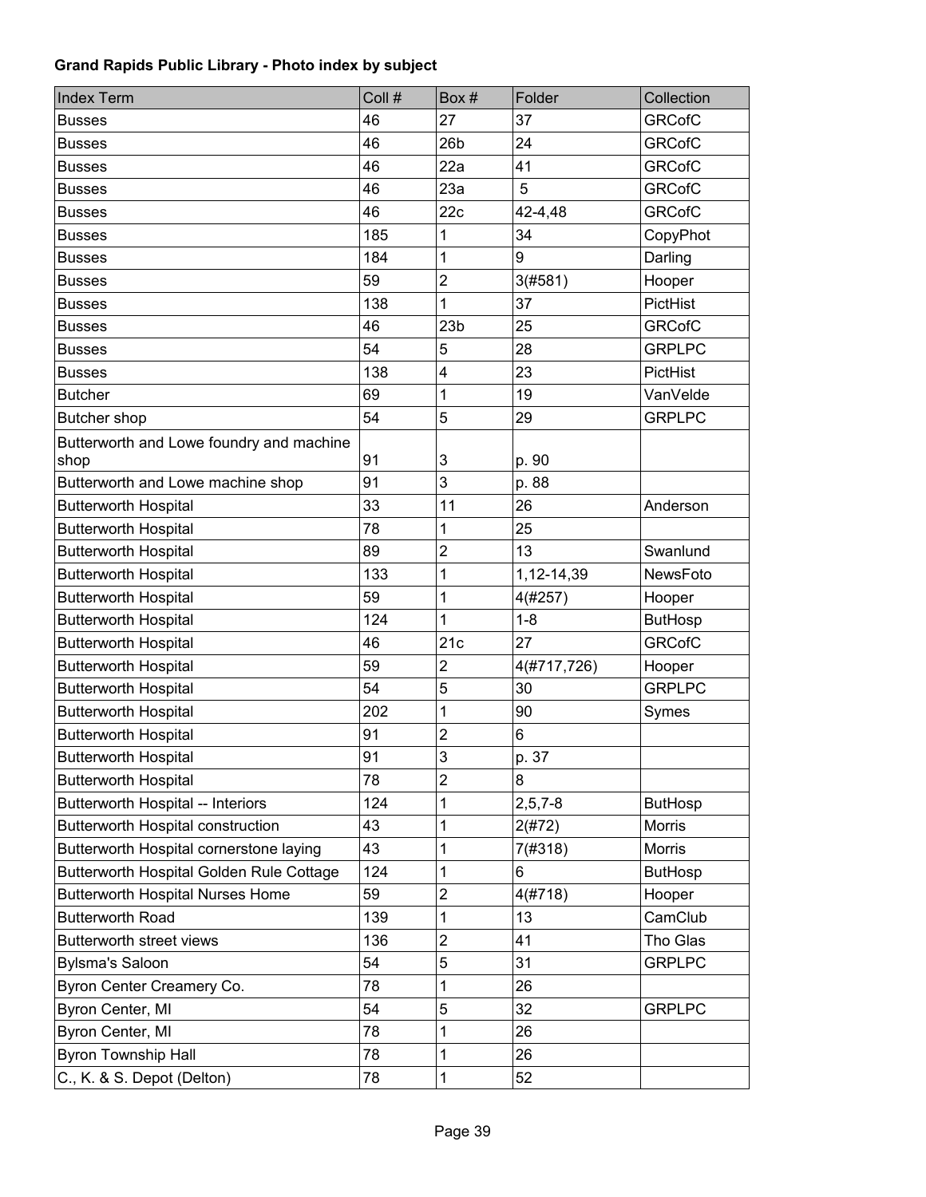**Grand Rapids Public Library - Photo index by subject**

| Index Term | Coll # | Box # | Folder | Collection |
|---|---|---|---|---|
| Busses | 46 | 27 | 37 | GRCofC |
| Busses | 46 | 26b | 24 | GRCofC |
| Busses | 46 | 22a | 41 | GRCofC |
| Busses | 46 | 23a | 5 | GRCofC |
| Busses | 46 | 22c | 42-4,48 | GRCofC |
| Busses | 185 | 1 | 34 | CopyPhot |
| Busses | 184 | 1 | 9 | Darling |
| Busses | 59 | 2 | 3(#581) | Hooper |
| Busses | 138 | 1 | 37 | PictHist |
| Busses | 46 | 23b | 25 | GRCofC |
| Busses | 54 | 5 | 28 | GRPLPC |
| Busses | 138 | 4 | 23 | PictHist |
| Butcher | 69 | 1 | 19 | VanVelde |
| Butcher shop | 54 | 5 | 29 | GRPLPC |
| Butterworth and Lowe foundry and machine shop | 91 | 3 | p. 90 | |
| Butterworth and Lowe machine shop | 91 | 3 | p. 88 | |
| Butterworth Hospital | 33 | 11 | 26 | Anderson |
| Butterworth Hospital | 78 | 1 | 25 | |
| Butterworth Hospital | 89 | 2 | 13 | Swanlund |
| Butterworth Hospital | 133 | 1 | 1,12-14,39 | NewsFoto |
| Butterworth Hospital | 59 | 1 | 4(#257) | Hooper |
| Butterworth Hospital | 124 | 1 | 1-8 | ButHosp |
| Butterworth Hospital | 46 | 21c | 27 | GRCofC |
| Butterworth Hospital | 59 | 2 | 4(#717,726) | Hooper |
| Butterworth Hospital | 54 | 5 | 30 | GRPLPC |
| Butterworth Hospital | 202 | 1 | 90 | Symes |
| Butterworth Hospital | 91 | 2 | 6 | |
| Butterworth Hospital | 91 | 3 | p. 37 | |
| Butterworth Hospital | 78 | 2 | 8 | |
| Butterworth Hospital -- Interiors | 124 | 1 | 2,5,7-8 | ButHosp |
| Butterworth Hospital construction | 43 | 1 | 2(#72) | Morris |
| Butterworth Hospital cornerstone laying | 43 | 1 | 7(#318) | Morris |
| Butterworth Hospital Golden Rule Cottage | 124 | 1 | 6 | ButHosp |
| Butterworth Hospital Nurses Home | 59 | 2 | 4(#718) | Hooper |
| Butterworth Road | 139 | 1 | 13 | CamClub |
| Butterworth street views | 136 | 2 | 41 | Tho Glas |
| Bylsma's Saloon | 54 | 5 | 31 | GRPLPC |
| Byron Center Creamery Co. | 78 | 1 | 26 | |
| Byron Center, MI | 54 | 5 | 32 | GRPLPC |
| Byron Center, MI | 78 | 1 | 26 | |
| Byron Township Hall | 78 | 1 | 26 | |
| C., K. & S. Depot (Delton) | 78 | 1 | 52 | |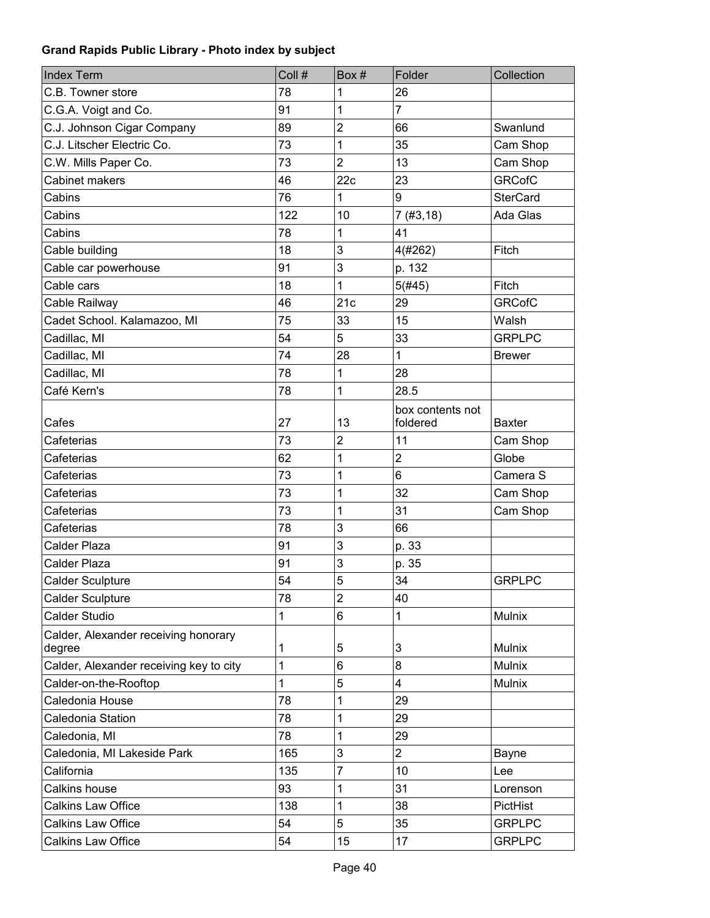**Grand Rapids Public Library - Photo index by subject**

| Index Term | Coll # | Box # | Folder | Collection |
|---|---|---|---|---|
| C.B. Towner store | 78 | 1 | 26 | |
| C.G.A. Voigt and Co. | 91 | 1 | 7 | |
| C.J. Johnson Cigar Company | 89 | 2 | 66 | Swanlund |
| C.J. Litscher Electric Co. | 73 | 1 | 35 | Cam Shop |
| C.W. Mills Paper Co. | 73 | 2 | 13 | Cam Shop |
| Cabinet makers | 46 | 22c | 23 | GRCofC |
| Cabins | 76 | 1 | 9 | SterCard |
| Cabins | 122 | 10 | 7 (#3,18) | Ada Glas |
| Cabins | 78 | 1 | 41 | |
| Cable building | 18 | 3 | 4(#262) | Fitch |
| Cable car powerhouse | 91 | 3 | p. 132 | |
| Cable cars | 18 | 1 | 5(#45) | Fitch |
| Cable Railway | 46 | 21c | 29 | GRCofC |
| Cadet School. Kalamazoo, MI | 75 | 33 | 15 | Walsh |
| Cadillac, MI | 54 | 5 | 33 | GRPLPC |
| Cadillac, MI | 74 | 28 | 1 | Brewer |
| Cadillac, MI | 78 | 1 | 28 | |
| Café Kern's | 78 | 1 | 28.5 | |
| Cafes | 27 | 13 | box contents not foldered | Baxter |
| Cafeterias | 73 | 2 | 11 | Cam Shop |
| Cafeterias | 62 | 1 | 2 | Globe |
| Cafeterias | 73 | 1 | 6 | Camera S |
| Cafeterias | 73 | 1 | 32 | Cam Shop |
| Cafeterias | 73 | 1 | 31 | Cam Shop |
| Cafeterias | 78 | 3 | 66 | |
| Calder Plaza | 91 | 3 | p. 33 | |
| Calder Plaza | 91 | 3 | p. 35 | |
| Calder Sculpture | 54 | 5 | 34 | GRPLPC |
| Calder Sculpture | 78 | 2 | 40 | |
| Calder Studio | 1 | 6 | 1 | Mulnix |
| Calder, Alexander receiving honorary degree | 1 | 5 | 3 | Mulnix |
| Calder, Alexander receiving key to city | 1 | 6 | 8 | Mulnix |
| Calder-on-the-Rooftop | 1 | 5 | 4 | Mulnix |
| Caledonia House | 78 | 1 | 29 | |
| Caledonia Station | 78 | 1 | 29 | |
| Caledonia, MI | 78 | 1 | 29 | |
| Caledonia, MI Lakeside Park | 165 | 3 | 2 | Bayne |
| California | 135 | 7 | 10 | Lee |
| Calkins house | 93 | 1 | 31 | Lorenson |
| Calkins Law Office | 138 | 1 | 38 | PictHist |
| Calkins Law Office | 54 | 5 | 35 | GRPLPC |
| Calkins Law Office | 54 | 15 | 17 | GRPLPC |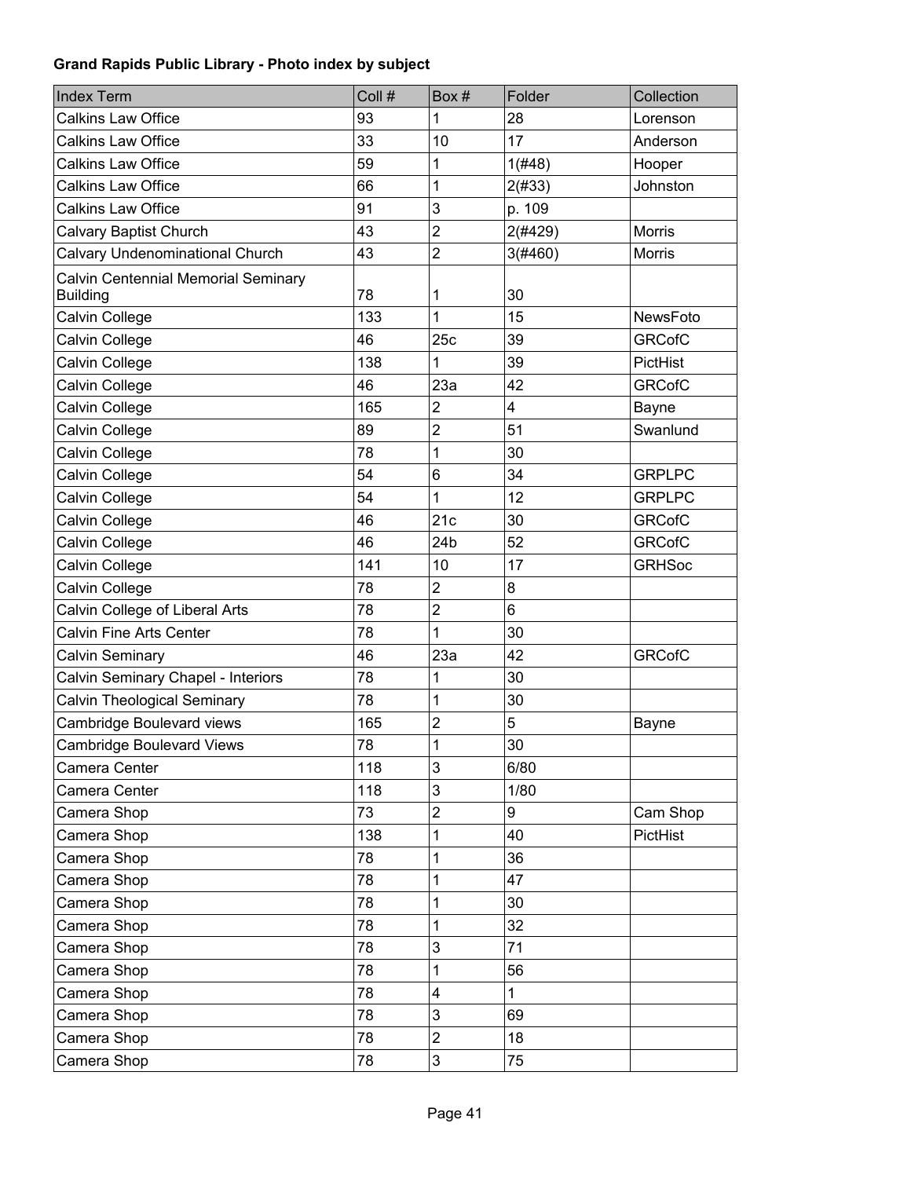**Grand Rapids Public Library - Photo index by subject**

| Index Term | Coll # | Box # | Folder | Collection |
|---|---|---|---|---|
| Calkins Law Office | 93 | 1 | 28 | Lorenson |
| Calkins Law Office | 33 | 10 | 17 | Anderson |
| Calkins Law Office | 59 | 1 | 1(#48) | Hooper |
| Calkins Law Office | 66 | 1 | 2(#33) | Johnston |
| Calkins Law Office | 91 | 3 | p. 109 | |
| Calvary Baptist Church | 43 | 2 | 2(#429) | Morris |
| Calvary Undenominational Church | 43 | 2 | 3(#460) | Morris |
| Calvin Centennial Memorial Seminary Building | 78 | 1 | 30 | |
| Calvin College | 133 | 1 | 15 | NewsFoto |
| Calvin College | 46 | 25c | 39 | GRCofC |
| Calvin College | 138 | 1 | 39 | PictHist |
| Calvin College | 46 | 23a | 42 | GRCofC |
| Calvin College | 165 | 2 | 4 | Bayne |
| Calvin College | 89 | 2 | 51 | Swanlund |
| Calvin College | 78 | 1 | 30 | |
| Calvin College | 54 | 6 | 34 | GRPLPC |
| Calvin College | 54 | 1 | 12 | GRPLPC |
| Calvin College | 46 | 21c | 30 | GRCofC |
| Calvin College | 46 | 24b | 52 | GRCofC |
| Calvin College | 141 | 10 | 17 | GRHSoc |
| Calvin College | 78 | 2 | 8 | |
| Calvin College of Liberal Arts | 78 | 2 | 6 | |
| Calvin Fine Arts Center | 78 | 1 | 30 | |
| Calvin Seminary | 46 | 23a | 42 | GRCofC |
| Calvin Seminary Chapel - Interiors | 78 | 1 | 30 | |
| Calvin Theological Seminary | 78 | 1 | 30 | |
| Cambridge Boulevard views | 165 | 2 | 5 | Bayne |
| Cambridge Boulevard Views | 78 | 1 | 30 | |
| Camera Center | 118 | 3 | 6/80 | |
| Camera Center | 118 | 3 | 1/80 | |
| Camera Shop | 73 | 2 | 9 | Cam Shop |
| Camera Shop | 138 | 1 | 40 | PictHist |
| Camera Shop | 78 | 1 | 36 | |
| Camera Shop | 78 | 1 | 47 | |
| Camera Shop | 78 | 1 | 30 | |
| Camera Shop | 78 | 1 | 32 | |
| Camera Shop | 78 | 3 | 71 | |
| Camera Shop | 78 | 1 | 56 | |
| Camera Shop | 78 | 4 | 1 | |
| Camera Shop | 78 | 3 | 69 | |
| Camera Shop | 78 | 2 | 18 | |
| Camera Shop | 78 | 3 | 75 | |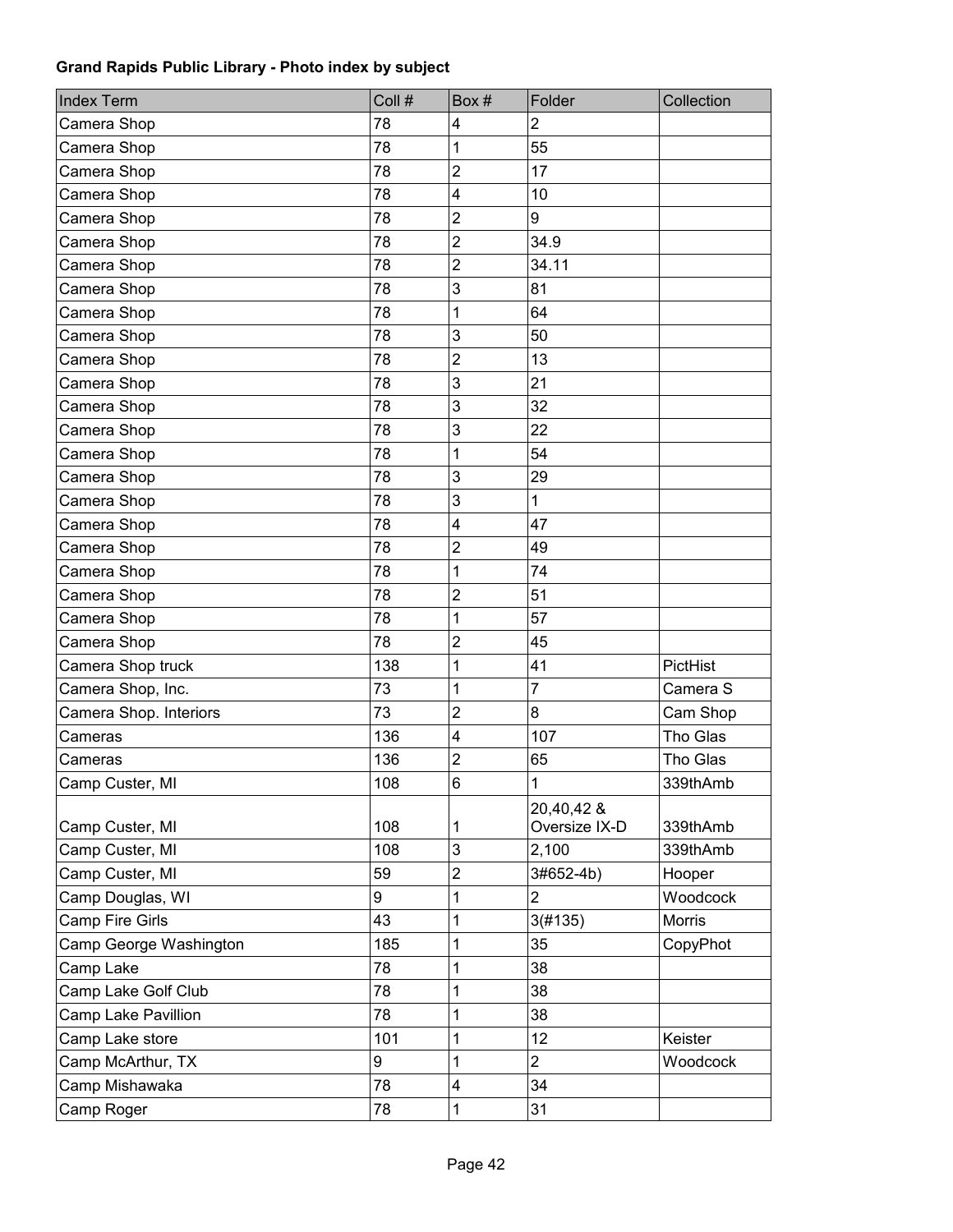**Grand Rapids Public Library - Photo index by subject**

| Index Term | Coll # | Box # | Folder | Collection |
|---|---|---|---|---|
| Camera Shop | 78 | 4 | 2 | |
| Camera Shop | 78 | 1 | 55 | |
| Camera Shop | 78 | 2 | 17 | |
| Camera Shop | 78 | 4 | 10 | |
| Camera Shop | 78 | 2 | 9 | |
| Camera Shop | 78 | 2 | 34.9 | |
| Camera Shop | 78 | 2 | 34.11 | |
| Camera Shop | 78 | 3 | 81 | |
| Camera Shop | 78 | 1 | 64 | |
| Camera Shop | 78 | 3 | 50 | |
| Camera Shop | 78 | 2 | 13 | |
| Camera Shop | 78 | 3 | 21 | |
| Camera Shop | 78 | 3 | 32 | |
| Camera Shop | 78 | 3 | 22 | |
| Camera Shop | 78 | 1 | 54 | |
| Camera Shop | 78 | 3 | 29 | |
| Camera Shop | 78 | 3 | 1 | |
| Camera Shop | 78 | 4 | 47 | |
| Camera Shop | 78 | 2 | 49 | |
| Camera Shop | 78 | 1 | 74 | |
| Camera Shop | 78 | 2 | 51 | |
| Camera Shop | 78 | 1 | 57 | |
| Camera Shop | 78 | 2 | 45 | |
| Camera Shop truck | 138 | 1 | 41 | PictHist |
| Camera Shop, Inc. | 73 | 1 | 7 | Camera S |
| Camera Shop. Interiors | 73 | 2 | 8 | Cam Shop |
| Cameras | 136 | 4 | 107 | Tho Glas |
| Cameras | 136 | 2 | 65 | Tho Glas |
| Camp Custer, MI | 108 | 6 | 1 | 339thAmb |
| Camp Custer, MI | 108 | 1 | 20,40,42 & Oversize IX-D | 339thAmb |
| Camp Custer, MI | 108 | 3 | 2,100 | 339thAmb |
| Camp Custer, MI | 59 | 2 | 3#652-4b) | Hooper |
| Camp Douglas, WI | 9 | 1 | 2 | Woodcock |
| Camp Fire Girls | 43 | 1 | 3(#135) | Morris |
| Camp George Washington | 185 | 1 | 35 | CopyPhot |
| Camp Lake | 78 | 1 | 38 | |
| Camp Lake Golf Club | 78 | 1 | 38 | |
| Camp Lake Pavillion | 78 | 1 | 38 | |
| Camp Lake store | 101 | 1 | 12 | Keister |
| Camp McArthur, TX | 9 | 1 | 2 | Woodcock |
| Camp Mishawaka | 78 | 4 | 34 | |
| Camp Roger | 78 | 1 | 31 | |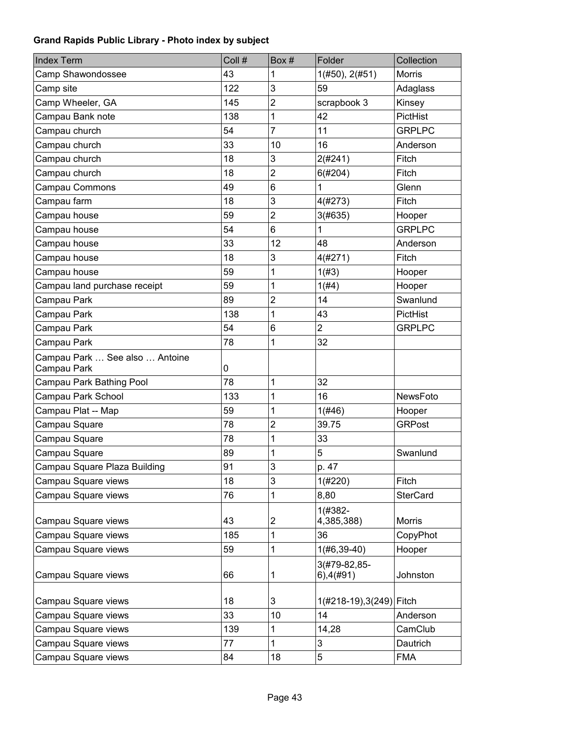**Grand Rapids Public Library - Photo index by subject**

| Index Term | Coll # | Box # | Folder | Collection |
|---|---|---|---|---|
| Camp Shawondossee | 43 | 1 | 1(#50), 2(#51) | Morris |
| Camp site | 122 | 3 | 59 | Adaglass |
| Camp Wheeler, GA | 145 | 2 | scrapbook 3 | Kinsey |
| Campau Bank note | 138 | 1 | 42 | PictHist |
| Campau church | 54 | 7 | 11 | GRPLPC |
| Campau church | 33 | 10 | 16 | Anderson |
| Campau church | 18 | 3 | 2(#241) | Fitch |
| Campau church | 18 | 2 | 6(#204) | Fitch |
| Campau Commons | 49 | 6 | 1 | Glenn |
| Campau farm | 18 | 3 | 4(#273) | Fitch |
| Campau house | 59 | 2 | 3(#635) | Hooper |
| Campau house | 54 | 6 | 1 | GRPLPC |
| Campau house | 33 | 12 | 48 | Anderson |
| Campau house | 18 | 3 | 4(#271) | Fitch |
| Campau house | 59 | 1 | 1(#3) | Hooper |
| Campau land purchase receipt | 59 | 1 | 1(#4) | Hooper |
| Campau Park | 89 | 2 | 14 | Swanlund |
| Campau Park | 138 | 1 | 43 | PictHist |
| Campau Park | 54 | 6 | 2 | GRPLPC |
| Campau Park | 78 | 1 | 32 | |
| Campau Park … See also … Antoine Campau Park | 0 | | | |
| Campau Park Bathing Pool | 78 | 1 | 32 | |
| Campau Park School | 133 | 1 | 16 | NewsFoto |
| Campau Plat -- Map | 59 | 1 | 1(#46) | Hooper |
| Campau Square | 78 | 2 | 39.75 | GRPost |
| Campau Square | 78 | 1 | 33 | |
| Campau Square | 89 | 1 | 5 | Swanlund |
| Campau Square Plaza Building | 91 | 3 | p. 47 | |
| Campau Square views | 18 | 3 | 1(#220) | Fitch |
| Campau Square views | 76 | 1 | 8,80 | SterCard |
| Campau Square views | 43 | 2 | 1(#382-4,385,388) | Morris |
| Campau Square views | 185 | 1 | 36 | CopyPhot |
| Campau Square views | 59 | 1 | 1(#6,39-40) | Hooper |
| Campau Square views | 66 | 1 | 3(#79-82,85-6),4(#91) | Johnston |
| Campau Square views | 18 | 3 | 1(#218-19),3(249) | Fitch |
| Campau Square views | 33 | 10 | 14 | Anderson |
| Campau Square views | 139 | 1 | 14,28 | CamClub |
| Campau Square views | 77 | 1 | 3 | Dautrich |
| Campau Square views | 84 | 18 | 5 | FMA |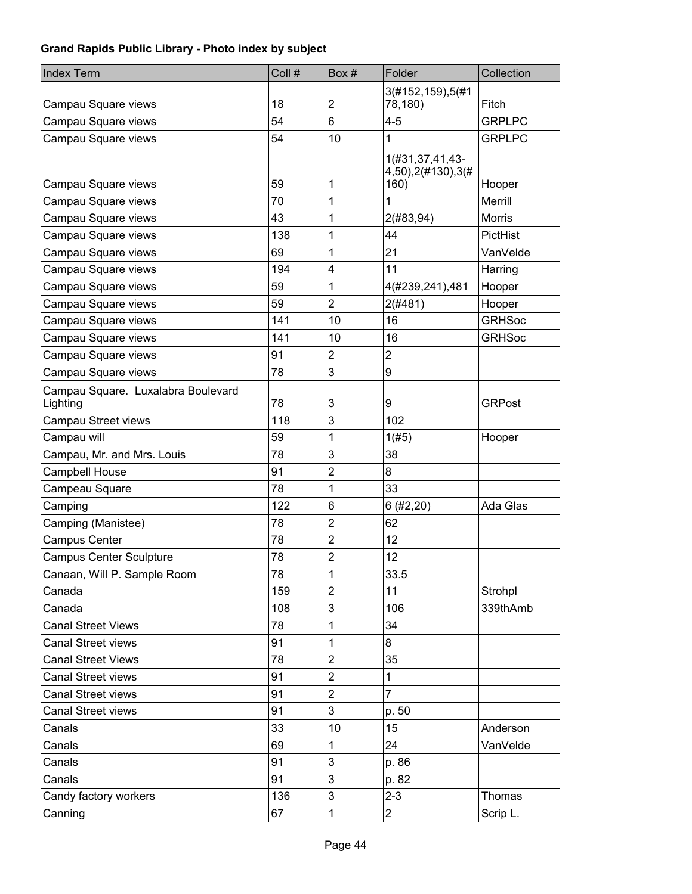**Grand Rapids Public Library - Photo index by subject**

| Index Term | Coll # | Box # | Folder | Collection |
|---|---|---|---|---|
| Campau Square views | 18 | 2 | 3(#152,159),5(#178,180) | Fitch |
| Campau Square views | 54 | 6 | 4-5 | GRPLPC |
| Campau Square views | 54 | 10 | 1 | GRPLPC |
| Campau Square views | 59 | 1 | 1(#31,37,41,43-4,50),2(#130),3(#160) | Hooper |
| Campau Square views | 70 | 1 | 1 | Merrill |
| Campau Square views | 43 | 1 | 2(#83,94) | Morris |
| Campau Square views | 138 | 1 | 44 | PictHist |
| Campau Square views | 69 | 1 | 21 | VanVelde |
| Campau Square views | 194 | 4 | 11 | Harring |
| Campau Square views | 59 | 1 | 4(#239,241),481 | Hooper |
| Campau Square views | 59 | 2 | 2(#481) | Hooper |
| Campau Square views | 141 | 10 | 16 | GRHSoc |
| Campau Square views | 141 | 10 | 16 | GRHSoc |
| Campau Square views | 91 | 2 | 2 | |
| Campau Square views | 78 | 3 | 9 | |
| Campau Square. Luxalabra Boulevard Lighting | 78 | 3 | 9 | GRPost |
| Campau Street views | 118 | 3 | 102 | |
| Campau will | 59 | 1 | 1(#5) | Hooper |
| Campau, Mr. and Mrs. Louis | 78 | 3 | 38 | |
| Campbell House | 91 | 2 | 8 | |
| Campeau Square | 78 | 1 | 33 | |
| Camping | 122 | 6 | 6 (#2,20) | Ada Glas |
| Camping (Manistee) | 78 | 2 | 62 | |
| Campus Center | 78 | 2 | 12 | |
| Campus Center Sculpture | 78 | 2 | 12 | |
| Canaan, Will P. Sample Room | 78 | 1 | 33.5 | |
| Canada | 159 | 2 | 11 | Strohpl |
| Canada | 108 | 3 | 106 | 339thAmb |
| Canal Street Views | 78 | 1 | 34 | |
| Canal Street views | 91 | 1 | 8 | |
| Canal Street Views | 78 | 2 | 35 | |
| Canal Street views | 91 | 2 | 1 | |
| Canal Street views | 91 | 2 | 7 | |
| Canal Street views | 91 | 3 | p. 50 | |
| Canals | 33 | 10 | 15 | Anderson |
| Canals | 69 | 1 | 24 | VanVelde |
| Canals | 91 | 3 | p. 86 | |
| Canals | 91 | 3 | p. 82 | |
| Candy factory workers | 136 | 3 | 2-3 | Thomas |
| Canning | 67 | 1 | 2 | Scrip L. |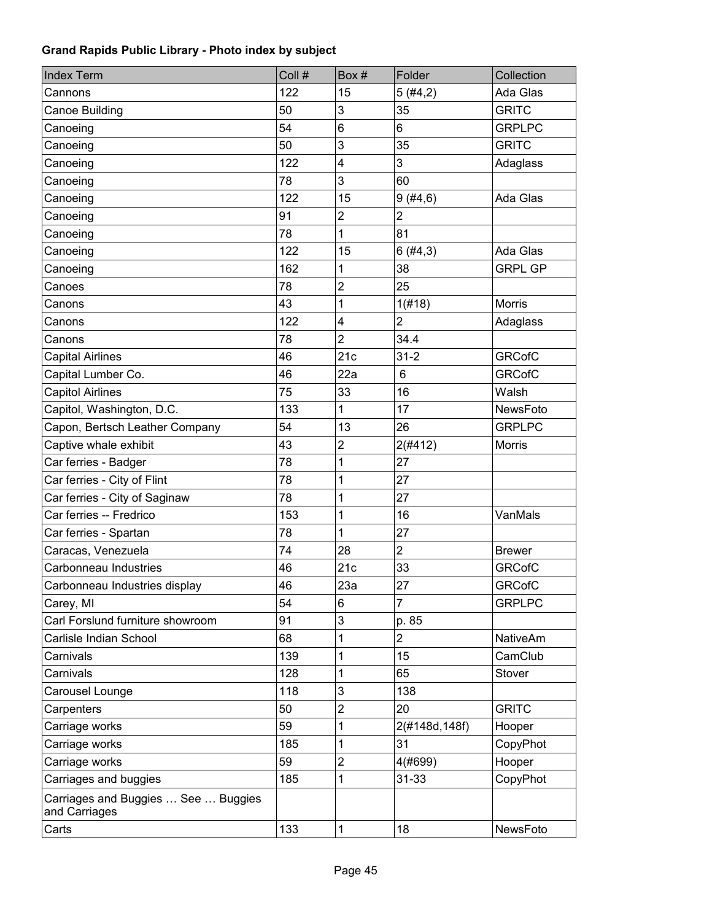**Grand Rapids Public Library - Photo index by subject**

| Index Term | Coll # | Box # | Folder | Collection |
|---|---|---|---|---|
| Cannons | 122 | 15 | 5 (#4,2) | Ada Glas |
| Canoe Building | 50 | 3 | 35 | GRITC |
| Canoeing | 54 | 6 | 6 | GRPLPC |
| Canoeing | 50 | 3 | 35 | GRITC |
| Canoeing | 122 | 4 | 3 | Adaglass |
| Canoeing | 78 | 3 | 60 | |
| Canoeing | 122 | 15 | 9 (#4,6) | Ada Glas |
| Canoeing | 91 | 2 | 2 | |
| Canoeing | 78 | 1 | 81 | |
| Canoeing | 122 | 15 | 6 (#4,3) | Ada Glas |
| Canoeing | 162 | 1 | 38 | GRPL GP |
| Canoes | 78 | 2 | 25 | |
| Canons | 43 | 1 | 1(#18) | Morris |
| Canons | 122 | 4 | 2 | Adaglass |
| Canons | 78 | 2 | 34.4 | |
| Capital Airlines | 46 | 21c | 31-2 | GRCofC |
| Capital Lumber Co. | 46 | 22a | 6 | GRCofC |
| Capitol Airlines | 75 | 33 | 16 | Walsh |
| Capitol, Washington, D.C. | 133 | 1 | 17 | NewsFoto |
| Capon, Bertsch Leather Company | 54 | 13 | 26 | GRPLPC |
| Captive whale exhibit | 43 | 2 | 2(#412) | Morris |
| Car ferries - Badger | 78 | 1 | 27 | |
| Car ferries - City of Flint | 78 | 1 | 27 | |
| Car ferries - City of Saginaw | 78 | 1 | 27 | |
| Car ferries -- Fredrico | 153 | 1 | 16 | VanMals |
| Car ferries - Spartan | 78 | 1 | 27 | |
| Caracas, Venezuela | 74 | 28 | 2 | Brewer |
| Carbonneau Industries | 46 | 21c | 33 | GRCofC |
| Carbonneau Industries display | 46 | 23a | 27 | GRCofC |
| Carey, MI | 54 | 6 | 7 | GRPLPC |
| Carl Forslund furniture showroom | 91 | 3 | p. 85 | |
| Carlisle Indian School | 68 | 1 | 2 | NativeAm |
| Carnivals | 139 | 1 | 15 | CamClub |
| Carnivals | 128 | 1 | 65 | Stover |
| Carousel Lounge | 118 | 3 | 138 | |
| Carpenters | 50 | 2 | 20 | GRITC |
| Carriage works | 59 | 1 | 2(#148d,148f) | Hooper |
| Carriage works | 185 | 1 | 31 | CopyPhot |
| Carriage works | 59 | 2 | 4(#699) | Hooper |
| Carriages and buggies | 185 | 1 | 31-33 | CopyPhot |
| Carriages and Buggies … See … Buggies and Carriages | | | | |
| Carts | 133 | 1 | 18 | NewsFoto |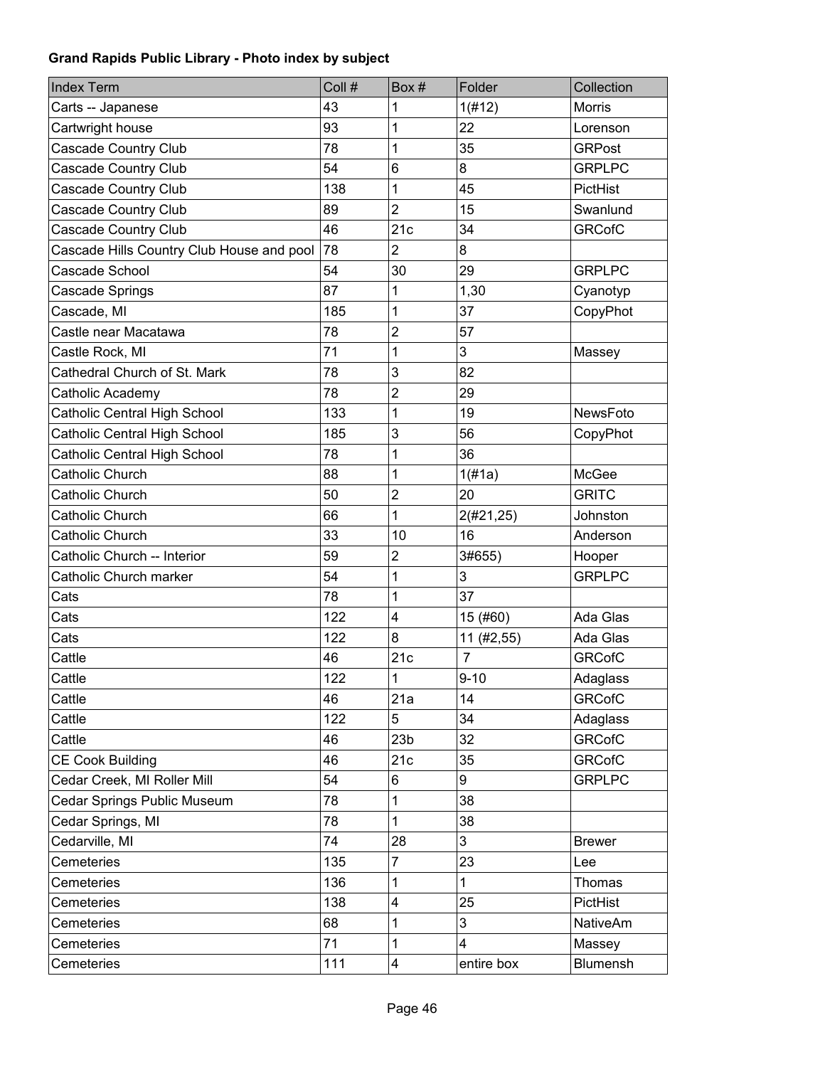**Grand Rapids Public Library - Photo index by subject**

| Index Term | Coll # | Box # | Folder | Collection |
|---|---|---|---|---|
| Carts -- Japanese | 43 | 1 | 1(#12) | Morris |
| Cartwright house | 93 | 1 | 22 | Lorenson |
| Cascade Country Club | 78 | 1 | 35 | GRPost |
| Cascade Country Club | 54 | 6 | 8 | GRPLPC |
| Cascade Country Club | 138 | 1 | 45 | PictHist |
| Cascade Country Club | 89 | 2 | 15 | Swanlund |
| Cascade Country Club | 46 | 21c | 34 | GRCofC |
| Cascade Hills Country Club House and pool | 78 | 2 | 8 | |
| Cascade School | 54 | 30 | 29 | GRPLPC |
| Cascade Springs | 87 | 1 | 1,30 | Cyanotyp |
| Cascade, MI | 185 | 1 | 37 | CopyPhot |
| Castle near Macatawa | 78 | 2 | 57 | |
| Castle Rock, MI | 71 | 1 | 3 | Massey |
| Cathedral Church of St. Mark | 78 | 3 | 82 | |
| Catholic Academy | 78 | 2 | 29 | |
| Catholic Central High School | 133 | 1 | 19 | NewsFoto |
| Catholic Central High School | 185 | 3 | 56 | CopyPhot |
| Catholic Central High School | 78 | 1 | 36 | |
| Catholic Church | 88 | 1 | 1(#1a) | McGee |
| Catholic Church | 50 | 2 | 20 | GRITC |
| Catholic Church | 66 | 1 | 2(#21,25) | Johnston |
| Catholic Church | 33 | 10 | 16 | Anderson |
| Catholic Church -- Interior | 59 | 2 | 3#655) | Hooper |
| Catholic Church marker | 54 | 1 | 3 | GRPLPC |
| Cats | 78 | 1 | 37 | |
| Cats | 122 | 4 | 15 (#60) | Ada Glas |
| Cats | 122 | 8 | 11 (#2,55) | Ada Glas |
| Cattle | 46 | 21c | 7 | GRCofC |
| Cattle | 122 | 1 | 9-10 | Adaglass |
| Cattle | 46 | 21a | 14 | GRCofC |
| Cattle | 122 | 5 | 34 | Adaglass |
| Cattle | 46 | 23b | 32 | GRCofC |
| CE Cook Building | 46 | 21c | 35 | GRCofC |
| Cedar Creek, MI Roller Mill | 54 | 6 | 9 | GRPLPC |
| Cedar Springs Public Museum | 78 | 1 | 38 | |
| Cedar Springs, MI | 78 | 1 | 38 | |
| Cedarville, MI | 74 | 28 | 3 | Brewer |
| Cemeteries | 135 | 7 | 23 | Lee |
| Cemeteries | 136 | 1 | 1 | Thomas |
| Cemeteries | 138 | 4 | 25 | PictHist |
| Cemeteries | 68 | 1 | 3 | NativeAm |
| Cemeteries | 71 | 1 | 4 | Massey |
| Cemeteries | 111 | 4 | entire box | Blumensh |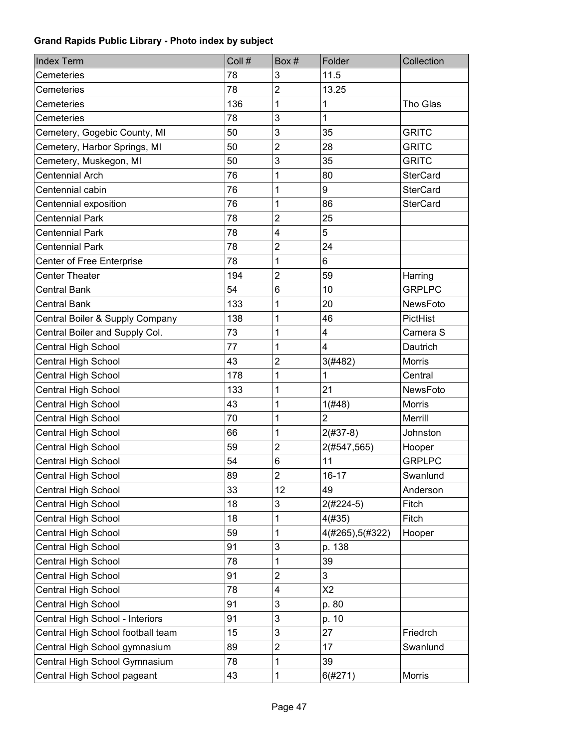**Grand Rapids Public Library - Photo index by subject**

| Index Term | Coll # | Box # | Folder | Collection |
|---|---|---|---|---|
| Cemeteries | 78 | 3 | 11.5 | |
| Cemeteries | 78 | 2 | 13.25 | |
| Cemeteries | 136 | 1 | 1 | Tho Glas |
| Cemeteries | 78 | 3 | 1 | |
| Cemetery, Gogebic County, MI | 50 | 3 | 35 | GRITC |
| Cemetery, Harbor Springs, MI | 50 | 2 | 28 | GRITC |
| Cemetery, Muskegon, MI | 50 | 3 | 35 | GRITC |
| Centennial Arch | 76 | 1 | 80 | SterCard |
| Centennial cabin | 76 | 1 | 9 | SterCard |
| Centennial exposition | 76 | 1 | 86 | SterCard |
| Centennial Park | 78 | 2 | 25 | |
| Centennial Park | 78 | 4 | 5 | |
| Centennial Park | 78 | 2 | 24 | |
| Center of Free Enterprise | 78 | 1 | 6 | |
| Center Theater | 194 | 2 | 59 | Harring |
| Central Bank | 54 | 6 | 10 | GRPLPC |
| Central Bank | 133 | 1 | 20 | NewsFoto |
| Central Boiler & Supply Company | 138 | 1 | 46 | PictHist |
| Central Boiler and Supply Col. | 73 | 1 | 4 | Camera S |
| Central High School | 77 | 1 | 4 | Dautrich |
| Central High School | 43 | 2 | 3(#482) | Morris |
| Central High School | 178 | 1 | 1 | Central |
| Central High School | 133 | 1 | 21 | NewsFoto |
| Central High School | 43 | 1 | 1(#48) | Morris |
| Central High School | 70 | 1 | 2 | Merrill |
| Central High School | 66 | 1 | 2(#37-8) | Johnston |
| Central High School | 59 | 2 | 2(#547,565) | Hooper |
| Central High School | 54 | 6 | 11 | GRPLPC |
| Central High School | 89 | 2 | 16-17 | Swanlund |
| Central High School | 33 | 12 | 49 | Anderson |
| Central High School | 18 | 3 | 2(#224-5) | Fitch |
| Central High School | 18 | 1 | 4(#35) | Fitch |
| Central High School | 59 | 1 | 4(#265),5(#322) | Hooper |
| Central High School | 91 | 3 | p. 138 | |
| Central High School | 78 | 1 | 39 | |
| Central High School | 91 | 2 | 3 | |
| Central High School | 78 | 4 | X2 | |
| Central High School | 91 | 3 | p. 80 | |
| Central High School - Interiors | 91 | 3 | p. 10 | |
| Central High School football team | 15 | 3 | 27 | Friedrch |
| Central High School gymnasium | 89 | 2 | 17 | Swanlund |
| Central High School Gymnasium | 78 | 1 | 39 | |
| Central High School pageant | 43 | 1 | 6(#271) | Morris |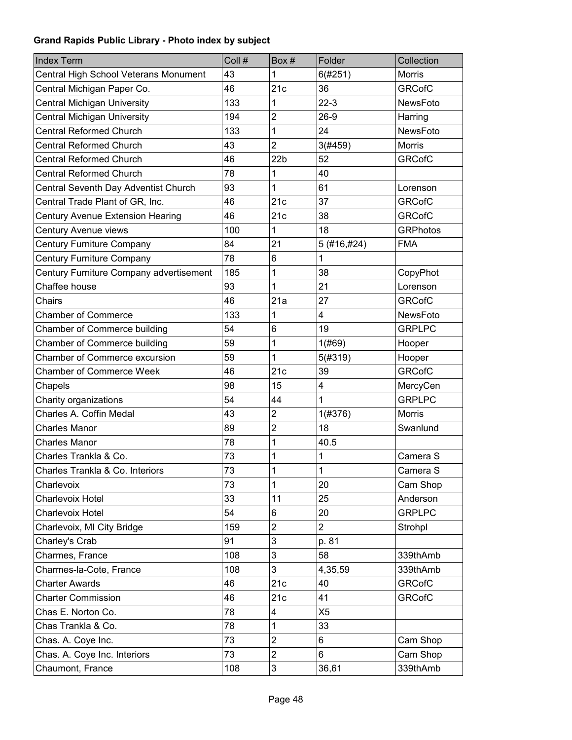**Grand Rapids Public Library - Photo index by subject**

| Index Term | Coll # | Box # | Folder | Collection |
|---|---|---|---|---|
| Central High School Veterans Monument | 43 | 1 | 6(#251) | Morris |
| Central Michigan Paper Co. | 46 | 21c | 36 | GRCofC |
| Central Michigan University | 133 | 1 | 22-3 | NewsFoto |
| Central Michigan University | 194 | 2 | 26-9 | Harring |
| Central Reformed Church | 133 | 1 | 24 | NewsFoto |
| Central Reformed Church | 43 | 2 | 3(#459) | Morris |
| Central Reformed Church | 46 | 22b | 52 | GRCofC |
| Central Reformed Church | 78 | 1 | 40 | |
| Central Seventh Day Adventist Church | 93 | 1 | 61 | Lorenson |
| Central Trade Plant of GR, Inc. | 46 | 21c | 37 | GRCofC |
| Century Avenue Extension Hearing | 46 | 21c | 38 | GRCofC |
| Century Avenue views | 100 | 1 | 18 | GRPhotos |
| Century Furniture Company | 84 | 21 | 5 (#16,#24) | FMA |
| Century Furniture Company | 78 | 6 | 1 | |
| Century Furniture Company advertisement | 185 | 1 | 38 | CopyPhot |
| Chaffee house | 93 | 1 | 21 | Lorenson |
| Chairs | 46 | 21a | 27 | GRCofC |
| Chamber of Commerce | 133 | 1 | 4 | NewsFoto |
| Chamber of Commerce building | 54 | 6 | 19 | GRPLPC |
| Chamber of Commerce building | 59 | 1 | 1(#69) | Hooper |
| Chamber of Commerce excursion | 59 | 1 | 5(#319) | Hooper |
| Chamber of Commerce Week | 46 | 21c | 39 | GRCofC |
| Chapels | 98 | 15 | 4 | MercyCen |
| Charity organizations | 54 | 44 | 1 | GRPLPC |
| Charles A. Coffin Medal | 43 | 2 | 1(#376) | Morris |
| Charles Manor | 89 | 2 | 18 | Swanlund |
| Charles Manor | 78 | 1 | 40.5 | |
| Charles Trankla & Co. | 73 | 1 | 1 | Camera S |
| Charles Trankla & Co. Interiors | 73 | 1 | 1 | Camera S |
| Charlevoix | 73 | 1 | 20 | Cam Shop |
| Charlevoix Hotel | 33 | 11 | 25 | Anderson |
| Charlevoix Hotel | 54 | 6 | 20 | GRPLPC |
| Charlevoix, MI City Bridge | 159 | 2 | 2 | Strohpl |
| Charley's Crab | 91 | 3 | p. 81 | |
| Charmes, France | 108 | 3 | 58 | 339thAmb |
| Charmes-la-Cote, France | 108 | 3 | 4,35,59 | 339thAmb |
| Charter Awards | 46 | 21c | 40 | GRCofC |
| Charter Commission | 46 | 21c | 41 | GRCofC |
| Chas E. Norton Co. | 78 | 4 | X5 | |
| Chas Trankla & Co. | 78 | 1 | 33 | |
| Chas. A. Coye Inc. | 73 | 2 | 6 | Cam Shop |
| Chas. A. Coye Inc. Interiors | 73 | 2 | 6 | Cam Shop |
| Chaumont, France | 108 | 3 | 36,61 | 339thAmb |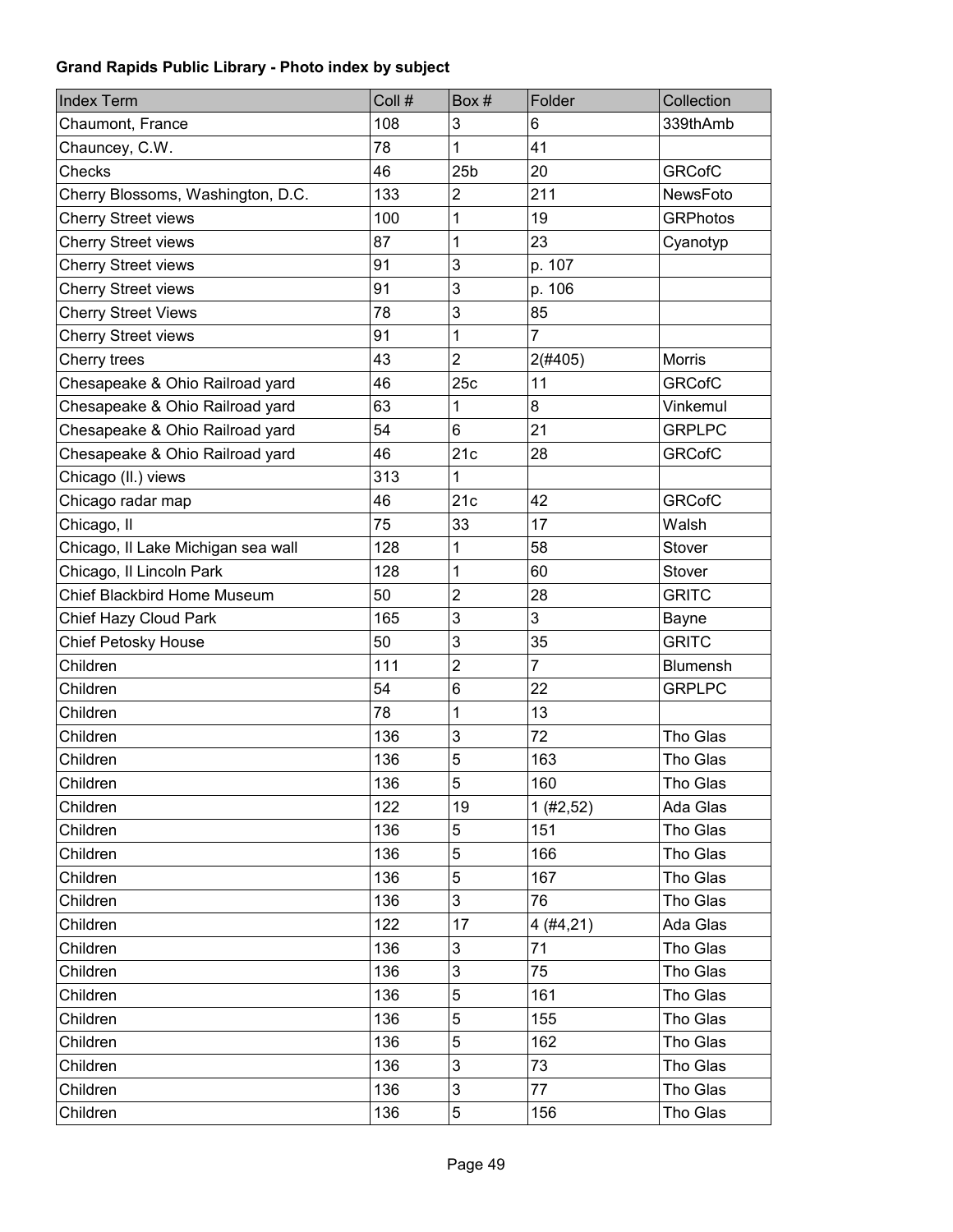**Grand Rapids Public Library - Photo index by subject**

| Index Term | Coll # | Box # | Folder | Collection |
|---|---|---|---|---|
| Chaumont, France | 108 | 3 | 6 | 339thAmb |
| Chauncey, C.W. | 78 | 1 | 41 | |
| Checks | 46 | 25b | 20 | GRCofC |
| Cherry Blossoms, Washington, D.C. | 133 | 2 | 211 | NewsFoto |
| Cherry Street views | 100 | 1 | 19 | GRPhotos |
| Cherry Street views | 87 | 1 | 23 | Cyanotyp |
| Cherry Street views | 91 | 3 | p. 107 | |
| Cherry Street views | 91 | 3 | p. 106 | |
| Cherry Street Views | 78 | 3 | 85 | |
| Cherry Street views | 91 | 1 | 7 | |
| Cherry trees | 43 | 2 | 2(#405) | Morris |
| Chesapeake & Ohio Railroad yard | 46 | 25c | 11 | GRCofC |
| Chesapeake & Ohio Railroad yard | 63 | 1 | 8 | Vinkemul |
| Chesapeake & Ohio Railroad yard | 54 | 6 | 21 | GRPLPC |
| Chesapeake & Ohio Railroad yard | 46 | 21c | 28 | GRCofC |
| Chicago (Il.) views | 313 | 1 | | |
| Chicago radar map | 46 | 21c | 42 | GRCofC |
| Chicago, Il | 75 | 33 | 17 | Walsh |
| Chicago, Il Lake Michigan sea wall | 128 | 1 | 58 | Stover |
| Chicago, Il Lincoln Park | 128 | 1 | 60 | Stover |
| Chief Blackbird Home Museum | 50 | 2 | 28 | GRITC |
| Chief Hazy Cloud Park | 165 | 3 | 3 | Bayne |
| Chief Petosky House | 50 | 3 | 35 | GRITC |
| Children | 111 | 2 | 7 | Blumensh |
| Children | 54 | 6 | 22 | GRPLPC |
| Children | 78 | 1 | 13 | |
| Children | 136 | 3 | 72 | Tho Glas |
| Children | 136 | 5 | 163 | Tho Glas |
| Children | 136 | 5 | 160 | Tho Glas |
| Children | 122 | 19 | 1 (#2,52) | Ada Glas |
| Children | 136 | 5 | 151 | Tho Glas |
| Children | 136 | 5 | 166 | Tho Glas |
| Children | 136 | 5 | 167 | Tho Glas |
| Children | 136 | 3 | 76 | Tho Glas |
| Children | 122 | 17 | 4 (#4,21) | Ada Glas |
| Children | 136 | 3 | 71 | Tho Glas |
| Children | 136 | 3 | 75 | Tho Glas |
| Children | 136 | 5 | 161 | Tho Glas |
| Children | 136 | 5 | 155 | Tho Glas |
| Children | 136 | 5 | 162 | Tho Glas |
| Children | 136 | 3 | 73 | Tho Glas |
| Children | 136 | 3 | 77 | Tho Glas |
| Children | 136 | 5 | 156 | Tho Glas |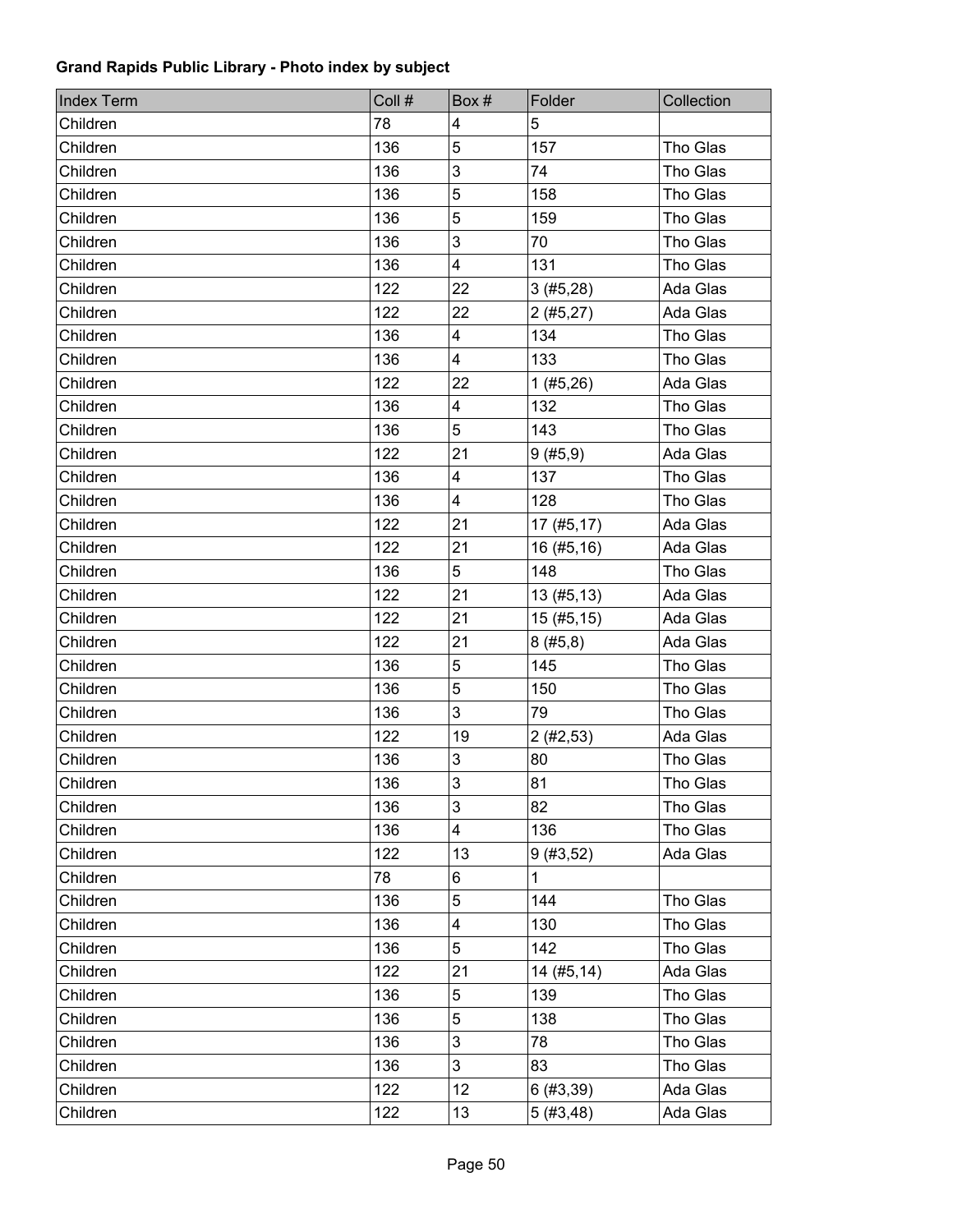**Grand Rapids Public Library - Photo index by subject**

| Index Term | Coll # | Box # | Folder | Collection |
|---|---|---|---|---|
| Children | 78 | 4 | 5 | |
| Children | 136 | 5 | 157 | Tho Glas |
| Children | 136 | 3 | 74 | Tho Glas |
| Children | 136 | 5 | 158 | Tho Glas |
| Children | 136 | 5 | 159 | Tho Glas |
| Children | 136 | 3 | 70 | Tho Glas |
| Children | 136 | 4 | 131 | Tho Glas |
| Children | 122 | 22 | 3 (#5,28) | Ada Glas |
| Children | 122 | 22 | 2 (#5,27) | Ada Glas |
| Children | 136 | 4 | 134 | Tho Glas |
| Children | 136 | 4 | 133 | Tho Glas |
| Children | 122 | 22 | 1 (#5,26) | Ada Glas |
| Children | 136 | 4 | 132 | Tho Glas |
| Children | 136 | 5 | 143 | Tho Glas |
| Children | 122 | 21 | 9 (#5,9) | Ada Glas |
| Children | 136 | 4 | 137 | Tho Glas |
| Children | 136 | 4 | 128 | Tho Glas |
| Children | 122 | 21 | 17 (#5,17) | Ada Glas |
| Children | 122 | 21 | 16 (#5,16) | Ada Glas |
| Children | 136 | 5 | 148 | Tho Glas |
| Children | 122 | 21 | 13 (#5,13) | Ada Glas |
| Children | 122 | 21 | 15 (#5,15) | Ada Glas |
| Children | 122 | 21 | 8 (#5,8) | Ada Glas |
| Children | 136 | 5 | 145 | Tho Glas |
| Children | 136 | 5 | 150 | Tho Glas |
| Children | 136 | 3 | 79 | Tho Glas |
| Children | 122 | 19 | 2 (#2,53) | Ada Glas |
| Children | 136 | 3 | 80 | Tho Glas |
| Children | 136 | 3 | 81 | Tho Glas |
| Children | 136 | 3 | 82 | Tho Glas |
| Children | 136 | 4 | 136 | Tho Glas |
| Children | 122 | 13 | 9 (#3,52) | Ada Glas |
| Children | 78 | 6 | 1 | |
| Children | 136 | 5 | 144 | Tho Glas |
| Children | 136 | 4 | 130 | Tho Glas |
| Children | 136 | 5 | 142 | Tho Glas |
| Children | 122 | 21 | 14 (#5,14) | Ada Glas |
| Children | 136 | 5 | 139 | Tho Glas |
| Children | 136 | 5 | 138 | Tho Glas |
| Children | 136 | 3 | 78 | Tho Glas |
| Children | 136 | 3 | 83 | Tho Glas |
| Children | 122 | 12 | 6 (#3,39) | Ada Glas |
| Children | 122 | 13 | 5 (#3,48) | Ada Glas |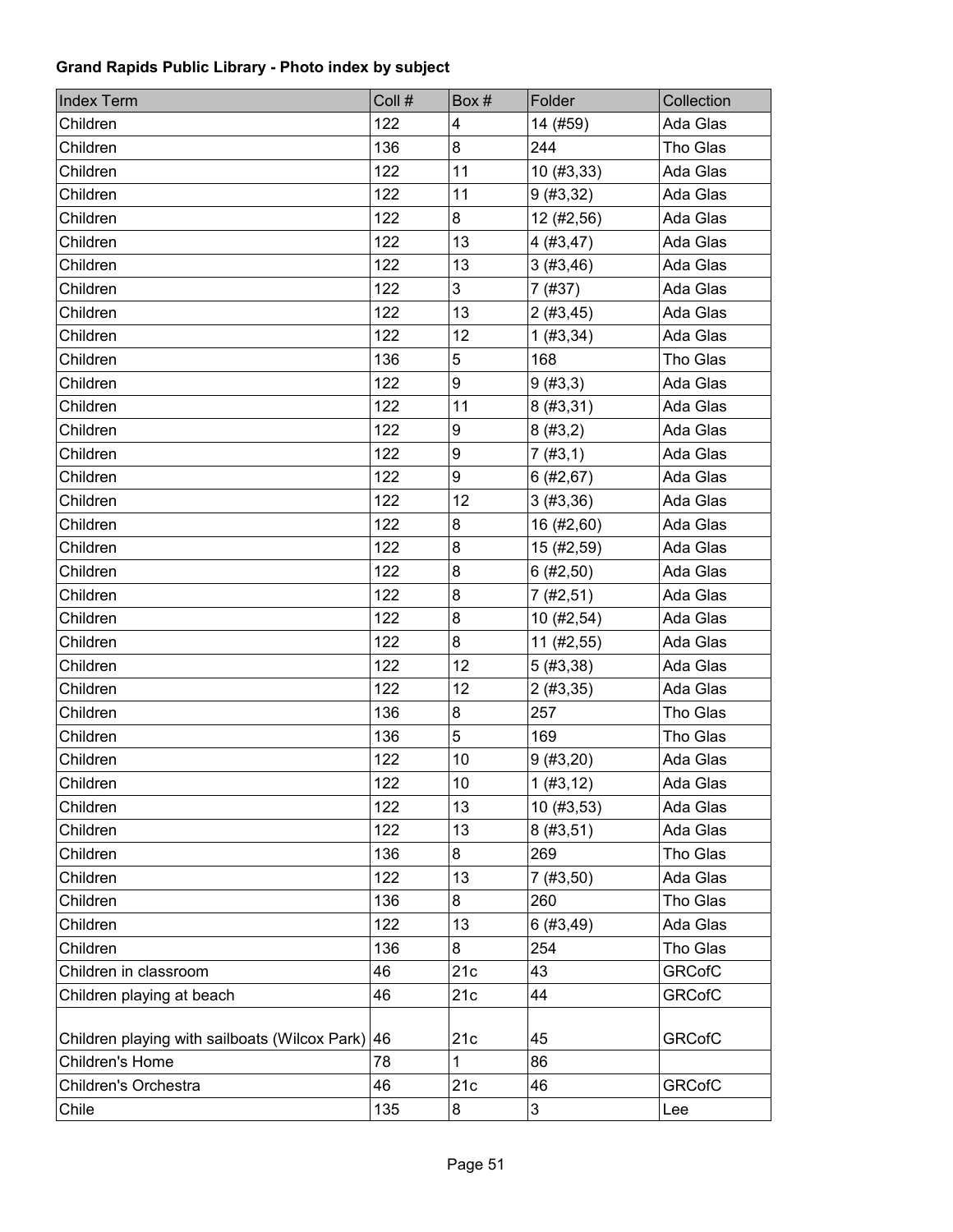**Grand Rapids Public Library - Photo index by subject**

| Index Term | Coll # | Box # | Folder | Collection |
|---|---|---|---|---|
| Children | 122 | 4 | 14 (#59) | Ada Glas |
| Children | 136 | 8 | 244 | Tho Glas |
| Children | 122 | 11 | 10 (#3,33) | Ada Glas |
| Children | 122 | 11 | 9 (#3,32) | Ada Glas |
| Children | 122 | 8 | 12 (#2,56) | Ada Glas |
| Children | 122 | 13 | 4 (#3,47) | Ada Glas |
| Children | 122 | 13 | 3 (#3,46) | Ada Glas |
| Children | 122 | 3 | 7 (#37) | Ada Glas |
| Children | 122 | 13 | 2 (#3,45) | Ada Glas |
| Children | 122 | 12 | 1 (#3,34) | Ada Glas |
| Children | 136 | 5 | 168 | Tho Glas |
| Children | 122 | 9 | 9 (#3,3) | Ada Glas |
| Children | 122 | 11 | 8 (#3,31) | Ada Glas |
| Children | 122 | 9 | 8 (#3,2) | Ada Glas |
| Children | 122 | 9 | 7 (#3,1) | Ada Glas |
| Children | 122 | 9 | 6 (#2,67) | Ada Glas |
| Children | 122 | 12 | 3 (#3,36) | Ada Glas |
| Children | 122 | 8 | 16 (#2,60) | Ada Glas |
| Children | 122 | 8 | 15 (#2,59) | Ada Glas |
| Children | 122 | 8 | 6 (#2,50) | Ada Glas |
| Children | 122 | 8 | 7 (#2,51) | Ada Glas |
| Children | 122 | 8 | 10 (#2,54) | Ada Glas |
| Children | 122 | 8 | 11 (#2,55) | Ada Glas |
| Children | 122 | 12 | 5 (#3,38) | Ada Glas |
| Children | 122 | 12 | 2 (#3,35) | Ada Glas |
| Children | 136 | 8 | 257 | Tho Glas |
| Children | 136 | 5 | 169 | Tho Glas |
| Children | 122 | 10 | 9 (#3,20) | Ada Glas |
| Children | 122 | 10 | 1 (#3,12) | Ada Glas |
| Children | 122 | 13 | 10 (#3,53) | Ada Glas |
| Children | 122 | 13 | 8 (#3,51) | Ada Glas |
| Children | 136 | 8 | 269 | Tho Glas |
| Children | 122 | 13 | 7 (#3,50) | Ada Glas |
| Children | 136 | 8 | 260 | Tho Glas |
| Children | 122 | 13 | 6 (#3,49) | Ada Glas |
| Children | 136 | 8 | 254 | Tho Glas |
| Children in classroom | 46 | 21c | 43 | GRCofC |
| Children playing at beach | 46 | 21c | 44 | GRCofC |
| Children playing with sailboats (Wilcox Park) | 46 | 21c | 45 | GRCofC |
| Children's Home | 78 | 1 | 86 | |
| Children's Orchestra | 46 | 21c | 46 | GRCofC |
| Chile | 135 | 8 | 3 | Lee |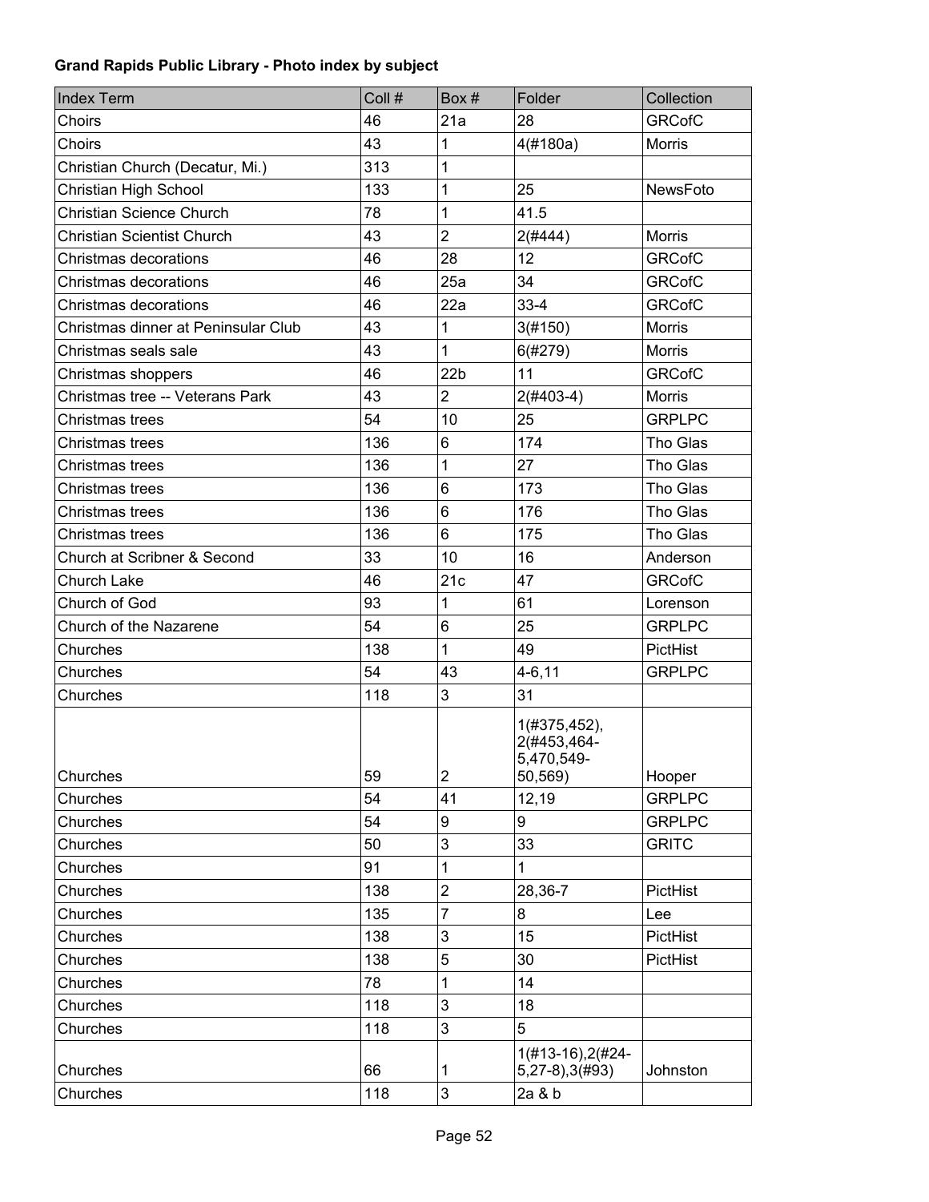**Grand Rapids Public Library - Photo index by subject**

| Index Term | Coll # | Box # | Folder | Collection |
|---|---|---|---|---|
| Choirs | 46 | 21a | 28 | GRCofC |
| Choirs | 43 | 1 | 4(#180a) | Morris |
| Christian Church (Decatur, Mi.) | 313 | 1 | | |
| Christian High School | 133 | 1 | 25 | NewsFoto |
| Christian Science Church | 78 | 1 | 41.5 | |
| Christian Scientist Church | 43 | 2 | 2(#444) | Morris |
| Christmas decorations | 46 | 28 | 12 | GRCofC |
| Christmas decorations | 46 | 25a | 34 | GRCofC |
| Christmas decorations | 46 | 22a | 33-4 | GRCofC |
| Christmas dinner at Peninsular Club | 43 | 1 | 3(#150) | Morris |
| Christmas seals sale | 43 | 1 | 6(#279) | Morris |
| Christmas shoppers | 46 | 22b | 11 | GRCofC |
| Christmas tree -- Veterans Park | 43 | 2 | 2(#403-4) | Morris |
| Christmas trees | 54 | 10 | 25 | GRPLPC |
| Christmas trees | 136 | 6 | 174 | Tho Glas |
| Christmas trees | 136 | 1 | 27 | Tho Glas |
| Christmas trees | 136 | 6 | 173 | Tho Glas |
| Christmas trees | 136 | 6 | 176 | Tho Glas |
| Christmas trees | 136 | 6 | 175 | Tho Glas |
| Church at Scribner & Second | 33 | 10 | 16 | Anderson |
| Church Lake | 46 | 21c | 47 | GRCofC |
| Church of God | 93 | 1 | 61 | Lorenson |
| Church of the Nazarene | 54 | 6 | 25 | GRPLPC |
| Churches | 138 | 1 | 49 | PictHist |
| Churches | 54 | 43 | 4-6,11 | GRPLPC |
| Churches | 118 | 3 | 31 | |
| Churches | 59 | 2 | 1(#375,452), 2(#453,464-5,470,549-50,569) | Hooper |
| Churches | 54 | 41 | 12,19 | GRPLPC |
| Churches | 54 | 9 | 9 | GRPLPC |
| Churches | 50 | 3 | 33 | GRITC |
| Churches | 91 | 1 | 1 | |
| Churches | 138 | 2 | 28,36-7 | PictHist |
| Churches | 135 | 7 | 8 | Lee |
| Churches | 138 | 3 | 15 | PictHist |
| Churches | 138 | 5 | 30 | PictHist |
| Churches | 78 | 1 | 14 | |
| Churches | 118 | 3 | 18 | |
| Churches | 118 | 3 | 5 | |
| Churches | 66 | 1 | 1(#13-16),2(#24-5,27-8),3(#93) | Johnston |
| Churches | 118 | 3 | 2a & b | |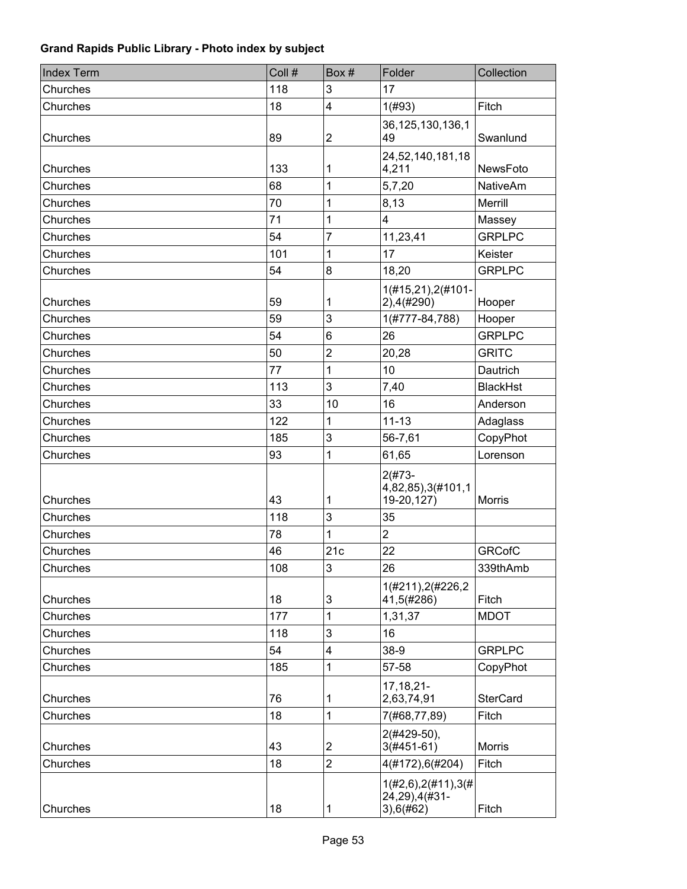**Grand Rapids Public Library - Photo index by subject**

| Index Term | Coll # | Box # | Folder | Collection |
| --- | --- | --- | --- | --- |
| Churches | 118 | 3 | 17 | |
| Churches | 18 | 4 | 1(#93) | Fitch |
| Churches | 89 | 2 | 36,125,130,136,149 | Swanlund |
| Churches | 133 | 1 | 24,52,140,181,184,211 | NewsFoto |
| Churches | 68 | 1 | 5,7,20 | NativeAm |
| Churches | 70 | 1 | 8,13 | Merrill |
| Churches | 71 | 1 | 4 | Massey |
| Churches | 54 | 7 | 11,23,41 | GRPLPC |
| Churches | 101 | 1 | 17 | Keister |
| Churches | 54 | 8 | 18,20 | GRPLPC |
| Churches | 59 | 1 | 1(#15,21),2(#101-2),4(#290) | Hooper |
| Churches | 59 | 3 | 1(#777-84,788) | Hooper |
| Churches | 54 | 6 | 26 | GRPLPC |
| Churches | 50 | 2 | 20,28 | GRITC |
| Churches | 77 | 1 | 10 | Dautrich |
| Churches | 113 | 3 | 7,40 | BlackHst |
| Churches | 33 | 10 | 16 | Anderson |
| Churches | 122 | 1 | 11-13 | Adaglass |
| Churches | 185 | 3 | 56-7,61 | CopyPhot |
| Churches | 93 | 1 | 61,65 | Lorenson |
| Churches | 43 | 1 | 2(#73-4,82,85),3(#101,119-20,127) | Morris |
| Churches | 118 | 3 | 35 | |
| Churches | 78 | 1 | 2 | |
| Churches | 46 | 21c | 22 | GRCofC |
| Churches | 108 | 3 | 26 | 339thAmb |
| Churches | 18 | 3 | 1(#211),2(#226,241,5(#286) | Fitch |
| Churches | 177 | 1 | 1,31,37 | MDOT |
| Churches | 118 | 3 | 16 | |
| Churches | 54 | 4 | 38-9 | GRPLPC |
| Churches | 185 | 1 | 57-58 | CopyPhot |
| Churches | 76 | 1 | 17,18,21-2,63,74,91 | SterCard |
| Churches | 18 | 1 | 7(#68,77,89) | Fitch |
| Churches | 43 | 2 | 2(#429-50), 3(#451-61) | Morris |
| Churches | 18 | 2 | 4(#172),6(#204) | Fitch |
| Churches | 18 | 1 | 1(#2,6),2(#11),3(#24,29),4(#31-3),6(#62) | Fitch |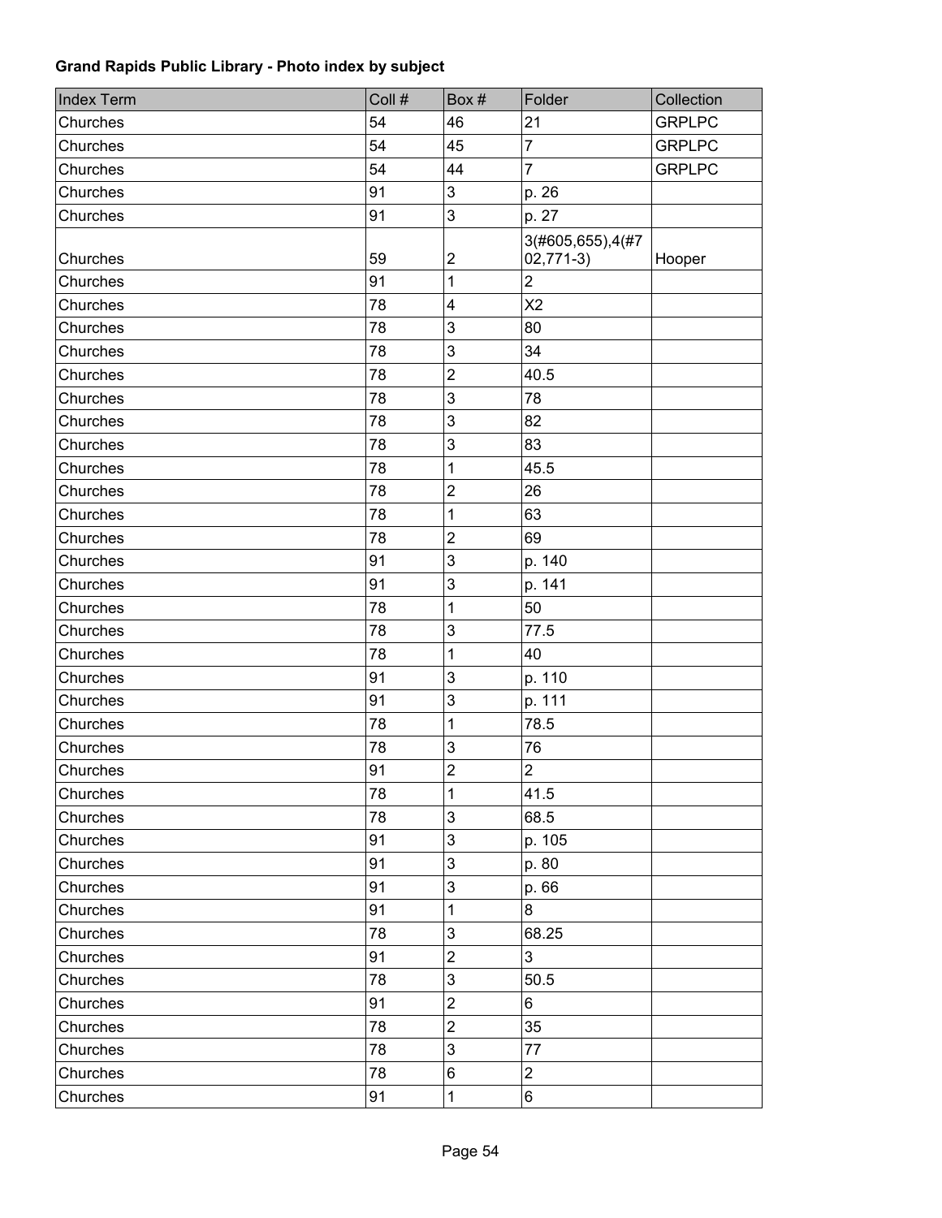**Grand Rapids Public Library - Photo index by subject**

| Index Term | Coll # | Box # | Folder | Collection |
|---|---|---|---|---|
| Churches | 54 | 46 | 21 | GRPLPC |
| Churches | 54 | 45 | 7 | GRPLPC |
| Churches | 54 | 44 | 7 | GRPLPC |
| Churches | 91 | 3 | p. 26 | |
| Churches | 91 | 3 | p. 27 | |
| Churches | 59 | 2 | 3(#605,655),4(#702,771-3) | Hooper |
| Churches | 91 | 1 | 2 | |
| Churches | 78 | 4 | X2 | |
| Churches | 78 | 3 | 80 | |
| Churches | 78 | 3 | 34 | |
| Churches | 78 | 2 | 40.5 | |
| Churches | 78 | 3 | 78 | |
| Churches | 78 | 3 | 82 | |
| Churches | 78 | 3 | 83 | |
| Churches | 78 | 1 | 45.5 | |
| Churches | 78 | 2 | 26 | |
| Churches | 78 | 1 | 63 | |
| Churches | 78 | 2 | 69 | |
| Churches | 91 | 3 | p. 140 | |
| Churches | 91 | 3 | p. 141 | |
| Churches | 78 | 1 | 50 | |
| Churches | 78 | 3 | 77.5 | |
| Churches | 78 | 1 | 40 | |
| Churches | 91 | 3 | p. 110 | |
| Churches | 91 | 3 | p. 111 | |
| Churches | 78 | 1 | 78.5 | |
| Churches | 78 | 3 | 76 | |
| Churches | 91 | 2 | 2 | |
| Churches | 78 | 1 | 41.5 | |
| Churches | 78 | 3 | 68.5 | |
| Churches | 91 | 3 | p. 105 | |
| Churches | 91 | 3 | p. 80 | |
| Churches | 91 | 3 | p. 66 | |
| Churches | 91 | 1 | 8 | |
| Churches | 78 | 3 | 68.25 | |
| Churches | 91 | 2 | 3 | |
| Churches | 78 | 3 | 50.5 | |
| Churches | 91 | 2 | 6 | |
| Churches | 78 | 2 | 35 | |
| Churches | 78 | 3 | 77 | |
| Churches | 78 | 6 | 2 | |
| Churches | 91 | 1 | 6 | |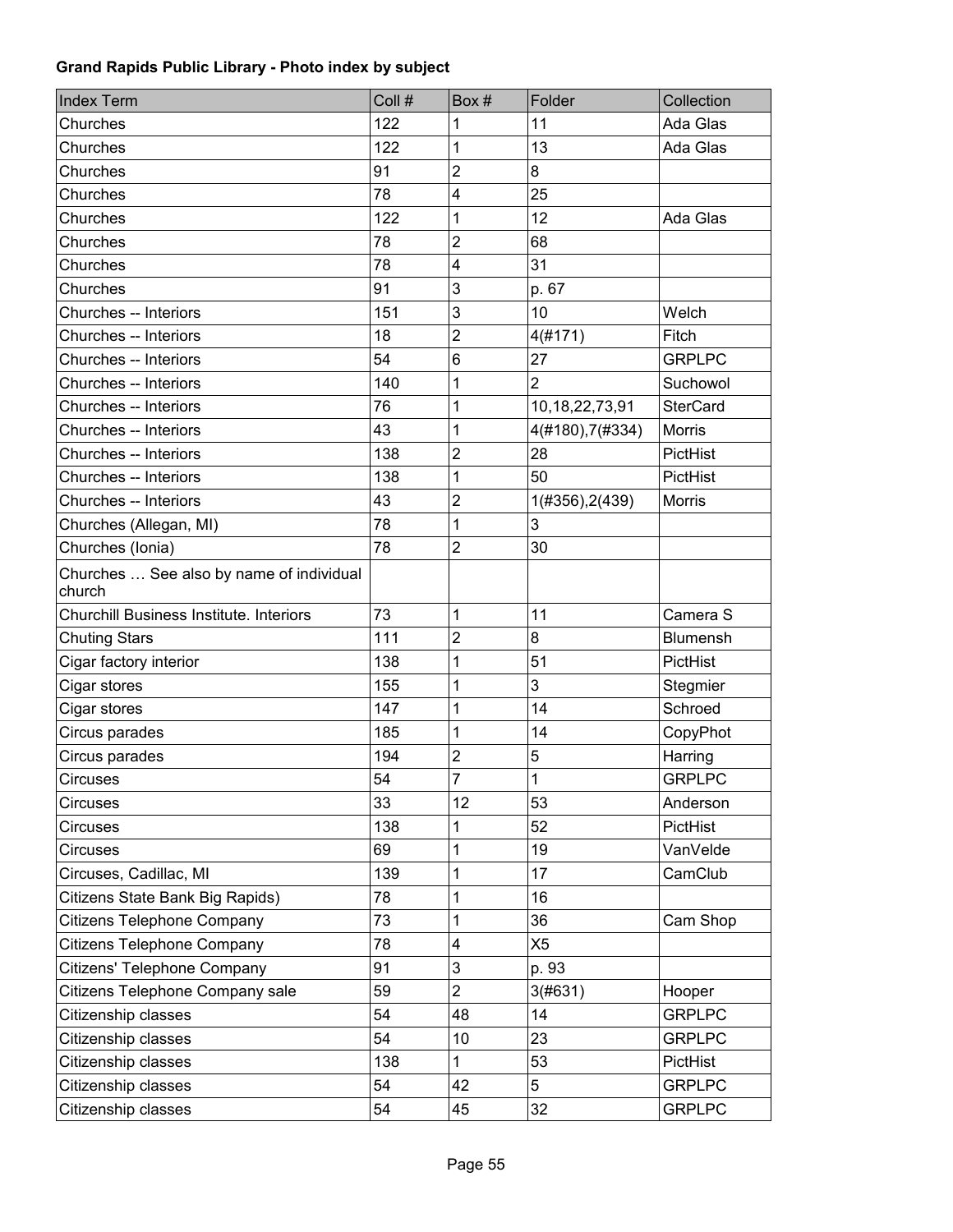**Grand Rapids Public Library - Photo index by subject**

| Index Term | Coll # | Box # | Folder | Collection |
|---|---|---|---|---|
| Churches | 122 | 1 | 11 | Ada Glas |
| Churches | 122 | 1 | 13 | Ada Glas |
| Churches | 91 | 2 | 8 | |
| Churches | 78 | 4 | 25 | |
| Churches | 122 | 1 | 12 | Ada Glas |
| Churches | 78 | 2 | 68 | |
| Churches | 78 | 4 | 31 | |
| Churches | 91 | 3 | p. 67 | |
| Churches -- Interiors | 151 | 3 | 10 | Welch |
| Churches -- Interiors | 18 | 2 | 4(#171) | Fitch |
| Churches -- Interiors | 54 | 6 | 27 | GRPLPC |
| Churches -- Interiors | 140 | 1 | 2 | Suchowol |
| Churches -- Interiors | 76 | 1 | 10,18,22,73,91 | SterCard |
| Churches -- Interiors | 43 | 1 | 4(#180),7(#334) | Morris |
| Churches -- Interiors | 138 | 2 | 28 | PictHist |
| Churches -- Interiors | 138 | 1 | 50 | PictHist |
| Churches -- Interiors | 43 | 2 | 1(#356),2(439) | Morris |
| Churches (Allegan, MI) | 78 | 1 | 3 | |
| Churches (Ionia) | 78 | 2 | 30 | |
| Churches … See also by name of individual church | | | | |
| Churchill Business Institute. Interiors | 73 | 1 | 11 | Camera S |
| Chuting Stars | 111 | 2 | 8 | Blumensh |
| Cigar factory interior | 138 | 1 | 51 | PictHist |
| Cigar stores | 155 | 1 | 3 | Stegmier |
| Cigar stores | 147 | 1 | 14 | Schroed |
| Circus parades | 185 | 1 | 14 | CopyPhot |
| Circus parades | 194 | 2 | 5 | Harring |
| Circuses | 54 | 7 | 1 | GRPLPC |
| Circuses | 33 | 12 | 53 | Anderson |
| Circuses | 138 | 1 | 52 | PictHist |
| Circuses | 69 | 1 | 19 | VanVelde |
| Circuses, Cadillac, MI | 139 | 1 | 17 | CamClub |
| Citizens State Bank Big Rapids) | 78 | 1 | 16 | |
| Citizens Telephone Company | 73 | 1 | 36 | Cam Shop |
| Citizens Telephone Company | 78 | 4 | X5 | |
| Citizens' Telephone Company | 91 | 3 | p. 93 | |
| Citizens Telephone Company sale | 59 | 2 | 3(#631) | Hooper |
| Citizenship classes | 54 | 48 | 14 | GRPLPC |
| Citizenship classes | 54 | 10 | 23 | GRPLPC |
| Citizenship classes | 138 | 1 | 53 | PictHist |
| Citizenship classes | 54 | 42 | 5 | GRPLPC |
| Citizenship classes | 54 | 45 | 32 | GRPLPC |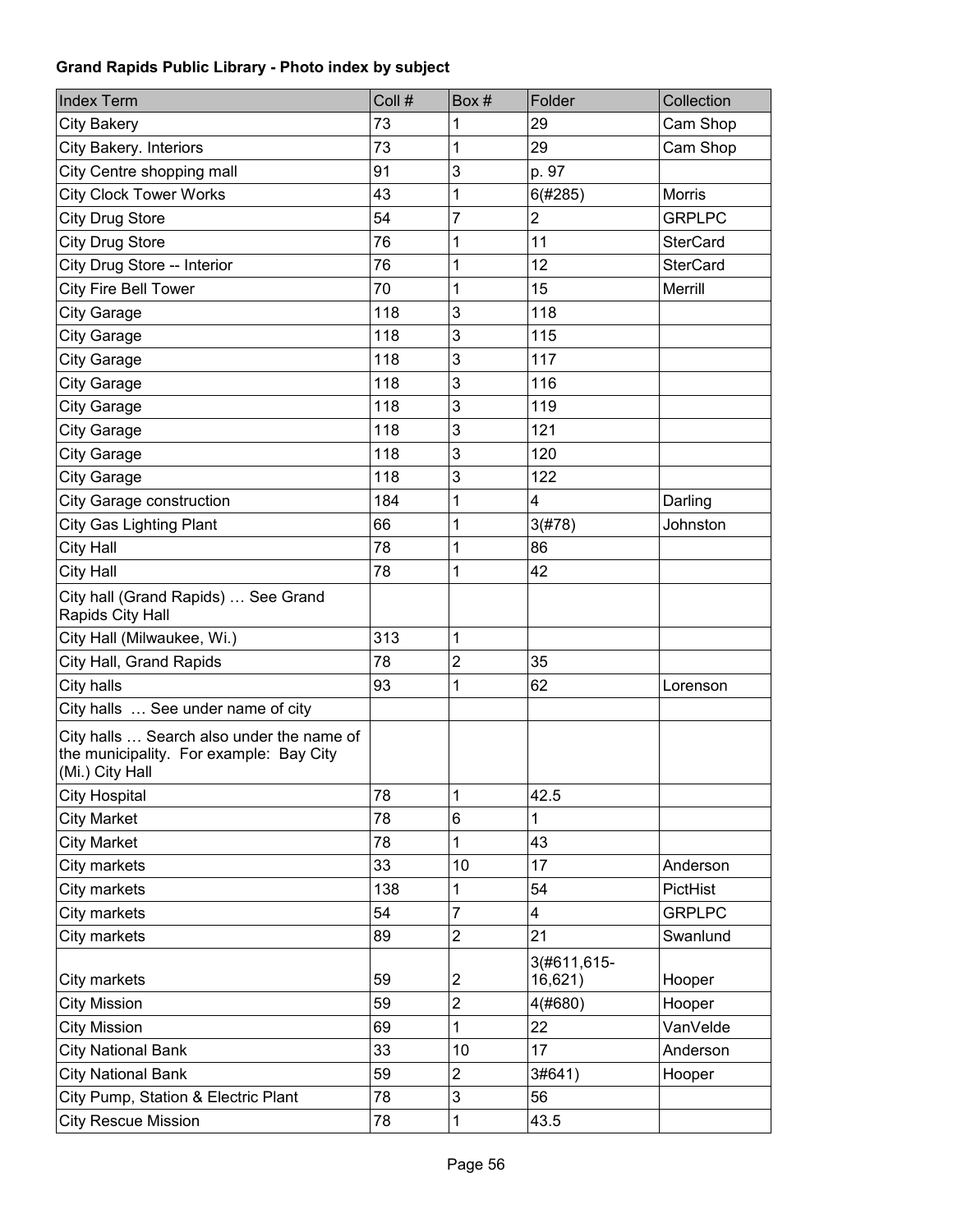**Grand Rapids Public Library - Photo index by subject**

| Index Term | Coll # | Box # | Folder | Collection |
|---|---|---|---|---|
| City Bakery | 73 | 1 | 29 | Cam Shop |
| City Bakery. Interiors | 73 | 1 | 29 | Cam Shop |
| City Centre shopping mall | 91 | 3 | p. 97 | |
| City Clock Tower Works | 43 | 1 | 6(#285) | Morris |
| City Drug Store | 54 | 7 | 2 | GRPLPC |
| City Drug Store | 76 | 1 | 11 | SterCard |
| City Drug Store -- Interior | 76 | 1 | 12 | SterCard |
| City Fire Bell Tower | 70 | 1 | 15 | Merrill |
| City Garage | 118 | 3 | 118 | |
| City Garage | 118 | 3 | 115 | |
| City Garage | 118 | 3 | 117 | |
| City Garage | 118 | 3 | 116 | |
| City Garage | 118 | 3 | 119 | |
| City Garage | 118 | 3 | 121 | |
| City Garage | 118 | 3 | 120 | |
| City Garage | 118 | 3 | 122 | |
| City Garage construction | 184 | 1 | 4 | Darling |
| City Gas Lighting Plant | 66 | 1 | 3(#78) | Johnston |
| City Hall | 78 | 1 | 86 | |
| City Hall | 78 | 1 | 42 | |
| City hall (Grand Rapids) … See Grand Rapids City Hall | | | | |
| City Hall (Milwaukee, Wi.) | 313 | 1 | | |
| City Hall, Grand Rapids | 78 | 2 | 35 | |
| City halls | 93 | 1 | 62 | Lorenson |
| City halls … See under name of city | | | | |
| City halls … Search also under the name of the municipality. For example: Bay City (Mi.) City Hall | | | | |
| City Hospital | 78 | 1 | 42.5 | |
| City Market | 78 | 6 | 1 | |
| City Market | 78 | 1 | 43 | |
| City markets | 33 | 10 | 17 | Anderson |
| City markets | 138 | 1 | 54 | PictHist |
| City markets | 54 | 7 | 4 | GRPLPC |
| City markets | 89 | 2 | 21 | Swanlund |
| City markets | 59 | 2 | 3(#611,615-16,621) | Hooper |
| City Mission | 59 | 2 | 4(#680) | Hooper |
| City Mission | 69 | 1 | 22 | VanVelde |
| City National Bank | 33 | 10 | 17 | Anderson |
| City National Bank | 59 | 2 | 3#641) | Hooper |
| City Pump, Station & Electric Plant | 78 | 3 | 56 | |
| City Rescue Mission | 78 | 1 | 43.5 | |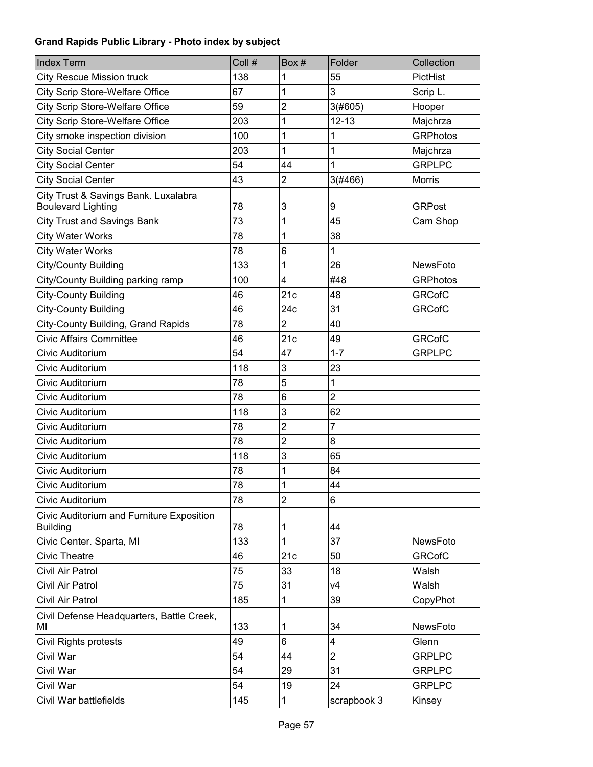**Grand Rapids Public Library - Photo index by subject**

| Index Term | Coll # | Box # | Folder | Collection |
|---|---|---|---|---|
| City Rescue Mission truck | 138 | 1 | 55 | PictHist |
| City Scrip Store-Welfare Office | 67 | 1 | 3 | Scrip L. |
| City Scrip Store-Welfare Office | 59 | 2 | 3(#605) | Hooper |
| City Scrip Store-Welfare Office | 203 | 1 | 12-13 | Majchrza |
| City smoke inspection division | 100 | 1 | 1 | GRPhotos |
| City Social Center | 203 | 1 | 1 | Majchrza |
| City Social Center | 54 | 44 | 1 | GRPLPC |
| City Social Center | 43 | 2 | 3(#466) | Morris |
| City Trust & Savings Bank. Luxalabra Boulevard Lighting | 78 | 3 | 9 | GRPost |
| City Trust and Savings Bank | 73 | 1 | 45 | Cam Shop |
| City Water Works | 78 | 1 | 38 | |
| City Water Works | 78 | 6 | 1 | |
| City/County Building | 133 | 1 | 26 | NewsFoto |
| City/County Building parking ramp | 100 | 4 | #48 | GRPhotos |
| City-County Building | 46 | 21c | 48 | GRCofC |
| City-County Building | 46 | 24c | 31 | GRCofC |
| City-County Building, Grand Rapids | 78 | 2 | 40 | |
| Civic Affairs Committee | 46 | 21c | 49 | GRCofC |
| Civic Auditorium | 54 | 47 | 1-7 | GRPLPC |
| Civic Auditorium | 118 | 3 | 23 | |
| Civic Auditorium | 78 | 5 | 1 | |
| Civic Auditorium | 78 | 6 | 2 | |
| Civic Auditorium | 118 | 3 | 62 | |
| Civic Auditorium | 78 | 2 | 7 | |
| Civic Auditorium | 78 | 2 | 8 | |
| Civic Auditorium | 118 | 3 | 65 | |
| Civic Auditorium | 78 | 1 | 84 | |
| Civic Auditorium | 78 | 1 | 44 | |
| Civic Auditorium | 78 | 2 | 6 | |
| Civic Auditorium and Furniture Exposition Building | 78 | 1 | 44 | |
| Civic Center. Sparta, MI | 133 | 1 | 37 | NewsFoto |
| Civic Theatre | 46 | 21c | 50 | GRCofC |
| Civil Air Patrol | 75 | 33 | 18 | Walsh |
| Civil Air Patrol | 75 | 31 | v4 | Walsh |
| Civil Air Patrol | 185 | 1 | 39 | CopyPhot |
| Civil Defense Headquarters, Battle Creek, MI | 133 | 1 | 34 | NewsFoto |
| Civil Rights protests | 49 | 6 | 4 | Glenn |
| Civil War | 54 | 44 | 2 | GRPLPC |
| Civil War | 54 | 29 | 31 | GRPLPC |
| Civil War | 54 | 19 | 24 | GRPLPC |
| Civil War battlefields | 145 | 1 | scrapbook 3 | Kinsey |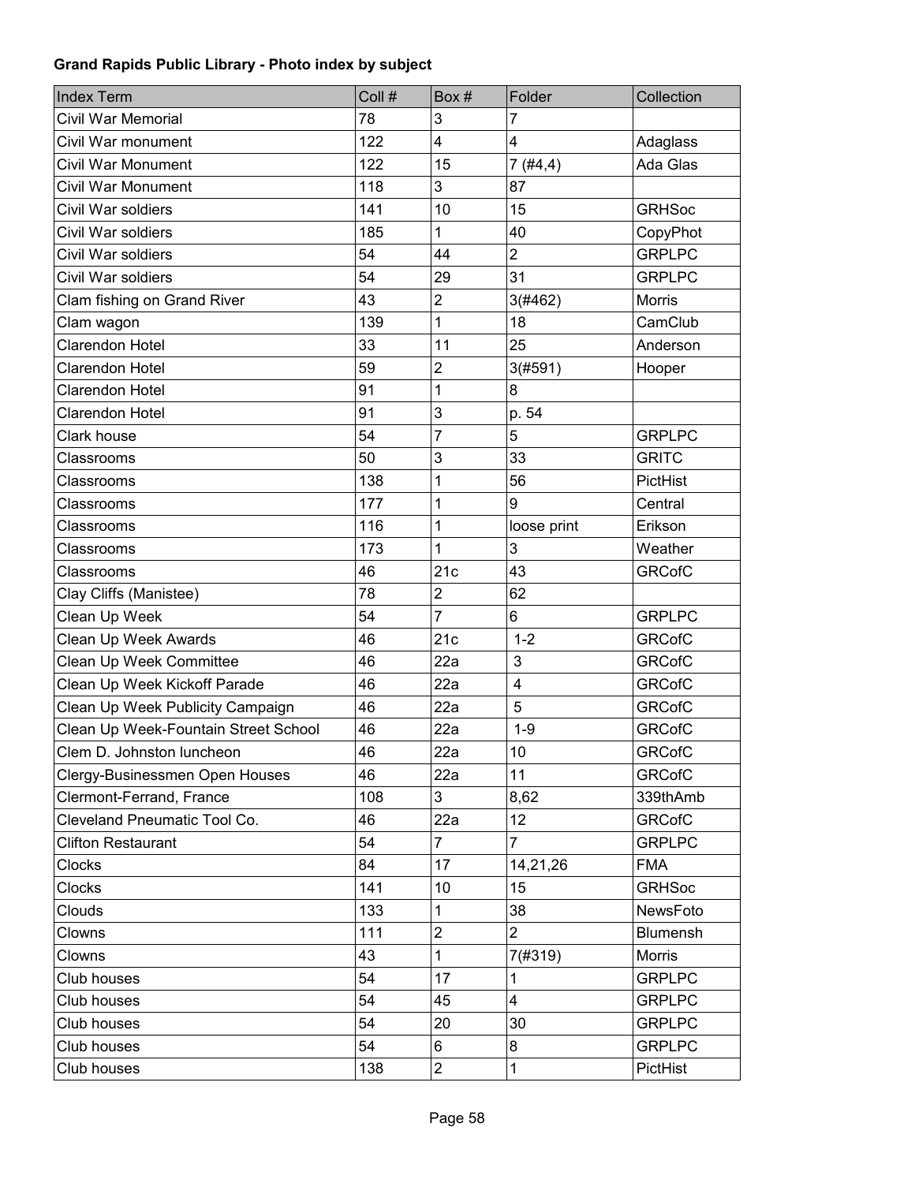**Grand Rapids Public Library - Photo index by subject**

| Index Term | Coll # | Box # | Folder | Collection |
|---|---|---|---|---|
| Civil War Memorial | 78 | 3 | 7 | |
| Civil War monument | 122 | 4 | 4 | Adaglass |
| Civil War Monument | 122 | 15 | 7 (#4,4) | Ada Glas |
| Civil War Monument | 118 | 3 | 87 | |
| Civil War soldiers | 141 | 10 | 15 | GRHSoc |
| Civil War soldiers | 185 | 1 | 40 | CopyPhot |
| Civil War soldiers | 54 | 44 | 2 | GRPLPC |
| Civil War soldiers | 54 | 29 | 31 | GRPLPC |
| Clam fishing on Grand River | 43 | 2 | 3(#462) | Morris |
| Clam wagon | 139 | 1 | 18 | CamClub |
| Clarendon Hotel | 33 | 11 | 25 | Anderson |
| Clarendon Hotel | 59 | 2 | 3(#591) | Hooper |
| Clarendon Hotel | 91 | 1 | 8 | |
| Clarendon Hotel | 91 | 3 | p. 54 | |
| Clark house | 54 | 7 | 5 | GRPLPC |
| Classrooms | 50 | 3 | 33 | GRITC |
| Classrooms | 138 | 1 | 56 | PictHist |
| Classrooms | 177 | 1 | 9 | Central |
| Classrooms | 116 | 1 | loose print | Erikson |
| Classrooms | 173 | 1 | 3 | Weather |
| Classrooms | 46 | 21c | 43 | GRCofC |
| Clay Cliffs (Manistee) | 78 | 2 | 62 | |
| Clean Up Week | 54 | 7 | 6 | GRPLPC |
| Clean Up Week Awards | 46 | 21c | 1-2 | GRCofC |
| Clean Up Week Committee | 46 | 22a | 3 | GRCofC |
| Clean Up Week Kickoff Parade | 46 | 22a | 4 | GRCofC |
| Clean Up Week Publicity Campaign | 46 | 22a | 5 | GRCofC |
| Clean Up Week-Fountain Street School | 46 | 22a | 1-9 | GRCofC |
| Clem D. Johnston luncheon | 46 | 22a | 10 | GRCofC |
| Clergy-Businessmen Open Houses | 46 | 22a | 11 | GRCofC |
| Clermont-Ferrand, France | 108 | 3 | 8,62 | 339thAmb |
| Cleveland Pneumatic Tool Co. | 46 | 22a | 12 | GRCofC |
| Clifton Restaurant | 54 | 7 | 7 | GRPLPC |
| Clocks | 84 | 17 | 14,21,26 | FMA |
| Clocks | 141 | 10 | 15 | GRHSoc |
| Clouds | 133 | 1 | 38 | NewsFoto |
| Clowns | 111 | 2 | 2 | Blumensh |
| Clowns | 43 | 1 | 7(#319) | Morris |
| Club houses | 54 | 17 | 1 | GRPLPC |
| Club houses | 54 | 45 | 4 | GRPLPC |
| Club houses | 54 | 20 | 30 | GRPLPC |
| Club houses | 54 | 6 | 8 | GRPLPC |
| Club houses | 138 | 2 | 1 | PictHist |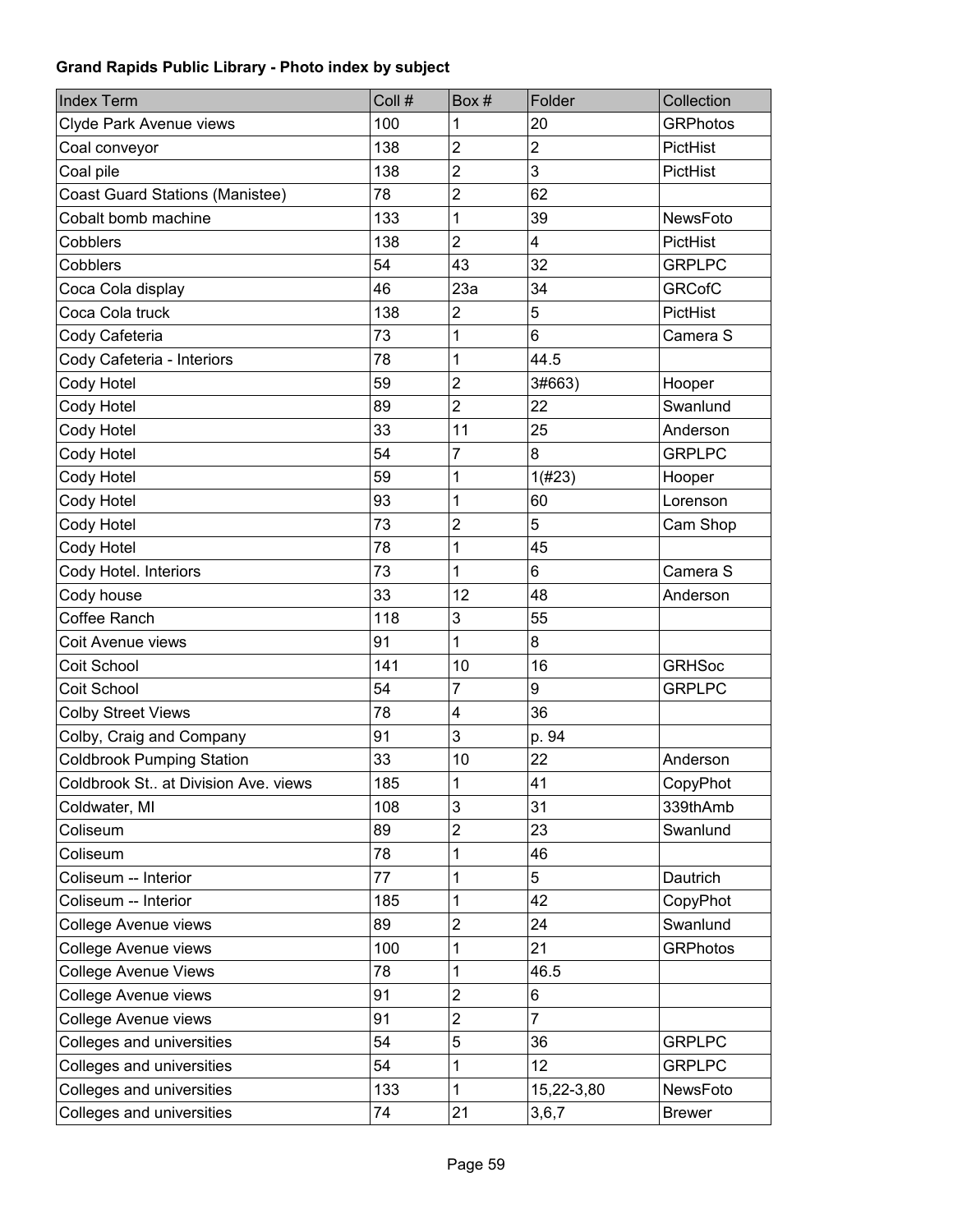**Grand Rapids Public Library - Photo index by subject**

| Index Term | Coll # | Box # | Folder | Collection |
|---|---|---|---|---|
| Clyde Park Avenue views | 100 | 1 | 20 | GRPhotos |
| Coal conveyor | 138 | 2 | 2 | PictHist |
| Coal pile | 138 | 2 | 3 | PictHist |
| Coast Guard Stations (Manistee) | 78 | 2 | 62 | |
| Cobalt bomb machine | 133 | 1 | 39 | NewsFoto |
| Cobblers | 138 | 2 | 4 | PictHist |
| Cobblers | 54 | 43 | 32 | GRPLPC |
| Coca Cola display | 46 | 23a | 34 | GRCofC |
| Coca Cola truck | 138 | 2 | 5 | PictHist |
| Cody Cafeteria | 73 | 1 | 6 | Camera S |
| Cody Cafeteria - Interiors | 78 | 1 | 44.5 | |
| Cody Hotel | 59 | 2 | 3#663) | Hooper |
| Cody Hotel | 89 | 2 | 22 | Swanlund |
| Cody Hotel | 33 | 11 | 25 | Anderson |
| Cody Hotel | 54 | 7 | 8 | GRPLPC |
| Cody Hotel | 59 | 1 | 1(#23) | Hooper |
| Cody Hotel | 93 | 1 | 60 | Lorenson |
| Cody Hotel | 73 | 2 | 5 | Cam Shop |
| Cody Hotel | 78 | 1 | 45 | |
| Cody Hotel. Interiors | 73 | 1 | 6 | Camera S |
| Cody house | 33 | 12 | 48 | Anderson |
| Coffee Ranch | 118 | 3 | 55 | |
| Coit Avenue views | 91 | 1 | 8 | |
| Coit School | 141 | 10 | 16 | GRHSoc |
| Coit School | 54 | 7 | 9 | GRPLPC |
| Colby Street Views | 78 | 4 | 36 | |
| Colby, Craig and Company | 91 | 3 | p. 94 | |
| Coldbrook Pumping Station | 33 | 10 | 22 | Anderson |
| Coldbrook St.. at Division Ave. views | 185 | 1 | 41 | CopyPhot |
| Coldwater, MI | 108 | 3 | 31 | 339thAmb |
| Coliseum | 89 | 2 | 23 | Swanlund |
| Coliseum | 78 | 1 | 46 | |
| Coliseum -- Interior | 77 | 1 | 5 | Dautrich |
| Coliseum -- Interior | 185 | 1 | 42 | CopyPhot |
| College Avenue views | 89 | 2 | 24 | Swanlund |
| College Avenue views | 100 | 1 | 21 | GRPhotos |
| College Avenue Views | 78 | 1 | 46.5 | |
| College Avenue views | 91 | 2 | 6 | |
| College Avenue views | 91 | 2 | 7 | |
| Colleges and universities | 54 | 5 | 36 | GRPLPC |
| Colleges and universities | 54 | 1 | 12 | GRPLPC |
| Colleges and universities | 133 | 1 | 15,22-3,80 | NewsFoto |
| Colleges and universities | 74 | 21 | 3,6,7 | Brewer |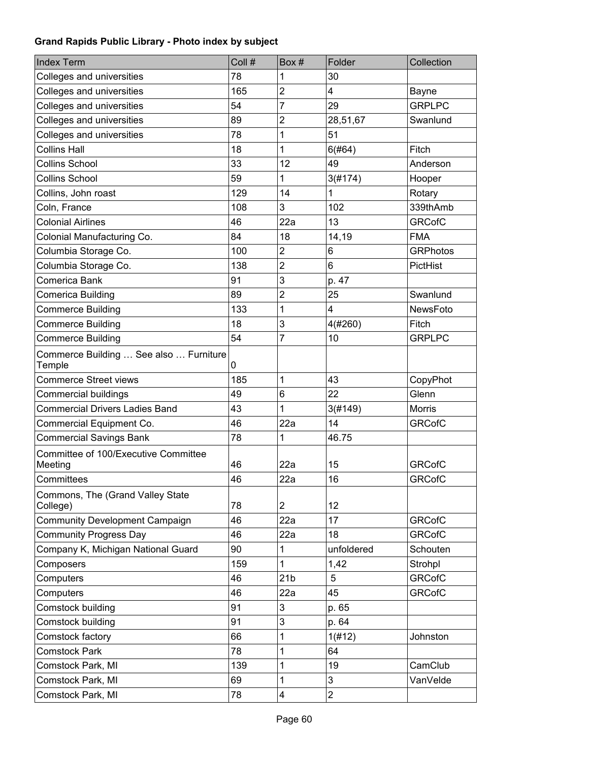**Grand Rapids Public Library - Photo index by subject**

| Index Term | Coll # | Box # | Folder | Collection |
| --- | --- | --- | --- | --- |
| Colleges and universities | 78 | 1 | 30 | |
| Colleges and universities | 165 | 2 | 4 | Bayne |
| Colleges and universities | 54 | 7 | 29 | GRPLPC |
| Colleges and universities | 89 | 2 | 28,51,67 | Swanlund |
| Colleges and universities | 78 | 1 | 51 | |
| Collins Hall | 18 | 1 | 6(#64) | Fitch |
| Collins School | 33 | 12 | 49 | Anderson |
| Collins School | 59 | 1 | 3(#174) | Hooper |
| Collins, John roast | 129 | 14 | 1 | Rotary |
| Coln, France | 108 | 3 | 102 | 339thAmb |
| Colonial Airlines | 46 | 22a | 13 | GRCofC |
| Colonial Manufacturing Co. | 84 | 18 | 14,19 | FMA |
| Columbia Storage Co. | 100 | 2 | 6 | GRPhotos |
| Columbia Storage Co. | 138 | 2 | 6 | PictHist |
| Comerica Bank | 91 | 3 | p. 47 | |
| Comerica Building | 89 | 2 | 25 | Swanlund |
| Commerce Building | 133 | 1 | 4 | NewsFoto |
| Commerce Building | 18 | 3 | 4(#260) | Fitch |
| Commerce Building | 54 | 7 | 10 | GRPLPC |
| Commerce Building … See also … Furniture Temple | 0 | | | |
| Commerce Street views | 185 | 1 | 43 | CopyPhot |
| Commercial buildings | 49 | 6 | 22 | Glenn |
| Commercial Drivers Ladies Band | 43 | 1 | 3(#149) | Morris |
| Commercial Equipment Co. | 46 | 22a | 14 | GRCofC |
| Commercial Savings Bank | 78 | 1 | 46.75 | |
| Committee of 100/Executive Committee Meeting | 46 | 22a | 15 | GRCofC |
| Committees | 46 | 22a | 16 | GRCofC |
| Commons, The (Grand Valley State College) | 78 | 2 | 12 | |
| Community Development Campaign | 46 | 22a | 17 | GRCofC |
| Community Progress Day | 46 | 22a | 18 | GRCofC |
| Company K, Michigan National Guard | 90 | 1 | unfoldered | Schouten |
| Composers | 159 | 1 | 1,42 | Strohpl |
| Computers | 46 | 21b | 5 | GRCofC |
| Computers | 46 | 22a | 45 | GRCofC |
| Comstock building | 91 | 3 | p. 65 | |
| Comstock building | 91 | 3 | p. 64 | |
| Comstock factory | 66 | 1 | 1(#12) | Johnston |
| Comstock Park | 78 | 1 | 64 | |
| Comstock Park, MI | 139 | 1 | 19 | CamClub |
| Comstock Park, MI | 69 | 1 | 3 | VanVelde |
| Comstock Park, MI | 78 | 4 | 2 | |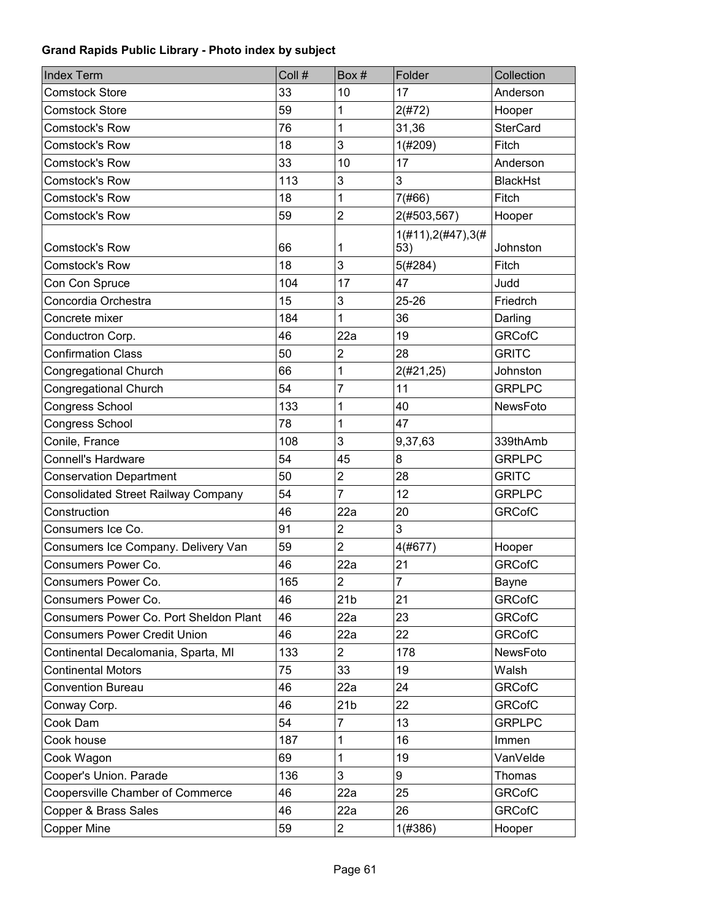**Grand Rapids Public Library - Photo index by subject**

| Index Term | Coll # | Box # | Folder | Collection |
|---|---|---|---|---|
| Comstock Store | 33 | 10 | 17 | Anderson |
| Comstock Store | 59 | 1 | 2(#72) | Hooper |
| Comstock's Row | 76 | 1 | 31,36 | SterCard |
| Comstock's Row | 18 | 3 | 1(#209) | Fitch |
| Comstock's Row | 33 | 10 | 17 | Anderson |
| Comstock's Row | 113 | 3 | 3 | BlackHst |
| Comstock's Row | 18 | 1 | 7(#66) | Fitch |
| Comstock's Row | 59 | 2 | 2(#503,567) | Hooper |
| Comstock's Row | 66 | 1 | 1(#11),2(#47),3(#53) | Johnston |
| Comstock's Row | 18 | 3 | 5(#284) | Fitch |
| Con Con Spruce | 104 | 17 | 47 | Judd |
| Concordia Orchestra | 15 | 3 | 25-26 | Friedrch |
| Concrete mixer | 184 | 1 | 36 | Darling |
| Conductron Corp. | 46 | 22a | 19 | GRCofC |
| Confirmation Class | 50 | 2 | 28 | GRITC |
| Congregational Church | 66 | 1 | 2(#21,25) | Johnston |
| Congregational Church | 54 | 7 | 11 | GRPLPC |
| Congress School | 133 | 1 | 40 | NewsFoto |
| Congress School | 78 | 1 | 47 | |
| Conile, France | 108 | 3 | 9,37,63 | 339thAmb |
| Connell's Hardware | 54 | 45 | 8 | GRPLPC |
| Conservation Department | 50 | 2 | 28 | GRITC |
| Consolidated Street Railway Company | 54 | 7 | 12 | GRPLPC |
| Construction | 46 | 22a | 20 | GRCofC |
| Consumers Ice Co. | 91 | 2 | 3 | |
| Consumers Ice Company. Delivery Van | 59 | 2 | 4(#677) | Hooper |
| Consumers Power Co. | 46 | 22a | 21 | GRCofC |
| Consumers Power Co. | 165 | 2 | 7 | Bayne |
| Consumers Power Co. | 46 | 21b | 21 | GRCofC |
| Consumers Power Co. Port Sheldon Plant | 46 | 22a | 23 | GRCofC |
| Consumers Power Credit Union | 46 | 22a | 22 | GRCofC |
| Continental Decalomania, Sparta, MI | 133 | 2 | 178 | NewsFoto |
| Continental Motors | 75 | 33 | 19 | Walsh |
| Convention Bureau | 46 | 22a | 24 | GRCofC |
| Conway Corp. | 46 | 21b | 22 | GRCofC |
| Cook Dam | 54 | 7 | 13 | GRPLPC |
| Cook house | 187 | 1 | 16 | Immen |
| Cook Wagon | 69 | 1 | 19 | VanVelde |
| Cooper's Union. Parade | 136 | 3 | 9 | Thomas |
| Coopersville Chamber of Commerce | 46 | 22a | 25 | GRCofC |
| Copper & Brass Sales | 46 | 22a | 26 | GRCofC |
| Copper Mine | 59 | 2 | 1(#386) | Hooper |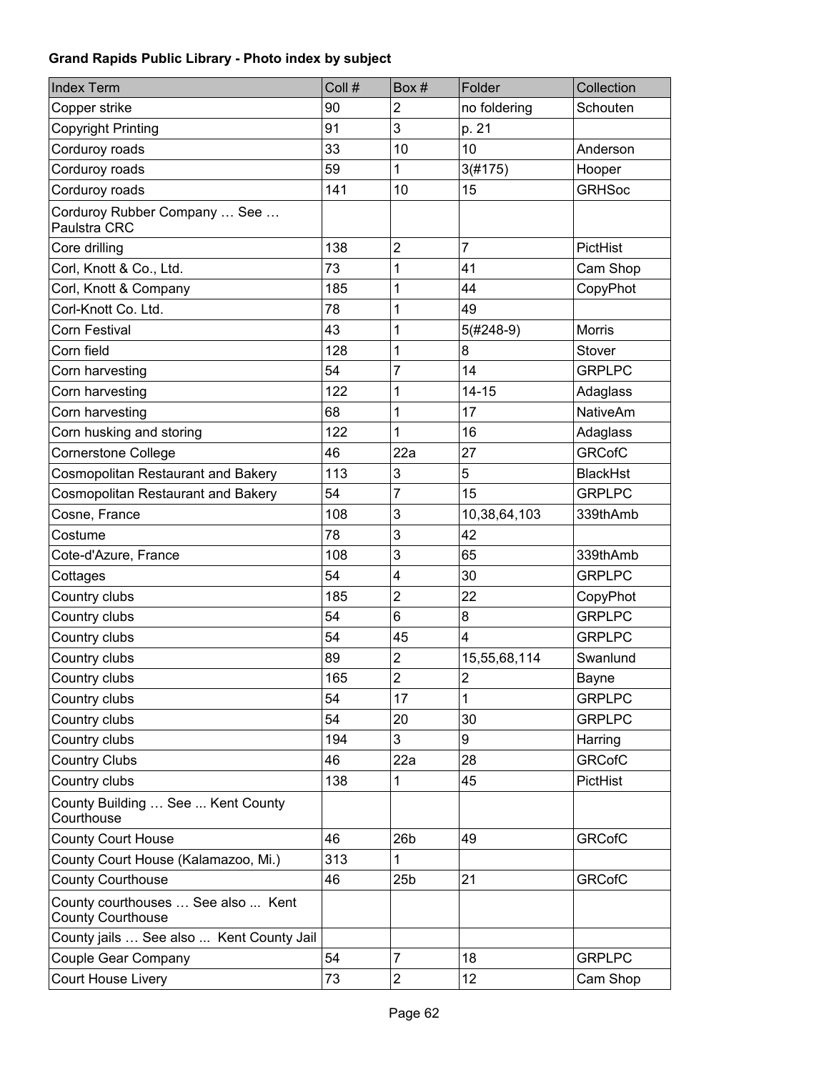**Grand Rapids Public Library - Photo index by subject**

| Index Term | Coll # | Box # | Folder | Collection |
|---|---|---|---|---|
| Copper strike | 90 | 2 | no foldering | Schouten |
| Copyright Printing | 91 | 3 | p. 21 | |
| Corduroy roads | 33 | 10 | 10 | Anderson |
| Corduroy roads | 59 | 1 | 3(#175) | Hooper |
| Corduroy roads | 141 | 10 | 15 | GRHSoc |
| Corduroy Rubber Company … See … Paulstra CRC | | | | |
| Core drilling | 138 | 2 | 7 | PictHist |
| Corl, Knott & Co., Ltd. | 73 | 1 | 41 | Cam Shop |
| Corl, Knott & Company | 185 | 1 | 44 | CopyPhot |
| Corl-Knott Co. Ltd. | 78 | 1 | 49 | |
| Corn Festival | 43 | 1 | 5(#248-9) | Morris |
| Corn field | 128 | 1 | 8 | Stover |
| Corn harvesting | 54 | 7 | 14 | GRPLPC |
| Corn harvesting | 122 | 1 | 14-15 | Adaglass |
| Corn harvesting | 68 | 1 | 17 | NativeAm |
| Corn husking and storing | 122 | 1 | 16 | Adaglass |
| Cornerstone College | 46 | 22a | 27 | GRCofC |
| Cosmopolitan Restaurant and Bakery | 113 | 3 | 5 | BlackHst |
| Cosmopolitan Restaurant and Bakery | 54 | 7 | 15 | GRPLPC |
| Cosne, France | 108 | 3 | 10,38,64,103 | 339thAmb |
| Costume | 78 | 3 | 42 | |
| Cote-d'Azure, France | 108 | 3 | 65 | 339thAmb |
| Cottages | 54 | 4 | 30 | GRPLPC |
| Country clubs | 185 | 2 | 22 | CopyPhot |
| Country clubs | 54 | 6 | 8 | GRPLPC |
| Country clubs | 54 | 45 | 4 | GRPLPC |
| Country clubs | 89 | 2 | 15,55,68,114 | Swanlund |
| Country clubs | 165 | 2 | 2 | Bayne |
| Country clubs | 54 | 17 | 1 | GRPLPC |
| Country clubs | 54 | 20 | 30 | GRPLPC |
| Country clubs | 194 | 3 | 9 | Harring |
| Country Clubs | 46 | 22a | 28 | GRCofC |
| Country clubs | 138 | 1 | 45 | PictHist |
| County Building … See ... Kent County Courthouse | | | | |
| County Court House | 46 | 26b | 49 | GRCofC |
| County Court House (Kalamazoo, Mi.) | 313 | 1 | | |
| County Courthouse | 46 | 25b | 21 | GRCofC |
| County courthouses … See also ... Kent County Courthouse | | | | |
| County jails … See also ... Kent County Jail | | | | |
| Couple Gear Company | 54 | 7 | 18 | GRPLPC |
| Court House Livery | 73 | 2 | 12 | Cam Shop |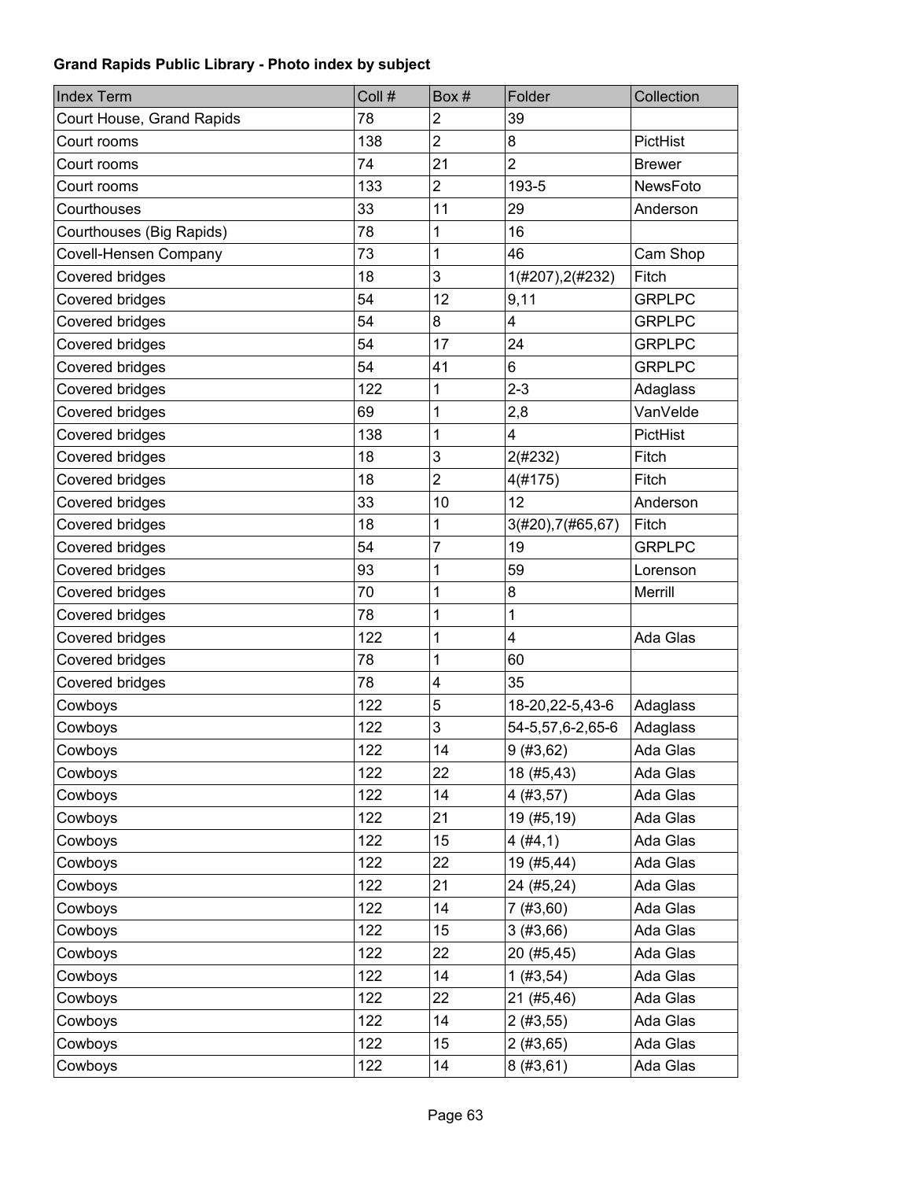**Grand Rapids Public Library - Photo index by subject**

| Index Term | Coll # | Box # | Folder | Collection |
|---|---|---|---|---|
| Court House, Grand Rapids | 78 | 2 | 39 | |
| Court rooms | 138 | 2 | 8 | PictHist |
| Court rooms | 74 | 21 | 2 | Brewer |
| Court rooms | 133 | 2 | 193-5 | NewsFoto |
| Courthouses | 33 | 11 | 29 | Anderson |
| Courthouses (Big Rapids) | 78 | 1 | 16 | |
| Covell-Hensen Company | 73 | 1 | 46 | Cam Shop |
| Covered bridges | 18 | 3 | 1(#207),2(#232) | Fitch |
| Covered bridges | 54 | 12 | 9,11 | GRPLPC |
| Covered bridges | 54 | 8 | 4 | GRPLPC |
| Covered bridges | 54 | 17 | 24 | GRPLPC |
| Covered bridges | 54 | 41 | 6 | GRPLPC |
| Covered bridges | 122 | 1 | 2-3 | Adaglass |
| Covered bridges | 69 | 1 | 2,8 | VanVelde |
| Covered bridges | 138 | 1 | 4 | PictHist |
| Covered bridges | 18 | 3 | 2(#232) | Fitch |
| Covered bridges | 18 | 2 | 4(#175) | Fitch |
| Covered bridges | 33 | 10 | 12 | Anderson |
| Covered bridges | 18 | 1 | 3(#20),7(#65,67) | Fitch |
| Covered bridges | 54 | 7 | 19 | GRPLPC |
| Covered bridges | 93 | 1 | 59 | Lorenson |
| Covered bridges | 70 | 1 | 8 | Merrill |
| Covered bridges | 78 | 1 | 1 | |
| Covered bridges | 122 | 1 | 4 | Ada Glas |
| Covered bridges | 78 | 1 | 60 | |
| Covered bridges | 78 | 4 | 35 | |
| Cowboys | 122 | 5 | 18-20,22-5,43-6 | Adaglass |
| Cowboys | 122 | 3 | 54-5,57,6-2,65-6 | Adaglass |
| Cowboys | 122 | 14 | 9 (#3,62) | Ada Glas |
| Cowboys | 122 | 22 | 18 (#5,43) | Ada Glas |
| Cowboys | 122 | 14 | 4 (#3,57) | Ada Glas |
| Cowboys | 122 | 21 | 19 (#5,19) | Ada Glas |
| Cowboys | 122 | 15 | 4 (#4,1) | Ada Glas |
| Cowboys | 122 | 22 | 19 (#5,44) | Ada Glas |
| Cowboys | 122 | 21 | 24 (#5,24) | Ada Glas |
| Cowboys | 122 | 14 | 7 (#3,60) | Ada Glas |
| Cowboys | 122 | 15 | 3 (#3,66) | Ada Glas |
| Cowboys | 122 | 22 | 20 (#5,45) | Ada Glas |
| Cowboys | 122 | 14 | 1 (#3,54) | Ada Glas |
| Cowboys | 122 | 22 | 21 (#5,46) | Ada Glas |
| Cowboys | 122 | 14 | 2 (#3,55) | Ada Glas |
| Cowboys | 122 | 15 | 2 (#3,65) | Ada Glas |
| Cowboys | 122 | 14 | 8 (#3,61) | Ada Glas |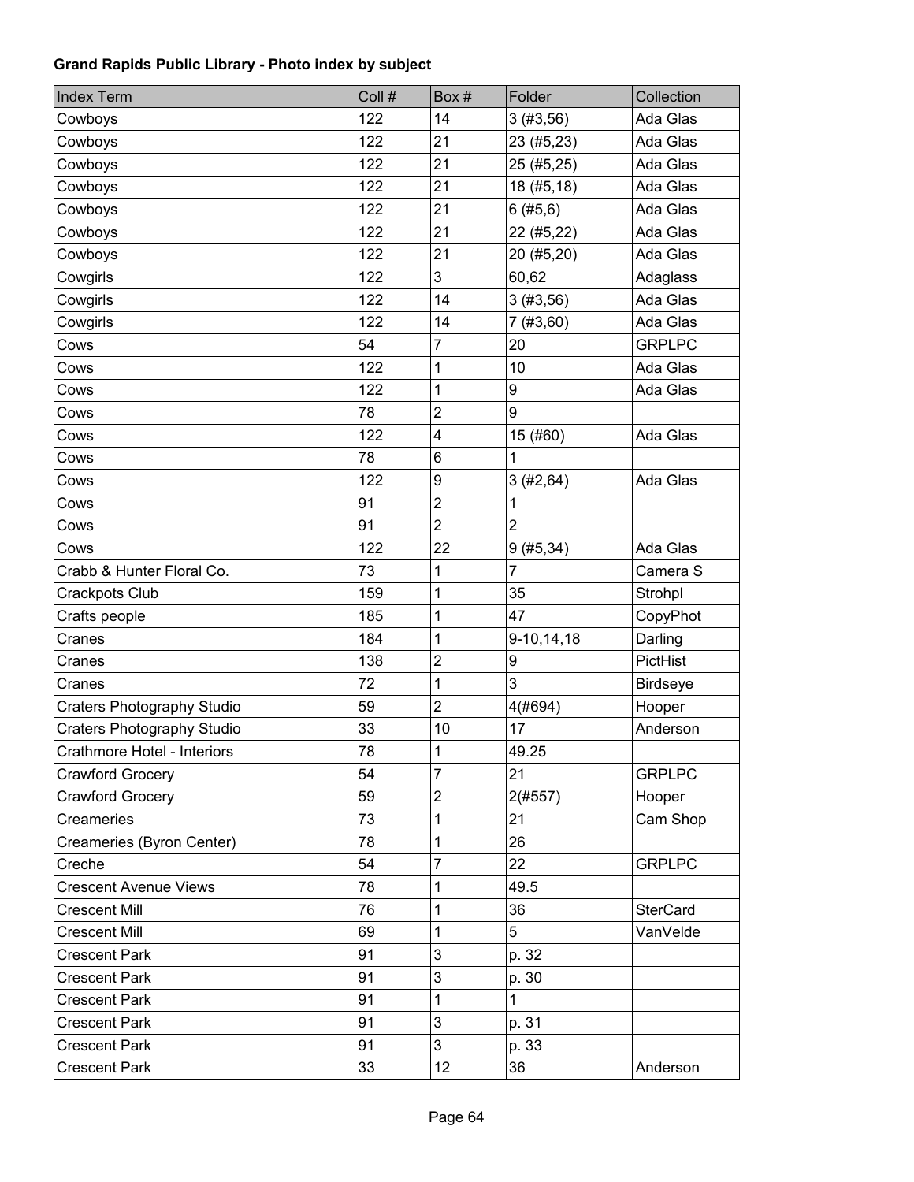**Grand Rapids Public Library - Photo index by subject**

| Index Term | Coll # | Box # | Folder | Collection |
|---|---|---|---|---|
| Cowboys | 122 | 14 | 3 (#3,56) | Ada Glas |
| Cowboys | 122 | 21 | 23 (#5,23) | Ada Glas |
| Cowboys | 122 | 21 | 25 (#5,25) | Ada Glas |
| Cowboys | 122 | 21 | 18 (#5,18) | Ada Glas |
| Cowboys | 122 | 21 | 6 (#5,6) | Ada Glas |
| Cowboys | 122 | 21 | 22 (#5,22) | Ada Glas |
| Cowboys | 122 | 21 | 20 (#5,20) | Ada Glas |
| Cowgirls | 122 | 3 | 60,62 | Adaglass |
| Cowgirls | 122 | 14 | 3 (#3,56) | Ada Glas |
| Cowgirls | 122 | 14 | 7 (#3,60) | Ada Glas |
| Cows | 54 | 7 | 20 | GRPLPC |
| Cows | 122 | 1 | 10 | Ada Glas |
| Cows | 122 | 1 | 9 | Ada Glas |
| Cows | 78 | 2 | 9 | |
| Cows | 122 | 4 | 15 (#60) | Ada Glas |
| Cows | 78 | 6 | 1 | |
| Cows | 122 | 9 | 3 (#2,64) | Ada Glas |
| Cows | 91 | 2 | 1 | |
| Cows | 91 | 2 | 2 | |
| Cows | 122 | 22 | 9 (#5,34) | Ada Glas |
| Crabb & Hunter Floral Co. | 73 | 1 | 7 | Camera S |
| Crackpots Club | 159 | 1 | 35 | Strohpl |
| Crafts people | 185 | 1 | 47 | CopyPhot |
| Cranes | 184 | 1 | 9-10,14,18 | Darling |
| Cranes | 138 | 2 | 9 | PictHist |
| Cranes | 72 | 1 | 3 | Birdseye |
| Craters Photography Studio | 59 | 2 | 4(#694) | Hooper |
| Craters Photography Studio | 33 | 10 | 17 | Anderson |
| Crathmore Hotel - Interiors | 78 | 1 | 49.25 | |
| Crawford Grocery | 54 | 7 | 21 | GRPLPC |
| Crawford Grocery | 59 | 2 | 2(#557) | Hooper |
| Creameries | 73 | 1 | 21 | Cam Shop |
| Creameries (Byron Center) | 78 | 1 | 26 | |
| Creche | 54 | 7 | 22 | GRPLPC |
| Crescent Avenue Views | 78 | 1 | 49.5 | |
| Crescent Mill | 76 | 1 | 36 | SterCard |
| Crescent Mill | 69 | 1 | 5 | VanVelde |
| Crescent Park | 91 | 3 | p. 32 | |
| Crescent Park | 91 | 3 | p. 30 | |
| Crescent Park | 91 | 1 | 1 | |
| Crescent Park | 91 | 3 | p. 31 | |
| Crescent Park | 91 | 3 | p. 33 | |
| Crescent Park | 33 | 12 | 36 | Anderson |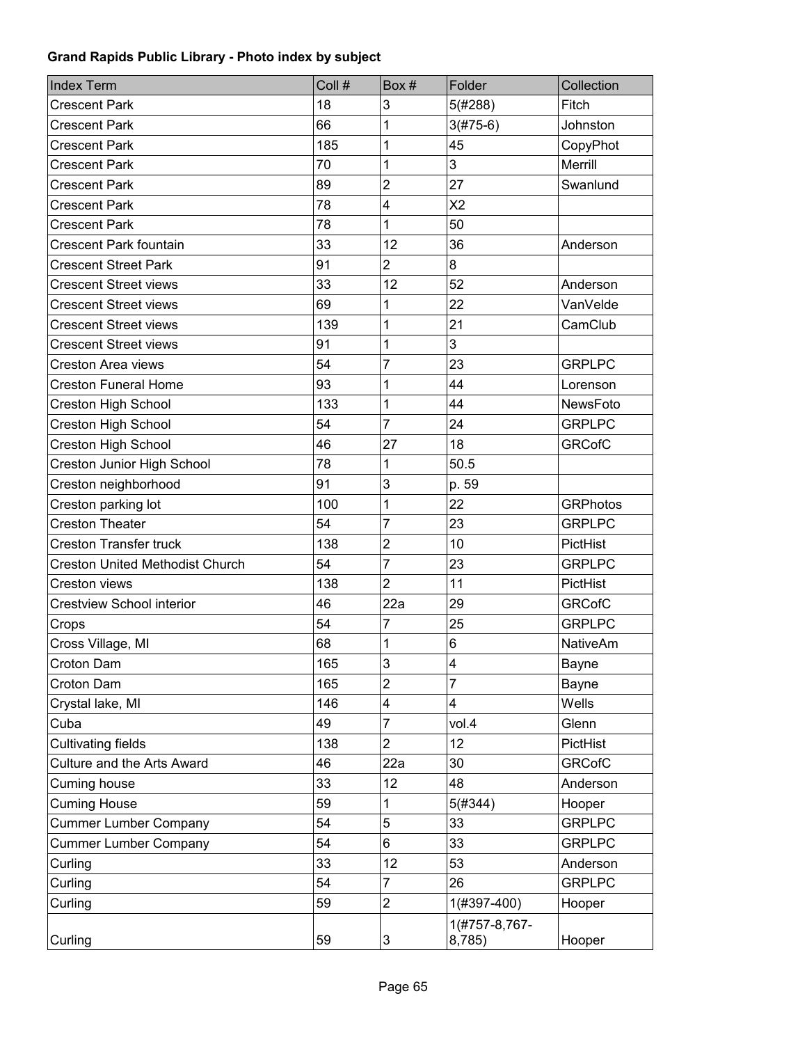**Grand Rapids Public Library - Photo index by subject**

| Index Term | Coll # | Box # | Folder | Collection |
|---|---|---|---|---|
| Crescent Park | 18 | 3 | 5(#288) | Fitch |
| Crescent Park | 66 | 1 | 3(#75-6) | Johnston |
| Crescent Park | 185 | 1 | 45 | CopyPhot |
| Crescent Park | 70 | 1 | 3 | Merrill |
| Crescent Park | 89 | 2 | 27 | Swanlund |
| Crescent Park | 78 | 4 | X2 | |
| Crescent Park | 78 | 1 | 50 | |
| Crescent Park fountain | 33 | 12 | 36 | Anderson |
| Crescent Street Park | 91 | 2 | 8 | |
| Crescent Street views | 33 | 12 | 52 | Anderson |
| Crescent Street views | 69 | 1 | 22 | VanVelde |
| Crescent Street views | 139 | 1 | 21 | CamClub |
| Crescent Street views | 91 | 1 | 3 | |
| Creston Area views | 54 | 7 | 23 | GRPLPC |
| Creston Funeral Home | 93 | 1 | 44 | Lorenson |
| Creston High School | 133 | 1 | 44 | NewsFoto |
| Creston High School | 54 | 7 | 24 | GRPLPC |
| Creston High School | 46 | 27 | 18 | GRCofC |
| Creston Junior High School | 78 | 1 | 50.5 | |
| Creston neighborhood | 91 | 3 | p. 59 | |
| Creston parking lot | 100 | 1 | 22 | GRPhotos |
| Creston Theater | 54 | 7 | 23 | GRPLPC |
| Creston Transfer truck | 138 | 2 | 10 | PictHist |
| Creston United Methodist Church | 54 | 7 | 23 | GRPLPC |
| Creston views | 138 | 2 | 11 | PictHist |
| Crestview School interior | 46 | 22a | 29 | GRCofC |
| Crops | 54 | 7 | 25 | GRPLPC |
| Cross Village, MI | 68 | 1 | 6 | NativeAm |
| Croton Dam | 165 | 3 | 4 | Bayne |
| Croton Dam | 165 | 2 | 7 | Bayne |
| Crystal lake, MI | 146 | 4 | 4 | Wells |
| Cuba | 49 | 7 | vol.4 | Glenn |
| Cultivating fields | 138 | 2 | 12 | PictHist |
| Culture and the Arts Award | 46 | 22a | 30 | GRCofC |
| Cuming house | 33 | 12 | 48 | Anderson |
| Cuming House | 59 | 1 | 5(#344) | Hooper |
| Cummer Lumber Company | 54 | 5 | 33 | GRPLPC |
| Cummer Lumber Company | 54 | 6 | 33 | GRPLPC |
| Curling | 33 | 12 | 53 | Anderson |
| Curling | 54 | 7 | 26 | GRPLPC |
| Curling | 59 | 2 | 1(#397-400) | Hooper |
| Curling | 59 | 3 | 1(#757-8,767-8,785) | Hooper |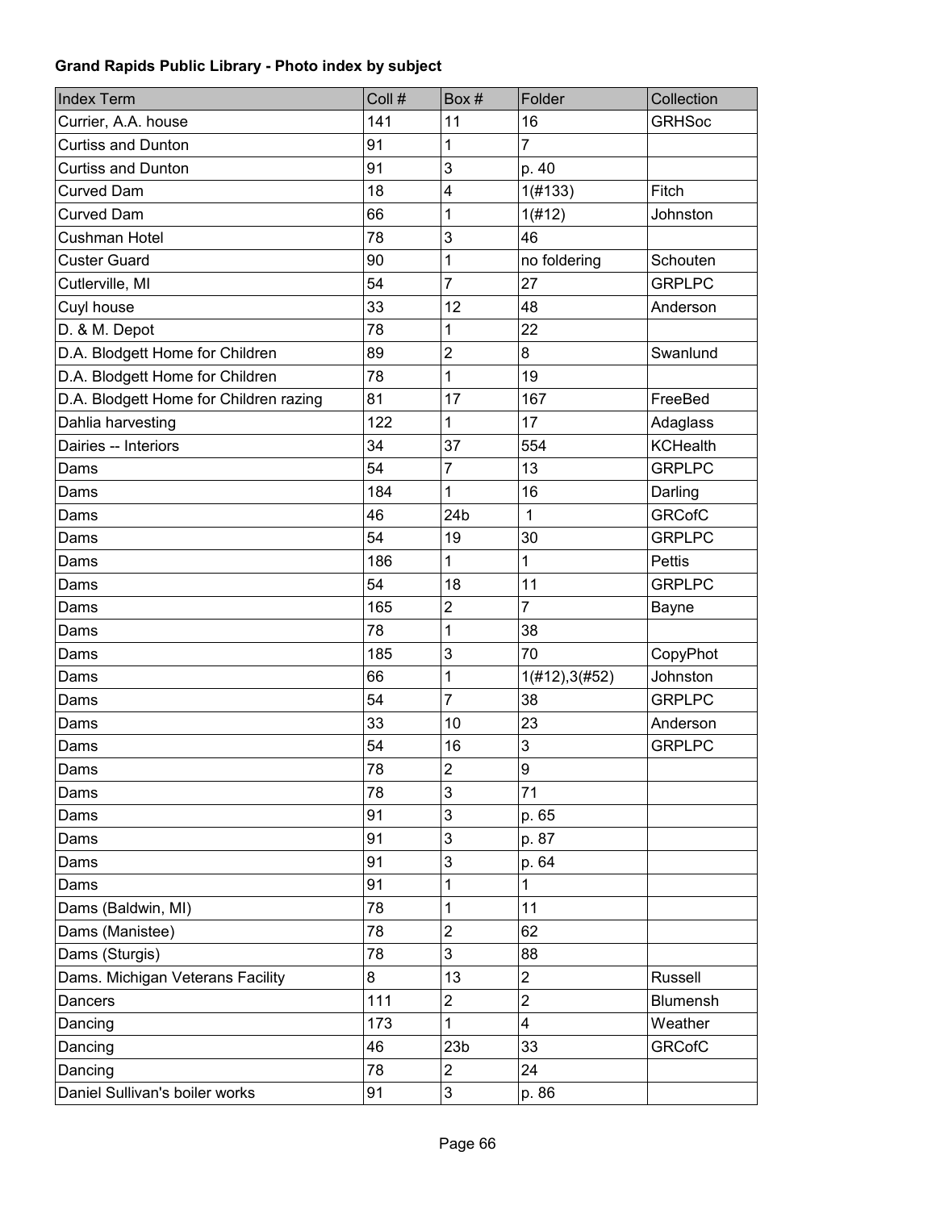**Grand Rapids Public Library - Photo index by subject**

| Index Term | Coll # | Box # | Folder | Collection |
|---|---|---|---|---|
| Currier, A.A. house | 141 | 11 | 16 | GRHSoc |
| Curtiss and Dunton | 91 | 1 | 7 | |
| Curtiss and Dunton | 91 | 3 | p. 40 | |
| Curved Dam | 18 | 4 | 1(#133) | Fitch |
| Curved Dam | 66 | 1 | 1(#12) | Johnston |
| Cushman Hotel | 78 | 3 | 46 | |
| Custer Guard | 90 | 1 | no foldering | Schouten |
| Cutlerville, MI | 54 | 7 | 27 | GRPLPC |
| Cuyl house | 33 | 12 | 48 | Anderson |
| D. & M. Depot | 78 | 1 | 22 | |
| D.A. Blodgett Home for Children | 89 | 2 | 8 | Swanlund |
| D.A. Blodgett Home for Children | 78 | 1 | 19 | |
| D.A. Blodgett Home for Children razing | 81 | 17 | 167 | FreeBed |
| Dahlia harvesting | 122 | 1 | 17 | Adaglass |
| Dairies -- Interiors | 34 | 37 | 554 | KCHealth |
| Dams | 54 | 7 | 13 | GRPLPC |
| Dams | 184 | 1 | 16 | Darling |
| Dams | 46 | 24b | 1 | GRCofC |
| Dams | 54 | 19 | 30 | GRPLPC |
| Dams | 186 | 1 | 1 | Pettis |
| Dams | 54 | 18 | 11 | GRPLPC |
| Dams | 165 | 2 | 7 | Bayne |
| Dams | 78 | 1 | 38 | |
| Dams | 185 | 3 | 70 | CopyPhot |
| Dams | 66 | 1 | 1(#12),3(#52) | Johnston |
| Dams | 54 | 7 | 38 | GRPLPC |
| Dams | 33 | 10 | 23 | Anderson |
| Dams | 54 | 16 | 3 | GRPLPC |
| Dams | 78 | 2 | 9 | |
| Dams | 78 | 3 | 71 | |
| Dams | 91 | 3 | p. 65 | |
| Dams | 91 | 3 | p. 87 | |
| Dams | 91 | 3 | p. 64 | |
| Dams | 91 | 1 | 1 | |
| Dams (Baldwin, MI) | 78 | 1 | 11 | |
| Dams (Manistee) | 78 | 2 | 62 | |
| Dams (Sturgis) | 78 | 3 | 88 | |
| Dams. Michigan Veterans Facility | 8 | 13 | 2 | Russell |
| Dancers | 111 | 2 | 2 | Blumensh |
| Dancing | 173 | 1 | 4 | Weather |
| Dancing | 46 | 23b | 33 | GRCofC |
| Dancing | 78 | 2 | 24 | |
| Daniel Sullivan's boiler works | 91 | 3 | p. 86 | |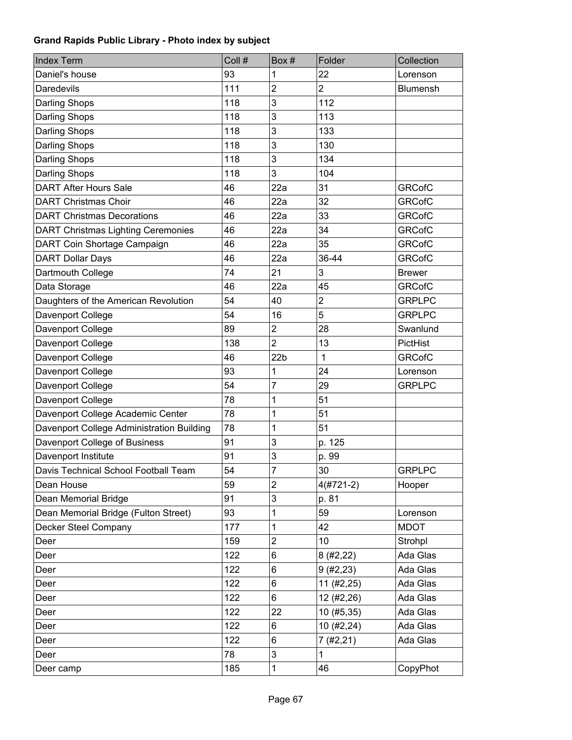**Grand Rapids Public Library - Photo index by subject**

| Index Term | Coll # | Box # | Folder | Collection |
|---|---|---|---|---|
| Daniel's house | 93 | 1 | 22 | Lorenson |
| Daredevils | 111 | 2 | 2 | Blumensh |
| Darling Shops | 118 | 3 | 112 | |
| Darling Shops | 118 | 3 | 113 | |
| Darling Shops | 118 | 3 | 133 | |
| Darling Shops | 118 | 3 | 130 | |
| Darling Shops | 118 | 3 | 134 | |
| Darling Shops | 118 | 3 | 104 | |
| DART After Hours Sale | 46 | 22a | 31 | GRCofC |
| DART Christmas Choir | 46 | 22a | 32 | GRCofC |
| DART Christmas Decorations | 46 | 22a | 33 | GRCofC |
| DART Christmas Lighting Ceremonies | 46 | 22a | 34 | GRCofC |
| DART Coin Shortage Campaign | 46 | 22a | 35 | GRCofC |
| DART Dollar Days | 46 | 22a | 36-44 | GRCofC |
| Dartmouth College | 74 | 21 | 3 | Brewer |
| Data Storage | 46 | 22a | 45 | GRCofC |
| Daughters of the American Revolution | 54 | 40 | 2 | GRPLPC |
| Davenport College | 54 | 16 | 5 | GRPLPC |
| Davenport College | 89 | 2 | 28 | Swanlund |
| Davenport College | 138 | 2 | 13 | PictHist |
| Davenport College | 46 | 22b | 1 | GRCofC |
| Davenport College | 93 | 1 | 24 | Lorenson |
| Davenport College | 54 | 7 | 29 | GRPLPC |
| Davenport College | 78 | 1 | 51 | |
| Davenport College Academic Center | 78 | 1 | 51 | |
| Davenport College Administration Building | 78 | 1 | 51 | |
| Davenport College of Business | 91 | 3 | p. 125 | |
| Davenport Institute | 91 | 3 | p. 99 | |
| Davis Technical School Football Team | 54 | 7 | 30 | GRPLPC |
| Dean House | 59 | 2 | 4(#721-2) | Hooper |
| Dean Memorial Bridge | 91 | 3 | p. 81 | |
| Dean Memorial Bridge (Fulton Street) | 93 | 1 | 59 | Lorenson |
| Decker Steel Company | 177 | 1 | 42 | MDOT |
| Deer | 159 | 2 | 10 | Strohpl |
| Deer | 122 | 6 | 8 (#2,22) | Ada Glas |
| Deer | 122 | 6 | 9 (#2,23) | Ada Glas |
| Deer | 122 | 6 | 11 (#2,25) | Ada Glas |
| Deer | 122 | 6 | 12 (#2,26) | Ada Glas |
| Deer | 122 | 22 | 10 (#5,35) | Ada Glas |
| Deer | 122 | 6 | 10 (#2,24) | Ada Glas |
| Deer | 122 | 6 | 7 (#2,21) | Ada Glas |
| Deer | 78 | 3 | 1 | |
| Deer camp | 185 | 1 | 46 | CopyPhot |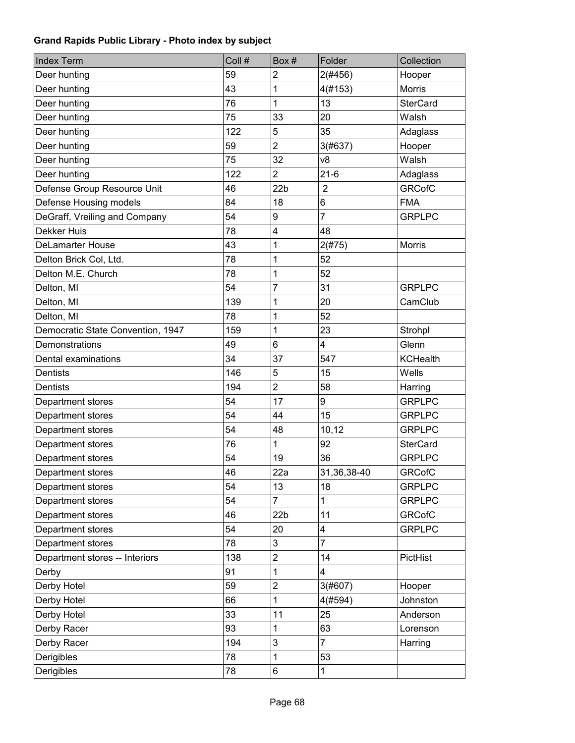**Grand Rapids Public Library - Photo index by subject**

| Index Term | Coll # | Box # | Folder | Collection |
| --- | --- | --- | --- | --- |
| Deer hunting | 59 | 2 | 2(#456) | Hooper |
| Deer hunting | 43 | 1 | 4(#153) | Morris |
| Deer hunting | 76 | 1 | 13 | SterCard |
| Deer hunting | 75 | 33 | 20 | Walsh |
| Deer hunting | 122 | 5 | 35 | Adaglass |
| Deer hunting | 59 | 2 | 3(#637) | Hooper |
| Deer hunting | 75 | 32 | v8 | Walsh |
| Deer hunting | 122 | 2 | 21-6 | Adaglass |
| Defense Group Resource Unit | 46 | 22b | 2 | GRCofC |
| Defense Housing models | 84 | 18 | 6 | FMA |
| DeGraff, Vreiling and Company | 54 | 9 | 7 | GRPLPC |
| Dekker Huis | 78 | 4 | 48 | |
| DeLamarter House | 43 | 1 | 2(#75) | Morris |
| Delton Brick Col, Ltd. | 78 | 1 | 52 | |
| Delton M.E. Church | 78 | 1 | 52 | |
| Delton, MI | 54 | 7 | 31 | GRPLPC |
| Delton, MI | 139 | 1 | 20 | CamClub |
| Delton, MI | 78 | 1 | 52 | |
| Democratic State Convention, 1947 | 159 | 1 | 23 | Strohpl |
| Demonstrations | 49 | 6 | 4 | Glenn |
| Dental examinations | 34 | 37 | 547 | KCHealth |
| Dentists | 146 | 5 | 15 | Wells |
| Dentists | 194 | 2 | 58 | Harring |
| Department stores | 54 | 17 | 9 | GRPLPC |
| Department stores | 54 | 44 | 15 | GRPLPC |
| Department stores | 54 | 48 | 10,12 | GRPLPC |
| Department stores | 76 | 1 | 92 | SterCard |
| Department stores | 54 | 19 | 36 | GRPLPC |
| Department stores | 46 | 22a | 31,36,38-40 | GRCofC |
| Department stores | 54 | 13 | 18 | GRPLPC |
| Department stores | 54 | 7 | 1 | GRPLPC |
| Department stores | 46 | 22b | 11 | GRCofC |
| Department stores | 54 | 20 | 4 | GRPLPC |
| Department stores | 78 | 3 | 7 | |
| Department stores -- Interiors | 138 | 2 | 14 | PictHist |
| Derby | 91 | 1 | 4 | |
| Derby Hotel | 59 | 2 | 3(#607) | Hooper |
| Derby Hotel | 66 | 1 | 4(#594) | Johnston |
| Derby Hotel | 33 | 11 | 25 | Anderson |
| Derby Racer | 93 | 1 | 63 | Lorenson |
| Derby Racer | 194 | 3 | 7 | Harring |
| Derigibles | 78 | 1 | 53 | |
| Derigibles | 78 | 6 | 1 | |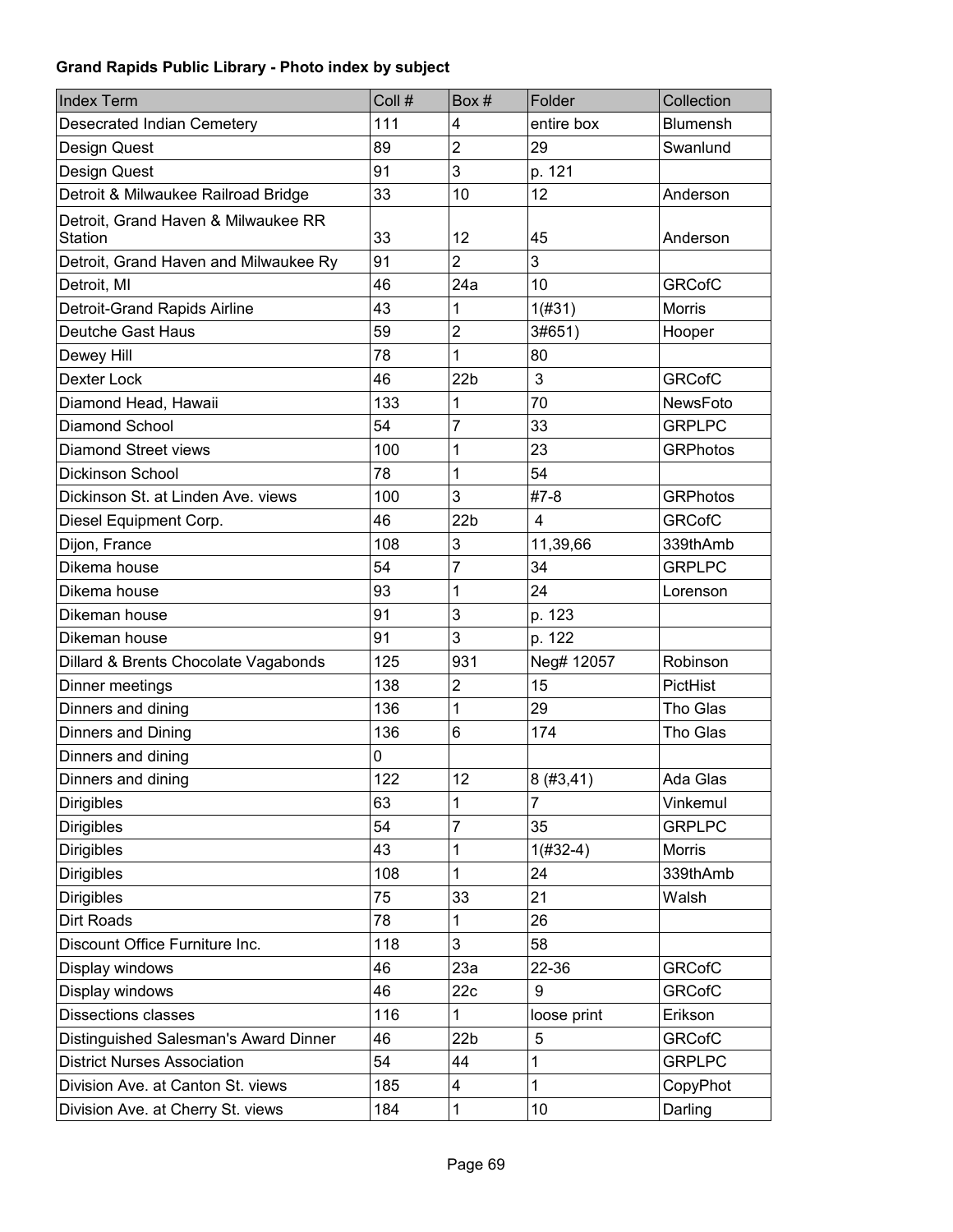**Grand Rapids Public Library - Photo index by subject**

| Index Term | Coll # | Box # | Folder | Collection |
|---|---|---|---|---|
| Desecrated Indian Cemetery | 111 | 4 | entire box | Blumensh |
| Design Quest | 89 | 2 | 29 | Swanlund |
| Design Quest | 91 | 3 | p. 121 | |
| Detroit & Milwaukee Railroad Bridge | 33 | 10 | 12 | Anderson |
| Detroit, Grand Haven & Milwaukee RR Station | 33 | 12 | 45 | Anderson |
| Detroit, Grand Haven and Milwaukee Ry | 91 | 2 | 3 | |
| Detroit, MI | 46 | 24a | 10 | GRCofC |
| Detroit-Grand Rapids Airline | 43 | 1 | 1(#31) | Morris |
| Deutche Gast Haus | 59 | 2 | 3#651) | Hooper |
| Dewey Hill | 78 | 1 | 80 | |
| Dexter Lock | 46 | 22b | 3 | GRCofC |
| Diamond Head, Hawaii | 133 | 1 | 70 | NewsFoto |
| Diamond School | 54 | 7 | 33 | GRPLPC |
| Diamond Street views | 100 | 1 | 23 | GRPhotos |
| Dickinson School | 78 | 1 | 54 | |
| Dickinson St. at Linden Ave. views | 100 | 3 | #7-8 | GRPhotos |
| Diesel Equipment Corp. | 46 | 22b | 4 | GRCofC |
| Dijon, France | 108 | 3 | 11,39,66 | 339thAmb |
| Dikema house | 54 | 7 | 34 | GRPLPC |
| Dikema house | 93 | 1 | 24 | Lorenson |
| Dikeman house | 91 | 3 | p. 123 | |
| Dikeman house | 91 | 3 | p. 122 | |
| Dillard & Brents Chocolate Vagabonds | 125 | 931 | Neg# 12057 | Robinson |
| Dinner meetings | 138 | 2 | 15 | PictHist |
| Dinners and dining | 136 | 1 | 29 | Tho Glas |
| Dinners and Dining | 136 | 6 | 174 | Tho Glas |
| Dinners and dining | 0 | | | |
| Dinners and dining | 122 | 12 | 8 (#3,41) | Ada Glas |
| Dirigibles | 63 | 1 | 7 | Vinkemul |
| Dirigibles | 54 | 7 | 35 | GRPLPC |
| Dirigibles | 43 | 1 | 1(#32-4) | Morris |
| Dirigibles | 108 | 1 | 24 | 339thAmb |
| Dirigibles | 75 | 33 | 21 | Walsh |
| Dirt Roads | 78 | 1 | 26 | |
| Discount Office Furniture Inc. | 118 | 3 | 58 | |
| Display windows | 46 | 23a | 22-36 | GRCofC |
| Display windows | 46 | 22c | 9 | GRCofC |
| Dissections classes | 116 | 1 | loose print | Erikson |
| Distinguished Salesman's Award Dinner | 46 | 22b | 5 | GRCofC |
| District Nurses Association | 54 | 44 | 1 | GRPLPC |
| Division Ave. at Canton St. views | 185 | 4 | 1 | CopyPhot |
| Division Ave. at Cherry St. views | 184 | 1 | 10 | Darling |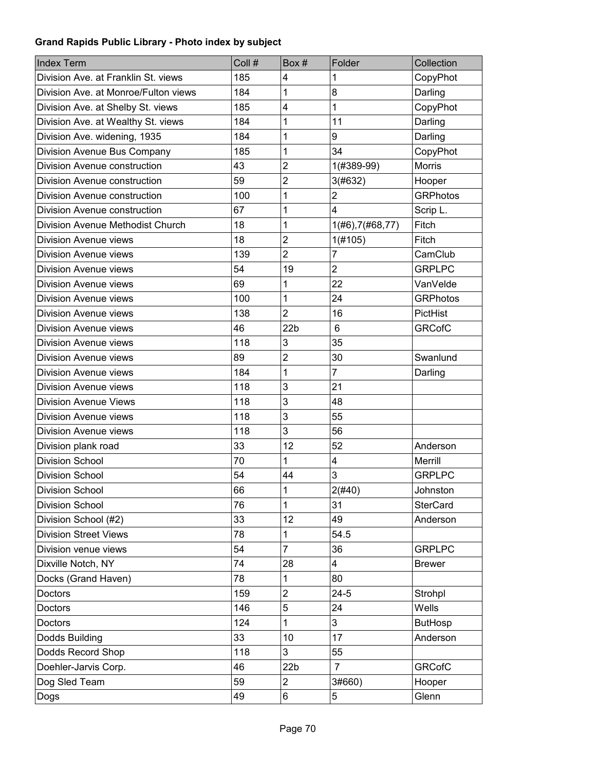**Grand Rapids Public Library - Photo index by subject**

| Index Term | Coll # | Box # | Folder | Collection |
|---|---|---|---|---|
| Division Ave. at Franklin St. views | 185 | 4 | 1 | CopyPhot |
| Division Ave. at Monroe/Fulton views | 184 | 1 | 8 | Darling |
| Division Ave. at Shelby St. views | 185 | 4 | 1 | CopyPhot |
| Division Ave. at Wealthy St. views | 184 | 1 | 11 | Darling |
| Division Ave. widening, 1935 | 184 | 1 | 9 | Darling |
| Division Avenue Bus Company | 185 | 1 | 34 | CopyPhot |
| Division Avenue construction | 43 | 2 | 1(#389-99) | Morris |
| Division Avenue construction | 59 | 2 | 3(#632) | Hooper |
| Division Avenue construction | 100 | 1 | 2 | GRPhotos |
| Division Avenue construction | 67 | 1 | 4 | Scrip L. |
| Division Avenue Methodist Church | 18 | 1 | 1(#6),7(#68,77) | Fitch |
| Division Avenue views | 18 | 2 | 1(#105) | Fitch |
| Division Avenue views | 139 | 2 | 7 | CamClub |
| Division Avenue views | 54 | 19 | 2 | GRPLPC |
| Division Avenue views | 69 | 1 | 22 | VanVelde |
| Division Avenue views | 100 | 1 | 24 | GRPhotos |
| Division Avenue views | 138 | 2 | 16 | PictHist |
| Division Avenue views | 46 | 22b | 6 | GRCofC |
| Division Avenue views | 118 | 3 | 35 | |
| Division Avenue views | 89 | 2 | 30 | Swanlund |
| Division Avenue views | 184 | 1 | 7 | Darling |
| Division Avenue views | 118 | 3 | 21 | |
| Division Avenue Views | 118 | 3 | 48 | |
| Division Avenue views | 118 | 3 | 55 | |
| Division Avenue views | 118 | 3 | 56 | |
| Division plank road | 33 | 12 | 52 | Anderson |
| Division School | 70 | 1 | 4 | Merrill |
| Division School | 54 | 44 | 3 | GRPLPC |
| Division School | 66 | 1 | 2(#40) | Johnston |
| Division School | 76 | 1 | 31 | SterCard |
| Division School (#2) | 33 | 12 | 49 | Anderson |
| Division Street Views | 78 | 1 | 54.5 | |
| Division venue views | 54 | 7 | 36 | GRPLPC |
| Dixville Notch, NY | 74 | 28 | 4 | Brewer |
| Docks (Grand Haven) | 78 | 1 | 80 | |
| Doctors | 159 | 2 | 24-5 | Strohpl |
| Doctors | 146 | 5 | 24 | Wells |
| Doctors | 124 | 1 | 3 | ButHosp |
| Dodds Building | 33 | 10 | 17 | Anderson |
| Dodds Record Shop | 118 | 3 | 55 | |
| Doehler-Jarvis Corp. | 46 | 22b | 7 | GRCofC |
| Dog Sled Team | 59 | 2 | 3#660) | Hooper |
| Dogs | 49 | 6 | 5 | Glenn |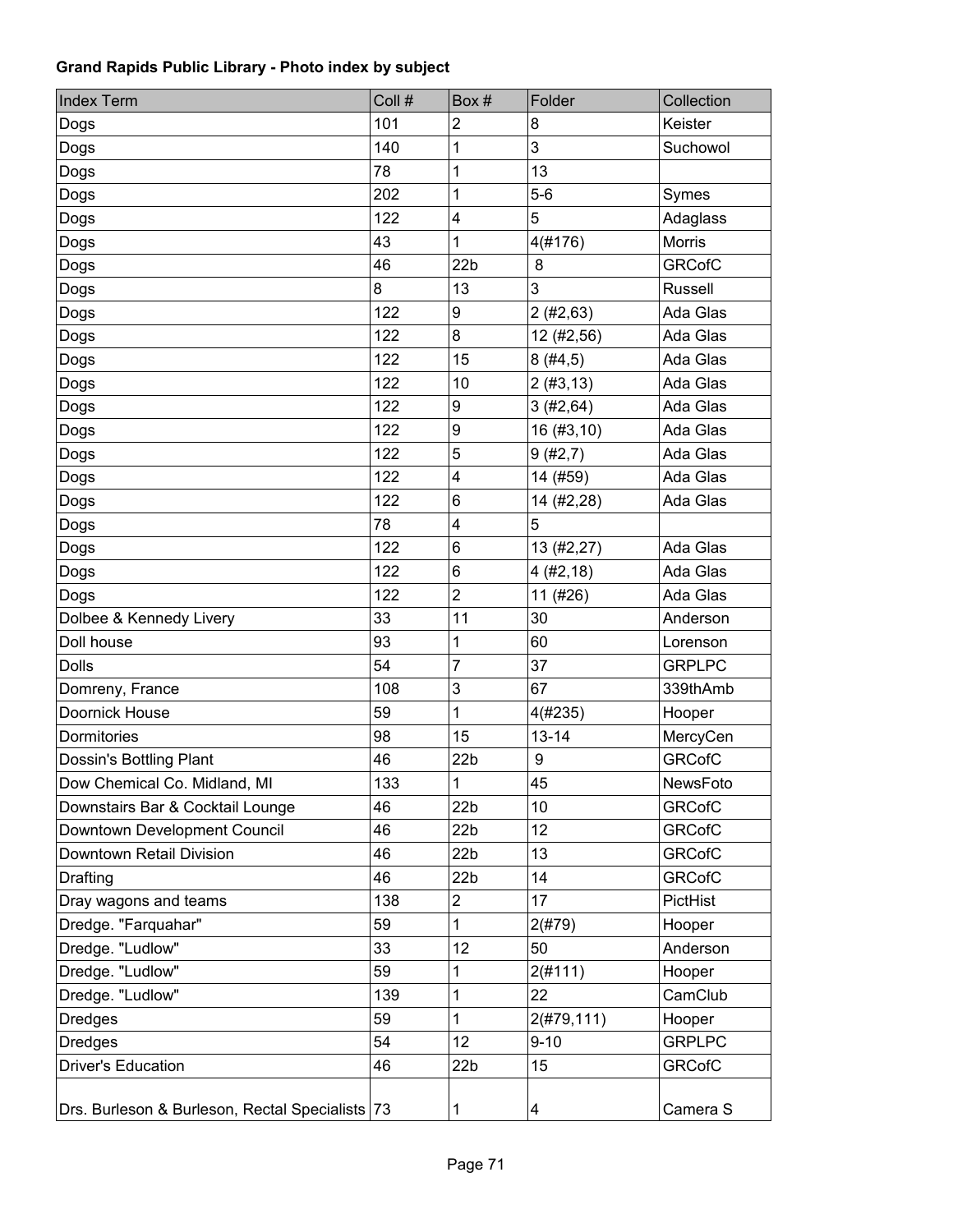**Grand Rapids Public Library - Photo index by subject**

| Index Term | Coll # | Box # | Folder | Collection |
|---|---|---|---|---|
| Dogs | 101 | 2 | 8 | Keister |
| Dogs | 140 | 1 | 3 | Suchowol |
| Dogs | 78 | 1 | 13 | |
| Dogs | 202 | 1 | 5-6 | Symes |
| Dogs | 122 | 4 | 5 | Adaglass |
| Dogs | 43 | 1 | 4(#176) | Morris |
| Dogs | 46 | 22b | 8 | GRCofC |
| Dogs | 8 | 13 | 3 | Russell |
| Dogs | 122 | 9 | 2 (#2,63) | Ada Glas |
| Dogs | 122 | 8 | 12 (#2,56) | Ada Glas |
| Dogs | 122 | 15 | 8 (#4,5) | Ada Glas |
| Dogs | 122 | 10 | 2 (#3,13) | Ada Glas |
| Dogs | 122 | 9 | 3 (#2,64) | Ada Glas |
| Dogs | 122 | 9 | 16 (#3,10) | Ada Glas |
| Dogs | 122 | 5 | 9 (#2,7) | Ada Glas |
| Dogs | 122 | 4 | 14 (#59) | Ada Glas |
| Dogs | 122 | 6 | 14 (#2,28) | Ada Glas |
| Dogs | 78 | 4 | 5 | |
| Dogs | 122 | 6 | 13 (#2,27) | Ada Glas |
| Dogs | 122 | 6 | 4 (#2,18) | Ada Glas |
| Dogs | 122 | 2 | 11 (#26) | Ada Glas |
| Dolbee & Kennedy Livery | 33 | 11 | 30 | Anderson |
| Doll house | 93 | 1 | 60 | Lorenson |
| Dolls | 54 | 7 | 37 | GRPLPC |
| Domreny, France | 108 | 3 | 67 | 339thAmb |
| Doornick House | 59 | 1 | 4(#235) | Hooper |
| Dormitories | 98 | 15 | 13-14 | MercyCen |
| Dossin's Bottling Plant | 46 | 22b | 9 | GRCofC |
| Dow Chemical Co. Midland, MI | 133 | 1 | 45 | NewsFoto |
| Downstairs Bar & Cocktail Lounge | 46 | 22b | 10 | GRCofC |
| Downtown Development Council | 46 | 22b | 12 | GRCofC |
| Downtown Retail Division | 46 | 22b | 13 | GRCofC |
| Drafting | 46 | 22b | 14 | GRCofC |
| Dray wagons and teams | 138 | 2 | 17 | PictHist |
| Dredge. "Farquahar" | 59 | 1 | 2(#79) | Hooper |
| Dredge. "Ludlow" | 33 | 12 | 50 | Anderson |
| Dredge. "Ludlow" | 59 | 1 | 2(#111) | Hooper |
| Dredge. "Ludlow" | 139 | 1 | 22 | CamClub |
| Dredges | 59 | 1 | 2(#79,111) | Hooper |
| Dredges | 54 | 12 | 9-10 | GRPLPC |
| Driver's Education | 46 | 22b | 15 | GRCofC |
| Drs. Burleson & Burleson, Rectal Specialists | 73 | 1 | 4 | Camera S |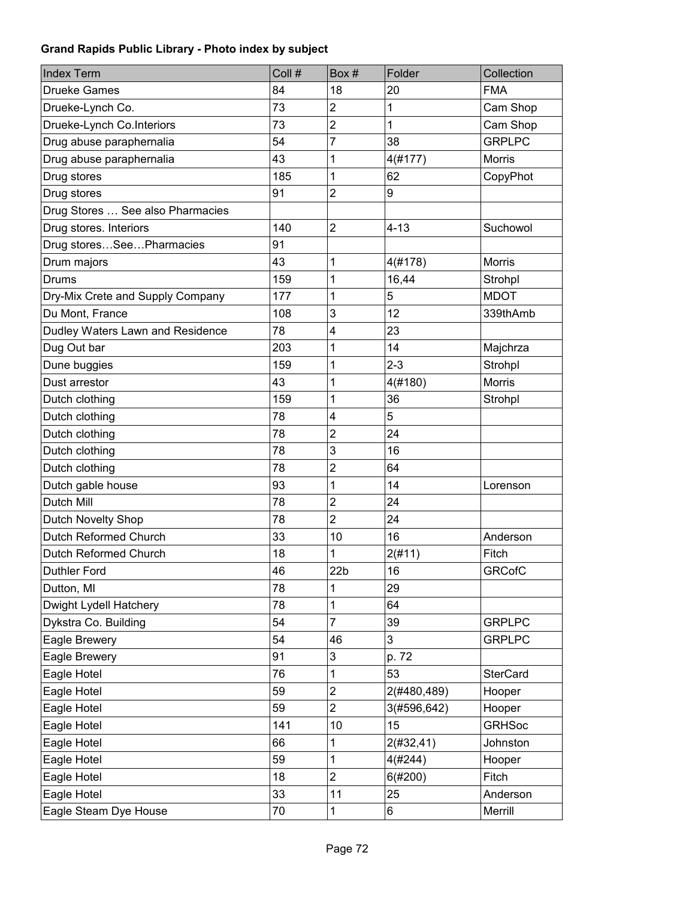**Grand Rapids Public Library - Photo index by subject**

| Index Term | Coll # | Box # | Folder | Collection |
|---|---|---|---|---|
| Drueke Games | 84 | 18 | 20 | FMA |
| Drueke-Lynch Co. | 73 | 2 | 1 | Cam Shop |
| Drueke-Lynch Co.Interiors | 73 | 2 | 1 | Cam Shop |
| Drug abuse paraphernalia | 54 | 7 | 38 | GRPLPC |
| Drug abuse paraphernalia | 43 | 1 | 4(#177) | Morris |
| Drug stores | 185 | 1 | 62 | CopyPhot |
| Drug stores | 91 | 2 | 9 | |
| Drug Stores … See also Pharmacies | | | | |
| Drug stores. Interiors | 140 | 2 | 4-13 | Suchowol |
| Drug stores…See…Pharmacies | 91 | | | |
| Drum majors | 43 | 1 | 4(#178) | Morris |
| Drums | 159 | 1 | 16,44 | Strohpl |
| Dry-Mix Crete and Supply Company | 177 | 1 | 5 | MDOT |
| Du Mont, France | 108 | 3 | 12 | 339thAmb |
| Dudley Waters Lawn and Residence | 78 | 4 | 23 | |
| Dug Out bar | 203 | 1 | 14 | Majchrza |
| Dune buggies | 159 | 1 | 2-3 | Strohpl |
| Dust arrestor | 43 | 1 | 4(#180) | Morris |
| Dutch clothing | 159 | 1 | 36 | Strohpl |
| Dutch clothing | 78 | 4 | 5 | |
| Dutch clothing | 78 | 2 | 24 | |
| Dutch clothing | 78 | 3 | 16 | |
| Dutch clothing | 78 | 2 | 64 | |
| Dutch gable house | 93 | 1 | 14 | Lorenson |
| Dutch Mill | 78 | 2 | 24 | |
| Dutch Novelty Shop | 78 | 2 | 24 | |
| Dutch Reformed Church | 33 | 10 | 16 | Anderson |
| Dutch Reformed Church | 18 | 1 | 2(#11) | Fitch |
| Duthler Ford | 46 | 22b | 16 | GRCofC |
| Dutton, MI | 78 | 1 | 29 | |
| Dwight Lydell Hatchery | 78 | 1 | 64 | |
| Dykstra Co. Building | 54 | 7 | 39 | GRPLPC |
| Eagle Brewery | 54 | 46 | 3 | GRPLPC |
| Eagle Brewery | 91 | 3 | p. 72 | |
| Eagle Hotel | 76 | 1 | 53 | SterCard |
| Eagle Hotel | 59 | 2 | 2(#480,489) | Hooper |
| Eagle Hotel | 59 | 2 | 3(#596,642) | Hooper |
| Eagle Hotel | 141 | 10 | 15 | GRHSoc |
| Eagle Hotel | 66 | 1 | 2(#32,41) | Johnston |
| Eagle Hotel | 59 | 1 | 4(#244) | Hooper |
| Eagle Hotel | 18 | 2 | 6(#200) | Fitch |
| Eagle Hotel | 33 | 11 | 25 | Anderson |
| Eagle Steam Dye House | 70 | 1 | 6 | Merrill |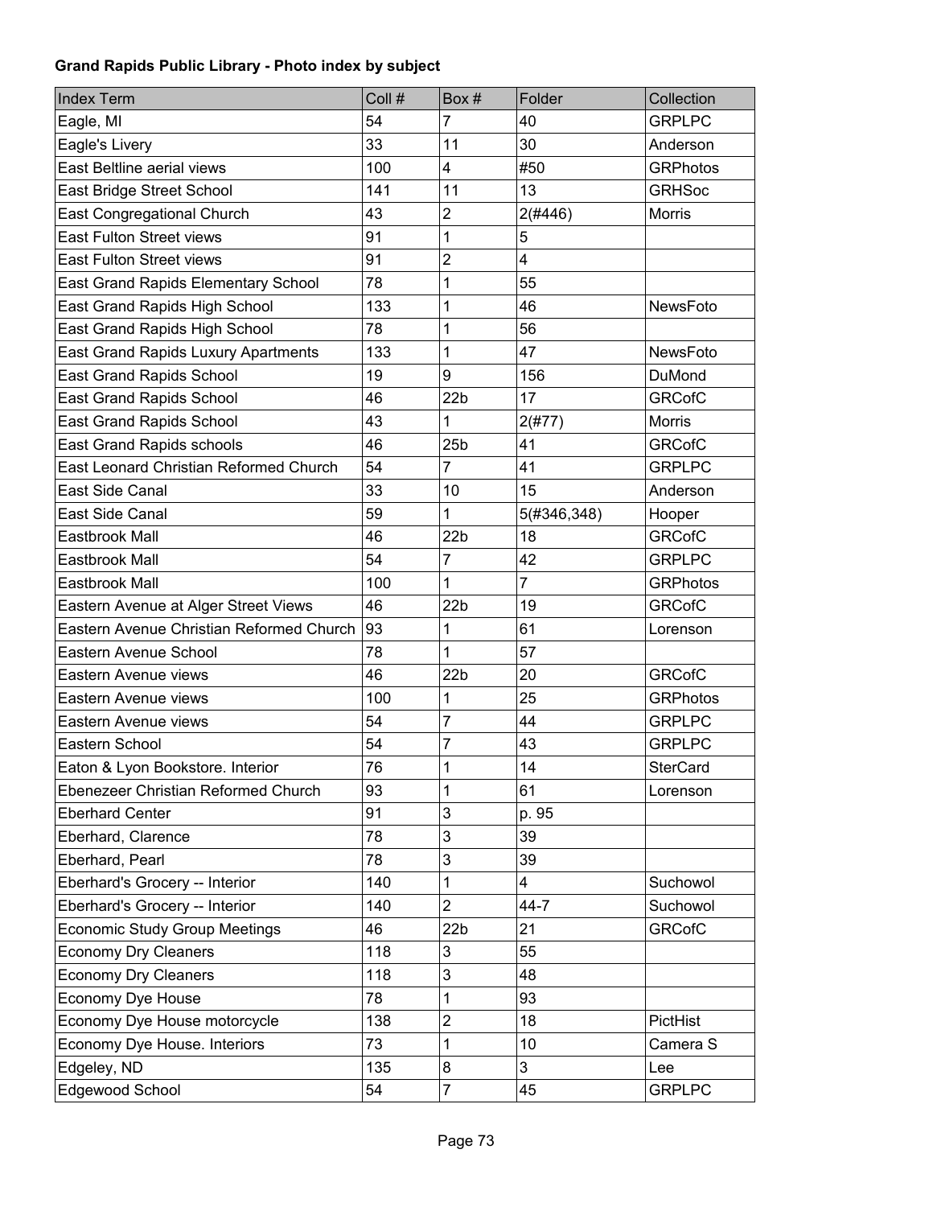**Grand Rapids Public Library - Photo index by subject**

| Index Term | Coll # | Box # | Folder | Collection |
|---|---|---|---|---|
| Eagle, MI | 54 | 7 | 40 | GRPLPC |
| Eagle's Livery | 33 | 11 | 30 | Anderson |
| East Beltline aerial views | 100 | 4 | #50 | GRPhotos |
| East Bridge Street School | 141 | 11 | 13 | GRHSoc |
| East Congregational Church | 43 | 2 | 2(#446) | Morris |
| East Fulton Street views | 91 | 1 | 5 | |
| East Fulton Street views | 91 | 2 | 4 | |
| East Grand Rapids Elementary School | 78 | 1 | 55 | |
| East Grand Rapids High School | 133 | 1 | 46 | NewsFoto |
| East Grand Rapids High School | 78 | 1 | 56 | |
| East Grand Rapids Luxury Apartments | 133 | 1 | 47 | NewsFoto |
| East Grand Rapids School | 19 | 9 | 156 | DuMond |
| East Grand Rapids School | 46 | 22b | 17 | GRCofC |
| East Grand Rapids School | 43 | 1 | 2(#77) | Morris |
| East Grand Rapids schools | 46 | 25b | 41 | GRCofC |
| East Leonard Christian Reformed Church | 54 | 7 | 41 | GRPLPC |
| East Side Canal | 33 | 10 | 15 | Anderson |
| East Side Canal | 59 | 1 | 5(#346,348) | Hooper |
| Eastbrook Mall | 46 | 22b | 18 | GRCofC |
| Eastbrook Mall | 54 | 7 | 42 | GRPLPC |
| Eastbrook Mall | 100 | 1 | 7 | GRPhotos |
| Eastern Avenue at Alger Street Views | 46 | 22b | 19 | GRCofC |
| Eastern Avenue Christian Reformed Church | 93 | 1 | 61 | Lorenson |
| Eastern Avenue School | 78 | 1 | 57 | |
| Eastern Avenue views | 46 | 22b | 20 | GRCofC |
| Eastern Avenue views | 100 | 1 | 25 | GRPhotos |
| Eastern Avenue views | 54 | 7 | 44 | GRPLPC |
| Eastern School | 54 | 7 | 43 | GRPLPC |
| Eaton & Lyon Bookstore. Interior | 76 | 1 | 14 | SterCard |
| Ebenezeer Christian Reformed Church | 93 | 1 | 61 | Lorenson |
| Eberhard Center | 91 | 3 | p. 95 | |
| Eberhard, Clarence | 78 | 3 | 39 | |
| Eberhard, Pearl | 78 | 3 | 39 | |
| Eberhard's Grocery -- Interior | 140 | 1 | 4 | Suchowol |
| Eberhard's Grocery -- Interior | 140 | 2 | 44-7 | Suchowol |
| Economic Study Group Meetings | 46 | 22b | 21 | GRCofC |
| Economy Dry Cleaners | 118 | 3 | 55 | |
| Economy Dry Cleaners | 118 | 3 | 48 | |
| Economy Dye House | 78 | 1 | 93 | |
| Economy Dye House motorcycle | 138 | 2 | 18 | PictHist |
| Economy Dye House. Interiors | 73 | 1 | 10 | Camera S |
| Edgeley, ND | 135 | 8 | 3 | Lee |
| Edgewood School | 54 | 7 | 45 | GRPLPC |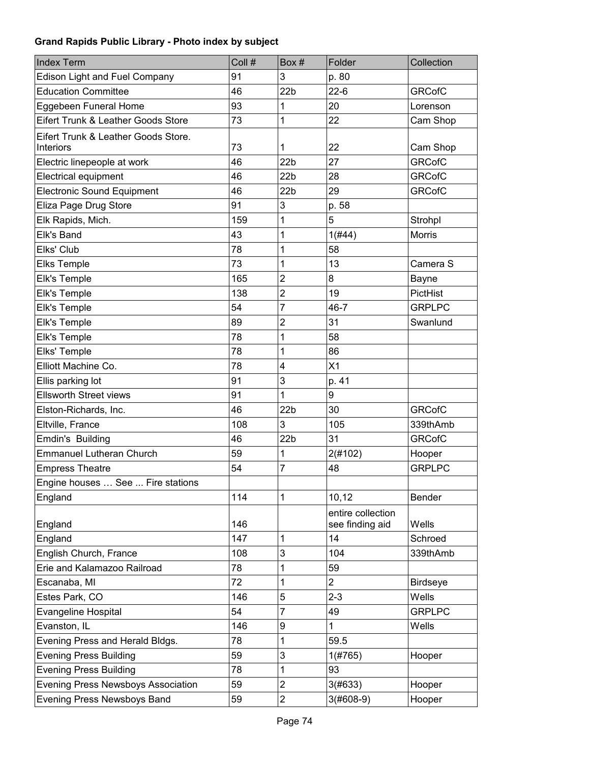**Grand Rapids Public Library - Photo index by subject**

| Index Term | Coll # | Box # | Folder | Collection |
|---|---|---|---|---|
| Edison Light and Fuel Company | 91 | 3 | p. 80 | |
| Education Committee | 46 | 22b | 22-6 | GRCofC |
| Eggebeen Funeral Home | 93 | 1 | 20 | Lorenson |
| Eifert Trunk & Leather Goods Store | 73 | 1 | 22 | Cam Shop |
| Eifert Trunk & Leather Goods Store. Interiors | 73 | 1 | 22 | Cam Shop |
| Electric linepeople at work | 46 | 22b | 27 | GRCofC |
| Electrical equipment | 46 | 22b | 28 | GRCofC |
| Electronic Sound Equipment | 46 | 22b | 29 | GRCofC |
| Eliza Page Drug Store | 91 | 3 | p. 58 | |
| Elk Rapids, Mich. | 159 | 1 | 5 | Strohpl |
| Elk's Band | 43 | 1 | 1(#44) | Morris |
| Elks' Club | 78 | 1 | 58 | |
| Elks Temple | 73 | 1 | 13 | Camera S |
| Elk's Temple | 165 | 2 | 8 | Bayne |
| Elk's Temple | 138 | 2 | 19 | PictHist |
| Elk's Temple | 54 | 7 | 46-7 | GRPLPC |
| Elk's Temple | 89 | 2 | 31 | Swanlund |
| Elk's Temple | 78 | 1 | 58 | |
| Elks' Temple | 78 | 1 | 86 | |
| Elliott Machine Co. | 78 | 4 | X1 | |
| Ellis parking lot | 91 | 3 | p. 41 | |
| Ellsworth Street views | 91 | 1 | 9 | |
| Elston-Richards, Inc. | 46 | 22b | 30 | GRCofC |
| Eltville, France | 108 | 3 | 105 | 339thAmb |
| Emdin's Building | 46 | 22b | 31 | GRCofC |
| Emmanuel Lutheran Church | 59 | 1 | 2(#102) | Hooper |
| Empress Theatre | 54 | 7 | 48 | GRPLPC |
| Engine houses … See ... Fire stations | | | | |
| England | 114 | 1 | 10,12 | Bender |
| England | 146 | | entire collection see finding aid | Wells |
| England | 147 | 1 | 14 | Schroed |
| English Church, France | 108 | 3 | 104 | 339thAmb |
| Erie and Kalamazoo Railroad | 78 | 1 | 59 | |
| Escanaba, MI | 72 | 1 | 2 | Birdseye |
| Estes Park, CO | 146 | 5 | 2-3 | Wells |
| Evangeline Hospital | 54 | 7 | 49 | GRPLPC |
| Evanston, IL | 146 | 9 | 1 | Wells |
| Evening Press and Herald Bldgs. | 78 | 1 | 59.5 | |
| Evening Press Building | 59 | 3 | 1(#765) | Hooper |
| Evening Press Building | 78 | 1 | 93 | |
| Evening Press Newsboys Association | 59 | 2 | 3(#633) | Hooper |
| Evening Press Newsboys Band | 59 | 2 | 3(#608-9) | Hooper |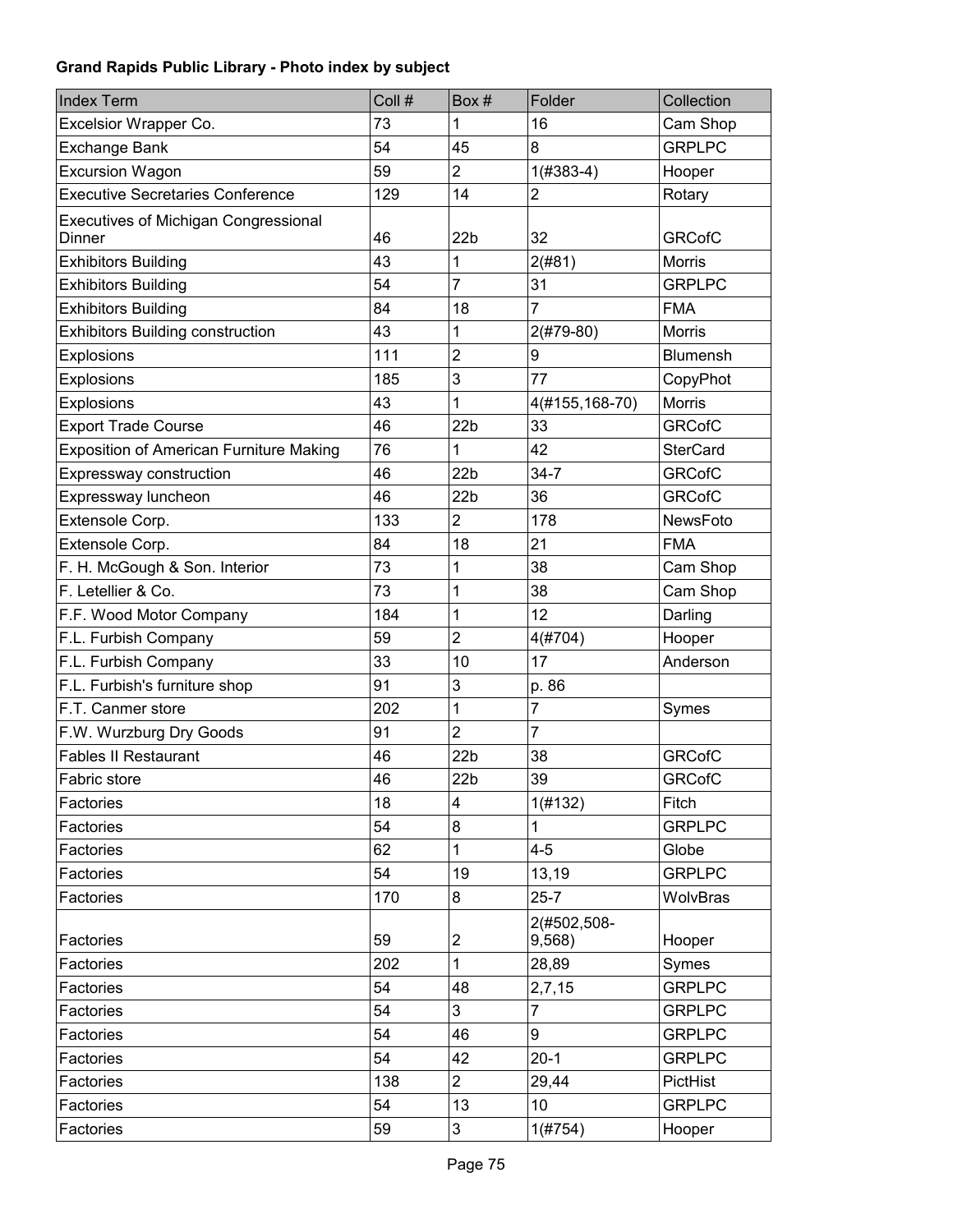**Grand Rapids Public Library - Photo index by subject**

| Index Term | Coll # | Box # | Folder | Collection |
|---|---|---|---|---|
| Excelsior Wrapper Co. | 73 | 1 | 16 | Cam Shop |
| Exchange Bank | 54 | 45 | 8 | GRPLPC |
| Excursion Wagon | 59 | 2 | 1(#383-4) | Hooper |
| Executive Secretaries Conference | 129 | 14 | 2 | Rotary |
| Executives of Michigan Congressional Dinner | 46 | 22b | 32 | GRCofC |
| Exhibitors Building | 43 | 1 | 2(#81) | Morris |
| Exhibitors Building | 54 | 7 | 31 | GRPLPC |
| Exhibitors Building | 84 | 18 | 7 | FMA |
| Exhibitors Building construction | 43 | 1 | 2(#79-80) | Morris |
| Explosions | 111 | 2 | 9 | Blumensh |
| Explosions | 185 | 3 | 77 | CopyPhot |
| Explosions | 43 | 1 | 4(#155,168-70) | Morris |
| Export Trade Course | 46 | 22b | 33 | GRCofC |
| Exposition of American Furniture Making | 76 | 1 | 42 | SterCard |
| Expressway construction | 46 | 22b | 34-7 | GRCofC |
| Expressway luncheon | 46 | 22b | 36 | GRCofC |
| Extensole Corp. | 133 | 2 | 178 | NewsFoto |
| Extensole Corp. | 84 | 18 | 21 | FMA |
| F. H. McGough & Son. Interior | 73 | 1 | 38 | Cam Shop |
| F. Letellier & Co. | 73 | 1 | 38 | Cam Shop |
| F.F. Wood Motor Company | 184 | 1 | 12 | Darling |
| F.L. Furbish Company | 59 | 2 | 4(#704) | Hooper |
| F.L. Furbish Company | 33 | 10 | 17 | Anderson |
| F.L. Furbish's furniture shop | 91 | 3 | p. 86 | |
| F.T. Canmer store | 202 | 1 | 7 | Symes |
| F.W. Wurzburg Dry Goods | 91 | 2 | 7 | |
| Fables II Restaurant | 46 | 22b | 38 | GRCofC |
| Fabric store | 46 | 22b | 39 | GRCofC |
| Factories | 18 | 4 | 1(#132) | Fitch |
| Factories | 54 | 8 | 1 | GRPLPC |
| Factories | 62 | 1 | 4-5 | Globe |
| Factories | 54 | 19 | 13,19 | GRPLPC |
| Factories | 170 | 8 | 25-7 | WolvBras |
| Factories | 59 | 2 | 2(#502,508-9,568) | Hooper |
| Factories | 202 | 1 | 28,89 | Symes |
| Factories | 54 | 48 | 2,7,15 | GRPLPC |
| Factories | 54 | 3 | 7 | GRPLPC |
| Factories | 54 | 46 | 9 | GRPLPC |
| Factories | 54 | 42 | 20-1 | GRPLPC |
| Factories | 138 | 2 | 29,44 | PictHist |
| Factories | 54 | 13 | 10 | GRPLPC |
| Factories | 59 | 3 | 1(#754) | Hooper |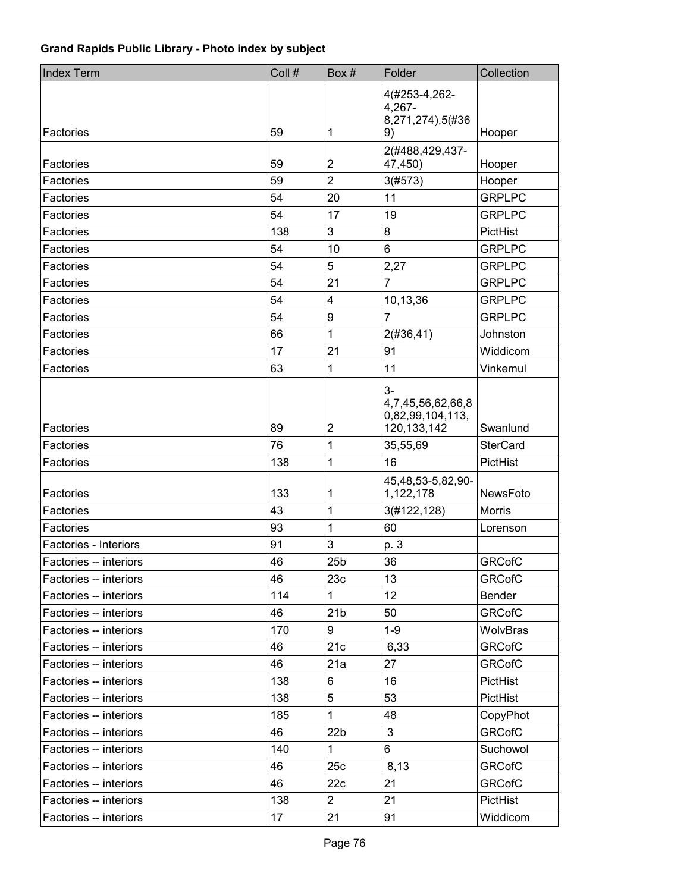**Grand Rapids Public Library - Photo index by subject**

| Index Term | Coll # | Box # | Folder | Collection |
|---|---|---|---|---|
| Factories | 59 | 1 | 4(#253-4,262-4,267-8,271,274),5(#369) | Hooper |
| Factories | 59 | 2 | 2(#488,429,437-47,450) | Hooper |
| Factories | 59 | 2 | 3(#573) | Hooper |
| Factories | 54 | 20 | 11 | GRPLPC |
| Factories | 54 | 17 | 19 | GRPLPC |
| Factories | 138 | 3 | 8 | PictHist |
| Factories | 54 | 10 | 6 | GRPLPC |
| Factories | 54 | 5 | 2,27 | GRPLPC |
| Factories | 54 | 21 | 7 | GRPLPC |
| Factories | 54 | 4 | 10,13,36 | GRPLPC |
| Factories | 54 | 9 | 7 | GRPLPC |
| Factories | 66 | 1 | 2(#36,41) | Johnston |
| Factories | 17 | 21 | 91 | Widdicom |
| Factories | 63 | 1 | 11 | Vinkemul |
| Factories | 89 | 2 | 3-4,7,45,56,62,66,80,82,99,104,113,120,133,142 | Swanlund |
| Factories | 76 | 1 | 35,55,69 | SterCard |
| Factories | 138 | 1 | 16 | PictHist |
| Factories | 133 | 1 | 45,48,53-5,82,90-1,122,178 | NewsFoto |
| Factories | 43 | 1 | 3(#122,128) | Morris |
| Factories | 93 | 1 | 60 | Lorenson |
| Factories - Interiors | 91 | 3 | p. 3 | |
| Factories -- interiors | 46 | 25b | 36 | GRCofC |
| Factories -- interiors | 46 | 23c | 13 | GRCofC |
| Factories -- interiors | 114 | 1 | 12 | Bender |
| Factories -- interiors | 46 | 21b | 50 | GRCofC |
| Factories -- interiors | 170 | 9 | 1-9 | WolvBras |
| Factories -- interiors | 46 | 21c | 6,33 | GRCofC |
| Factories -- interiors | 46 | 21a | 27 | GRCofC |
| Factories -- interiors | 138 | 6 | 16 | PictHist |
| Factories -- interiors | 138 | 5 | 53 | PictHist |
| Factories -- interiors | 185 | 1 | 48 | CopyPhot |
| Factories -- interiors | 46 | 22b | 3 | GRCofC |
| Factories -- interiors | 140 | 1 | 6 | Suchowol |
| Factories -- interiors | 46 | 25c | 8,13 | GRCofC |
| Factories -- interiors | 46 | 22c | 21 | GRCofC |
| Factories -- interiors | 138 | 2 | 21 | PictHist |
| Factories -- interiors | 17 | 21 | 91 | Widdicom |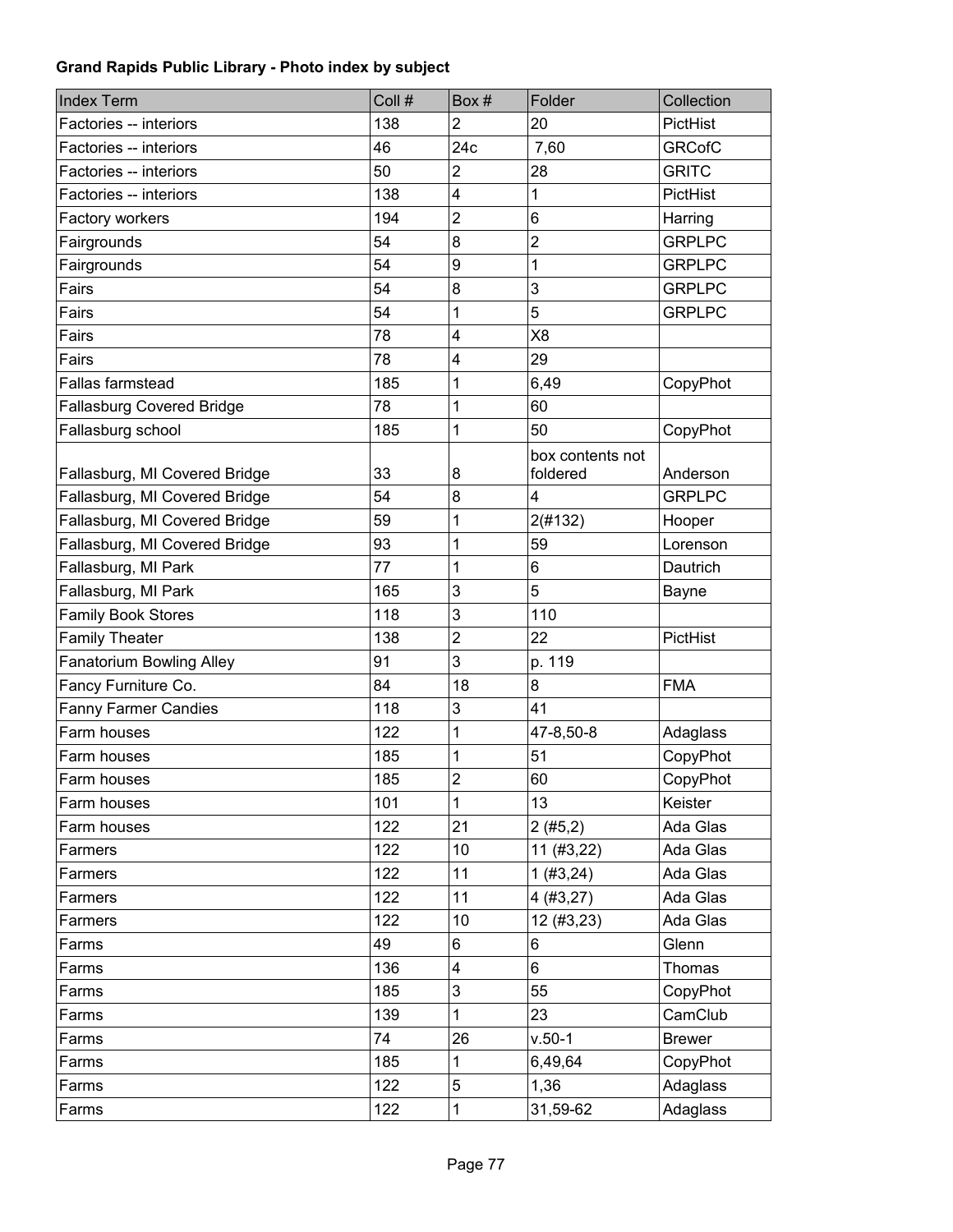**Grand Rapids Public Library - Photo index by subject**

| Index Term | Coll # | Box # | Folder | Collection |
|---|---|---|---|---|
| Factories -- interiors | 138 | 2 | 20 | PictHist |
| Factories -- interiors | 46 | 24c | 7,60 | GRCofC |
| Factories -- interiors | 50 | 2 | 28 | GRITC |
| Factories -- interiors | 138 | 4 | 1 | PictHist |
| Factory workers | 194 | 2 | 6 | Harring |
| Fairgrounds | 54 | 8 | 2 | GRPLPC |
| Fairgrounds | 54 | 9 | 1 | GRPLPC |
| Fairs | 54 | 8 | 3 | GRPLPC |
| Fairs | 54 | 1 | 5 | GRPLPC |
| Fairs | 78 | 4 | X8 | |
| Fairs | 78 | 4 | 29 | |
| Fallas farmstead | 185 | 1 | 6,49 | CopyPhot |
| Fallasburg Covered Bridge | 78 | 1 | 60 | |
| Fallasburg school | 185 | 1 | 50 | CopyPhot |
| Fallasburg, MI Covered Bridge | 33 | 8 | box contents not foldered | Anderson |
| Fallasburg, MI Covered Bridge | 54 | 8 | 4 | GRPLPC |
| Fallasburg, MI Covered Bridge | 59 | 1 | 2(#132) | Hooper |
| Fallasburg, MI Covered Bridge | 93 | 1 | 59 | Lorenson |
| Fallasburg, MI Park | 77 | 1 | 6 | Dautrich |
| Fallasburg, MI Park | 165 | 3 | 5 | Bayne |
| Family Book Stores | 118 | 3 | 110 | |
| Family Theater | 138 | 2 | 22 | PictHist |
| Fanatorium Bowling Alley | 91 | 3 | p. 119 | |
| Fancy Furniture Co. | 84 | 18 | 8 | FMA |
| Fanny Farmer Candies | 118 | 3 | 41 | |
| Farm houses | 122 | 1 | 47-8,50-8 | Adaglass |
| Farm houses | 185 | 1 | 51 | CopyPhot |
| Farm houses | 185 | 2 | 60 | CopyPhot |
| Farm houses | 101 | 1 | 13 | Keister |
| Farm houses | 122 | 21 | 2 (#5,2) | Ada Glas |
| Farmers | 122 | 10 | 11 (#3,22) | Ada Glas |
| Farmers | 122 | 11 | 1 (#3,24) | Ada Glas |
| Farmers | 122 | 11 | 4 (#3,27) | Ada Glas |
| Farmers | 122 | 10 | 12 (#3,23) | Ada Glas |
| Farms | 49 | 6 | 6 | Glenn |
| Farms | 136 | 4 | 6 | Thomas |
| Farms | 185 | 3 | 55 | CopyPhot |
| Farms | 139 | 1 | 23 | CamClub |
| Farms | 74 | 26 | v.50-1 | Brewer |
| Farms | 185 | 1 | 6,49,64 | CopyPhot |
| Farms | 122 | 5 | 1,36 | Adaglass |
| Farms | 122 | 1 | 31,59-62 | Adaglass |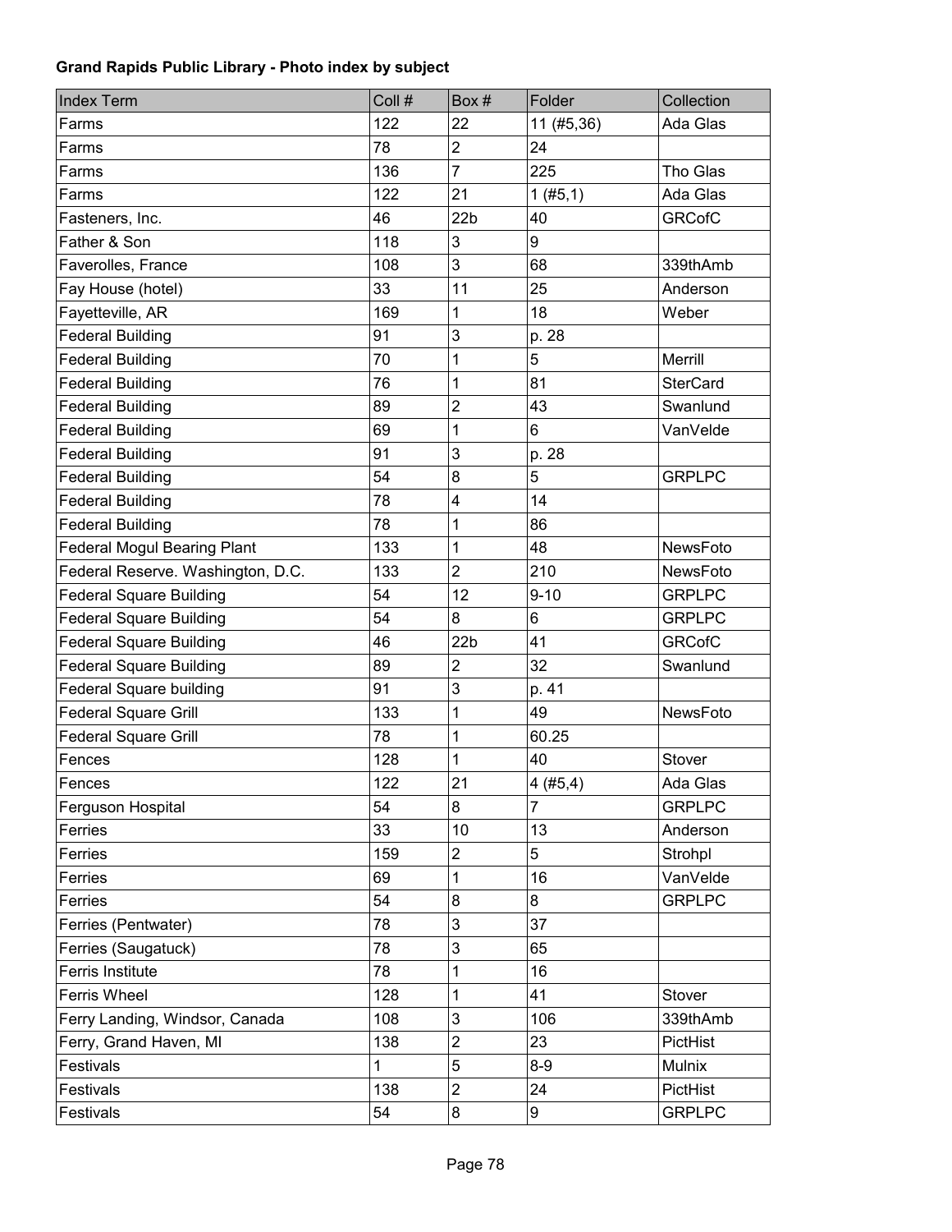**Grand Rapids Public Library - Photo index by subject**

| Index Term | Coll # | Box # | Folder | Collection |
|---|---|---|---|---|
| Farms | 122 | 22 | 11 (#5,36) | Ada Glas |
| Farms | 78 | 2 | 24 | |
| Farms | 136 | 7 | 225 | Tho Glas |
| Farms | 122 | 21 | 1 (#5,1) | Ada Glas |
| Fasteners, Inc. | 46 | 22b | 40 | GRCofC |
| Father & Son | 118 | 3 | 9 | |
| Faverolles, France | 108 | 3 | 68 | 339thAmb |
| Fay House (hotel) | 33 | 11 | 25 | Anderson |
| Fayetteville, AR | 169 | 1 | 18 | Weber |
| Federal Building | 91 | 3 | p. 28 | |
| Federal Building | 70 | 1 | 5 | Merrill |
| Federal Building | 76 | 1 | 81 | SterCard |
| Federal Building | 89 | 2 | 43 | Swanlund |
| Federal Building | 69 | 1 | 6 | VanVelde |
| Federal Building | 91 | 3 | p. 28 | |
| Federal Building | 54 | 8 | 5 | GRPLPC |
| Federal Building | 78 | 4 | 14 | |
| Federal Building | 78 | 1 | 86 | |
| Federal Mogul Bearing Plant | 133 | 1 | 48 | NewsFoto |
| Federal Reserve. Washington, D.C. | 133 | 2 | 210 | NewsFoto |
| Federal Square Building | 54 | 12 | 9-10 | GRPLPC |
| Federal Square Building | 54 | 8 | 6 | GRPLPC |
| Federal Square Building | 46 | 22b | 41 | GRCofC |
| Federal Square Building | 89 | 2 | 32 | Swanlund |
| Federal Square building | 91 | 3 | p. 41 | |
| Federal Square Grill | 133 | 1 | 49 | NewsFoto |
| Federal Square Grill | 78 | 1 | 60.25 | |
| Fences | 128 | 1 | 40 | Stover |
| Fences | 122 | 21 | 4 (#5,4) | Ada Glas |
| Ferguson Hospital | 54 | 8 | 7 | GRPLPC |
| Ferries | 33 | 10 | 13 | Anderson |
| Ferries | 159 | 2 | 5 | Strohpl |
| Ferries | 69 | 1 | 16 | VanVelde |
| Ferries | 54 | 8 | 8 | GRPLPC |
| Ferries (Pentwater) | 78 | 3 | 37 | |
| Ferries (Saugatuck) | 78 | 3 | 65 | |
| Ferris Institute | 78 | 1 | 16 | |
| Ferris Wheel | 128 | 1 | 41 | Stover |
| Ferry Landing, Windsor, Canada | 108 | 3 | 106 | 339thAmb |
| Ferry, Grand Haven, MI | 138 | 2 | 23 | PictHist |
| Festivals | 1 | 5 | 8-9 | Mulnix |
| Festivals | 138 | 2 | 24 | PictHist |
| Festivals | 54 | 8 | 9 | GRPLPC |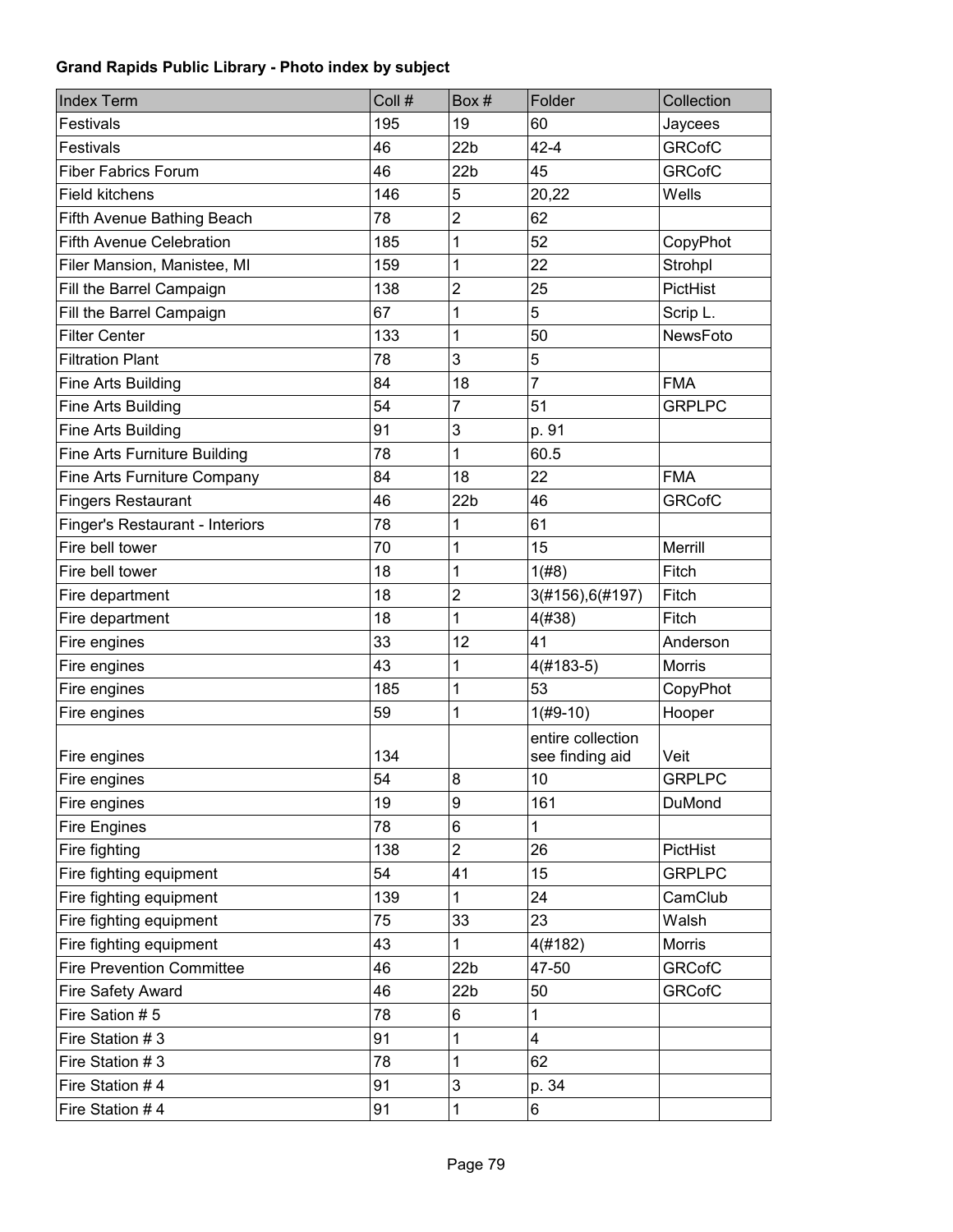**Grand Rapids Public Library - Photo index by subject**

| Index Term | Coll # | Box # | Folder | Collection |
|---|---|---|---|---|
| Festivals | 195 | 19 | 60 | Jaycees |
| Festivals | 46 | 22b | 42-4 | GRCofC |
| Fiber Fabrics Forum | 46 | 22b | 45 | GRCofC |
| Field kitchens | 146 | 5 | 20,22 | Wells |
| Fifth Avenue Bathing Beach | 78 | 2 | 62 | |
| Fifth Avenue Celebration | 185 | 1 | 52 | CopyPhot |
| Filer Mansion, Manistee, MI | 159 | 1 | 22 | Strohpl |
| Fill the Barrel Campaign | 138 | 2 | 25 | PictHist |
| Fill the Barrel Campaign | 67 | 1 | 5 | Scrip L. |
| Filter Center | 133 | 1 | 50 | NewsFoto |
| Filtration Plant | 78 | 3 | 5 | |
| Fine Arts Building | 84 | 18 | 7 | FMA |
| Fine Arts Building | 54 | 7 | 51 | GRPLPC |
| Fine Arts Building | 91 | 3 | p. 91 | |
| Fine Arts Furniture Building | 78 | 1 | 60.5 | |
| Fine Arts Furniture Company | 84 | 18 | 22 | FMA |
| Fingers Restaurant | 46 | 22b | 46 | GRCofC |
| Finger's Restaurant - Interiors | 78 | 1 | 61 | |
| Fire bell tower | 70 | 1 | 15 | Merrill |
| Fire bell tower | 18 | 1 | 1(#8) | Fitch |
| Fire department | 18 | 2 | 3(#156),6(#197) | Fitch |
| Fire department | 18 | 1 | 4(#38) | Fitch |
| Fire engines | 33 | 12 | 41 | Anderson |
| Fire engines | 43 | 1 | 4(#183-5) | Morris |
| Fire engines | 185 | 1 | 53 | CopyPhot |
| Fire engines | 59 | 1 | 1(#9-10) | Hooper |
| Fire engines | 134 | | entire collection see finding aid | Veit |
| Fire engines | 54 | 8 | 10 | GRPLPC |
| Fire engines | 19 | 9 | 161 | DuMond |
| Fire Engines | 78 | 6 | 1 | |
| Fire fighting | 138 | 2 | 26 | PictHist |
| Fire fighting equipment | 54 | 41 | 15 | GRPLPC |
| Fire fighting equipment | 139 | 1 | 24 | CamClub |
| Fire fighting equipment | 75 | 33 | 23 | Walsh |
| Fire fighting equipment | 43 | 1 | 4(#182) | Morris |
| Fire Prevention Committee | 46 | 22b | 47-50 | GRCofC |
| Fire Safety Award | 46 | 22b | 50 | GRCofC |
| Fire Sation # 5 | 78 | 6 | 1 | |
| Fire Station # 3 | 91 | 1 | 4 | |
| Fire Station # 3 | 78 | 1 | 62 | |
| Fire Station # 4 | 91 | 3 | p. 34 | |
| Fire Station # 4 | 91 | 1 | 6 | |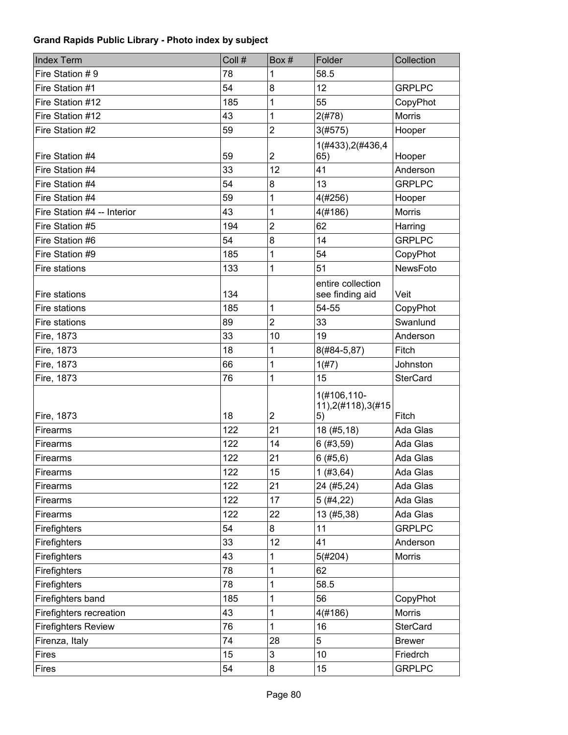**Grand Rapids Public Library - Photo index by subject**

| Index Term | Coll # | Box # | Folder | Collection |
|---|---|---|---|---|
| Fire Station # 9 | 78 | 1 | 58.5 | |
| Fire Station #1 | 54 | 8 | 12 | GRPLPC |
| Fire Station #12 | 185 | 1 | 55 | CopyPhot |
| Fire Station #12 | 43 | 1 | 2(#78) | Morris |
| Fire Station #2 | 59 | 2 | 3(#575) | Hooper |
| Fire Station #4 | 59 | 2 | 1(#433),2(#436,465) | Hooper |
| Fire Station #4 | 33 | 12 | 41 | Anderson |
| Fire Station #4 | 54 | 8 | 13 | GRPLPC |
| Fire Station #4 | 59 | 1 | 4(#256) | Hooper |
| Fire Station #4 -- Interior | 43 | 1 | 4(#186) | Morris |
| Fire Station #5 | 194 | 2 | 62 | Harring |
| Fire Station #6 | 54 | 8 | 14 | GRPLPC |
| Fire Station #9 | 185 | 1 | 54 | CopyPhot |
| Fire stations | 133 | 1 | 51 | NewsFoto |
| Fire stations | 134 | | entire collection see finding aid | Veit |
| Fire stations | 185 | 1 | 54-55 | CopyPhot |
| Fire stations | 89 | 2 | 33 | Swanlund |
| Fire, 1873 | 33 | 10 | 19 | Anderson |
| Fire, 1873 | 18 | 1 | 8(#84-5,87) | Fitch |
| Fire, 1873 | 66 | 1 | 1(#7) | Johnston |
| Fire, 1873 | 76 | 1 | 15 | SterCard |
| Fire, 1873 | 18 | 2 | 1(#106,110-11),2(#118),3(#155) | Fitch |
| Firearms | 122 | 21 | 18 (#5,18) | Ada Glas |
| Firearms | 122 | 14 | 6 (#3,59) | Ada Glas |
| Firearms | 122 | 21 | 6 (#5,6) | Ada Glas |
| Firearms | 122 | 15 | 1 (#3,64) | Ada Glas |
| Firearms | 122 | 21 | 24 (#5,24) | Ada Glas |
| Firearms | 122 | 17 | 5 (#4,22) | Ada Glas |
| Firearms | 122 | 22 | 13 (#5,38) | Ada Glas |
| Firefighters | 54 | 8 | 11 | GRPLPC |
| Firefighters | 33 | 12 | 41 | Anderson |
| Firefighters | 43 | 1 | 5(#204) | Morris |
| Firefighters | 78 | 1 | 62 | |
| Firefighters | 78 | 1 | 58.5 | |
| Firefighters band | 185 | 1 | 56 | CopyPhot |
| Firefighters recreation | 43 | 1 | 4(#186) | Morris |
| Firefighters Review | 76 | 1 | 16 | SterCard |
| Firenza, Italy | 74 | 28 | 5 | Brewer |
| Fires | 15 | 3 | 10 | Friedrch |
| Fires | 54 | 8 | 15 | GRPLPC |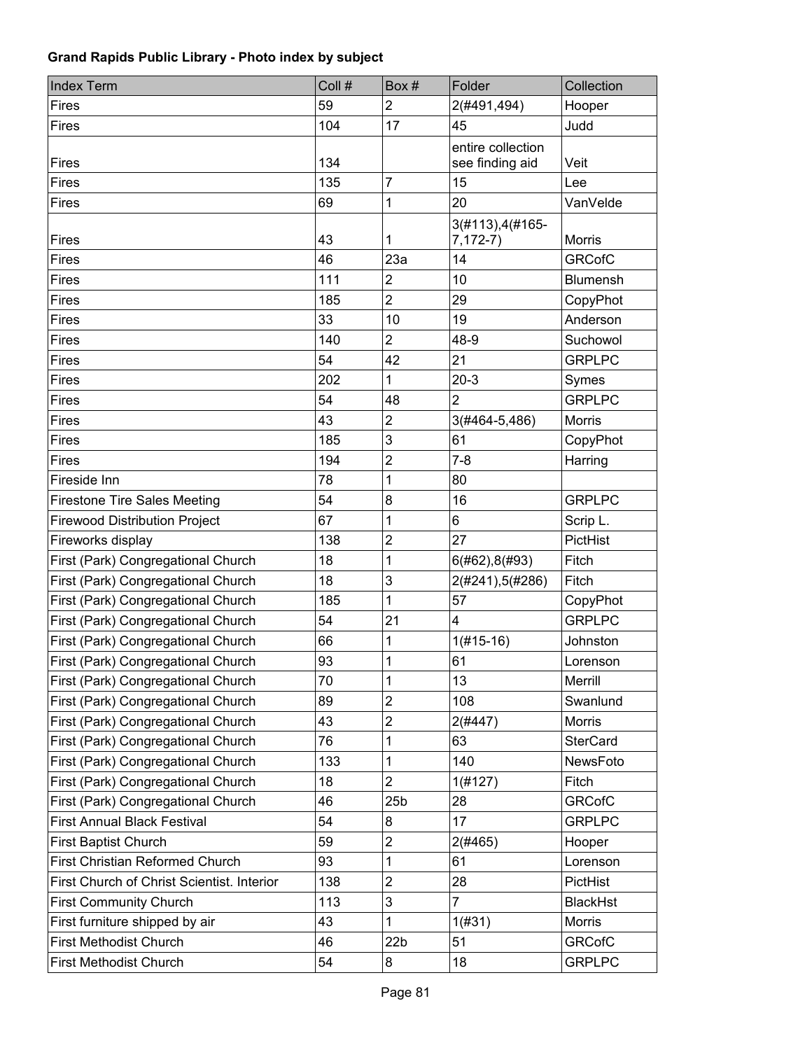**Grand Rapids Public Library - Photo index by subject**

| Index Term | Coll # | Box # | Folder | Collection |
| --- | --- | --- | --- | --- |
| Fires | 59 | 2 | 2(#491,494) | Hooper |
| Fires | 104 | 17 | 45 | Judd |
| Fires | 134 | | entire collection see finding aid | Veit |
| Fires | 135 | 7 | 15 | Lee |
| Fires | 69 | 1 | 20 | VanVelde |
| Fires | 43 | 1 | 3(#113),4(#165-7,172-7) | Morris |
| Fires | 46 | 23a | 14 | GRCofC |
| Fires | 111 | 2 | 10 | Blumensh |
| Fires | 185 | 2 | 29 | CopyPhot |
| Fires | 33 | 10 | 19 | Anderson |
| Fires | 140 | 2 | 48-9 | Suchowol |
| Fires | 54 | 42 | 21 | GRPLPC |
| Fires | 202 | 1 | 20-3 | Symes |
| Fires | 54 | 48 | 2 | GRPLPC |
| Fires | 43 | 2 | 3(#464-5,486) | Morris |
| Fires | 185 | 3 | 61 | CopyPhot |
| Fires | 194 | 2 | 7-8 | Harring |
| Fireside Inn | 78 | 1 | 80 | |
| Firestone Tire Sales Meeting | 54 | 8 | 16 | GRPLPC |
| Firewood Distribution Project | 67 | 1 | 6 | Scrip L. |
| Fireworks display | 138 | 2 | 27 | PictHist |
| First (Park) Congregational Church | 18 | 1 | 6(#62),8(#93) | Fitch |
| First (Park) Congregational Church | 18 | 3 | 2(#241),5(#286) | Fitch |
| First (Park) Congregational Church | 185 | 1 | 57 | CopyPhot |
| First (Park) Congregational Church | 54 | 21 | 4 | GRPLPC |
| First (Park) Congregational Church | 66 | 1 | 1(#15-16) | Johnston |
| First (Park) Congregational Church | 93 | 1 | 61 | Lorenson |
| First (Park) Congregational Church | 70 | 1 | 13 | Merrill |
| First (Park) Congregational Church | 89 | 2 | 108 | Swanlund |
| First (Park) Congregational Church | 43 | 2 | 2(#447) | Morris |
| First (Park) Congregational Church | 76 | 1 | 63 | SterCard |
| First (Park) Congregational Church | 133 | 1 | 140 | NewsFoto |
| First (Park) Congregational Church | 18 | 2 | 1(#127) | Fitch |
| First (Park) Congregational Church | 46 | 25b | 28 | GRCofC |
| First Annual Black Festival | 54 | 8 | 17 | GRPLPC |
| First Baptist Church | 59 | 2 | 2(#465) | Hooper |
| First Christian Reformed Church | 93 | 1 | 61 | Lorenson |
| First Church of Christ Scientist. Interior | 138 | 2 | 28 | PictHist |
| First Community Church | 113 | 3 | 7 | BlackHst |
| First furniture shipped by air | 43 | 1 | 1(#31) | Morris |
| First Methodist Church | 46 | 22b | 51 | GRCofC |
| First Methodist Church | 54 | 8 | 18 | GRPLPC |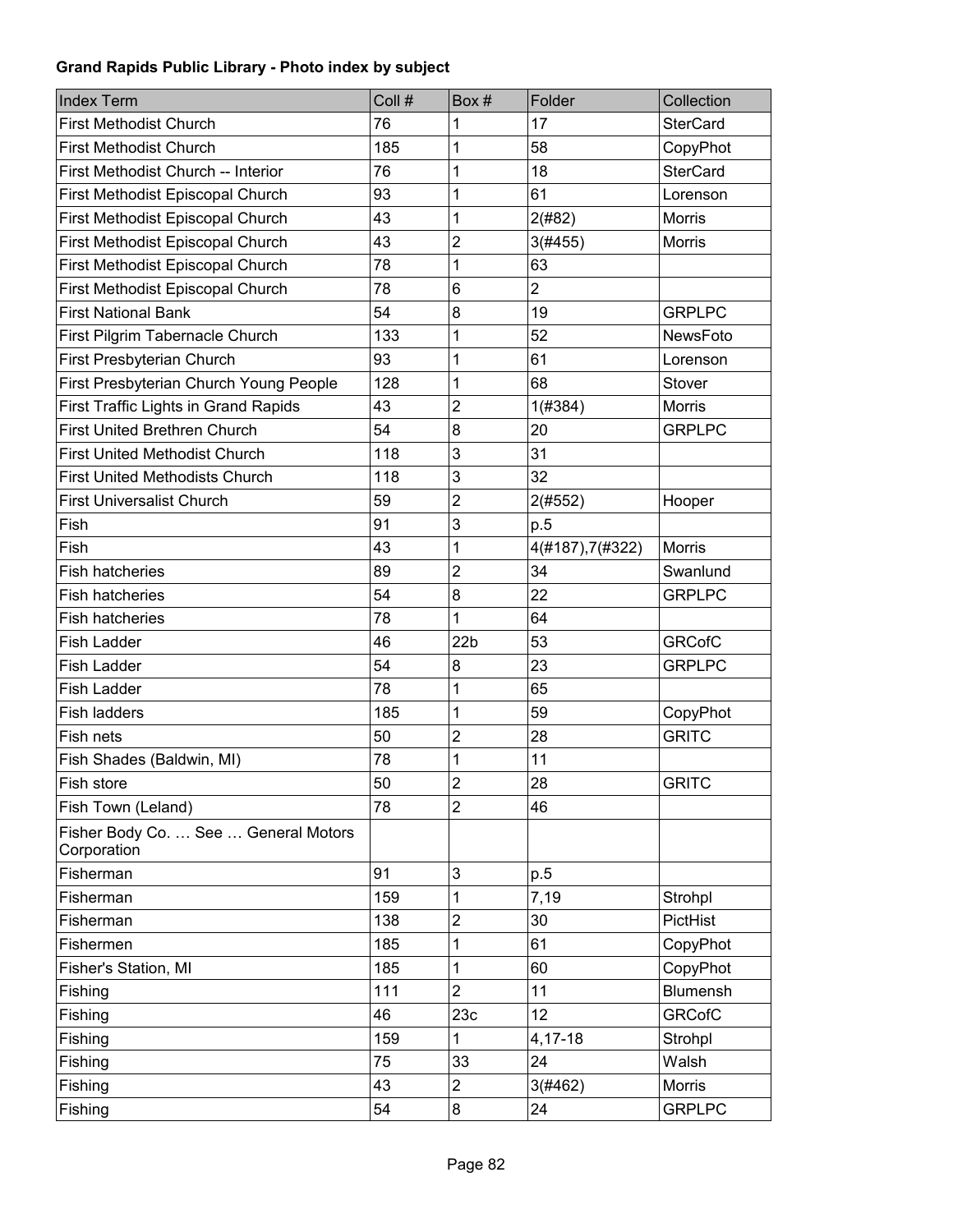**Grand Rapids Public Library - Photo index by subject**

| Index Term | Coll # | Box # | Folder | Collection |
|---|---|---|---|---|
| First Methodist Church | 76 | 1 | 17 | SterCard |
| First Methodist Church | 185 | 1 | 58 | CopyPhot |
| First Methodist Church -- Interior | 76 | 1 | 18 | SterCard |
| First Methodist Episcopal Church | 93 | 1 | 61 | Lorenson |
| First Methodist Episcopal Church | 43 | 1 | 2(#82) | Morris |
| First Methodist Episcopal Church | 43 | 2 | 3(#455) | Morris |
| First Methodist Episcopal Church | 78 | 1 | 63 | |
| First Methodist Episcopal Church | 78 | 6 | 2 | |
| First National Bank | 54 | 8 | 19 | GRPLPC |
| First Pilgrim Tabernacle Church | 133 | 1 | 52 | NewsFoto |
| First Presbyterian Church | 93 | 1 | 61 | Lorenson |
| First Presbyterian Church Young People | 128 | 1 | 68 | Stover |
| First Traffic Lights in Grand Rapids | 43 | 2 | 1(#384) | Morris |
| First United Brethren Church | 54 | 8 | 20 | GRPLPC |
| First United Methodist Church | 118 | 3 | 31 | |
| First United Methodists Church | 118 | 3 | 32 | |
| First Universalist Church | 59 | 2 | 2(#552) | Hooper |
| Fish | 91 | 3 | p.5 | |
| Fish | 43 | 1 | 4(#187),7(#322) | Morris |
| Fish hatcheries | 89 | 2 | 34 | Swanlund |
| Fish hatcheries | 54 | 8 | 22 | GRPLPC |
| Fish hatcheries | 78 | 1 | 64 | |
| Fish Ladder | 46 | 22b | 53 | GRCofC |
| Fish Ladder | 54 | 8 | 23 | GRPLPC |
| Fish Ladder | 78 | 1 | 65 | |
| Fish ladders | 185 | 1 | 59 | CopyPhot |
| Fish nets | 50 | 2 | 28 | GRITC |
| Fish Shades (Baldwin, MI) | 78 | 1 | 11 | |
| Fish store | 50 | 2 | 28 | GRITC |
| Fish Town (Leland) | 78 | 2 | 46 | |
| Fisher Body Co. … See … General Motors Corporation | | | | |
| Fisherman | 91 | 3 | p.5 | |
| Fisherman | 159 | 1 | 7,19 | Strohpl |
| Fisherman | 138 | 2 | 30 | PictHist |
| Fishermen | 185 | 1 | 61 | CopyPhot |
| Fisher's Station, MI | 185 | 1 | 60 | CopyPhot |
| Fishing | 111 | 2 | 11 | Blumensh |
| Fishing | 46 | 23c | 12 | GRCofC |
| Fishing | 159 | 1 | 4,17-18 | Strohpl |
| Fishing | 75 | 33 | 24 | Walsh |
| Fishing | 43 | 2 | 3(#462) | Morris |
| Fishing | 54 | 8 | 24 | GRPLPC |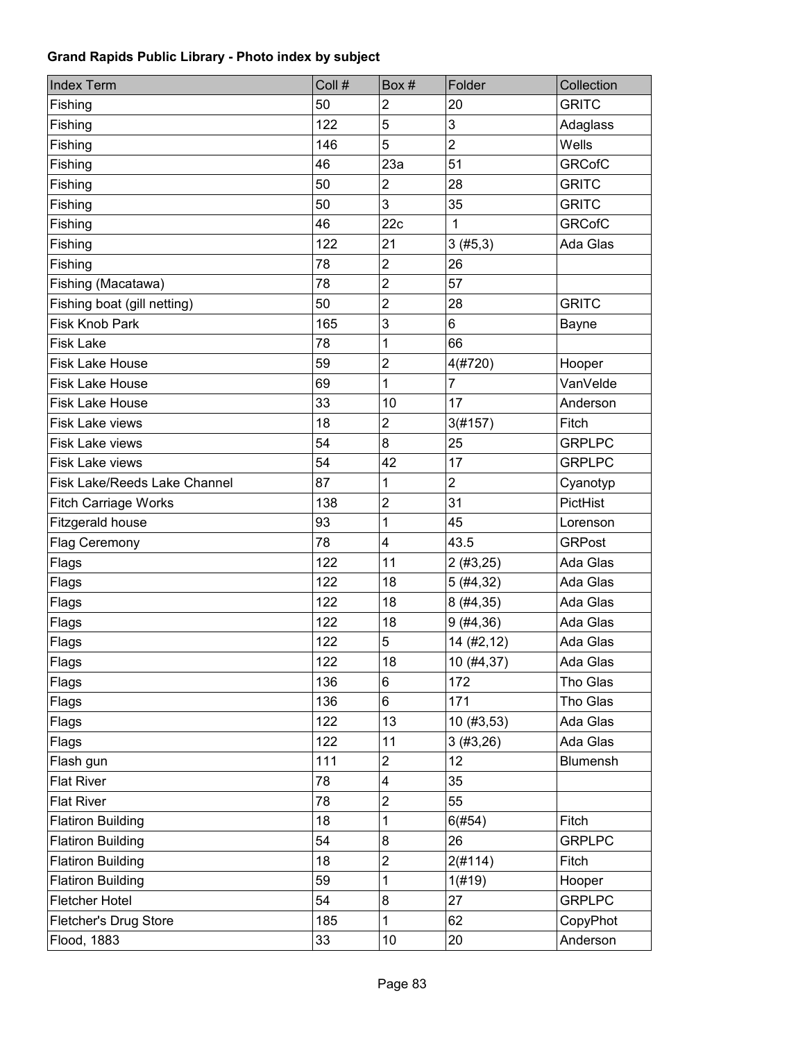**Grand Rapids Public Library - Photo index by subject**

| Index Term | Coll # | Box # | Folder | Collection |
|---|---|---|---|---|
| Fishing | 50 | 2 | 20 | GRITC |
| Fishing | 122 | 5 | 3 | Adaglass |
| Fishing | 146 | 5 | 2 | Wells |
| Fishing | 46 | 23a | 51 | GRCofC |
| Fishing | 50 | 2 | 28 | GRITC |
| Fishing | 50 | 3 | 35 | GRITC |
| Fishing | 46 | 22c | 1 | GRCofC |
| Fishing | 122 | 21 | 3 (#5,3) | Ada Glas |
| Fishing | 78 | 2 | 26 | |
| Fishing (Macatawa) | 78 | 2 | 57 | |
| Fishing boat (gill netting) | 50 | 2 | 28 | GRITC |
| Fisk Knob Park | 165 | 3 | 6 | Bayne |
| Fisk Lake | 78 | 1 | 66 | |
| Fisk Lake House | 59 | 2 | 4(#720) | Hooper |
| Fisk Lake House | 69 | 1 | 7 | VanVelde |
| Fisk Lake House | 33 | 10 | 17 | Anderson |
| Fisk Lake views | 18 | 2 | 3(#157) | Fitch |
| Fisk Lake views | 54 | 8 | 25 | GRPLPC |
| Fisk Lake views | 54 | 42 | 17 | GRPLPC |
| Fisk Lake/Reeds Lake Channel | 87 | 1 | 2 | Cyanotyp |
| Fitch Carriage Works | 138 | 2 | 31 | PictHist |
| Fitzgerald house | 93 | 1 | 45 | Lorenson |
| Flag Ceremony | 78 | 4 | 43.5 | GRPost |
| Flags | 122 | 11 | 2 (#3,25) | Ada Glas |
| Flags | 122 | 18 | 5 (#4,32) | Ada Glas |
| Flags | 122 | 18 | 8 (#4,35) | Ada Glas |
| Flags | 122 | 18 | 9 (#4,36) | Ada Glas |
| Flags | 122 | 5 | 14 (#2,12) | Ada Glas |
| Flags | 122 | 18 | 10 (#4,37) | Ada Glas |
| Flags | 136 | 6 | 172 | Tho Glas |
| Flags | 136 | 6 | 171 | Tho Glas |
| Flags | 122 | 13 | 10 (#3,53) | Ada Glas |
| Flags | 122 | 11 | 3 (#3,26) | Ada Glas |
| Flash gun | 111 | 2 | 12 | Blumensh |
| Flat River | 78 | 4 | 35 | |
| Flat River | 78 | 2 | 55 | |
| Flatiron Building | 18 | 1 | 6(#54) | Fitch |
| Flatiron Building | 54 | 8 | 26 | GRPLPC |
| Flatiron Building | 18 | 2 | 2(#114) | Fitch |
| Flatiron Building | 59 | 1 | 1(#19) | Hooper |
| Fletcher Hotel | 54 | 8 | 27 | GRPLPC |
| Fletcher's Drug Store | 185 | 1 | 62 | CopyPhot |
| Flood, 1883 | 33 | 10 | 20 | Anderson |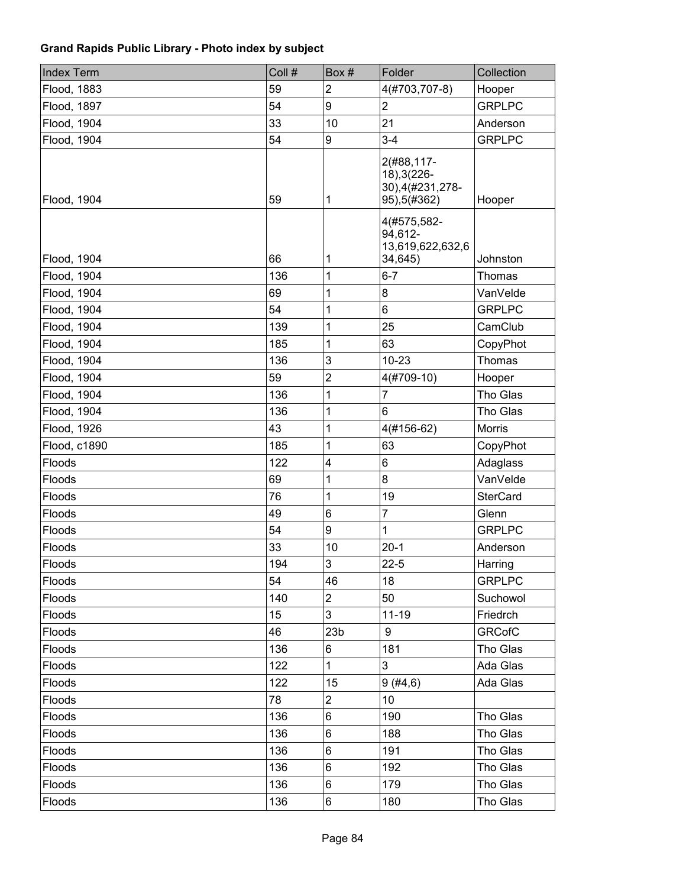**Grand Rapids Public Library - Photo index by subject**

| Index Term | Coll # | Box # | Folder | Collection |
|---|---|---|---|---|
| Flood, 1883 | 59 | 2 | 4(#703,707-8) | Hooper |
| Flood, 1897 | 54 | 9 | 2 | GRPLPC |
| Flood, 1904 | 33 | 10 | 21 | Anderson |
| Flood, 1904 | 54 | 9 | 3-4 | GRPLPC |
| Flood, 1904 | 59 | 1 | 2(#88,117-18),3(226-30),4(#231,278-95),5(#362) | Hooper |
| Flood, 1904 | 66 | 1 | 4(#575,582-94,612-13,619,622,632,634,645) | Johnston |
| Flood, 1904 | 136 | 1 | 6-7 | Thomas |
| Flood, 1904 | 69 | 1 | 8 | VanVelde |
| Flood, 1904 | 54 | 1 | 6 | GRPLPC |
| Flood, 1904 | 139 | 1 | 25 | CamClub |
| Flood, 1904 | 185 | 1 | 63 | CopyPhot |
| Flood, 1904 | 136 | 3 | 10-23 | Thomas |
| Flood, 1904 | 59 | 2 | 4(#709-10) | Hooper |
| Flood, 1904 | 136 | 1 | 7 | Tho Glas |
| Flood, 1904 | 136 | 1 | 6 | Tho Glas |
| Flood, 1926 | 43 | 1 | 4(#156-62) | Morris |
| Flood, c1890 | 185 | 1 | 63 | CopyPhot |
| Floods | 122 | 4 | 6 | Adaglass |
| Floods | 69 | 1 | 8 | VanVelde |
| Floods | 76 | 1 | 19 | SterCard |
| Floods | 49 | 6 | 7 | Glenn |
| Floods | 54 | 9 | 1 | GRPLPC |
| Floods | 33 | 10 | 20-1 | Anderson |
| Floods | 194 | 3 | 22-5 | Harring |
| Floods | 54 | 46 | 18 | GRPLPC |
| Floods | 140 | 2 | 50 | Suchowol |
| Floods | 15 | 3 | 11-19 | Friedrch |
| Floods | 46 | 23b | 9 | GRCofC |
| Floods | 136 | 6 | 181 | Tho Glas |
| Floods | 122 | 1 | 3 | Ada Glas |
| Floods | 122 | 15 | 9 (#4,6) | Ada Glas |
| Floods | 78 | 2 | 10 | |
| Floods | 136 | 6 | 190 | Tho Glas |
| Floods | 136 | 6 | 188 | Tho Glas |
| Floods | 136 | 6 | 191 | Tho Glas |
| Floods | 136 | 6 | 192 | Tho Glas |
| Floods | 136 | 6 | 179 | Tho Glas |
| Floods | 136 | 6 | 180 | Tho Glas |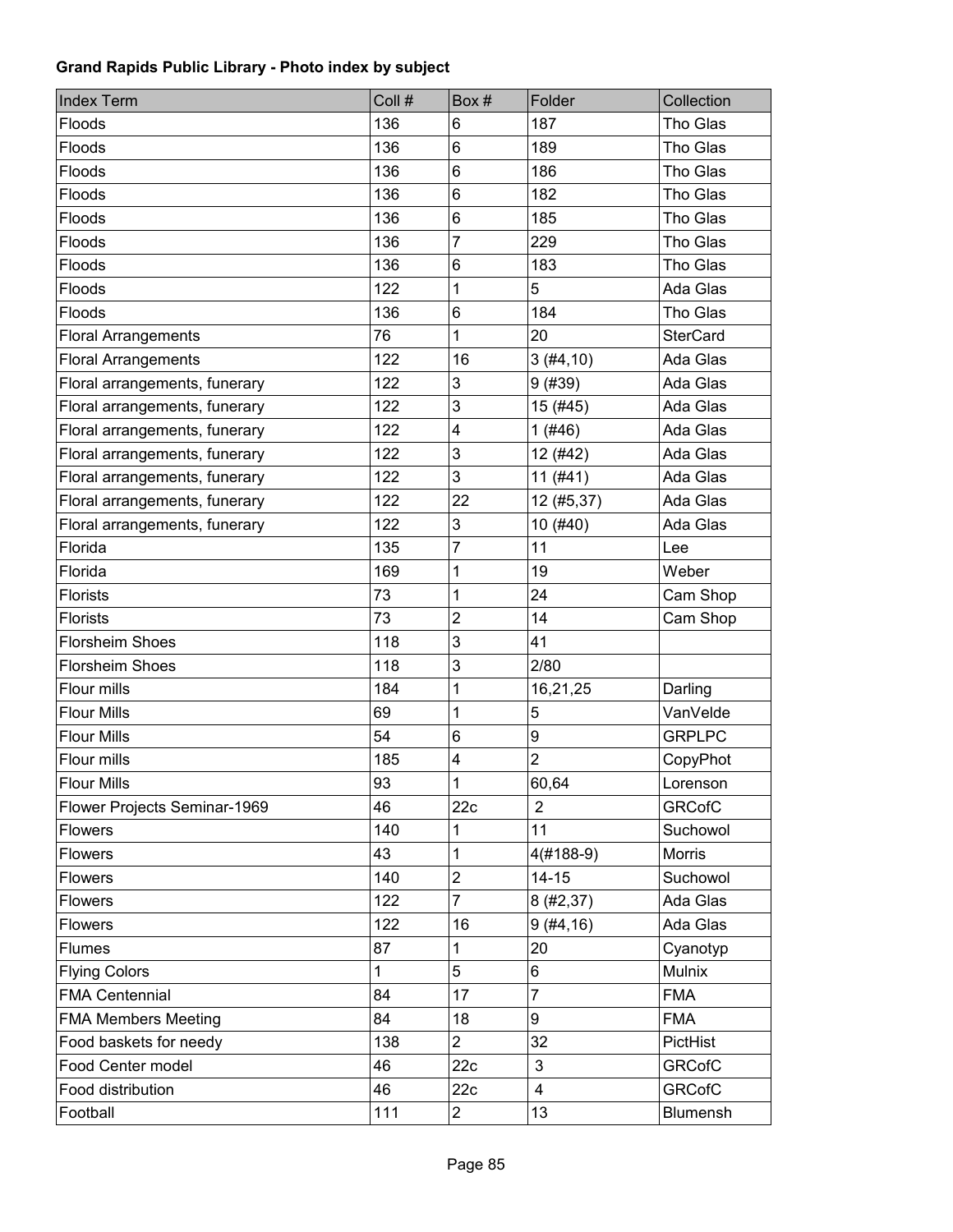**Grand Rapids Public Library - Photo index by subject**

| Index Term | Coll # | Box # | Folder | Collection |
|---|---|---|---|---|
| Floods | 136 | 6 | 187 | Tho Glas |
| Floods | 136 | 6 | 189 | Tho Glas |
| Floods | 136 | 6 | 186 | Tho Glas |
| Floods | 136 | 6 | 182 | Tho Glas |
| Floods | 136 | 6 | 185 | Tho Glas |
| Floods | 136 | 7 | 229 | Tho Glas |
| Floods | 136 | 6 | 183 | Tho Glas |
| Floods | 122 | 1 | 5 | Ada Glas |
| Floods | 136 | 6 | 184 | Tho Glas |
| Floral Arrangements | 76 | 1 | 20 | SterCard |
| Floral Arrangements | 122 | 16 | 3 (#4,10) | Ada Glas |
| Floral arrangements, funerary | 122 | 3 | 9 (#39) | Ada Glas |
| Floral arrangements, funerary | 122 | 3 | 15 (#45) | Ada Glas |
| Floral arrangements, funerary | 122 | 4 | 1 (#46) | Ada Glas |
| Floral arrangements, funerary | 122 | 3 | 12 (#42) | Ada Glas |
| Floral arrangements, funerary | 122 | 3 | 11 (#41) | Ada Glas |
| Floral arrangements, funerary | 122 | 22 | 12 (#5,37) | Ada Glas |
| Floral arrangements, funerary | 122 | 3 | 10 (#40) | Ada Glas |
| Florida | 135 | 7 | 11 | Lee |
| Florida | 169 | 1 | 19 | Weber |
| Florists | 73 | 1 | 24 | Cam Shop |
| Florists | 73 | 2 | 14 | Cam Shop |
| Florsheim Shoes | 118 | 3 | 41 | |
| Florsheim Shoes | 118 | 3 | 2/80 | |
| Flour mills | 184 | 1 | 16,21,25 | Darling |
| Flour Mills | 69 | 1 | 5 | VanVelde |
| Flour Mills | 54 | 6 | 9 | GRPLPC |
| Flour mills | 185 | 4 | 2 | CopyPhot |
| Flour Mills | 93 | 1 | 60,64 | Lorenson |
| Flower Projects Seminar-1969 | 46 | 22c | 2 | GRCofC |
| Flowers | 140 | 1 | 11 | Suchowol |
| Flowers | 43 | 1 | 4(#188-9) | Morris |
| Flowers | 140 | 2 | 14-15 | Suchowol |
| Flowers | 122 | 7 | 8 (#2,37) | Ada Glas |
| Flowers | 122 | 16 | 9 (#4,16) | Ada Glas |
| Flumes | 87 | 1 | 20 | Cyanotyp |
| Flying Colors | 1 | 5 | 6 | Mulnix |
| FMA Centennial | 84 | 17 | 7 | FMA |
| FMA Members Meeting | 84 | 18 | 9 | FMA |
| Food baskets for needy | 138 | 2 | 32 | PictHist |
| Food Center model | 46 | 22c | 3 | GRCofC |
| Food distribution | 46 | 22c | 4 | GRCofC |
| Football | 111 | 2 | 13 | Blumensh |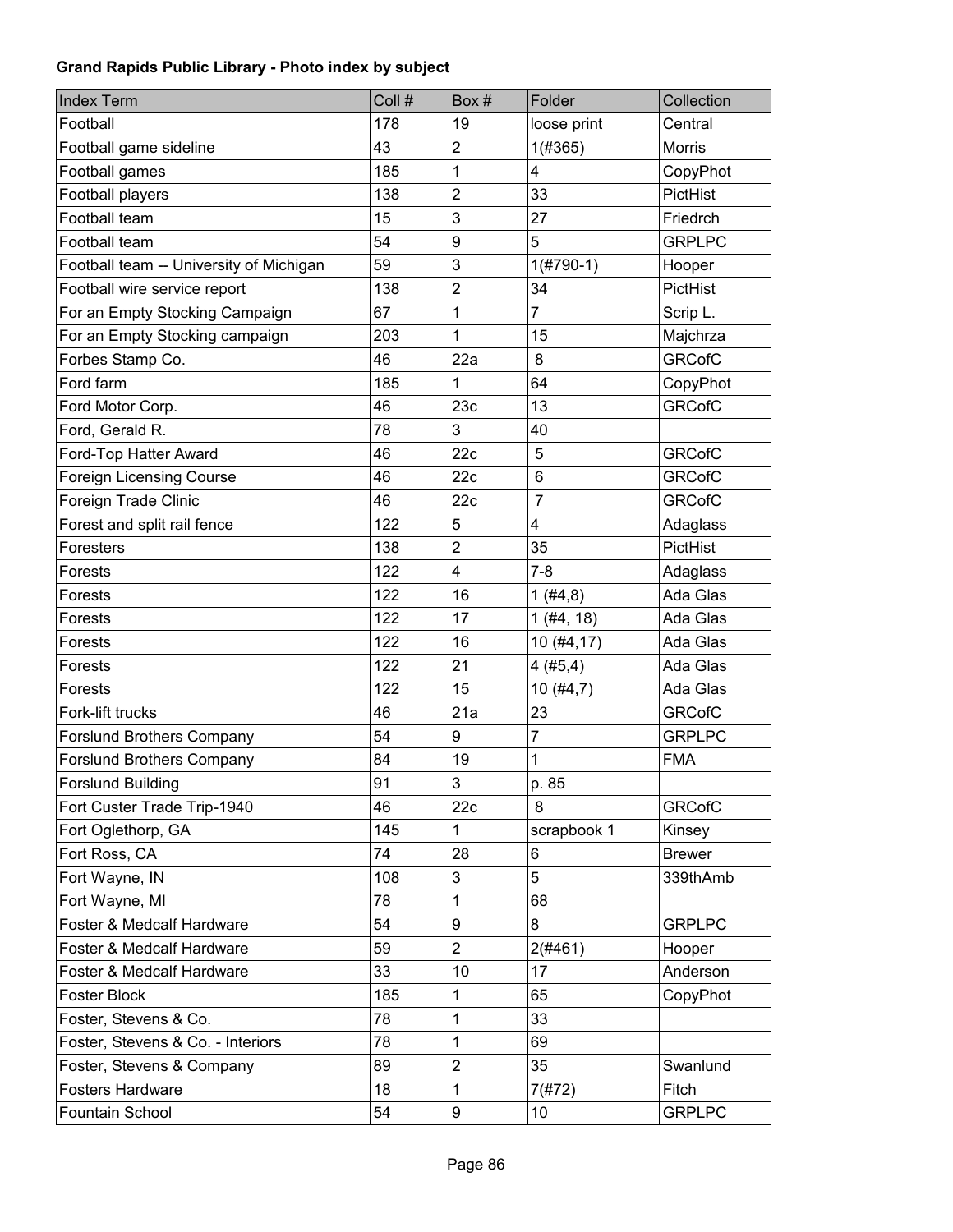**Grand Rapids Public Library - Photo index by subject**

| Index Term | Coll # | Box # | Folder | Collection |
|---|---|---|---|---|
| Football | 178 | 19 | loose print | Central |
| Football game sideline | 43 | 2 | 1(#365) | Morris |
| Football games | 185 | 1 | 4 | CopyPhot |
| Football players | 138 | 2 | 33 | PictHist |
| Football team | 15 | 3 | 27 | Friedrch |
| Football team | 54 | 9 | 5 | GRPLPC |
| Football team -- University of Michigan | 59 | 3 | 1(#790-1) | Hooper |
| Football wire service report | 138 | 2 | 34 | PictHist |
| For an Empty Stocking Campaign | 67 | 1 | 7 | Scrip L. |
| For an Empty Stocking campaign | 203 | 1 | 15 | Majchrza |
| Forbes Stamp Co. | 46 | 22a | 8 | GRCofC |
| Ford farm | 185 | 1 | 64 | CopyPhot |
| Ford Motor Corp. | 46 | 23c | 13 | GRCofC |
| Ford, Gerald R. | 78 | 3 | 40 | |
| Ford-Top Hatter Award | 46 | 22c | 5 | GRCofC |
| Foreign Licensing Course | 46 | 22c | 6 | GRCofC |
| Foreign Trade Clinic | 46 | 22c | 7 | GRCofC |
| Forest and split rail fence | 122 | 5 | 4 | Adaglass |
| Foresters | 138 | 2 | 35 | PictHist |
| Forests | 122 | 4 | 7-8 | Adaglass |
| Forests | 122 | 16 | 1 (#4,8) | Ada Glas |
| Forests | 122 | 17 | 1 (#4, 18) | Ada Glas |
| Forests | 122 | 16 | 10 (#4,17) | Ada Glas |
| Forests | 122 | 21 | 4 (#5,4) | Ada Glas |
| Forests | 122 | 15 | 10 (#4,7) | Ada Glas |
| Fork-lift trucks | 46 | 21a | 23 | GRCofC |
| Forslund Brothers Company | 54 | 9 | 7 | GRPLPC |
| Forslund Brothers Company | 84 | 19 | 1 | FMA |
| Forslund Building | 91 | 3 | p. 85 | |
| Fort Custer Trade Trip-1940 | 46 | 22c | 8 | GRCofC |
| Fort Oglethorp, GA | 145 | 1 | scrapbook 1 | Kinsey |
| Fort Ross, CA | 74 | 28 | 6 | Brewer |
| Fort Wayne, IN | 108 | 3 | 5 | 339thAmb |
| Fort Wayne, MI | 78 | 1 | 68 | |
| Foster & Medcalf Hardware | 54 | 9 | 8 | GRPLPC |
| Foster & Medcalf Hardware | 59 | 2 | 2(#461) | Hooper |
| Foster & Medcalf Hardware | 33 | 10 | 17 | Anderson |
| Foster Block | 185 | 1 | 65 | CopyPhot |
| Foster, Stevens & Co. | 78 | 1 | 33 | |
| Foster, Stevens & Co. - Interiors | 78 | 1 | 69 | |
| Foster, Stevens & Company | 89 | 2 | 35 | Swanlund |
| Fosters Hardware | 18 | 1 | 7(#72) | Fitch |
| Fountain School | 54 | 9 | 10 | GRPLPC |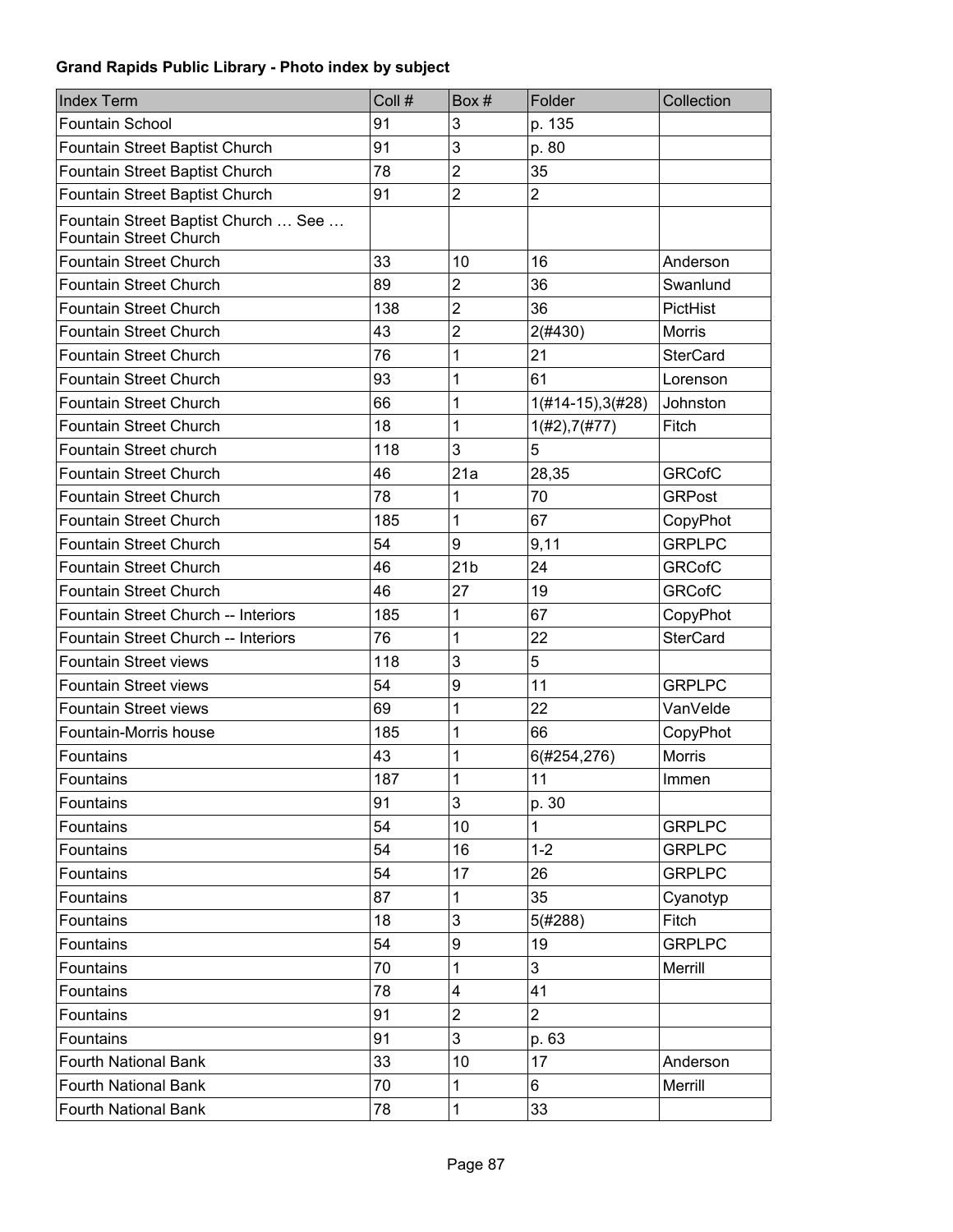**Grand Rapids Public Library - Photo index by subject**

| Index Term | Coll # | Box # | Folder | Collection |
|---|---|---|---|---|
| Fountain School | 91 | 3 | p. 135 | |
| Fountain Street Baptist Church | 91 | 3 | p. 80 | |
| Fountain Street Baptist Church | 78 | 2 | 35 | |
| Fountain Street Baptist Church | 91 | 2 | 2 | |
| Fountain Street Baptist Church … See … Fountain Street Church | | | | |
| Fountain Street Church | 33 | 10 | 16 | Anderson |
| Fountain Street Church | 89 | 2 | 36 | Swanlund |
| Fountain Street Church | 138 | 2 | 36 | PictHist |
| Fountain Street Church | 43 | 2 | 2(#430) | Morris |
| Fountain Street Church | 76 | 1 | 21 | SterCard |
| Fountain Street Church | 93 | 1 | 61 | Lorenson |
| Fountain Street Church | 66 | 1 | 1(#14-15),3(#28) | Johnston |
| Fountain Street Church | 18 | 1 | 1(#2),7(#77) | Fitch |
| Fountain Street church | 118 | 3 | 5 | |
| Fountain Street Church | 46 | 21a | 28,35 | GRCofC |
| Fountain Street Church | 78 | 1 | 70 | GRPost |
| Fountain Street Church | 185 | 1 | 67 | CopyPhot |
| Fountain Street Church | 54 | 9 | 9,11 | GRPLPC |
| Fountain Street Church | 46 | 21b | 24 | GRCofC |
| Fountain Street Church | 46 | 27 | 19 | GRCofC |
| Fountain Street Church -- Interiors | 185 | 1 | 67 | CopyPhot |
| Fountain Street Church -- Interiors | 76 | 1 | 22 | SterCard |
| Fountain Street views | 118 | 3 | 5 | |
| Fountain Street views | 54 | 9 | 11 | GRPLPC |
| Fountain Street views | 69 | 1 | 22 | VanVelde |
| Fountain-Morris house | 185 | 1 | 66 | CopyPhot |
| Fountains | 43 | 1 | 6(#254,276) | Morris |
| Fountains | 187 | 1 | 11 | Immen |
| Fountains | 91 | 3 | p. 30 | |
| Fountains | 54 | 10 | 1 | GRPLPC |
| Fountains | 54 | 16 | 1-2 | GRPLPC |
| Fountains | 54 | 17 | 26 | GRPLPC |
| Fountains | 87 | 1 | 35 | Cyanotyp |
| Fountains | 18 | 3 | 5(#288) | Fitch |
| Fountains | 54 | 9 | 19 | GRPLPC |
| Fountains | 70 | 1 | 3 | Merrill |
| Fountains | 78 | 4 | 41 | |
| Fountains | 91 | 2 | 2 | |
| Fountains | 91 | 3 | p. 63 | |
| Fourth National Bank | 33 | 10 | 17 | Anderson |
| Fourth National Bank | 70 | 1 | 6 | Merrill |
| Fourth National Bank | 78 | 1 | 33 | |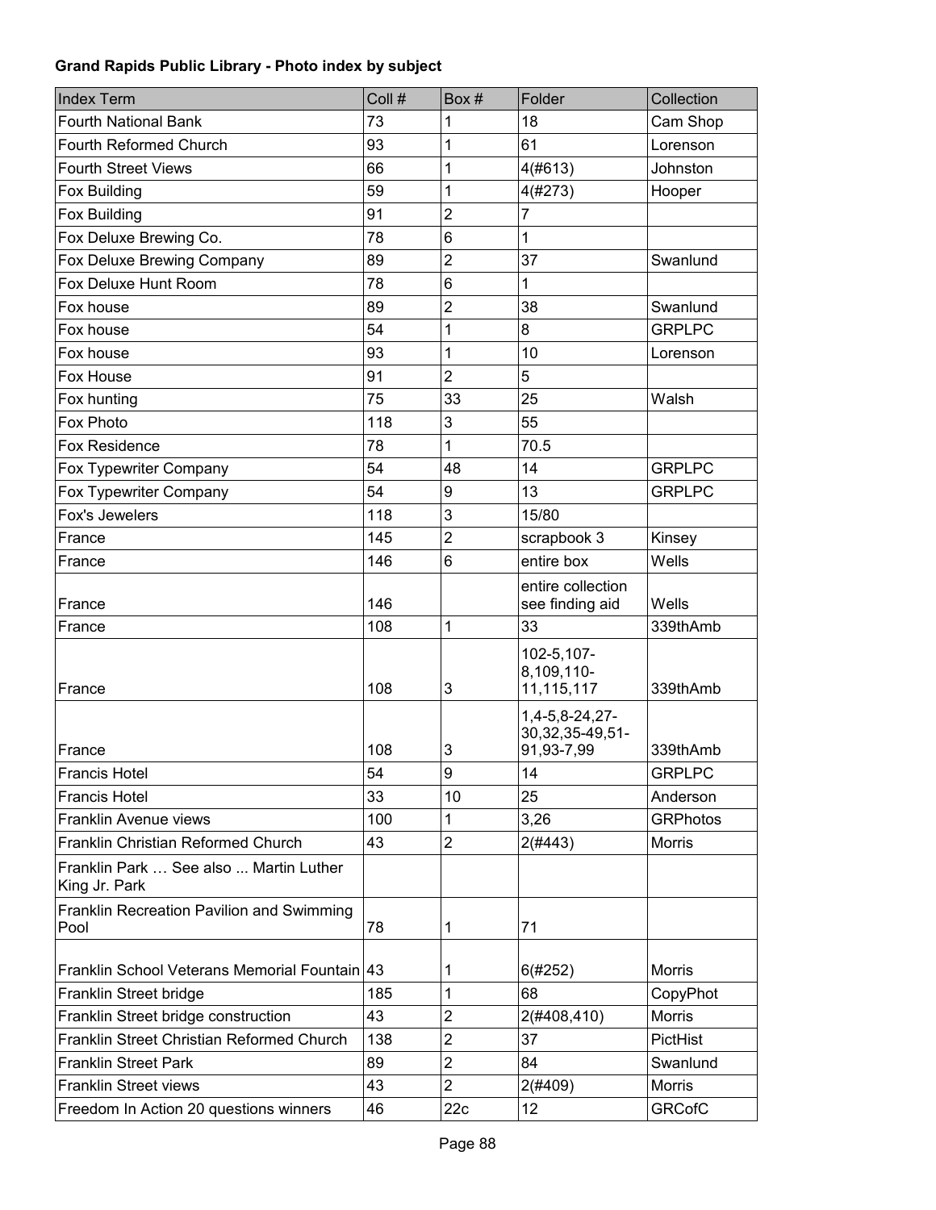**Grand Rapids Public Library - Photo index by subject**

| Index Term | Coll # | Box # | Folder | Collection |
|---|---|---|---|---|
| Fourth National Bank | 73 | 1 | 18 | Cam Shop |
| Fourth Reformed Church | 93 | 1 | 61 | Lorenson |
| Fourth Street Views | 66 | 1 | 4(#613) | Johnston |
| Fox Building | 59 | 1 | 4(#273) | Hooper |
| Fox Building | 91 | 2 | 7 | |
| Fox Deluxe Brewing Co. | 78 | 6 | 1 | |
| Fox Deluxe Brewing Company | 89 | 2 | 37 | Swanlund |
| Fox Deluxe Hunt Room | 78 | 6 | 1 | |
| Fox house | 89 | 2 | 38 | Swanlund |
| Fox house | 54 | 1 | 8 | GRPLPC |
| Fox house | 93 | 1 | 10 | Lorenson |
| Fox House | 91 | 2 | 5 | |
| Fox hunting | 75 | 33 | 25 | Walsh |
| Fox Photo | 118 | 3 | 55 | |
| Fox Residence | 78 | 1 | 70.5 | |
| Fox Typewriter Company | 54 | 48 | 14 | GRPLPC |
| Fox Typewriter Company | 54 | 9 | 13 | GRPLPC |
| Fox's Jewelers | 118 | 3 | 15/80 | |
| France | 145 | 2 | scrapbook 3 | Kinsey |
| France | 146 | 6 | entire box | Wells |
| France | 146 | | entire collection see finding aid | Wells |
| France | 108 | 1 | 33 | 339thAmb |
| France | 108 | 3 | 102-5,107-8,109,110-11,115,117 | 339thAmb |
| France | 108 | 3 | 1,4-5,8-24,27-30,32,35-49,51-91,93-7,99 | 339thAmb |
| Francis Hotel | 54 | 9 | 14 | GRPLPC |
| Francis Hotel | 33 | 10 | 25 | Anderson |
| Franklin Avenue views | 100 | 1 | 3,26 | GRPhotos |
| Franklin Christian Reformed Church | 43 | 2 | 2(#443) | Morris |
| Franklin Park … See also ... Martin Luther King Jr. Park | | | | |
| Franklin Recreation Pavilion and Swimming Pool | 78 | 1 | 71 | |
| Franklin School Veterans Memorial Fountain | 43 | 1 | 6(#252) | Morris |
| Franklin Street bridge | 185 | 1 | 68 | CopyPhot |
| Franklin Street bridge construction | 43 | 2 | 2(#408,410) | Morris |
| Franklin Street Christian Reformed Church | 138 | 2 | 37 | PictHist |
| Franklin Street Park | 89 | 2 | 84 | Swanlund |
| Franklin Street views | 43 | 2 | 2(#409) | Morris |
| Freedom In Action 20 questions winners | 46 | 22c | 12 | GRCofC |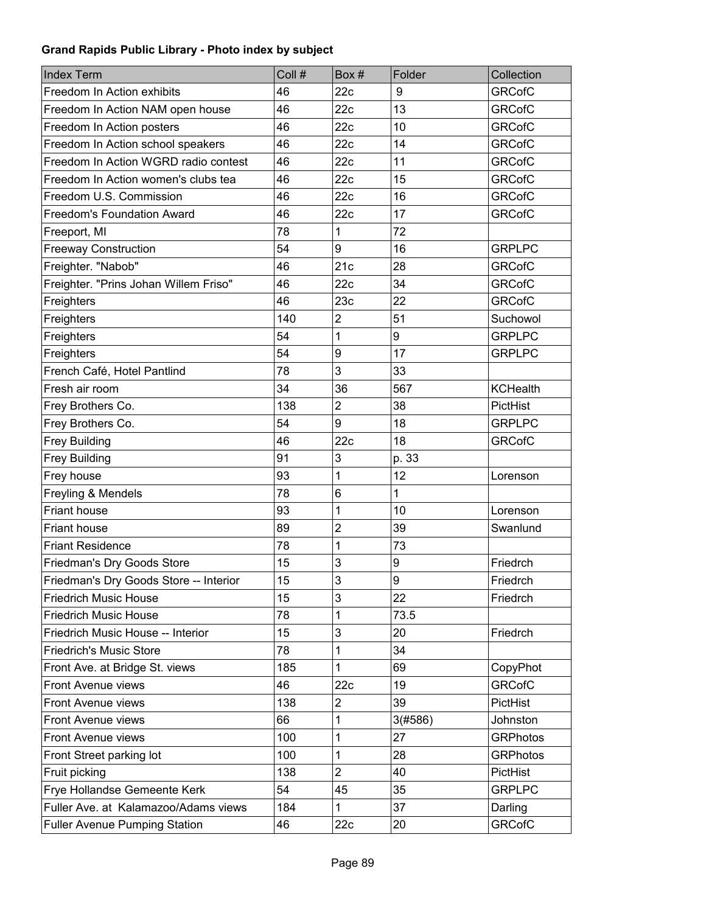**Grand Rapids Public Library - Photo index by subject**

| Index Term | Coll # | Box # | Folder | Collection |
|---|---|---|---|---|
| Freedom In Action exhibits | 46 | 22c | 9 | GRCofC |
| Freedom In Action NAM open house | 46 | 22c | 13 | GRCofC |
| Freedom In Action posters | 46 | 22c | 10 | GRCofC |
| Freedom In Action school speakers | 46 | 22c | 14 | GRCofC |
| Freedom In Action WGRD radio contest | 46 | 22c | 11 | GRCofC |
| Freedom In Action women's clubs tea | 46 | 22c | 15 | GRCofC |
| Freedom U.S. Commission | 46 | 22c | 16 | GRCofC |
| Freedom's Foundation Award | 46 | 22c | 17 | GRCofC |
| Freeport, MI | 78 | 1 | 72 | |
| Freeway Construction | 54 | 9 | 16 | GRPLPC |
| Freighter. "Nabob" | 46 | 21c | 28 | GRCofC |
| Freighter. "Prins Johan Willem Friso" | 46 | 22c | 34 | GRCofC |
| Freighters | 46 | 23c | 22 | GRCofC |
| Freighters | 140 | 2 | 51 | Suchowol |
| Freighters | 54 | 1 | 9 | GRPLPC |
| Freighters | 54 | 9 | 17 | GRPLPC |
| French Café, Hotel Pantlind | 78 | 3 | 33 | |
| Fresh air room | 34 | 36 | 567 | KCHealth |
| Frey Brothers Co. | 138 | 2 | 38 | PictHist |
| Frey Brothers Co. | 54 | 9 | 18 | GRPLPC |
| Frey Building | 46 | 22c | 18 | GRCofC |
| Frey Building | 91 | 3 | p. 33 | |
| Frey house | 93 | 1 | 12 | Lorenson |
| Freyling & Mendels | 78 | 6 | 1 | |
| Friant house | 93 | 1 | 10 | Lorenson |
| Friant house | 89 | 2 | 39 | Swanlund |
| Friant Residence | 78 | 1 | 73 | |
| Friedman's Dry Goods Store | 15 | 3 | 9 | Friedrch |
| Friedman's Dry Goods Store -- Interior | 15 | 3 | 9 | Friedrch |
| Friedrich Music House | 15 | 3 | 22 | Friedrch |
| Friedrich Music House | 78 | 1 | 73.5 | |
| Friedrich Music House -- Interior | 15 | 3 | 20 | Friedrch |
| Friedrich's Music Store | 78 | 1 | 34 | |
| Front Ave. at Bridge St. views | 185 | 1 | 69 | CopyPhot |
| Front Avenue views | 46 | 22c | 19 | GRCofC |
| Front Avenue views | 138 | 2 | 39 | PictHist |
| Front Avenue views | 66 | 1 | 3(#586) | Johnston |
| Front Avenue views | 100 | 1 | 27 | GRPhotos |
| Front Street parking lot | 100 | 1 | 28 | GRPhotos |
| Fruit picking | 138 | 2 | 40 | PictHist |
| Frye Hollandse Gemeente Kerk | 54 | 45 | 35 | GRPLPC |
| Fuller Ave. at Kalamazoo/Adams views | 184 | 1 | 37 | Darling |
| Fuller Avenue Pumping Station | 46 | 22c | 20 | GRCofC |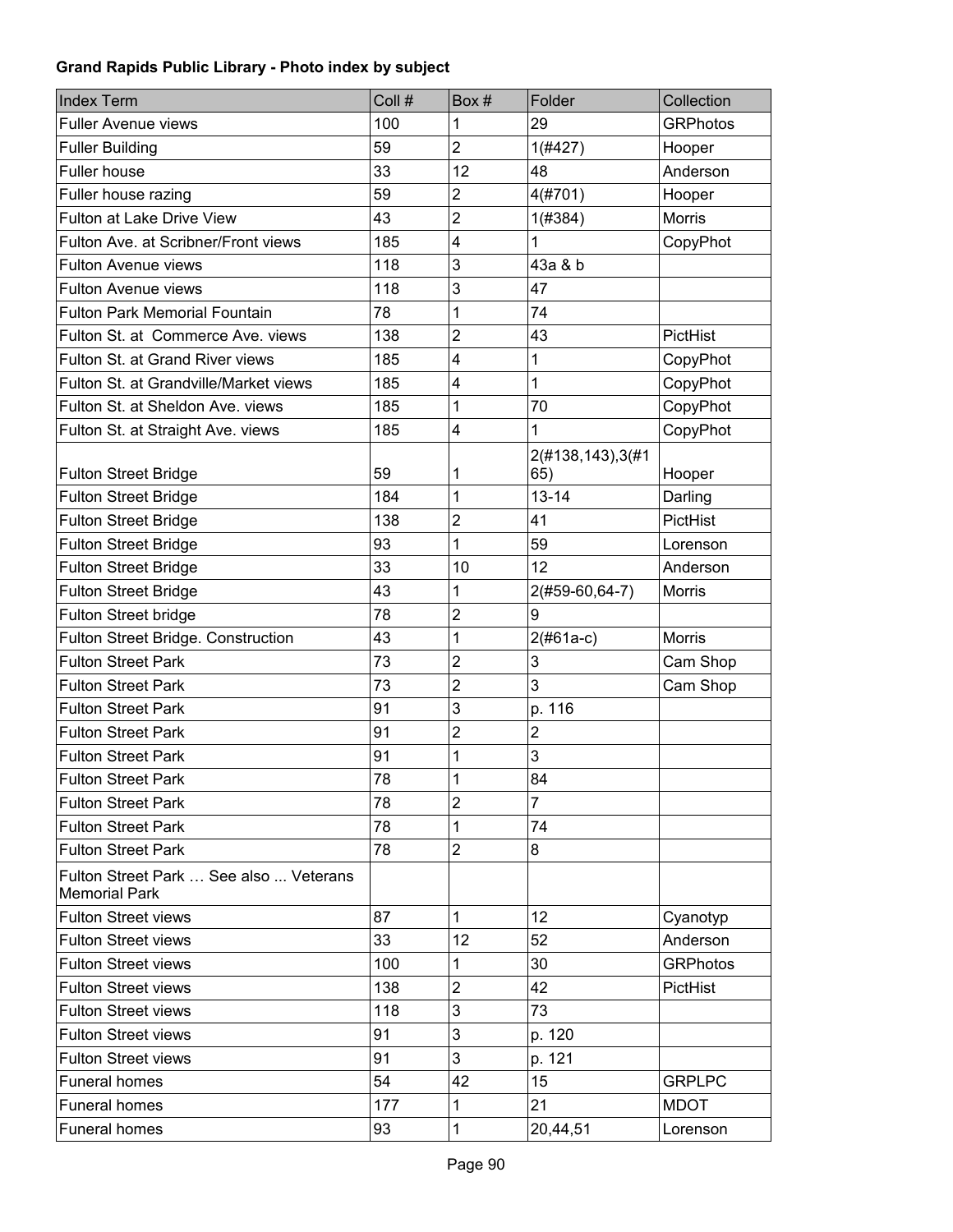**Grand Rapids Public Library - Photo index by subject**

| Index Term | Coll # | Box # | Folder | Collection |
|---|---|---|---|---|
| Fuller Avenue views | 100 | 1 | 29 | GRPhotos |
| Fuller Building | 59 | 2 | 1(#427) | Hooper |
| Fuller house | 33 | 12 | 48 | Anderson |
| Fuller house razing | 59 | 2 | 4(#701) | Hooper |
| Fulton at Lake Drive View | 43 | 2 | 1(#384) | Morris |
| Fulton Ave. at Scribner/Front views | 185 | 4 | 1 | CopyPhot |
| Fulton Avenue views | 118 | 3 | 43a & b | |
| Fulton Avenue views | 118 | 3 | 47 | |
| Fulton Park Memorial Fountain | 78 | 1 | 74 | |
| Fulton St. at Commerce Ave. views | 138 | 2 | 43 | PictHist |
| Fulton St. at Grand River views | 185 | 4 | 1 | CopyPhot |
| Fulton St. at Grandville/Market views | 185 | 4 | 1 | CopyPhot |
| Fulton St. at Sheldon Ave. views | 185 | 1 | 70 | CopyPhot |
| Fulton St. at Straight Ave. views | 185 | 4 | 1 | CopyPhot |
| Fulton Street Bridge | 59 | 1 | 2(#138,143),3(#165) | Hooper |
| Fulton Street Bridge | 184 | 1 | 13-14 | Darling |
| Fulton Street Bridge | 138 | 2 | 41 | PictHist |
| Fulton Street Bridge | 93 | 1 | 59 | Lorenson |
| Fulton Street Bridge | 33 | 10 | 12 | Anderson |
| Fulton Street Bridge | 43 | 1 | 2(#59-60,64-7) | Morris |
| Fulton Street bridge | 78 | 2 | 9 | |
| Fulton Street Bridge. Construction | 43 | 1 | 2(#61a-c) | Morris |
| Fulton Street Park | 73 | 2 | 3 | Cam Shop |
| Fulton Street Park | 73 | 2 | 3 | Cam Shop |
| Fulton Street Park | 91 | 3 | p. 116 | |
| Fulton Street Park | 91 | 2 | 2 | |
| Fulton Street Park | 91 | 1 | 3 | |
| Fulton Street Park | 78 | 1 | 84 | |
| Fulton Street Park | 78 | 2 | 7 | |
| Fulton Street Park | 78 | 1 | 74 | |
| Fulton Street Park | 78 | 2 | 8 | |
| Fulton Street Park … See also ... Veterans Memorial Park | | | | |
| Fulton Street views | 87 | 1 | 12 | Cyanotyp |
| Fulton Street views | 33 | 12 | 52 | Anderson |
| Fulton Street views | 100 | 1 | 30 | GRPhotos |
| Fulton Street views | 138 | 2 | 42 | PictHist |
| Fulton Street views | 118 | 3 | 73 | |
| Fulton Street views | 91 | 3 | p. 120 | |
| Fulton Street views | 91 | 3 | p. 121 | |
| Funeral homes | 54 | 42 | 15 | GRPLPC |
| Funeral homes | 177 | 1 | 21 | MDOT |
| Funeral homes | 93 | 1 | 20,44,51 | Lorenson |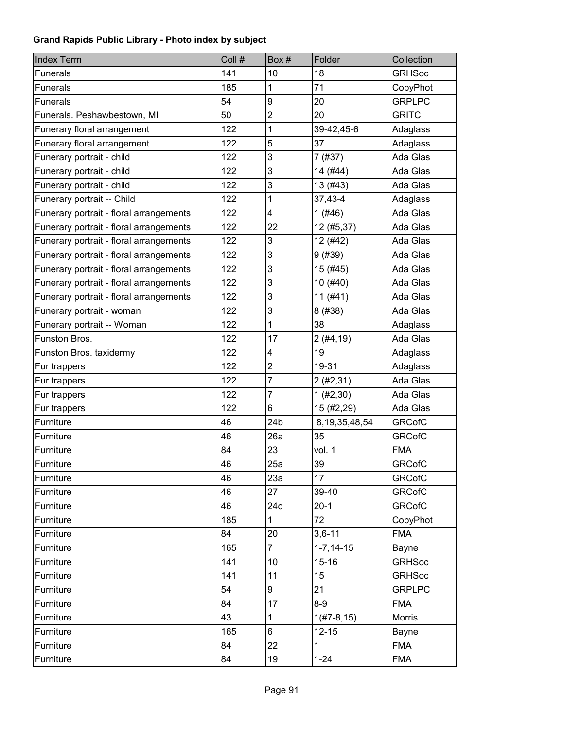**Grand Rapids Public Library - Photo index by subject**

| Index Term | Coll # | Box # | Folder | Collection |
|---|---|---|---|---|
| Funerals | 141 | 10 | 18 | GRHSoc |
| Funerals | 185 | 1 | 71 | CopyPhot |
| Funerals | 54 | 9 | 20 | GRPLPC |
| Funerals. Peshawbestown, MI | 50 | 2 | 20 | GRITC |
| Funerary floral arrangement | 122 | 1 | 39-42,45-6 | Adaglass |
| Funerary floral arrangement | 122 | 5 | 37 | Adaglass |
| Funerary portrait - child | 122 | 3 | 7 (#37) | Ada Glas |
| Funerary portrait - child | 122 | 3 | 14 (#44) | Ada Glas |
| Funerary portrait - child | 122 | 3 | 13 (#43) | Ada Glas |
| Funerary portrait -- Child | 122 | 1 | 37,43-4 | Adaglass |
| Funerary portrait - floral arrangements | 122 | 4 | 1 (#46) | Ada Glas |
| Funerary portrait - floral arrangements | 122 | 22 | 12 (#5,37) | Ada Glas |
| Funerary portrait - floral arrangements | 122 | 3 | 12 (#42) | Ada Glas |
| Funerary portrait - floral arrangements | 122 | 3 | 9 (#39) | Ada Glas |
| Funerary portrait - floral arrangements | 122 | 3 | 15 (#45) | Ada Glas |
| Funerary portrait - floral arrangements | 122 | 3 | 10 (#40) | Ada Glas |
| Funerary portrait - floral arrangements | 122 | 3 | 11 (#41) | Ada Glas |
| Funerary portrait - woman | 122 | 3 | 8 (#38) | Ada Glas |
| Funerary portrait -- Woman | 122 | 1 | 38 | Adaglass |
| Funston Bros. | 122 | 17 | 2 (#4,19) | Ada Glas |
| Funston Bros. taxidermy | 122 | 4 | 19 | Adaglass |
| Fur trappers | 122 | 2 | 19-31 | Adaglass |
| Fur trappers | 122 | 7 | 2 (#2,31) | Ada Glas |
| Fur trappers | 122 | 7 | 1 (#2,30) | Ada Glas |
| Fur trappers | 122 | 6 | 15 (#2,29) | Ada Glas |
| Furniture | 46 | 24b | 8,19,35,48,54 | GRCofC |
| Furniture | 46 | 26a | 35 | GRCofC |
| Furniture | 84 | 23 | vol. 1 | FMA |
| Furniture | 46 | 25a | 39 | GRCofC |
| Furniture | 46 | 23a | 17 | GRCofC |
| Furniture | 46 | 27 | 39-40 | GRCofC |
| Furniture | 46 | 24c | 20-1 | GRCofC |
| Furniture | 185 | 1 | 72 | CopyPhot |
| Furniture | 84 | 20 | 3,6-11 | FMA |
| Furniture | 165 | 7 | 1-7,14-15 | Bayne |
| Furniture | 141 | 10 | 15-16 | GRHSoc |
| Furniture | 141 | 11 | 15 | GRHSoc |
| Furniture | 54 | 9 | 21 | GRPLPC |
| Furniture | 84 | 17 | 8-9 | FMA |
| Furniture | 43 | 1 | 1(#7-8,15) | Morris |
| Furniture | 165 | 6 | 12-15 | Bayne |
| Furniture | 84 | 22 | 1 | FMA |
| Furniture | 84 | 19 | 1-24 | FMA |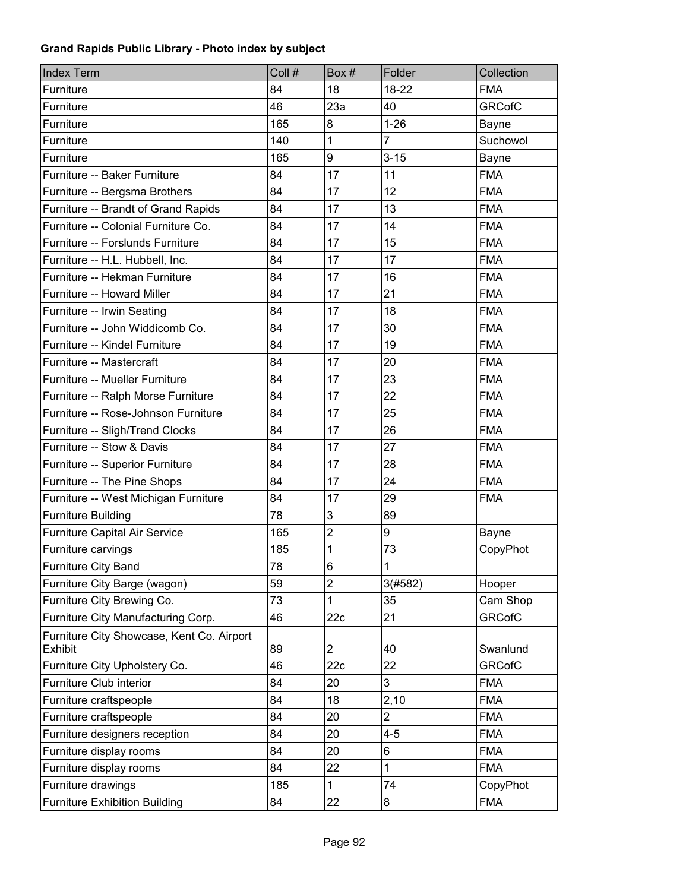**Grand Rapids Public Library - Photo index by subject**

| Index Term | Coll # | Box # | Folder | Collection |
|---|---|---|---|---|
| Furniture | 84 | 18 | 18-22 | FMA |
| Furniture | 46 | 23a | 40 | GRCofC |
| Furniture | 165 | 8 | 1-26 | Bayne |
| Furniture | 140 | 1 | 7 | Suchowol |
| Furniture | 165 | 9 | 3-15 | Bayne |
| Furniture -- Baker Furniture | 84 | 17 | 11 | FMA |
| Furniture -- Bergsma Brothers | 84 | 17 | 12 | FMA |
| Furniture -- Brandt of Grand Rapids | 84 | 17 | 13 | FMA |
| Furniture -- Colonial Furniture Co. | 84 | 17 | 14 | FMA |
| Furniture -- Forslunds Furniture | 84 | 17 | 15 | FMA |
| Furniture -- H.L. Hubbell, Inc. | 84 | 17 | 17 | FMA |
| Furniture -- Hekman Furniture | 84 | 17 | 16 | FMA |
| Furniture -- Howard Miller | 84 | 17 | 21 | FMA |
| Furniture -- Irwin Seating | 84 | 17 | 18 | FMA |
| Furniture -- John Widdicomb Co. | 84 | 17 | 30 | FMA |
| Furniture -- Kindel Furniture | 84 | 17 | 19 | FMA |
| Furniture -- Mastercraft | 84 | 17 | 20 | FMA |
| Furniture -- Mueller Furniture | 84 | 17 | 23 | FMA |
| Furniture -- Ralph Morse Furniture | 84 | 17 | 22 | FMA |
| Furniture -- Rose-Johnson Furniture | 84 | 17 | 25 | FMA |
| Furniture -- Sligh/Trend Clocks | 84 | 17 | 26 | FMA |
| Furniture -- Stow & Davis | 84 | 17 | 27 | FMA |
| Furniture -- Superior Furniture | 84 | 17 | 28 | FMA |
| Furniture -- The Pine Shops | 84 | 17 | 24 | FMA |
| Furniture -- West Michigan Furniture | 84 | 17 | 29 | FMA |
| Furniture Building | 78 | 3 | 89 | |
| Furniture Capital Air Service | 165 | 2 | 9 | Bayne |
| Furniture carvings | 185 | 1 | 73 | CopyPhot |
| Furniture City Band | 78 | 6 | 1 | |
| Furniture City Barge (wagon) | 59 | 2 | 3(#582) | Hooper |
| Furniture City Brewing Co. | 73 | 1 | 35 | Cam Shop |
| Furniture City Manufacturing Corp. | 46 | 22c | 21 | GRCofC |
| Furniture City Showcase, Kent Co. Airport Exhibit | 89 | 2 | 40 | Swanlund |
| Furniture City Upholstery Co. | 46 | 22c | 22 | GRCofC |
| Furniture Club interior | 84 | 20 | 3 | FMA |
| Furniture craftspeople | 84 | 18 | 2,10 | FMA |
| Furniture craftspeople | 84 | 20 | 2 | FMA |
| Furniture designers reception | 84 | 20 | 4-5 | FMA |
| Furniture display rooms | 84 | 20 | 6 | FMA |
| Furniture display rooms | 84 | 22 | 1 | FMA |
| Furniture drawings | 185 | 1 | 74 | CopyPhot |
| Furniture Exhibition Building | 84 | 22 | 8 | FMA |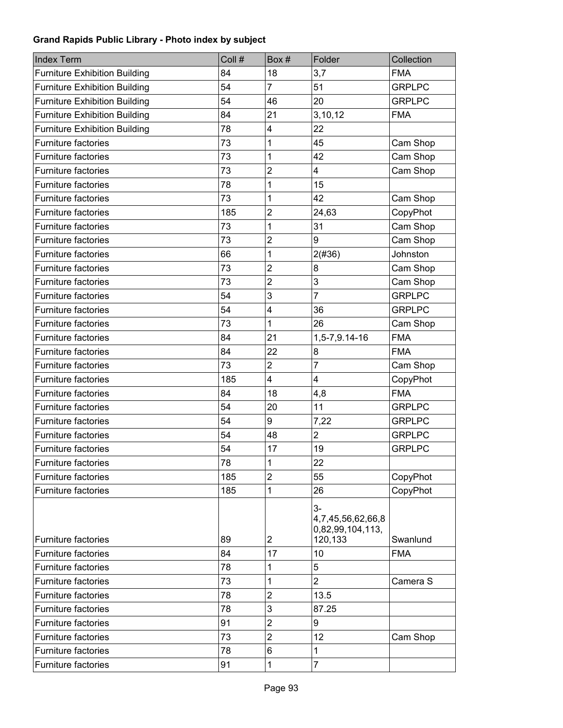**Grand Rapids Public Library - Photo index by subject**

| Index Term | Coll # | Box # | Folder | Collection |
|---|---|---|---|---|
| Furniture Exhibition Building | 84 | 18 | 3,7 | FMA |
| Furniture Exhibition Building | 54 | 7 | 51 | GRPLPC |
| Furniture Exhibition Building | 54 | 46 | 20 | GRPLPC |
| Furniture Exhibition Building | 84 | 21 | 3,10,12 | FMA |
| Furniture Exhibition Building | 78 | 4 | 22 | |
| Furniture factories | 73 | 1 | 45 | Cam Shop |
| Furniture factories | 73 | 1 | 42 | Cam Shop |
| Furniture factories | 73 | 2 | 4 | Cam Shop |
| Furniture factories | 78 | 1 | 15 | |
| Furniture factories | 73 | 1 | 42 | Cam Shop |
| Furniture factories | 185 | 2 | 24,63 | CopyPhot |
| Furniture factories | 73 | 1 | 31 | Cam Shop |
| Furniture factories | 73 | 2 | 9 | Cam Shop |
| Furniture factories | 66 | 1 | 2(#36) | Johnston |
| Furniture factories | 73 | 2 | 8 | Cam Shop |
| Furniture factories | 73 | 2 | 3 | Cam Shop |
| Furniture factories | 54 | 3 | 7 | GRPLPC |
| Furniture factories | 54 | 4 | 36 | GRPLPC |
| Furniture factories | 73 | 1 | 26 | Cam Shop |
| Furniture factories | 84 | 21 | 1,5-7,9.14-16 | FMA |
| Furniture factories | 84 | 22 | 8 | FMA |
| Furniture factories | 73 | 2 | 7 | Cam Shop |
| Furniture factories | 185 | 4 | 4 | CopyPhot |
| Furniture factories | 84 | 18 | 4,8 | FMA |
| Furniture factories | 54 | 20 | 11 | GRPLPC |
| Furniture factories | 54 | 9 | 7,22 | GRPLPC |
| Furniture factories | 54 | 48 | 2 | GRPLPC |
| Furniture factories | 54 | 17 | 19 | GRPLPC |
| Furniture factories | 78 | 1 | 22 | |
| Furniture factories | 185 | 2 | 55 | CopyPhot |
| Furniture factories | 185 | 1 | 26 | CopyPhot |
| Furniture factories | 89 | 2 | 3-4,7,45,56,62,66,80,82,99,104,113,120,133 | Swanlund |
| Furniture factories | 84 | 17 | 10 | FMA |
| Furniture factories | 78 | 1 | 5 | |
| Furniture factories | 73 | 1 | 2 | Camera S |
| Furniture factories | 78 | 2 | 13.5 | |
| Furniture factories | 78 | 3 | 87.25 | |
| Furniture factories | 91 | 2 | 9 | |
| Furniture factories | 73 | 2 | 12 | Cam Shop |
| Furniture factories | 78 | 6 | 1 | |
| Furniture factories | 91 | 1 | 7 | |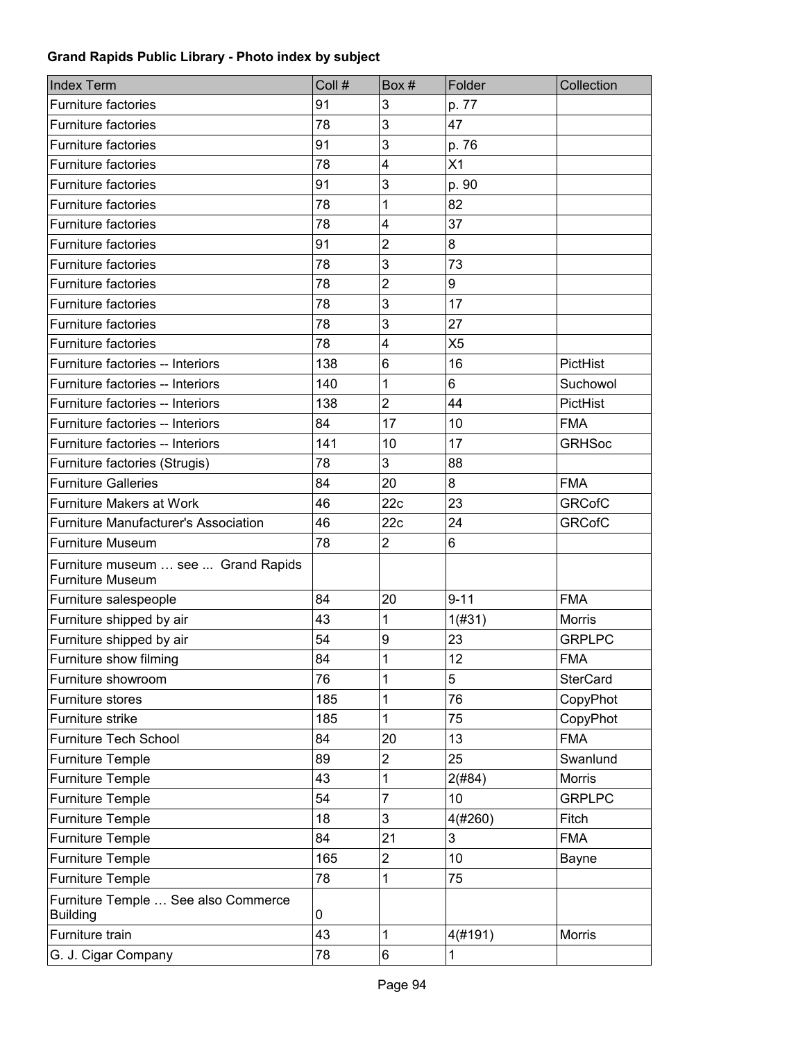**Grand Rapids Public Library - Photo index by subject**

| Index Term | Coll # | Box # | Folder | Collection |
| --- | --- | --- | --- | --- |
| Furniture factories | 91 | 3 | p. 77 | |
| Furniture factories | 78 | 3 | 47 | |
| Furniture factories | 91 | 3 | p. 76 | |
| Furniture factories | 78 | 4 | X1 | |
| Furniture factories | 91 | 3 | p. 90 | |
| Furniture factories | 78 | 1 | 82 | |
| Furniture factories | 78 | 4 | 37 | |
| Furniture factories | 91 | 2 | 8 | |
| Furniture factories | 78 | 3 | 73 | |
| Furniture factories | 78 | 2 | 9 | |
| Furniture factories | 78 | 3 | 17 | |
| Furniture factories | 78 | 3 | 27 | |
| Furniture factories | 78 | 4 | X5 | |
| Furniture factories -- Interiors | 138 | 6 | 16 | PictHist |
| Furniture factories -- Interiors | 140 | 1 | 6 | Suchowol |
| Furniture factories -- Interiors | 138 | 2 | 44 | PictHist |
| Furniture factories -- Interiors | 84 | 17 | 10 | FMA |
| Furniture factories -- Interiors | 141 | 10 | 17 | GRHSoc |
| Furniture factories (Strugis) | 78 | 3 | 88 | |
| Furniture Galleries | 84 | 20 | 8 | FMA |
| Furniture Makers at Work | 46 | 22c | 23 | GRCofC |
| Furniture Manufacturer's Association | 46 | 22c | 24 | GRCofC |
| Furniture Museum | 78 | 2 | 6 | |
| Furniture museum … see ... Grand Rapids Furniture Museum | | | | |
| Furniture salespeople | 84 | 20 | 9-11 | FMA |
| Furniture shipped by air | 43 | 1 | 1(#31) | Morris |
| Furniture shipped by air | 54 | 9 | 23 | GRPLPC |
| Furniture show filming | 84 | 1 | 12 | FMA |
| Furniture showroom | 76 | 1 | 5 | SterCard |
| Furniture stores | 185 | 1 | 76 | CopyPhot |
| Furniture strike | 185 | 1 | 75 | CopyPhot |
| Furniture Tech School | 84 | 20 | 13 | FMA |
| Furniture Temple | 89 | 2 | 25 | Swanlund |
| Furniture Temple | 43 | 1 | 2(#84) | Morris |
| Furniture Temple | 54 | 7 | 10 | GRPLPC |
| Furniture Temple | 18 | 3 | 4(#260) | Fitch |
| Furniture Temple | 84 | 21 | 3 | FMA |
| Furniture Temple | 165 | 2 | 10 | Bayne |
| Furniture Temple | 78 | 1 | 75 | |
| Furniture Temple … See also Commerce Building | 0 | | | |
| Furniture train | 43 | 1 | 4(#191) | Morris |
| G. J. Cigar Company | 78 | 6 | 1 | |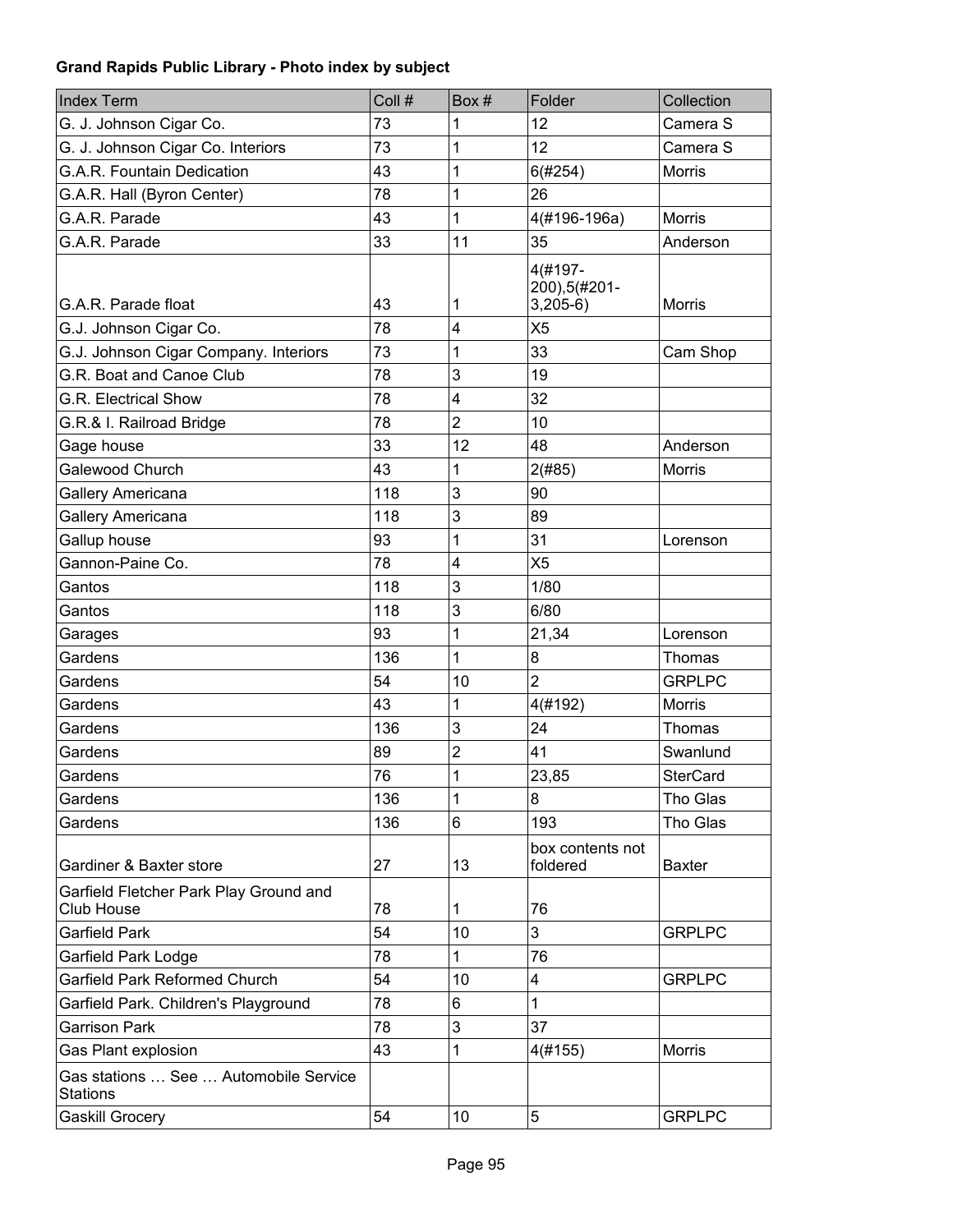**Grand Rapids Public Library - Photo index by subject**

| Index Term | Coll # | Box # | Folder | Collection |
|---|---|---|---|---|
| G. J. Johnson Cigar Co. | 73 | 1 | 12 | Camera S |
| G. J. Johnson Cigar Co. Interiors | 73 | 1 | 12 | Camera S |
| G.A.R. Fountain Dedication | 43 | 1 | 6(#254) | Morris |
| G.A.R. Hall (Byron Center) | 78 | 1 | 26 | |
| G.A.R. Parade | 43 | 1 | 4(#196-196a) | Morris |
| G.A.R. Parade | 33 | 11 | 35 | Anderson |
| G.A.R. Parade float | 43 | 1 | 4(#197-200),5(#201-3,205-6) | Morris |
| G.J. Johnson Cigar Co. | 78 | 4 | X5 | |
| G.J. Johnson Cigar Company. Interiors | 73 | 1 | 33 | Cam Shop |
| G.R. Boat and Canoe Club | 78 | 3 | 19 | |
| G.R. Electrical Show | 78 | 4 | 32 | |
| G.R.& I. Railroad Bridge | 78 | 2 | 10 | |
| Gage house | 33 | 12 | 48 | Anderson |
| Galewood Church | 43 | 1 | 2(#85) | Morris |
| Gallery Americana | 118 | 3 | 90 | |
| Gallery Americana | 118 | 3 | 89 | |
| Gallup house | 93 | 1 | 31 | Lorenson |
| Gannon-Paine Co. | 78 | 4 | X5 | |
| Gantos | 118 | 3 | 1/80 | |
| Gantos | 118 | 3 | 6/80 | |
| Garages | 93 | 1 | 21,34 | Lorenson |
| Gardens | 136 | 1 | 8 | Thomas |
| Gardens | 54 | 10 | 2 | GRPLPC |
| Gardens | 43 | 1 | 4(#192) | Morris |
| Gardens | 136 | 3 | 24 | Thomas |
| Gardens | 89 | 2 | 41 | Swanlund |
| Gardens | 76 | 1 | 23,85 | SterCard |
| Gardens | 136 | 1 | 8 | Tho Glas |
| Gardens | 136 | 6 | 193 | Tho Glas |
| Gardiner & Baxter store | 27 | 13 | box contents not foldered | Baxter |
| Garfield Fletcher Park Play Ground and Club House | 78 | 1 | 76 | |
| Garfield Park | 54 | 10 | 3 | GRPLPC |
| Garfield Park Lodge | 78 | 1 | 76 | |
| Garfield Park Reformed Church | 54 | 10 | 4 | GRPLPC |
| Garfield Park. Children's Playground | 78 | 6 | 1 | |
| Garrison Park | 78 | 3 | 37 | |
| Gas Plant explosion | 43 | 1 | 4(#155) | Morris |
| Gas stations … See … Automobile Service Stations | | | | |
| Gaskill Grocery | 54 | 10 | 5 | GRPLPC |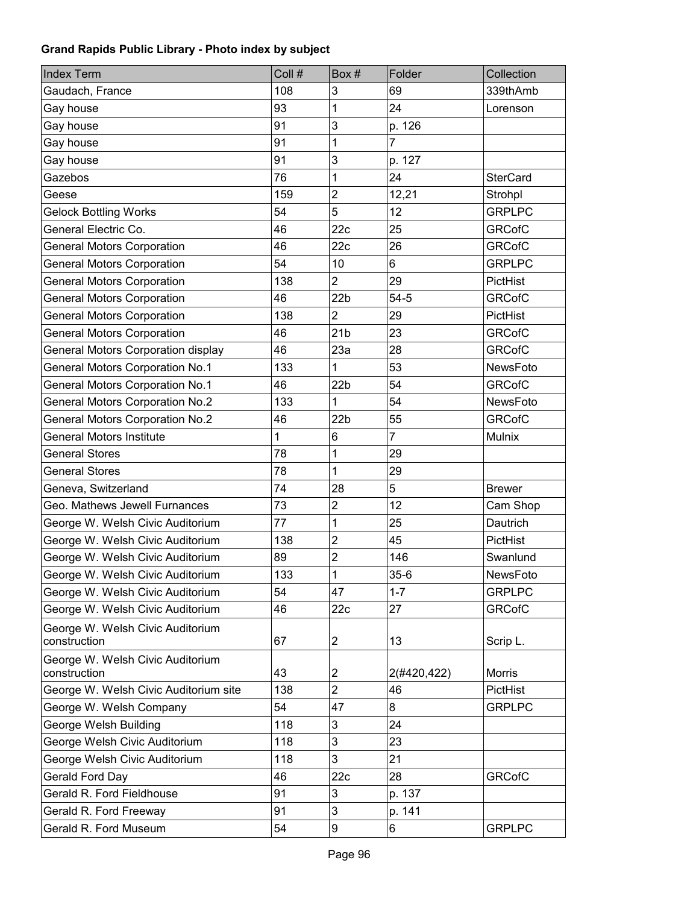**Grand Rapids Public Library - Photo index by subject**

| Index Term | Coll # | Box # | Folder | Collection |
|---|---|---|---|---|
| Gaudach, France | 108 | 3 | 69 | 339thAmb |
| Gay house | 93 | 1 | 24 | Lorenson |
| Gay house | 91 | 3 | p. 126 | |
| Gay house | 91 | 1 | 7 | |
| Gay house | 91 | 3 | p. 127 | |
| Gazebos | 76 | 1 | 24 | SterCard |
| Geese | 159 | 2 | 12,21 | Strohpl |
| Gelock Bottling Works | 54 | 5 | 12 | GRPLPC |
| General Electric Co. | 46 | 22c | 25 | GRCofC |
| General Motors Corporation | 46 | 22c | 26 | GRCofC |
| General Motors Corporation | 54 | 10 | 6 | GRPLPC |
| General Motors Corporation | 138 | 2 | 29 | PictHist |
| General Motors Corporation | 46 | 22b | 54-5 | GRCofC |
| General Motors Corporation | 138 | 2 | 29 | PictHist |
| General Motors Corporation | 46 | 21b | 23 | GRCofC |
| General Motors Corporation display | 46 | 23a | 28 | GRCofC |
| General Motors Corporation No.1 | 133 | 1 | 53 | NewsFoto |
| General Motors Corporation No.1 | 46 | 22b | 54 | GRCofC |
| General Motors Corporation No.2 | 133 | 1 | 54 | NewsFoto |
| General Motors Corporation No.2 | 46 | 22b | 55 | GRCofC |
| General Motors Institute | 1 | 6 | 7 | Mulnix |
| General Stores | 78 | 1 | 29 | |
| General Stores | 78 | 1 | 29 | |
| Geneva, Switzerland | 74 | 28 | 5 | Brewer |
| Geo. Mathews Jewell Furnances | 73 | 2 | 12 | Cam Shop |
| George W. Welsh Civic Auditorium | 77 | 1 | 25 | Dautrich |
| George W. Welsh Civic Auditorium | 138 | 2 | 45 | PictHist |
| George W. Welsh Civic Auditorium | 89 | 2 | 146 | Swanlund |
| George W. Welsh Civic Auditorium | 133 | 1 | 35-6 | NewsFoto |
| George W. Welsh Civic Auditorium | 54 | 47 | 1-7 | GRPLPC |
| George W. Welsh Civic Auditorium | 46 | 22c | 27 | GRCofC |
| George W. Welsh Civic Auditorium construction | 67 | 2 | 13 | Scrip L. |
| George W. Welsh Civic Auditorium construction | 43 | 2 | 2(#420,422) | Morris |
| George W. Welsh Civic Auditorium site | 138 | 2 | 46 | PictHist |
| George W. Welsh Company | 54 | 47 | 8 | GRPLPC |
| George Welsh Building | 118 | 3 | 24 | |
| George Welsh Civic Auditorium | 118 | 3 | 23 | |
| George Welsh Civic Auditorium | 118 | 3 | 21 | |
| Gerald Ford Day | 46 | 22c | 28 | GRCofC |
| Gerald R. Ford Fieldhouse | 91 | 3 | p. 137 | |
| Gerald R. Ford Freeway | 91 | 3 | p. 141 | |
| Gerald R. Ford Museum | 54 | 9 | 6 | GRPLPC |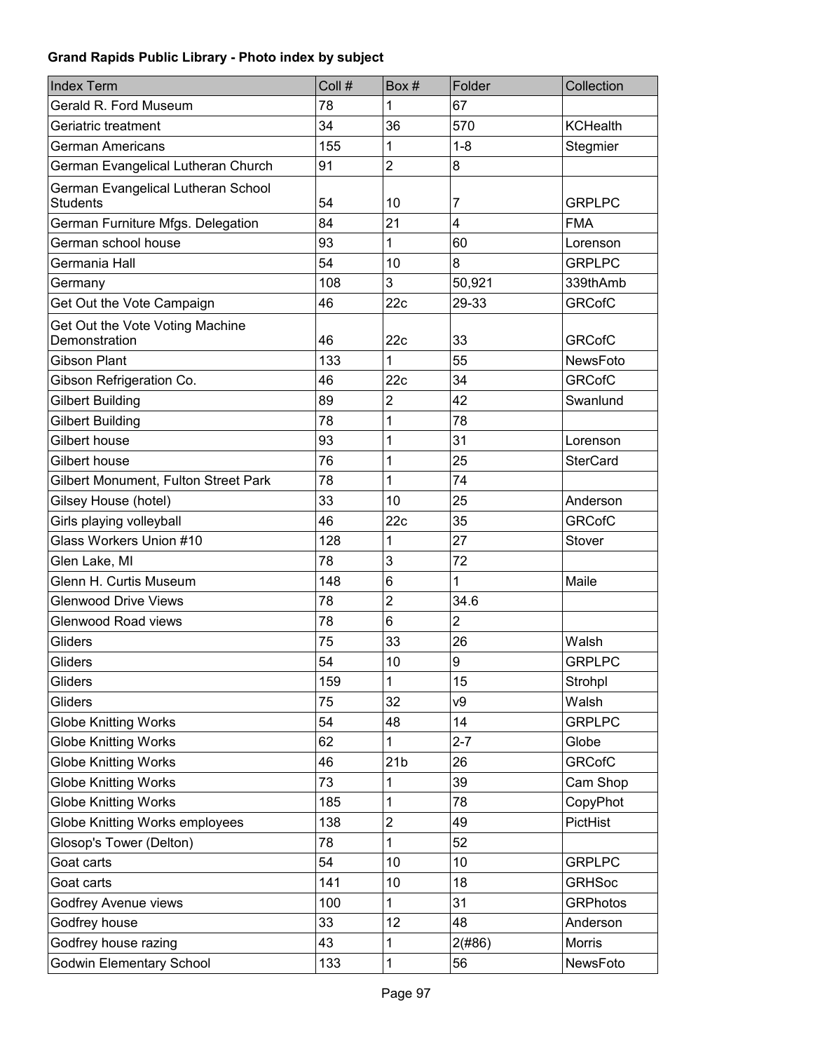**Grand Rapids Public Library - Photo index by subject**

| Index Term | Coll # | Box # | Folder | Collection |
|---|---|---|---|---|
| Gerald R. Ford Museum | 78 | 1 | 67 | |
| Geriatric treatment | 34 | 36 | 570 | KCHealth |
| German Americans | 155 | 1 | 1-8 | Stegmier |
| German Evangelical Lutheran Church | 91 | 2 | 8 | |
| German Evangelical Lutheran School Students | 54 | 10 | 7 | GRPLPC |
| German Furniture Mfgs. Delegation | 84 | 21 | 4 | FMA |
| German school house | 93 | 1 | 60 | Lorenson |
| Germania Hall | 54 | 10 | 8 | GRPLPC |
| Germany | 108 | 3 | 50,921 | 339thAmb |
| Get Out the Vote Campaign | 46 | 22c | 29-33 | GRCofC |
| Get Out the Vote Voting Machine Demonstration | 46 | 22c | 33 | GRCofC |
| Gibson Plant | 133 | 1 | 55 | NewsFoto |
| Gibson Refrigeration Co. | 46 | 22c | 34 | GRCofC |
| Gilbert Building | 89 | 2 | 42 | Swanlund |
| Gilbert Building | 78 | 1 | 78 | |
| Gilbert house | 93 | 1 | 31 | Lorenson |
| Gilbert house | 76 | 1 | 25 | SterCard |
| Gilbert Monument, Fulton Street Park | 78 | 1 | 74 | |
| Gilsey House (hotel) | 33 | 10 | 25 | Anderson |
| Girls playing volleyball | 46 | 22c | 35 | GRCofC |
| Glass Workers Union #10 | 128 | 1 | 27 | Stover |
| Glen Lake, MI | 78 | 3 | 72 | |
| Glenn H. Curtis Museum | 148 | 6 | 1 | Maile |
| Glenwood Drive Views | 78 | 2 | 34.6 | |
| Glenwood Road views | 78 | 6 | 2 | |
| Gliders | 75 | 33 | 26 | Walsh |
| Gliders | 54 | 10 | 9 | GRPLPC |
| Gliders | 159 | 1 | 15 | Strohpl |
| Gliders | 75 | 32 | v9 | Walsh |
| Globe Knitting Works | 54 | 48 | 14 | GRPLPC |
| Globe Knitting Works | 62 | 1 | 2-7 | Globe |
| Globe Knitting Works | 46 | 21b | 26 | GRCofC |
| Globe Knitting Works | 73 | 1 | 39 | Cam Shop |
| Globe Knitting Works | 185 | 1 | 78 | CopyPhot |
| Globe Knitting Works employees | 138 | 2 | 49 | PictHist |
| Glosop's Tower (Delton) | 78 | 1 | 52 | |
| Goat carts | 54 | 10 | 10 | GRPLPC |
| Goat carts | 141 | 10 | 18 | GRHSoc |
| Godfrey Avenue views | 100 | 1 | 31 | GRPhotos |
| Godfrey house | 33 | 12 | 48 | Anderson |
| Godfrey house razing | 43 | 1 | 2(#86) | Morris |
| Godwin Elementary School | 133 | 1 | 56 | NewsFoto |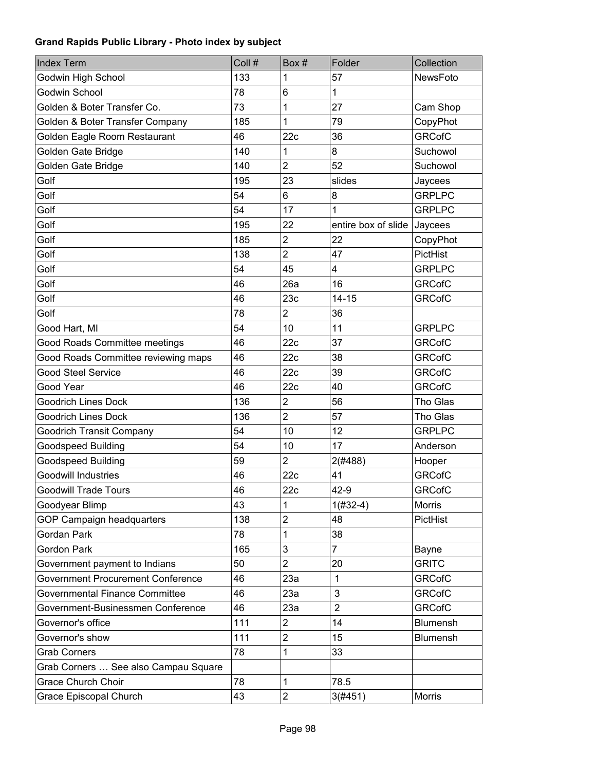**Grand Rapids Public Library - Photo index by subject**

| Index Term | Coll # | Box # | Folder | Collection |
|---|---|---|---|---|
| Godwin High School | 133 | 1 | 57 | NewsFoto |
| Godwin School | 78 | 6 | 1 | |
| Golden & Boter Transfer Co. | 73 | 1 | 27 | Cam Shop |
| Golden & Boter Transfer Company | 185 | 1 | 79 | CopyPhot |
| Golden Eagle Room Restaurant | 46 | 22c | 36 | GRCofC |
| Golden Gate Bridge | 140 | 1 | 8 | Suchowol |
| Golden Gate Bridge | 140 | 2 | 52 | Suchowol |
| Golf | 195 | 23 | slides | Jaycees |
| Golf | 54 | 6 | 8 | GRPLPC |
| Golf | 54 | 17 | 1 | GRPLPC |
| Golf | 195 | 22 | entire box of slide | Jaycees |
| Golf | 185 | 2 | 22 | CopyPhot |
| Golf | 138 | 2 | 47 | PictHist |
| Golf | 54 | 45 | 4 | GRPLPC |
| Golf | 46 | 26a | 16 | GRCofC |
| Golf | 46 | 23c | 14-15 | GRCofC |
| Golf | 78 | 2 | 36 | |
| Good Hart, MI | 54 | 10 | 11 | GRPLPC |
| Good Roads Committee meetings | 46 | 22c | 37 | GRCofC |
| Good Roads Committee reviewing maps | 46 | 22c | 38 | GRCofC |
| Good Steel Service | 46 | 22c | 39 | GRCofC |
| Good Year | 46 | 22c | 40 | GRCofC |
| Goodrich Lines Dock | 136 | 2 | 56 | Tho Glas |
| Goodrich Lines Dock | 136 | 2 | 57 | Tho Glas |
| Goodrich Transit Company | 54 | 10 | 12 | GRPLPC |
| Goodspeed Building | 54 | 10 | 17 | Anderson |
| Goodspeed Building | 59 | 2 | 2(#488) | Hooper |
| Goodwill Industries | 46 | 22c | 41 | GRCofC |
| Goodwill Trade Tours | 46 | 22c | 42-9 | GRCofC |
| Goodyear Blimp | 43 | 1 | 1(#32-4) | Morris |
| GOP Campaign headquarters | 138 | 2 | 48 | PictHist |
| Gordan Park | 78 | 1 | 38 | |
| Gordon Park | 165 | 3 | 7 | Bayne |
| Government payment to Indians | 50 | 2 | 20 | GRITC |
| Government Procurement Conference | 46 | 23a | 1 | GRCofC |
| Governmental Finance Committee | 46 | 23a | 3 | GRCofC |
| Government-Businessmen Conference | 46 | 23a | 2 | GRCofC |
| Governor's office | 111 | 2 | 14 | Blumensh |
| Governor's show | 111 | 2 | 15 | Blumensh |
| Grab Corners | 78 | 1 | 33 | |
| Grab Corners … See also Campau Square | | | | |
| Grace Church Choir | 78 | 1 | 78.5 | |
| Grace Episcopal Church | 43 | 2 | 3(#451) | Morris |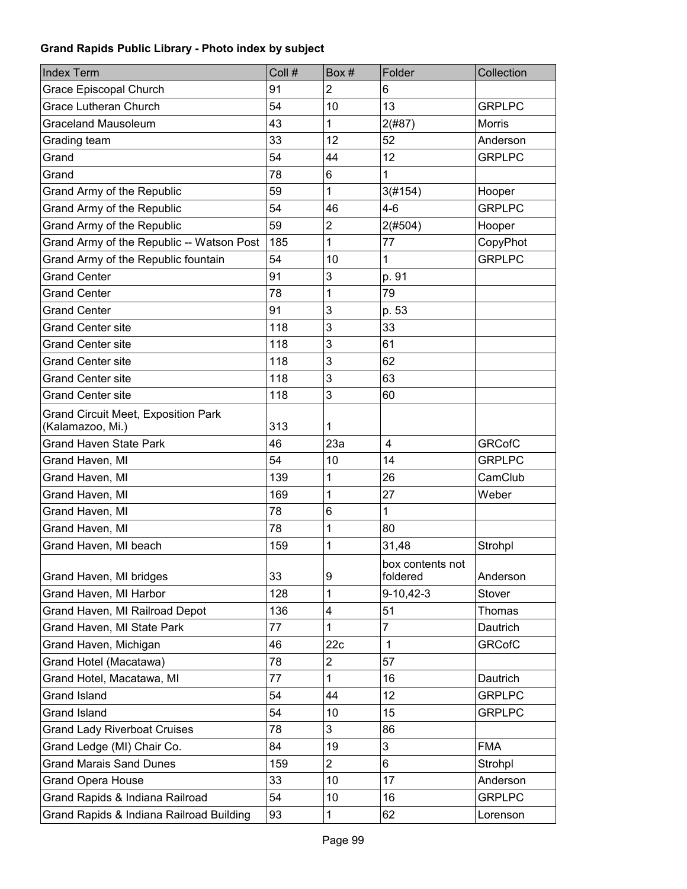**Grand Rapids Public Library - Photo index by subject**

| Index Term | Coll # | Box # | Folder | Collection |
|---|---|---|---|---|
| Grace Episcopal Church | 91 | 2 | 6 | |
| Grace Lutheran Church | 54 | 10 | 13 | GRPLPC |
| Graceland Mausoleum | 43 | 1 | 2(#87) | Morris |
| Grading team | 33 | 12 | 52 | Anderson |
| Grand | 54 | 44 | 12 | GRPLPC |
| Grand | 78 | 6 | 1 | |
| Grand Army of the Republic | 59 | 1 | 3(#154) | Hooper |
| Grand Army of the Republic | 54 | 46 | 4-6 | GRPLPC |
| Grand Army of the Republic | 59 | 2 | 2(#504) | Hooper |
| Grand Army of the Republic -- Watson Post | 185 | 1 | 77 | CopyPhot |
| Grand Army of the Republic fountain | 54 | 10 | 1 | GRPLPC |
| Grand Center | 91 | 3 | p. 91 | |
| Grand Center | 78 | 1 | 79 | |
| Grand Center | 91 | 3 | p. 53 | |
| Grand Center site | 118 | 3 | 33 | |
| Grand Center site | 118 | 3 | 61 | |
| Grand Center site | 118 | 3 | 62 | |
| Grand Center site | 118 | 3 | 63 | |
| Grand Center site | 118 | 3 | 60 | |
| Grand Circuit Meet, Exposition Park (Kalamazoo, Mi.) | 313 | 1 | | |
| Grand Haven State Park | 46 | 23a | 4 | GRCofC |
| Grand Haven, MI | 54 | 10 | 14 | GRPLPC |
| Grand Haven, MI | 139 | 1 | 26 | CamClub |
| Grand Haven, MI | 169 | 1 | 27 | Weber |
| Grand Haven, MI | 78 | 6 | 1 | |
| Grand Haven, MI | 78 | 1 | 80 | |
| Grand Haven, MI beach | 159 | 1 | 31,48 | Strohpl |
| Grand Haven, MI bridges | 33 | 9 | box contents not foldered | Anderson |
| Grand Haven, MI Harbor | 128 | 1 | 9-10,42-3 | Stover |
| Grand Haven, MI Railroad Depot | 136 | 4 | 51 | Thomas |
| Grand Haven, MI State Park | 77 | 1 | 7 | Dautrich |
| Grand Haven, Michigan | 46 | 22c | 1 | GRCofC |
| Grand Hotel (Macatawa) | 78 | 2 | 57 | |
| Grand Hotel, Macatawa, MI | 77 | 1 | 16 | Dautrich |
| Grand Island | 54 | 44 | 12 | GRPLPC |
| Grand Island | 54 | 10 | 15 | GRPLPC |
| Grand Lady Riverboat Cruises | 78 | 3 | 86 | |
| Grand Ledge (MI) Chair Co. | 84 | 19 | 3 | FMA |
| Grand Marais Sand Dunes | 159 | 2 | 6 | Strohpl |
| Grand Opera House | 33 | 10 | 17 | Anderson |
| Grand Rapids & Indiana Railroad | 54 | 10 | 16 | GRPLPC |
| Grand Rapids & Indiana Railroad Building | 93 | 1 | 62 | Lorenson |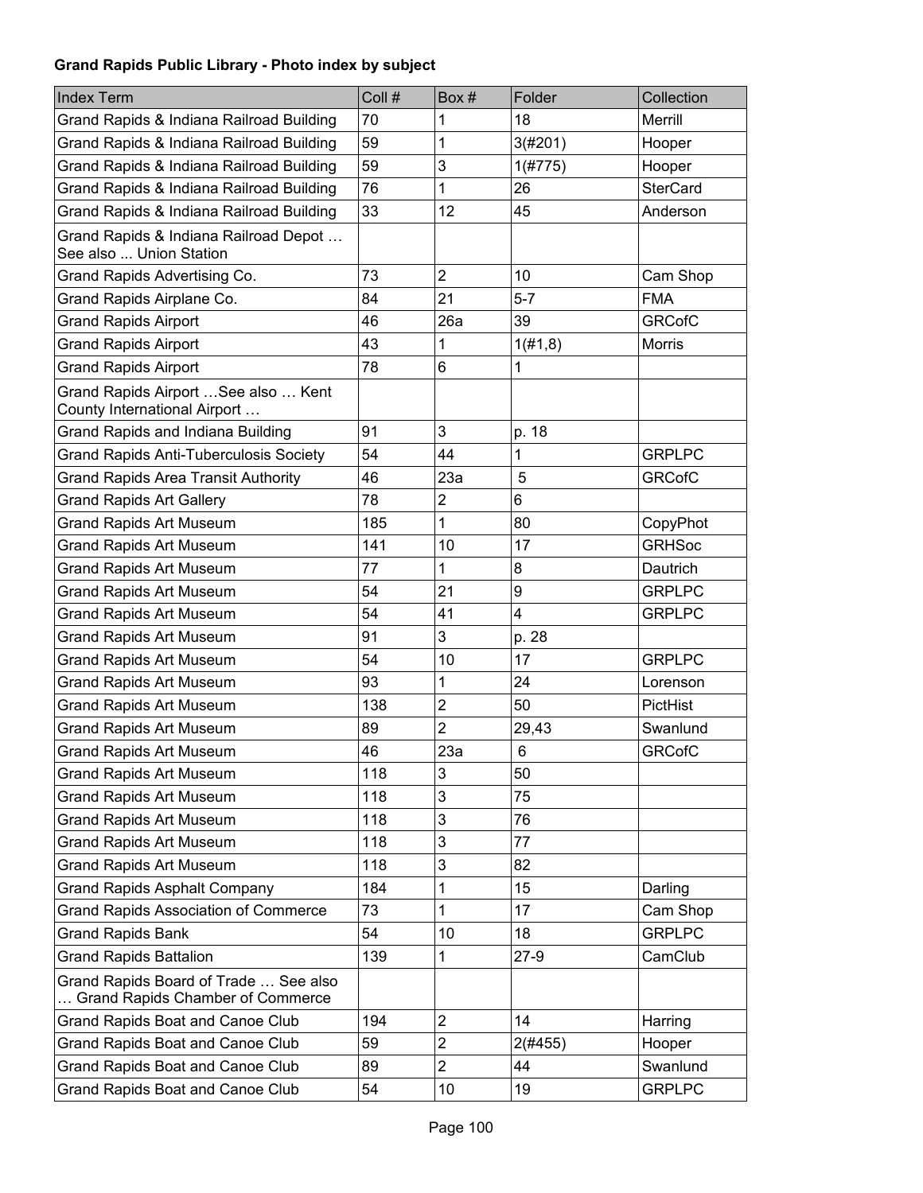**Grand Rapids Public Library - Photo index by subject**

| Index Term | Coll # | Box # | Folder | Collection |
|---|---|---|---|---|
| Grand Rapids & Indiana Railroad Building | 70 | 1 | 18 | Merrill |
| Grand Rapids & Indiana Railroad Building | 59 | 1 | 3(#201) | Hooper |
| Grand Rapids & Indiana Railroad Building | 59 | 3 | 1(#775) | Hooper |
| Grand Rapids & Indiana Railroad Building | 76 | 1 | 26 | SterCard |
| Grand Rapids & Indiana Railroad Building | 33 | 12 | 45 | Anderson |
| Grand Rapids & Indiana Railroad Depot … See also ... Union Station | | | | |
| Grand Rapids Advertising Co. | 73 | 2 | 10 | Cam Shop |
| Grand Rapids Airplane Co. | 84 | 21 | 5-7 | FMA |
| Grand Rapids Airport | 46 | 26a | 39 | GRCofC |
| Grand Rapids Airport | 43 | 1 | 1(#1,8) | Morris |
| Grand Rapids Airport | 78 | 6 | 1 | |
| Grand Rapids Airport …See also … Kent County International Airport … | | | | |
| Grand Rapids and Indiana Building | 91 | 3 | p. 18 | |
| Grand Rapids Anti-Tuberculosis Society | 54 | 44 | 1 | GRPLPC |
| Grand Rapids Area Transit Authority | 46 | 23a | 5 | GRCofC |
| Grand Rapids Art Gallery | 78 | 2 | 6 | |
| Grand Rapids Art Museum | 185 | 1 | 80 | CopyPhot |
| Grand Rapids Art Museum | 141 | 10 | 17 | GRHSoc |
| Grand Rapids Art Museum | 77 | 1 | 8 | Dautrich |
| Grand Rapids Art Museum | 54 | 21 | 9 | GRPLPC |
| Grand Rapids Art Museum | 54 | 41 | 4 | GRPLPC |
| Grand Rapids Art Museum | 91 | 3 | p. 28 | |
| Grand Rapids Art Museum | 54 | 10 | 17 | GRPLPC |
| Grand Rapids Art Museum | 93 | 1 | 24 | Lorenson |
| Grand Rapids Art Museum | 138 | 2 | 50 | PictHist |
| Grand Rapids Art Museum | 89 | 2 | 29,43 | Swanlund |
| Grand Rapids Art Museum | 46 | 23a | 6 | GRCofC |
| Grand Rapids Art Museum | 118 | 3 | 50 | |
| Grand Rapids Art Museum | 118 | 3 | 75 | |
| Grand Rapids Art Museum | 118 | 3 | 76 | |
| Grand Rapids Art Museum | 118 | 3 | 77 | |
| Grand Rapids Art Museum | 118 | 3 | 82 | |
| Grand Rapids Asphalt Company | 184 | 1 | 15 | Darling |
| Grand Rapids Association of Commerce | 73 | 1 | 17 | Cam Shop |
| Grand Rapids Bank | 54 | 10 | 18 | GRPLPC |
| Grand Rapids Battalion | 139 | 1 | 27-9 | CamClub |
| Grand Rapids Board of Trade … See also … Grand Rapids Chamber of Commerce | | | | |
| Grand Rapids Boat and Canoe Club | 194 | 2 | 14 | Harring |
| Grand Rapids Boat and Canoe Club | 59 | 2 | 2(#455) | Hooper |
| Grand Rapids Boat and Canoe Club | 89 | 2 | 44 | Swanlund |
| Grand Rapids Boat and Canoe Club | 54 | 10 | 19 | GRPLPC |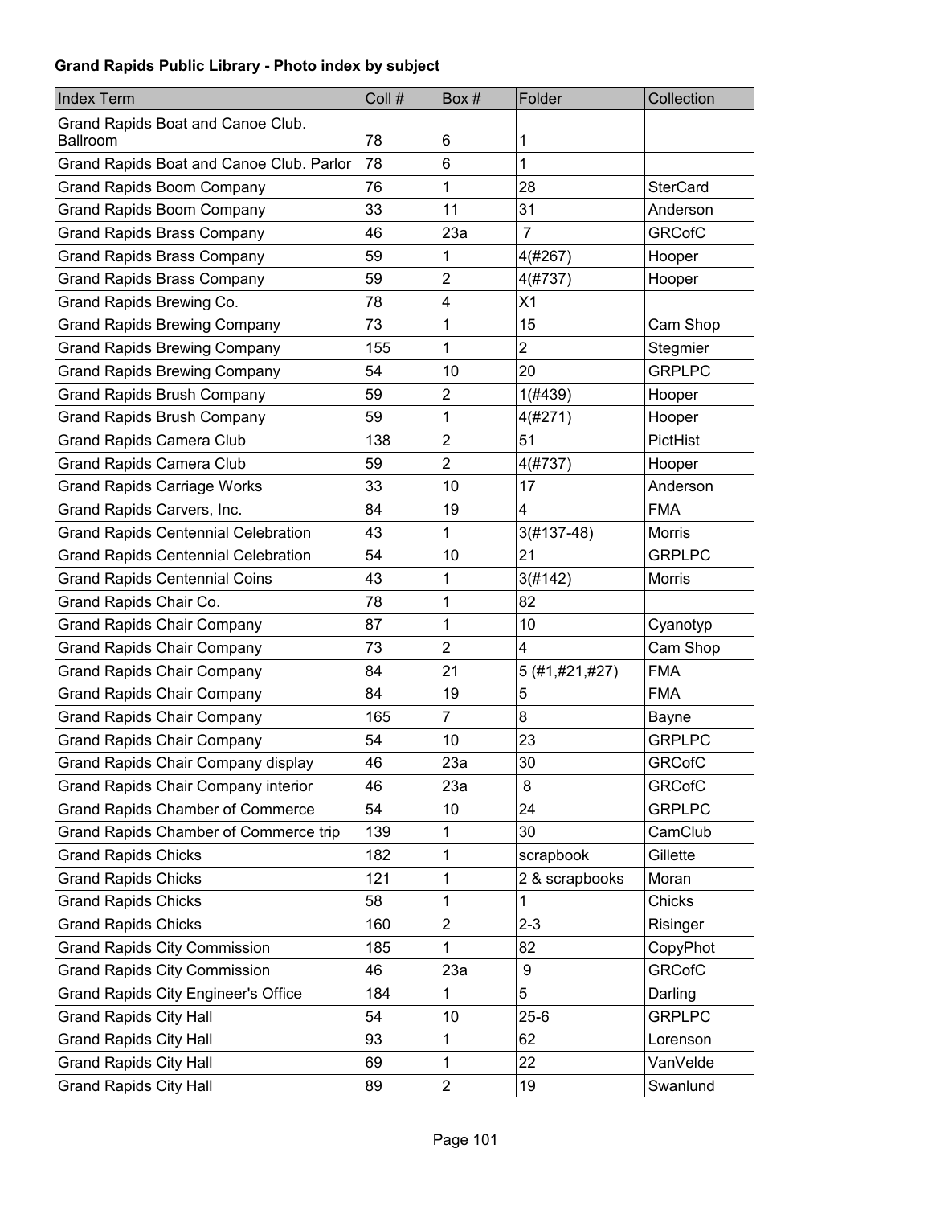**Grand Rapids Public Library - Photo index by subject**

| Index Term | Coll # | Box # | Folder | Collection |
|---|---|---|---|---|
| Grand Rapids Boat and Canoe Club. Ballroom | 78 | 6 | 1 | |
| Grand Rapids Boat and Canoe Club. Parlor | 78 | 6 | 1 | |
| Grand Rapids Boom Company | 76 | 1 | 28 | SterCard |
| Grand Rapids Boom Company | 33 | 11 | 31 | Anderson |
| Grand Rapids Brass Company | 46 | 23a | 7 | GRCofC |
| Grand Rapids Brass Company | 59 | 1 | 4(#267) | Hooper |
| Grand Rapids Brass Company | 59 | 2 | 4(#737) | Hooper |
| Grand Rapids Brewing Co. | 78 | 4 | X1 | |
| Grand Rapids Brewing Company | 73 | 1 | 15 | Cam Shop |
| Grand Rapids Brewing Company | 155 | 1 | 2 | Stegmier |
| Grand Rapids Brewing Company | 54 | 10 | 20 | GRPLPC |
| Grand Rapids Brush Company | 59 | 2 | 1(#439) | Hooper |
| Grand Rapids Brush Company | 59 | 1 | 4(#271) | Hooper |
| Grand Rapids Camera Club | 138 | 2 | 51 | PictHist |
| Grand Rapids Camera Club | 59 | 2 | 4(#737) | Hooper |
| Grand Rapids Carriage Works | 33 | 10 | 17 | Anderson |
| Grand Rapids Carvers, Inc. | 84 | 19 | 4 | FMA |
| Grand Rapids Centennial Celebration | 43 | 1 | 3(#137-48) | Morris |
| Grand Rapids Centennial Celebration | 54 | 10 | 21 | GRPLPC |
| Grand Rapids Centennial Coins | 43 | 1 | 3(#142) | Morris |
| Grand Rapids Chair Co. | 78 | 1 | 82 | |
| Grand Rapids Chair Company | 87 | 1 | 10 | Cyanotyp |
| Grand Rapids Chair Company | 73 | 2 | 4 | Cam Shop |
| Grand Rapids Chair Company | 84 | 21 | 5 (#1,#21,#27) | FMA |
| Grand Rapids Chair Company | 84 | 19 | 5 | FMA |
| Grand Rapids Chair Company | 165 | 7 | 8 | Bayne |
| Grand Rapids Chair Company | 54 | 10 | 23 | GRPLPC |
| Grand Rapids Chair Company display | 46 | 23a | 30 | GRCofC |
| Grand Rapids Chair Company interior | 46 | 23a | 8 | GRCofC |
| Grand Rapids Chamber of Commerce | 54 | 10 | 24 | GRPLPC |
| Grand Rapids Chamber of Commerce trip | 139 | 1 | 30 | CamClub |
| Grand Rapids Chicks | 182 | 1 | scrapbook | Gillette |
| Grand Rapids Chicks | 121 | 1 | 2 & scrapbooks | Moran |
| Grand Rapids Chicks | 58 | 1 | 1 | Chicks |
| Grand Rapids Chicks | 160 | 2 | 2-3 | Risinger |
| Grand Rapids City Commission | 185 | 1 | 82 | CopyPhot |
| Grand Rapids City Commission | 46 | 23a | 9 | GRCofC |
| Grand Rapids City Engineer's Office | 184 | 1 | 5 | Darling |
| Grand Rapids City Hall | 54 | 10 | 25-6 | GRPLPC |
| Grand Rapids City Hall | 93 | 1 | 62 | Lorenson |
| Grand Rapids City Hall | 69 | 1 | 22 | VanVelde |
| Grand Rapids City Hall | 89 | 2 | 19 | Swanlund |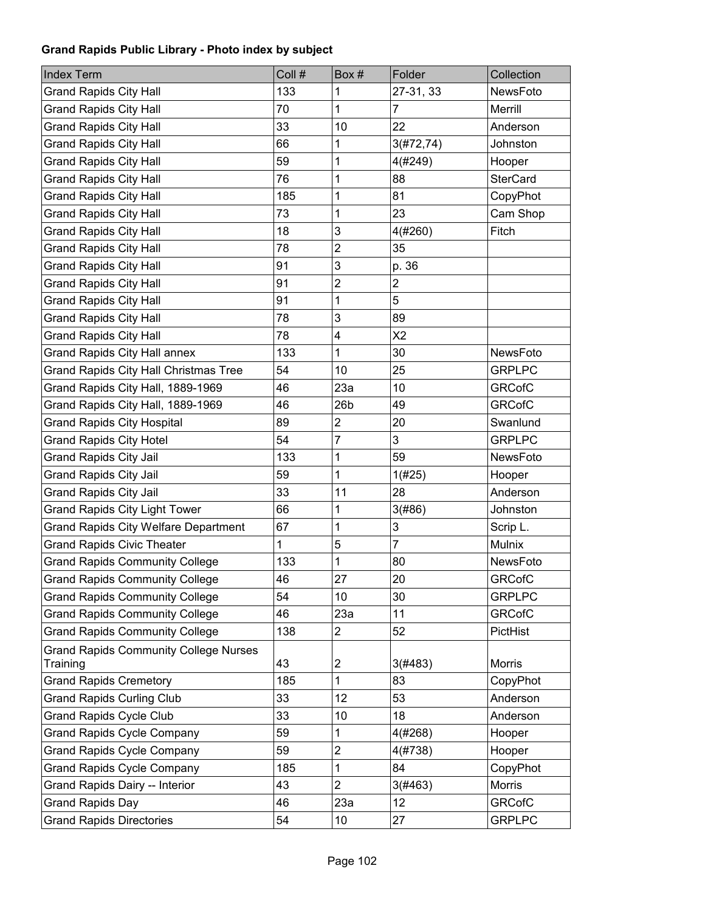**Grand Rapids Public Library - Photo index by subject**

| Index Term | Coll # | Box # | Folder | Collection |
|---|---|---|---|---|
| Grand Rapids City Hall | 133 | 1 | 27-31, 33 | NewsFoto |
| Grand Rapids City Hall | 70 | 1 | 7 | Merrill |
| Grand Rapids City Hall | 33 | 10 | 22 | Anderson |
| Grand Rapids City Hall | 66 | 1 | 3(#72,74) | Johnston |
| Grand Rapids City Hall | 59 | 1 | 4(#249) | Hooper |
| Grand Rapids City Hall | 76 | 1 | 88 | SterCard |
| Grand Rapids City Hall | 185 | 1 | 81 | CopyPhot |
| Grand Rapids City Hall | 73 | 1 | 23 | Cam Shop |
| Grand Rapids City Hall | 18 | 3 | 4(#260) | Fitch |
| Grand Rapids City Hall | 78 | 2 | 35 | |
| Grand Rapids City Hall | 91 | 3 | p. 36 | |
| Grand Rapids City Hall | 91 | 2 | 2 | |
| Grand Rapids City Hall | 91 | 1 | 5 | |
| Grand Rapids City Hall | 78 | 3 | 89 | |
| Grand Rapids City Hall | 78 | 4 | X2 | |
| Grand Rapids City Hall annex | 133 | 1 | 30 | NewsFoto |
| Grand Rapids City Hall Christmas Tree | 54 | 10 | 25 | GRPLPC |
| Grand Rapids City Hall, 1889-1969 | 46 | 23a | 10 | GRCofC |
| Grand Rapids City Hall, 1889-1969 | 46 | 26b | 49 | GRCofC |
| Grand Rapids City Hospital | 89 | 2 | 20 | Swanlund |
| Grand Rapids City Hotel | 54 | 7 | 3 | GRPLPC |
| Grand Rapids City Jail | 133 | 1 | 59 | NewsFoto |
| Grand Rapids City Jail | 59 | 1 | 1(#25) | Hooper |
| Grand Rapids City Jail | 33 | 11 | 28 | Anderson |
| Grand Rapids City Light Tower | 66 | 1 | 3(#86) | Johnston |
| Grand Rapids City Welfare Department | 67 | 1 | 3 | Scrip L. |
| Grand Rapids Civic Theater | 1 | 5 | 7 | Mulnix |
| Grand Rapids Community College | 133 | 1 | 80 | NewsFoto |
| Grand Rapids Community College | 46 | 27 | 20 | GRCofC |
| Grand Rapids Community College | 54 | 10 | 30 | GRPLPC |
| Grand Rapids Community College | 46 | 23a | 11 | GRCofC |
| Grand Rapids Community College | 138 | 2 | 52 | PictHist |
| Grand Rapids Community College Nurses Training | 43 | 2 | 3(#483) | Morris |
| Grand Rapids Cremetory | 185 | 1 | 83 | CopyPhot |
| Grand Rapids Curling Club | 33 | 12 | 53 | Anderson |
| Grand Rapids Cycle Club | 33 | 10 | 18 | Anderson |
| Grand Rapids Cycle Company | 59 | 1 | 4(#268) | Hooper |
| Grand Rapids Cycle Company | 59 | 2 | 4(#738) | Hooper |
| Grand Rapids Cycle Company | 185 | 1 | 84 | CopyPhot |
| Grand Rapids Dairy -- Interior | 43 | 2 | 3(#463) | Morris |
| Grand Rapids Day | 46 | 23a | 12 | GRCofC |
| Grand Rapids Directories | 54 | 10 | 27 | GRPLPC |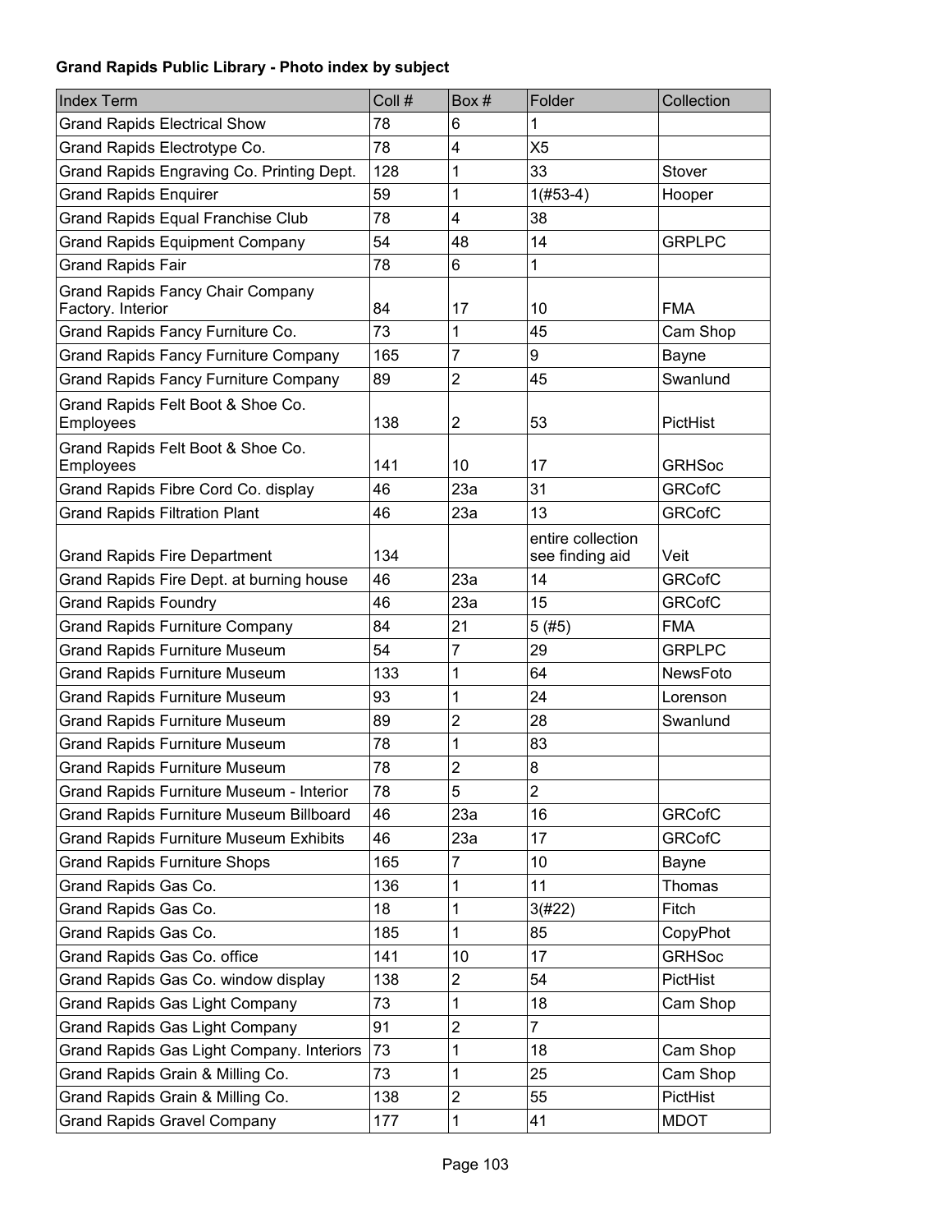**Grand Rapids Public Library - Photo index by subject**

| Index Term | Coll # | Box # | Folder | Collection |
|---|---|---|---|---|
| Grand Rapids Electrical Show | 78 | 6 | 1 | |
| Grand Rapids Electrotype Co. | 78 | 4 | X5 | |
| Grand Rapids Engraving Co. Printing Dept. | 128 | 1 | 33 | Stover |
| Grand Rapids Enquirer | 59 | 1 | 1(#53-4) | Hooper |
| Grand Rapids Equal Franchise Club | 78 | 4 | 38 | |
| Grand Rapids Equipment Company | 54 | 48 | 14 | GRPLPC |
| Grand Rapids Fair | 78 | 6 | 1 | |
| Grand Rapids Fancy Chair Company Factory. Interior | 84 | 17 | 10 | FMA |
| Grand Rapids Fancy Furniture Co. | 73 | 1 | 45 | Cam Shop |
| Grand Rapids Fancy Furniture Company | 165 | 7 | 9 | Bayne |
| Grand Rapids Fancy Furniture Company | 89 | 2 | 45 | Swanlund |
| Grand Rapids Felt Boot & Shoe Co. Employees | 138 | 2 | 53 | PictHist |
| Grand Rapids Felt Boot & Shoe Co. Employees | 141 | 10 | 17 | GRHSoc |
| Grand Rapids Fibre Cord Co. display | 46 | 23a | 31 | GRCofC |
| Grand Rapids Filtration Plant | 46 | 23a | 13 | GRCofC |
| Grand Rapids Fire Department | 134 | | entire collection see finding aid | Veit |
| Grand Rapids Fire Dept. at burning house | 46 | 23a | 14 | GRCofC |
| Grand Rapids Foundry | 46 | 23a | 15 | GRCofC |
| Grand Rapids Furniture Company | 84 | 21 | 5 (#5) | FMA |
| Grand Rapids Furniture Museum | 54 | 7 | 29 | GRPLPC |
| Grand Rapids Furniture Museum | 133 | 1 | 64 | NewsFoto |
| Grand Rapids Furniture Museum | 93 | 1 | 24 | Lorenson |
| Grand Rapids Furniture Museum | 89 | 2 | 28 | Swanlund |
| Grand Rapids Furniture Museum | 78 | 1 | 83 | |
| Grand Rapids Furniture Museum | 78 | 2 | 8 | |
| Grand Rapids Furniture Museum - Interior | 78 | 5 | 2 | |
| Grand Rapids Furniture Museum Billboard | 46 | 23a | 16 | GRCofC |
| Grand Rapids Furniture Museum Exhibits | 46 | 23a | 17 | GRCofC |
| Grand Rapids Furniture Shops | 165 | 7 | 10 | Bayne |
| Grand Rapids Gas Co. | 136 | 1 | 11 | Thomas |
| Grand Rapids Gas Co. | 18 | 1 | 3(#22) | Fitch |
| Grand Rapids Gas Co. | 185 | 1 | 85 | CopyPhot |
| Grand Rapids Gas Co. office | 141 | 10 | 17 | GRHSoc |
| Grand Rapids Gas Co. window display | 138 | 2 | 54 | PictHist |
| Grand Rapids Gas Light Company | 73 | 1 | 18 | Cam Shop |
| Grand Rapids Gas Light Company | 91 | 2 | 7 | |
| Grand Rapids Gas Light Company. Interiors | 73 | 1 | 18 | Cam Shop |
| Grand Rapids Grain & Milling Co. | 73 | 1 | 25 | Cam Shop |
| Grand Rapids Grain & Milling Co. | 138 | 2 | 55 | PictHist |
| Grand Rapids Gravel Company | 177 | 1 | 41 | MDOT |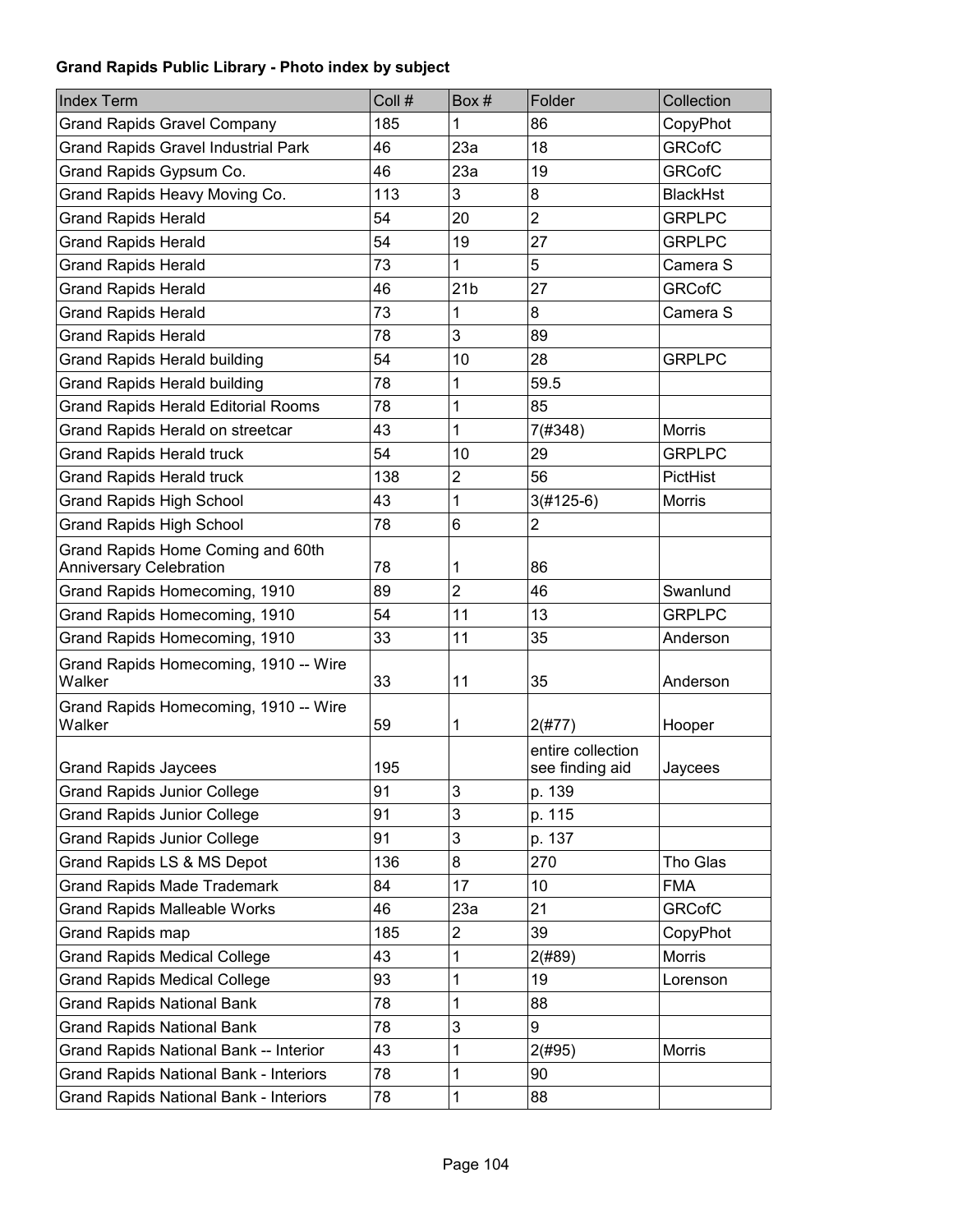**Grand Rapids Public Library - Photo index by subject**

| Index Term | Coll # | Box # | Folder | Collection |
|---|---|---|---|---|
| Grand Rapids Gravel Company | 185 | 1 | 86 | CopyPhot |
| Grand Rapids Gravel Industrial Park | 46 | 23a | 18 | GRCofC |
| Grand Rapids Gypsum Co. | 46 | 23a | 19 | GRCofC |
| Grand Rapids Heavy Moving Co. | 113 | 3 | 8 | BlackHst |
| Grand Rapids Herald | 54 | 20 | 2 | GRPLPC |
| Grand Rapids Herald | 54 | 19 | 27 | GRPLPC |
| Grand Rapids Herald | 73 | 1 | 5 | Camera S |
| Grand Rapids Herald | 46 | 21b | 27 | GRCofC |
| Grand Rapids Herald | 73 | 1 | 8 | Camera S |
| Grand Rapids Herald | 78 | 3 | 89 | |
| Grand Rapids Herald building | 54 | 10 | 28 | GRPLPC |
| Grand Rapids Herald building | 78 | 1 | 59.5 | |
| Grand Rapids Herald Editorial Rooms | 78 | 1 | 85 | |
| Grand Rapids Herald on streetcar | 43 | 1 | 7(#348) | Morris |
| Grand Rapids Herald truck | 54 | 10 | 29 | GRPLPC |
| Grand Rapids Herald truck | 138 | 2 | 56 | PictHist |
| Grand Rapids High School | 43 | 1 | 3(#125-6) | Morris |
| Grand Rapids High School | 78 | 6 | 2 | |
| Grand Rapids Home Coming and 60th Anniversary Celebration | 78 | 1 | 86 | |
| Grand Rapids Homecoming, 1910 | 89 | 2 | 46 | Swanlund |
| Grand Rapids Homecoming, 1910 | 54 | 11 | 13 | GRPLPC |
| Grand Rapids Homecoming, 1910 | 33 | 11 | 35 | Anderson |
| Grand Rapids Homecoming, 1910 -- Wire Walker | 33 | 11 | 35 | Anderson |
| Grand Rapids Homecoming, 1910 -- Wire Walker | 59 | 1 | 2(#77) | Hooper |
| Grand Rapids Jaycees | 195 | | entire collection see finding aid | Jaycees |
| Grand Rapids Junior College | 91 | 3 | p. 139 | |
| Grand Rapids Junior College | 91 | 3 | p. 115 | |
| Grand Rapids Junior College | 91 | 3 | p. 137 | |
| Grand Rapids LS & MS Depot | 136 | 8 | 270 | Tho Glas |
| Grand Rapids Made Trademark | 84 | 17 | 10 | FMA |
| Grand Rapids Malleable Works | 46 | 23a | 21 | GRCofC |
| Grand Rapids map | 185 | 2 | 39 | CopyPhot |
| Grand Rapids Medical College | 43 | 1 | 2(#89) | Morris |
| Grand Rapids Medical College | 93 | 1 | 19 | Lorenson |
| Grand Rapids National Bank | 78 | 1 | 88 | |
| Grand Rapids National Bank | 78 | 3 | 9 | |
| Grand Rapids National Bank -- Interior | 43 | 1 | 2(#95) | Morris |
| Grand Rapids National Bank - Interiors | 78 | 1 | 90 | |
| Grand Rapids National Bank - Interiors | 78 | 1 | 88 | |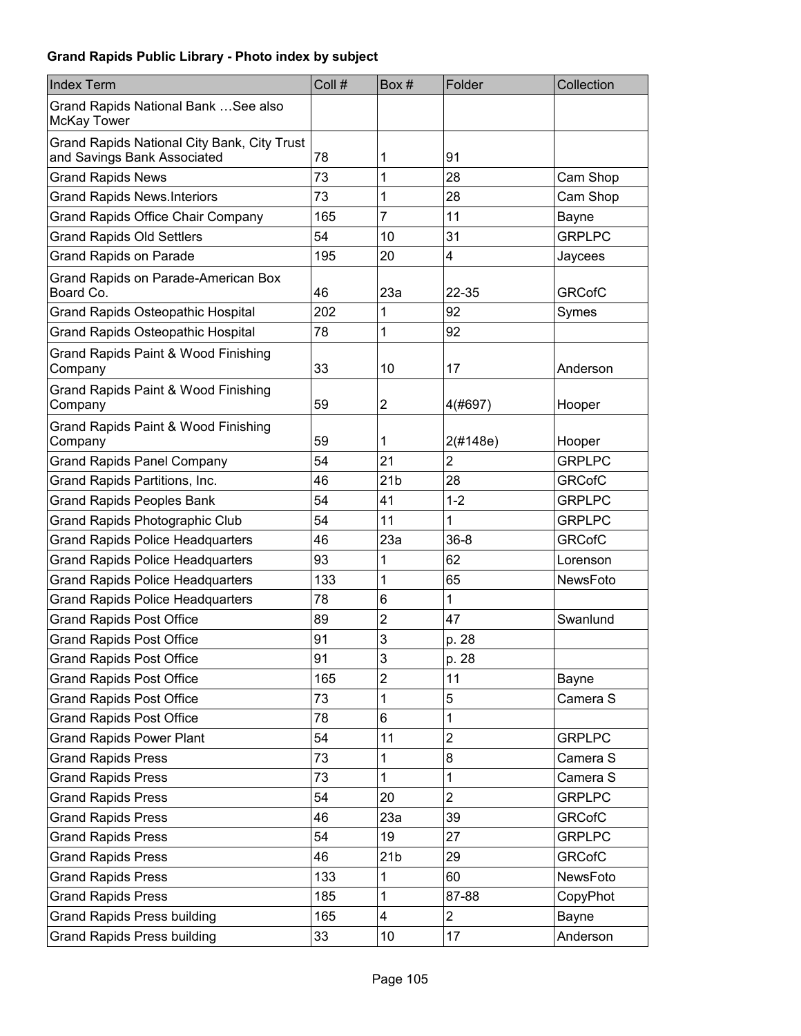**Grand Rapids Public Library - Photo index by subject**

| Index Term | Coll # | Box # | Folder | Collection |
|---|---|---|---|---|
| Grand Rapids National Bank …See also McKay Tower | | | | |
| Grand Rapids National City Bank, City Trust and Savings Bank Associated | 78 | 1 | 91 | |
| Grand Rapids News | 73 | 1 | 28 | Cam Shop |
| Grand Rapids News.Interiors | 73 | 1 | 28 | Cam Shop |
| Grand Rapids Office Chair Company | 165 | 7 | 11 | Bayne |
| Grand Rapids Old Settlers | 54 | 10 | 31 | GRPLPC |
| Grand Rapids on Parade | 195 | 20 | 4 | Jaycees |
| Grand Rapids on Parade-American Box Board Co. | 46 | 23a | 22-35 | GRCofC |
| Grand Rapids Osteopathic Hospital | 202 | 1 | 92 | Symes |
| Grand Rapids Osteopathic Hospital | 78 | 1 | 92 | |
| Grand Rapids Paint & Wood Finishing Company | 33 | 10 | 17 | Anderson |
| Grand Rapids Paint & Wood Finishing Company | 59 | 2 | 4(#697) | Hooper |
| Grand Rapids Paint & Wood Finishing Company | 59 | 1 | 2(#148e) | Hooper |
| Grand Rapids Panel Company | 54 | 21 | 2 | GRPLPC |
| Grand Rapids Partitions, Inc. | 46 | 21b | 28 | GRCofC |
| Grand Rapids Peoples Bank | 54 | 41 | 1-2 | GRPLPC |
| Grand Rapids Photographic Club | 54 | 11 | 1 | GRPLPC |
| Grand Rapids Police Headquarters | 46 | 23a | 36-8 | GRCofC |
| Grand Rapids Police Headquarters | 93 | 1 | 62 | Lorenson |
| Grand Rapids Police Headquarters | 133 | 1 | 65 | NewsFoto |
| Grand Rapids Police Headquarters | 78 | 6 | 1 | |
| Grand Rapids Post Office | 89 | 2 | 47 | Swanlund |
| Grand Rapids Post Office | 91 | 3 | p. 28 | |
| Grand Rapids Post Office | 91 | 3 | p. 28 | |
| Grand Rapids Post Office | 165 | 2 | 11 | Bayne |
| Grand Rapids Post Office | 73 | 1 | 5 | Camera S |
| Grand Rapids Post Office | 78 | 6 | 1 | |
| Grand Rapids Power Plant | 54 | 11 | 2 | GRPLPC |
| Grand Rapids Press | 73 | 1 | 8 | Camera S |
| Grand Rapids Press | 73 | 1 | 1 | Camera S |
| Grand Rapids Press | 54 | 20 | 2 | GRPLPC |
| Grand Rapids Press | 46 | 23a | 39 | GRCofC |
| Grand Rapids Press | 54 | 19 | 27 | GRPLPC |
| Grand Rapids Press | 46 | 21b | 29 | GRCofC |
| Grand Rapids Press | 133 | 1 | 60 | NewsFoto |
| Grand Rapids Press | 185 | 1 | 87-88 | CopyPhot |
| Grand Rapids Press building | 165 | 4 | 2 | Bayne |
| Grand Rapids Press building | 33 | 10 | 17 | Anderson |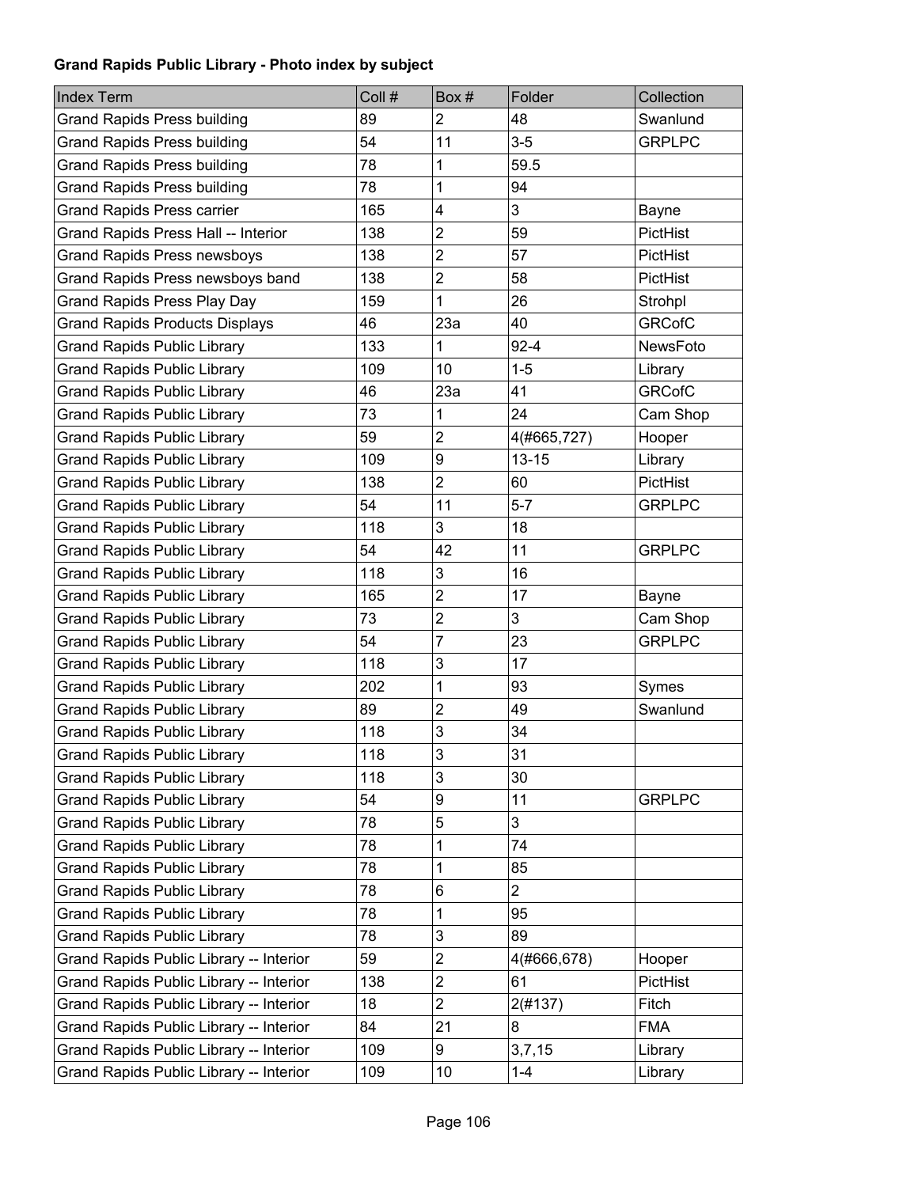**Grand Rapids Public Library - Photo index by subject**

| Index Term | Coll # | Box # | Folder | Collection |
|---|---|---|---|---|
| Grand Rapids Press building | 89 | 2 | 48 | Swanlund |
| Grand Rapids Press building | 54 | 11 | 3-5 | GRPLPC |
| Grand Rapids Press building | 78 | 1 | 59.5 | |
| Grand Rapids Press building | 78 | 1 | 94 | |
| Grand Rapids Press carrier | 165 | 4 | 3 | Bayne |
| Grand Rapids Press Hall -- Interior | 138 | 2 | 59 | PictHist |
| Grand Rapids Press newsboys | 138 | 2 | 57 | PictHist |
| Grand Rapids Press newsboys band | 138 | 2 | 58 | PictHist |
| Grand Rapids Press Play Day | 159 | 1 | 26 | Strohpl |
| Grand Rapids Products Displays | 46 | 23a | 40 | GRCofC |
| Grand Rapids Public Library | 133 | 1 | 92-4 | NewsFoto |
| Grand Rapids Public Library | 109 | 10 | 1-5 | Library |
| Grand Rapids Public Library | 46 | 23a | 41 | GRCofC |
| Grand Rapids Public Library | 73 | 1 | 24 | Cam Shop |
| Grand Rapids Public Library | 59 | 2 | 4(#665,727) | Hooper |
| Grand Rapids Public Library | 109 | 9 | 13-15 | Library |
| Grand Rapids Public Library | 138 | 2 | 60 | PictHist |
| Grand Rapids Public Library | 54 | 11 | 5-7 | GRPLPC |
| Grand Rapids Public Library | 118 | 3 | 18 | |
| Grand Rapids Public Library | 54 | 42 | 11 | GRPLPC |
| Grand Rapids Public Library | 118 | 3 | 16 | |
| Grand Rapids Public Library | 165 | 2 | 17 | Bayne |
| Grand Rapids Public Library | 73 | 2 | 3 | Cam Shop |
| Grand Rapids Public Library | 54 | 7 | 23 | GRPLPC |
| Grand Rapids Public Library | 118 | 3 | 17 | |
| Grand Rapids Public Library | 202 | 1 | 93 | Symes |
| Grand Rapids Public Library | 89 | 2 | 49 | Swanlund |
| Grand Rapids Public Library | 118 | 3 | 34 | |
| Grand Rapids Public Library | 118 | 3 | 31 | |
| Grand Rapids Public Library | 118 | 3 | 30 | |
| Grand Rapids Public Library | 54 | 9 | 11 | GRPLPC |
| Grand Rapids Public Library | 78 | 5 | 3 | |
| Grand Rapids Public Library | 78 | 1 | 74 | |
| Grand Rapids Public Library | 78 | 1 | 85 | |
| Grand Rapids Public Library | 78 | 6 | 2 | |
| Grand Rapids Public Library | 78 | 1 | 95 | |
| Grand Rapids Public Library | 78 | 3 | 89 | |
| Grand Rapids Public Library -- Interior | 59 | 2 | 4(#666,678) | Hooper |
| Grand Rapids Public Library -- Interior | 138 | 2 | 61 | PictHist |
| Grand Rapids Public Library -- Interior | 18 | 2 | 2(#137) | Fitch |
| Grand Rapids Public Library -- Interior | 84 | 21 | 8 | FMA |
| Grand Rapids Public Library -- Interior | 109 | 9 | 3,7,15 | Library |
| Grand Rapids Public Library -- Interior | 109 | 10 | 1-4 | Library |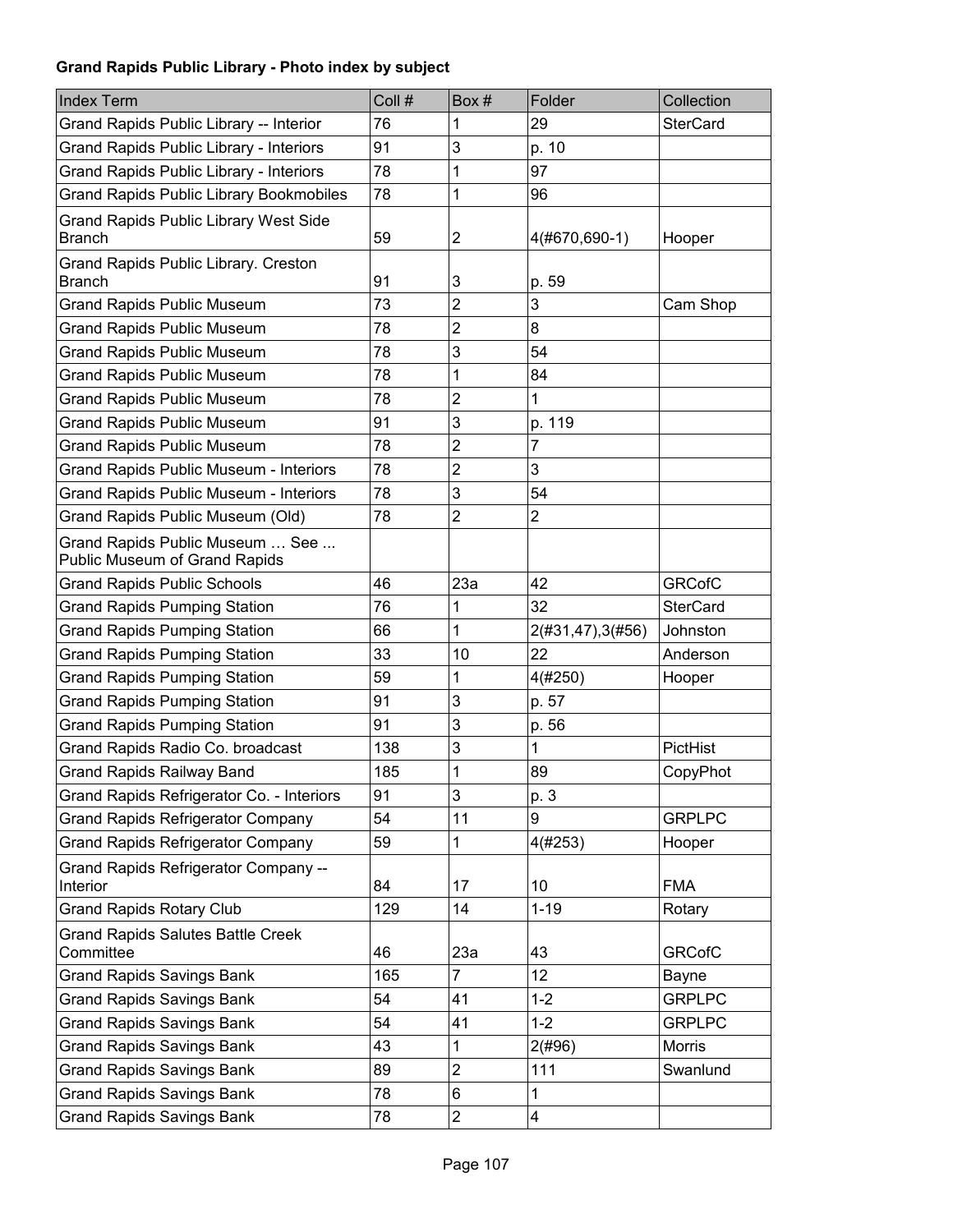**Grand Rapids Public Library - Photo index by subject**

| Index Term | Coll # | Box # | Folder | Collection |
|---|---|---|---|---|
| Grand Rapids Public Library -- Interior | 76 | 1 | 29 | SterCard |
| Grand Rapids Public Library - Interiors | 91 | 3 | p. 10 | |
| Grand Rapids Public Library - Interiors | 78 | 1 | 97 | |
| Grand Rapids Public Library Bookmobiles | 78 | 1 | 96 | |
| Grand Rapids Public Library West Side Branch | 59 | 2 | 4(#670,690-1) | Hooper |
| Grand Rapids Public Library. Creston Branch | 91 | 3 | p. 59 | |
| Grand Rapids Public Museum | 73 | 2 | 3 | Cam Shop |
| Grand Rapids Public Museum | 78 | 2 | 8 | |
| Grand Rapids Public Museum | 78 | 3 | 54 | |
| Grand Rapids Public Museum | 78 | 1 | 84 | |
| Grand Rapids Public Museum | 78 | 2 | 1 | |
| Grand Rapids Public Museum | 91 | 3 | p. 119 | |
| Grand Rapids Public Museum | 78 | 2 | 7 | |
| Grand Rapids Public Museum - Interiors | 78 | 2 | 3 | |
| Grand Rapids Public Museum - Interiors | 78 | 3 | 54 | |
| Grand Rapids Public Museum (Old) | 78 | 2 | 2 | |
| Grand Rapids Public Museum … See ... Public Museum of Grand Rapids | | | | |
| Grand Rapids Public Schools | 46 | 23a | 42 | GRCofC |
| Grand Rapids Pumping Station | 76 | 1 | 32 | SterCard |
| Grand Rapids Pumping Station | 66 | 1 | 2(#31,47),3(#56) | Johnston |
| Grand Rapids Pumping Station | 33 | 10 | 22 | Anderson |
| Grand Rapids Pumping Station | 59 | 1 | 4(#250) | Hooper |
| Grand Rapids Pumping Station | 91 | 3 | p. 57 | |
| Grand Rapids Pumping Station | 91 | 3 | p. 56 | |
| Grand Rapids Radio Co. broadcast | 138 | 3 | 1 | PictHist |
| Grand Rapids Railway Band | 185 | 1 | 89 | CopyPhot |
| Grand Rapids Refrigerator Co. - Interiors | 91 | 3 | p. 3 | |
| Grand Rapids Refrigerator Company | 54 | 11 | 9 | GRPLPC |
| Grand Rapids Refrigerator Company | 59 | 1 | 4(#253) | Hooper |
| Grand Rapids Refrigerator Company -- Interior | 84 | 17 | 10 | FMA |
| Grand Rapids Rotary Club | 129 | 14 | 1-19 | Rotary |
| Grand Rapids Salutes Battle Creek Committee | 46 | 23a | 43 | GRCofC |
| Grand Rapids Savings Bank | 165 | 7 | 12 | Bayne |
| Grand Rapids Savings Bank | 54 | 41 | 1-2 | GRPLPC |
| Grand Rapids Savings Bank | 54 | 41 | 1-2 | GRPLPC |
| Grand Rapids Savings Bank | 43 | 1 | 2(#96) | Morris |
| Grand Rapids Savings Bank | 89 | 2 | 111 | Swanlund |
| Grand Rapids Savings Bank | 78 | 6 | 1 | |
| Grand Rapids Savings Bank | 78 | 2 | 4 | |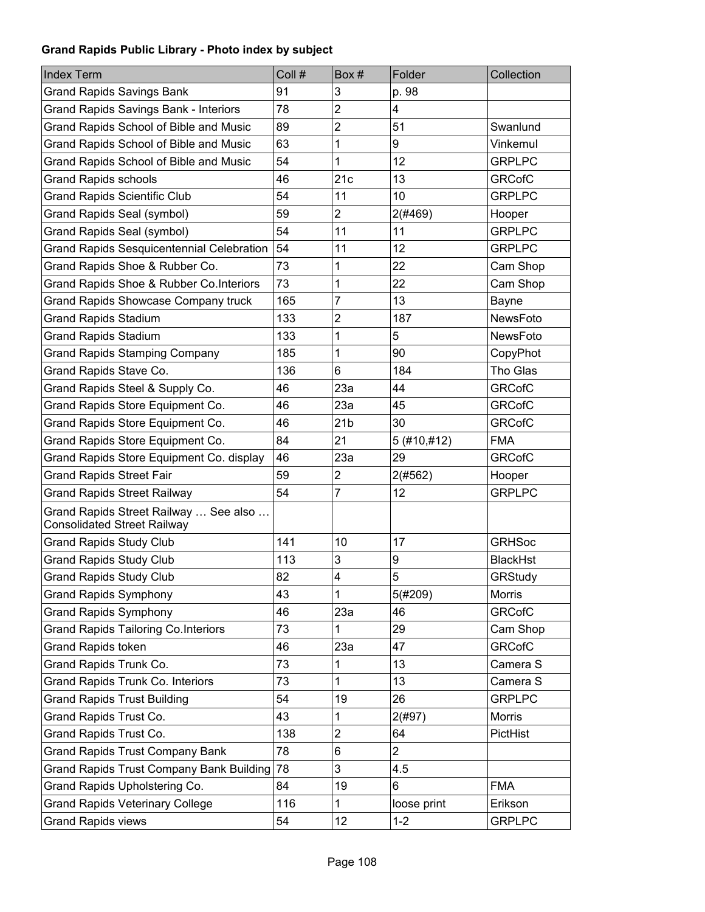**Grand Rapids Public Library - Photo index by subject**

| Index Term | Coll # | Box # | Folder | Collection |
|---|---|---|---|---|
| Grand Rapids Savings Bank | 91 | 3 | p. 98 | |
| Grand Rapids Savings Bank - Interiors | 78 | 2 | 4 | |
| Grand Rapids School of Bible and Music | 89 | 2 | 51 | Swanlund |
| Grand Rapids School of Bible and Music | 63 | 1 | 9 | Vinkemul |
| Grand Rapids School of Bible and Music | 54 | 1 | 12 | GRPLPC |
| Grand Rapids schools | 46 | 21c | 13 | GRCofC |
| Grand Rapids Scientific Club | 54 | 11 | 10 | GRPLPC |
| Grand Rapids Seal (symbol) | 59 | 2 | 2(#469) | Hooper |
| Grand Rapids Seal (symbol) | 54 | 11 | 11 | GRPLPC |
| Grand Rapids Sesquicentennial Celebration | 54 | 11 | 12 | GRPLPC |
| Grand Rapids Shoe & Rubber Co. | 73 | 1 | 22 | Cam Shop |
| Grand Rapids Shoe & Rubber Co.Interiors | 73 | 1 | 22 | Cam Shop |
| Grand Rapids Showcase Company truck | 165 | 7 | 13 | Bayne |
| Grand Rapids Stadium | 133 | 2 | 187 | NewsFoto |
| Grand Rapids Stadium | 133 | 1 | 5 | NewsFoto |
| Grand Rapids Stamping Company | 185 | 1 | 90 | CopyPhot |
| Grand Rapids Stave Co. | 136 | 6 | 184 | Tho Glas |
| Grand Rapids Steel & Supply Co. | 46 | 23a | 44 | GRCofC |
| Grand Rapids Store Equipment Co. | 46 | 23a | 45 | GRCofC |
| Grand Rapids Store Equipment Co. | 46 | 21b | 30 | GRCofC |
| Grand Rapids Store Equipment Co. | 84 | 21 | 5 (#10,#12) | FMA |
| Grand Rapids Store Equipment Co. display | 46 | 23a | 29 | GRCofC |
| Grand Rapids Street Fair | 59 | 2 | 2(#562) | Hooper |
| Grand Rapids Street Railway | 54 | 7 | 12 | GRPLPC |
| Grand Rapids Street Railway … See also … Consolidated Street Railway | | | | |
| Grand Rapids Study Club | 141 | 10 | 17 | GRHSoc |
| Grand Rapids Study Club | 113 | 3 | 9 | BlackHst |
| Grand Rapids Study Club | 82 | 4 | 5 | GRStudy |
| Grand Rapids Symphony | 43 | 1 | 5(#209) | Morris |
| Grand Rapids Symphony | 46 | 23a | 46 | GRCofC |
| Grand Rapids Tailoring Co.Interiors | 73 | 1 | 29 | Cam Shop |
| Grand Rapids token | 46 | 23a | 47 | GRCofC |
| Grand Rapids Trunk Co. | 73 | 1 | 13 | Camera S |
| Grand Rapids Trunk Co. Interiors | 73 | 1 | 13 | Camera S |
| Grand Rapids Trust Building | 54 | 19 | 26 | GRPLPC |
| Grand Rapids Trust Co. | 43 | 1 | 2(#97) | Morris |
| Grand Rapids Trust Co. | 138 | 2 | 64 | PictHist |
| Grand Rapids Trust Company Bank | 78 | 6 | 2 | |
| Grand Rapids Trust Company Bank Building | 78 | 3 | 4.5 | |
| Grand Rapids Upholstering Co. | 84 | 19 | 6 | FMA |
| Grand Rapids Veterinary College | 116 | 1 | loose print | Erikson |
| Grand Rapids views | 54 | 12 | 1-2 | GRPLPC |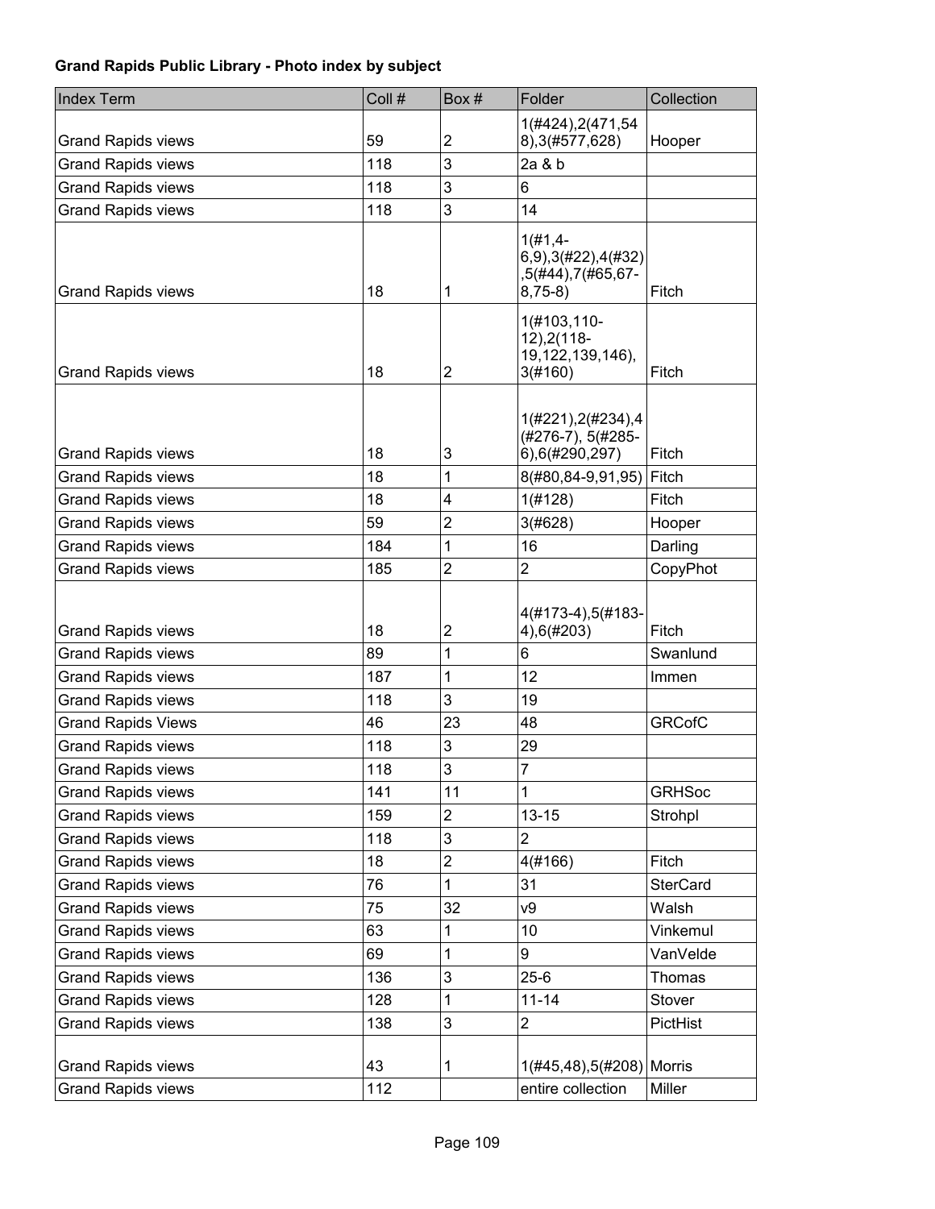**Grand Rapids Public Library - Photo index by subject**

| Index Term | Coll # | Box # | Folder | Collection |
|---|---|---|---|---|
| Grand Rapids views | 59 | 2 | 1(#424),2(471,548),3(#577,628) | Hooper |
| Grand Rapids views | 118 | 3 | 2a & b | |
| Grand Rapids views | 118 | 3 | 6 | |
| Grand Rapids views | 118 | 3 | 14 | |
| Grand Rapids views | 18 | 1 | 1(#1,4-6,9),3(#22),4(#32),5(#44),7(#65,67-8,75-8) | Fitch |
| Grand Rapids views | 18 | 2 | 1(#103,110-12),2(118-19,122,139,146),3(#160) | Fitch |
| Grand Rapids views | 18 | 3 | 1(#221),2(#234),4(#276-7), 5(#285-6),6(#290,297) | Fitch |
| Grand Rapids views | 18 | 1 | 8(#80,84-9,91,95) | Fitch |
| Grand Rapids views | 18 | 4 | 1(#128) | Fitch |
| Grand Rapids views | 59 | 2 | 3(#628) | Hooper |
| Grand Rapids views | 184 | 1 | 16 | Darling |
| Grand Rapids views | 185 | 2 | 2 | CopyPhot |
| Grand Rapids views | 18 | 2 | 4(#173-4),5(#183-4),6(#203) | Fitch |
| Grand Rapids views | 89 | 1 | 6 | Swanlund |
| Grand Rapids views | 187 | 1 | 12 | Immen |
| Grand Rapids views | 118 | 3 | 19 | |
| Grand Rapids Views | 46 | 23 | 48 | GRCofC |
| Grand Rapids views | 118 | 3 | 29 | |
| Grand Rapids views | 118 | 3 | 7 | |
| Grand Rapids views | 141 | 11 | 1 | GRHSoc |
| Grand Rapids views | 159 | 2 | 13-15 | Strohpl |
| Grand Rapids views | 118 | 3 | 2 | |
| Grand Rapids views | 18 | 2 | 4(#166) | Fitch |
| Grand Rapids views | 76 | 1 | 31 | SterCard |
| Grand Rapids views | 75 | 32 | v9 | Walsh |
| Grand Rapids views | 63 | 1 | 10 | Vinkemul |
| Grand Rapids views | 69 | 1 | 9 | VanVelde |
| Grand Rapids views | 136 | 3 | 25-6 | Thomas |
| Grand Rapids views | 128 | 1 | 11-14 | Stover |
| Grand Rapids views | 138 | 3 | 2 | PictHist |
| Grand Rapids views | 43 | 1 | 1(#45,48),5(#208) | Morris |
| Grand Rapids views | 112 | | entire collection | Miller |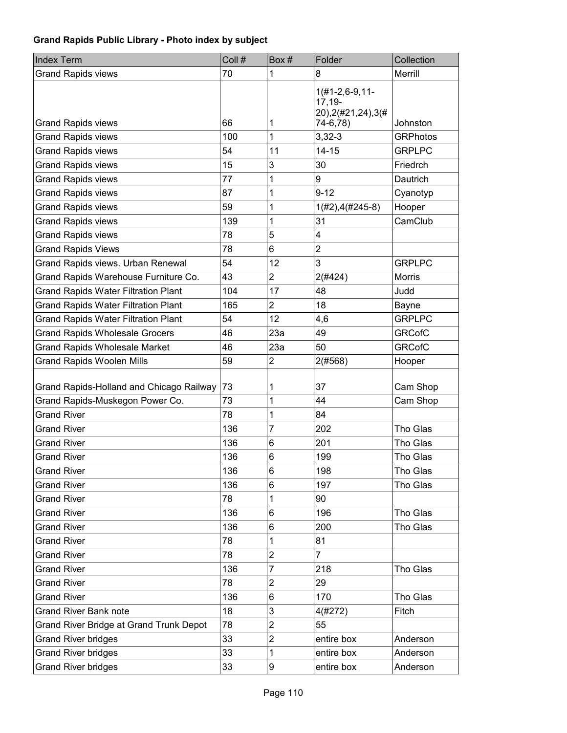**Grand Rapids Public Library - Photo index by subject**

| Index Term | Coll # | Box # | Folder | Collection |
|---|---|---|---|---|
| Grand Rapids views | 70 | 1 | 8 | Merrill |
| Grand Rapids views | 66 | 1 | 1(#1-2,6-9,11-17,19-20),2(#21,24),3(#74-6,78) | Johnston |
| Grand Rapids views | 100 | 1 | 3,32-3 | GRPhotos |
| Grand Rapids views | 54 | 11 | 14-15 | GRPLPC |
| Grand Rapids views | 15 | 3 | 30 | Friedrch |
| Grand Rapids views | 77 | 1 | 9 | Dautrich |
| Grand Rapids views | 87 | 1 | 9-12 | Cyanotyp |
| Grand Rapids views | 59 | 1 | 1(#2),4(#245-8) | Hooper |
| Grand Rapids views | 139 | 1 | 31 | CamClub |
| Grand Rapids views | 78 | 5 | 4 | |
| Grand Rapids Views | 78 | 6 | 2 | |
| Grand Rapids views. Urban Renewal | 54 | 12 | 3 | GRPLPC |
| Grand Rapids Warehouse Furniture Co. | 43 | 2 | 2(#424) | Morris |
| Grand Rapids Water Filtration Plant | 104 | 17 | 48 | Judd |
| Grand Rapids Water Filtration Plant | 165 | 2 | 18 | Bayne |
| Grand Rapids Water Filtration Plant | 54 | 12 | 4,6 | GRPLPC |
| Grand Rapids Wholesale Grocers | 46 | 23a | 49 | GRCofC |
| Grand Rapids Wholesale Market | 46 | 23a | 50 | GRCofC |
| Grand Rapids Woolen Mills | 59 | 2 | 2(#568) | Hooper |
| Grand Rapids-Holland and Chicago Railway | 73 | 1 | 37 | Cam Shop |
| Grand Rapids-Muskegon Power Co. | 73 | 1 | 44 | Cam Shop |
| Grand River | 78 | 1 | 84 | |
| Grand River | 136 | 7 | 202 | Tho Glas |
| Grand River | 136 | 6 | 201 | Tho Glas |
| Grand River | 136 | 6 | 199 | Tho Glas |
| Grand River | 136 | 6 | 198 | Tho Glas |
| Grand River | 136 | 6 | 197 | Tho Glas |
| Grand River | 78 | 1 | 90 | |
| Grand River | 136 | 6 | 196 | Tho Glas |
| Grand River | 136 | 6 | 200 | Tho Glas |
| Grand River | 78 | 1 | 81 | |
| Grand River | 78 | 2 | 7 | |
| Grand River | 136 | 7 | 218 | Tho Glas |
| Grand River | 78 | 2 | 29 | |
| Grand River | 136 | 6 | 170 | Tho Glas |
| Grand River Bank note | 18 | 3 | 4(#272) | Fitch |
| Grand River Bridge at Grand Trunk Depot | 78 | 2 | 55 | |
| Grand River bridges | 33 | 2 | entire box | Anderson |
| Grand River bridges | 33 | 1 | entire box | Anderson |
| Grand River bridges | 33 | 9 | entire box | Anderson |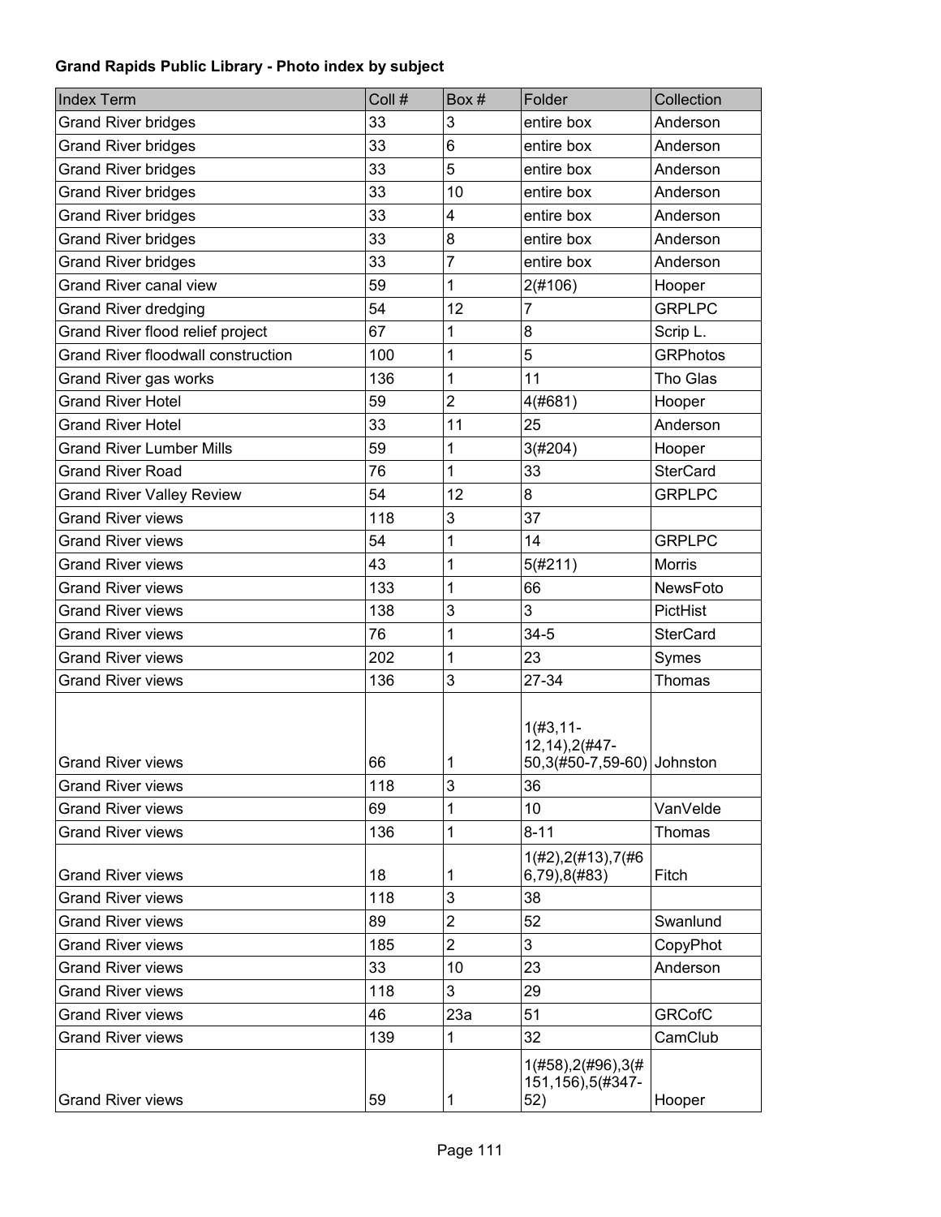**Grand Rapids Public Library - Photo index by subject**

| Index Term | Coll # | Box # | Folder | Collection |
|---|---|---|---|---|
| Grand River bridges | 33 | 3 | entire box | Anderson |
| Grand River bridges | 33 | 6 | entire box | Anderson |
| Grand River bridges | 33 | 5 | entire box | Anderson |
| Grand River bridges | 33 | 10 | entire box | Anderson |
| Grand River bridges | 33 | 4 | entire box | Anderson |
| Grand River bridges | 33 | 8 | entire box | Anderson |
| Grand River bridges | 33 | 7 | entire box | Anderson |
| Grand River canal view | 59 | 1 | 2(#106) | Hooper |
| Grand River dredging | 54 | 12 | 7 | GRPLPC |
| Grand River flood relief project | 67 | 1 | 8 | Scrip L. |
| Grand River floodwall construction | 100 | 1 | 5 | GRPhotos |
| Grand River gas works | 136 | 1 | 11 | Tho Glas |
| Grand River Hotel | 59 | 2 | 4(#681) | Hooper |
| Grand River Hotel | 33 | 11 | 25 | Anderson |
| Grand River Lumber Mills | 59 | 1 | 3(#204) | Hooper |
| Grand River Road | 76 | 1 | 33 | SterCard |
| Grand River Valley Review | 54 | 12 | 8 | GRPLPC |
| Grand River views | 118 | 3 | 37 | |
| Grand River views | 54 | 1 | 14 | GRPLPC |
| Grand River views | 43 | 1 | 5(#211) | Morris |
| Grand River views | 133 | 1 | 66 | NewsFoto |
| Grand River views | 138 | 3 | 3 | PictHist |
| Grand River views | 76 | 1 | 34-5 | SterCard |
| Grand River views | 202 | 1 | 23 | Symes |
| Grand River views | 136 | 3 | 27-34 | Thomas |
| Grand River views | 66 | 1 | 1(#3,11-12,14),2(#47-50,3(#50-7,59-60) | Johnston |
| Grand River views | 118 | 3 | 36 | |
| Grand River views | 69 | 1 | 10 | VanVelde |
| Grand River views | 136 | 1 | 8-11 | Thomas |
| Grand River views | 18 | 1 | 1(#2),2(#13),7(#66,79),8(#83) | Fitch |
| Grand River views | 118 | 3 | 38 | |
| Grand River views | 89 | 2 | 52 | Swanlund |
| Grand River views | 185 | 2 | 3 | CopyPhot |
| Grand River views | 33 | 10 | 23 | Anderson |
| Grand River views | 118 | 3 | 29 | |
| Grand River views | 46 | 23a | 51 | GRCofC |
| Grand River views | 139 | 1 | 32 | CamClub |
| Grand River views | 59 | 1 | 1(#58),2(#96),3(#151,156),5(#347-52) | Hooper |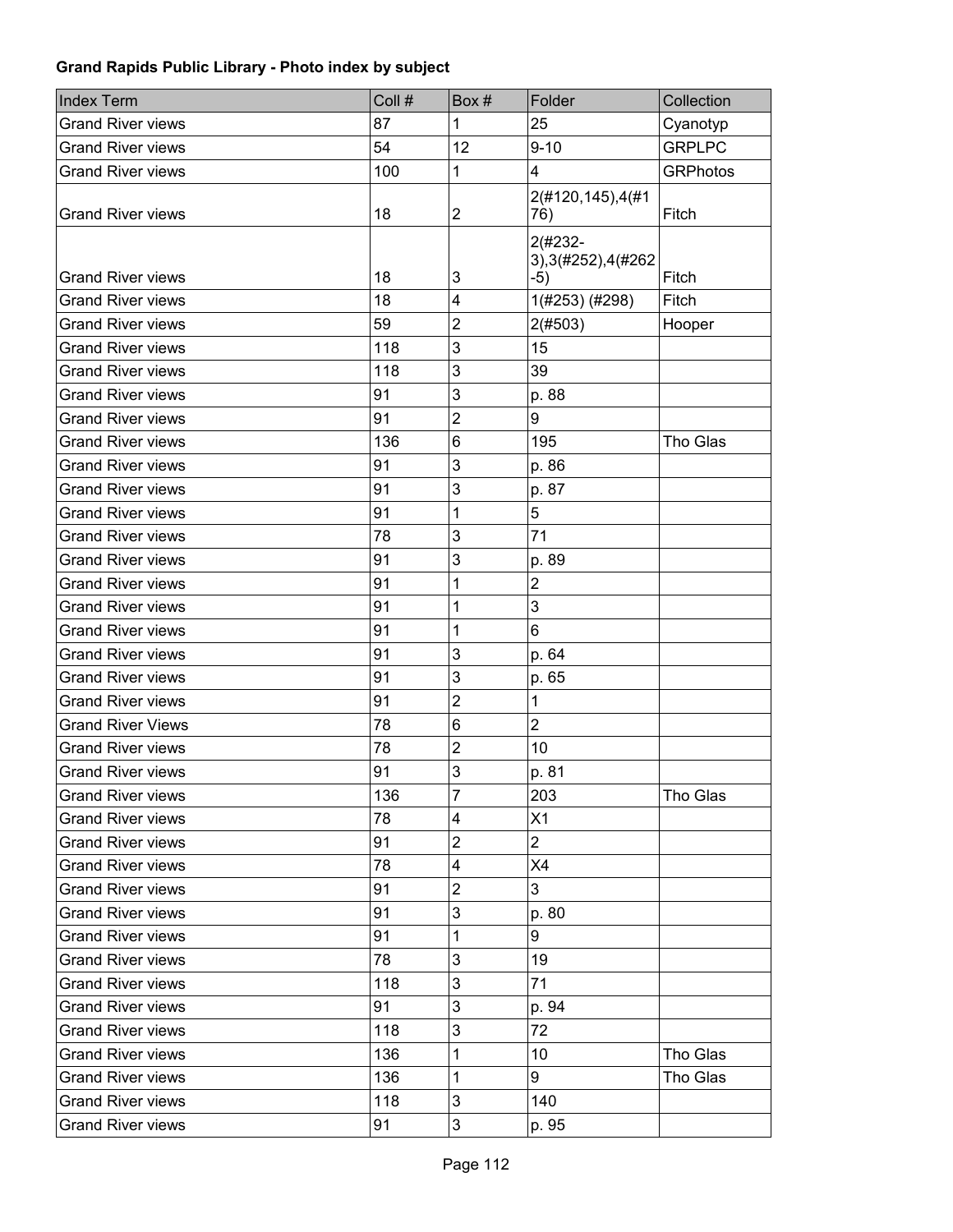**Grand Rapids Public Library - Photo index by subject**

| Index Term | Coll # | Box # | Folder | Collection |
|---|---|---|---|---|
| Grand River views | 87 | 1 | 25 | Cyanotyp |
| Grand River views | 54 | 12 | 9-10 | GRPLPC |
| Grand River views | 100 | 1 | 4 | GRPhotos |
| Grand River views | 18 | 2 | 2(#120,145),4(#176) | Fitch |
| Grand River views | 18 | 3 | 2(#232-3),3(#252),4(#262-5) | Fitch |
| Grand River views | 18 | 4 | 1(#253) (#298) | Fitch |
| Grand River views | 59 | 2 | 2(#503) | Hooper |
| Grand River views | 118 | 3 | 15 | |
| Grand River views | 118 | 3 | 39 | |
| Grand River views | 91 | 3 | p. 88 | |
| Grand River views | 91 | 2 | 9 | |
| Grand River views | 136 | 6 | 195 | Tho Glas |
| Grand River views | 91 | 3 | p. 86 | |
| Grand River views | 91 | 3 | p. 87 | |
| Grand River views | 91 | 1 | 5 | |
| Grand River views | 78 | 3 | 71 | |
| Grand River views | 91 | 3 | p. 89 | |
| Grand River views | 91 | 1 | 2 | |
| Grand River views | 91 | 1 | 3 | |
| Grand River views | 91 | 1 | 6 | |
| Grand River views | 91 | 3 | p. 64 | |
| Grand River views | 91 | 3 | p. 65 | |
| Grand River views | 91 | 2 | 1 | |
| Grand River Views | 78 | 6 | 2 | |
| Grand River views | 78 | 2 | 10 | |
| Grand River views | 91 | 3 | p. 81 | |
| Grand River views | 136 | 7 | 203 | Tho Glas |
| Grand River views | 78 | 4 | X1 | |
| Grand River views | 91 | 2 | 2 | |
| Grand River views | 78 | 4 | X4 | |
| Grand River views | 91 | 2 | 3 | |
| Grand River views | 91 | 3 | p. 80 | |
| Grand River views | 91 | 1 | 9 | |
| Grand River views | 78 | 3 | 19 | |
| Grand River views | 118 | 3 | 71 | |
| Grand River views | 91 | 3 | p. 94 | |
| Grand River views | 118 | 3 | 72 | |
| Grand River views | 136 | 1 | 10 | Tho Glas |
| Grand River views | 136 | 1 | 9 | Tho Glas |
| Grand River views | 118 | 3 | 140 | |
| Grand River views | 91 | 3 | p. 95 | |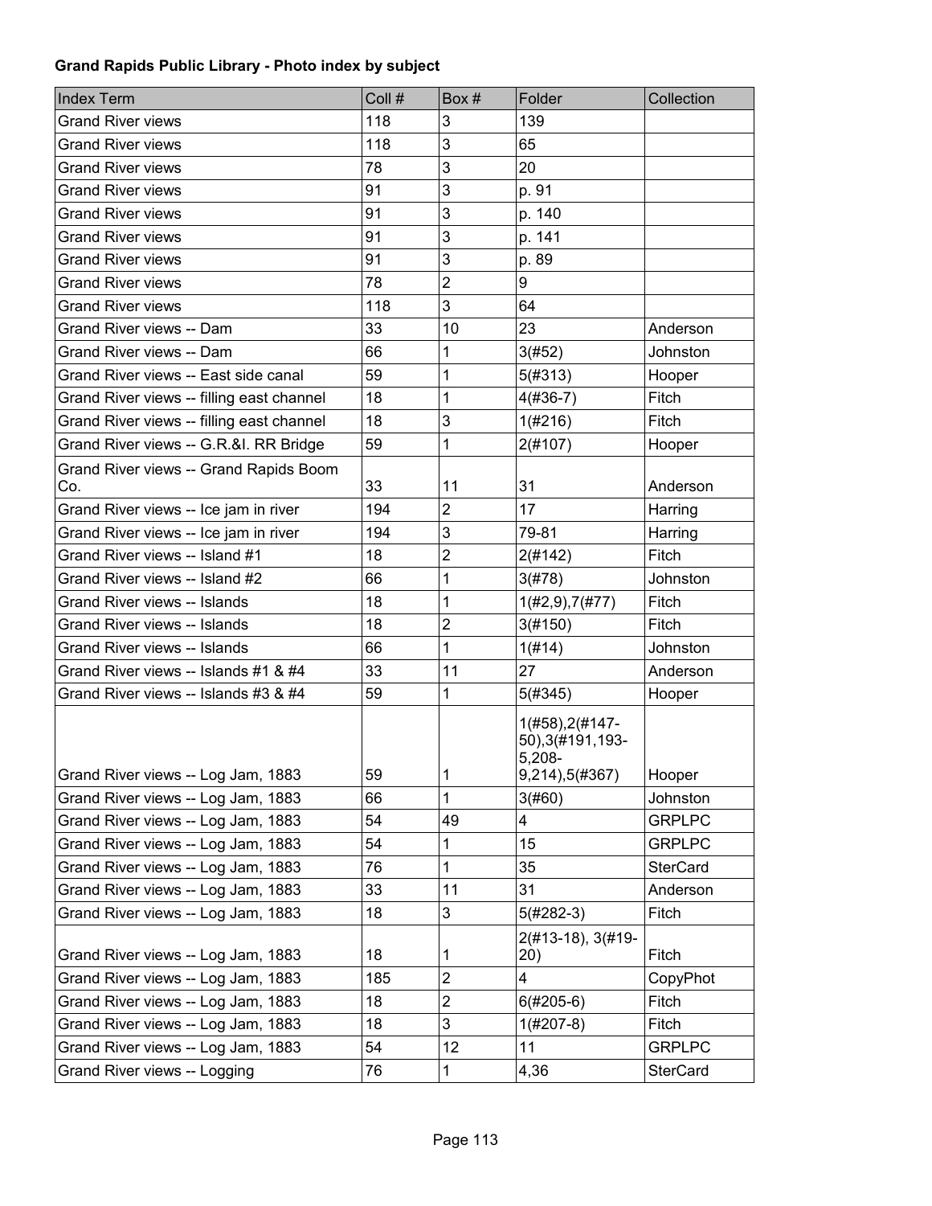**Grand Rapids Public Library - Photo index by subject**

| Index Term | Coll # | Box # | Folder | Collection |
|---|---|---|---|---|
| Grand River views | 118 | 3 | 139 | |
| Grand River views | 118 | 3 | 65 | |
| Grand River views | 78 | 3 | 20 | |
| Grand River views | 91 | 3 | p. 91 | |
| Grand River views | 91 | 3 | p. 140 | |
| Grand River views | 91 | 3 | p. 141 | |
| Grand River views | 91 | 3 | p. 89 | |
| Grand River views | 78 | 2 | 9 | |
| Grand River views | 118 | 3 | 64 | |
| Grand River views -- Dam | 33 | 10 | 23 | Anderson |
| Grand River views -- Dam | 66 | 1 | 3(#52) | Johnston |
| Grand River views -- East side canal | 59 | 1 | 5(#313) | Hooper |
| Grand River views -- filling east channel | 18 | 1 | 4(#36-7) | Fitch |
| Grand River views -- filling east channel | 18 | 3 | 1(#216) | Fitch |
| Grand River views -- G.R.&I. RR Bridge | 59 | 1 | 2(#107) | Hooper |
| Grand River views -- Grand Rapids Boom Co. | 33 | 11 | 31 | Anderson |
| Grand River views -- Ice jam in river | 194 | 2 | 17 | Harring |
| Grand River views -- Ice jam in river | 194 | 3 | 79-81 | Harring |
| Grand River views -- Island #1 | 18 | 2 | 2(#142) | Fitch |
| Grand River views -- Island #2 | 66 | 1 | 3(#78) | Johnston |
| Grand River views -- Islands | 18 | 1 | 1(#2,9),7(#77) | Fitch |
| Grand River views -- Islands | 18 | 2 | 3(#150) | Fitch |
| Grand River views -- Islands | 66 | 1 | 1(#14) | Johnston |
| Grand River views -- Islands #1 & #4 | 33 | 11 | 27 | Anderson |
| Grand River views -- Islands #3 & #4 | 59 | 1 | 5(#345) | Hooper |
| Grand River views -- Log Jam, 1883 | 59 | 1 | 1(#58),2(#147-50),3(#191,193-5,208-9,214),5(#367) | Hooper |
| Grand River views -- Log Jam, 1883 | 66 | 1 | 3(#60) | Johnston |
| Grand River views -- Log Jam, 1883 | 54 | 49 | 4 | GRPLPC |
| Grand River views -- Log Jam, 1883 | 54 | 1 | 15 | GRPLPC |
| Grand River views -- Log Jam, 1883 | 76 | 1 | 35 | SterCard |
| Grand River views -- Log Jam, 1883 | 33 | 11 | 31 | Anderson |
| Grand River views -- Log Jam, 1883 | 18 | 3 | 5(#282-3) | Fitch |
| Grand River views -- Log Jam, 1883 | 18 | 1 | 2(#13-18), 3(#19-20) | Fitch |
| Grand River views -- Log Jam, 1883 | 185 | 2 | 4 | CopyPhot |
| Grand River views -- Log Jam, 1883 | 18 | 2 | 6(#205-6) | Fitch |
| Grand River views -- Log Jam, 1883 | 18 | 3 | 1(#207-8) | Fitch |
| Grand River views -- Log Jam, 1883 | 54 | 12 | 11 | GRPLPC |
| Grand River views -- Logging | 76 | 1 | 4,36 | SterCard |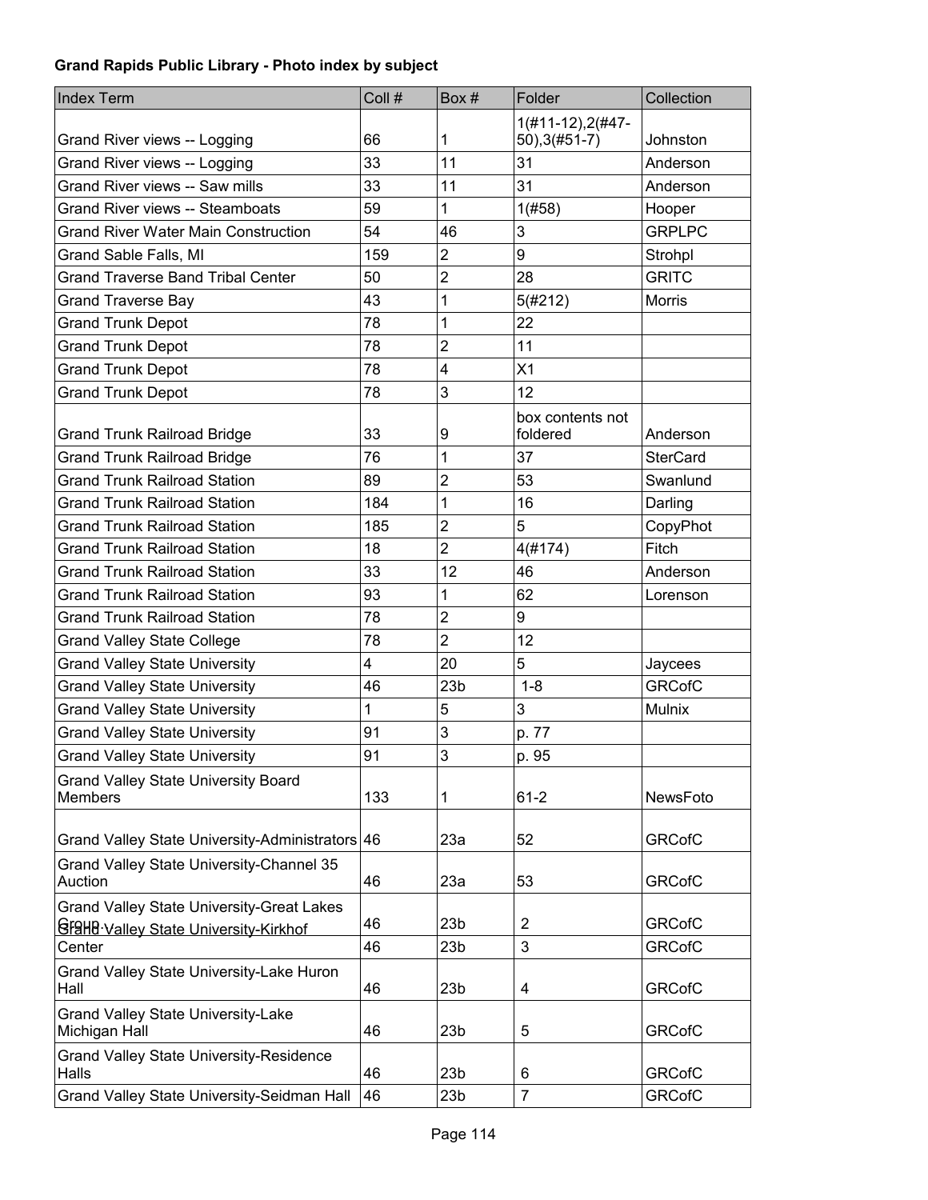**Grand Rapids Public Library - Photo index by subject**

| Index Term | Coll # | Box # | Folder | Collection |
|---|---|---|---|---|
| Grand River views -- Logging | 66 | 1 | 1(#11-12),2(#47-50),3(#51-7) | Johnston |
| Grand River views -- Logging | 33 | 11 | 31 | Anderson |
| Grand River views -- Saw mills | 33 | 11 | 31 | Anderson |
| Grand River views -- Steamboats | 59 | 1 | 1(#58) | Hooper |
| Grand River Water Main Construction | 54 | 46 | 3 | GRPLPC |
| Grand Sable Falls, MI | 159 | 2 | 9 | Strohpl |
| Grand Traverse Band Tribal Center | 50 | 2 | 28 | GRITC |
| Grand Traverse Bay | 43 | 1 | 5(#212) | Morris |
| Grand Trunk Depot | 78 | 1 | 22 | |
| Grand Trunk Depot | 78 | 2 | 11 | |
| Grand Trunk Depot | 78 | 4 | X1 | |
| Grand Trunk Depot | 78 | 3 | 12 | |
| Grand Trunk Railroad Bridge | 33 | 9 | box contents not foldered | Anderson |
| Grand Trunk Railroad Bridge | 76 | 1 | 37 | SterCard |
| Grand Trunk Railroad Station | 89 | 2 | 53 | Swanlund |
| Grand Trunk Railroad Station | 184 | 1 | 16 | Darling |
| Grand Trunk Railroad Station | 185 | 2 | 5 | CopyPhot |
| Grand Trunk Railroad Station | 18 | 2 | 4(#174) | Fitch |
| Grand Trunk Railroad Station | 33 | 12 | 46 | Anderson |
| Grand Trunk Railroad Station | 93 | 1 | 62 | Lorenson |
| Grand Trunk Railroad Station | 78 | 2 | 9 | |
| Grand Valley State College | 78 | 2 | 12 | |
| Grand Valley State University | 4 | 20 | 5 | Jaycees |
| Grand Valley State University | 46 | 23b | 1-8 | GRCofC |
| Grand Valley State University | 1 | 5 | 3 | Mulnix |
| Grand Valley State University | 91 | 3 | p. 77 | |
| Grand Valley State University | 91 | 3 | p. 95 | |
| Grand Valley State University Board Members | 133 | 1 | 61-2 | NewsFoto |
| Grand Valley State University-Administrators | 46 | 23a | 52 | GRCofC |
| Grand Valley State University-Channel 35 Auction | 46 | 23a | 53 | GRCofC |
| Grand Valley State University-Great Lakes Group | 46 | 23b | 2 | GRCofC |
| Grand Valley State University-Kirkhof Center | 46 | 23b | 3 | GRCofC |
| Grand Valley State University-Lake Huron Hall | 46 | 23b | 4 | GRCofC |
| Grand Valley State University-Lake Michigan Hall | 46 | 23b | 5 | GRCofC |
| Grand Valley State University-Residence Halls | 46 | 23b | 6 | GRCofC |
| Grand Valley State University-Seidman Hall | 46 | 23b | 7 | GRCofC |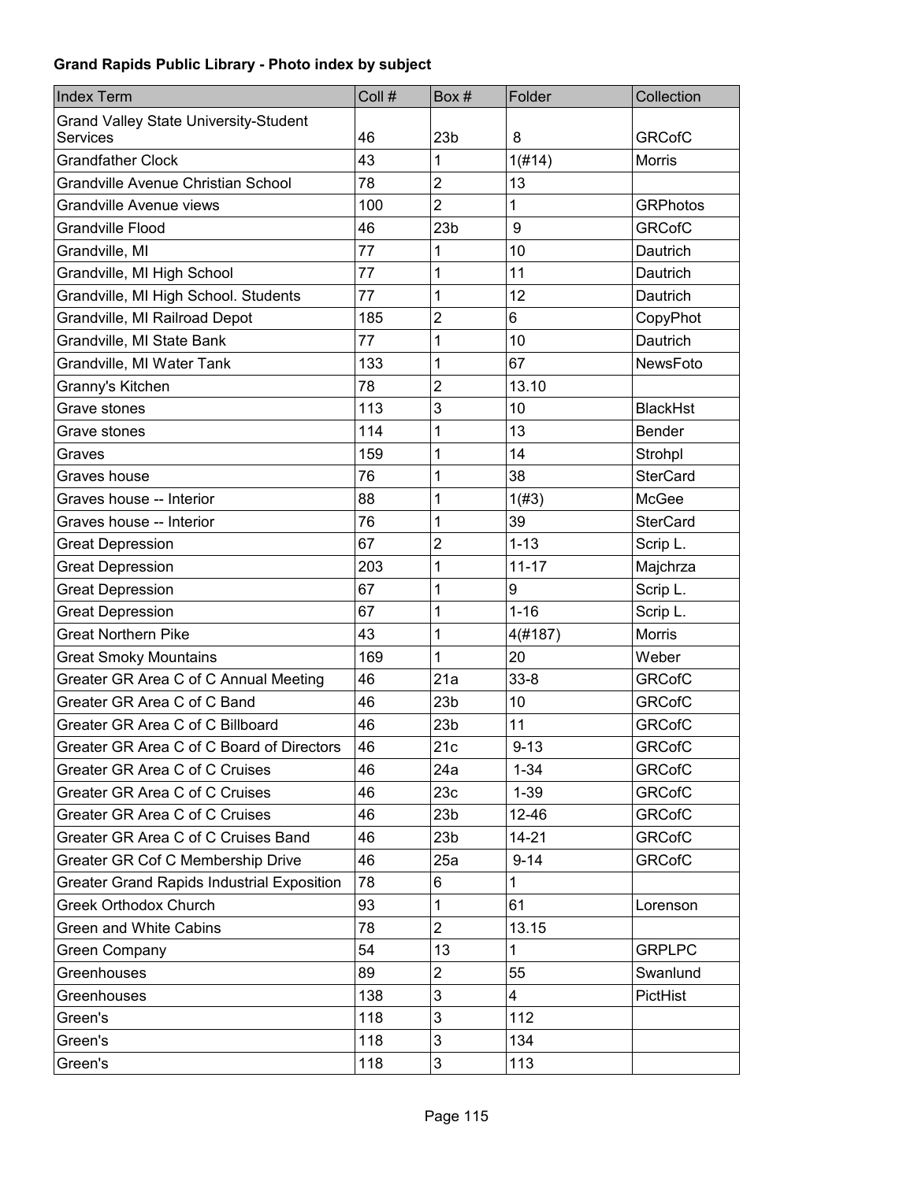**Grand Rapids Public Library - Photo index by subject**

| Index Term | Coll # | Box # | Folder | Collection |
|---|---|---|---|---|
| Grand Valley State University-Student Services | 46 | 23b | 8 | GRCofC |
| Grandfather Clock | 43 | 1 | 1(#14) | Morris |
| Grandville Avenue Christian School | 78 | 2 | 13 | |
| Grandville Avenue views | 100 | 2 | 1 | GRPhotos |
| Grandville Flood | 46 | 23b | 9 | GRCofC |
| Grandville, MI | 77 | 1 | 10 | Dautrich |
| Grandville, MI High School | 77 | 1 | 11 | Dautrich |
| Grandville, MI High School. Students | 77 | 1 | 12 | Dautrich |
| Grandville, MI Railroad Depot | 185 | 2 | 6 | CopyPhot |
| Grandville, MI State Bank | 77 | 1 | 10 | Dautrich |
| Grandville, MI Water Tank | 133 | 1 | 67 | NewsFoto |
| Granny's Kitchen | 78 | 2 | 13.10 | |
| Grave stones | 113 | 3 | 10 | BlackHst |
| Grave stones | 114 | 1 | 13 | Bender |
| Graves | 159 | 1 | 14 | Strohpl |
| Graves house | 76 | 1 | 38 | SterCard |
| Graves house -- Interior | 88 | 1 | 1(#3) | McGee |
| Graves house -- Interior | 76 | 1 | 39 | SterCard |
| Great Depression | 67 | 2 | 1-13 | Scrip L. |
| Great Depression | 203 | 1 | 11-17 | Majchrza |
| Great Depression | 67 | 1 | 9 | Scrip L. |
| Great Depression | 67 | 1 | 1-16 | Scrip L. |
| Great Northern Pike | 43 | 1 | 4(#187) | Morris |
| Great Smoky Mountains | 169 | 1 | 20 | Weber |
| Greater GR Area C of C Annual Meeting | 46 | 21a | 33-8 | GRCofC |
| Greater GR Area C of C Band | 46 | 23b | 10 | GRCofC |
| Greater GR Area C of C Billboard | 46 | 23b | 11 | GRCofC |
| Greater GR Area C of C Board of Directors | 46 | 21c | 9-13 | GRCofC |
| Greater GR Area C of C Cruises | 46 | 24a | 1-34 | GRCofC |
| Greater GR Area C of C Cruises | 46 | 23c | 1-39 | GRCofC |
| Greater GR Area C of C Cruises | 46 | 23b | 12-46 | GRCofC |
| Greater GR Area C of C Cruises Band | 46 | 23b | 14-21 | GRCofC |
| Greater GR Cof C Membership Drive | 46 | 25a | 9-14 | GRCofC |
| Greater Grand Rapids Industrial Exposition | 78 | 6 | 1 | |
| Greek Orthodox Church | 93 | 1 | 61 | Lorenson |
| Green and White Cabins | 78 | 2 | 13.15 | |
| Green Company | 54 | 13 | 1 | GRPLPC |
| Greenhouses | 89 | 2 | 55 | Swanlund |
| Greenhouses | 138 | 3 | 4 | PictHist |
| Green's | 118 | 3 | 112 | |
| Green's | 118 | 3 | 134 | |
| Green's | 118 | 3 | 113 | |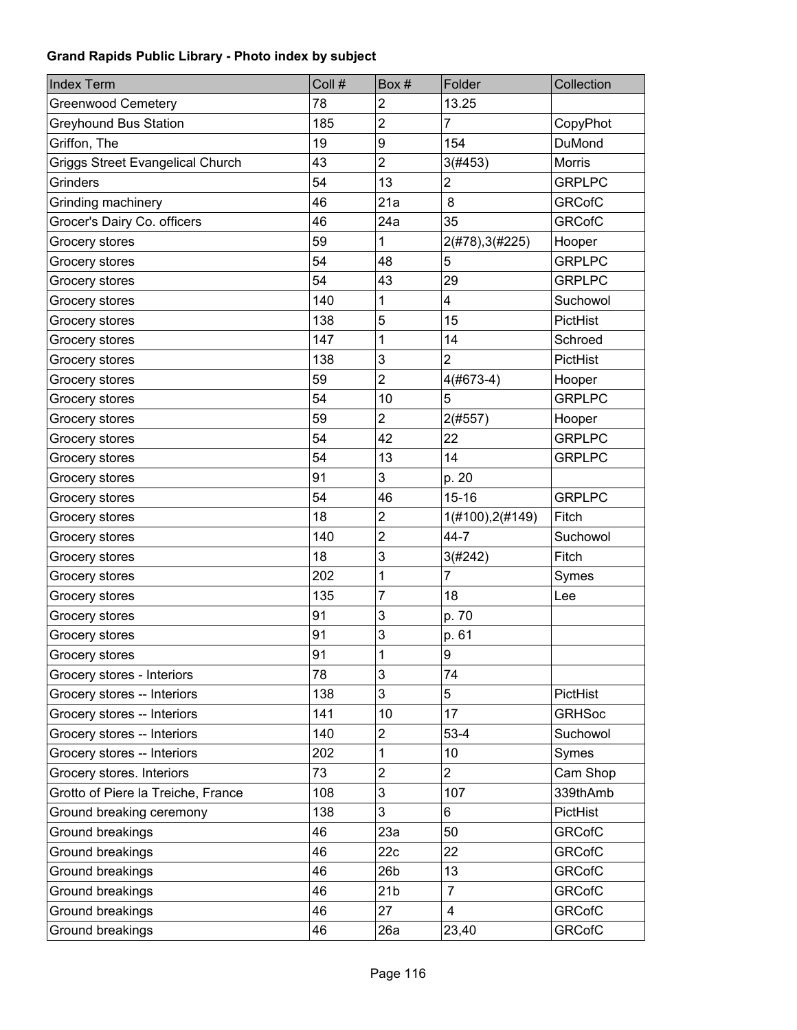**Grand Rapids Public Library - Photo index by subject**

| Index Term | Coll # | Box # | Folder | Collection |
|---|---|---|---|---|
| Greenwood Cemetery | 78 | 2 | 13.25 | |
| Greyhound Bus Station | 185 | 2 | 7 | CopyPhot |
| Griffon, The | 19 | 9 | 154 | DuMond |
| Griggs Street Evangelical Church | 43 | 2 | 3(#453) | Morris |
| Grinders | 54 | 13 | 2 | GRPLPC |
| Grinding machinery | 46 | 21a | 8 | GRCofC |
| Grocer's Dairy Co. officers | 46 | 24a | 35 | GRCofC |
| Grocery stores | 59 | 1 | 2(#78),3(#225) | Hooper |
| Grocery stores | 54 | 48 | 5 | GRPLPC |
| Grocery stores | 54 | 43 | 29 | GRPLPC |
| Grocery stores | 140 | 1 | 4 | Suchowol |
| Grocery stores | 138 | 5 | 15 | PictHist |
| Grocery stores | 147 | 1 | 14 | Schroed |
| Grocery stores | 138 | 3 | 2 | PictHist |
| Grocery stores | 59 | 2 | 4(#673-4) | Hooper |
| Grocery stores | 54 | 10 | 5 | GRPLPC |
| Grocery stores | 59 | 2 | 2(#557) | Hooper |
| Grocery stores | 54 | 42 | 22 | GRPLPC |
| Grocery stores | 54 | 13 | 14 | GRPLPC |
| Grocery stores | 91 | 3 | p. 20 | |
| Grocery stores | 54 | 46 | 15-16 | GRPLPC |
| Grocery stores | 18 | 2 | 1(#100),2(#149) | Fitch |
| Grocery stores | 140 | 2 | 44-7 | Suchowol |
| Grocery stores | 18 | 3 | 3(#242) | Fitch |
| Grocery stores | 202 | 1 | 7 | Symes |
| Grocery stores | 135 | 7 | 18 | Lee |
| Grocery stores | 91 | 3 | p. 70 | |
| Grocery stores | 91 | 3 | p. 61 | |
| Grocery stores | 91 | 1 | 9 | |
| Grocery stores - Interiors | 78 | 3 | 74 | |
| Grocery stores -- Interiors | 138 | 3 | 5 | PictHist |
| Grocery stores -- Interiors | 141 | 10 | 17 | GRHSoc |
| Grocery stores -- Interiors | 140 | 2 | 53-4 | Suchowol |
| Grocery stores -- Interiors | 202 | 1 | 10 | Symes |
| Grocery stores. Interiors | 73 | 2 | 2 | Cam Shop |
| Grotto of Piere la Treiche, France | 108 | 3 | 107 | 339thAmb |
| Ground breaking ceremony | 138 | 3 | 6 | PictHist |
| Ground breakings | 46 | 23a | 50 | GRCofC |
| Ground breakings | 46 | 22c | 22 | GRCofC |
| Ground breakings | 46 | 26b | 13 | GRCofC |
| Ground breakings | 46 | 21b | 7 | GRCofC |
| Ground breakings | 46 | 27 | 4 | GRCofC |
| Ground breakings | 46 | 26a | 23,40 | GRCofC |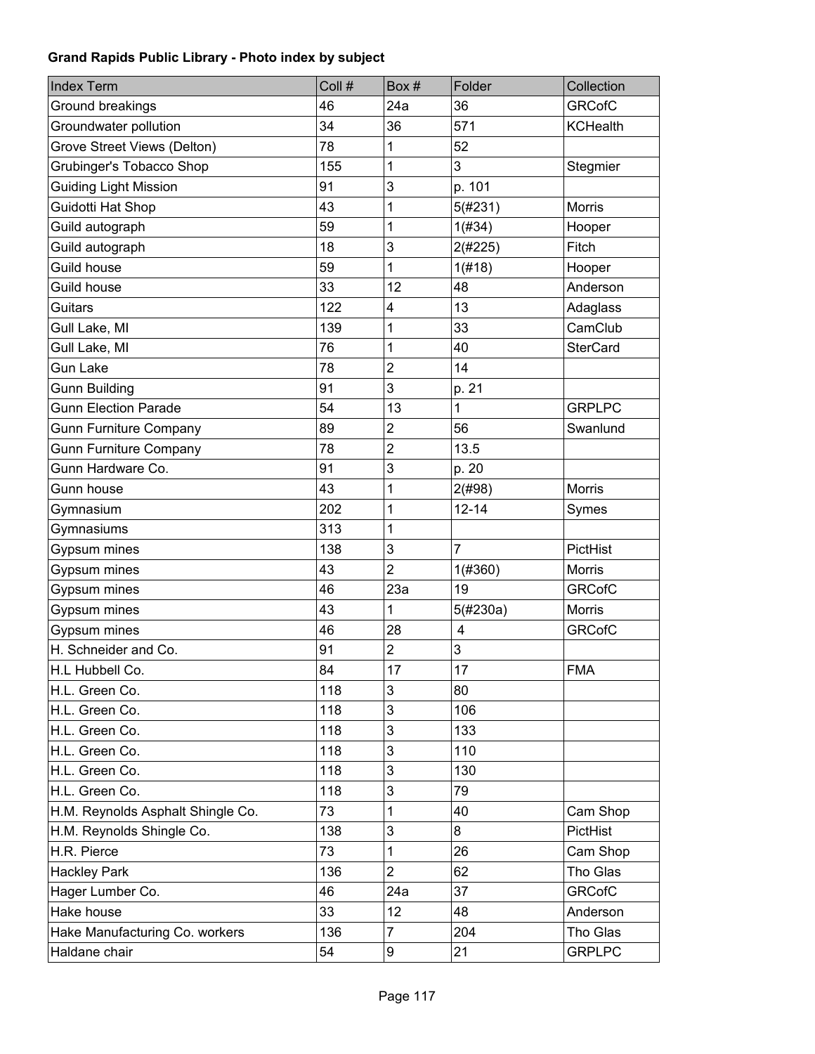**Grand Rapids Public Library - Photo index by subject**

| Index Term | Coll # | Box # | Folder | Collection |
|---|---|---|---|---|
| Ground breakings | 46 | 24a | 36 | GRCofC |
| Groundwater pollution | 34 | 36 | 571 | KCHealth |
| Grove Street Views (Delton) | 78 | 1 | 52 | |
| Grubinger's Tobacco Shop | 155 | 1 | 3 | Stegmier |
| Guiding Light Mission | 91 | 3 | p. 101 | |
| Guidotti Hat Shop | 43 | 1 | 5(#231) | Morris |
| Guild autograph | 59 | 1 | 1(#34) | Hooper |
| Guild autograph | 18 | 3 | 2(#225) | Fitch |
| Guild house | 59 | 1 | 1(#18) | Hooper |
| Guild house | 33 | 12 | 48 | Anderson |
| Guitars | 122 | 4 | 13 | Adaglass |
| Gull Lake, MI | 139 | 1 | 33 | CamClub |
| Gull Lake, MI | 76 | 1 | 40 | SterCard |
| Gun Lake | 78 | 2 | 14 | |
| Gunn Building | 91 | 3 | p. 21 | |
| Gunn Election Parade | 54 | 13 | 1 | GRPLPC |
| Gunn Furniture Company | 89 | 2 | 56 | Swanlund |
| Gunn Furniture Company | 78 | 2 | 13.5 | |
| Gunn Hardware Co. | 91 | 3 | p. 20 | |
| Gunn house | 43 | 1 | 2(#98) | Morris |
| Gymnasium | 202 | 1 | 12-14 | Symes |
| Gymnasiums | 313 | 1 | | |
| Gypsum mines | 138 | 3 | 7 | PictHist |
| Gypsum mines | 43 | 2 | 1(#360) | Morris |
| Gypsum mines | 46 | 23a | 19 | GRCofC |
| Gypsum mines | 43 | 1 | 5(#230a) | Morris |
| Gypsum mines | 46 | 28 | 4 | GRCofC |
| H. Schneider and Co. | 91 | 2 | 3 | |
| H.L Hubbell Co. | 84 | 17 | 17 | FMA |
| H.L. Green Co. | 118 | 3 | 80 | |
| H.L. Green Co. | 118 | 3 | 106 | |
| H.L. Green Co. | 118 | 3 | 133 | |
| H.L. Green Co. | 118 | 3 | 110 | |
| H.L. Green Co. | 118 | 3 | 130 | |
| H.L. Green Co. | 118 | 3 | 79 | |
| H.M. Reynolds Asphalt Shingle Co. | 73 | 1 | 40 | Cam Shop |
| H.M. Reynolds Shingle Co. | 138 | 3 | 8 | PictHist |
| H.R. Pierce | 73 | 1 | 26 | Cam Shop |
| Hackley Park | 136 | 2 | 62 | Tho Glas |
| Hager Lumber Co. | 46 | 24a | 37 | GRCofC |
| Hake house | 33 | 12 | 48 | Anderson |
| Hake Manufacturing Co. workers | 136 | 7 | 204 | Tho Glas |
| Haldane chair | 54 | 9 | 21 | GRPLPC |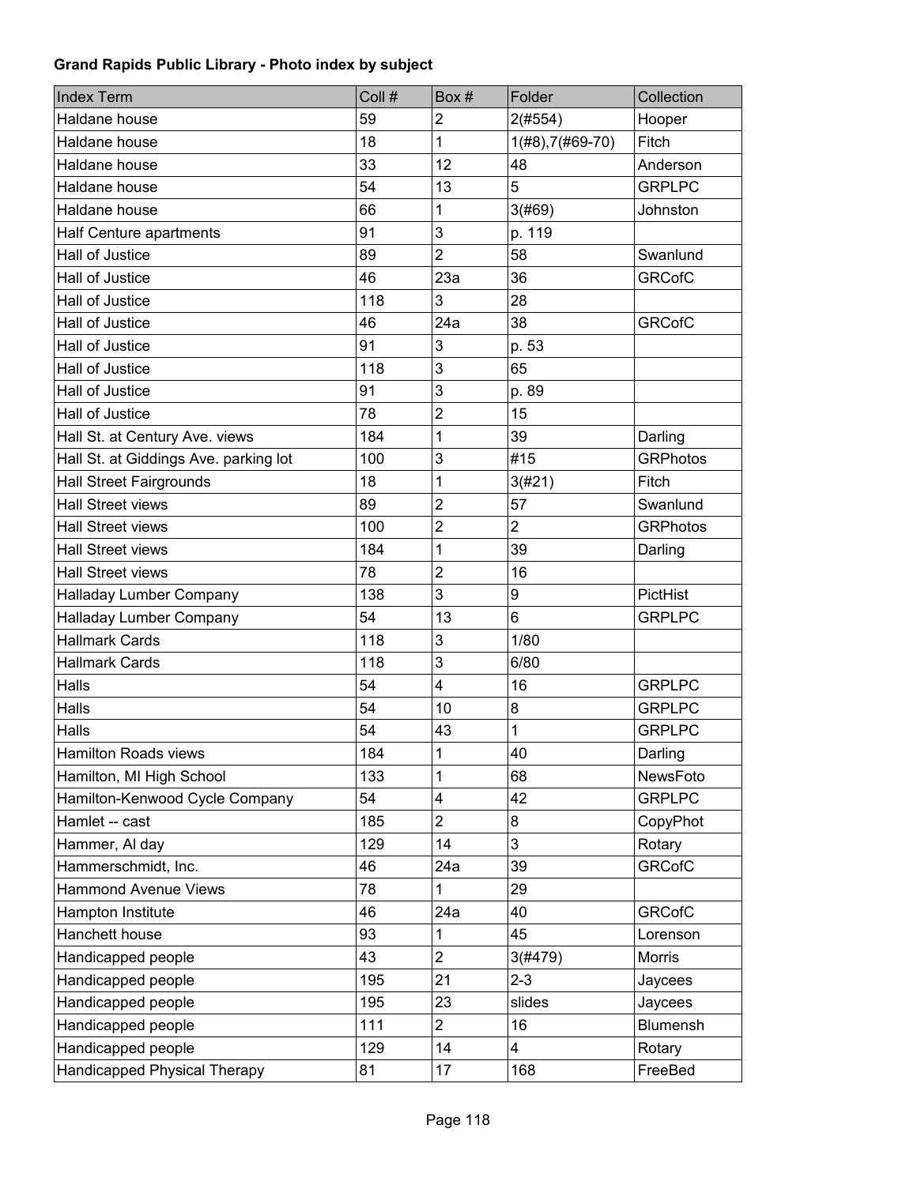**Grand Rapids Public Library - Photo index by subject**

| Index Term | Coll # | Box # | Folder | Collection |
|---|---|---|---|---|
| Haldane house | 59 | 2 | 2(#554) | Hooper |
| Haldane house | 18 | 1 | 1(#8),7(#69-70) | Fitch |
| Haldane house | 33 | 12 | 48 | Anderson |
| Haldane house | 54 | 13 | 5 | GRPLPC |
| Haldane house | 66 | 1 | 3(#69) | Johnston |
| Half Centure apartments | 91 | 3 | p. 119 | |
| Hall of Justice | 89 | 2 | 58 | Swanlund |
| Hall of Justice | 46 | 23a | 36 | GRCofC |
| Hall of Justice | 118 | 3 | 28 | |
| Hall of Justice | 46 | 24a | 38 | GRCofC |
| Hall of Justice | 91 | 3 | p. 53 | |
| Hall of Justice | 118 | 3 | 65 | |
| Hall of Justice | 91 | 3 | p. 89 | |
| Hall of Justice | 78 | 2 | 15 | |
| Hall St. at Century Ave. views | 184 | 1 | 39 | Darling |
| Hall St. at Giddings Ave. parking lot | 100 | 3 | #15 | GRPhotos |
| Hall Street Fairgrounds | 18 | 1 | 3(#21) | Fitch |
| Hall Street views | 89 | 2 | 57 | Swanlund |
| Hall Street views | 100 | 2 | 2 | GRPhotos |
| Hall Street views | 184 | 1 | 39 | Darling |
| Hall Street views | 78 | 2 | 16 | |
| Halladay Lumber Company | 138 | 3 | 9 | PictHist |
| Halladay Lumber Company | 54 | 13 | 6 | GRPLPC |
| Hallmark Cards | 118 | 3 | 1/80 | |
| Hallmark Cards | 118 | 3 | 6/80 | |
| Halls | 54 | 4 | 16 | GRPLPC |
| Halls | 54 | 10 | 8 | GRPLPC |
| Halls | 54 | 43 | 1 | GRPLPC |
| Hamilton Roads views | 184 | 1 | 40 | Darling |
| Hamilton, MI High School | 133 | 1 | 68 | NewsFoto |
| Hamilton-Kenwood Cycle Company | 54 | 4 | 42 | GRPLPC |
| Hamlet -- cast | 185 | 2 | 8 | CopyPhot |
| Hammer, Al day | 129 | 14 | 3 | Rotary |
| Hammerschmidt, Inc. | 46 | 24a | 39 | GRCofC |
| Hammond Avenue Views | 78 | 1 | 29 | |
| Hampton Institute | 46 | 24a | 40 | GRCofC |
| Hanchett house | 93 | 1 | 45 | Lorenson |
| Handicapped people | 43 | 2 | 3(#479) | Morris |
| Handicapped people | 195 | 21 | 2-3 | Jaycees |
| Handicapped people | 195 | 23 | slides | Jaycees |
| Handicapped people | 111 | 2 | 16 | Blumensh |
| Handicapped people | 129 | 14 | 4 | Rotary |
| Handicapped Physical Therapy | 81 | 17 | 168 | FreeBed |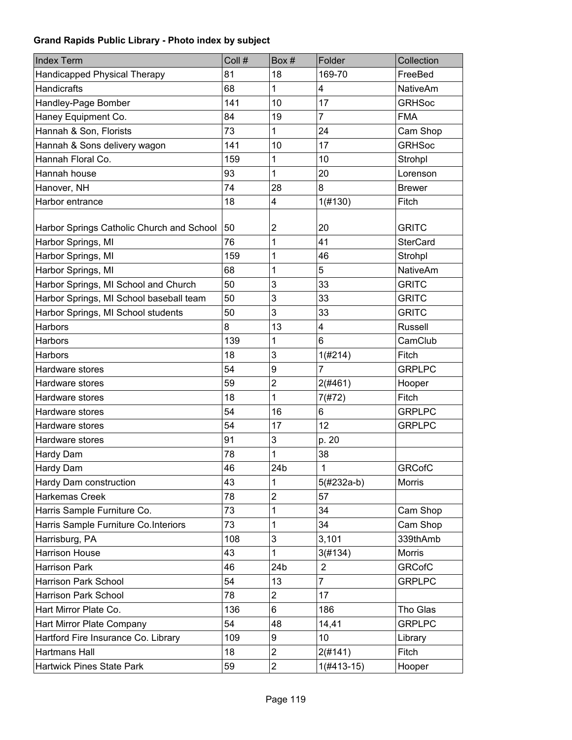**Grand Rapids Public Library - Photo index by subject**

| Index Term | Coll # | Box # | Folder | Collection |
|---|---|---|---|---|
| Handicapped Physical Therapy | 81 | 18 | 169-70 | FreeBed |
| Handicrafts | 68 | 1 | 4 | NativeAm |
| Handley-Page Bomber | 141 | 10 | 17 | GRHSoc |
| Haney Equipment Co. | 84 | 19 | 7 | FMA |
| Hannah & Son, Florists | 73 | 1 | 24 | Cam Shop |
| Hannah & Sons delivery wagon | 141 | 10 | 17 | GRHSoc |
| Hannah Floral Co. | 159 | 1 | 10 | Strohpl |
| Hannah house | 93 | 1 | 20 | Lorenson |
| Hanover, NH | 74 | 28 | 8 | Brewer |
| Harbor entrance | 18 | 4 | 1(#130) | Fitch |
| Harbor Springs Catholic Church and School | 50 | 2 | 20 | GRITC |
| Harbor Springs, MI | 76 | 1 | 41 | SterCard |
| Harbor Springs, MI | 159 | 1 | 46 | Strohpl |
| Harbor Springs, MI | 68 | 1 | 5 | NativeAm |
| Harbor Springs, MI School and Church | 50 | 3 | 33 | GRITC |
| Harbor Springs, MI School baseball team | 50 | 3 | 33 | GRITC |
| Harbor Springs, MI School students | 50 | 3 | 33 | GRITC |
| Harbors | 8 | 13 | 4 | Russell |
| Harbors | 139 | 1 | 6 | CamClub |
| Harbors | 18 | 3 | 1(#214) | Fitch |
| Hardware stores | 54 | 9 | 7 | GRPLPC |
| Hardware stores | 59 | 2 | 2(#461) | Hooper |
| Hardware stores | 18 | 1 | 7(#72) | Fitch |
| Hardware stores | 54 | 16 | 6 | GRPLPC |
| Hardware stores | 54 | 17 | 12 | GRPLPC |
| Hardware stores | 91 | 3 | p. 20 | |
| Hardy Dam | 78 | 1 | 38 | |
| Hardy Dam | 46 | 24b | 1 | GRCofC |
| Hardy Dam construction | 43 | 1 | 5(#232a-b) | Morris |
| Harkemas Creek | 78 | 2 | 57 | |
| Harris Sample Furniture Co. | 73 | 1 | 34 | Cam Shop |
| Harris Sample Furniture Co.Interiors | 73 | 1 | 34 | Cam Shop |
| Harrisburg, PA | 108 | 3 | 3,101 | 339thAmb |
| Harrison House | 43 | 1 | 3(#134) | Morris |
| Harrison Park | 46 | 24b | 2 | GRCofC |
| Harrison Park School | 54 | 13 | 7 | GRPLPC |
| Harrison Park School | 78 | 2 | 17 | |
| Hart Mirror Plate Co. | 136 | 6 | 186 | Tho Glas |
| Hart Mirror Plate Company | 54 | 48 | 14,41 | GRPLPC |
| Hartford Fire Insurance Co. Library | 109 | 9 | 10 | Library |
| Hartmans Hall | 18 | 2 | 2(#141) | Fitch |
| Hartwick Pines State Park | 59 | 2 | 1(#413-15) | Hooper |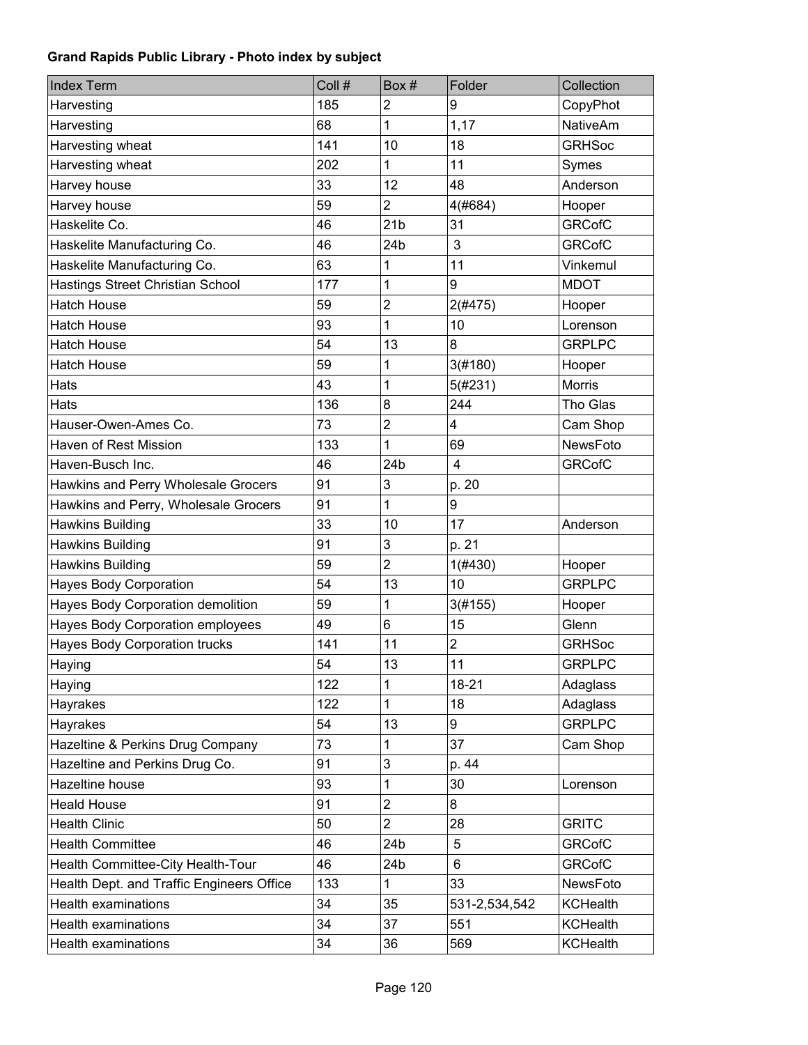**Grand Rapids Public Library - Photo index by subject**

| Index Term | Coll # | Box # | Folder | Collection |
|---|---|---|---|---|
| Harvesting | 185 | 2 | 9 | CopyPhot |
| Harvesting | 68 | 1 | 1,17 | NativeAm |
| Harvesting wheat | 141 | 10 | 18 | GRHSoc |
| Harvesting wheat | 202 | 1 | 11 | Symes |
| Harvey house | 33 | 12 | 48 | Anderson |
| Harvey house | 59 | 2 | 4(#684) | Hooper |
| Haskelite Co. | 46 | 21b | 31 | GRCofC |
| Haskelite Manufacturing Co. | 46 | 24b | 3 | GRCofC |
| Haskelite Manufacturing Co. | 63 | 1 | 11 | Vinkemul |
| Hastings Street Christian School | 177 | 1 | 9 | MDOT |
| Hatch House | 59 | 2 | 2(#475) | Hooper |
| Hatch House | 93 | 1 | 10 | Lorenson |
| Hatch House | 54 | 13 | 8 | GRPLPC |
| Hatch House | 59 | 1 | 3(#180) | Hooper |
| Hats | 43 | 1 | 5(#231) | Morris |
| Hats | 136 | 8 | 244 | Tho Glas |
| Hauser-Owen-Ames Co. | 73 | 2 | 4 | Cam Shop |
| Haven of Rest Mission | 133 | 1 | 69 | NewsFoto |
| Haven-Busch Inc. | 46 | 24b | 4 | GRCofC |
| Hawkins and Perry Wholesale Grocers | 91 | 3 | p. 20 | |
| Hawkins and Perry, Wholesale Grocers | 91 | 1 | 9 | |
| Hawkins Building | 33 | 10 | 17 | Anderson |
| Hawkins Building | 91 | 3 | p. 21 | |
| Hawkins Building | 59 | 2 | 1(#430) | Hooper |
| Hayes Body Corporation | 54 | 13 | 10 | GRPLPC |
| Hayes Body Corporation demolition | 59 | 1 | 3(#155) | Hooper |
| Hayes Body Corporation employees | 49 | 6 | 15 | Glenn |
| Hayes Body Corporation trucks | 141 | 11 | 2 | GRHSoc |
| Haying | 54 | 13 | 11 | GRPLPC |
| Haying | 122 | 1 | 18-21 | Adaglass |
| Hayrakes | 122 | 1 | 18 | Adaglass |
| Hayrakes | 54 | 13 | 9 | GRPLPC |
| Hazeltine & Perkins Drug Company | 73 | 1 | 37 | Cam Shop |
| Hazeltine and Perkins Drug Co. | 91 | 3 | p. 44 | |
| Hazeltine house | 93 | 1 | 30 | Lorenson |
| Heald House | 91 | 2 | 8 | |
| Health Clinic | 50 | 2 | 28 | GRITC |
| Health Committee | 46 | 24b | 5 | GRCofC |
| Health Committee-City Health-Tour | 46 | 24b | 6 | GRCofC |
| Health Dept. and Traffic Engineers Office | 133 | 1 | 33 | NewsFoto |
| Health examinations | 34 | 35 | 531-2,534,542 | KCHealth |
| Health examinations | 34 | 37 | 551 | KCHealth |
| Health examinations | 34 | 36 | 569 | KCHealth |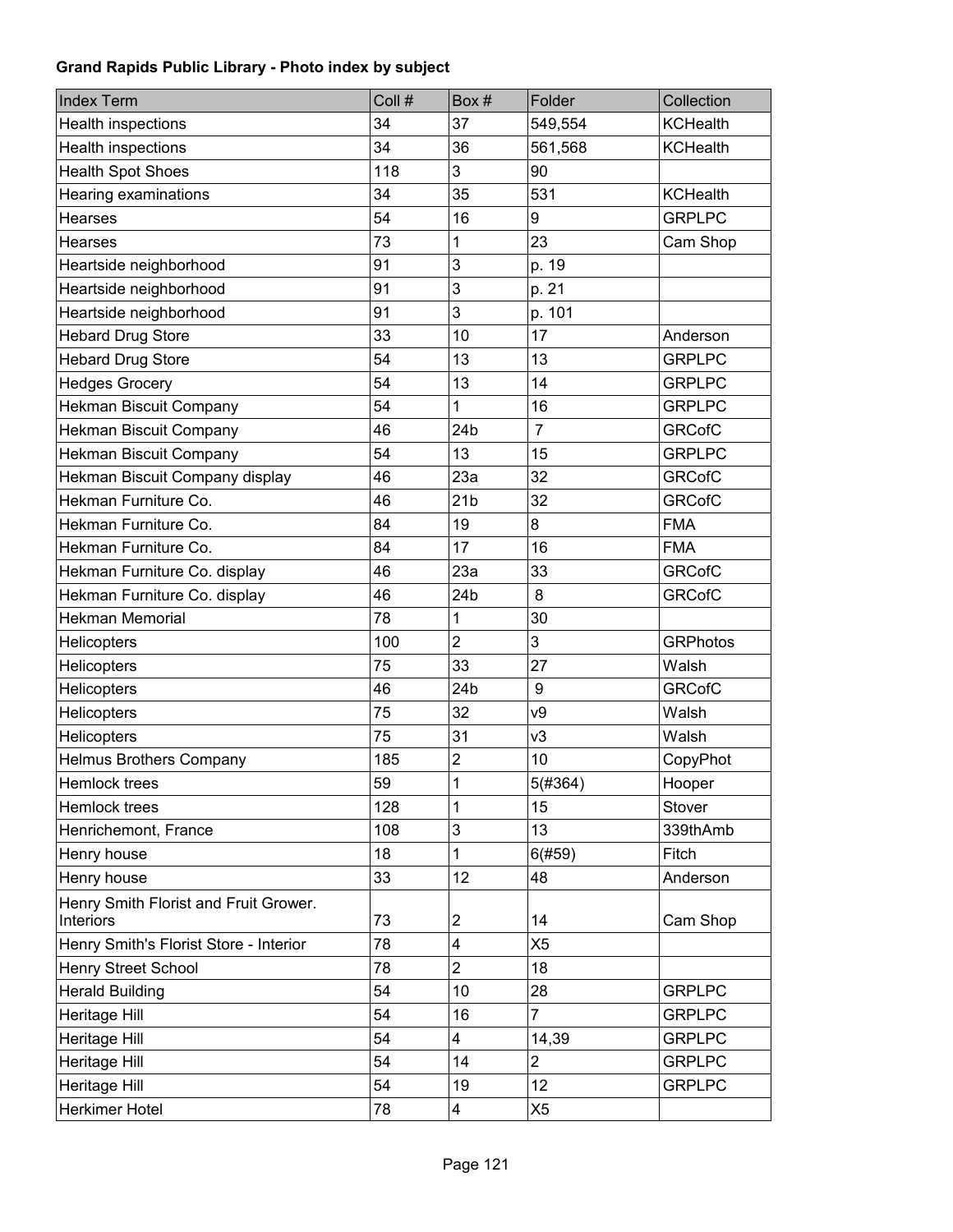**Grand Rapids Public Library - Photo index by subject**

| Index Term | Coll # | Box # | Folder | Collection |
|---|---|---|---|---|
| Health inspections | 34 | 37 | 549,554 | KCHealth |
| Health inspections | 34 | 36 | 561,568 | KCHealth |
| Health Spot Shoes | 118 | 3 | 90 | |
| Hearing examinations | 34 | 35 | 531 | KCHealth |
| Hearses | 54 | 16 | 9 | GRPLPC |
| Hearses | 73 | 1 | 23 | Cam Shop |
| Heartside neighborhood | 91 | 3 | p. 19 | |
| Heartside neighborhood | 91 | 3 | p. 21 | |
| Heartside neighborhood | 91 | 3 | p. 101 | |
| Hebard Drug Store | 33 | 10 | 17 | Anderson |
| Hebard Drug Store | 54 | 13 | 13 | GRPLPC |
| Hedges Grocery | 54 | 13 | 14 | GRPLPC |
| Hekman Biscuit Company | 54 | 1 | 16 | GRPLPC |
| Hekman Biscuit Company | 46 | 24b | 7 | GRCofC |
| Hekman Biscuit Company | 54 | 13 | 15 | GRPLPC |
| Hekman Biscuit Company display | 46 | 23a | 32 | GRCofC |
| Hekman Furniture Co. | 46 | 21b | 32 | GRCofC |
| Hekman Furniture Co. | 84 | 19 | 8 | FMA |
| Hekman Furniture Co. | 84 | 17 | 16 | FMA |
| Hekman Furniture Co. display | 46 | 23a | 33 | GRCofC |
| Hekman Furniture Co. display | 46 | 24b | 8 | GRCofC |
| Hekman Memorial | 78 | 1 | 30 | |
| Helicopters | 100 | 2 | 3 | GRPhotos |
| Helicopters | 75 | 33 | 27 | Walsh |
| Helicopters | 46 | 24b | 9 | GRCofC |
| Helicopters | 75 | 32 | v9 | Walsh |
| Helicopters | 75 | 31 | v3 | Walsh |
| Helmus Brothers Company | 185 | 2 | 10 | CopyPhot |
| Hemlock trees | 59 | 1 | 5(#364) | Hooper |
| Hemlock trees | 128 | 1 | 15 | Stover |
| Henrichemont, France | 108 | 3 | 13 | 339thAmb |
| Henry house | 18 | 1 | 6(#59) | Fitch |
| Henry house | 33 | 12 | 48 | Anderson |
| Henry Smith Florist and Fruit Grower. Interiors | 73 | 2 | 14 | Cam Shop |
| Henry Smith's Florist Store - Interior | 78 | 4 | X5 | |
| Henry Street School | 78 | 2 | 18 | |
| Herald Building | 54 | 10 | 28 | GRPLPC |
| Heritage Hill | 54 | 16 | 7 | GRPLPC |
| Heritage Hill | 54 | 4 | 14,39 | GRPLPC |
| Heritage Hill | 54 | 14 | 2 | GRPLPC |
| Heritage Hill | 54 | 19 | 12 | GRPLPC |
| Herkimer Hotel | 78 | 4 | X5 | |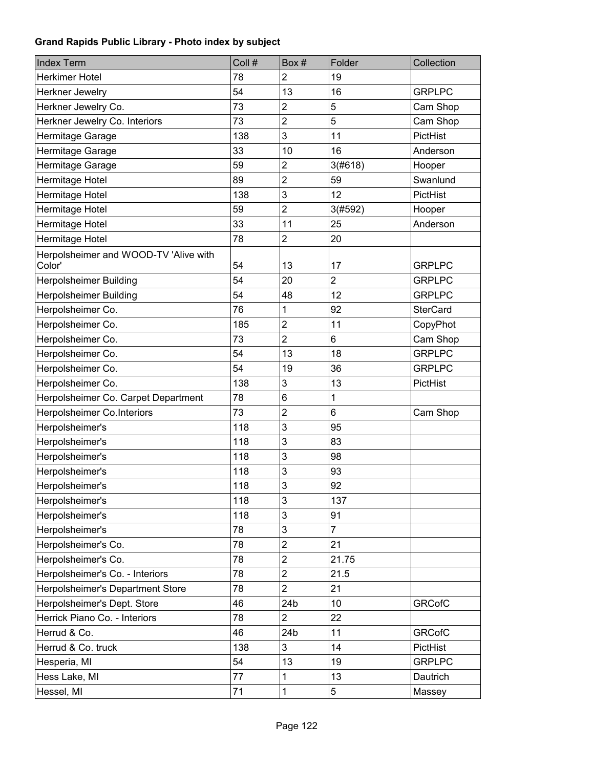**Grand Rapids Public Library - Photo index by subject**

| Index Term | Coll # | Box # | Folder | Collection |
|---|---|---|---|---|
| Herkimer Hotel | 78 | 2 | 19 | |
| Herkner Jewelry | 54 | 13 | 16 | GRPLPC |
| Herkner Jewelry Co. | 73 | 2 | 5 | Cam Shop |
| Herkner Jewelry Co. Interiors | 73 | 2 | 5 | Cam Shop |
| Hermitage Garage | 138 | 3 | 11 | PictHist |
| Hermitage Garage | 33 | 10 | 16 | Anderson |
| Hermitage Garage | 59 | 2 | 3(#618) | Hooper |
| Hermitage Hotel | 89 | 2 | 59 | Swanlund |
| Hermitage Hotel | 138 | 3 | 12 | PictHist |
| Hermitage Hotel | 59 | 2 | 3(#592) | Hooper |
| Hermitage Hotel | 33 | 11 | 25 | Anderson |
| Hermitage Hotel | 78 | 2 | 20 | |
| Herpolsheimer and WOOD-TV 'Alive with Color' | 54 | 13 | 17 | GRPLPC |
| Herpolsheimer Building | 54 | 20 | 2 | GRPLPC |
| Herpolsheimer Building | 54 | 48 | 12 | GRPLPC |
| Herpolsheimer Co. | 76 | 1 | 92 | SterCard |
| Herpolsheimer Co. | 185 | 2 | 11 | CopyPhot |
| Herpolsheimer Co. | 73 | 2 | 6 | Cam Shop |
| Herpolsheimer Co. | 54 | 13 | 18 | GRPLPC |
| Herpolsheimer Co. | 54 | 19 | 36 | GRPLPC |
| Herpolsheimer Co. | 138 | 3 | 13 | PictHist |
| Herpolsheimer Co. Carpet Department | 78 | 6 | 1 | |
| Herpolsheimer Co.Interiors | 73 | 2 | 6 | Cam Shop |
| Herpolsheimer's | 118 | 3 | 95 | |
| Herpolsheimer's | 118 | 3 | 83 | |
| Herpolsheimer's | 118 | 3 | 98 | |
| Herpolsheimer's | 118 | 3 | 93 | |
| Herpolsheimer's | 118 | 3 | 92 | |
| Herpolsheimer's | 118 | 3 | 137 | |
| Herpolsheimer's | 118 | 3 | 91 | |
| Herpolsheimer's | 78 | 3 | 7 | |
| Herpolsheimer's Co. | 78 | 2 | 21 | |
| Herpolsheimer's Co. | 78 | 2 | 21.75 | |
| Herpolsheimer's Co. - Interiors | 78 | 2 | 21.5 | |
| Herpolsheimer's Department Store | 78 | 2 | 21 | |
| Herpolsheimer's Dept. Store | 46 | 24b | 10 | GRCofC |
| Herrick Piano Co. - Interiors | 78 | 2 | 22 | |
| Herrud & Co. | 46 | 24b | 11 | GRCofC |
| Herrud & Co. truck | 138 | 3 | 14 | PictHist |
| Hesperia, MI | 54 | 13 | 19 | GRPLPC |
| Hess Lake, MI | 77 | 1 | 13 | Dautrich |
| Hessel, MI | 71 | 1 | 5 | Massey |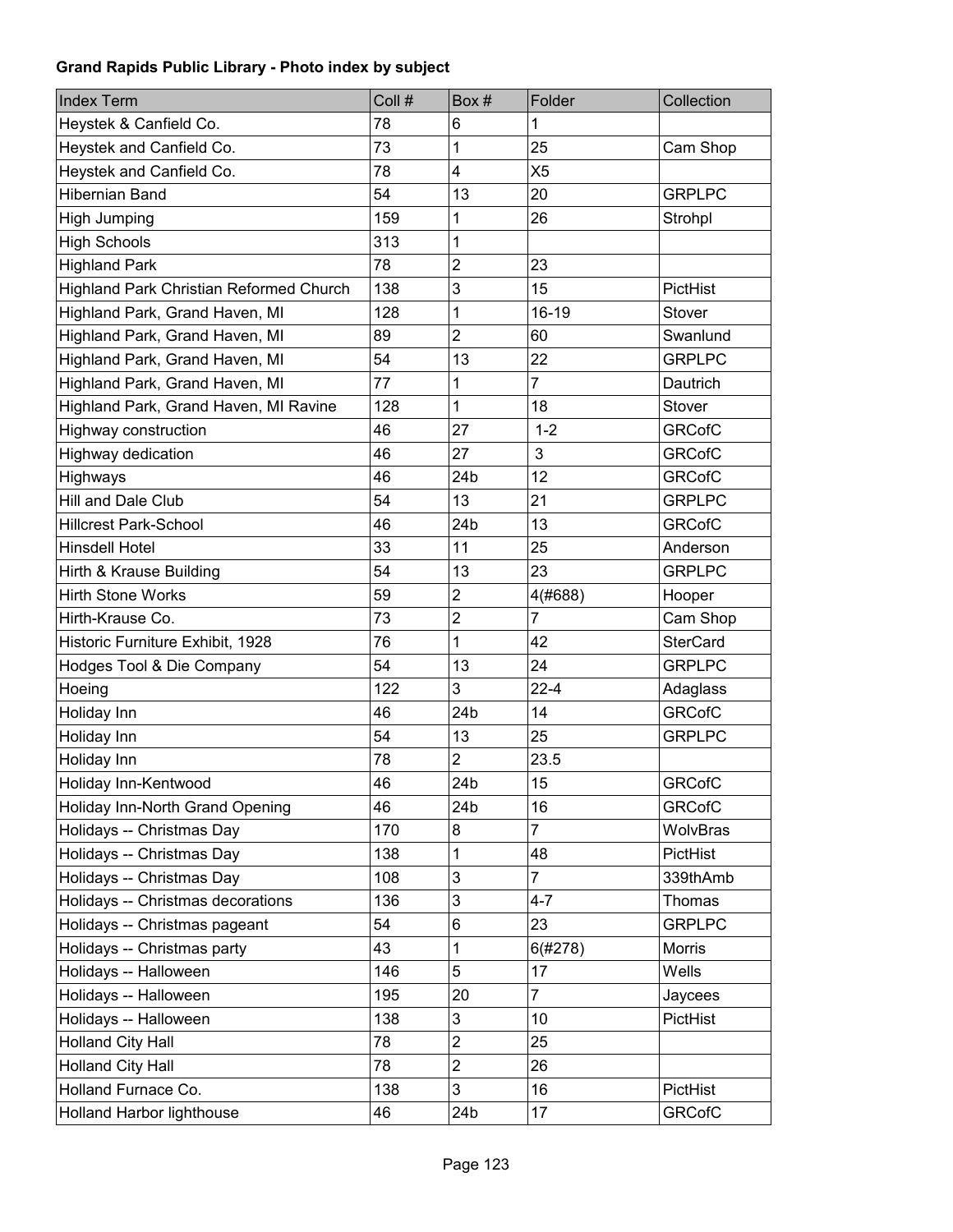**Grand Rapids Public Library - Photo index by subject**

| Index Term | Coll # | Box # | Folder | Collection |
|---|---|---|---|---|
| Heystek & Canfield Co. | 78 | 6 | 1 | |
| Heystek and Canfield Co. | 73 | 1 | 25 | Cam Shop |
| Heystek and Canfield Co. | 78 | 4 | X5 | |
| Hibernian Band | 54 | 13 | 20 | GRPLPC |
| High Jumping | 159 | 1 | 26 | Strohpl |
| High Schools | 313 | 1 | | |
| Highland Park | 78 | 2 | 23 | |
| Highland Park Christian Reformed Church | 138 | 3 | 15 | PictHist |
| Highland Park, Grand Haven, MI | 128 | 1 | 16-19 | Stover |
| Highland Park, Grand Haven, MI | 89 | 2 | 60 | Swanlund |
| Highland Park, Grand Haven, MI | 54 | 13 | 22 | GRPLPC |
| Highland Park, Grand Haven, MI | 77 | 1 | 7 | Dautrich |
| Highland Park, Grand Haven, MI Ravine | 128 | 1 | 18 | Stover |
| Highway construction | 46 | 27 | 1-2 | GRCofC |
| Highway dedication | 46 | 27 | 3 | GRCofC |
| Highways | 46 | 24b | 12 | GRCofC |
| Hill and Dale Club | 54 | 13 | 21 | GRPLPC |
| Hillcrest Park-School | 46 | 24b | 13 | GRCofC |
| Hinsdell Hotel | 33 | 11 | 25 | Anderson |
| Hirth & Krause Building | 54 | 13 | 23 | GRPLPC |
| Hirth Stone Works | 59 | 2 | 4(#688) | Hooper |
| Hirth-Krause Co. | 73 | 2 | 7 | Cam Shop |
| Historic Furniture Exhibit, 1928 | 76 | 1 | 42 | SterCard |
| Hodges Tool & Die Company | 54 | 13 | 24 | GRPLPC |
| Hoeing | 122 | 3 | 22-4 | Adaglass |
| Holiday Inn | 46 | 24b | 14 | GRCofC |
| Holiday Inn | 54 | 13 | 25 | GRPLPC |
| Holiday Inn | 78 | 2 | 23.5 | |
| Holiday Inn-Kentwood | 46 | 24b | 15 | GRCofC |
| Holiday Inn-North Grand Opening | 46 | 24b | 16 | GRCofC |
| Holidays -- Christmas Day | 170 | 8 | 7 | WolvBras |
| Holidays -- Christmas Day | 138 | 1 | 48 | PictHist |
| Holidays -- Christmas Day | 108 | 3 | 7 | 339thAmb |
| Holidays -- Christmas decorations | 136 | 3 | 4-7 | Thomas |
| Holidays -- Christmas pageant | 54 | 6 | 23 | GRPLPC |
| Holidays -- Christmas party | 43 | 1 | 6(#278) | Morris |
| Holidays -- Halloween | 146 | 5 | 17 | Wells |
| Holidays -- Halloween | 195 | 20 | 7 | Jaycees |
| Holidays -- Halloween | 138 | 3 | 10 | PictHist |
| Holland City Hall | 78 | 2 | 25 | |
| Holland City Hall | 78 | 2 | 26 | |
| Holland Furnace Co. | 138 | 3 | 16 | PictHist |
| Holland Harbor lighthouse | 46 | 24b | 17 | GRCofC |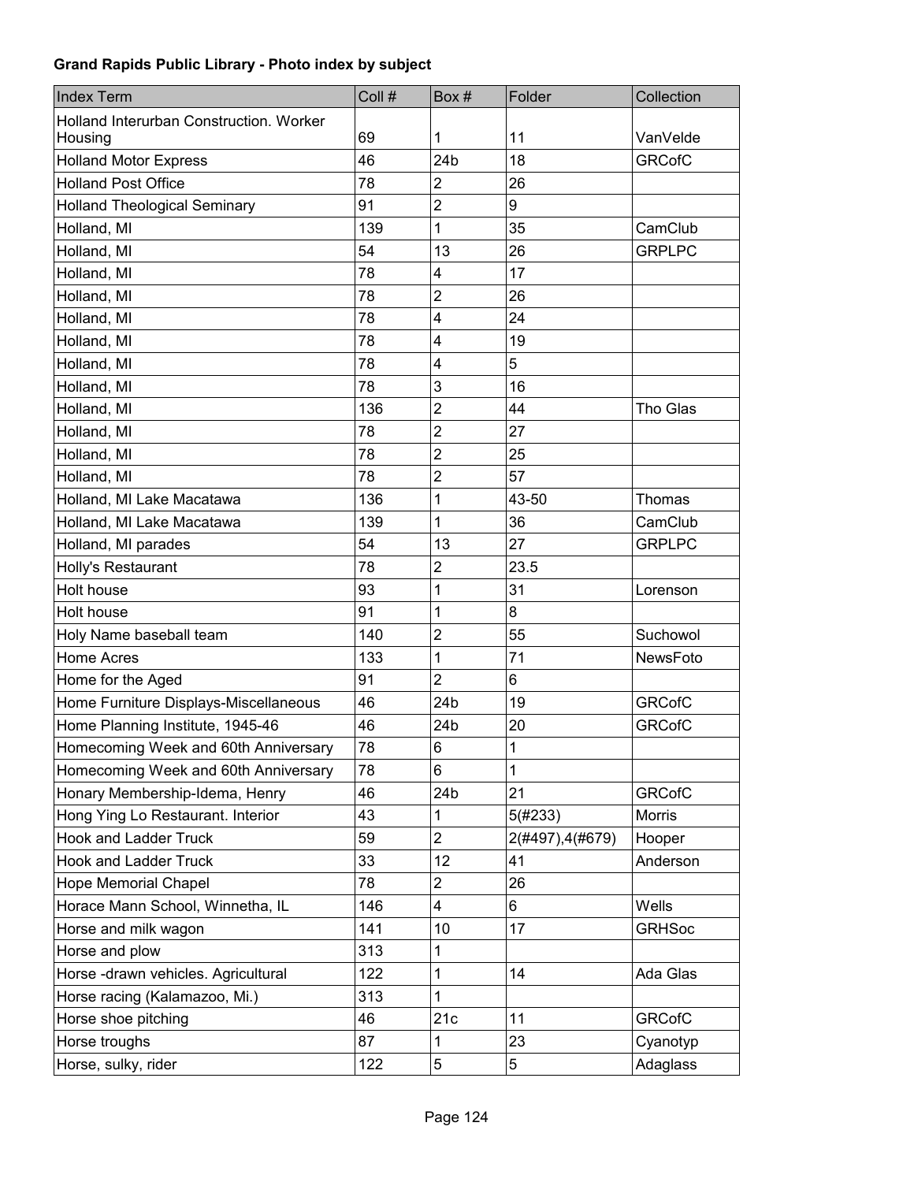**Grand Rapids Public Library - Photo index by subject**

| Index Term | Coll # | Box # | Folder | Collection |
|---|---|---|---|---|
| Holland Interurban Construction. Worker Housing | 69 | 1 | 11 | VanVelde |
| Holland Motor Express | 46 | 24b | 18 | GRCofC |
| Holland Post Office | 78 | 2 | 26 | |
| Holland Theological Seminary | 91 | 2 | 9 | |
| Holland, MI | 139 | 1 | 35 | CamClub |
| Holland, MI | 54 | 13 | 26 | GRPLPC |
| Holland, MI | 78 | 4 | 17 | |
| Holland, MI | 78 | 2 | 26 | |
| Holland, MI | 78 | 4 | 24 | |
| Holland, MI | 78 | 4 | 19 | |
| Holland, MI | 78 | 4 | 5 | |
| Holland, MI | 78 | 3 | 16 | |
| Holland, MI | 136 | 2 | 44 | Tho Glas |
| Holland, MI | 78 | 2 | 27 | |
| Holland, MI | 78 | 2 | 25 | |
| Holland, MI | 78 | 2 | 57 | |
| Holland, MI Lake Macatawa | 136 | 1 | 43-50 | Thomas |
| Holland, MI Lake Macatawa | 139 | 1 | 36 | CamClub |
| Holland, MI parades | 54 | 13 | 27 | GRPLPC |
| Holly's Restaurant | 78 | 2 | 23.5 | |
| Holt house | 93 | 1 | 31 | Lorenson |
| Holt house | 91 | 1 | 8 | |
| Holy Name baseball team | 140 | 2 | 55 | Suchowol |
| Home Acres | 133 | 1 | 71 | NewsFoto |
| Home for the Aged | 91 | 2 | 6 | |
| Home Furniture Displays-Miscellaneous | 46 | 24b | 19 | GRCofC |
| Home Planning Institute, 1945-46 | 46 | 24b | 20 | GRCofC |
| Homecoming Week and 60th Anniversary | 78 | 6 | 1 | |
| Homecoming Week and 60th Anniversary | 78 | 6 | 1 | |
| Honary Membership-Idema, Henry | 46 | 24b | 21 | GRCofC |
| Hong Ying Lo Restaurant. Interior | 43 | 1 | 5(#233) | Morris |
| Hook and Ladder Truck | 59 | 2 | 2(#497),4(#679) | Hooper |
| Hook and Ladder Truck | 33 | 12 | 41 | Anderson |
| Hope Memorial Chapel | 78 | 2 | 26 | |
| Horace Mann School, Winnetha, IL | 146 | 4 | 6 | Wells |
| Horse and milk wagon | 141 | 10 | 17 | GRHSoc |
| Horse and plow | 313 | 1 | | |
| Horse -drawn vehicles. Agricultural | 122 | 1 | 14 | Ada Glas |
| Horse racing (Kalamazoo, Mi.) | 313 | 1 | | |
| Horse shoe pitching | 46 | 21c | 11 | GRCofC |
| Horse troughs | 87 | 1 | 23 | Cyanotyp |
| Horse, sulky, rider | 122 | 5 | 5 | Adaglass |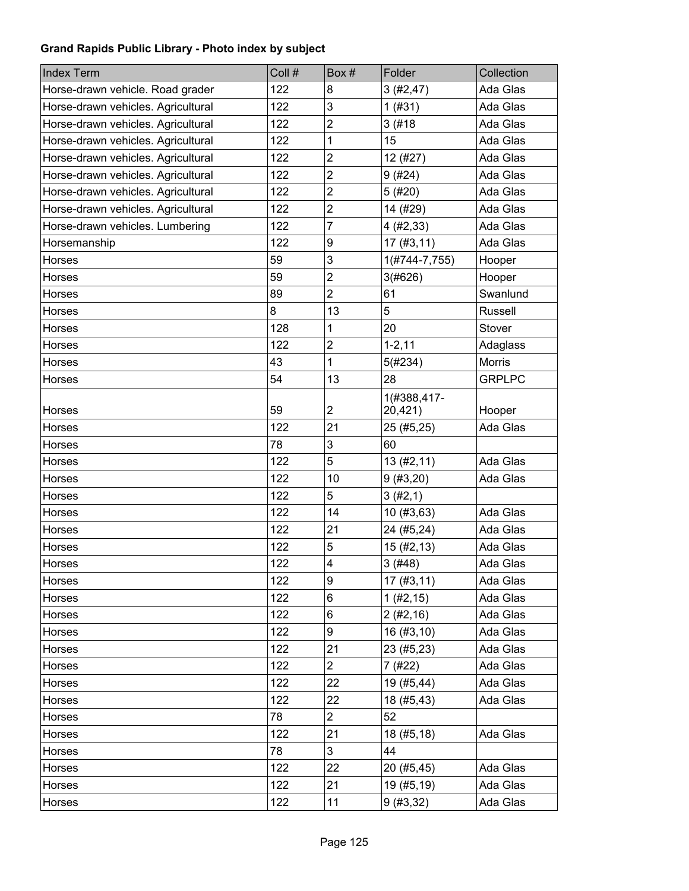**Grand Rapids Public Library - Photo index by subject**

| Index Term | Coll # | Box # | Folder | Collection |
|---|---|---|---|---|
| Horse-drawn vehicle. Road grader | 122 | 8 | 3 (#2,47) | Ada Glas |
| Horse-drawn vehicles. Agricultural | 122 | 3 | 1 (#31) | Ada Glas |
| Horse-drawn vehicles. Agricultural | 122 | 2 | 3 (#18 | Ada Glas |
| Horse-drawn vehicles. Agricultural | 122 | 1 | 15 | Ada Glas |
| Horse-drawn vehicles. Agricultural | 122 | 2 | 12 (#27) | Ada Glas |
| Horse-drawn vehicles. Agricultural | 122 | 2 | 9 (#24) | Ada Glas |
| Horse-drawn vehicles. Agricultural | 122 | 2 | 5 (#20) | Ada Glas |
| Horse-drawn vehicles. Agricultural | 122 | 2 | 14 (#29) | Ada Glas |
| Horse-drawn vehicles. Lumbering | 122 | 7 | 4 (#2,33) | Ada Glas |
| Horsemanship | 122 | 9 | 17 (#3,11) | Ada Glas |
| Horses | 59 | 3 | 1(#744-7,755) | Hooper |
| Horses | 59 | 2 | 3(#626) | Hooper |
| Horses | 89 | 2 | 61 | Swanlund |
| Horses | 8 | 13 | 5 | Russell |
| Horses | 128 | 1 | 20 | Stover |
| Horses | 122 | 2 | 1-2,11 | Adaglass |
| Horses | 43 | 1 | 5(#234) | Morris |
| Horses | 54 | 13 | 28 | GRPLPC |
| Horses | 59 | 2 | 1(#388,417-20,421) | Hooper |
| Horses | 122 | 21 | 25 (#5,25) | Ada Glas |
| Horses | 78 | 3 | 60 | |
| Horses | 122 | 5 | 13 (#2,11) | Ada Glas |
| Horses | 122 | 10 | 9 (#3,20) | Ada Glas |
| Horses | 122 | 5 | 3 (#2,1) | |
| Horses | 122 | 14 | 10 (#3,63) | Ada Glas |
| Horses | 122 | 21 | 24 (#5,24) | Ada Glas |
| Horses | 122 | 5 | 15 (#2,13) | Ada Glas |
| Horses | 122 | 4 | 3 (#48) | Ada Glas |
| Horses | 122 | 9 | 17 (#3,11) | Ada Glas |
| Horses | 122 | 6 | 1 (#2,15) | Ada Glas |
| Horses | 122 | 6 | 2 (#2,16) | Ada Glas |
| Horses | 122 | 9 | 16 (#3,10) | Ada Glas |
| Horses | 122 | 21 | 23 (#5,23) | Ada Glas |
| Horses | 122 | 2 | 7 (#22) | Ada Glas |
| Horses | 122 | 22 | 19 (#5,44) | Ada Glas |
| Horses | 122 | 22 | 18 (#5,43) | Ada Glas |
| Horses | 78 | 2 | 52 | |
| Horses | 122 | 21 | 18 (#5,18) | Ada Glas |
| Horses | 78 | 3 | 44 | |
| Horses | 122 | 22 | 20 (#5,45) | Ada Glas |
| Horses | 122 | 21 | 19 (#5,19) | Ada Glas |
| Horses | 122 | 11 | 9 (#3,32) | Ada Glas |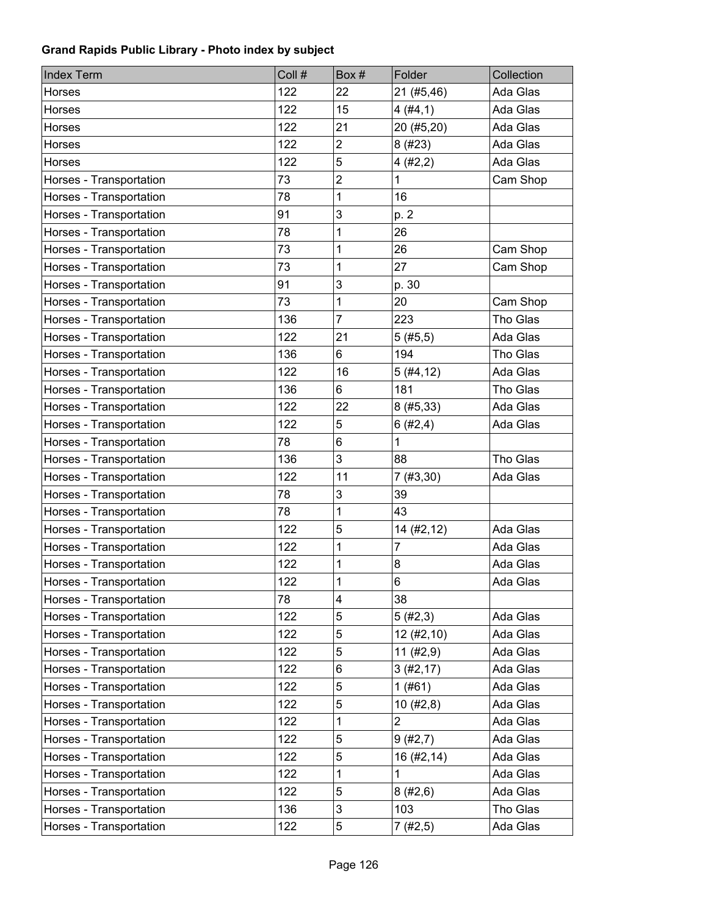**Grand Rapids Public Library - Photo index by subject**

| Index Term | Coll # | Box # | Folder | Collection |
|---|---|---|---|---|
| Horses | 122 | 22 | 21 (#5,46) | Ada Glas |
| Horses | 122 | 15 | 4 (#4,1) | Ada Glas |
| Horses | 122 | 21 | 20 (#5,20) | Ada Glas |
| Horses | 122 | 2 | 8 (#23) | Ada Glas |
| Horses | 122 | 5 | 4 (#2,2) | Ada Glas |
| Horses - Transportation | 73 | 2 | 1 | Cam Shop |
| Horses - Transportation | 78 | 1 | 16 | |
| Horses - Transportation | 91 | 3 | p. 2 | |
| Horses - Transportation | 78 | 1 | 26 | |
| Horses - Transportation | 73 | 1 | 26 | Cam Shop |
| Horses - Transportation | 73 | 1 | 27 | Cam Shop |
| Horses - Transportation | 91 | 3 | p. 30 | |
| Horses - Transportation | 73 | 1 | 20 | Cam Shop |
| Horses - Transportation | 136 | 7 | 223 | Tho Glas |
| Horses - Transportation | 122 | 21 | 5 (#5,5) | Ada Glas |
| Horses - Transportation | 136 | 6 | 194 | Tho Glas |
| Horses - Transportation | 122 | 16 | 5 (#4,12) | Ada Glas |
| Horses - Transportation | 136 | 6 | 181 | Tho Glas |
| Horses - Transportation | 122 | 22 | 8 (#5,33) | Ada Glas |
| Horses - Transportation | 122 | 5 | 6 (#2,4) | Ada Glas |
| Horses - Transportation | 78 | 6 | 1 | |
| Horses - Transportation | 136 | 3 | 88 | Tho Glas |
| Horses - Transportation | 122 | 11 | 7 (#3,30) | Ada Glas |
| Horses - Transportation | 78 | 3 | 39 | |
| Horses - Transportation | 78 | 1 | 43 | |
| Horses - Transportation | 122 | 5 | 14 (#2,12) | Ada Glas |
| Horses - Transportation | 122 | 1 | 7 | Ada Glas |
| Horses - Transportation | 122 | 1 | 8 | Ada Glas |
| Horses - Transportation | 122 | 1 | 6 | Ada Glas |
| Horses - Transportation | 78 | 4 | 38 | |
| Horses - Transportation | 122 | 5 | 5 (#2,3) | Ada Glas |
| Horses - Transportation | 122 | 5 | 12 (#2,10) | Ada Glas |
| Horses - Transportation | 122 | 5 | 11 (#2,9) | Ada Glas |
| Horses - Transportation | 122 | 6 | 3 (#2,17) | Ada Glas |
| Horses - Transportation | 122 | 5 | 1 (#61) | Ada Glas |
| Horses - Transportation | 122 | 5 | 10 (#2,8) | Ada Glas |
| Horses - Transportation | 122 | 1 | 2 | Ada Glas |
| Horses - Transportation | 122 | 5 | 9 (#2,7) | Ada Glas |
| Horses - Transportation | 122 | 5 | 16 (#2,14) | Ada Glas |
| Horses - Transportation | 122 | 1 | 1 | Ada Glas |
| Horses - Transportation | 122 | 5 | 8 (#2,6) | Ada Glas |
| Horses - Transportation | 136 | 3 | 103 | Tho Glas |
| Horses - Transportation | 122 | 5 | 7 (#2,5) | Ada Glas |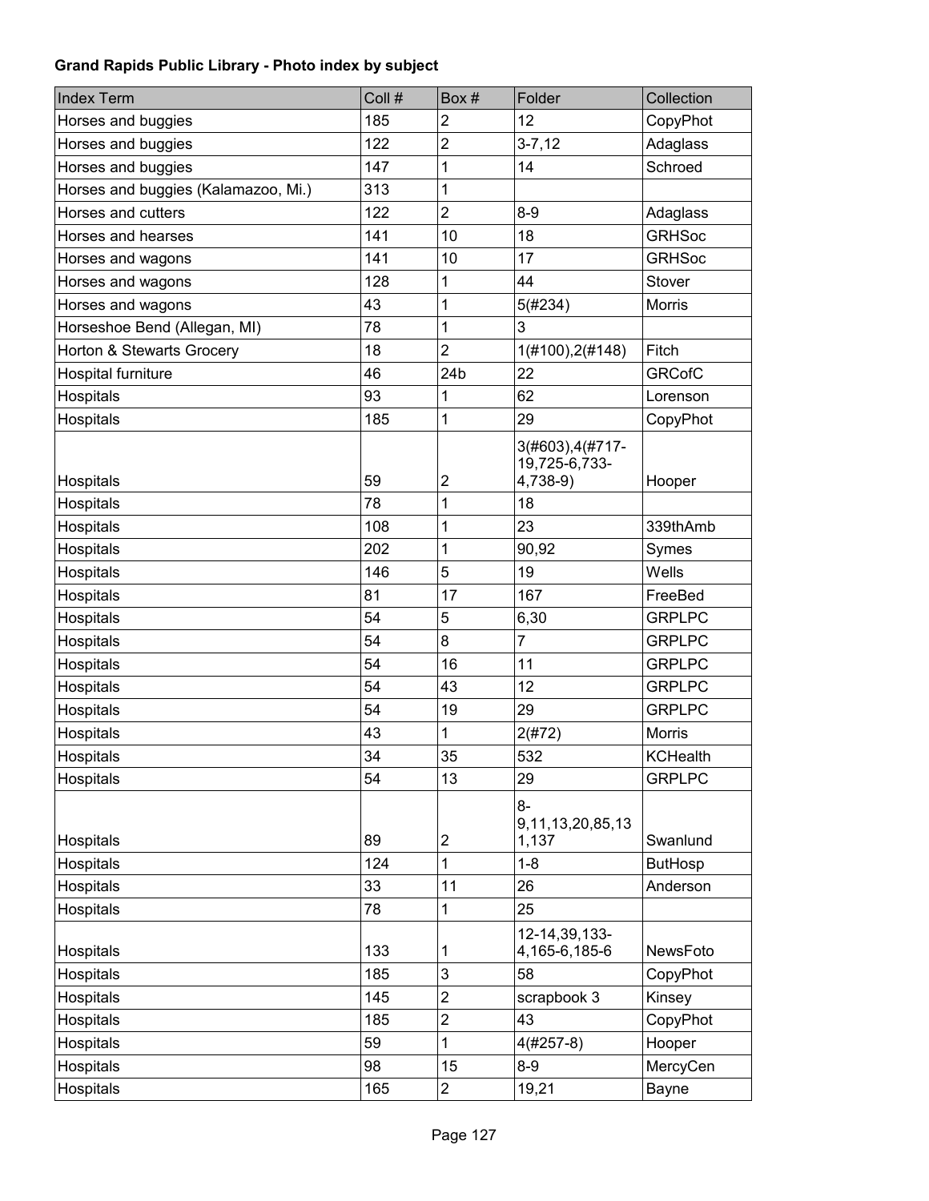**Grand Rapids Public Library - Photo index by subject**

| Index Term | Coll # | Box # | Folder | Collection |
|---|---|---|---|---|
| Horses and buggies | 185 | 2 | 12 | CopyPhot |
| Horses and buggies | 122 | 2 | 3-7,12 | Adaglass |
| Horses and buggies | 147 | 1 | 14 | Schroed |
| Horses and buggies (Kalamazoo, Mi.) | 313 | 1 | | |
| Horses and cutters | 122 | 2 | 8-9 | Adaglass |
| Horses and hearses | 141 | 10 | 18 | GRHSoc |
| Horses and wagons | 141 | 10 | 17 | GRHSoc |
| Horses and wagons | 128 | 1 | 44 | Stover |
| Horses and wagons | 43 | 1 | 5(#234) | Morris |
| Horseshoe Bend (Allegan, MI) | 78 | 1 | 3 | |
| Horton & Stewarts Grocery | 18 | 2 | 1(#100),2(#148) | Fitch |
| Hospital furniture | 46 | 24b | 22 | GRCofC |
| Hospitals | 93 | 1 | 62 | Lorenson |
| Hospitals | 185 | 1 | 29 | CopyPhot |
| Hospitals | 59 | 2 | 3(#603),4(#717-19,725-6,733-4,738-9) | Hooper |
| Hospitals | 78 | 1 | 18 | |
| Hospitals | 108 | 1 | 23 | 339thAmb |
| Hospitals | 202 | 1 | 90,92 | Symes |
| Hospitals | 146 | 5 | 19 | Wells |
| Hospitals | 81 | 17 | 167 | FreeBed |
| Hospitals | 54 | 5 | 6,30 | GRPLPC |
| Hospitals | 54 | 8 | 7 | GRPLPC |
| Hospitals | 54 | 16 | 11 | GRPLPC |
| Hospitals | 54 | 43 | 12 | GRPLPC |
| Hospitals | 54 | 19 | 29 | GRPLPC |
| Hospitals | 43 | 1 | 2(#72) | Morris |
| Hospitals | 34 | 35 | 532 | KCHealth |
| Hospitals | 54 | 13 | 29 | GRPLPC |
| Hospitals | 89 | 2 | 8-9,11,13,20,85,131,137 | Swanlund |
| Hospitals | 124 | 1 | 1-8 | ButHosp |
| Hospitals | 33 | 11 | 26 | Anderson |
| Hospitals | 78 | 1 | 25 | |
| Hospitals | 133 | 1 | 12-14,39,133-4,165-6,185-6 | NewsFoto |
| Hospitals | 185 | 3 | 58 | CopyPhot |
| Hospitals | 145 | 2 | scrapbook 3 | Kinsey |
| Hospitals | 185 | 2 | 43 | CopyPhot |
| Hospitals | 59 | 1 | 4(#257-8) | Hooper |
| Hospitals | 98 | 15 | 8-9 | MercyCen |
| Hospitals | 165 | 2 | 19,21 | Bayne |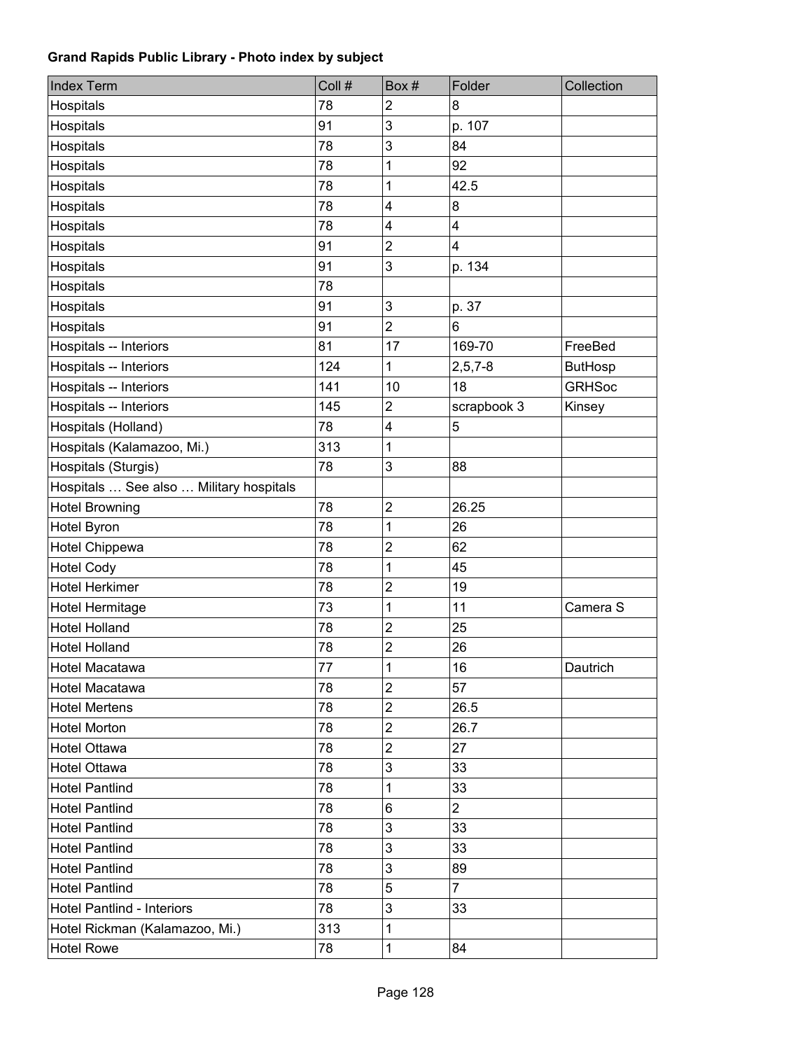**Grand Rapids Public Library - Photo index by subject**

| Index Term | Coll # | Box # | Folder | Collection |
|---|---|---|---|---|
| Hospitals | 78 | 2 | 8 | |
| Hospitals | 91 | 3 | p. 107 | |
| Hospitals | 78 | 3 | 84 | |
| Hospitals | 78 | 1 | 92 | |
| Hospitals | 78 | 1 | 42.5 | |
| Hospitals | 78 | 4 | 8 | |
| Hospitals | 78 | 4 | 4 | |
| Hospitals | 91 | 2 | 4 | |
| Hospitals | 91 | 3 | p. 134 | |
| Hospitals | 78 | | | |
| Hospitals | 91 | 3 | p. 37 | |
| Hospitals | 91 | 2 | 6 | |
| Hospitals -- Interiors | 81 | 17 | 169-70 | FreeBed |
| Hospitals -- Interiors | 124 | 1 | 2,5,7-8 | ButHosp |
| Hospitals -- Interiors | 141 | 10 | 18 | GRHSoc |
| Hospitals -- Interiors | 145 | 2 | scrapbook 3 | Kinsey |
| Hospitals (Holland) | 78 | 4 | 5 | |
| Hospitals (Kalamazoo, Mi.) | 313 | 1 | | |
| Hospitals (Sturgis) | 78 | 3 | 88 | |
| Hospitals … See also … Military hospitals | | | | |
| Hotel Browning | 78 | 2 | 26.25 | |
| Hotel Byron | 78 | 1 | 26 | |
| Hotel Chippewa | 78 | 2 | 62 | |
| Hotel Cody | 78 | 1 | 45 | |
| Hotel Herkimer | 78 | 2 | 19 | |
| Hotel Hermitage | 73 | 1 | 11 | Camera S |
| Hotel Holland | 78 | 2 | 25 | |
| Hotel Holland | 78 | 2 | 26 | |
| Hotel Macatawa | 77 | 1 | 16 | Dautrich |
| Hotel Macatawa | 78 | 2 | 57 | |
| Hotel Mertens | 78 | 2 | 26.5 | |
| Hotel Morton | 78 | 2 | 26.7 | |
| Hotel Ottawa | 78 | 2 | 27 | |
| Hotel Ottawa | 78 | 3 | 33 | |
| Hotel Pantlind | 78 | 1 | 33 | |
| Hotel Pantlind | 78 | 6 | 2 | |
| Hotel Pantlind | 78 | 3 | 33 | |
| Hotel Pantlind | 78 | 3 | 33 | |
| Hotel Pantlind | 78 | 3 | 89 | |
| Hotel Pantlind | 78 | 5 | 7 | |
| Hotel Pantlind - Interiors | 78 | 3 | 33 | |
| Hotel Rickman (Kalamazoo, Mi.) | 313 | 1 | | |
| Hotel Rowe | 78 | 1 | 84 | |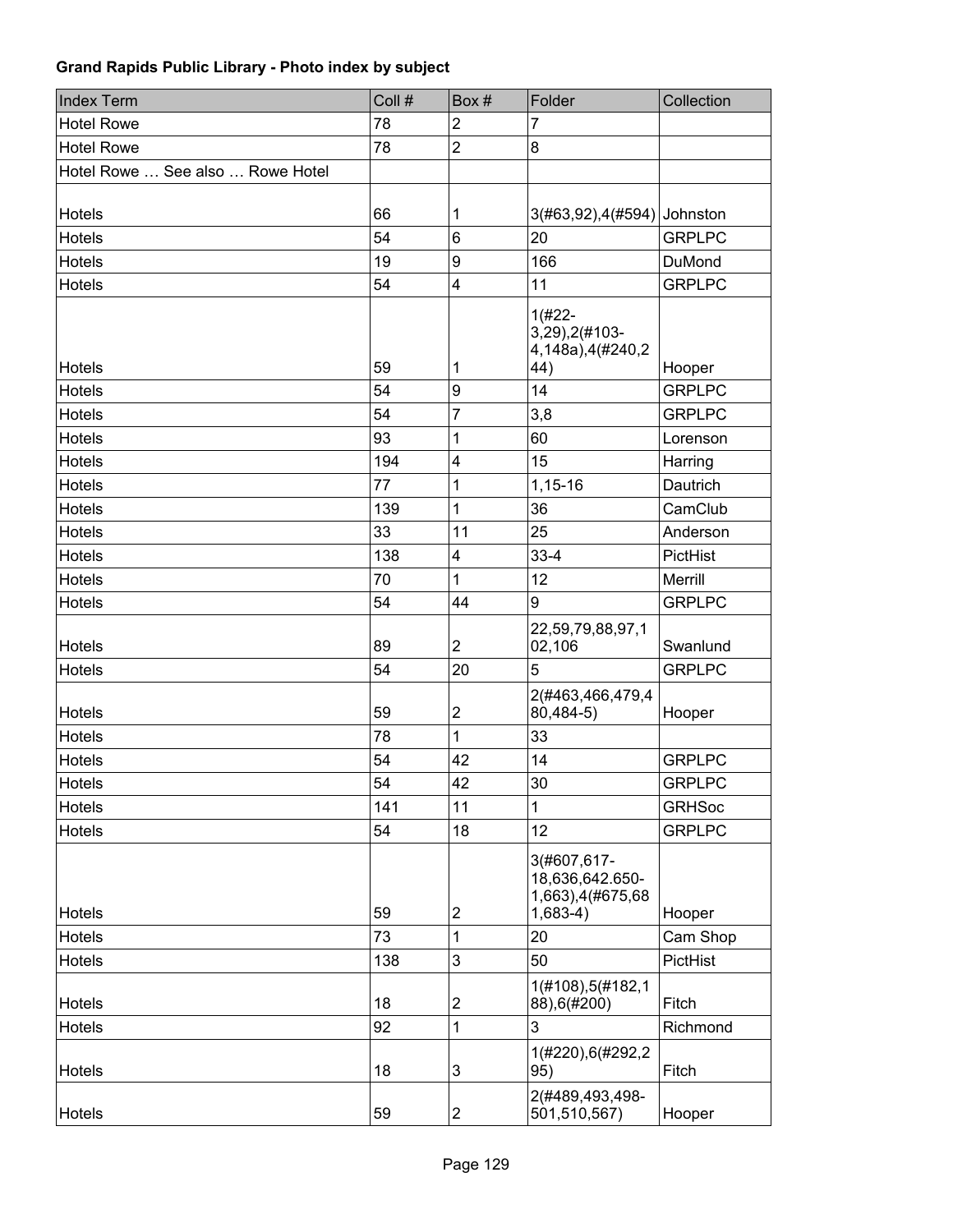**Grand Rapids Public Library - Photo index by subject**

| Index Term | Coll # | Box # | Folder | Collection |
|---|---|---|---|---|
| Hotel Rowe | 78 | 2 | 7 | |
| Hotel Rowe | 78 | 2 | 8 | |
| Hotel Rowe … See also … Rowe Hotel | | | | |
| Hotels | 66 | 1 | 3(#63,92),4(#594) | Johnston |
| Hotels | 54 | 6 | 20 | GRPLPC |
| Hotels | 19 | 9 | 166 | DuMond |
| Hotels | 54 | 4 | 11 | GRPLPC |
| Hotels | 59 | 1 | 1(#22-3,29),2(#103-4,148a),4(#240,244) | Hooper |
| Hotels | 54 | 9 | 14 | GRPLPC |
| Hotels | 54 | 7 | 3,8 | GRPLPC |
| Hotels | 93 | 1 | 60 | Lorenson |
| Hotels | 194 | 4 | 15 | Harring |
| Hotels | 77 | 1 | 1,15-16 | Dautrich |
| Hotels | 139 | 1 | 36 | CamClub |
| Hotels | 33 | 11 | 25 | Anderson |
| Hotels | 138 | 4 | 33-4 | PictHist |
| Hotels | 70 | 1 | 12 | Merrill |
| Hotels | 54 | 44 | 9 | GRPLPC |
| Hotels | 89 | 2 | 22,59,79,88,97,102,106 | Swanlund |
| Hotels | 54 | 20 | 5 | GRPLPC |
| Hotels | 59 | 2 | 2(#463,466,479,480,484-5) | Hooper |
| Hotels | 78 | 1 | 33 | |
| Hotels | 54 | 42 | 14 | GRPLPC |
| Hotels | 54 | 42 | 30 | GRPLPC |
| Hotels | 141 | 11 | 1 | GRHSoc |
| Hotels | 54 | 18 | 12 | GRPLPC |
| Hotels | 59 | 2 | 3(#607,617-18,636,642.650-1,663),4(#675,681,683-4) | Hooper |
| Hotels | 73 | 1 | 20 | Cam Shop |
| Hotels | 138 | 3 | 50 | PictHist |
| Hotels | 18 | 2 | 1(#108),5(#182,188),6(#200) | Fitch |
| Hotels | 92 | 1 | 3 | Richmond |
| Hotels | 18 | 3 | 1(#220),6(#292,295) | Fitch |
| Hotels | 59 | 2 | 2(#489,493,498-501,510,567) | Hooper |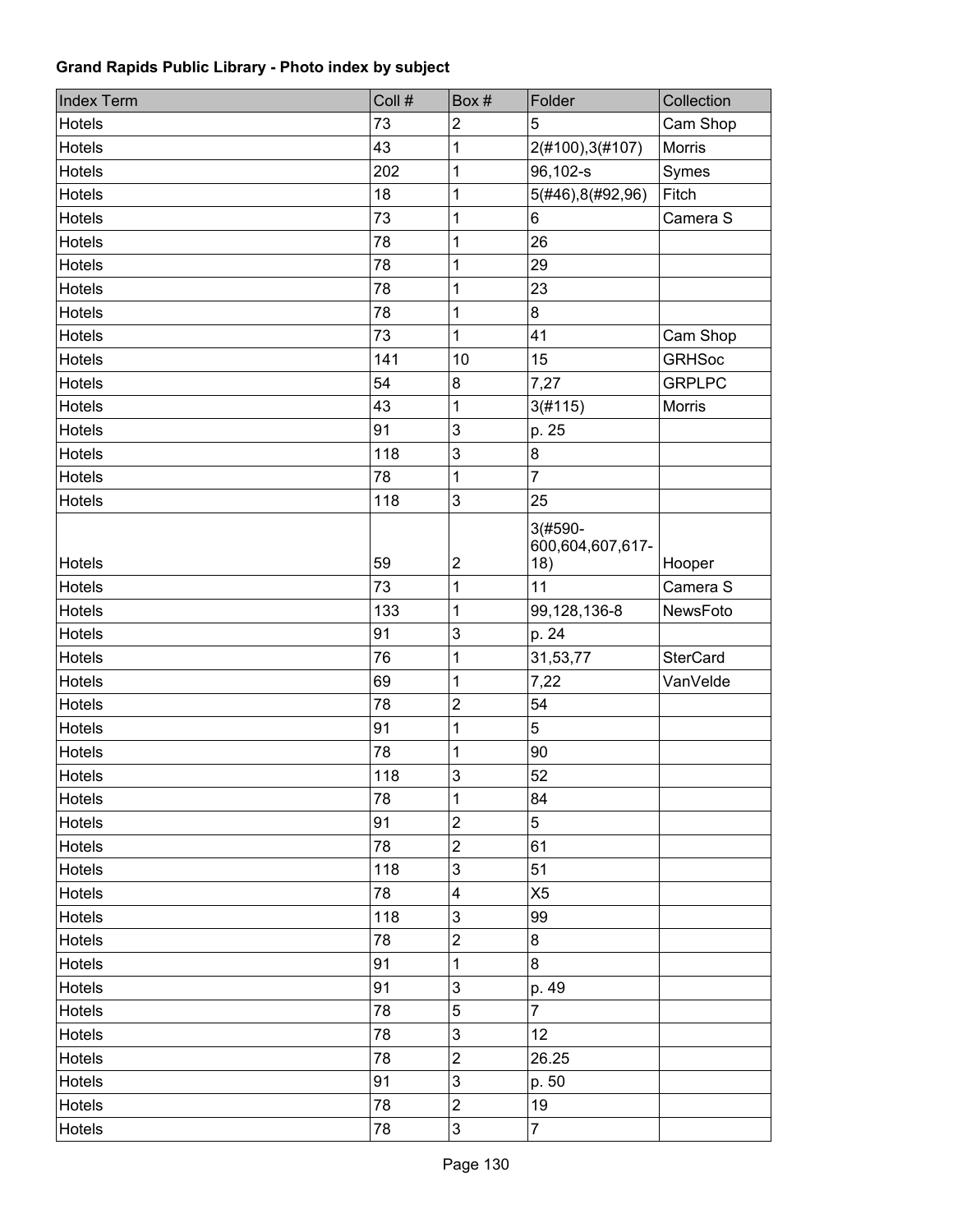**Grand Rapids Public Library - Photo index by subject**

| Index Term | Coll # | Box # | Folder | Collection |
|---|---|---|---|---|
| Hotels | 73 | 2 | 5 | Cam Shop |
| Hotels | 43 | 1 | 2(#100),3(#107) | Morris |
| Hotels | 202 | 1 | 96,102-s | Symes |
| Hotels | 18 | 1 | 5(#46),8(#92,96) | Fitch |
| Hotels | 73 | 1 | 6 | Camera S |
| Hotels | 78 | 1 | 26 | |
| Hotels | 78 | 1 | 29 | |
| Hotels | 78 | 1 | 23 | |
| Hotels | 78 | 1 | 8 | |
| Hotels | 73 | 1 | 41 | Cam Shop |
| Hotels | 141 | 10 | 15 | GRHSoc |
| Hotels | 54 | 8 | 7,27 | GRPLPC |
| Hotels | 43 | 1 | 3(#115) | Morris |
| Hotels | 91 | 3 | p. 25 | |
| Hotels | 118 | 3 | 8 | |
| Hotels | 78 | 1 | 7 | |
| Hotels | 118 | 3 | 25 | |
| Hotels | 59 | 2 | 3(#590-600,604,607,617-18) | Hooper |
| Hotels | 73 | 1 | 11 | Camera S |
| Hotels | 133 | 1 | 99,128,136-8 | NewsFoto |
| Hotels | 91 | 3 | p. 24 | |
| Hotels | 76 | 1 | 31,53,77 | SterCard |
| Hotels | 69 | 1 | 7,22 | VanVelde |
| Hotels | 78 | 2 | 54 | |
| Hotels | 91 | 1 | 5 | |
| Hotels | 78 | 1 | 90 | |
| Hotels | 118 | 3 | 52 | |
| Hotels | 78 | 1 | 84 | |
| Hotels | 91 | 2 | 5 | |
| Hotels | 78 | 2 | 61 | |
| Hotels | 118 | 3 | 51 | |
| Hotels | 78 | 4 | X5 | |
| Hotels | 118 | 3 | 99 | |
| Hotels | 78 | 2 | 8 | |
| Hotels | 91 | 1 | 8 | |
| Hotels | 91 | 3 | p. 49 | |
| Hotels | 78 | 5 | 7 | |
| Hotels | 78 | 3 | 12 | |
| Hotels | 78 | 2 | 26.25 | |
| Hotels | 91 | 3 | p. 50 | |
| Hotels | 78 | 2 | 19 | |
| Hotels | 78 | 3 | 7 | |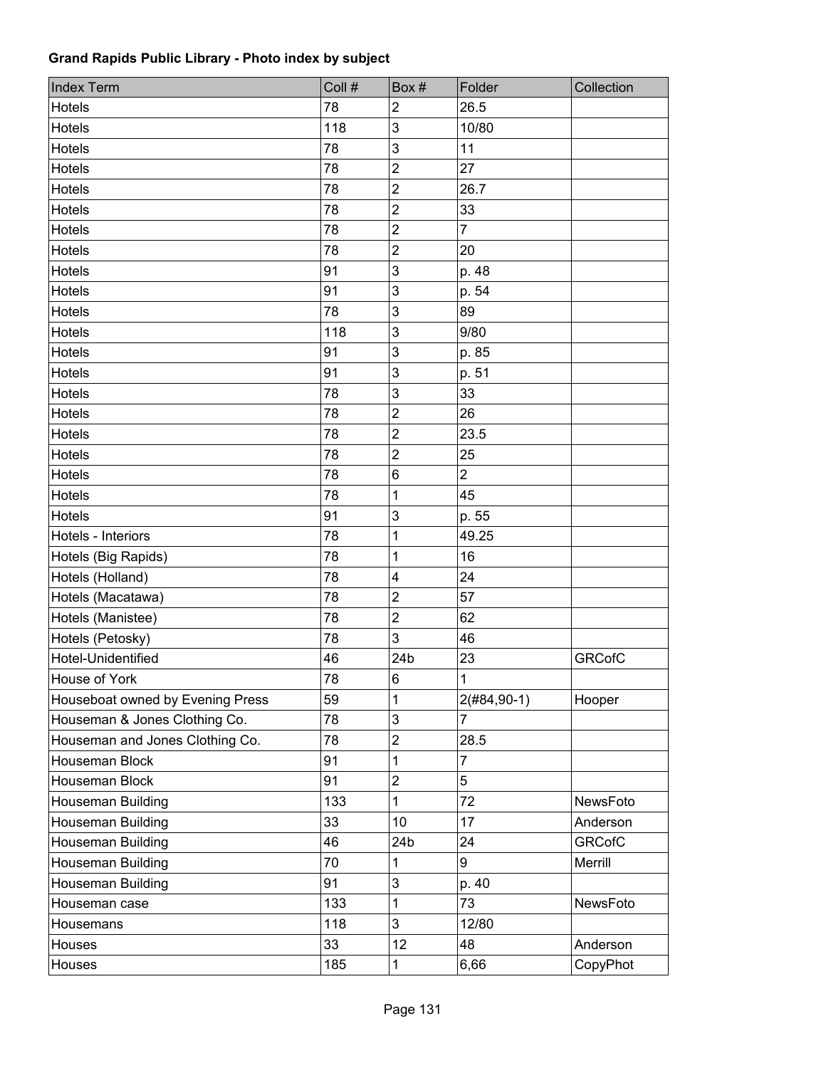**Grand Rapids Public Library - Photo index by subject**

| Index Term | Coll # | Box # | Folder | Collection |
|---|---|---|---|---|
| Hotels | 78 | 2 | 26.5 | |
| Hotels | 118 | 3 | 10/80 | |
| Hotels | 78 | 3 | 11 | |
| Hotels | 78 | 2 | 27 | |
| Hotels | 78 | 2 | 26.7 | |
| Hotels | 78 | 2 | 33 | |
| Hotels | 78 | 2 | 7 | |
| Hotels | 78 | 2 | 20 | |
| Hotels | 91 | 3 | p. 48 | |
| Hotels | 91 | 3 | p. 54 | |
| Hotels | 78 | 3 | 89 | |
| Hotels | 118 | 3 | 9/80 | |
| Hotels | 91 | 3 | p. 85 | |
| Hotels | 91 | 3 | p. 51 | |
| Hotels | 78 | 3 | 33 | |
| Hotels | 78 | 2 | 26 | |
| Hotels | 78 | 2 | 23.5 | |
| Hotels | 78 | 2 | 25 | |
| Hotels | 78 | 6 | 2 | |
| Hotels | 78 | 1 | 45 | |
| Hotels | 91 | 3 | p. 55 | |
| Hotels - Interiors | 78 | 1 | 49.25 | |
| Hotels (Big Rapids) | 78 | 1 | 16 | |
| Hotels (Holland) | 78 | 4 | 24 | |
| Hotels (Macatawa) | 78 | 2 | 57 | |
| Hotels (Manistee) | 78 | 2 | 62 | |
| Hotels (Petosky) | 78 | 3 | 46 | |
| Hotel-Unidentified | 46 | 24b | 23 | GRCofC |
| House of York | 78 | 6 | 1 | |
| Houseboat owned by Evening Press | 59 | 1 | 2(#84,90-1) | Hooper |
| Houseman & Jones Clothing Co. | 78 | 3 | 7 | |
| Houseman and Jones Clothing Co. | 78 | 2 | 28.5 | |
| Houseman Block | 91 | 1 | 7 | |
| Houseman Block | 91 | 2 | 5 | |
| Houseman Building | 133 | 1 | 72 | NewsFoto |
| Houseman Building | 33 | 10 | 17 | Anderson |
| Houseman Building | 46 | 24b | 24 | GRCofC |
| Houseman Building | 70 | 1 | 9 | Merrill |
| Houseman Building | 91 | 3 | p. 40 | |
| Houseman case | 133 | 1 | 73 | NewsFoto |
| Housemans | 118 | 3 | 12/80 | |
| Houses | 33 | 12 | 48 | Anderson |
| Houses | 185 | 1 | 6,66 | CopyPhot |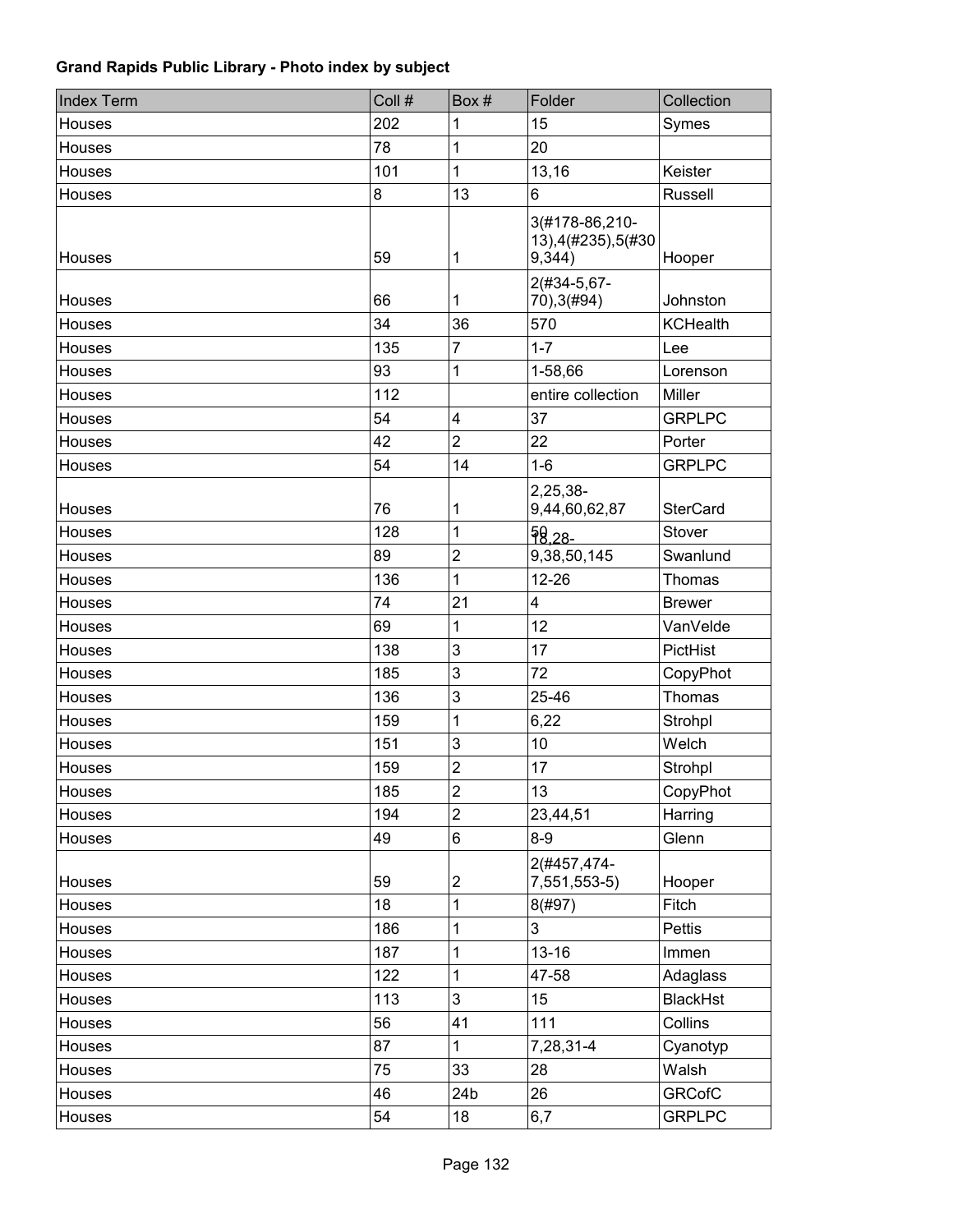**Grand Rapids Public Library - Photo index by subject**

| Index Term | Coll # | Box # | Folder | Collection |
|---|---|---|---|---|
| Houses | 202 | 1 | 15 | Symes |
| Houses | 78 | 1 | 20 | |
| Houses | 101 | 1 | 13,16 | Keister |
| Houses | 8 | 13 | 6 | Russell |
| Houses | 59 | 1 | 3(#178-86,210-13),4(#235),5(#309,344) | Hooper |
| Houses | 66 | 1 | 2(#34-5,67-70),3(#94) | Johnston |
| Houses | 34 | 36 | 570 | KCHealth |
| Houses | 135 | 7 | 1-7 | Lee |
| Houses | 93 | 1 | 1-58,66 | Lorenson |
| Houses | 112 | | entire collection | Miller |
| Houses | 54 | 4 | 37 | GRPLPC |
| Houses | 42 | 2 | 22 | Porter |
| Houses | 54 | 14 | 1-6 | GRPLPC |
| Houses | 76 | 1 | 2,25,38-9,44,60,62,87 | SterCard |
| Houses | 128 | 1 | 50 | Stover |
| Houses | 89 | 2 | 18,28-9,38,50,145 | Swanlund |
| Houses | 136 | 1 | 12-26 | Thomas |
| Houses | 74 | 21 | 4 | Brewer |
| Houses | 69 | 1 | 12 | VanVelde |
| Houses | 138 | 3 | 17 | PictHist |
| Houses | 185 | 3 | 72 | CopyPhot |
| Houses | 136 | 3 | 25-46 | Thomas |
| Houses | 159 | 1 | 6,22 | Strohpl |
| Houses | 151 | 3 | 10 | Welch |
| Houses | 159 | 2 | 17 | Strohpl |
| Houses | 185 | 2 | 13 | CopyPhot |
| Houses | 194 | 2 | 23,44,51 | Harring |
| Houses | 49 | 6 | 8-9 | Glenn |
| Houses | 59 | 2 | 2(#457,474-7,551,553-5) | Hooper |
| Houses | 18 | 1 | 8(#97) | Fitch |
| Houses | 186 | 1 | 3 | Pettis |
| Houses | 187 | 1 | 13-16 | Immen |
| Houses | 122 | 1 | 47-58 | Adaglass |
| Houses | 113 | 3 | 15 | BlackHst |
| Houses | 56 | 41 | 111 | Collins |
| Houses | 87 | 1 | 7,28,31-4 | Cyanotyp |
| Houses | 75 | 33 | 28 | Walsh |
| Houses | 46 | 24b | 26 | GRCofC |
| Houses | 54 | 18 | 6,7 | GRPLPC |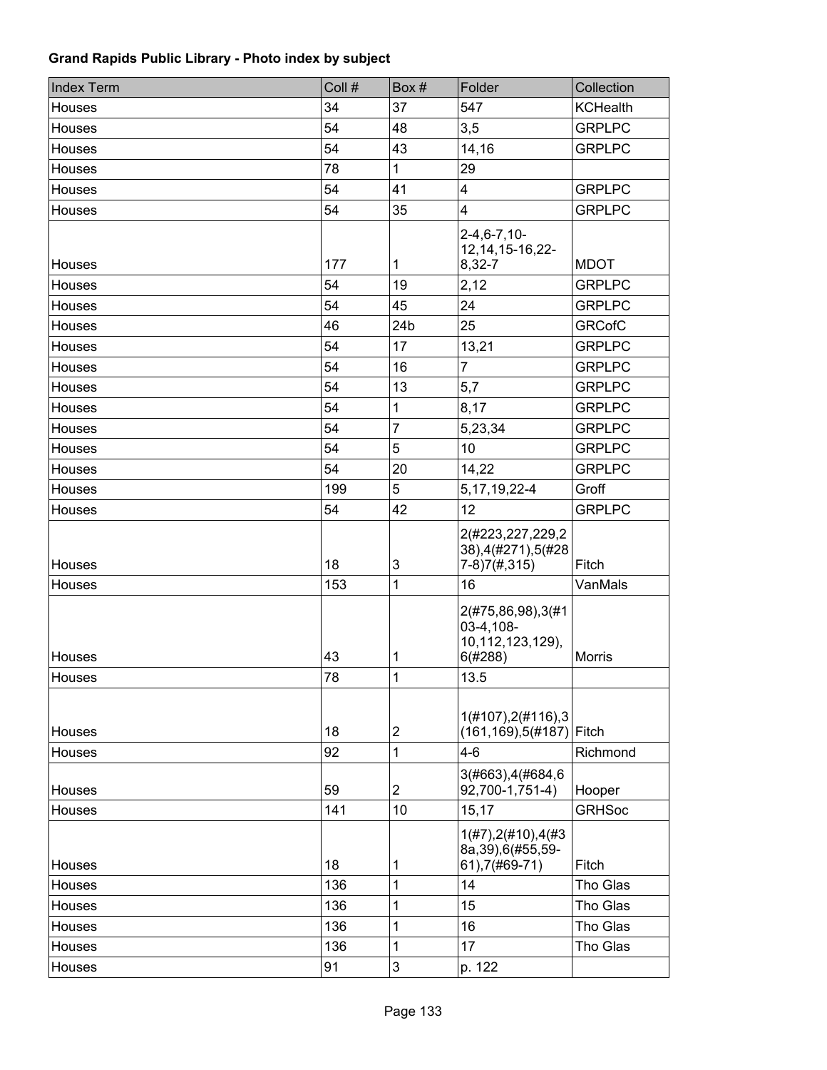**Grand Rapids Public Library - Photo index by subject**

| Index Term | Coll # | Box # | Folder | Collection |
|---|---|---|---|---|
| Houses | 34 | 37 | 547 | KCHealth |
| Houses | 54 | 48 | 3,5 | GRPLPC |
| Houses | 54 | 43 | 14,16 | GRPLPC |
| Houses | 78 | 1 | 29 | |
| Houses | 54 | 41 | 4 | GRPLPC |
| Houses | 54 | 35 | 4 | GRPLPC |
| Houses | 177 | 1 | 2-4,6-7,10-12,14,15-16,22-8,32-7 | MDOT |
| Houses | 54 | 19 | 2,12 | GRPLPC |
| Houses | 54 | 45 | 24 | GRPLPC |
| Houses | 46 | 24b | 25 | GRCofC |
| Houses | 54 | 17 | 13,21 | GRPLPC |
| Houses | 54 | 16 | 7 | GRPLPC |
| Houses | 54 | 13 | 5,7 | GRPLPC |
| Houses | 54 | 1 | 8,17 | GRPLPC |
| Houses | 54 | 7 | 5,23,34 | GRPLPC |
| Houses | 54 | 5 | 10 | GRPLPC |
| Houses | 54 | 20 | 14,22 | GRPLPC |
| Houses | 199 | 5 | 5,17,19,22-4 | Groff |
| Houses | 54 | 42 | 12 | GRPLPC |
| Houses | 18 | 3 | 2(#223,227,229,238),4(#271),5(#287-8)7(#,315) | Fitch |
| Houses | 153 | 1 | 16 | VanMals |
| Houses | 43 | 1 | 2(#75,86,98),3(#103-4,108-10,112,123,129),6(#288) | Morris |
| Houses | 78 | 1 | 13.5 | |
| Houses | 18 | 2 | 1(#107),2(#116),3(161,169),5(#187) | Fitch |
| Houses | 92 | 1 | 4-6 | Richmond |
| Houses | 59 | 2 | 3(#663),4(#684,692,700-1,751-4) | Hooper |
| Houses | 141 | 10 | 15,17 | GRHSoc |
| Houses | 18 | 1 | 1(#7),2(#10),4(#38a,39),6(#55,59-61),7(#69-71) | Fitch |
| Houses | 136 | 1 | 14 | Tho Glas |
| Houses | 136 | 1 | 15 | Tho Glas |
| Houses | 136 | 1 | 16 | Tho Glas |
| Houses | 136 | 1 | 17 | Tho Glas |
| Houses | 91 | 3 | p. 122 | |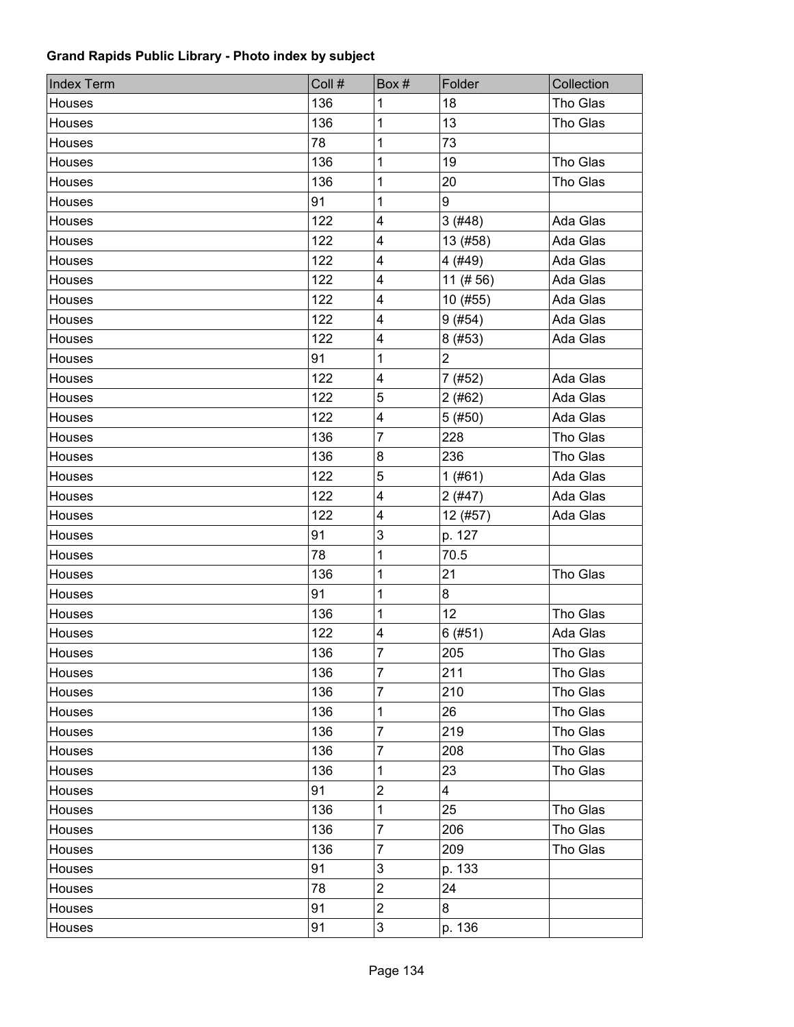**Grand Rapids Public Library - Photo index by subject**

| Index Term | Coll # | Box # | Folder | Collection |
|---|---|---|---|---|
| Houses | 136 | 1 | 18 | Tho Glas |
| Houses | 136 | 1 | 13 | Tho Glas |
| Houses | 78 | 1 | 73 | |
| Houses | 136 | 1 | 19 | Tho Glas |
| Houses | 136 | 1 | 20 | Tho Glas |
| Houses | 91 | 1 | 9 | |
| Houses | 122 | 4 | 3 (#48) | Ada Glas |
| Houses | 122 | 4 | 13 (#58) | Ada Glas |
| Houses | 122 | 4 | 4 (#49) | Ada Glas |
| Houses | 122 | 4 | 11 (# 56) | Ada Glas |
| Houses | 122 | 4 | 10 (#55) | Ada Glas |
| Houses | 122 | 4 | 9 (#54) | Ada Glas |
| Houses | 122 | 4 | 8 (#53) | Ada Glas |
| Houses | 91 | 1 | 2 | |
| Houses | 122 | 4 | 7 (#52) | Ada Glas |
| Houses | 122 | 5 | 2 (#62) | Ada Glas |
| Houses | 122 | 4 | 5 (#50) | Ada Glas |
| Houses | 136 | 7 | 228 | Tho Glas |
| Houses | 136 | 8 | 236 | Tho Glas |
| Houses | 122 | 5 | 1 (#61) | Ada Glas |
| Houses | 122 | 4 | 2 (#47) | Ada Glas |
| Houses | 122 | 4 | 12 (#57) | Ada Glas |
| Houses | 91 | 3 | p. 127 | |
| Houses | 78 | 1 | 70.5 | |
| Houses | 136 | 1 | 21 | Tho Glas |
| Houses | 91 | 1 | 8 | |
| Houses | 136 | 1 | 12 | Tho Glas |
| Houses | 122 | 4 | 6 (#51) | Ada Glas |
| Houses | 136 | 7 | 205 | Tho Glas |
| Houses | 136 | 7 | 211 | Tho Glas |
| Houses | 136 | 7 | 210 | Tho Glas |
| Houses | 136 | 1 | 26 | Tho Glas |
| Houses | 136 | 7 | 219 | Tho Glas |
| Houses | 136 | 7 | 208 | Tho Glas |
| Houses | 136 | 1 | 23 | Tho Glas |
| Houses | 91 | 2 | 4 | |
| Houses | 136 | 1 | 25 | Tho Glas |
| Houses | 136 | 7 | 206 | Tho Glas |
| Houses | 136 | 7 | 209 | Tho Glas |
| Houses | 91 | 3 | p. 133 | |
| Houses | 78 | 2 | 24 | |
| Houses | 91 | 2 | 8 | |
| Houses | 91 | 3 | p. 136 | |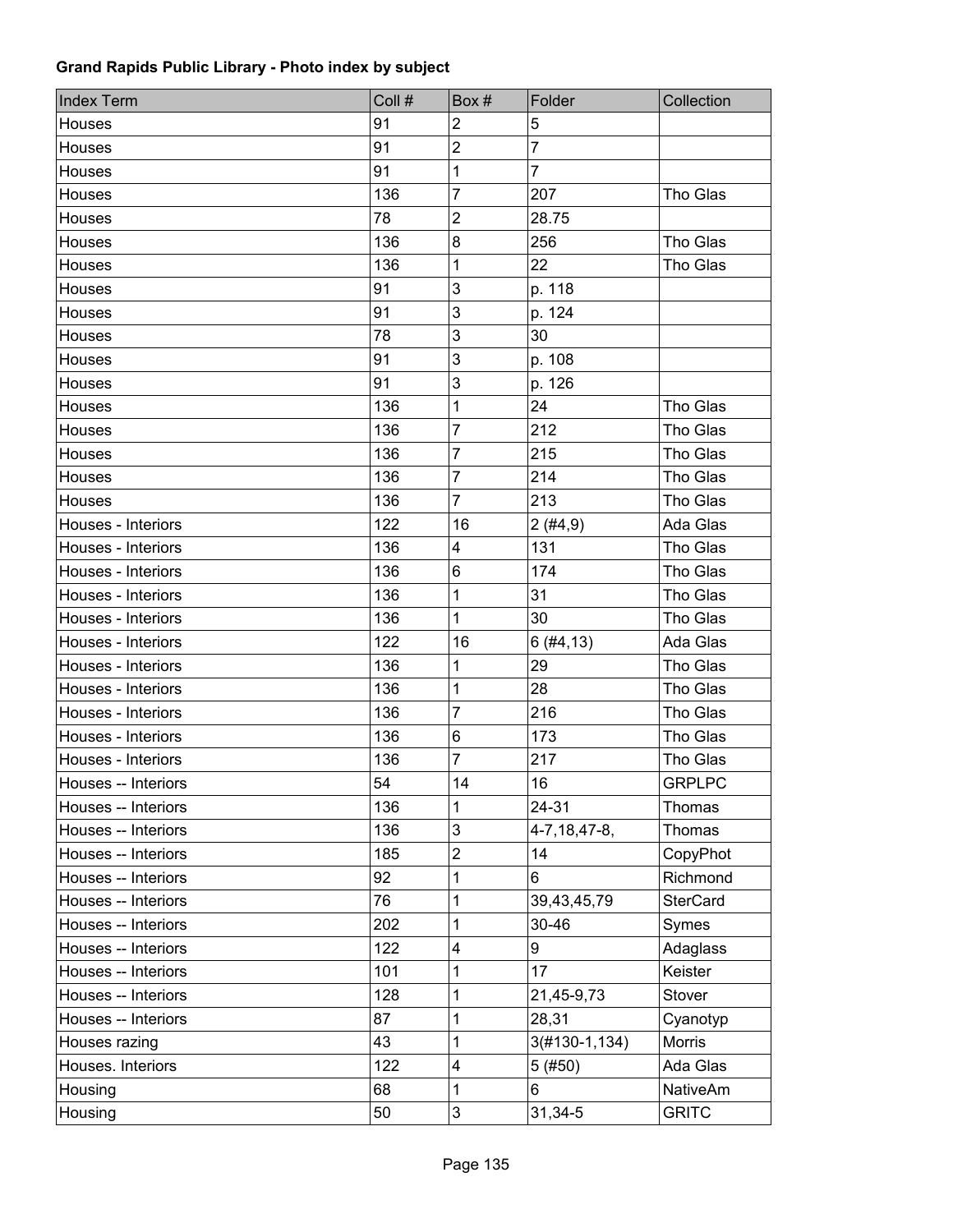**Grand Rapids Public Library - Photo index by subject**

| Index Term | Coll # | Box # | Folder | Collection |
|---|---|---|---|---|
| Houses | 91 | 2 | 5 | |
| Houses | 91 | 2 | 7 | |
| Houses | 91 | 1 | 7 | |
| Houses | 136 | 7 | 207 | Tho Glas |
| Houses | 78 | 2 | 28.75 | |
| Houses | 136 | 8 | 256 | Tho Glas |
| Houses | 136 | 1 | 22 | Tho Glas |
| Houses | 91 | 3 | p. 118 | |
| Houses | 91 | 3 | p. 124 | |
| Houses | 78 | 3 | 30 | |
| Houses | 91 | 3 | p. 108 | |
| Houses | 91 | 3 | p. 126 | |
| Houses | 136 | 1 | 24 | Tho Glas |
| Houses | 136 | 7 | 212 | Tho Glas |
| Houses | 136 | 7 | 215 | Tho Glas |
| Houses | 136 | 7 | 214 | Tho Glas |
| Houses | 136 | 7 | 213 | Tho Glas |
| Houses - Interiors | 122 | 16 | 2 (#4,9) | Ada Glas |
| Houses - Interiors | 136 | 4 | 131 | Tho Glas |
| Houses - Interiors | 136 | 6 | 174 | Tho Glas |
| Houses - Interiors | 136 | 1 | 31 | Tho Glas |
| Houses - Interiors | 136 | 1 | 30 | Tho Glas |
| Houses - Interiors | 122 | 16 | 6 (#4,13) | Ada Glas |
| Houses - Interiors | 136 | 1 | 29 | Tho Glas |
| Houses - Interiors | 136 | 1 | 28 | Tho Glas |
| Houses - Interiors | 136 | 7 | 216 | Tho Glas |
| Houses - Interiors | 136 | 6 | 173 | Tho Glas |
| Houses - Interiors | 136 | 7 | 217 | Tho Glas |
| Houses -- Interiors | 54 | 14 | 16 | GRPLPC |
| Houses -- Interiors | 136 | 1 | 24-31 | Thomas |
| Houses -- Interiors | 136 | 3 | 4-7,18,47-8, | Thomas |
| Houses -- Interiors | 185 | 2 | 14 | CopyPhot |
| Houses -- Interiors | 92 | 1 | 6 | Richmond |
| Houses -- Interiors | 76 | 1 | 39,43,45,79 | SterCard |
| Houses -- Interiors | 202 | 1 | 30-46 | Symes |
| Houses -- Interiors | 122 | 4 | 9 | Adaglass |
| Houses -- Interiors | 101 | 1 | 17 | Keister |
| Houses -- Interiors | 128 | 1 | 21,45-9,73 | Stover |
| Houses -- Interiors | 87 | 1 | 28,31 | Cyanotyp |
| Houses razing | 43 | 1 | 3(#130-1,134) | Morris |
| Houses. Interiors | 122 | 4 | 5 (#50) | Ada Glas |
| Housing | 68 | 1 | 6 | NativeAm |
| Housing | 50 | 3 | 31,34-5 | GRITC |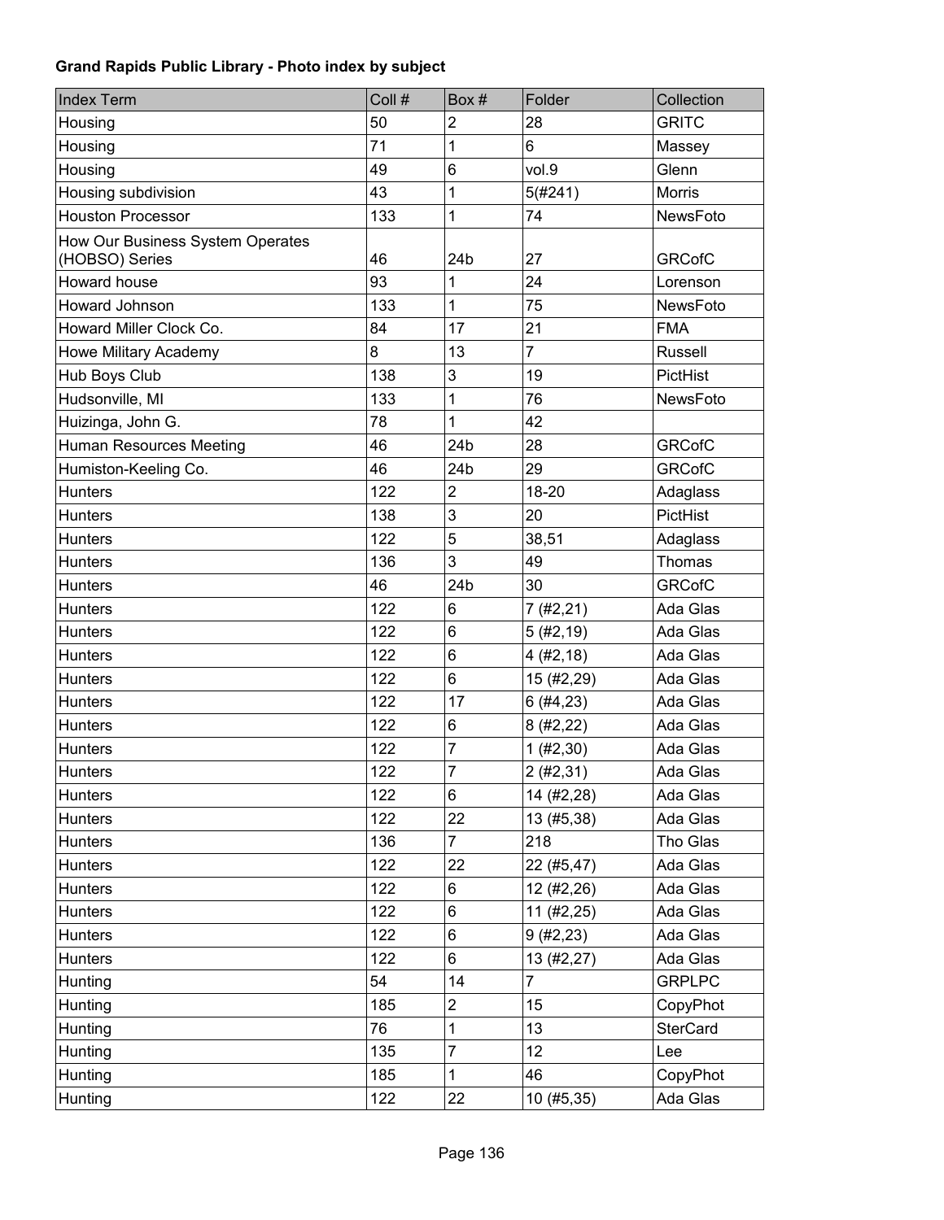**Grand Rapids Public Library - Photo index by subject**

| Index Term | Coll # | Box # | Folder | Collection |
|---|---|---|---|---|
| Housing | 50 | 2 | 28 | GRITC |
| Housing | 71 | 1 | 6 | Massey |
| Housing | 49 | 6 | vol.9 | Glenn |
| Housing subdivision | 43 | 1 | 5(#241) | Morris |
| Houston Processor | 133 | 1 | 74 | NewsFoto |
| How Our Business System Operates (HOBSO) Series | 46 | 24b | 27 | GRCofC |
| Howard house | 93 | 1 | 24 | Lorenson |
| Howard Johnson | 133 | 1 | 75 | NewsFoto |
| Howard Miller Clock Co. | 84 | 17 | 21 | FMA |
| Howe Military Academy | 8 | 13 | 7 | Russell |
| Hub Boys Club | 138 | 3 | 19 | PictHist |
| Hudsonville, MI | 133 | 1 | 76 | NewsFoto |
| Huizinga, John G. | 78 | 1 | 42 | |
| Human Resources Meeting | 46 | 24b | 28 | GRCofC |
| Humiston-Keeling Co. | 46 | 24b | 29 | GRCofC |
| Hunters | 122 | 2 | 18-20 | Adaglass |
| Hunters | 138 | 3 | 20 | PictHist |
| Hunters | 122 | 5 | 38,51 | Adaglass |
| Hunters | 136 | 3 | 49 | Thomas |
| Hunters | 46 | 24b | 30 | GRCofC |
| Hunters | 122 | 6 | 7 (#2,21) | Ada Glas |
| Hunters | 122 | 6 | 5 (#2,19) | Ada Glas |
| Hunters | 122 | 6 | 4 (#2,18) | Ada Glas |
| Hunters | 122 | 6 | 15 (#2,29) | Ada Glas |
| Hunters | 122 | 17 | 6 (#4,23) | Ada Glas |
| Hunters | 122 | 6 | 8 (#2,22) | Ada Glas |
| Hunters | 122 | 7 | 1 (#2,30) | Ada Glas |
| Hunters | 122 | 7 | 2 (#2,31) | Ada Glas |
| Hunters | 122 | 6 | 14 (#2,28) | Ada Glas |
| Hunters | 122 | 22 | 13 (#5,38) | Ada Glas |
| Hunters | 136 | 7 | 218 | Tho Glas |
| Hunters | 122 | 22 | 22 (#5,47) | Ada Glas |
| Hunters | 122 | 6 | 12 (#2,26) | Ada Glas |
| Hunters | 122 | 6 | 11 (#2,25) | Ada Glas |
| Hunters | 122 | 6 | 9 (#2,23) | Ada Glas |
| Hunters | 122 | 6 | 13 (#2,27) | Ada Glas |
| Hunting | 54 | 14 | 7 | GRPLPC |
| Hunting | 185 | 2 | 15 | CopyPhot |
| Hunting | 76 | 1 | 13 | SterCard |
| Hunting | 135 | 7 | 12 | Lee |
| Hunting | 185 | 1 | 46 | CopyPhot |
| Hunting | 122 | 22 | 10 (#5,35) | Ada Glas |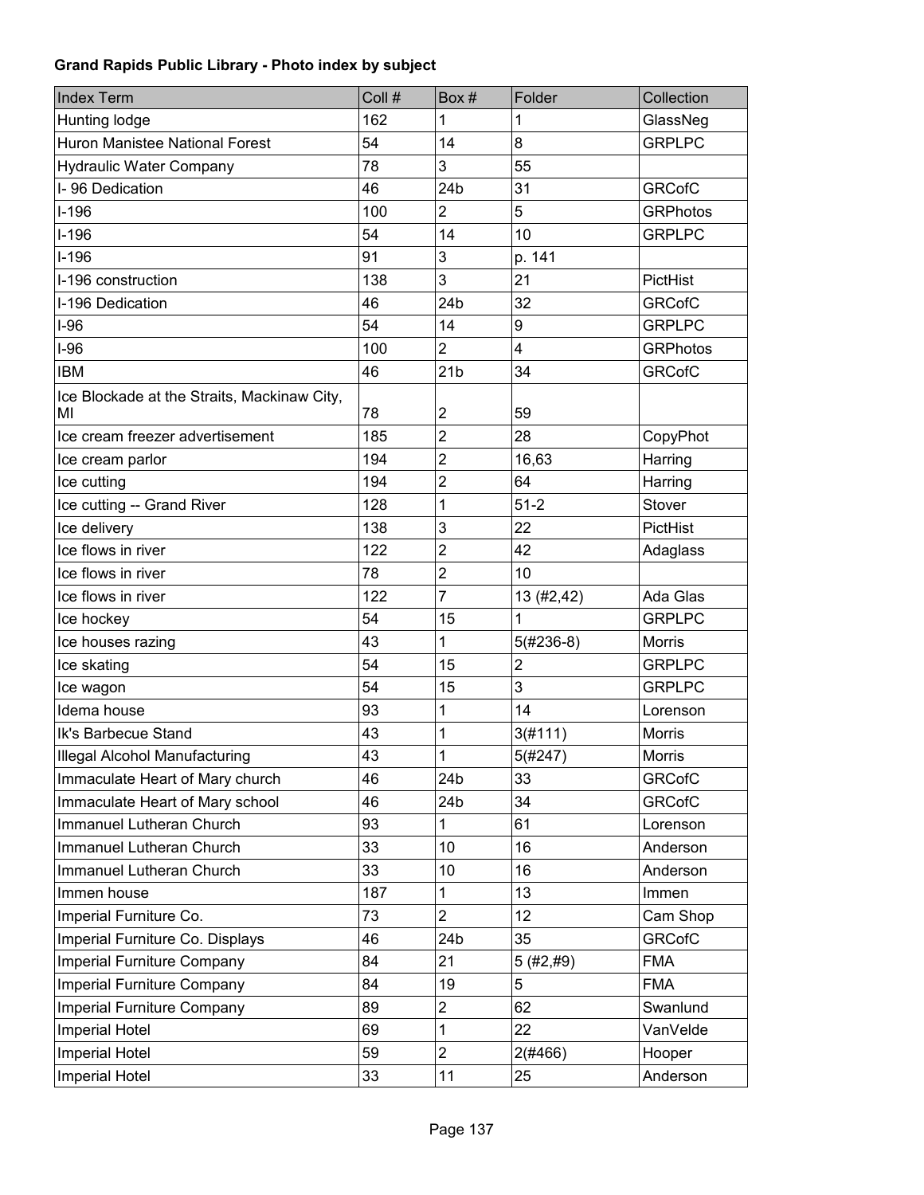**Grand Rapids Public Library - Photo index by subject**

| Index Term | Coll # | Box # | Folder | Collection |
|---|---|---|---|---|
| Hunting lodge | 162 | 1 | 1 | GlassNeg |
| Huron Manistee National Forest | 54 | 14 | 8 | GRPLPC |
| Hydraulic Water Company | 78 | 3 | 55 | |
| I- 96 Dedication | 46 | 24b | 31 | GRCofC |
| I-196 | 100 | 2 | 5 | GRPhotos |
| I-196 | 54 | 14 | 10 | GRPLPC |
| I-196 | 91 | 3 | p. 141 | |
| I-196 construction | 138 | 3 | 21 | PictHist |
| I-196 Dedication | 46 | 24b | 32 | GRCofC |
| I-96 | 54 | 14 | 9 | GRPLPC |
| I-96 | 100 | 2 | 4 | GRPhotos |
| IBM | 46 | 21b | 34 | GRCofC |
| Ice Blockade at the Straits, Mackinaw City, MI | 78 | 2 | 59 | |
| Ice cream freezer advertisement | 185 | 2 | 28 | CopyPhot |
| Ice cream parlor | 194 | 2 | 16,63 | Harring |
| Ice cutting | 194 | 2 | 64 | Harring |
| Ice cutting -- Grand River | 128 | 1 | 51-2 | Stover |
| Ice delivery | 138 | 3 | 22 | PictHist |
| Ice flows in river | 122 | 2 | 42 | Adaglass |
| Ice flows in river | 78 | 2 | 10 | |
| Ice flows in river | 122 | 7 | 13 (#2,42) | Ada Glas |
| Ice hockey | 54 | 15 | 1 | GRPLPC |
| Ice houses razing | 43 | 1 | 5(#236-8) | Morris |
| Ice skating | 54 | 15 | 2 | GRPLPC |
| Ice wagon | 54 | 15 | 3 | GRPLPC |
| Idema house | 93 | 1 | 14 | Lorenson |
| Ik's Barbecue Stand | 43 | 1 | 3(#111) | Morris |
| Illegal Alcohol Manufacturing | 43 | 1 | 5(#247) | Morris |
| Immaculate Heart of Mary church | 46 | 24b | 33 | GRCofC |
| Immaculate Heart of Mary school | 46 | 24b | 34 | GRCofC |
| Immanuel Lutheran Church | 93 | 1 | 61 | Lorenson |
| Immanuel Lutheran Church | 33 | 10 | 16 | Anderson |
| Immanuel Lutheran Church | 33 | 10 | 16 | Anderson |
| Immen house | 187 | 1 | 13 | Immen |
| Imperial Furniture Co. | 73 | 2 | 12 | Cam Shop |
| Imperial Furniture Co. Displays | 46 | 24b | 35 | GRCofC |
| Imperial Furniture Company | 84 | 21 | 5 (#2,#9) | FMA |
| Imperial Furniture Company | 84 | 19 | 5 | FMA |
| Imperial Furniture Company | 89 | 2 | 62 | Swanlund |
| Imperial Hotel | 69 | 1 | 22 | VanVelde |
| Imperial Hotel | 59 | 2 | 2(#466) | Hooper |
| Imperial Hotel | 33 | 11 | 25 | Anderson |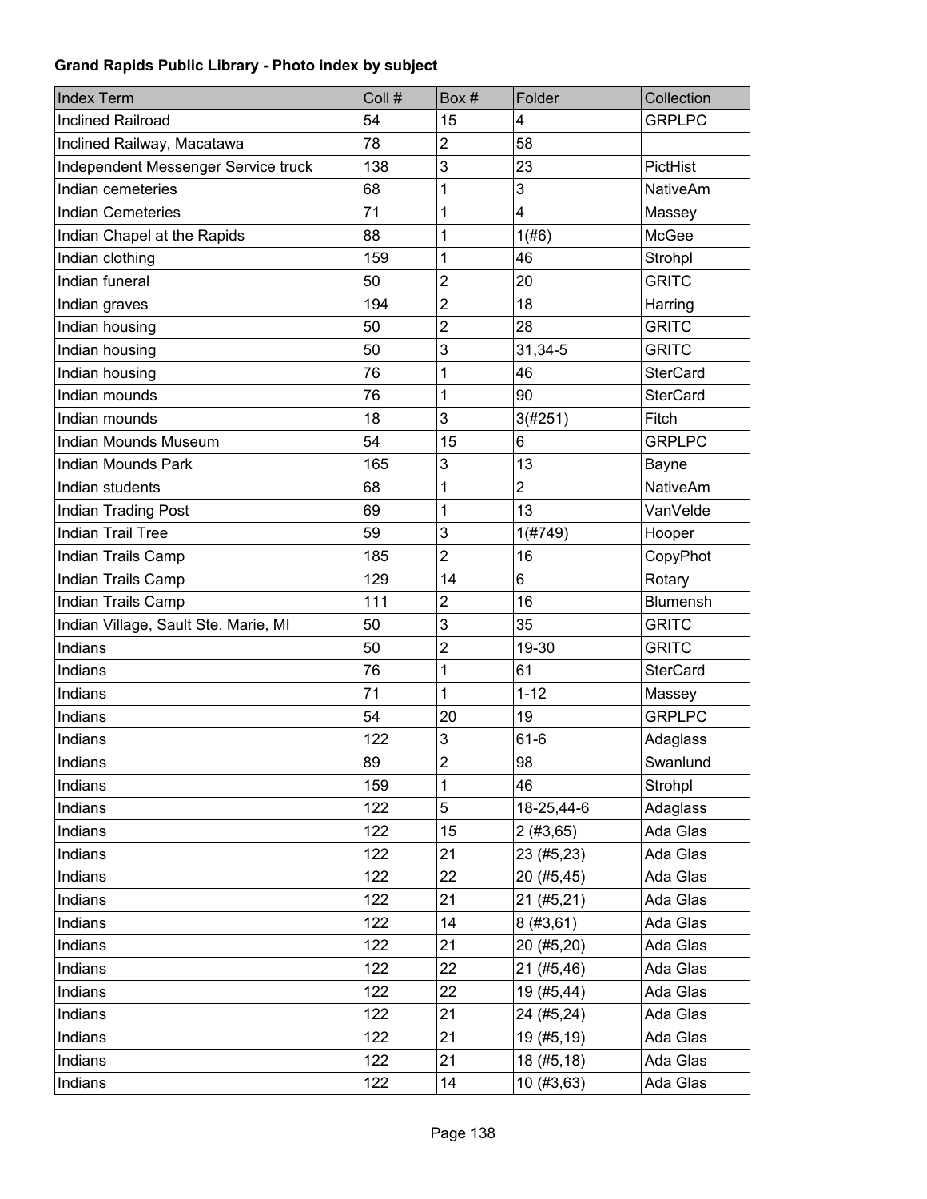**Grand Rapids Public Library - Photo index by subject**

| Index Term | Coll # | Box # | Folder | Collection |
|---|---|---|---|---|
| Inclined Railroad | 54 | 15 | 4 | GRPLPC |
| Inclined Railway, Macatawa | 78 | 2 | 58 | |
| Independent Messenger Service truck | 138 | 3 | 23 | PictHist |
| Indian cemeteries | 68 | 1 | 3 | NativeAm |
| Indian Cemeteries | 71 | 1 | 4 | Massey |
| Indian Chapel at the Rapids | 88 | 1 | 1(#6) | McGee |
| Indian clothing | 159 | 1 | 46 | Strohpl |
| Indian funeral | 50 | 2 | 20 | GRITC |
| Indian graves | 194 | 2 | 18 | Harring |
| Indian housing | 50 | 2 | 28 | GRITC |
| Indian housing | 50 | 3 | 31,34-5 | GRITC |
| Indian housing | 76 | 1 | 46 | SterCard |
| Indian mounds | 76 | 1 | 90 | SterCard |
| Indian mounds | 18 | 3 | 3(#251) | Fitch |
| Indian Mounds Museum | 54 | 15 | 6 | GRPLPC |
| Indian Mounds Park | 165 | 3 | 13 | Bayne |
| Indian students | 68 | 1 | 2 | NativeAm |
| Indian Trading Post | 69 | 1 | 13 | VanVelde |
| Indian Trail Tree | 59 | 3 | 1(#749) | Hooper |
| Indian Trails Camp | 185 | 2 | 16 | CopyPhot |
| Indian Trails Camp | 129 | 14 | 6 | Rotary |
| Indian Trails Camp | 111 | 2 | 16 | Blumensh |
| Indian Village, Sault Ste. Marie, MI | 50 | 3 | 35 | GRITC |
| Indians | 50 | 2 | 19-30 | GRITC |
| Indians | 76 | 1 | 61 | SterCard |
| Indians | 71 | 1 | 1-12 | Massey |
| Indians | 54 | 20 | 19 | GRPLPC |
| Indians | 122 | 3 | 61-6 | Adaglass |
| Indians | 89 | 2 | 98 | Swanlund |
| Indians | 159 | 1 | 46 | Strohpl |
| Indians | 122 | 5 | 18-25,44-6 | Adaglass |
| Indians | 122 | 15 | 2 (#3,65) | Ada Glas |
| Indians | 122 | 21 | 23 (#5,23) | Ada Glas |
| Indians | 122 | 22 | 20 (#5,45) | Ada Glas |
| Indians | 122 | 21 | 21 (#5,21) | Ada Glas |
| Indians | 122 | 14 | 8 (#3,61) | Ada Glas |
| Indians | 122 | 21 | 20 (#5,20) | Ada Glas |
| Indians | 122 | 22 | 21 (#5,46) | Ada Glas |
| Indians | 122 | 22 | 19 (#5,44) | Ada Glas |
| Indians | 122 | 21 | 24 (#5,24) | Ada Glas |
| Indians | 122 | 21 | 19 (#5,19) | Ada Glas |
| Indians | 122 | 21 | 18 (#5,18) | Ada Glas |
| Indians | 122 | 14 | 10 (#3,63) | Ada Glas |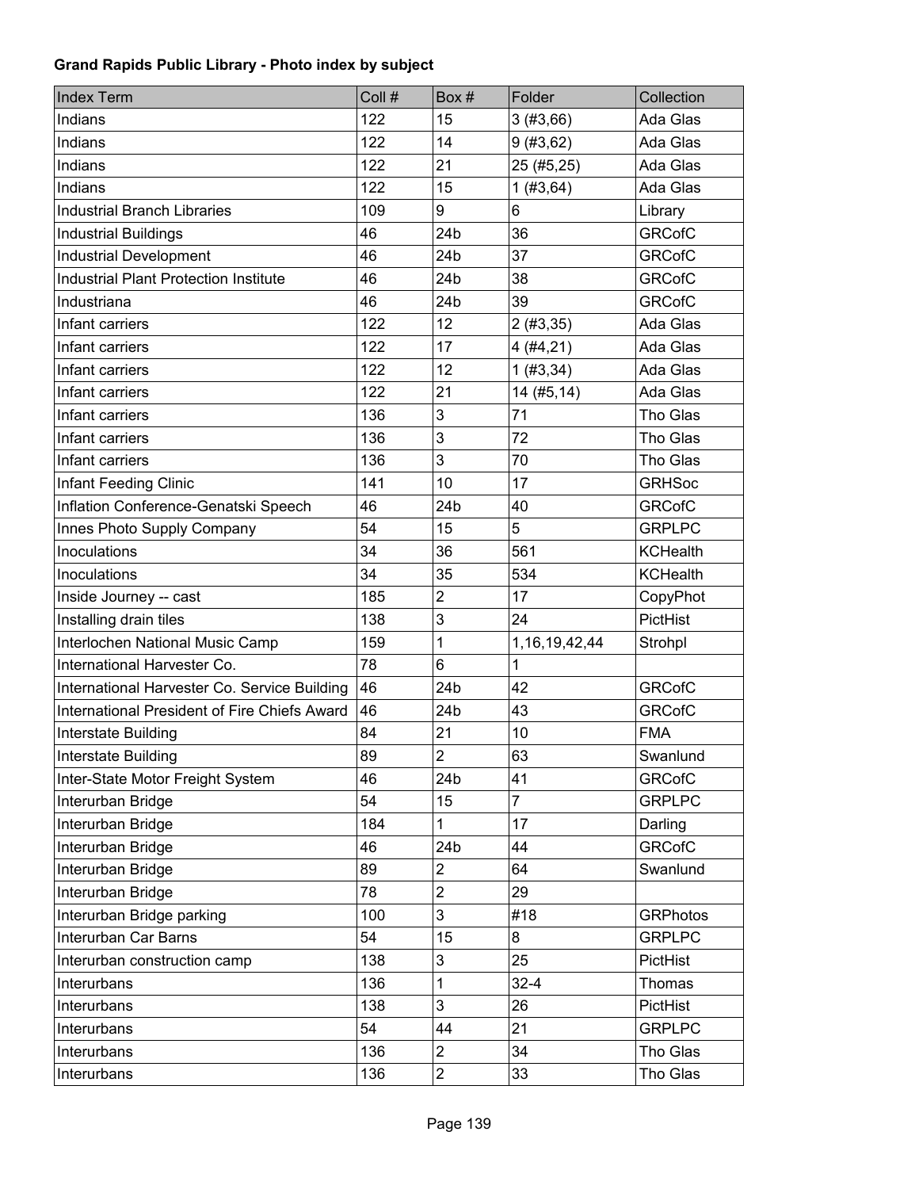**Grand Rapids Public Library - Photo index by subject**

| Index Term | Coll # | Box # | Folder | Collection |
|---|---|---|---|---|
| Indians | 122 | 15 | 3 (#3,66) | Ada Glas |
| Indians | 122 | 14 | 9 (#3,62) | Ada Glas |
| Indians | 122 | 21 | 25 (#5,25) | Ada Glas |
| Indians | 122 | 15 | 1 (#3,64) | Ada Glas |
| Industrial Branch Libraries | 109 | 9 | 6 | Library |
| Industrial Buildings | 46 | 24b | 36 | GRCofC |
| Industrial Development | 46 | 24b | 37 | GRCofC |
| Industrial Plant Protection Institute | 46 | 24b | 38 | GRCofC |
| Industriana | 46 | 24b | 39 | GRCofC |
| Infant carriers | 122 | 12 | 2 (#3,35) | Ada Glas |
| Infant carriers | 122 | 17 | 4 (#4,21) | Ada Glas |
| Infant carriers | 122 | 12 | 1 (#3,34) | Ada Glas |
| Infant carriers | 122 | 21 | 14 (#5,14) | Ada Glas |
| Infant carriers | 136 | 3 | 71 | Tho Glas |
| Infant carriers | 136 | 3 | 72 | Tho Glas |
| Infant carriers | 136 | 3 | 70 | Tho Glas |
| Infant Feeding Clinic | 141 | 10 | 17 | GRHSoc |
| Inflation Conference-Genatski Speech | 46 | 24b | 40 | GRCofC |
| Innes Photo Supply Company | 54 | 15 | 5 | GRPLPC |
| Inoculations | 34 | 36 | 561 | KCHealth |
| Inoculations | 34 | 35 | 534 | KCHealth |
| Inside Journey -- cast | 185 | 2 | 17 | CopyPhot |
| Installing drain tiles | 138 | 3 | 24 | PictHist |
| Interlochen National Music Camp | 159 | 1 | 1,16,19,42,44 | Strohpl |
| International Harvester Co. | 78 | 6 | 1 | |
| International Harvester Co. Service Building | 46 | 24b | 42 | GRCofC |
| International President of Fire Chiefs Award | 46 | 24b | 43 | GRCofC |
| Interstate Building | 84 | 21 | 10 | FMA |
| Interstate Building | 89 | 2 | 63 | Swanlund |
| Inter-State Motor Freight System | 46 | 24b | 41 | GRCofC |
| Interurban Bridge | 54 | 15 | 7 | GRPLPC |
| Interurban Bridge | 184 | 1 | 17 | Darling |
| Interurban Bridge | 46 | 24b | 44 | GRCofC |
| Interurban Bridge | 89 | 2 | 64 | Swanlund |
| Interurban Bridge | 78 | 2 | 29 | |
| Interurban Bridge parking | 100 | 3 | #18 | GRPhotos |
| Interurban Car Barns | 54 | 15 | 8 | GRPLPC |
| Interurban construction camp | 138 | 3 | 25 | PictHist |
| Interurbans | 136 | 1 | 32-4 | Thomas |
| Interurbans | 138 | 3 | 26 | PictHist |
| Interurbans | 54 | 44 | 21 | GRPLPC |
| Interurbans | 136 | 2 | 34 | Tho Glas |
| Interurbans | 136 | 2 | 33 | Tho Glas |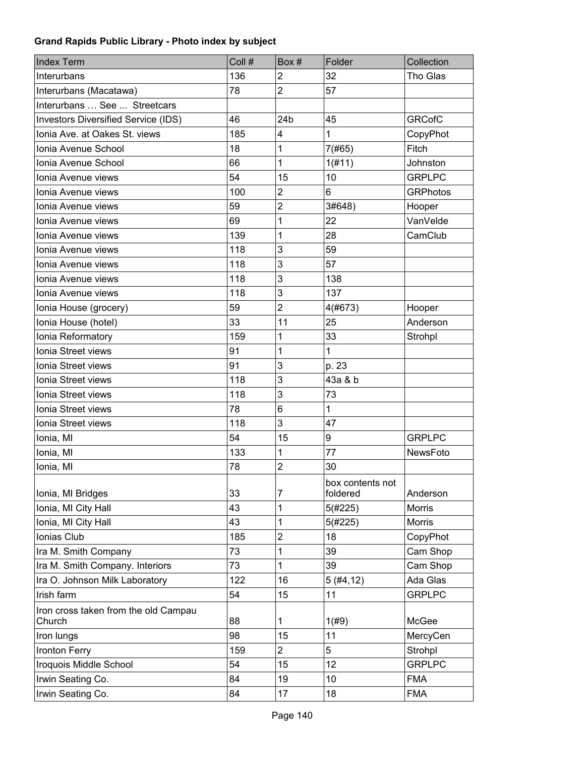**Grand Rapids Public Library - Photo index by subject**

| Index Term | Coll # | Box # | Folder | Collection |
|---|---|---|---|---|
| Interurbans | 136 | 2 | 32 | Tho Glas |
| Interurbans (Macatawa) | 78 | 2 | 57 | |
| Interurbans … See ... Streetcars | | | | |
| Investors Diversified Service (IDS) | 46 | 24b | 45 | GRCofC |
| Ionia Ave. at Oakes St. views | 185 | 4 | 1 | CopyPhot |
| Ionia Avenue School | 18 | 1 | 7(#65) | Fitch |
| Ionia Avenue School | 66 | 1 | 1(#11) | Johnston |
| Ionia Avenue views | 54 | 15 | 10 | GRPLPC |
| Ionia Avenue views | 100 | 2 | 6 | GRPhotos |
| Ionia Avenue views | 59 | 2 | 3#648) | Hooper |
| Ionia Avenue views | 69 | 1 | 22 | VanVelde |
| Ionia Avenue views | 139 | 1 | 28 | CamClub |
| Ionia Avenue views | 118 | 3 | 59 | |
| Ionia Avenue views | 118 | 3 | 57 | |
| Ionia Avenue views | 118 | 3 | 138 | |
| Ionia Avenue views | 118 | 3 | 137 | |
| Ionia House (grocery) | 59 | 2 | 4(#673) | Hooper |
| Ionia House (hotel) | 33 | 11 | 25 | Anderson |
| Ionia Reformatory | 159 | 1 | 33 | Strohpl |
| Ionia Street views | 91 | 1 | 1 | |
| Ionia Street views | 91 | 3 | p. 23 | |
| Ionia Street views | 118 | 3 | 43a & b | |
| Ionia Street views | 118 | 3 | 73 | |
| Ionia Street views | 78 | 6 | 1 | |
| Ionia Street views | 118 | 3 | 47 | |
| Ionia, MI | 54 | 15 | 9 | GRPLPC |
| Ionia, MI | 133 | 1 | 77 | NewsFoto |
| Ionia, MI | 78 | 2 | 30 | |
| Ionia, MI Bridges | 33 | 7 | box contents not foldered | Anderson |
| Ionia, MI City Hall | 43 | 1 | 5(#225) | Morris |
| Ionia, MI City Hall | 43 | 1 | 5(#225) | Morris |
| Ionias Club | 185 | 2 | 18 | CopyPhot |
| Ira M. Smith Company | 73 | 1 | 39 | Cam Shop |
| Ira M. Smith Company. Interiors | 73 | 1 | 39 | Cam Shop |
| Ira O. Johnson Milk Laboratory | 122 | 16 | 5 (#4,12) | Ada Glas |
| Irish farm | 54 | 15 | 11 | GRPLPC |
| Iron cross taken from the old Campau Church | 88 | 1 | 1(#9) | McGee |
| Iron lungs | 98 | 15 | 11 | MercyCen |
| Ironton Ferry | 159 | 2 | 5 | Strohpl |
| Iroquois Middle School | 54 | 15 | 12 | GRPLPC |
| Irwin Seating Co. | 84 | 19 | 10 | FMA |
| Irwin Seating Co. | 84 | 17 | 18 | FMA |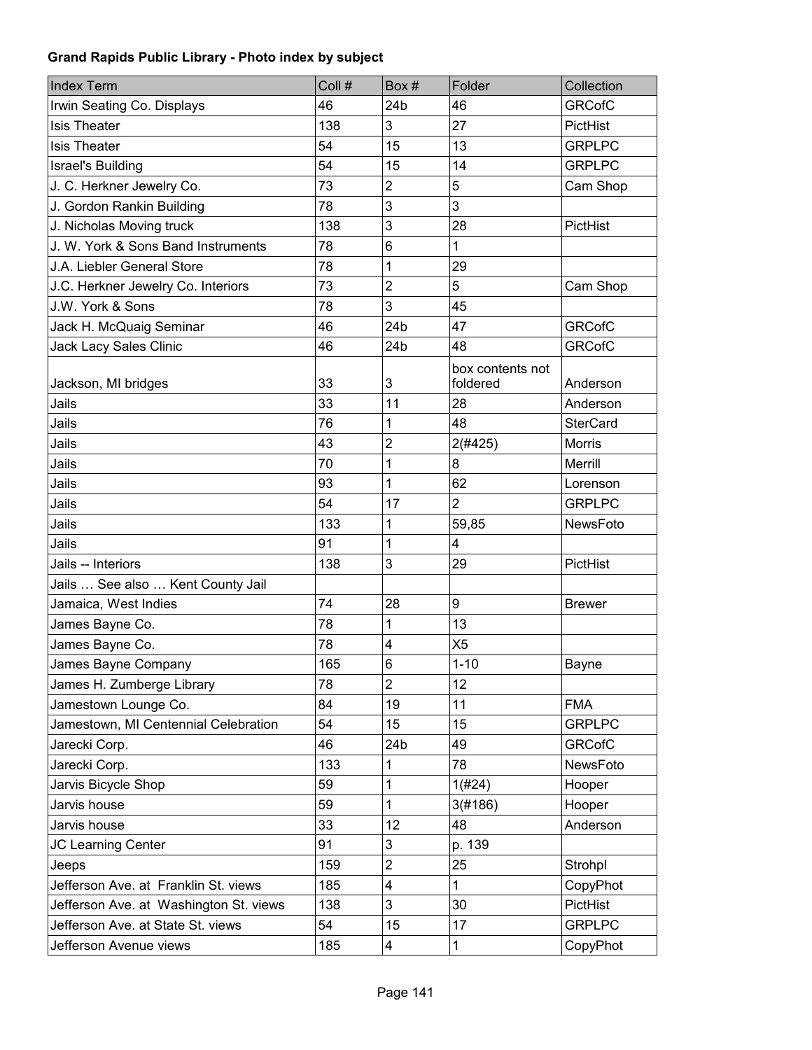**Grand Rapids Public Library - Photo index by subject**

| Index Term | Coll # | Box # | Folder | Collection |
|---|---|---|---|---|
| Irwin Seating Co. Displays | 46 | 24b | 46 | GRCofC |
| Isis Theater | 138 | 3 | 27 | PictHist |
| Isis Theater | 54 | 15 | 13 | GRPLPC |
| Israel's Building | 54 | 15 | 14 | GRPLPC |
| J. C. Herkner Jewelry Co. | 73 | 2 | 5 | Cam Shop |
| J. Gordon Rankin Building | 78 | 3 | 3 | |
| J. Nicholas Moving truck | 138 | 3 | 28 | PictHist |
| J. W. York & Sons Band Instruments | 78 | 6 | 1 | |
| J.A. Liebler General Store | 78 | 1 | 29 | |
| J.C. Herkner Jewelry Co. Interiors | 73 | 2 | 5 | Cam Shop |
| J.W. York & Sons | 78 | 3 | 45 | |
| Jack H. McQuaig Seminar | 46 | 24b | 47 | GRCofC |
| Jack Lacy Sales Clinic | 46 | 24b | 48 | GRCofC |
| Jackson, MI bridges | 33 | 3 | box contents not foldered | Anderson |
| Jails | 33 | 11 | 28 | Anderson |
| Jails | 76 | 1 | 48 | SterCard |
| Jails | 43 | 2 | 2(#425) | Morris |
| Jails | 70 | 1 | 8 | Merrill |
| Jails | 93 | 1 | 62 | Lorenson |
| Jails | 54 | 17 | 2 | GRPLPC |
| Jails | 133 | 1 | 59,85 | NewsFoto |
| Jails | 91 | 1 | 4 | |
| Jails -- Interiors | 138 | 3 | 29 | PictHist |
| Jails … See also … Kent County Jail | | | | |
| Jamaica, West Indies | 74 | 28 | 9 | Brewer |
| James Bayne Co. | 78 | 1 | 13 | |
| James Bayne Co. | 78 | 4 | X5 | |
| James Bayne Company | 165 | 6 | 1-10 | Bayne |
| James H. Zumberge Library | 78 | 2 | 12 | |
| Jamestown Lounge Co. | 84 | 19 | 11 | FMA |
| Jamestown, MI Centennial Celebration | 54 | 15 | 15 | GRPLPC |
| Jarecki Corp. | 46 | 24b | 49 | GRCofC |
| Jarecki Corp. | 133 | 1 | 78 | NewsFoto |
| Jarvis Bicycle Shop | 59 | 1 | 1(#24) | Hooper |
| Jarvis house | 59 | 1 | 3(#186) | Hooper |
| Jarvis house | 33 | 12 | 48 | Anderson |
| JC Learning Center | 91 | 3 | p. 139 | |
| Jeeps | 159 | 2 | 25 | Strohpl |
| Jefferson Ave. at Franklin St. views | 185 | 4 | 1 | CopyPhot |
| Jefferson Ave. at Washington St. views | 138 | 3 | 30 | PictHist |
| Jefferson Ave. at State St. views | 54 | 15 | 17 | GRPLPC |
| Jefferson Avenue views | 185 | 4 | 1 | CopyPhot |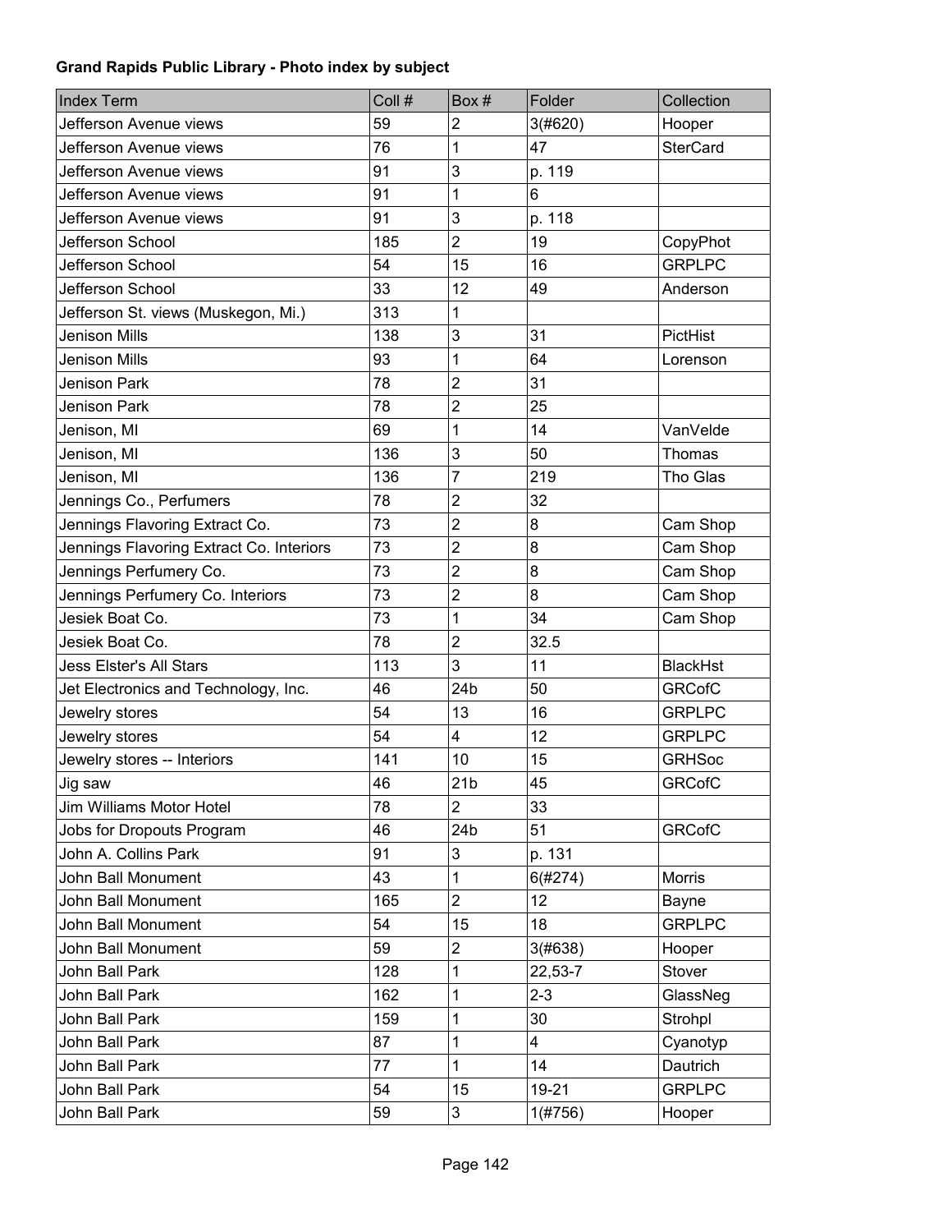**Grand Rapids Public Library - Photo index by subject**

| Index Term | Coll # | Box # | Folder | Collection |
|---|---|---|---|---|
| Jefferson Avenue views | 59 | 2 | 3(#620) | Hooper |
| Jefferson Avenue views | 76 | 1 | 47 | SterCard |
| Jefferson Avenue views | 91 | 3 | p. 119 | |
| Jefferson Avenue views | 91 | 1 | 6 | |
| Jefferson Avenue views | 91 | 3 | p. 118 | |
| Jefferson School | 185 | 2 | 19 | CopyPhot |
| Jefferson School | 54 | 15 | 16 | GRPLPC |
| Jefferson School | 33 | 12 | 49 | Anderson |
| Jefferson St. views (Muskegon, Mi.) | 313 | 1 | | |
| Jenison Mills | 138 | 3 | 31 | PictHist |
| Jenison Mills | 93 | 1 | 64 | Lorenson |
| Jenison Park | 78 | 2 | 31 | |
| Jenison Park | 78 | 2 | 25 | |
| Jenison, MI | 69 | 1 | 14 | VanVelde |
| Jenison, MI | 136 | 3 | 50 | Thomas |
| Jenison, MI | 136 | 7 | 219 | Tho Glas |
| Jennings Co., Perfumers | 78 | 2 | 32 | |
| Jennings Flavoring Extract Co. | 73 | 2 | 8 | Cam Shop |
| Jennings Flavoring Extract Co. Interiors | 73 | 2 | 8 | Cam Shop |
| Jennings Perfumery Co. | 73 | 2 | 8 | Cam Shop |
| Jennings Perfumery Co. Interiors | 73 | 2 | 8 | Cam Shop |
| Jesiek Boat Co. | 73 | 1 | 34 | Cam Shop |
| Jesiek Boat Co. | 78 | 2 | 32.5 | |
| Jess Elster's All Stars | 113 | 3 | 11 | BlackHst |
| Jet Electronics and Technology, Inc. | 46 | 24b | 50 | GRCofC |
| Jewelry stores | 54 | 13 | 16 | GRPLPC |
| Jewelry stores | 54 | 4 | 12 | GRPLPC |
| Jewelry stores -- Interiors | 141 | 10 | 15 | GRHSoc |
| Jig saw | 46 | 21b | 45 | GRCofC |
| Jim Williams Motor Hotel | 78 | 2 | 33 | |
| Jobs for Dropouts Program | 46 | 24b | 51 | GRCofC |
| John A. Collins Park | 91 | 3 | p. 131 | |
| John Ball Monument | 43 | 1 | 6(#274) | Morris |
| John Ball Monument | 165 | 2 | 12 | Bayne |
| John Ball Monument | 54 | 15 | 18 | GRPLPC |
| John Ball Monument | 59 | 2 | 3(#638) | Hooper |
| John Ball Park | 128 | 1 | 22,53-7 | Stover |
| John Ball Park | 162 | 1 | 2-3 | GlassNeg |
| John Ball Park | 159 | 1 | 30 | Strohpl |
| John Ball Park | 87 | 1 | 4 | Cyanotyp |
| John Ball Park | 77 | 1 | 14 | Dautrich |
| John Ball Park | 54 | 15 | 19-21 | GRPLPC |
| John Ball Park | 59 | 3 | 1(#756) | Hooper |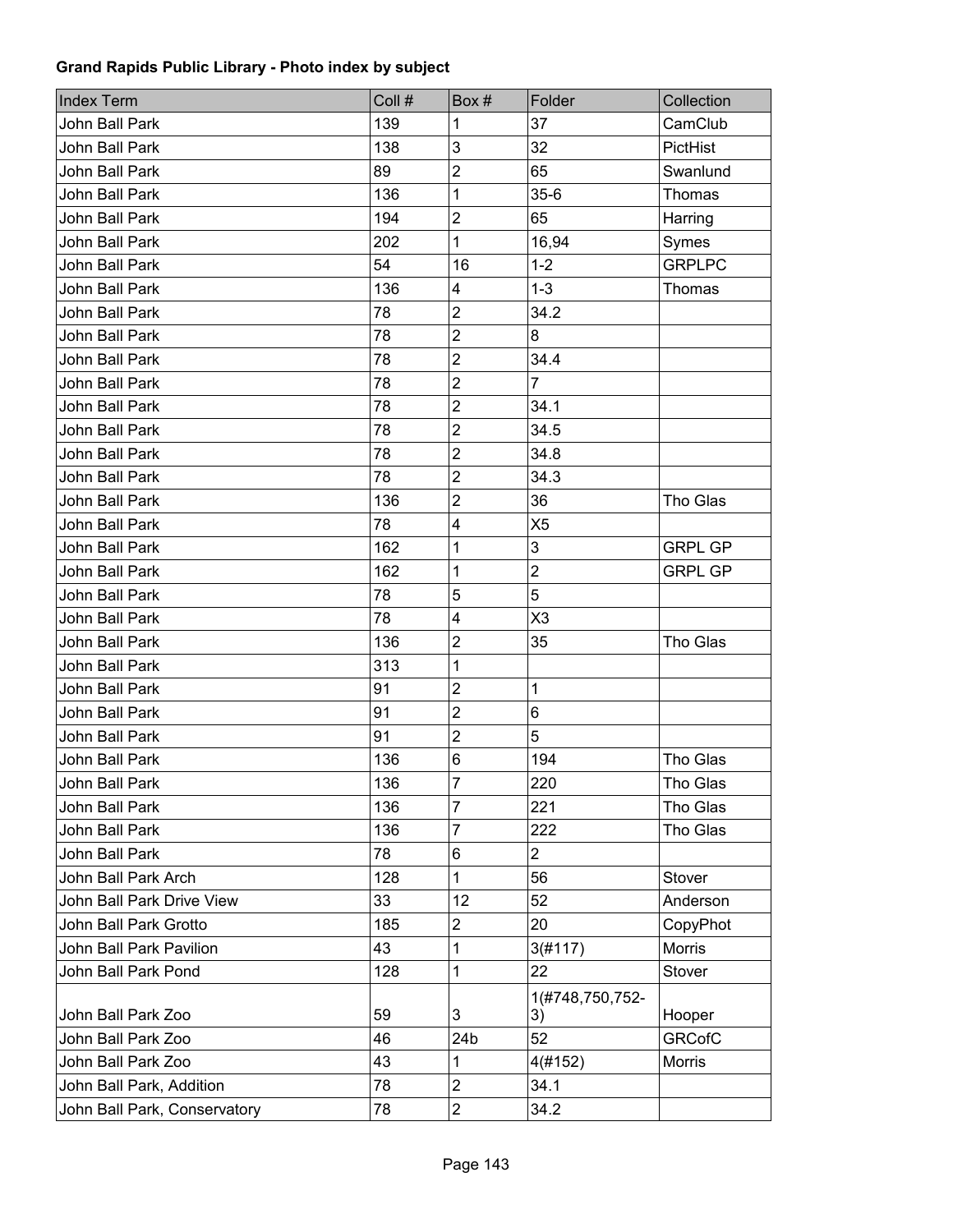**Grand Rapids Public Library - Photo index by subject**

| Index Term | Coll # | Box # | Folder | Collection |
|---|---|---|---|---|
| John Ball Park | 139 | 1 | 37 | CamClub |
| John Ball Park | 138 | 3 | 32 | PictHist |
| John Ball Park | 89 | 2 | 65 | Swanlund |
| John Ball Park | 136 | 1 | 35-6 | Thomas |
| John Ball Park | 194 | 2 | 65 | Harring |
| John Ball Park | 202 | 1 | 16,94 | Symes |
| John Ball Park | 54 | 16 | 1-2 | GRPLPC |
| John Ball Park | 136 | 4 | 1-3 | Thomas |
| John Ball Park | 78 | 2 | 34.2 | |
| John Ball Park | 78 | 2 | 8 | |
| John Ball Park | 78 | 2 | 34.4 | |
| John Ball Park | 78 | 2 | 7 | |
| John Ball Park | 78 | 2 | 34.1 | |
| John Ball Park | 78 | 2 | 34.5 | |
| John Ball Park | 78 | 2 | 34.8 | |
| John Ball Park | 78 | 2 | 34.3 | |
| John Ball Park | 136 | 2 | 36 | Tho Glas |
| John Ball Park | 78 | 4 | X5 | |
| John Ball Park | 162 | 1 | 3 | GRPL GP |
| John Ball Park | 162 | 1 | 2 | GRPL GP |
| John Ball Park | 78 | 5 | 5 | |
| John Ball Park | 78 | 4 | X3 | |
| John Ball Park | 136 | 2 | 35 | Tho Glas |
| John Ball Park | 313 | 1 | | |
| John Ball Park | 91 | 2 | 1 | |
| John Ball Park | 91 | 2 | 6 | |
| John Ball Park | 91 | 2 | 5 | |
| John Ball Park | 136 | 6 | 194 | Tho Glas |
| John Ball Park | 136 | 7 | 220 | Tho Glas |
| John Ball Park | 136 | 7 | 221 | Tho Glas |
| John Ball Park | 136 | 7 | 222 | Tho Glas |
| John Ball Park | 78 | 6 | 2 | |
| John Ball Park Arch | 128 | 1 | 56 | Stover |
| John Ball Park Drive View | 33 | 12 | 52 | Anderson |
| John Ball Park Grotto | 185 | 2 | 20 | CopyPhot |
| John Ball Park Pavilion | 43 | 1 | 3(#117) | Morris |
| John Ball Park Pond | 128 | 1 | 22 | Stover |
| John Ball Park Zoo | 59 | 3 | 1(#748,750,752-3) | Hooper |
| John Ball Park Zoo | 46 | 24b | 52 | GRCofC |
| John Ball Park Zoo | 43 | 1 | 4(#152) | Morris |
| John Ball Park, Addition | 78 | 2 | 34.1 | |
| John Ball Park, Conservatory | 78 | 2 | 34.2 | |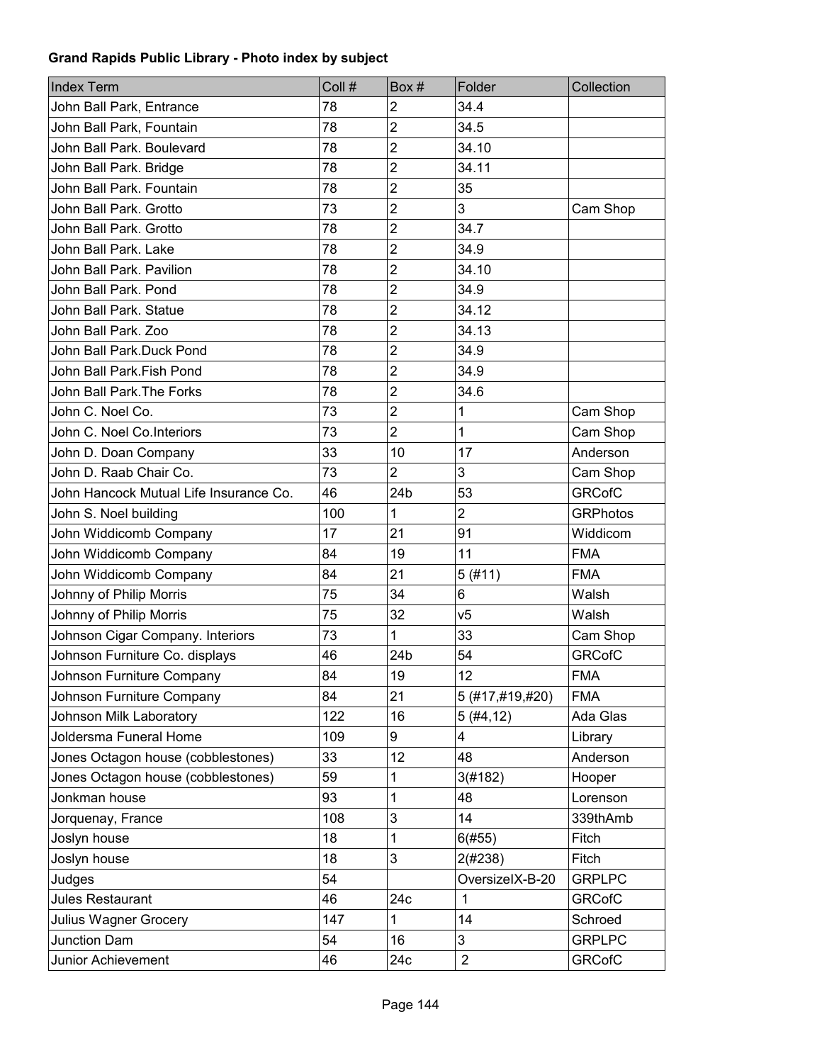**Grand Rapids Public Library - Photo index by subject**

| Index Term | Coll # | Box # | Folder | Collection |
|---|---|---|---|---|
| John Ball Park, Entrance | 78 | 2 | 34.4 | |
| John Ball Park, Fountain | 78 | 2 | 34.5 | |
| John Ball Park. Boulevard | 78 | 2 | 34.10 | |
| John Ball Park. Bridge | 78 | 2 | 34.11 | |
| John Ball Park. Fountain | 78 | 2 | 35 | |
| John Ball Park. Grotto | 73 | 2 | 3 | Cam Shop |
| John Ball Park. Grotto | 78 | 2 | 34.7 | |
| John Ball Park. Lake | 78 | 2 | 34.9 | |
| John Ball Park. Pavilion | 78 | 2 | 34.10 | |
| John Ball Park. Pond | 78 | 2 | 34.9 | |
| John Ball Park. Statue | 78 | 2 | 34.12 | |
| John Ball Park. Zoo | 78 | 2 | 34.13 | |
| John Ball Park.Duck Pond | 78 | 2 | 34.9 | |
| John Ball Park.Fish Pond | 78 | 2 | 34.9 | |
| John Ball Park.The Forks | 78 | 2 | 34.6 | |
| John C. Noel Co. | 73 | 2 | 1 | Cam Shop |
| John C. Noel Co.Interiors | 73 | 2 | 1 | Cam Shop |
| John D. Doan Company | 33 | 10 | 17 | Anderson |
| John D. Raab Chair Co. | 73 | 2 | 3 | Cam Shop |
| John Hancock Mutual Life Insurance Co. | 46 | 24b | 53 | GRCofC |
| John S. Noel building | 100 | 1 | 2 | GRPhotos |
| John Widdicomb Company | 17 | 21 | 91 | Widdicom |
| John Widdicomb Company | 84 | 19 | 11 | FMA |
| John Widdicomb Company | 84 | 21 | 5 (#11) | FMA |
| Johnny of Philip Morris | 75 | 34 | 6 | Walsh |
| Johnny of Philip Morris | 75 | 32 | v5 | Walsh |
| Johnson Cigar Company. Interiors | 73 | 1 | 33 | Cam Shop |
| Johnson Furniture Co. displays | 46 | 24b | 54 | GRCofC |
| Johnson Furniture Company | 84 | 19 | 12 | FMA |
| Johnson Furniture Company | 84 | 21 | 5 (#17,#19,#20) | FMA |
| Johnson Milk Laboratory | 122 | 16 | 5 (#4,12) | Ada Glas |
| Joldersma Funeral Home | 109 | 9 | 4 | Library |
| Jones Octagon house (cobblestones) | 33 | 12 | 48 | Anderson |
| Jones Octagon house (cobblestones) | 59 | 1 | 3(#182) | Hooper |
| Jonkman house | 93 | 1 | 48 | Lorenson |
| Jorquenay, France | 108 | 3 | 14 | 339thAmb |
| Joslyn house | 18 | 1 | 6(#55) | Fitch |
| Joslyn house | 18 | 3 | 2(#238) | Fitch |
| Judges | 54 | | OversizeIX-B-20 | GRPLPC |
| Jules Restaurant | 46 | 24c | 1 | GRCofC |
| Julius Wagner Grocery | 147 | 1 | 14 | Schroed |
| Junction Dam | 54 | 16 | 3 | GRPLPC |
| Junior Achievement | 46 | 24c | 2 | GRCofC |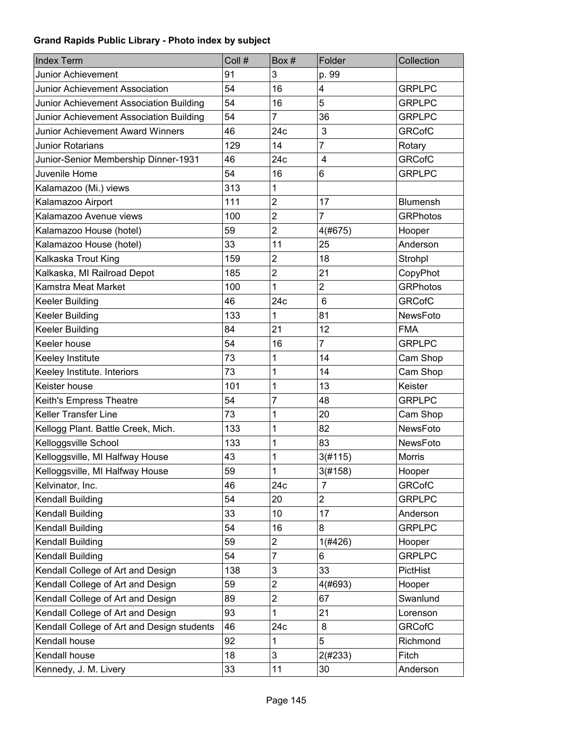**Grand Rapids Public Library - Photo index by subject**

| Index Term | Coll # | Box # | Folder | Collection |
|---|---|---|---|---|
| Junior Achievement | 91 | 3 | p. 99 | |
| Junior Achievement Association | 54 | 16 | 4 | GRPLPC |
| Junior Achievement Association Building | 54 | 16 | 5 | GRPLPC |
| Junior Achievement Association Building | 54 | 7 | 36 | GRPLPC |
| Junior Achievement Award Winners | 46 | 24c | 3 | GRCofC |
| Junior Rotarians | 129 | 14 | 7 | Rotary |
| Junior-Senior Membership Dinner-1931 | 46 | 24c | 4 | GRCofC |
| Juvenile Home | 54 | 16 | 6 | GRPLPC |
| Kalamazoo (Mi.) views | 313 | 1 | | |
| Kalamazoo Airport | 111 | 2 | 17 | Blumensh |
| Kalamazoo Avenue views | 100 | 2 | 7 | GRPhotos |
| Kalamazoo House (hotel) | 59 | 2 | 4(#675) | Hooper |
| Kalamazoo House (hotel) | 33 | 11 | 25 | Anderson |
| Kalkaska Trout King | 159 | 2 | 18 | Strohpl |
| Kalkaska, MI Railroad Depot | 185 | 2 | 21 | CopyPhot |
| Kamstra Meat Market | 100 | 1 | 2 | GRPhotos |
| Keeler Building | 46 | 24c | 6 | GRCofC |
| Keeler Building | 133 | 1 | 81 | NewsFoto |
| Keeler Building | 84 | 21 | 12 | FMA |
| Keeler house | 54 | 16 | 7 | GRPLPC |
| Keeley Institute | 73 | 1 | 14 | Cam Shop |
| Keeley Institute. Interiors | 73 | 1 | 14 | Cam Shop |
| Keister house | 101 | 1 | 13 | Keister |
| Keith's Empress Theatre | 54 | 7 | 48 | GRPLPC |
| Keller Transfer Line | 73 | 1 | 20 | Cam Shop |
| Kellogg Plant. Battle Creek, Mich. | 133 | 1 | 82 | NewsFoto |
| Kelloggsville School | 133 | 1 | 83 | NewsFoto |
| Kelloggsville, MI Halfway House | 43 | 1 | 3(#115) | Morris |
| Kelloggsville, MI Halfway House | 59 | 1 | 3(#158) | Hooper |
| Kelvinator, Inc. | 46 | 24c | 7 | GRCofC |
| Kendall Building | 54 | 20 | 2 | GRPLPC |
| Kendall Building | 33 | 10 | 17 | Anderson |
| Kendall Building | 54 | 16 | 8 | GRPLPC |
| Kendall Building | 59 | 2 | 1(#426) | Hooper |
| Kendall Building | 54 | 7 | 6 | GRPLPC |
| Kendall College of Art and Design | 138 | 3 | 33 | PictHist |
| Kendall College of Art and Design | 59 | 2 | 4(#693) | Hooper |
| Kendall College of Art and Design | 89 | 2 | 67 | Swanlund |
| Kendall College of Art and Design | 93 | 1 | 21 | Lorenson |
| Kendall College of Art and Design students | 46 | 24c | 8 | GRCofC |
| Kendall house | 92 | 1 | 5 | Richmond |
| Kendall house | 18 | 3 | 2(#233) | Fitch |
| Kennedy, J. M. Livery | 33 | 11 | 30 | Anderson |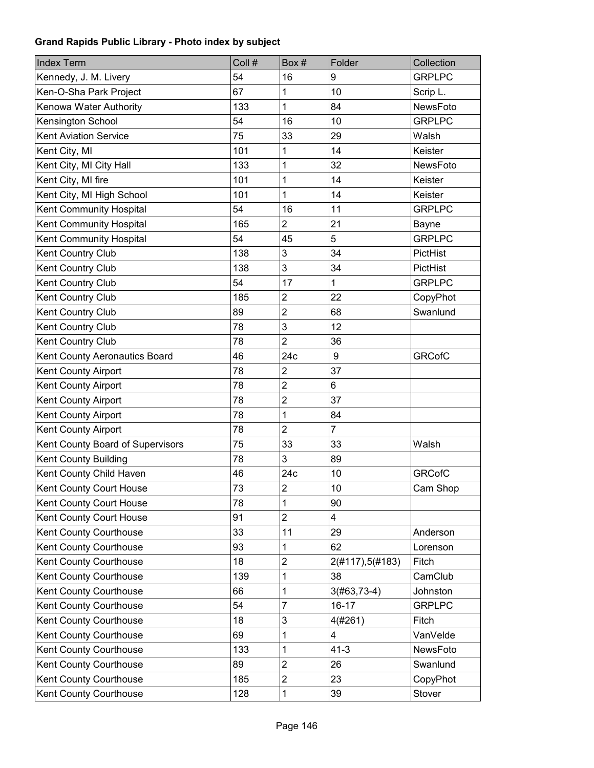**Grand Rapids Public Library - Photo index by subject**

| Index Term | Coll # | Box # | Folder | Collection |
|---|---|---|---|---|
| Kennedy, J. M. Livery | 54 | 16 | 9 | GRPLPC |
| Ken-O-Sha Park Project | 67 | 1 | 10 | Scrip L. |
| Kenowa Water Authority | 133 | 1 | 84 | NewsFoto |
| Kensington School | 54 | 16 | 10 | GRPLPC |
| Kent Aviation Service | 75 | 33 | 29 | Walsh |
| Kent City, MI | 101 | 1 | 14 | Keister |
| Kent City, MI City Hall | 133 | 1 | 32 | NewsFoto |
| Kent City, MI fire | 101 | 1 | 14 | Keister |
| Kent City, MI High School | 101 | 1 | 14 | Keister |
| Kent Community Hospital | 54 | 16 | 11 | GRPLPC |
| Kent Community Hospital | 165 | 2 | 21 | Bayne |
| Kent Community Hospital | 54 | 45 | 5 | GRPLPC |
| Kent Country Club | 138 | 3 | 34 | PictHist |
| Kent Country Club | 138 | 3 | 34 | PictHist |
| Kent Country Club | 54 | 17 | 1 | GRPLPC |
| Kent Country Club | 185 | 2 | 22 | CopyPhot |
| Kent Country Club | 89 | 2 | 68 | Swanlund |
| Kent Country Club | 78 | 3 | 12 | |
| Kent Country Club | 78 | 2 | 36 | |
| Kent County Aeronautics Board | 46 | 24c | 9 | GRCofC |
| Kent County Airport | 78 | 2 | 37 | |
| Kent County Airport | 78 | 2 | 6 | |
| Kent County Airport | 78 | 2 | 37 | |
| Kent County Airport | 78 | 1 | 84 | |
| Kent County Airport | 78 | 2 | 7 | |
| Kent County Board of Supervisors | 75 | 33 | 33 | Walsh |
| Kent County Building | 78 | 3 | 89 | |
| Kent County Child Haven | 46 | 24c | 10 | GRCofC |
| Kent County Court House | 73 | 2 | 10 | Cam Shop |
| Kent County Court House | 78 | 1 | 90 | |
| Kent County Court House | 91 | 2 | 4 | |
| Kent County Courthouse | 33 | 11 | 29 | Anderson |
| Kent County Courthouse | 93 | 1 | 62 | Lorenson |
| Kent County Courthouse | 18 | 2 | 2(#117),5(#183) | Fitch |
| Kent County Courthouse | 139 | 1 | 38 | CamClub |
| Kent County Courthouse | 66 | 1 | 3(#63,73-4) | Johnston |
| Kent County Courthouse | 54 | 7 | 16-17 | GRPLPC |
| Kent County Courthouse | 18 | 3 | 4(#261) | Fitch |
| Kent County Courthouse | 69 | 1 | 4 | VanVelde |
| Kent County Courthouse | 133 | 1 | 41-3 | NewsFoto |
| Kent County Courthouse | 89 | 2 | 26 | Swanlund |
| Kent County Courthouse | 185 | 2 | 23 | CopyPhot |
| Kent County Courthouse | 128 | 1 | 39 | Stover |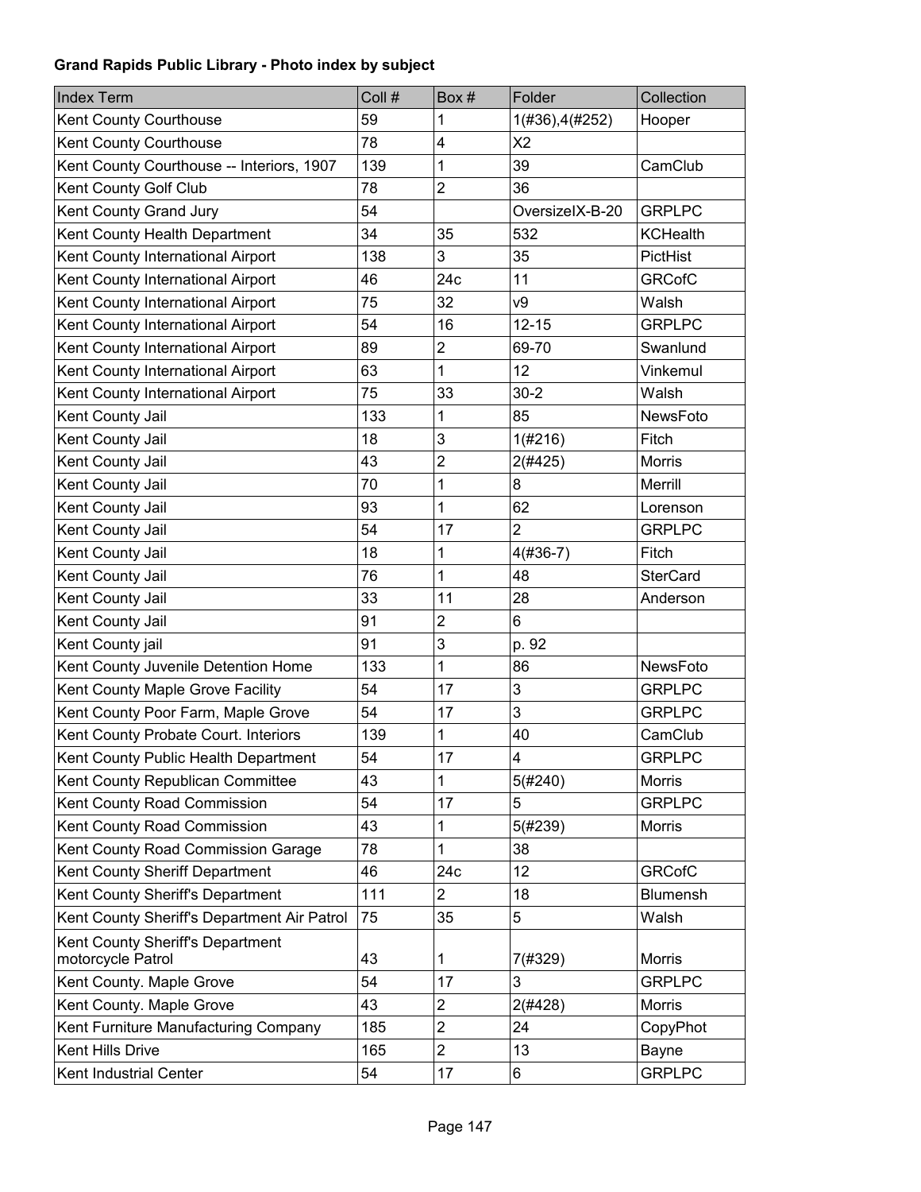**Grand Rapids Public Library - Photo index by subject**

| Index Term | Coll # | Box # | Folder | Collection |
|---|---|---|---|---|
| Kent County Courthouse | 59 | 1 | 1(#36),4(#252) | Hooper |
| Kent County Courthouse | 78 | 4 | X2 | |
| Kent County Courthouse -- Interiors, 1907 | 139 | 1 | 39 | CamClub |
| Kent County Golf Club | 78 | 2 | 36 | |
| Kent County Grand Jury | 54 | | OversizeIX-B-20 | GRPLPC |
| Kent County Health Department | 34 | 35 | 532 | KCHealth |
| Kent County International Airport | 138 | 3 | 35 | PictHist |
| Kent County International Airport | 46 | 24c | 11 | GRCofC |
| Kent County International Airport | 75 | 32 | v9 | Walsh |
| Kent County International Airport | 54 | 16 | 12-15 | GRPLPC |
| Kent County International Airport | 89 | 2 | 69-70 | Swanlund |
| Kent County International Airport | 63 | 1 | 12 | Vinkemul |
| Kent County International Airport | 75 | 33 | 30-2 | Walsh |
| Kent County Jail | 133 | 1 | 85 | NewsFoto |
| Kent County Jail | 18 | 3 | 1(#216) | Fitch |
| Kent County Jail | 43 | 2 | 2(#425) | Morris |
| Kent County Jail | 70 | 1 | 8 | Merrill |
| Kent County Jail | 93 | 1 | 62 | Lorenson |
| Kent County Jail | 54 | 17 | 2 | GRPLPC |
| Kent County Jail | 18 | 1 | 4(#36-7) | Fitch |
| Kent County Jail | 76 | 1 | 48 | SterCard |
| Kent County Jail | 33 | 11 | 28 | Anderson |
| Kent County Jail | 91 | 2 | 6 | |
| Kent County jail | 91 | 3 | p. 92 | |
| Kent County Juvenile Detention Home | 133 | 1 | 86 | NewsFoto |
| Kent County Maple Grove Facility | 54 | 17 | 3 | GRPLPC |
| Kent County Poor Farm, Maple Grove | 54 | 17 | 3 | GRPLPC |
| Kent County Probate Court. Interiors | 139 | 1 | 40 | CamClub |
| Kent County Public Health Department | 54 | 17 | 4 | GRPLPC |
| Kent County Republican Committee | 43 | 1 | 5(#240) | Morris |
| Kent County Road Commission | 54 | 17 | 5 | GRPLPC |
| Kent County Road Commission | 43 | 1 | 5(#239) | Morris |
| Kent County Road Commission Garage | 78 | 1 | 38 | |
| Kent County Sheriff Department | 46 | 24c | 12 | GRCofC |
| Kent County Sheriff's Department | 111 | 2 | 18 | Blumensh |
| Kent County Sheriff's Department Air Patrol | 75 | 35 | 5 | Walsh |
| Kent County Sheriff's Department motorcycle Patrol | 43 | 1 | 7(#329) | Morris |
| Kent County. Maple Grove | 54 | 17 | 3 | GRPLPC |
| Kent County. Maple Grove | 43 | 2 | 2(#428) | Morris |
| Kent Furniture Manufacturing Company | 185 | 2 | 24 | CopyPhot |
| Kent Hills Drive | 165 | 2 | 13 | Bayne |
| Kent Industrial Center | 54 | 17 | 6 | GRPLPC |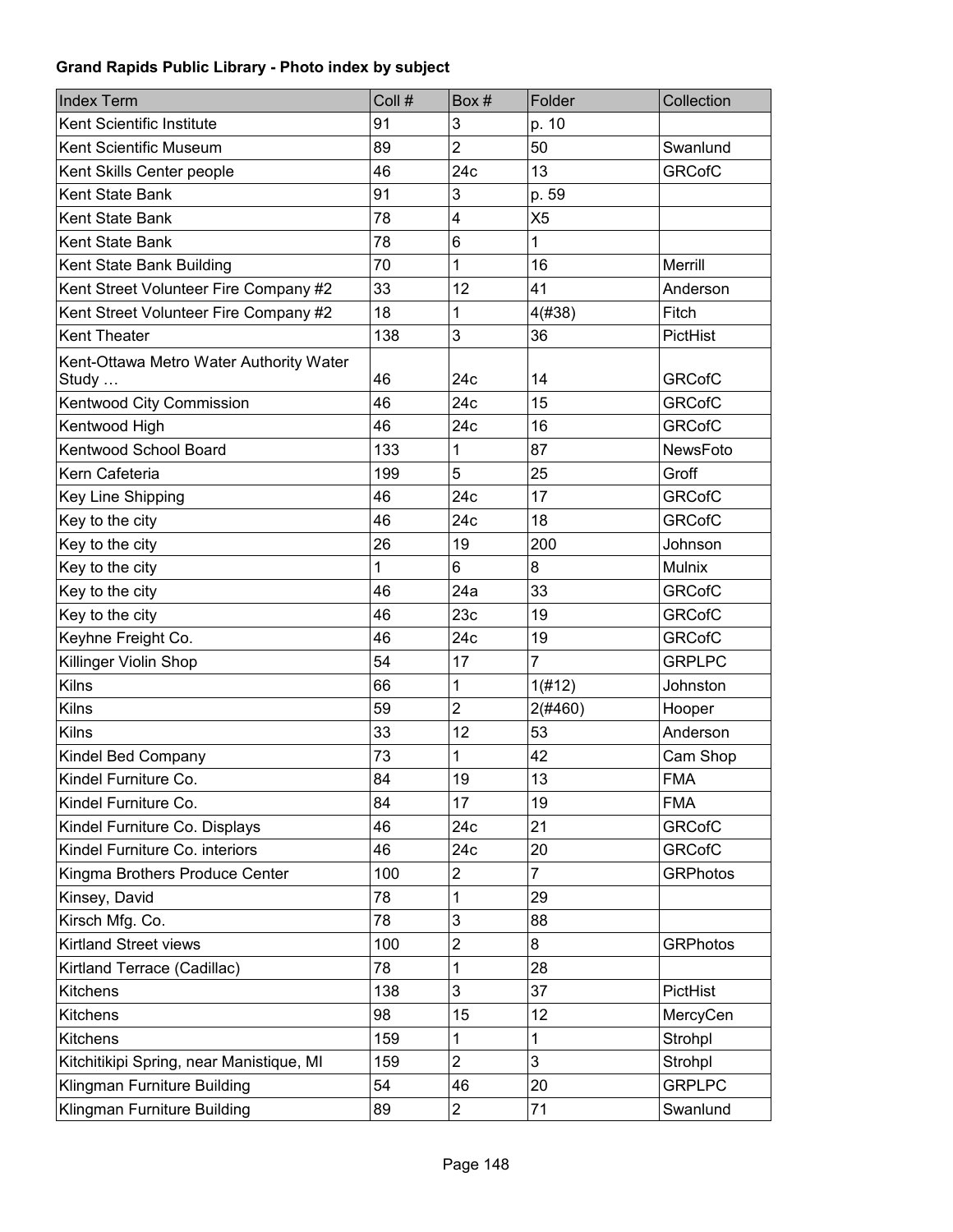**Grand Rapids Public Library - Photo index by subject**

| Index Term | Coll # | Box # | Folder | Collection |
|---|---|---|---|---|
| Kent Scientific Institute | 91 | 3 | p. 10 | |
| Kent Scientific Museum | 89 | 2 | 50 | Swanlund |
| Kent Skills Center people | 46 | 24c | 13 | GRCofC |
| Kent State Bank | 91 | 3 | p. 59 | |
| Kent State Bank | 78 | 4 | X5 | |
| Kent State Bank | 78 | 6 | 1 | |
| Kent State Bank Building | 70 | 1 | 16 | Merrill |
| Kent Street Volunteer Fire Company #2 | 33 | 12 | 41 | Anderson |
| Kent Street Volunteer Fire Company #2 | 18 | 1 | 4(#38) | Fitch |
| Kent Theater | 138 | 3 | 36 | PictHist |
| Kent-Ottawa Metro Water Authority Water Study … | 46 | 24c | 14 | GRCofC |
| Kentwood City Commission | 46 | 24c | 15 | GRCofC |
| Kentwood High | 46 | 24c | 16 | GRCofC |
| Kentwood School Board | 133 | 1 | 87 | NewsFoto |
| Kern Cafeteria | 199 | 5 | 25 | Groff |
| Key Line Shipping | 46 | 24c | 17 | GRCofC |
| Key to the city | 46 | 24c | 18 | GRCofC |
| Key to the city | 26 | 19 | 200 | Johnson |
| Key to the city | 1 | 6 | 8 | Mulnix |
| Key to the city | 46 | 24a | 33 | GRCofC |
| Key to the city | 46 | 23c | 19 | GRCofC |
| Keyhne Freight Co. | 46 | 24c | 19 | GRCofC |
| Killinger Violin Shop | 54 | 17 | 7 | GRPLPC |
| Kilns | 66 | 1 | 1(#12) | Johnston |
| Kilns | 59 | 2 | 2(#460) | Hooper |
| Kilns | 33 | 12 | 53 | Anderson |
| Kindel Bed Company | 73 | 1 | 42 | Cam Shop |
| Kindel Furniture Co. | 84 | 19 | 13 | FMA |
| Kindel Furniture Co. | 84 | 17 | 19 | FMA |
| Kindel Furniture Co. Displays | 46 | 24c | 21 | GRCofC |
| Kindel Furniture Co. interiors | 46 | 24c | 20 | GRCofC |
| Kingma Brothers Produce Center | 100 | 2 | 7 | GRPhotos |
| Kinsey, David | 78 | 1 | 29 | |
| Kirsch Mfg. Co. | 78 | 3 | 88 | |
| Kirtland Street views | 100 | 2 | 8 | GRPhotos |
| Kirtland Terrace (Cadillac) | 78 | 1 | 28 | |
| Kitchens | 138 | 3 | 37 | PictHist |
| Kitchens | 98 | 15 | 12 | MercyCen |
| Kitchens | 159 | 1 | 1 | Strohpl |
| Kitchitikipi Spring, near Manistique, MI | 159 | 2 | 3 | Strohpl |
| Klingman Furniture Building | 54 | 46 | 20 | GRPLPC |
| Klingman Furniture Building | 89 | 2 | 71 | Swanlund |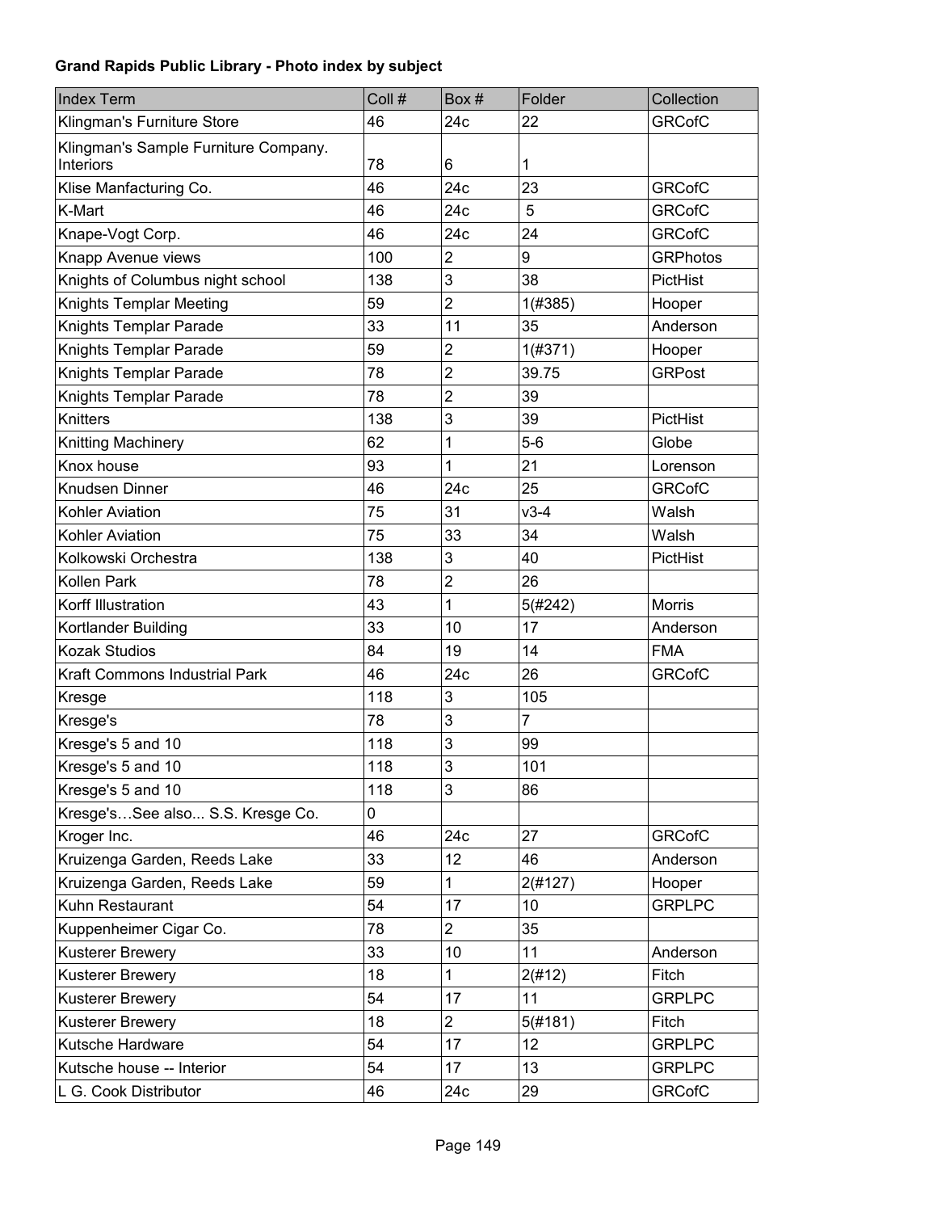**Grand Rapids Public Library - Photo index by subject**

| Index Term | Coll # | Box # | Folder | Collection |
|---|---|---|---|---|
| Klingman's Furniture Store | 46 | 24c | 22 | GRCofC |
| Klingman's Sample Furniture Company. Interiors | 78 | 6 | 1 | |
| Klise Manfacturing Co. | 46 | 24c | 23 | GRCofC |
| K-Mart | 46 | 24c | 5 | GRCofC |
| Knape-Vogt Corp. | 46 | 24c | 24 | GRCofC |
| Knapp Avenue views | 100 | 2 | 9 | GRPhotos |
| Knights of Columbus night school | 138 | 3 | 38 | PictHist |
| Knights Templar Meeting | 59 | 2 | 1(#385) | Hooper |
| Knights Templar Parade | 33 | 11 | 35 | Anderson |
| Knights Templar Parade | 59 | 2 | 1(#371) | Hooper |
| Knights Templar Parade | 78 | 2 | 39.75 | GRPost |
| Knights Templar Parade | 78 | 2 | 39 | |
| Knitters | 138 | 3 | 39 | PictHist |
| Knitting Machinery | 62 | 1 | 5-6 | Globe |
| Knox house | 93 | 1 | 21 | Lorenson |
| Knudsen Dinner | 46 | 24c | 25 | GRCofC |
| Kohler Aviation | 75 | 31 | v3-4 | Walsh |
| Kohler Aviation | 75 | 33 | 34 | Walsh |
| Kolkowski Orchestra | 138 | 3 | 40 | PictHist |
| Kollen Park | 78 | 2 | 26 | |
| Korff Illustration | 43 | 1 | 5(#242) | Morris |
| Kortlander Building | 33 | 10 | 17 | Anderson |
| Kozak Studios | 84 | 19 | 14 | FMA |
| Kraft Commons Industrial Park | 46 | 24c | 26 | GRCofC |
| Kresge | 118 | 3 | 105 | |
| Kresge's | 78 | 3 | 7 | |
| Kresge's 5 and 10 | 118 | 3 | 99 | |
| Kresge's 5 and 10 | 118 | 3 | 101 | |
| Kresge's 5 and 10 | 118 | 3 | 86 | |
| Kresge's…See also... S.S. Kresge Co. | 0 | | | |
| Kroger Inc. | 46 | 24c | 27 | GRCofC |
| Kruizenga Garden, Reeds Lake | 33 | 12 | 46 | Anderson |
| Kruizenga Garden, Reeds Lake | 59 | 1 | 2(#127) | Hooper |
| Kuhn Restaurant | 54 | 17 | 10 | GRPLPC |
| Kuppenheimer Cigar Co. | 78 | 2 | 35 | |
| Kusterer Brewery | 33 | 10 | 11 | Anderson |
| Kusterer Brewery | 18 | 1 | 2(#12) | Fitch |
| Kusterer Brewery | 54 | 17 | 11 | GRPLPC |
| Kusterer Brewery | 18 | 2 | 5(#181) | Fitch |
| Kutsche Hardware | 54 | 17 | 12 | GRPLPC |
| Kutsche house -- Interior | 54 | 17 | 13 | GRPLPC |
| L G. Cook Distributor | 46 | 24c | 29 | GRCofC |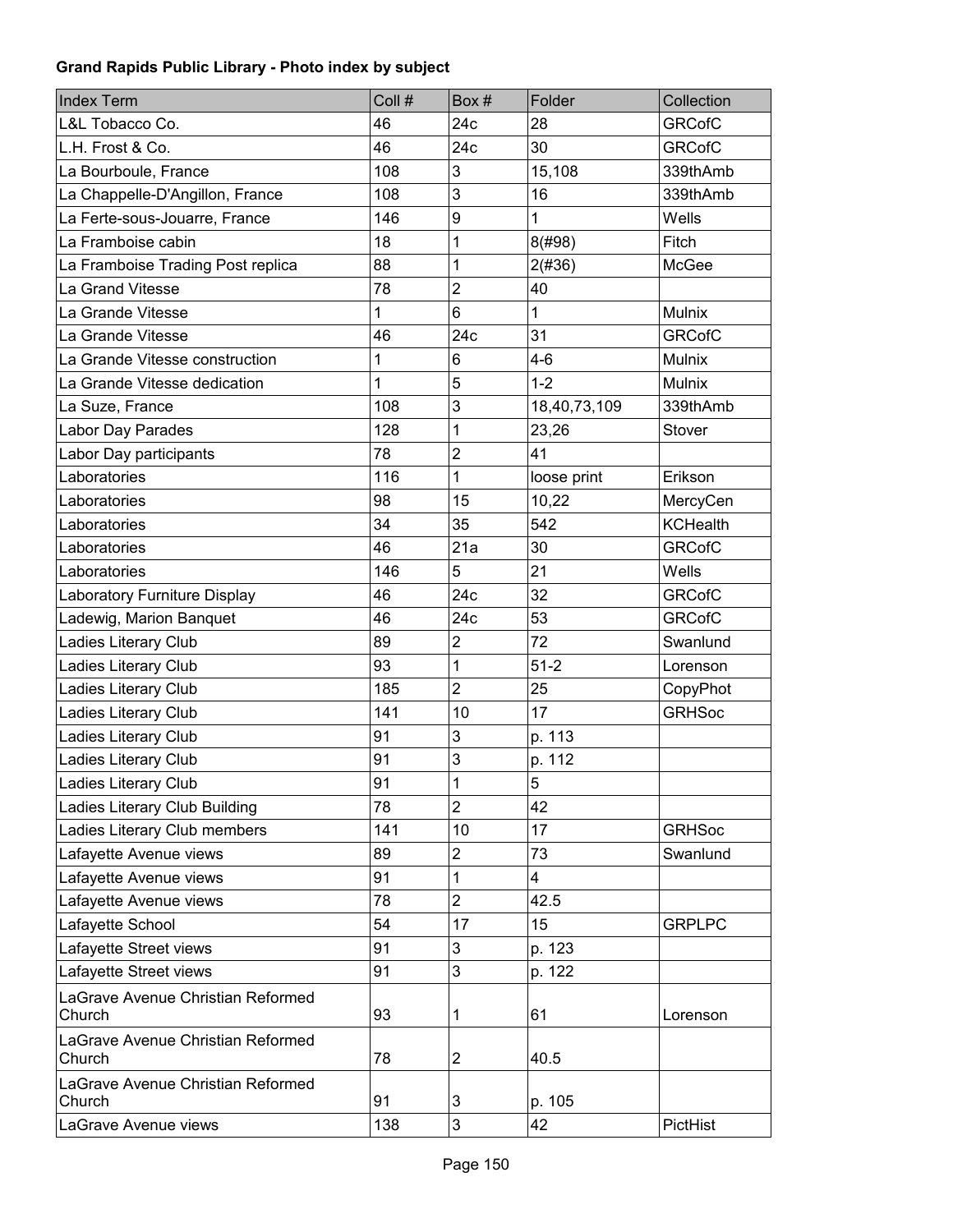**Grand Rapids Public Library - Photo index by subject**

| Index Term | Coll # | Box # | Folder | Collection |
|---|---|---|---|---|
| L&L Tobacco Co. | 46 | 24c | 28 | GRCofC |
| L.H. Frost & Co. | 46 | 24c | 30 | GRCofC |
| La Bourboule, France | 108 | 3 | 15,108 | 339thAmb |
| La Chappelle-D'Angillon, France | 108 | 3 | 16 | 339thAmb |
| La Ferte-sous-Jouarre, France | 146 | 9 | 1 | Wells |
| La Framboise cabin | 18 | 1 | 8(#98) | Fitch |
| La Framboise Trading Post replica | 88 | 1 | 2(#36) | McGee |
| La Grand Vitesse | 78 | 2 | 40 | |
| La Grande Vitesse | 1 | 6 | 1 | Mulnix |
| La Grande Vitesse | 46 | 24c | 31 | GRCofC |
| La Grande Vitesse construction | 1 | 6 | 4-6 | Mulnix |
| La Grande Vitesse dedication | 1 | 5 | 1-2 | Mulnix |
| La Suze, France | 108 | 3 | 18,40,73,109 | 339thAmb |
| Labor Day Parades | 128 | 1 | 23,26 | Stover |
| Labor Day participants | 78 | 2 | 41 | |
| Laboratories | 116 | 1 | loose print | Erikson |
| Laboratories | 98 | 15 | 10,22 | MercyCen |
| Laboratories | 34 | 35 | 542 | KCHealth |
| Laboratories | 46 | 21a | 30 | GRCofC |
| Laboratories | 146 | 5 | 21 | Wells |
| Laboratory Furniture Display | 46 | 24c | 32 | GRCofC |
| Ladewig, Marion Banquet | 46 | 24c | 53 | GRCofC |
| Ladies Literary Club | 89 | 2 | 72 | Swanlund |
| Ladies Literary Club | 93 | 1 | 51-2 | Lorenson |
| Ladies Literary Club | 185 | 2 | 25 | CopyPhot |
| Ladies Literary Club | 141 | 10 | 17 | GRHSoc |
| Ladies Literary Club | 91 | 3 | p. 113 | |
| Ladies Literary Club | 91 | 3 | p. 112 | |
| Ladies Literary Club | 91 | 1 | 5 | |
| Ladies Literary Club Building | 78 | 2 | 42 | |
| Ladies Literary Club members | 141 | 10 | 17 | GRHSoc |
| Lafayette Avenue views | 89 | 2 | 73 | Swanlund |
| Lafayette Avenue views | 91 | 1 | 4 | |
| Lafayette Avenue views | 78 | 2 | 42.5 | |
| Lafayette School | 54 | 17 | 15 | GRPLPC |
| Lafayette Street views | 91 | 3 | p. 123 | |
| Lafayette Street views | 91 | 3 | p. 122 | |
| LaGrave Avenue Christian Reformed Church | 93 | 1 | 61 | Lorenson |
| LaGrave Avenue Christian Reformed Church | 78 | 2 | 40.5 | |
| LaGrave Avenue Christian Reformed Church | 91 | 3 | p. 105 | |
| LaGrave Avenue views | 138 | 3 | 42 | PictHist |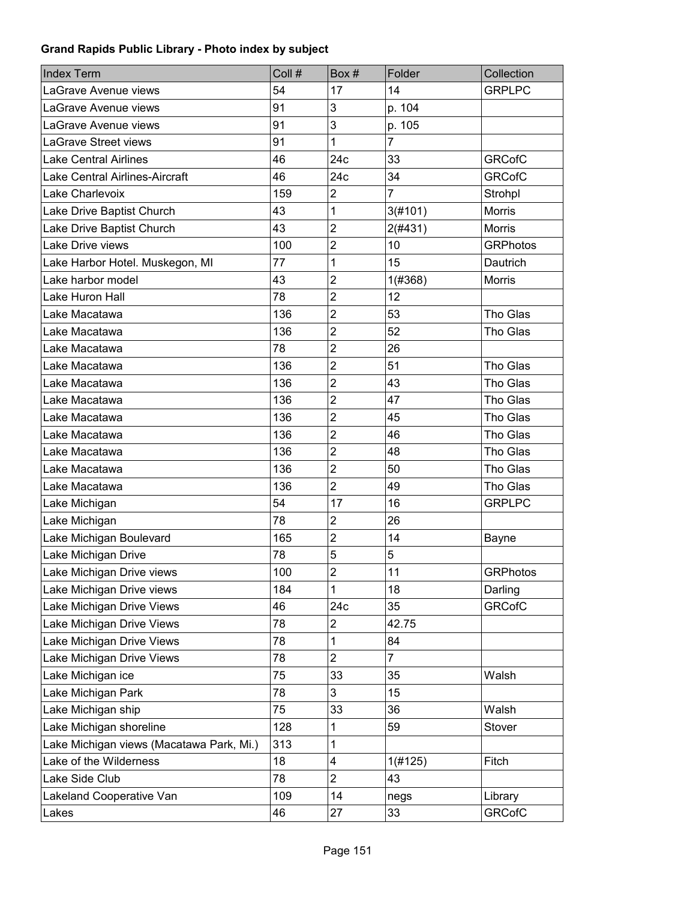**Grand Rapids Public Library - Photo index by subject**

| Index Term | Coll # | Box # | Folder | Collection |
|---|---|---|---|---|
| LaGrave Avenue views | 54 | 17 | 14 | GRPLPC |
| LaGrave Avenue views | 91 | 3 | p. 104 | |
| LaGrave Avenue views | 91 | 3 | p. 105 | |
| LaGrave Street views | 91 | 1 | 7 | |
| Lake Central Airlines | 46 | 24c | 33 | GRCofC |
| Lake Central Airlines-Aircraft | 46 | 24c | 34 | GRCofC |
| Lake Charlevoix | 159 | 2 | 7 | Strohpl |
| Lake Drive Baptist Church | 43 | 1 | 3(#101) | Morris |
| Lake Drive Baptist Church | 43 | 2 | 2(#431) | Morris |
| Lake Drive views | 100 | 2 | 10 | GRPhotos |
| Lake Harbor Hotel. Muskegon, MI | 77 | 1 | 15 | Dautrich |
| Lake harbor model | 43 | 2 | 1(#368) | Morris |
| Lake Huron Hall | 78 | 2 | 12 | |
| Lake Macatawa | 136 | 2 | 53 | Tho Glas |
| Lake Macatawa | 136 | 2 | 52 | Tho Glas |
| Lake Macatawa | 78 | 2 | 26 | |
| Lake Macatawa | 136 | 2 | 51 | Tho Glas |
| Lake Macatawa | 136 | 2 | 43 | Tho Glas |
| Lake Macatawa | 136 | 2 | 47 | Tho Glas |
| Lake Macatawa | 136 | 2 | 45 | Tho Glas |
| Lake Macatawa | 136 | 2 | 46 | Tho Glas |
| Lake Macatawa | 136 | 2 | 48 | Tho Glas |
| Lake Macatawa | 136 | 2 | 50 | Tho Glas |
| Lake Macatawa | 136 | 2 | 49 | Tho Glas |
| Lake Michigan | 54 | 17 | 16 | GRPLPC |
| Lake Michigan | 78 | 2 | 26 | |
| Lake Michigan Boulevard | 165 | 2 | 14 | Bayne |
| Lake Michigan Drive | 78 | 5 | 5 | |
| Lake Michigan Drive views | 100 | 2 | 11 | GRPhotos |
| Lake Michigan Drive views | 184 | 1 | 18 | Darling |
| Lake Michigan Drive Views | 46 | 24c | 35 | GRCofC |
| Lake Michigan Drive Views | 78 | 2 | 42.75 | |
| Lake Michigan Drive Views | 78 | 1 | 84 | |
| Lake Michigan Drive Views | 78 | 2 | 7 | |
| Lake Michigan ice | 75 | 33 | 35 | Walsh |
| Lake Michigan Park | 78 | 3 | 15 | |
| Lake Michigan ship | 75 | 33 | 36 | Walsh |
| Lake Michigan shoreline | 128 | 1 | 59 | Stover |
| Lake Michigan views (Macatawa Park, Mi.) | 313 | 1 | | |
| Lake of the Wilderness | 18 | 4 | 1(#125) | Fitch |
| Lake Side Club | 78 | 2 | 43 | |
| Lakeland Cooperative Van | 109 | 14 | negs | Library |
| Lakes | 46 | 27 | 33 | GRCofC |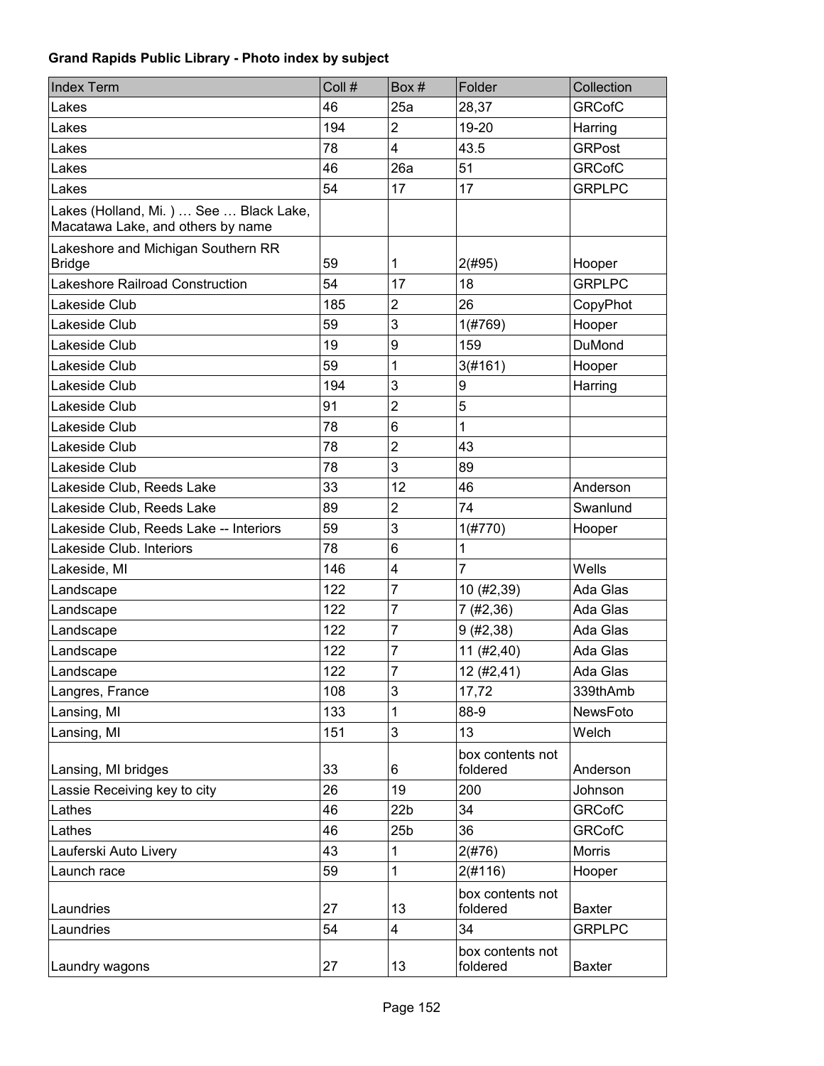**Grand Rapids Public Library - Photo index by subject**

| Index Term | Coll # | Box # | Folder | Collection |
|---|---|---|---|---|
| Lakes | 46 | 25a | 28,37 | GRCofC |
| Lakes | 194 | 2 | 19-20 | Harring |
| Lakes | 78 | 4 | 43.5 | GRPost |
| Lakes | 46 | 26a | 51 | GRCofC |
| Lakes | 54 | 17 | 17 | GRPLPC |
| Lakes (Holland, Mi. ) … See … Black Lake, Macatawa Lake, and others by name | | | | |
| Lakeshore and Michigan Southern RR Bridge | 59 | 1 | 2(#95) | Hooper |
| Lakeshore Railroad Construction | 54 | 17 | 18 | GRPLPC |
| Lakeside Club | 185 | 2 | 26 | CopyPhot |
| Lakeside Club | 59 | 3 | 1(#769) | Hooper |
| Lakeside Club | 19 | 9 | 159 | DuMond |
| Lakeside Club | 59 | 1 | 3(#161) | Hooper |
| Lakeside Club | 194 | 3 | 9 | Harring |
| Lakeside Club | 91 | 2 | 5 | |
| Lakeside Club | 78 | 6 | 1 | |
| Lakeside Club | 78 | 2 | 43 | |
| Lakeside Club | 78 | 3 | 89 | |
| Lakeside Club, Reeds Lake | 33 | 12 | 46 | Anderson |
| Lakeside Club, Reeds Lake | 89 | 2 | 74 | Swanlund |
| Lakeside Club, Reeds Lake -- Interiors | 59 | 3 | 1(#770) | Hooper |
| Lakeside Club. Interiors | 78 | 6 | 1 | |
| Lakeside, MI | 146 | 4 | 7 | Wells |
| Landscape | 122 | 7 | 10 (#2,39) | Ada Glas |
| Landscape | 122 | 7 | 7 (#2,36) | Ada Glas |
| Landscape | 122 | 7 | 9 (#2,38) | Ada Glas |
| Landscape | 122 | 7 | 11 (#2,40) | Ada Glas |
| Landscape | 122 | 7 | 12 (#2,41) | Ada Glas |
| Langres, France | 108 | 3 | 17,72 | 339thAmb |
| Lansing, MI | 133 | 1 | 88-9 | NewsFoto |
| Lansing, MI | 151 | 3 | 13 | Welch |
| Lansing, MI bridges | 33 | 6 | box contents not foldered | Anderson |
| Lassie Receiving key to city | 26 | 19 | 200 | Johnson |
| Lathes | 46 | 22b | 34 | GRCofC |
| Lathes | 46 | 25b | 36 | GRCofC |
| Lauferski Auto Livery | 43 | 1 | 2(#76) | Morris |
| Launch race | 59 | 1 | 2(#116) | Hooper |
| Laundries | 27 | 13 | box contents not foldered | Baxter |
| Laundries | 54 | 4 | 34 | GRPLPC |
| Laundry wagons | 27 | 13 | box contents not foldered | Baxter |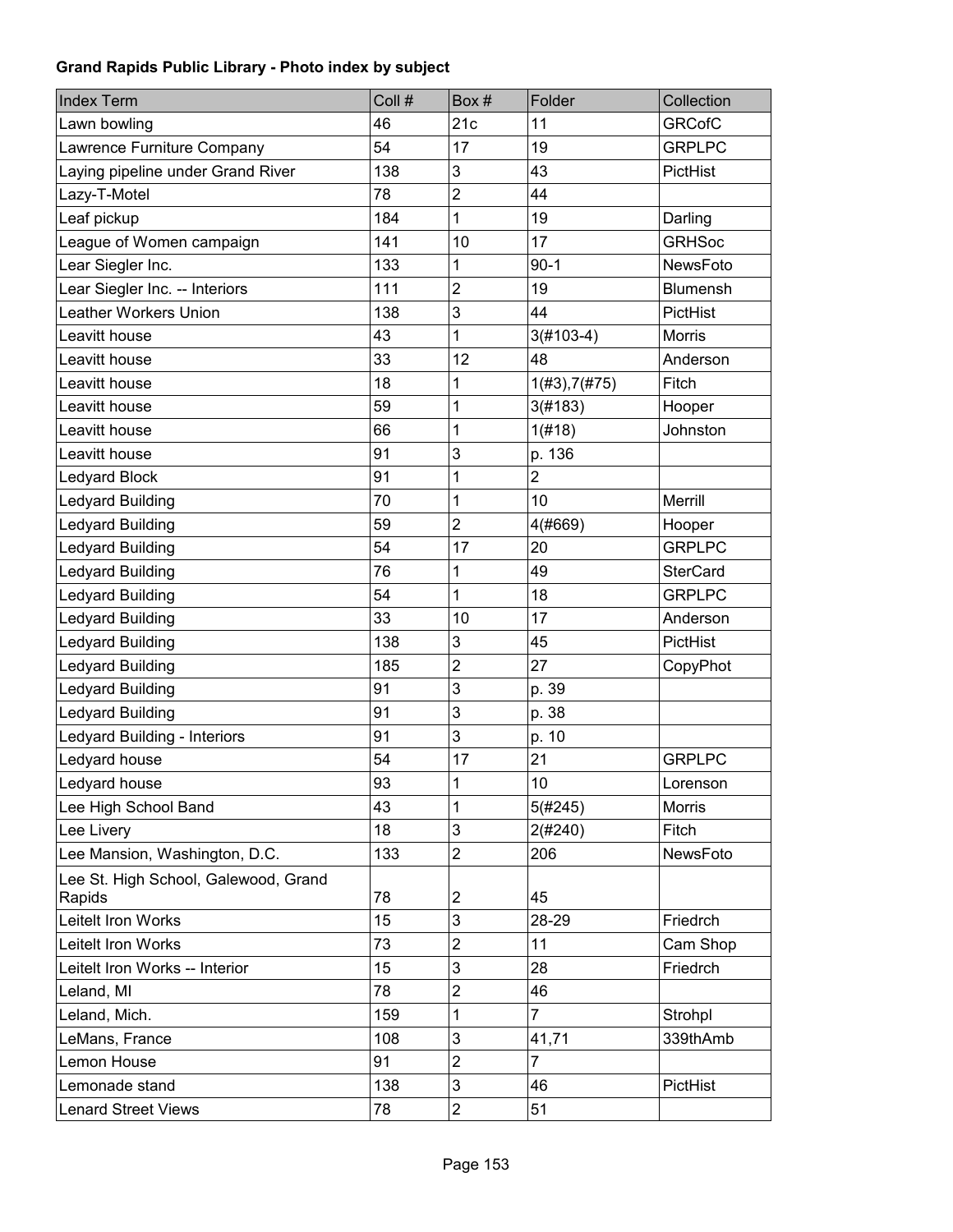**Grand Rapids Public Library - Photo index by subject**

| Index Term | Coll # | Box # | Folder | Collection |
|---|---|---|---|---|
| Lawn bowling | 46 | 21c | 11 | GRCofC |
| Lawrence Furniture Company | 54 | 17 | 19 | GRPLPC |
| Laying pipeline under Grand River | 138 | 3 | 43 | PictHist |
| Lazy-T-Motel | 78 | 2 | 44 | |
| Leaf pickup | 184 | 1 | 19 | Darling |
| League of Women campaign | 141 | 10 | 17 | GRHSoc |
| Lear Siegler Inc. | 133 | 1 | 90-1 | NewsFoto |
| Lear Siegler Inc. -- Interiors | 111 | 2 | 19 | Blumensh |
| Leather Workers Union | 138 | 3 | 44 | PictHist |
| Leavitt house | 43 | 1 | 3(#103-4) | Morris |
| Leavitt house | 33 | 12 | 48 | Anderson |
| Leavitt house | 18 | 1 | 1(#3),7(#75) | Fitch |
| Leavitt house | 59 | 1 | 3(#183) | Hooper |
| Leavitt house | 66 | 1 | 1(#18) | Johnston |
| Leavitt house | 91 | 3 | p. 136 | |
| Ledyard Block | 91 | 1 | 2 | |
| Ledyard Building | 70 | 1 | 10 | Merrill |
| Ledyard Building | 59 | 2 | 4(#669) | Hooper |
| Ledyard Building | 54 | 17 | 20 | GRPLPC |
| Ledyard Building | 76 | 1 | 49 | SterCard |
| Ledyard Building | 54 | 1 | 18 | GRPLPC |
| Ledyard Building | 33 | 10 | 17 | Anderson |
| Ledyard Building | 138 | 3 | 45 | PictHist |
| Ledyard Building | 185 | 2 | 27 | CopyPhot |
| Ledyard Building | 91 | 3 | p. 39 | |
| Ledyard Building | 91 | 3 | p. 38 | |
| Ledyard Building - Interiors | 91 | 3 | p. 10 | |
| Ledyard house | 54 | 17 | 21 | GRPLPC |
| Ledyard house | 93 | 1 | 10 | Lorenson |
| Lee High School Band | 43 | 1 | 5(#245) | Morris |
| Lee Livery | 18 | 3 | 2(#240) | Fitch |
| Lee Mansion, Washington, D.C. | 133 | 2 | 206 | NewsFoto |
| Lee St. High School, Galewood, Grand Rapids | 78 | 2 | 45 | |
| Leitelt Iron Works | 15 | 3 | 28-29 | Friedrch |
| Leitelt Iron Works | 73 | 2 | 11 | Cam Shop |
| Leitelt Iron Works -- Interior | 15 | 3 | 28 | Friedrch |
| Leland, MI | 78 | 2 | 46 | |
| Leland, Mich. | 159 | 1 | 7 | Strohpl |
| LeMans, France | 108 | 3 | 41,71 | 339thAmb |
| Lemon House | 91 | 2 | 7 | |
| Lemonade stand | 138 | 3 | 46 | PictHist |
| Lenard Street Views | 78 | 2 | 51 | |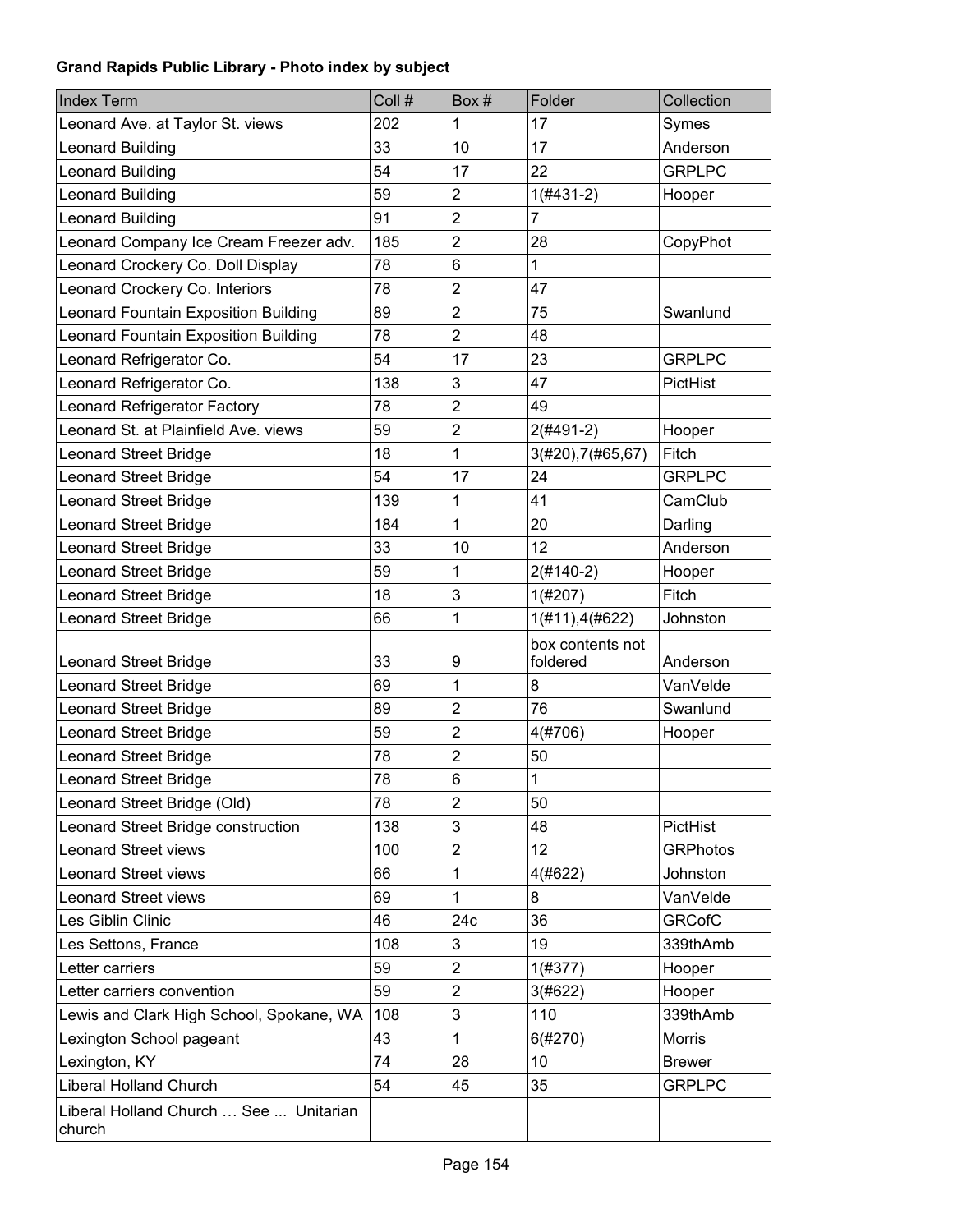**Grand Rapids Public Library - Photo index by subject**

| Index Term | Coll # | Box # | Folder | Collection |
|---|---|---|---|---|
| Leonard Ave. at Taylor St. views | 202 | 1 | 17 | Symes |
| Leonard Building | 33 | 10 | 17 | Anderson |
| Leonard Building | 54 | 17 | 22 | GRPLPC |
| Leonard Building | 59 | 2 | 1(#431-2) | Hooper |
| Leonard Building | 91 | 2 | 7 | |
| Leonard Company Ice Cream Freezer adv. | 185 | 2 | 28 | CopyPhot |
| Leonard Crockery Co. Doll Display | 78 | 6 | 1 | |
| Leonard Crockery Co. Interiors | 78 | 2 | 47 | |
| Leonard Fountain Exposition Building | 89 | 2 | 75 | Swanlund |
| Leonard Fountain Exposition Building | 78 | 2 | 48 | |
| Leonard Refrigerator Co. | 54 | 17 | 23 | GRPLPC |
| Leonard Refrigerator Co. | 138 | 3 | 47 | PictHist |
| Leonard Refrigerator Factory | 78 | 2 | 49 | |
| Leonard St. at Plainfield Ave. views | 59 | 2 | 2(#491-2) | Hooper |
| Leonard Street Bridge | 18 | 1 | 3(#20),7(#65,67) | Fitch |
| Leonard Street Bridge | 54 | 17 | 24 | GRPLPC |
| Leonard Street Bridge | 139 | 1 | 41 | CamClub |
| Leonard Street Bridge | 184 | 1 | 20 | Darling |
| Leonard Street Bridge | 33 | 10 | 12 | Anderson |
| Leonard Street Bridge | 59 | 1 | 2(#140-2) | Hooper |
| Leonard Street Bridge | 18 | 3 | 1(#207) | Fitch |
| Leonard Street Bridge | 66 | 1 | 1(#11),4(#622) | Johnston |
| Leonard Street Bridge | 33 | 9 | box contents not foldered | Anderson |
| Leonard Street Bridge | 69 | 1 | 8 | VanVelde |
| Leonard Street Bridge | 89 | 2 | 76 | Swanlund |
| Leonard Street Bridge | 59 | 2 | 4(#706) | Hooper |
| Leonard Street Bridge | 78 | 2 | 50 | |
| Leonard Street Bridge | 78 | 6 | 1 | |
| Leonard Street Bridge (Old) | 78 | 2 | 50 | |
| Leonard Street Bridge construction | 138 | 3 | 48 | PictHist |
| Leonard Street views | 100 | 2 | 12 | GRPhotos |
| Leonard Street views | 66 | 1 | 4(#622) | Johnston |
| Leonard Street views | 69 | 1 | 8 | VanVelde |
| Les Giblin Clinic | 46 | 24c | 36 | GRCofC |
| Les Settons, France | 108 | 3 | 19 | 339thAmb |
| Letter carriers | 59 | 2 | 1(#377) | Hooper |
| Letter carriers convention | 59 | 2 | 3(#622) | Hooper |
| Lewis and Clark High School, Spokane, WA | 108 | 3 | 110 | 339thAmb |
| Lexington School pageant | 43 | 1 | 6(#270) | Morris |
| Lexington, KY | 74 | 28 | 10 | Brewer |
| Liberal Holland Church | 54 | 45 | 35 | GRPLPC |
| Liberal Holland Church … See ... Unitarian church | | | | |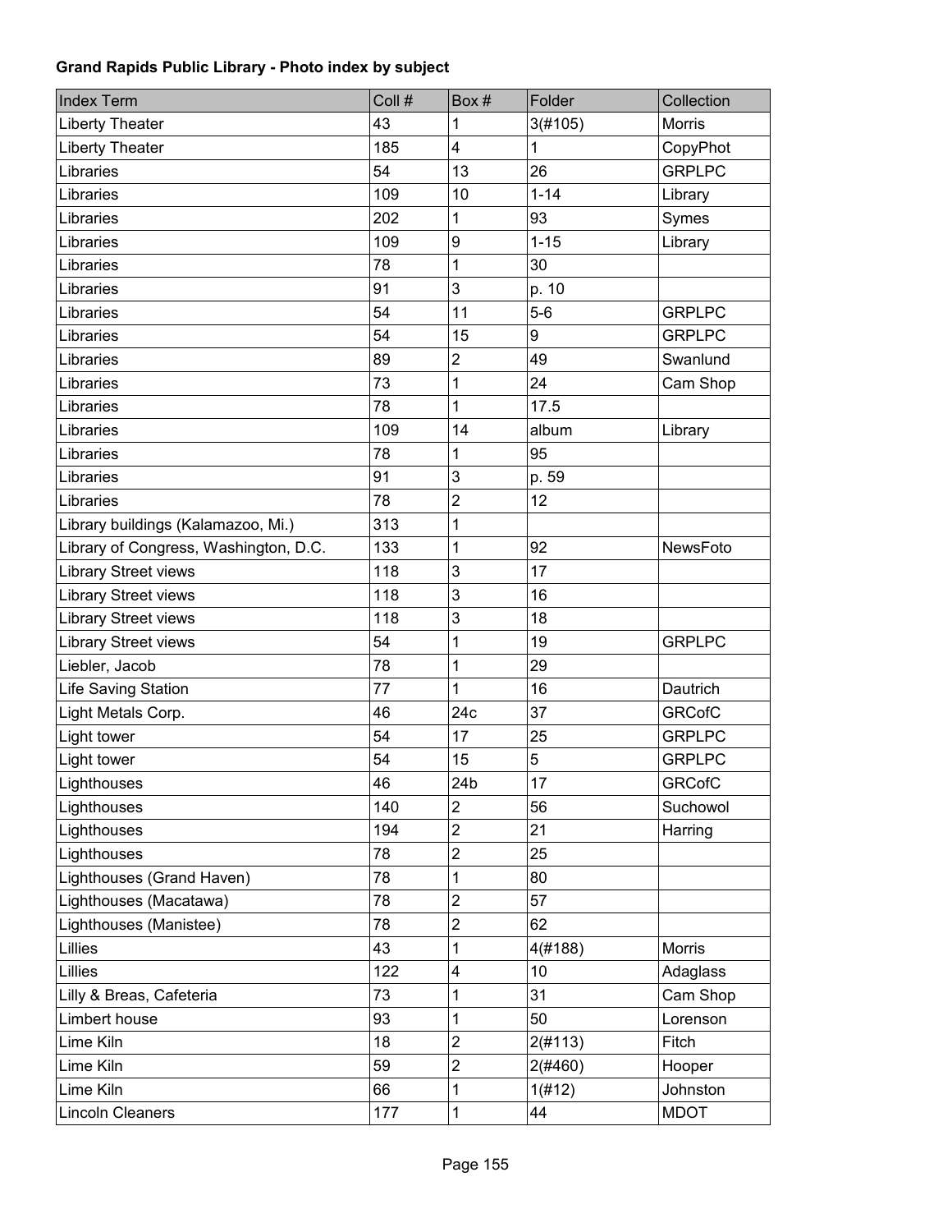**Grand Rapids Public Library - Photo index by subject**

| Index Term | Coll # | Box # | Folder | Collection |
|---|---|---|---|---|
| Liberty Theater | 43 | 1 | 3(#105) | Morris |
| Liberty Theater | 185 | 4 | 1 | CopyPhot |
| Libraries | 54 | 13 | 26 | GRPLPC |
| Libraries | 109 | 10 | 1-14 | Library |
| Libraries | 202 | 1 | 93 | Symes |
| Libraries | 109 | 9 | 1-15 | Library |
| Libraries | 78 | 1 | 30 | |
| Libraries | 91 | 3 | p. 10 | |
| Libraries | 54 | 11 | 5-6 | GRPLPC |
| Libraries | 54 | 15 | 9 | GRPLPC |
| Libraries | 89 | 2 | 49 | Swanlund |
| Libraries | 73 | 1 | 24 | Cam Shop |
| Libraries | 78 | 1 | 17.5 | |
| Libraries | 109 | 14 | album | Library |
| Libraries | 78 | 1 | 95 | |
| Libraries | 91 | 3 | p. 59 | |
| Libraries | 78 | 2 | 12 | |
| Library buildings (Kalamazoo, Mi.) | 313 | 1 | | |
| Library of Congress, Washington, D.C. | 133 | 1 | 92 | NewsFoto |
| Library Street views | 118 | 3 | 17 | |
| Library Street views | 118 | 3 | 16 | |
| Library Street views | 118 | 3 | 18 | |
| Library Street views | 54 | 1 | 19 | GRPLPC |
| Liebler, Jacob | 78 | 1 | 29 | |
| Life Saving Station | 77 | 1 | 16 | Dautrich |
| Light Metals Corp. | 46 | 24c | 37 | GRCofC |
| Light tower | 54 | 17 | 25 | GRPLPC |
| Light tower | 54 | 15 | 5 | GRPLPC |
| Lighthouses | 46 | 24b | 17 | GRCofC |
| Lighthouses | 140 | 2 | 56 | Suchowol |
| Lighthouses | 194 | 2 | 21 | Harring |
| Lighthouses | 78 | 2 | 25 | |
| Lighthouses (Grand Haven) | 78 | 1 | 80 | |
| Lighthouses (Macatawa) | 78 | 2 | 57 | |
| Lighthouses (Manistee) | 78 | 2 | 62 | |
| Lillies | 43 | 1 | 4(#188) | Morris |
| Lillies | 122 | 4 | 10 | Adaglass |
| Lilly & Breas, Cafeteria | 73 | 1 | 31 | Cam Shop |
| Limbert house | 93 | 1 | 50 | Lorenson |
| Lime Kiln | 18 | 2 | 2(#113) | Fitch |
| Lime Kiln | 59 | 2 | 2(#460) | Hooper |
| Lime Kiln | 66 | 1 | 1(#12) | Johnston |
| Lincoln Cleaners | 177 | 1 | 44 | MDOT |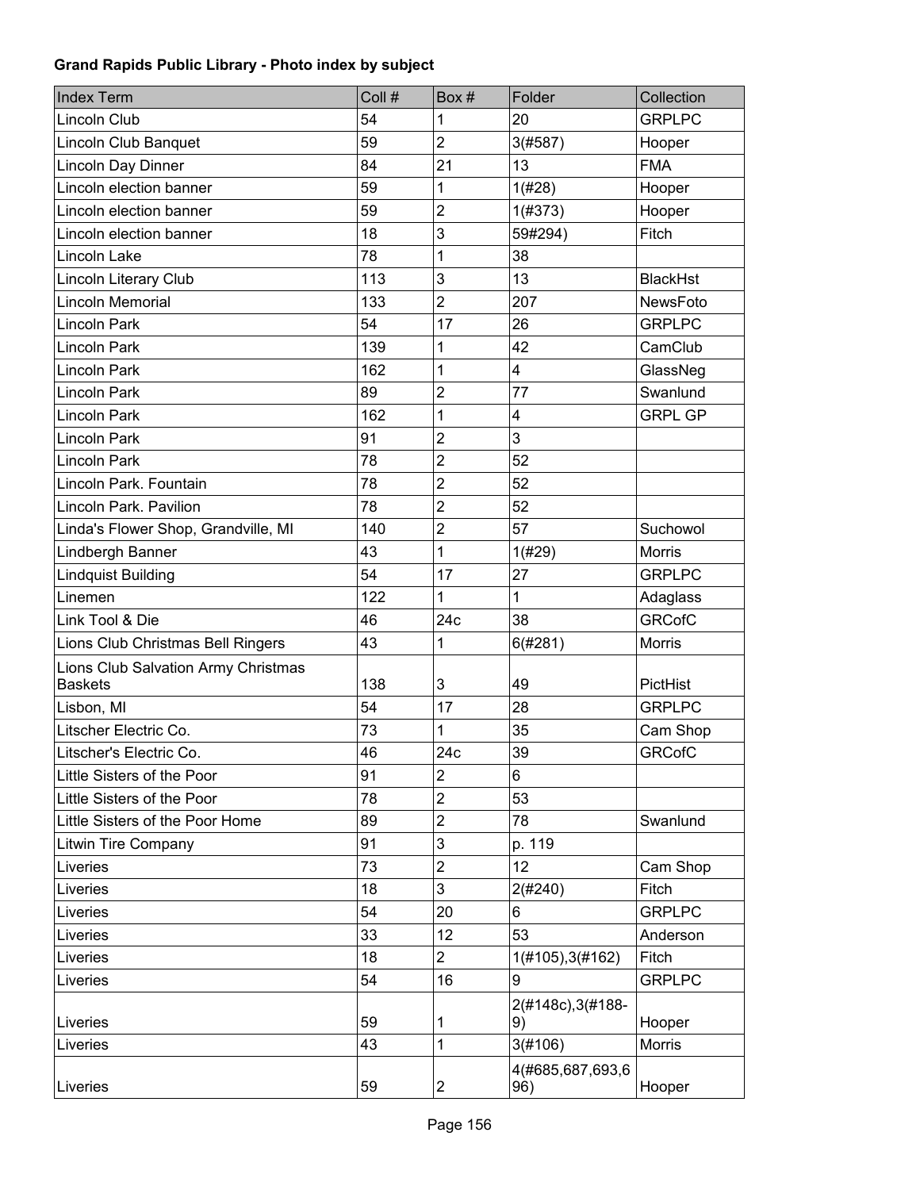**Grand Rapids Public Library - Photo index by subject**

| Index Term | Coll # | Box # | Folder | Collection |
|---|---|---|---|---|
| Lincoln Club | 54 | 1 | 20 | GRPLPC |
| Lincoln Club Banquet | 59 | 2 | 3(#587) | Hooper |
| Lincoln Day Dinner | 84 | 21 | 13 | FMA |
| Lincoln election banner | 59 | 1 | 1(#28) | Hooper |
| Lincoln election banner | 59 | 2 | 1(#373) | Hooper |
| Lincoln election banner | 18 | 3 | 59#294) | Fitch |
| Lincoln Lake | 78 | 1 | 38 | |
| Lincoln Literary Club | 113 | 3 | 13 | BlackHst |
| Lincoln Memorial | 133 | 2 | 207 | NewsFoto |
| Lincoln Park | 54 | 17 | 26 | GRPLPC |
| Lincoln Park | 139 | 1 | 42 | CamClub |
| Lincoln Park | 162 | 1 | 4 | GlassNeg |
| Lincoln Park | 89 | 2 | 77 | Swanlund |
| Lincoln Park | 162 | 1 | 4 | GRPL GP |
| Lincoln Park | 91 | 2 | 3 | |
| Lincoln Park | 78 | 2 | 52 | |
| Lincoln Park. Fountain | 78 | 2 | 52 | |
| Lincoln Park. Pavilion | 78 | 2 | 52 | |
| Linda's Flower Shop, Grandville, MI | 140 | 2 | 57 | Suchowol |
| Lindbergh Banner | 43 | 1 | 1(#29) | Morris |
| Lindquist Building | 54 | 17 | 27 | GRPLPC |
| Linemen | 122 | 1 | 1 | Adaglass |
| Link Tool & Die | 46 | 24c | 38 | GRCofC |
| Lions Club Christmas Bell Ringers | 43 | 1 | 6(#281) | Morris |
| Lions Club Salvation Army Christmas Baskets | 138 | 3 | 49 | PictHist |
| Lisbon, MI | 54 | 17 | 28 | GRPLPC |
| Litscher Electric Co. | 73 | 1 | 35 | Cam Shop |
| Litscher's Electric Co. | 46 | 24c | 39 | GRCofC |
| Little Sisters of the Poor | 91 | 2 | 6 | |
| Little Sisters of the Poor | 78 | 2 | 53 | |
| Little Sisters of the Poor Home | 89 | 2 | 78 | Swanlund |
| Litwin Tire Company | 91 | 3 | p. 119 | |
| Liveries | 73 | 2 | 12 | Cam Shop |
| Liveries | 18 | 3 | 2(#240) | Fitch |
| Liveries | 54 | 20 | 6 | GRPLPC |
| Liveries | 33 | 12 | 53 | Anderson |
| Liveries | 18 | 2 | 1(#105),3(#162) | Fitch |
| Liveries | 54 | 16 | 9 | GRPLPC |
| Liveries | 59 | 1 | 2(#148c),3(#188-9) | Hooper |
| Liveries | 43 | 1 | 3(#106) | Morris |
| Liveries | 59 | 2 | 4(#685,687,693,696) | Hooper |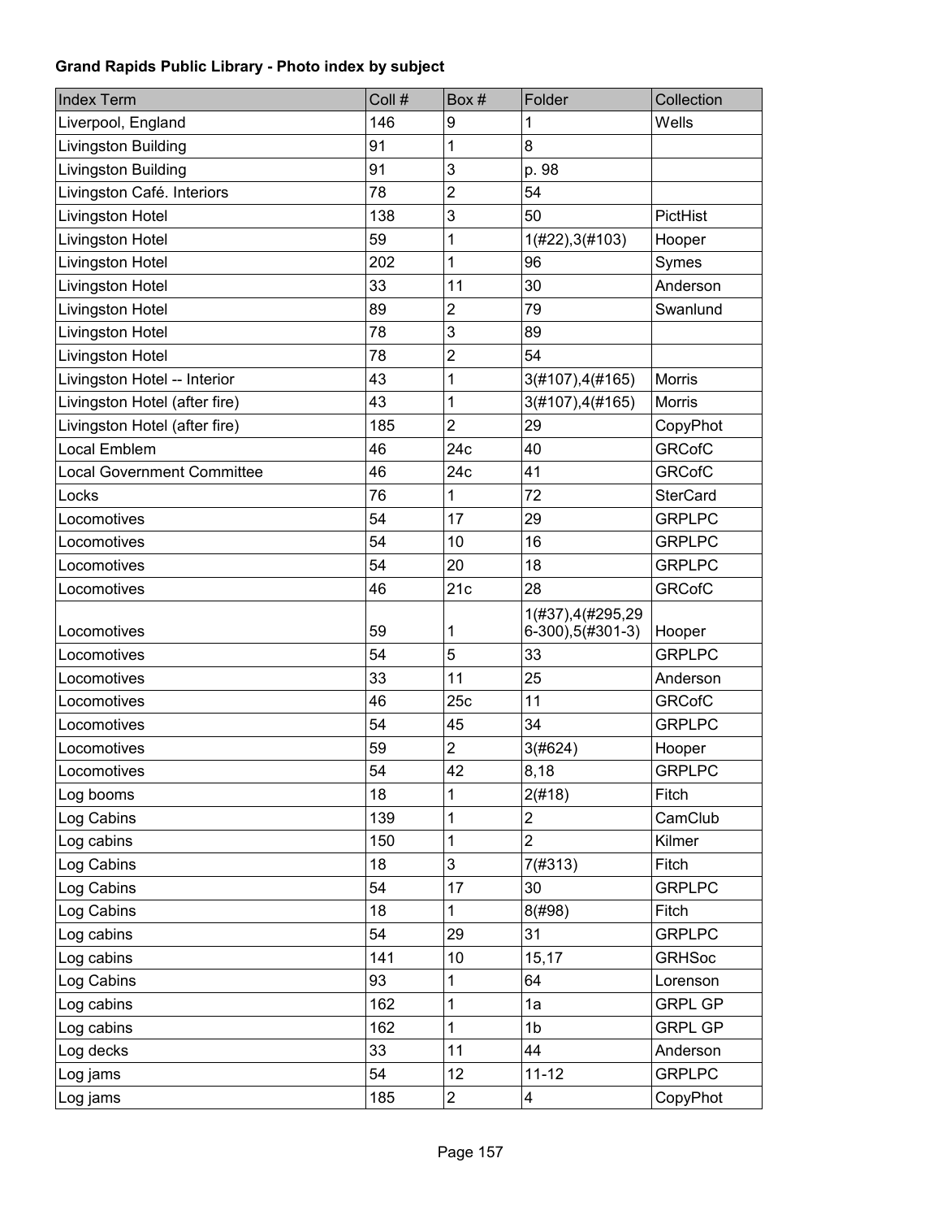**Grand Rapids Public Library - Photo index by subject**

| Index Term | Coll # | Box # | Folder | Collection |
|---|---|---|---|---|
| Liverpool, England | 146 | 9 | 1 | Wells |
| Livingston Building | 91 | 1 | 8 | |
| Livingston Building | 91 | 3 | p. 98 | |
| Livingston Café. Interiors | 78 | 2 | 54 | |
| Livingston Hotel | 138 | 3 | 50 | PictHist |
| Livingston Hotel | 59 | 1 | 1(#22),3(#103) | Hooper |
| Livingston Hotel | 202 | 1 | 96 | Symes |
| Livingston Hotel | 33 | 11 | 30 | Anderson |
| Livingston Hotel | 89 | 2 | 79 | Swanlund |
| Livingston Hotel | 78 | 3 | 89 | |
| Livingston Hotel | 78 | 2 | 54 | |
| Livingston Hotel -- Interior | 43 | 1 | 3(#107),4(#165) | Morris |
| Livingston Hotel (after fire) | 43 | 1 | 3(#107),4(#165) | Morris |
| Livingston Hotel (after fire) | 185 | 2 | 29 | CopyPhot |
| Local Emblem | 46 | 24c | 40 | GRCofC |
| Local Government Committee | 46 | 24c | 41 | GRCofC |
| Locks | 76 | 1 | 72 | SterCard |
| Locomotives | 54 | 17 | 29 | GRPLPC |
| Locomotives | 54 | 10 | 16 | GRPLPC |
| Locomotives | 54 | 20 | 18 | GRPLPC |
| Locomotives | 46 | 21c | 28 | GRCofC |
| Locomotives | 59 | 1 | 1(#37),4(#295,296-300),5(#301-3) | Hooper |
| Locomotives | 54 | 5 | 33 | GRPLPC |
| Locomotives | 33 | 11 | 25 | Anderson |
| Locomotives | 46 | 25c | 11 | GRCofC |
| Locomotives | 54 | 45 | 34 | GRPLPC |
| Locomotives | 59 | 2 | 3(#624) | Hooper |
| Locomotives | 54 | 42 | 8,18 | GRPLPC |
| Log booms | 18 | 1 | 2(#18) | Fitch |
| Log Cabins | 139 | 1 | 2 | CamClub |
| Log cabins | 150 | 1 | 2 | Kilmer |
| Log Cabins | 18 | 3 | 7(#313) | Fitch |
| Log Cabins | 54 | 17 | 30 | GRPLPC |
| Log Cabins | 18 | 1 | 8(#98) | Fitch |
| Log cabins | 54 | 29 | 31 | GRPLPC |
| Log cabins | 141 | 10 | 15,17 | GRHSoc |
| Log Cabins | 93 | 1 | 64 | Lorenson |
| Log cabins | 162 | 1 | 1a | GRPL GP |
| Log cabins | 162 | 1 | 1b | GRPL GP |
| Log decks | 33 | 11 | 44 | Anderson |
| Log jams | 54 | 12 | 11-12 | GRPLPC |
| Log jams | 185 | 2 | 4 | CopyPhot |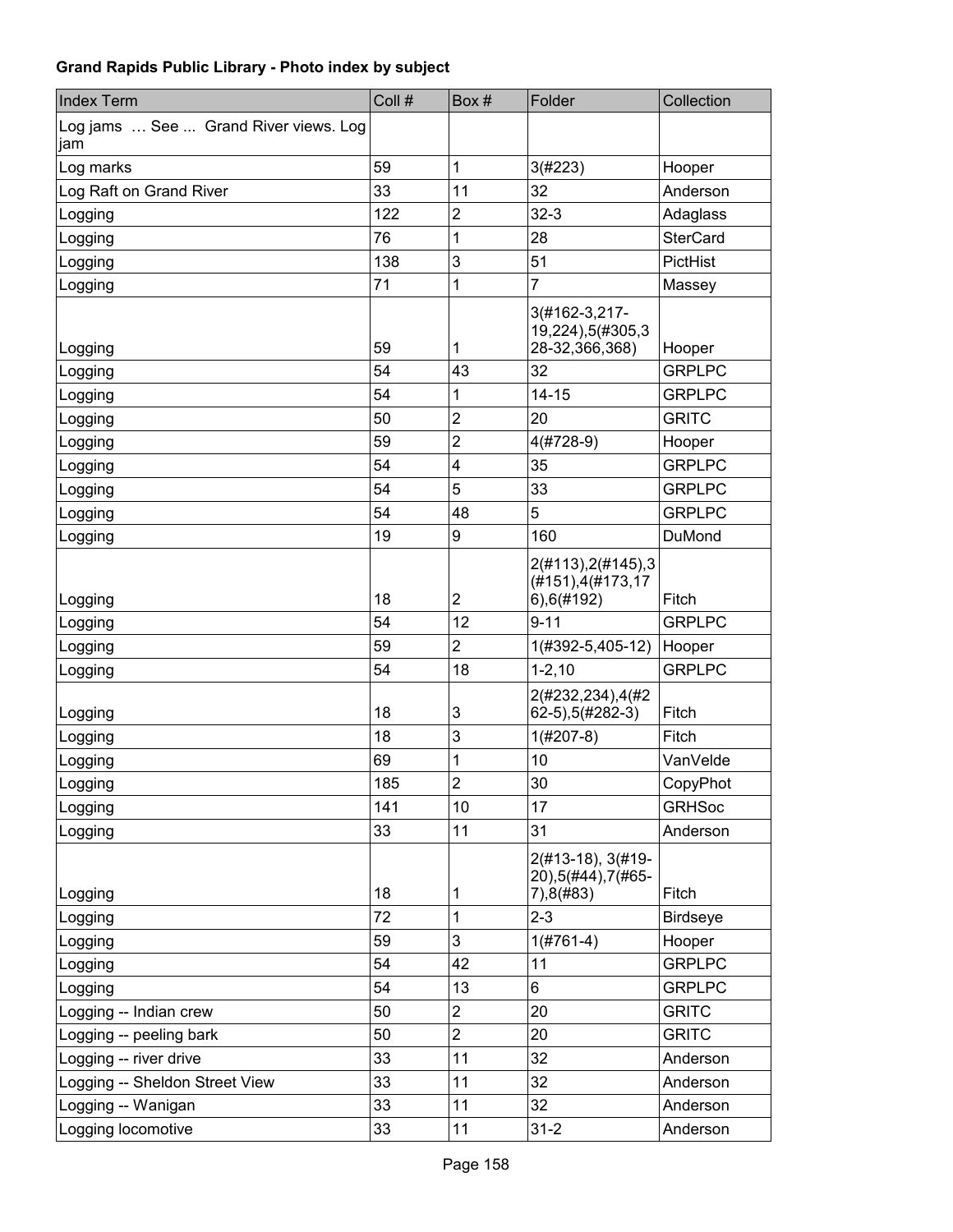**Grand Rapids Public Library - Photo index by subject**

| Index Term | Coll # | Box # | Folder | Collection |
|---|---|---|---|---|
| Log jams … See ... Grand River views. Log jam | | | | |
| Log marks | 59 | 1 | 3(#223) | Hooper |
| Log Raft on Grand River | 33 | 11 | 32 | Anderson |
| Logging | 122 | 2 | 32-3 | Adaglass |
| Logging | 76 | 1 | 28 | SterCard |
| Logging | 138 | 3 | 51 | PictHist |
| Logging | 71 | 1 | 7 | Massey |
| Logging | 59 | 1 | 3(#162-3,217-19,224),5(#305,328-32,366,368) | Hooper |
| Logging | 54 | 43 | 32 | GRPLPC |
| Logging | 54 | 1 | 14-15 | GRPLPC |
| Logging | 50 | 2 | 20 | GRITC |
| Logging | 59 | 2 | 4(#728-9) | Hooper |
| Logging | 54 | 4 | 35 | GRPLPC |
| Logging | 54 | 5 | 33 | GRPLPC |
| Logging | 54 | 48 | 5 | GRPLPC |
| Logging | 19 | 9 | 160 | DuMond |
| Logging | 18 | 2 | 2(#113),2(#145),3(#151),4(#173,176),6(#192) | Fitch |
| Logging | 54 | 12 | 9-11 | GRPLPC |
| Logging | 59 | 2 | 1(#392-5,405-12) | Hooper |
| Logging | 54 | 18 | 1-2,10 | GRPLPC |
| Logging | 18 | 3 | 2(#232,234),4(#262-5),5(#282-3) | Fitch |
| Logging | 18 | 3 | 1(#207-8) | Fitch |
| Logging | 69 | 1 | 10 | VanVelde |
| Logging | 185 | 2 | 30 | CopyPhot |
| Logging | 141 | 10 | 17 | GRHSoc |
| Logging | 33 | 11 | 31 | Anderson |
| Logging | 18 | 1 | 2(#13-18), 3(#19-20),5(#44),7(#65-7),8(#83) | Fitch |
| Logging | 72 | 1 | 2-3 | Birdseye |
| Logging | 59 | 3 | 1(#761-4) | Hooper |
| Logging | 54 | 42 | 11 | GRPLPC |
| Logging | 54 | 13 | 6 | GRPLPC |
| Logging -- Indian crew | 50 | 2 | 20 | GRITC |
| Logging -- peeling bark | 50 | 2 | 20 | GRITC |
| Logging -- river drive | 33 | 11 | 32 | Anderson |
| Logging -- Sheldon Street View | 33 | 11 | 32 | Anderson |
| Logging -- Wanigan | 33 | 11 | 32 | Anderson |
| Logging locomotive | 33 | 11 | 31-2 | Anderson |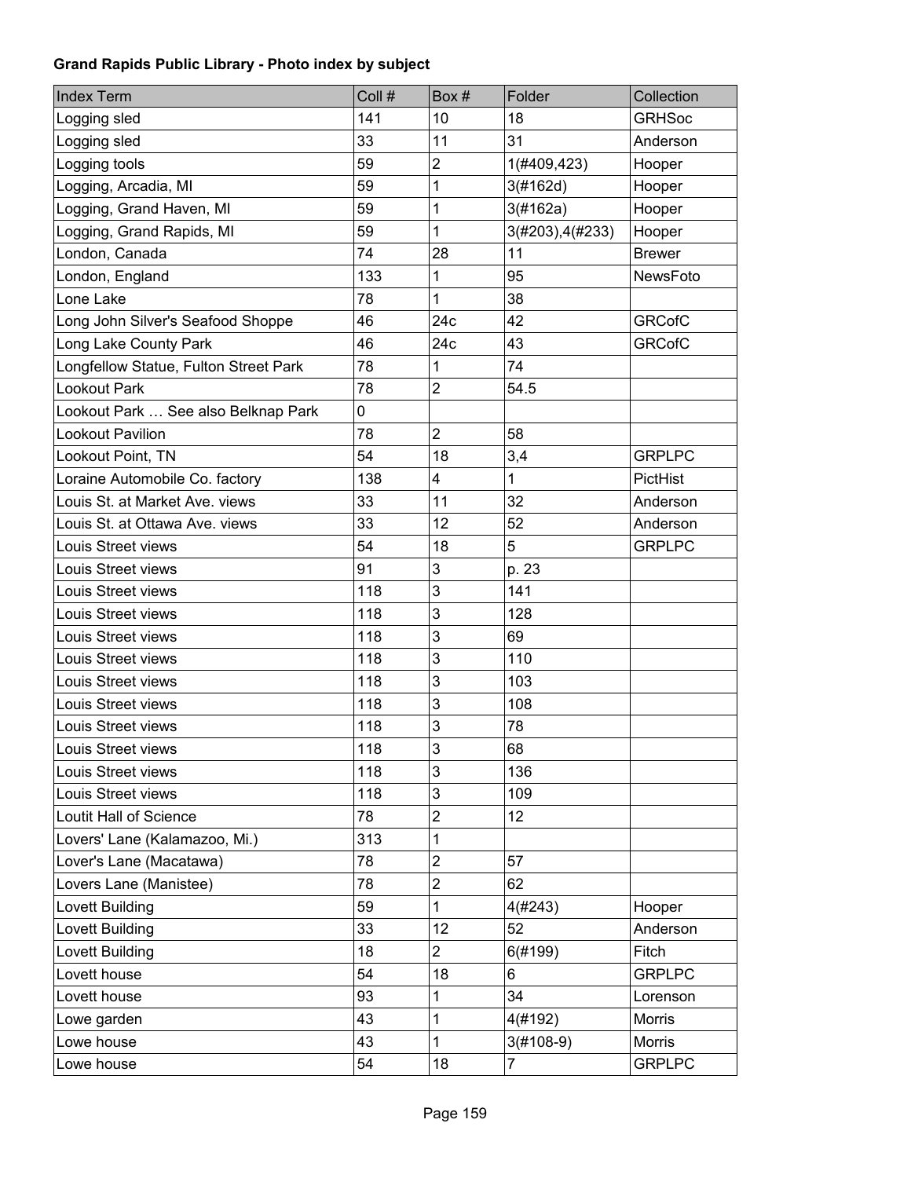**Grand Rapids Public Library - Photo index by subject**

| Index Term | Coll # | Box # | Folder | Collection |
|---|---|---|---|---|
| Logging sled | 141 | 10 | 18 | GRHSoc |
| Logging sled | 33 | 11 | 31 | Anderson |
| Logging tools | 59 | 2 | 1(#409,423) | Hooper |
| Logging, Arcadia, MI | 59 | 1 | 3(#162d) | Hooper |
| Logging, Grand Haven, MI | 59 | 1 | 3(#162a) | Hooper |
| Logging, Grand Rapids, MI | 59 | 1 | 3(#203),4(#233) | Hooper |
| London, Canada | 74 | 28 | 11 | Brewer |
| London, England | 133 | 1 | 95 | NewsFoto |
| Lone Lake | 78 | 1 | 38 | |
| Long John Silver's Seafood Shoppe | 46 | 24c | 42 | GRCofC |
| Long Lake County Park | 46 | 24c | 43 | GRCofC |
| Longfellow Statue, Fulton Street Park | 78 | 1 | 74 | |
| Lookout Park | 78 | 2 | 54.5 | |
| Lookout Park … See also Belknap Park | 0 | | | |
| Lookout Pavilion | 78 | 2 | 58 | |
| Lookout Point, TN | 54 | 18 | 3,4 | GRPLPC |
| Loraine Automobile Co. factory | 138 | 4 | 1 | PictHist |
| Louis St. at Market Ave. views | 33 | 11 | 32 | Anderson |
| Louis St. at Ottawa Ave. views | 33 | 12 | 52 | Anderson |
| Louis Street views | 54 | 18 | 5 | GRPLPC |
| Louis Street views | 91 | 3 | p. 23 | |
| Louis Street views | 118 | 3 | 141 | |
| Louis Street views | 118 | 3 | 128 | |
| Louis Street views | 118 | 3 | 69 | |
| Louis Street views | 118 | 3 | 110 | |
| Louis Street views | 118 | 3 | 103 | |
| Louis Street views | 118 | 3 | 108 | |
| Louis Street views | 118 | 3 | 78 | |
| Louis Street views | 118 | 3 | 68 | |
| Louis Street views | 118 | 3 | 136 | |
| Louis Street views | 118 | 3 | 109 | |
| Loutit Hall of Science | 78 | 2 | 12 | |
| Lovers' Lane (Kalamazoo, Mi.) | 313 | 1 | | |
| Lover's Lane (Macatawa) | 78 | 2 | 57 | |
| Lovers Lane (Manistee) | 78 | 2 | 62 | |
| Lovett Building | 59 | 1 | 4(#243) | Hooper |
| Lovett Building | 33 | 12 | 52 | Anderson |
| Lovett Building | 18 | 2 | 6(#199) | Fitch |
| Lovett house | 54 | 18 | 6 | GRPLPC |
| Lovett house | 93 | 1 | 34 | Lorenson |
| Lowe garden | 43 | 1 | 4(#192) | Morris |
| Lowe house | 43 | 1 | 3(#108-9) | Morris |
| Lowe house | 54 | 18 | 7 | GRPLPC |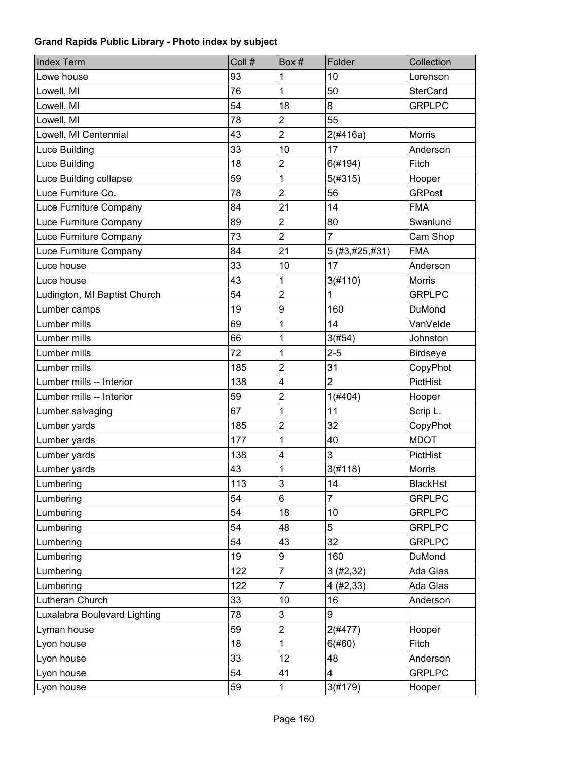**Grand Rapids Public Library - Photo index by subject**

| Index Term | Coll # | Box # | Folder | Collection |
|---|---|---|---|---|
| Lowe house | 93 | 1 | 10 | Lorenson |
| Lowell, MI | 76 | 1 | 50 | SterCard |
| Lowell, MI | 54 | 18 | 8 | GRPLPC |
| Lowell, MI | 78 | 2 | 55 | |
| Lowell, MI Centennial | 43 | 2 | 2(#416a) | Morris |
| Luce Building | 33 | 10 | 17 | Anderson |
| Luce Building | 18 | 2 | 6(#194) | Fitch |
| Luce Building collapse | 59 | 1 | 5(#315) | Hooper |
| Luce Furniture Co. | 78 | 2 | 56 | GRPost |
| Luce Furniture Company | 84 | 21 | 14 | FMA |
| Luce Furniture Company | 89 | 2 | 80 | Swanlund |
| Luce Furniture Company | 73 | 2 | 7 | Cam Shop |
| Luce Furniture Company | 84 | 21 | 5 (#3,#25,#31) | FMA |
| Luce house | 33 | 10 | 17 | Anderson |
| Luce house | 43 | 1 | 3(#110) | Morris |
| Ludington, MI Baptist Church | 54 | 2 | 1 | GRPLPC |
| Lumber camps | 19 | 9 | 160 | DuMond |
| Lumber mills | 69 | 1 | 14 | VanVelde |
| Lumber mills | 66 | 1 | 3(#54) | Johnston |
| Lumber mills | 72 | 1 | 2-5 | Birdseye |
| Lumber mills | 185 | 2 | 31 | CopyPhot |
| Lumber mills -- Interior | 138 | 4 | 2 | PictHist |
| Lumber mills -- Interior | 59 | 2 | 1(#404) | Hooper |
| Lumber salvaging | 67 | 1 | 11 | Scrip L. |
| Lumber yards | 185 | 2 | 32 | CopyPhot |
| Lumber yards | 177 | 1 | 40 | MDOT |
| Lumber yards | 138 | 4 | 3 | PictHist |
| Lumber yards | 43 | 1 | 3(#118) | Morris |
| Lumbering | 113 | 3 | 14 | BlackHst |
| Lumbering | 54 | 6 | 7 | GRPLPC |
| Lumbering | 54 | 18 | 10 | GRPLPC |
| Lumbering | 54 | 48 | 5 | GRPLPC |
| Lumbering | 54 | 43 | 32 | GRPLPC |
| Lumbering | 19 | 9 | 160 | DuMond |
| Lumbering | 122 | 7 | 3 (#2,32) | Ada Glas |
| Lumbering | 122 | 7 | 4 (#2,33) | Ada Glas |
| Lutheran Church | 33 | 10 | 16 | Anderson |
| Luxalabra Boulevard Lighting | 78 | 3 | 9 | |
| Lyman house | 59 | 2 | 2(#477) | Hooper |
| Lyon house | 18 | 1 | 6(#60) | Fitch |
| Lyon house | 33 | 12 | 48 | Anderson |
| Lyon house | 54 | 41 | 4 | GRPLPC |
| Lyon house | 59 | 1 | 3(#179) | Hooper |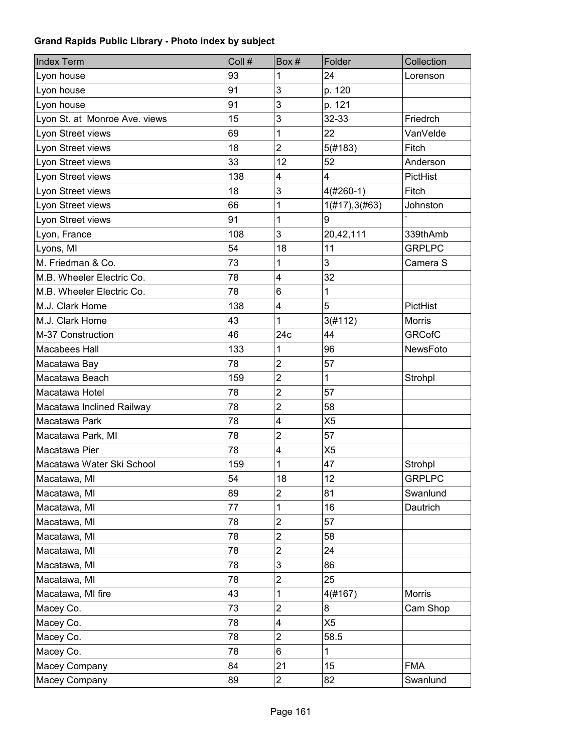**Grand Rapids Public Library - Photo index by subject**

| Index Term | Coll # | Box # | Folder | Collection |
|---|---|---|---|---|
| Lyon house | 93 | 1 | 24 | Lorenson |
| Lyon house | 91 | 3 | p. 120 | |
| Lyon house | 91 | 3 | p. 121 | |
| Lyon St. at Monroe Ave. views | 15 | 3 | 32-33 | Friedrch |
| Lyon Street views | 69 | 1 | 22 | VanVelde |
| Lyon Street views | 18 | 2 | 5(#183) | Fitch |
| Lyon Street views | 33 | 12 | 52 | Anderson |
| Lyon Street views | 138 | 4 | 4 | PictHist |
| Lyon Street views | 18 | 3 | 4(#260-1) | Fitch |
| Lyon Street views | 66 | 1 | 1(#17),3(#63) | Johnston |
| Lyon Street views | 91 | 1 | 9 | ` |
| Lyon, France | 108 | 3 | 20,42,111 | 339thAmb |
| Lyons, MI | 54 | 18 | 11 | GRPLPC |
| M. Friedman & Co. | 73 | 1 | 3 | Camera S |
| M.B. Wheeler Electric Co. | 78 | 4 | 32 | |
| M.B. Wheeler Electric Co. | 78 | 6 | 1 | |
| M.J. Clark Home | 138 | 4 | 5 | PictHist |
| M.J. Clark Home | 43 | 1 | 3(#112) | Morris |
| M-37 Construction | 46 | 24c | 44 | GRCofC |
| Macabees Hall | 133 | 1 | 96 | NewsFoto |
| Macatawa Bay | 78 | 2 | 57 | |
| Macatawa Beach | 159 | 2 | 1 | Strohpl |
| Macatawa Hotel | 78 | 2 | 57 | |
| Macatawa Inclined Railway | 78 | 2 | 58 | |
| Macatawa Park | 78 | 4 | X5 | |
| Macatawa Park, MI | 78 | 2 | 57 | |
| Macatawa Pier | 78 | 4 | X5 | |
| Macatawa Water Ski School | 159 | 1 | 47 | Strohpl |
| Macatawa, MI | 54 | 18 | 12 | GRPLPC |
| Macatawa, MI | 89 | 2 | 81 | Swanlund |
| Macatawa, MI | 77 | 1 | 16 | Dautrich |
| Macatawa, MI | 78 | 2 | 57 | |
| Macatawa, MI | 78 | 2 | 58 | |
| Macatawa, MI | 78 | 2 | 24 | |
| Macatawa, MI | 78 | 3 | 86 | |
| Macatawa, MI | 78 | 2 | 25 | |
| Macatawa, MI fire | 43 | 1 | 4(#167) | Morris |
| Macey Co. | 73 | 2 | 8 | Cam Shop |
| Macey Co. | 78 | 4 | X5 | |
| Macey Co. | 78 | 2 | 58.5 | |
| Macey Co. | 78 | 6 | 1 | |
| Macey Company | 84 | 21 | 15 | FMA |
| Macey Company | 89 | 2 | 82 | Swanlund |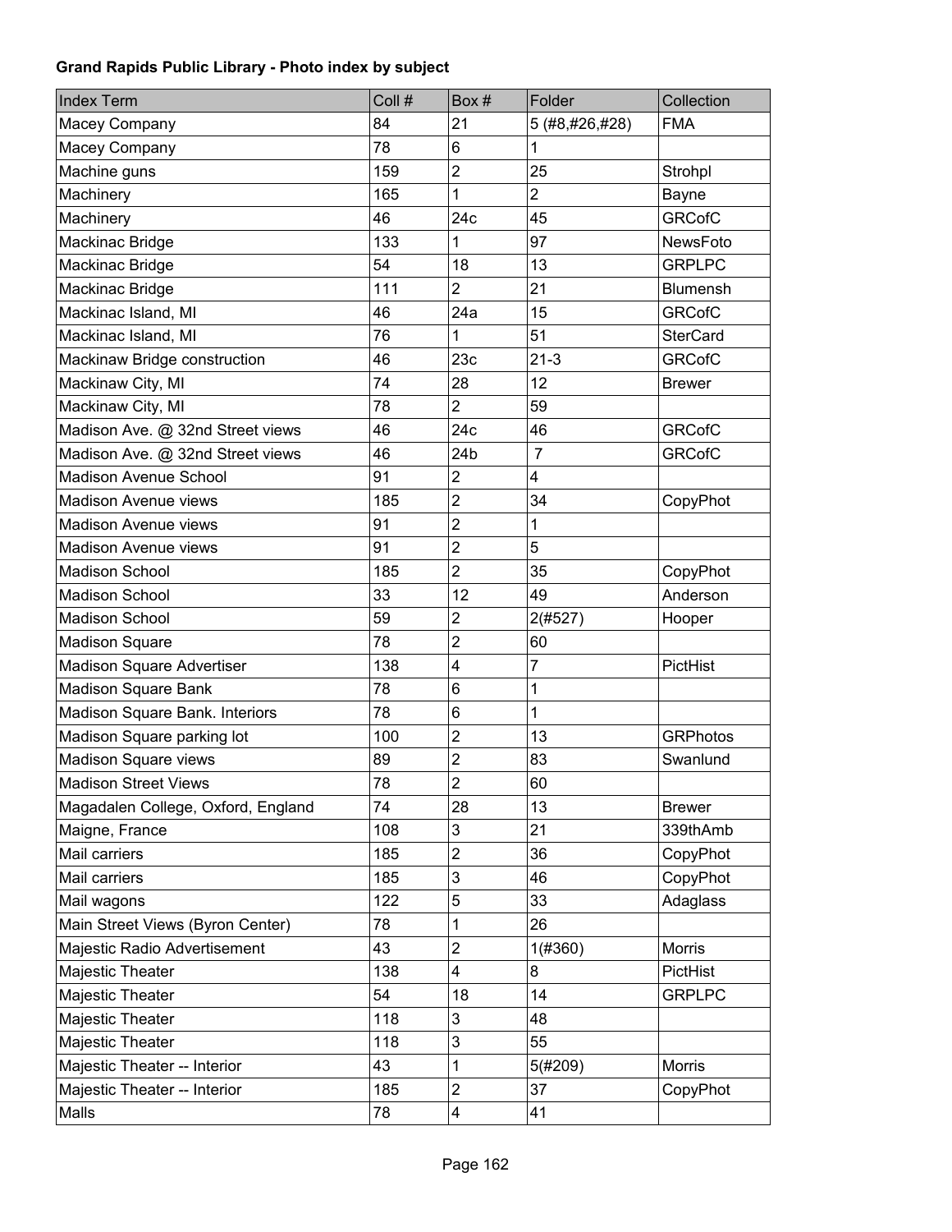**Grand Rapids Public Library - Photo index by subject**

| Index Term | Coll # | Box # | Folder | Collection |
|---|---|---|---|---|
| Macey Company | 84 | 21 | 5 (#8,#26,#28) | FMA |
| Macey Company | 78 | 6 | 1 | |
| Machine guns | 159 | 2 | 25 | Strohpl |
| Machinery | 165 | 1 | 2 | Bayne |
| Machinery | 46 | 24c | 45 | GRCofC |
| Mackinac Bridge | 133 | 1 | 97 | NewsFoto |
| Mackinac Bridge | 54 | 18 | 13 | GRPLPC |
| Mackinac Bridge | 111 | 2 | 21 | Blumensh |
| Mackinac Island, MI | 46 | 24a | 15 | GRCofC |
| Mackinac Island, MI | 76 | 1 | 51 | SterCard |
| Mackinaw Bridge construction | 46 | 23c | 21-3 | GRCofC |
| Mackinaw City, MI | 74 | 28 | 12 | Brewer |
| Mackinaw City, MI | 78 | 2 | 59 | |
| Madison Ave. @ 32nd Street views | 46 | 24c | 46 | GRCofC |
| Madison Ave. @ 32nd Street views | 46 | 24b | 7 | GRCofC |
| Madison Avenue School | 91 | 2 | 4 | |
| Madison Avenue views | 185 | 2 | 34 | CopyPhot |
| Madison Avenue views | 91 | 2 | 1 | |
| Madison Avenue views | 91 | 2 | 5 | |
| Madison School | 185 | 2 | 35 | CopyPhot |
| Madison School | 33 | 12 | 49 | Anderson |
| Madison School | 59 | 2 | 2(#527) | Hooper |
| Madison Square | 78 | 2 | 60 | |
| Madison Square Advertiser | 138 | 4 | 7 | PictHist |
| Madison Square Bank | 78 | 6 | 1 | |
| Madison Square Bank. Interiors | 78 | 6 | 1 | |
| Madison Square parking lot | 100 | 2 | 13 | GRPhotos |
| Madison Square views | 89 | 2 | 83 | Swanlund |
| Madison Street Views | 78 | 2 | 60 | |
| Magadalen College, Oxford, England | 74 | 28 | 13 | Brewer |
| Maigne, France | 108 | 3 | 21 | 339thAmb |
| Mail carriers | 185 | 2 | 36 | CopyPhot |
| Mail carriers | 185 | 3 | 46 | CopyPhot |
| Mail wagons | 122 | 5 | 33 | Adaglass |
| Main Street Views (Byron Center) | 78 | 1 | 26 | |
| Majestic Radio Advertisement | 43 | 2 | 1(#360) | Morris |
| Majestic Theater | 138 | 4 | 8 | PictHist |
| Majestic Theater | 54 | 18 | 14 | GRPLPC |
| Majestic Theater | 118 | 3 | 48 | |
| Majestic Theater | 118 | 3 | 55 | |
| Majestic Theater -- Interior | 43 | 1 | 5(#209) | Morris |
| Majestic Theater -- Interior | 185 | 2 | 37 | CopyPhot |
| Malls | 78 | 4 | 41 | |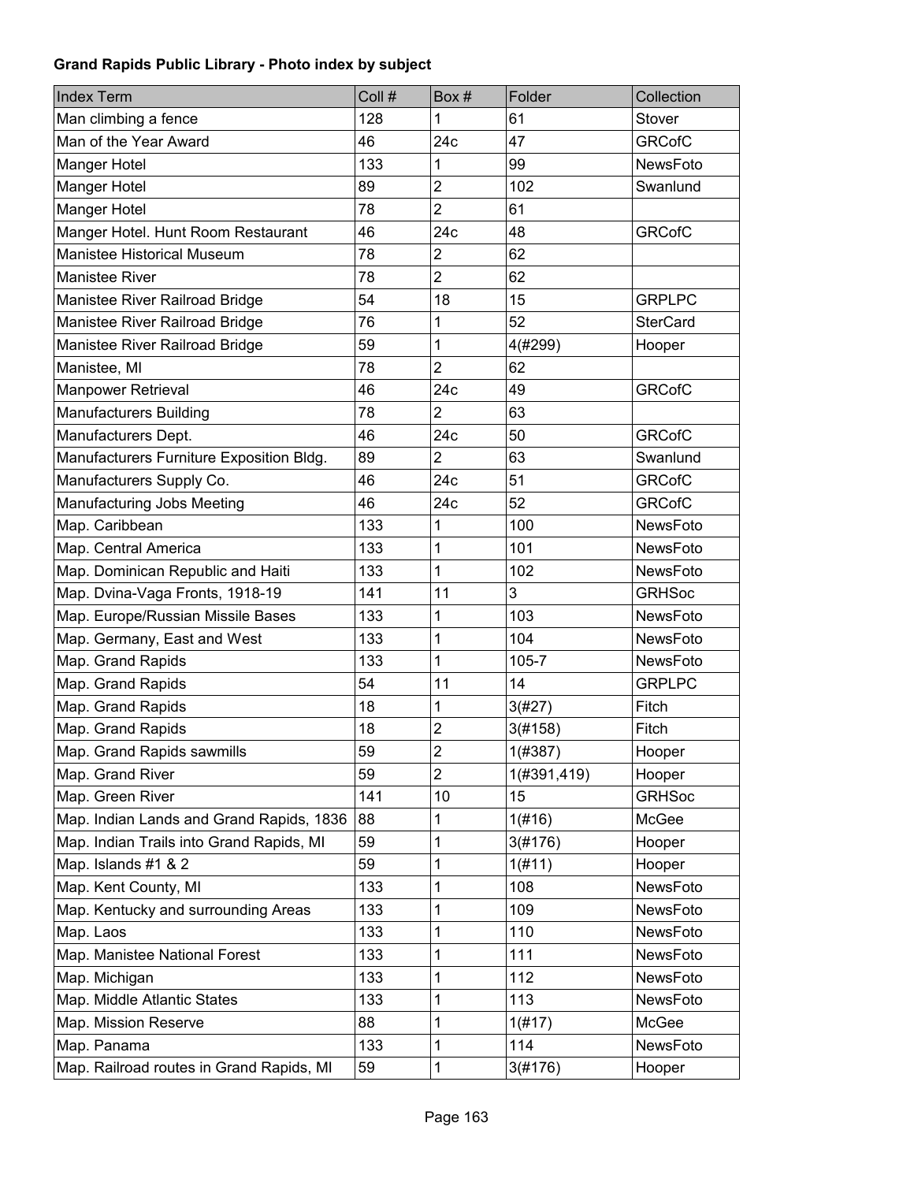**Grand Rapids Public Library - Photo index by subject**

| Index Term | Coll # | Box # | Folder | Collection |
|---|---|---|---|---|
| Man climbing a fence | 128 | 1 | 61 | Stover |
| Man of the Year Award | 46 | 24c | 47 | GRCofC |
| Manger Hotel | 133 | 1 | 99 | NewsFoto |
| Manger Hotel | 89 | 2 | 102 | Swanlund |
| Manger Hotel | 78 | 2 | 61 | |
| Manger Hotel. Hunt Room Restaurant | 46 | 24c | 48 | GRCofC |
| Manistee Historical Museum | 78 | 2 | 62 | |
| Manistee River | 78 | 2 | 62 | |
| Manistee River Railroad Bridge | 54 | 18 | 15 | GRPLPC |
| Manistee River Railroad Bridge | 76 | 1 | 52 | SterCard |
| Manistee River Railroad Bridge | 59 | 1 | 4(#299) | Hooper |
| Manistee, MI | 78 | 2 | 62 | |
| Manpower Retrieval | 46 | 24c | 49 | GRCofC |
| Manufacturers Building | 78 | 2 | 63 | |
| Manufacturers Dept. | 46 | 24c | 50 | GRCofC |
| Manufacturers Furniture Exposition Bldg. | 89 | 2 | 63 | Swanlund |
| Manufacturers Supply Co. | 46 | 24c | 51 | GRCofC |
| Manufacturing Jobs Meeting | 46 | 24c | 52 | GRCofC |
| Map. Caribbean | 133 | 1 | 100 | NewsFoto |
| Map. Central America | 133 | 1 | 101 | NewsFoto |
| Map. Dominican Republic and Haiti | 133 | 1 | 102 | NewsFoto |
| Map. Dvina-Vaga Fronts, 1918-19 | 141 | 11 | 3 | GRHSoc |
| Map. Europe/Russian Missile Bases | 133 | 1 | 103 | NewsFoto |
| Map. Germany, East and West | 133 | 1 | 104 | NewsFoto |
| Map. Grand Rapids | 133 | 1 | 105-7 | NewsFoto |
| Map. Grand Rapids | 54 | 11 | 14 | GRPLPC |
| Map. Grand Rapids | 18 | 1 | 3(#27) | Fitch |
| Map. Grand Rapids | 18 | 2 | 3(#158) | Fitch |
| Map. Grand Rapids sawmills | 59 | 2 | 1(#387) | Hooper |
| Map. Grand River | 59 | 2 | 1(#391,419) | Hooper |
| Map. Green River | 141 | 10 | 15 | GRHSoc |
| Map. Indian Lands and Grand Rapids, 1836 | 88 | 1 | 1(#16) | McGee |
| Map. Indian Trails into Grand Rapids, MI | 59 | 1 | 3(#176) | Hooper |
| Map. Islands #1 & 2 | 59 | 1 | 1(#11) | Hooper |
| Map. Kent County, MI | 133 | 1 | 108 | NewsFoto |
| Map. Kentucky and surrounding Areas | 133 | 1 | 109 | NewsFoto |
| Map. Laos | 133 | 1 | 110 | NewsFoto |
| Map. Manistee National Forest | 133 | 1 | 111 | NewsFoto |
| Map. Michigan | 133 | 1 | 112 | NewsFoto |
| Map. Middle Atlantic States | 133 | 1 | 113 | NewsFoto |
| Map. Mission Reserve | 88 | 1 | 1(#17) | McGee |
| Map. Panama | 133 | 1 | 114 | NewsFoto |
| Map. Railroad routes in Grand Rapids, MI | 59 | 1 | 3(#176) | Hooper |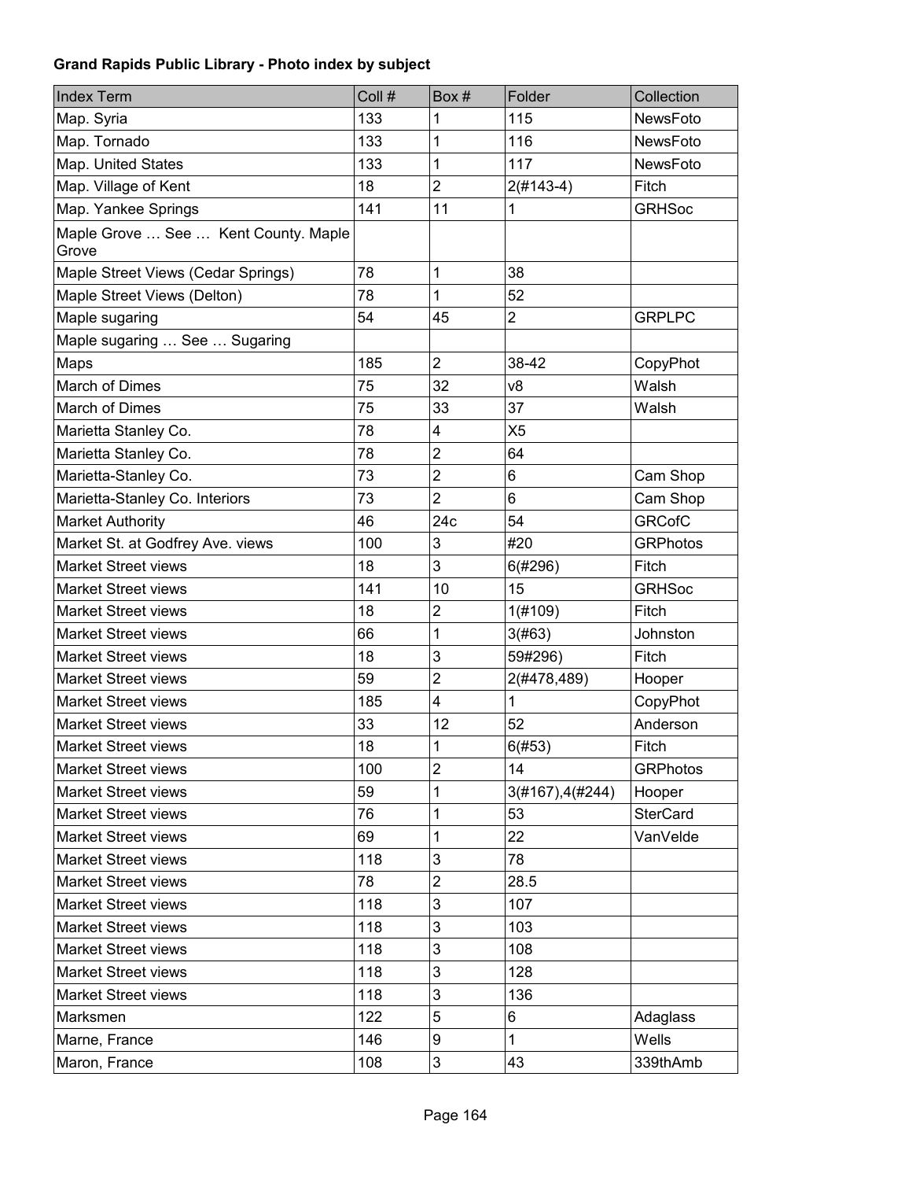**Grand Rapids Public Library - Photo index by subject**

| Index Term | Coll # | Box # | Folder | Collection |
|---|---|---|---|---|
| Map. Syria | 133 | 1 | 115 | NewsFoto |
| Map. Tornado | 133 | 1 | 116 | NewsFoto |
| Map. United States | 133 | 1 | 117 | NewsFoto |
| Map. Village of Kent | 18 | 2 | 2(#143-4) | Fitch |
| Map. Yankee Springs | 141 | 11 | 1 | GRHSoc |
| Maple Grove … See … Kent County. Maple Grove | | | | |
| Maple Street Views (Cedar Springs) | 78 | 1 | 38 | |
| Maple Street Views (Delton) | 78 | 1 | 52 | |
| Maple sugaring | 54 | 45 | 2 | GRPLPC |
| Maple sugaring … See … Sugaring | | | | |
| Maps | 185 | 2 | 38-42 | CopyPhot |
| March of Dimes | 75 | 32 | v8 | Walsh |
| March of Dimes | 75 | 33 | 37 | Walsh |
| Marietta Stanley Co. | 78 | 4 | X5 | |
| Marietta Stanley Co. | 78 | 2 | 64 | |
| Marietta-Stanley Co. | 73 | 2 | 6 | Cam Shop |
| Marietta-Stanley Co. Interiors | 73 | 2 | 6 | Cam Shop |
| Market Authority | 46 | 24c | 54 | GRCofC |
| Market St. at Godfrey Ave. views | 100 | 3 | #20 | GRPhotos |
| Market Street views | 18 | 3 | 6(#296) | Fitch |
| Market Street views | 141 | 10 | 15 | GRHSoc |
| Market Street views | 18 | 2 | 1(#109) | Fitch |
| Market Street views | 66 | 1 | 3(#63) | Johnston |
| Market Street views | 18 | 3 | 59#296) | Fitch |
| Market Street views | 59 | 2 | 2(#478,489) | Hooper |
| Market Street views | 185 | 4 | 1 | CopyPhot |
| Market Street views | 33 | 12 | 52 | Anderson |
| Market Street views | 18 | 1 | 6(#53) | Fitch |
| Market Street views | 100 | 2 | 14 | GRPhotos |
| Market Street views | 59 | 1 | 3(#167),4(#244) | Hooper |
| Market Street views | 76 | 1 | 53 | SterCard |
| Market Street views | 69 | 1 | 22 | VanVelde |
| Market Street views | 118 | 3 | 78 | |
| Market Street views | 78 | 2 | 28.5 | |
| Market Street views | 118 | 3 | 107 | |
| Market Street views | 118 | 3 | 103 | |
| Market Street views | 118 | 3 | 108 | |
| Market Street views | 118 | 3 | 128 | |
| Market Street views | 118 | 3 | 136 | |
| Marksmen | 122 | 5 | 6 | Adaglass |
| Marne, France | 146 | 9 | 1 | Wells |
| Maron, France | 108 | 3 | 43 | 339thAmb |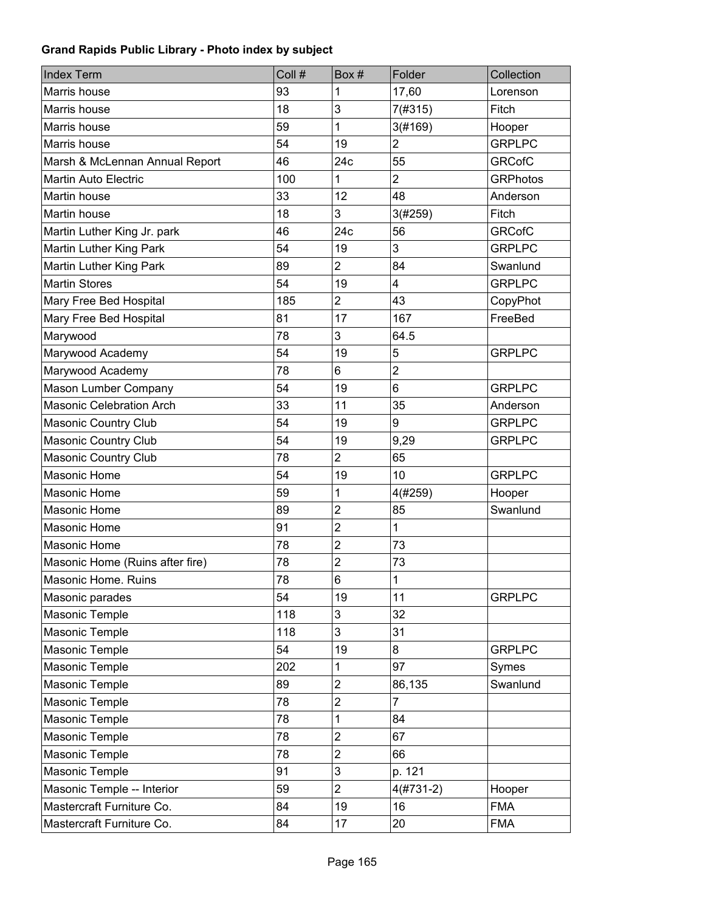**Grand Rapids Public Library - Photo index by subject**

| Index Term | Coll # | Box # | Folder | Collection |
|---|---|---|---|---|
| Marris house | 93 | 1 | 17,60 | Lorenson |
| Marris house | 18 | 3 | 7(#315) | Fitch |
| Marris house | 59 | 1 | 3(#169) | Hooper |
| Marris house | 54 | 19 | 2 | GRPLPC |
| Marsh & McLennan Annual Report | 46 | 24c | 55 | GRCofC |
| Martin Auto Electric | 100 | 1 | 2 | GRPhotos |
| Martin house | 33 | 12 | 48 | Anderson |
| Martin house | 18 | 3 | 3(#259) | Fitch |
| Martin Luther King Jr. park | 46 | 24c | 56 | GRCofC |
| Martin Luther King Park | 54 | 19 | 3 | GRPLPC |
| Martin Luther King Park | 89 | 2 | 84 | Swanlund |
| Martin Stores | 54 | 19 | 4 | GRPLPC |
| Mary Free Bed Hospital | 185 | 2 | 43 | CopyPhot |
| Mary Free Bed Hospital | 81 | 17 | 167 | FreeBed |
| Marywood | 78 | 3 | 64.5 | |
| Marywood Academy | 54 | 19 | 5 | GRPLPC |
| Marywood Academy | 78 | 6 | 2 | |
| Mason Lumber Company | 54 | 19 | 6 | GRPLPC |
| Masonic Celebration Arch | 33 | 11 | 35 | Anderson |
| Masonic Country Club | 54 | 19 | 9 | GRPLPC |
| Masonic Country Club | 54 | 19 | 9,29 | GRPLPC |
| Masonic Country Club | 78 | 2 | 65 | |
| Masonic Home | 54 | 19 | 10 | GRPLPC |
| Masonic Home | 59 | 1 | 4(#259) | Hooper |
| Masonic Home | 89 | 2 | 85 | Swanlund |
| Masonic Home | 91 | 2 | 1 | |
| Masonic Home | 78 | 2 | 73 | |
| Masonic Home (Ruins after fire) | 78 | 2 | 73 | |
| Masonic Home. Ruins | 78 | 6 | 1 | |
| Masonic parades | 54 | 19 | 11 | GRPLPC |
| Masonic Temple | 118 | 3 | 32 | |
| Masonic Temple | 118 | 3 | 31 | |
| Masonic Temple | 54 | 19 | 8 | GRPLPC |
| Masonic Temple | 202 | 1 | 97 | Symes |
| Masonic Temple | 89 | 2 | 86,135 | Swanlund |
| Masonic Temple | 78 | 2 | 7 | |
| Masonic Temple | 78 | 1 | 84 | |
| Masonic Temple | 78 | 2 | 67 | |
| Masonic Temple | 78 | 2 | 66 | |
| Masonic Temple | 91 | 3 | p. 121 | |
| Masonic Temple -- Interior | 59 | 2 | 4(#731-2) | Hooper |
| Mastercraft Furniture Co. | 84 | 19 | 16 | FMA |
| Mastercraft Furniture Co. | 84 | 17 | 20 | FMA |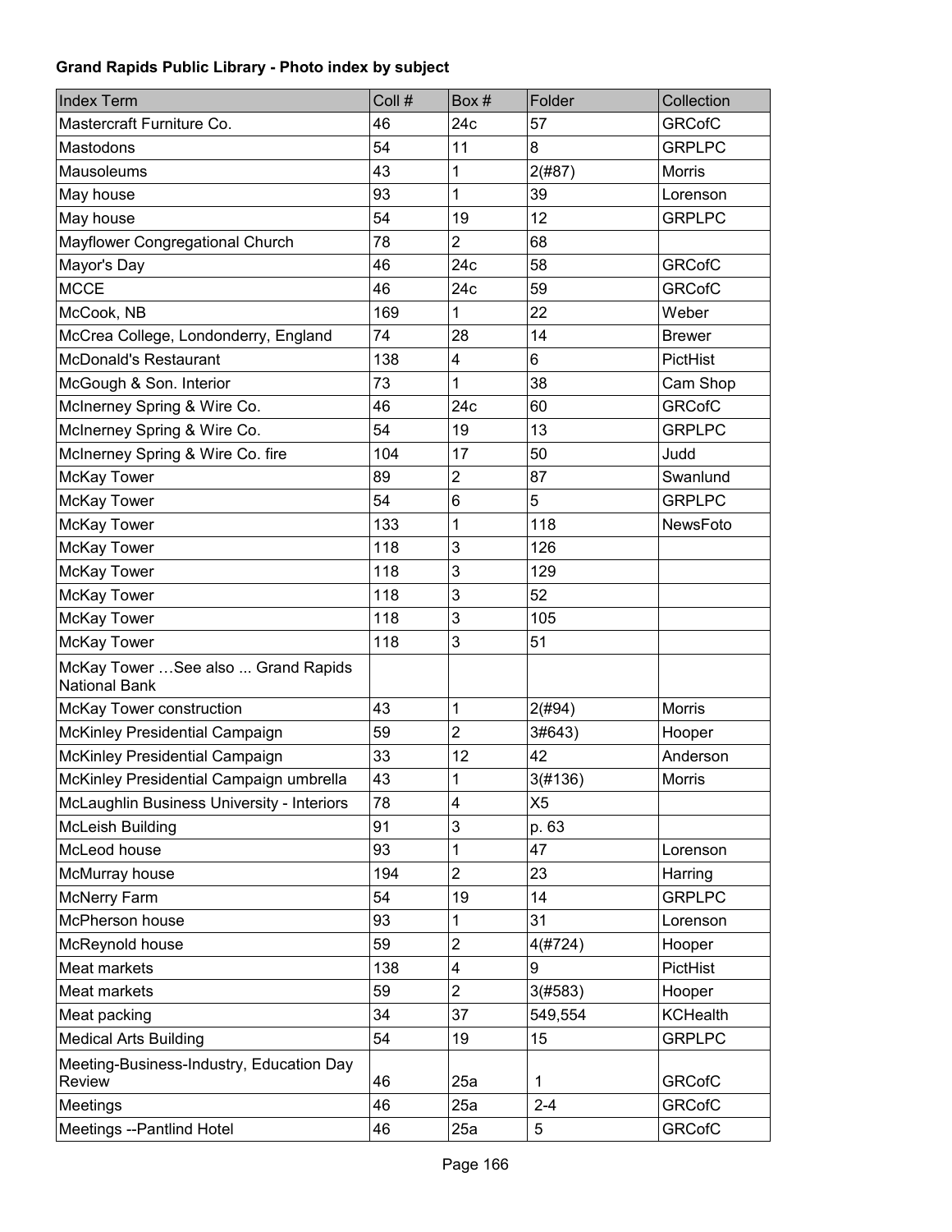**Grand Rapids Public Library - Photo index by subject**

| Index Term | Coll # | Box # | Folder | Collection |
|---|---|---|---|---|
| Mastercraft Furniture Co. | 46 | 24c | 57 | GRCofC |
| Mastodons | 54 | 11 | 8 | GRPLPC |
| Mausoleums | 43 | 1 | 2(#87) | Morris |
| May house | 93 | 1 | 39 | Lorenson |
| May house | 54 | 19 | 12 | GRPLPC |
| Mayflower Congregational Church | 78 | 2 | 68 | |
| Mayor's Day | 46 | 24c | 58 | GRCofC |
| MCCE | 46 | 24c | 59 | GRCofC |
| McCook, NB | 169 | 1 | 22 | Weber |
| McCrea College, Londonderry, England | 74 | 28 | 14 | Brewer |
| McDonald's Restaurant | 138 | 4 | 6 | PictHist |
| McGough & Son. Interior | 73 | 1 | 38 | Cam Shop |
| McInerney Spring & Wire Co. | 46 | 24c | 60 | GRCofC |
| McInerney Spring & Wire Co. | 54 | 19 | 13 | GRPLPC |
| McInerney Spring & Wire Co. fire | 104 | 17 | 50 | Judd |
| McKay Tower | 89 | 2 | 87 | Swanlund |
| McKay Tower | 54 | 6 | 5 | GRPLPC |
| McKay Tower | 133 | 1 | 118 | NewsFoto |
| McKay Tower | 118 | 3 | 126 | |
| McKay Tower | 118 | 3 | 129 | |
| McKay Tower | 118 | 3 | 52 | |
| McKay Tower | 118 | 3 | 105 | |
| McKay Tower | 118 | 3 | 51 | |
| McKay Tower …See also ... Grand Rapids National Bank | | | | |
| McKay Tower construction | 43 | 1 | 2(#94) | Morris |
| McKinley Presidential Campaign | 59 | 2 | 3#643) | Hooper |
| McKinley Presidential Campaign | 33 | 12 | 42 | Anderson |
| McKinley Presidential Campaign umbrella | 43 | 1 | 3(#136) | Morris |
| McLaughlin Business University - Interiors | 78 | 4 | X5 | |
| McLeish Building | 91 | 3 | p. 63 | |
| McLeod house | 93 | 1 | 47 | Lorenson |
| McMurray house | 194 | 2 | 23 | Harring |
| McNerry Farm | 54 | 19 | 14 | GRPLPC |
| McPherson house | 93 | 1 | 31 | Lorenson |
| McReynold house | 59 | 2 | 4(#724) | Hooper |
| Meat markets | 138 | 4 | 9 | PictHist |
| Meat markets | 59 | 2 | 3(#583) | Hooper |
| Meat packing | 34 | 37 | 549,554 | KCHealth |
| Medical Arts Building | 54 | 19 | 15 | GRPLPC |
| Meeting-Business-Industry, Education Day Review | 46 | 25a | 1 | GRCofC |
| Meetings | 46 | 25a | 2-4 | GRCofC |
| Meetings --Pantlind Hotel | 46 | 25a | 5 | GRCofC |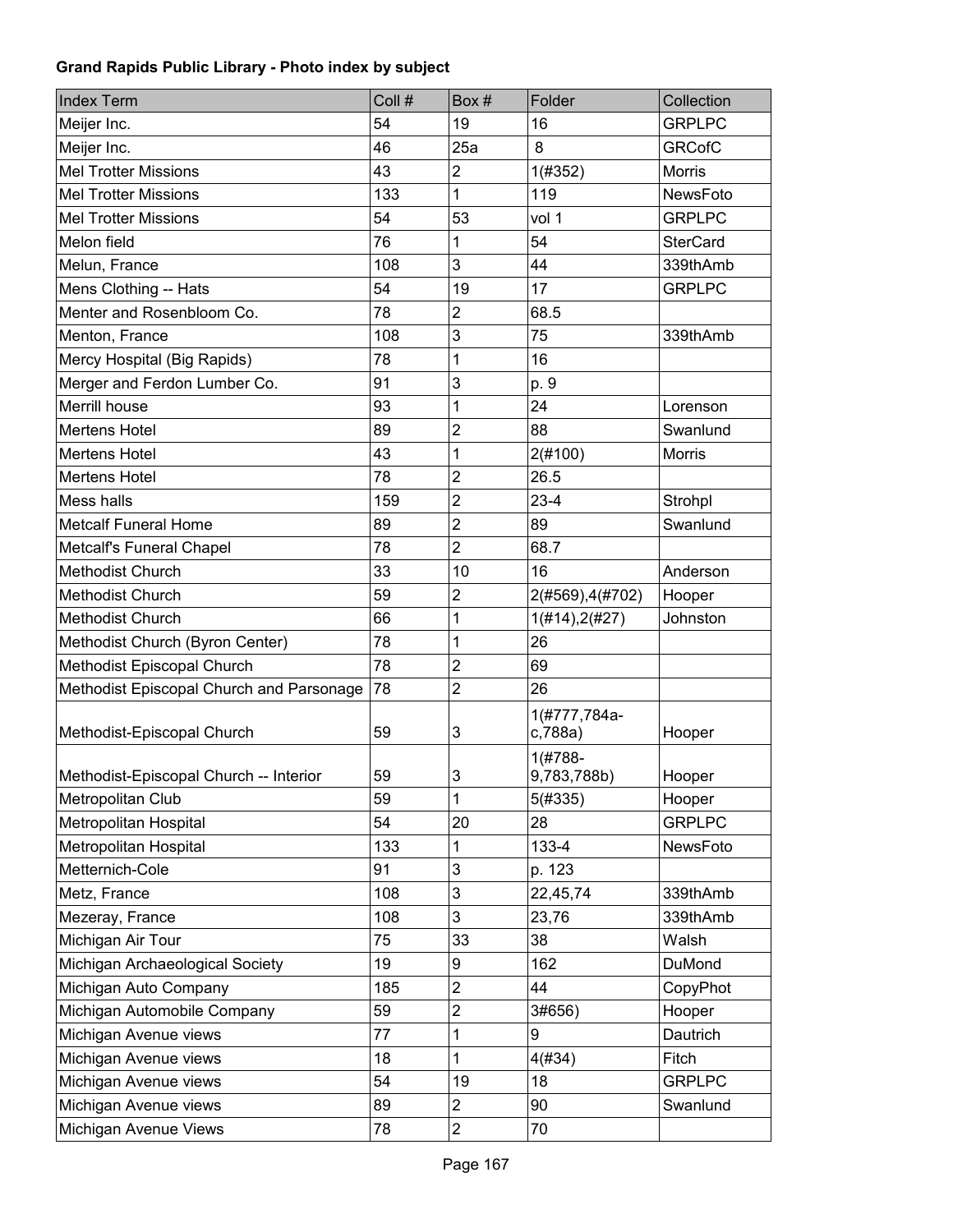**Grand Rapids Public Library - Photo index by subject**

| Index Term | Coll # | Box # | Folder | Collection |
|---|---|---|---|---|
| Meijer Inc. | 54 | 19 | 16 | GRPLPC |
| Meijer Inc. | 46 | 25a | 8 | GRCofC |
| Mel Trotter Missions | 43 | 2 | 1(#352) | Morris |
| Mel Trotter Missions | 133 | 1 | 119 | NewsFoto |
| Mel Trotter Missions | 54 | 53 | vol 1 | GRPLPC |
| Melon field | 76 | 1 | 54 | SterCard |
| Melun, France | 108 | 3 | 44 | 339thAmb |
| Mens Clothing -- Hats | 54 | 19 | 17 | GRPLPC |
| Menter and Rosenbloom Co. | 78 | 2 | 68.5 | |
| Menton, France | 108 | 3 | 75 | 339thAmb |
| Mercy Hospital (Big Rapids) | 78 | 1 | 16 | |
| Merger and Ferdon Lumber Co. | 91 | 3 | p. 9 | |
| Merrill house | 93 | 1 | 24 | Lorenson |
| Mertens Hotel | 89 | 2 | 88 | Swanlund |
| Mertens Hotel | 43 | 1 | 2(#100) | Morris |
| Mertens Hotel | 78 | 2 | 26.5 | |
| Mess halls | 159 | 2 | 23-4 | Strohpl |
| Metcalf Funeral Home | 89 | 2 | 89 | Swanlund |
| Metcalf's Funeral Chapel | 78 | 2 | 68.7 | |
| Methodist Church | 33 | 10 | 16 | Anderson |
| Methodist Church | 59 | 2 | 2(#569),4(#702) | Hooper |
| Methodist Church | 66 | 1 | 1(#14),2(#27) | Johnston |
| Methodist Church (Byron Center) | 78 | 1 | 26 | |
| Methodist Episcopal Church | 78 | 2 | 69 | |
| Methodist Episcopal Church and Parsonage | 78 | 2 | 26 | |
| Methodist-Episcopal Church | 59 | 3 | 1(#777,784a-c,788a) | Hooper |
| Methodist-Episcopal Church -- Interior | 59 | 3 | 1(#788-9,783,788b) | Hooper |
| Metropolitan Club | 59 | 1 | 5(#335) | Hooper |
| Metropolitan Hospital | 54 | 20 | 28 | GRPLPC |
| Metropolitan Hospital | 133 | 1 | 133-4 | NewsFoto |
| Metternich-Cole | 91 | 3 | p. 123 | |
| Metz, France | 108 | 3 | 22,45,74 | 339thAmb |
| Mezeray, France | 108 | 3 | 23,76 | 339thAmb |
| Michigan Air Tour | 75 | 33 | 38 | Walsh |
| Michigan Archaeological Society | 19 | 9 | 162 | DuMond |
| Michigan Auto Company | 185 | 2 | 44 | CopyPhot |
| Michigan Automobile Company | 59 | 2 | 3#656) | Hooper |
| Michigan Avenue views | 77 | 1 | 9 | Dautrich |
| Michigan Avenue views | 18 | 1 | 4(#34) | Fitch |
| Michigan Avenue views | 54 | 19 | 18 | GRPLPC |
| Michigan Avenue views | 89 | 2 | 90 | Swanlund |
| Michigan Avenue Views | 78 | 2 | 70 | |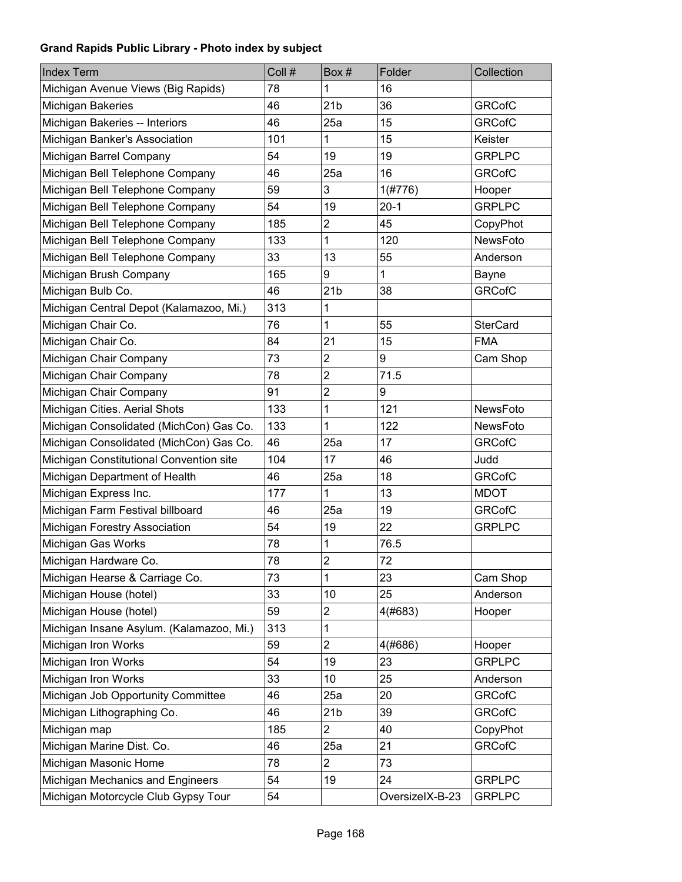**Grand Rapids Public Library - Photo index by subject**

| Index Term | Coll # | Box # | Folder | Collection |
|---|---|---|---|---|
| Michigan Avenue Views (Big Rapids) | 78 | 1 | 16 | |
| Michigan Bakeries | 46 | 21b | 36 | GRCofC |
| Michigan Bakeries -- Interiors | 46 | 25a | 15 | GRCofC |
| Michigan Banker's Association | 101 | 1 | 15 | Keister |
| Michigan Barrel Company | 54 | 19 | 19 | GRPLPC |
| Michigan Bell Telephone Company | 46 | 25a | 16 | GRCofC |
| Michigan Bell Telephone Company | 59 | 3 | 1(#776) | Hooper |
| Michigan Bell Telephone Company | 54 | 19 | 20-1 | GRPLPC |
| Michigan Bell Telephone Company | 185 | 2 | 45 | CopyPhot |
| Michigan Bell Telephone Company | 133 | 1 | 120 | NewsFoto |
| Michigan Bell Telephone Company | 33 | 13 | 55 | Anderson |
| Michigan Brush Company | 165 | 9 | 1 | Bayne |
| Michigan Bulb Co. | 46 | 21b | 38 | GRCofC |
| Michigan Central Depot (Kalamazoo, Mi.) | 313 | 1 | | |
| Michigan Chair Co. | 76 | 1 | 55 | SterCard |
| Michigan Chair Co. | 84 | 21 | 15 | FMA |
| Michigan Chair Company | 73 | 2 | 9 | Cam Shop |
| Michigan Chair Company | 78 | 2 | 71.5 | |
| Michigan Chair Company | 91 | 2 | 9 | |
| Michigan Cities. Aerial Shots | 133 | 1 | 121 | NewsFoto |
| Michigan Consolidated (MichCon) Gas Co. | 133 | 1 | 122 | NewsFoto |
| Michigan Consolidated (MichCon) Gas Co. | 46 | 25a | 17 | GRCofC |
| Michigan Constitutional Convention site | 104 | 17 | 46 | Judd |
| Michigan Department of Health | 46 | 25a | 18 | GRCofC |
| Michigan Express Inc. | 177 | 1 | 13 | MDOT |
| Michigan Farm Festival billboard | 46 | 25a | 19 | GRCofC |
| Michigan Forestry Association | 54 | 19 | 22 | GRPLPC |
| Michigan Gas Works | 78 | 1 | 76.5 | |
| Michigan Hardware Co. | 78 | 2 | 72 | |
| Michigan Hearse & Carriage Co. | 73 | 1 | 23 | Cam Shop |
| Michigan House (hotel) | 33 | 10 | 25 | Anderson |
| Michigan House (hotel) | 59 | 2 | 4(#683) | Hooper |
| Michigan Insane Asylum. (Kalamazoo, Mi.) | 313 | 1 | | |
| Michigan Iron Works | 59 | 2 | 4(#686) | Hooper |
| Michigan Iron Works | 54 | 19 | 23 | GRPLPC |
| Michigan Iron Works | 33 | 10 | 25 | Anderson |
| Michigan Job Opportunity Committee | 46 | 25a | 20 | GRCofC |
| Michigan Lithographing Co. | 46 | 21b | 39 | GRCofC |
| Michigan map | 185 | 2 | 40 | CopyPhot |
| Michigan Marine Dist. Co. | 46 | 25a | 21 | GRCofC |
| Michigan Masonic Home | 78 | 2 | 73 | |
| Michigan Mechanics and Engineers | 54 | 19 | 24 | GRPLPC |
| Michigan Motorcycle Club Gypsy Tour | 54 | | OversizeIX-B-23 | GRPLPC |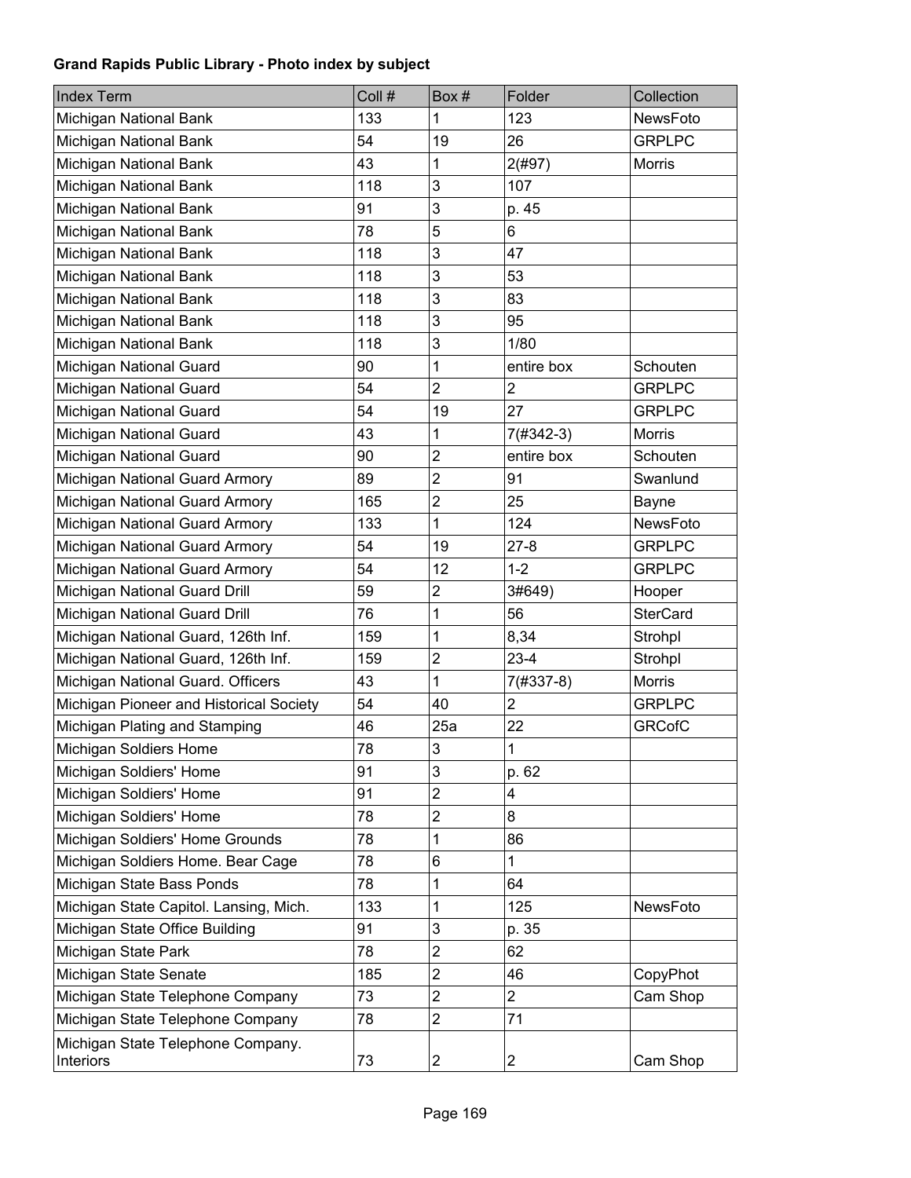**Grand Rapids Public Library - Photo index by subject**

| Index Term | Coll # | Box # | Folder | Collection |
| --- | --- | --- | --- | --- |
| Michigan National Bank | 133 | 1 | 123 | NewsFoto |
| Michigan National Bank | 54 | 19 | 26 | GRPLPC |
| Michigan National Bank | 43 | 1 | 2(#97) | Morris |
| Michigan National Bank | 118 | 3 | 107 | |
| Michigan National Bank | 91 | 3 | p. 45 | |
| Michigan National Bank | 78 | 5 | 6 | |
| Michigan National Bank | 118 | 3 | 47 | |
| Michigan National Bank | 118 | 3 | 53 | |
| Michigan National Bank | 118 | 3 | 83 | |
| Michigan National Bank | 118 | 3 | 95 | |
| Michigan National Bank | 118 | 3 | 1/80 | |
| Michigan National Guard | 90 | 1 | entire box | Schouten |
| Michigan National Guard | 54 | 2 | 2 | GRPLPC |
| Michigan National Guard | 54 | 19 | 27 | GRPLPC |
| Michigan National Guard | 43 | 1 | 7(#342-3) | Morris |
| Michigan National Guard | 90 | 2 | entire box | Schouten |
| Michigan National Guard Armory | 89 | 2 | 91 | Swanlund |
| Michigan National Guard Armory | 165 | 2 | 25 | Bayne |
| Michigan National Guard Armory | 133 | 1 | 124 | NewsFoto |
| Michigan National Guard Armory | 54 | 19 | 27-8 | GRPLPC |
| Michigan National Guard Armory | 54 | 12 | 1-2 | GRPLPC |
| Michigan National Guard Drill | 59 | 2 | 3#649) | Hooper |
| Michigan National Guard Drill | 76 | 1 | 56 | SterCard |
| Michigan National Guard, 126th Inf. | 159 | 1 | 8,34 | Strohpl |
| Michigan National Guard, 126th Inf. | 159 | 2 | 23-4 | Strohpl |
| Michigan National Guard. Officers | 43 | 1 | 7(#337-8) | Morris |
| Michigan Pioneer and Historical Society | 54 | 40 | 2 | GRPLPC |
| Michigan Plating and Stamping | 46 | 25a | 22 | GRCofC |
| Michigan Soldiers Home | 78 | 3 | 1 | |
| Michigan Soldiers' Home | 91 | 3 | p. 62 | |
| Michigan Soldiers' Home | 91 | 2 | 4 | |
| Michigan Soldiers' Home | 78 | 2 | 8 | |
| Michigan Soldiers' Home Grounds | 78 | 1 | 86 | |
| Michigan Soldiers Home. Bear Cage | 78 | 6 | 1 | |
| Michigan State Bass Ponds | 78 | 1 | 64 | |
| Michigan State Capitol. Lansing, Mich. | 133 | 1 | 125 | NewsFoto |
| Michigan State Office Building | 91 | 3 | p. 35 | |
| Michigan State Park | 78 | 2 | 62 | |
| Michigan State Senate | 185 | 2 | 46 | CopyPhot |
| Michigan State Telephone Company | 73 | 2 | 2 | Cam Shop |
| Michigan State Telephone Company | 78 | 2 | 71 | |
| Michigan State Telephone Company. Interiors | 73 | 2 | 2 | Cam Shop |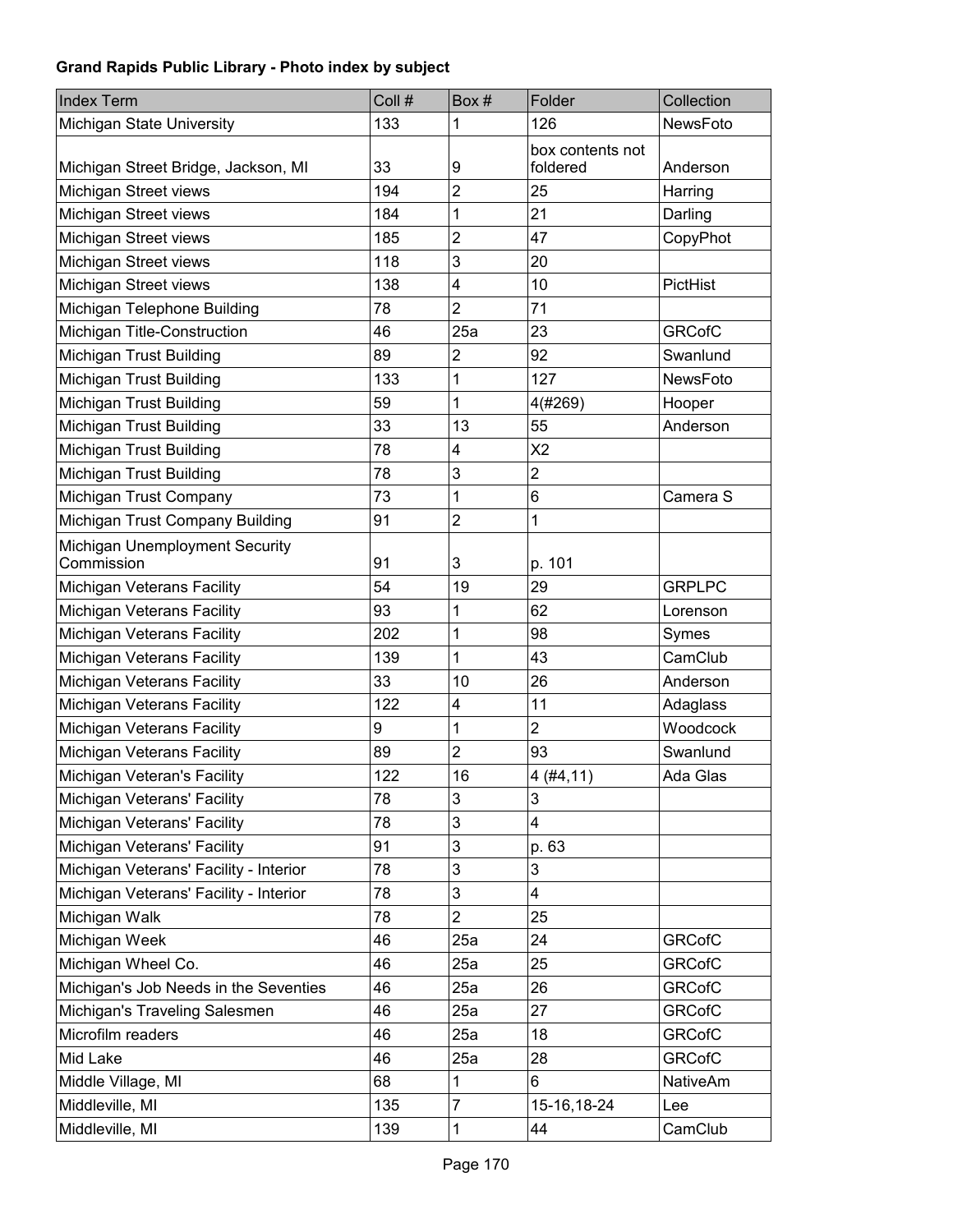**Grand Rapids Public Library - Photo index by subject**

| Index Term | Coll # | Box # | Folder | Collection |
|---|---|---|---|---|
| Michigan State University | 133 | 1 | 126 | NewsFoto |
| Michigan Street Bridge, Jackson, MI | 33 | 9 | box contents not foldered | Anderson |
| Michigan Street views | 194 | 2 | 25 | Harring |
| Michigan Street views | 184 | 1 | 21 | Darling |
| Michigan Street views | 185 | 2 | 47 | CopyPhot |
| Michigan Street views | 118 | 3 | 20 | |
| Michigan Street views | 138 | 4 | 10 | PictHist |
| Michigan Telephone Building | 78 | 2 | 71 | |
| Michigan Title-Construction | 46 | 25a | 23 | GRCofC |
| Michigan Trust Building | 89 | 2 | 92 | Swanlund |
| Michigan Trust Building | 133 | 1 | 127 | NewsFoto |
| Michigan Trust Building | 59 | 1 | 4(#269) | Hooper |
| Michigan Trust Building | 33 | 13 | 55 | Anderson |
| Michigan Trust Building | 78 | 4 | X2 | |
| Michigan Trust Building | 78 | 3 | 2 | |
| Michigan Trust Company | 73 | 1 | 6 | Camera S |
| Michigan Trust Company Building | 91 | 2 | 1 | |
| Michigan Unemployment Security Commission | 91 | 3 | p. 101 | |
| Michigan Veterans Facility | 54 | 19 | 29 | GRPLPC |
| Michigan Veterans Facility | 93 | 1 | 62 | Lorenson |
| Michigan Veterans Facility | 202 | 1 | 98 | Symes |
| Michigan Veterans Facility | 139 | 1 | 43 | CamClub |
| Michigan Veterans Facility | 33 | 10 | 26 | Anderson |
| Michigan Veterans Facility | 122 | 4 | 11 | Adaglass |
| Michigan Veterans Facility | 9 | 1 | 2 | Woodcock |
| Michigan Veterans Facility | 89 | 2 | 93 | Swanlund |
| Michigan Veteran's Facility | 122 | 16 | 4 (#4,11) | Ada Glas |
| Michigan Veterans' Facility | 78 | 3 | 3 | |
| Michigan Veterans' Facility | 78 | 3 | 4 | |
| Michigan Veterans' Facility | 91 | 3 | p. 63 | |
| Michigan Veterans' Facility - Interior | 78 | 3 | 3 | |
| Michigan Veterans' Facility - Interior | 78 | 3 | 4 | |
| Michigan Walk | 78 | 2 | 25 | |
| Michigan Week | 46 | 25a | 24 | GRCofC |
| Michigan Wheel Co. | 46 | 25a | 25 | GRCofC |
| Michigan's Job Needs in the Seventies | 46 | 25a | 26 | GRCofC |
| Michigan's Traveling Salesmen | 46 | 25a | 27 | GRCofC |
| Microfilm readers | 46 | 25a | 18 | GRCofC |
| Mid Lake | 46 | 25a | 28 | GRCofC |
| Middle Village, MI | 68 | 1 | 6 | NativeAm |
| Middleville, MI | 135 | 7 | 15-16,18-24 | Lee |
| Middleville, MI | 139 | 1 | 44 | CamClub |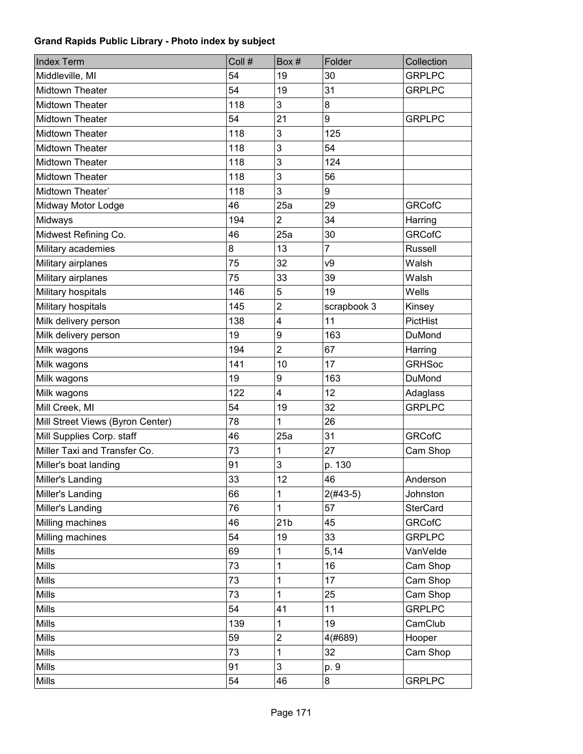**Grand Rapids Public Library - Photo index by subject**

| Index Term | Coll # | Box # | Folder | Collection |
|---|---|---|---|---|
| Middleville, MI | 54 | 19 | 30 | GRPLPC |
| Midtown Theater | 54 | 19 | 31 | GRPLPC |
| Midtown Theater | 118 | 3 | 8 | |
| Midtown Theater | 54 | 21 | 9 | GRPLPC |
| Midtown Theater | 118 | 3 | 125 | |
| Midtown Theater | 118 | 3 | 54 | |
| Midtown Theater | 118 | 3 | 124 | |
| Midtown Theater | 118 | 3 | 56 | |
| Midtown Theater` | 118 | 3 | 9 | |
| Midway Motor Lodge | 46 | 25a | 29 | GRCofC |
| Midways | 194 | 2 | 34 | Harring |
| Midwest Refining Co. | 46 | 25a | 30 | GRCofC |
| Military academies | 8 | 13 | 7 | Russell |
| Military airplanes | 75 | 32 | v9 | Walsh |
| Military airplanes | 75 | 33 | 39 | Walsh |
| Military hospitals | 146 | 5 | 19 | Wells |
| Military hospitals | 145 | 2 | scrapbook 3 | Kinsey |
| Milk delivery person | 138 | 4 | 11 | PictHist |
| Milk delivery person | 19 | 9 | 163 | DuMond |
| Milk wagons | 194 | 2 | 67 | Harring |
| Milk wagons | 141 | 10 | 17 | GRHSoc |
| Milk wagons | 19 | 9 | 163 | DuMond |
| Milk wagons | 122 | 4 | 12 | Adaglass |
| Mill Creek, MI | 54 | 19 | 32 | GRPLPC |
| Mill Street Views (Byron Center) | 78 | 1 | 26 | |
| Mill Supplies Corp. staff | 46 | 25a | 31 | GRCofC |
| Miller Taxi and Transfer Co. | 73 | 1 | 27 | Cam Shop |
| Miller's boat landing | 91 | 3 | p. 130 | |
| Miller's Landing | 33 | 12 | 46 | Anderson |
| Miller's Landing | 66 | 1 | 2(#43-5) | Johnston |
| Miller's Landing | 76 | 1 | 57 | SterCard |
| Milling machines | 46 | 21b | 45 | GRCofC |
| Milling machines | 54 | 19 | 33 | GRPLPC |
| Mills | 69 | 1 | 5,14 | VanVelde |
| Mills | 73 | 1 | 16 | Cam Shop |
| Mills | 73 | 1 | 17 | Cam Shop |
| Mills | 73 | 1 | 25 | Cam Shop |
| Mills | 54 | 41 | 11 | GRPLPC |
| Mills | 139 | 1 | 19 | CamClub |
| Mills | 59 | 2 | 4(#689) | Hooper |
| Mills | 73 | 1 | 32 | Cam Shop |
| Mills | 91 | 3 | p. 9 | |
| Mills | 54 | 46 | 8 | GRPLPC |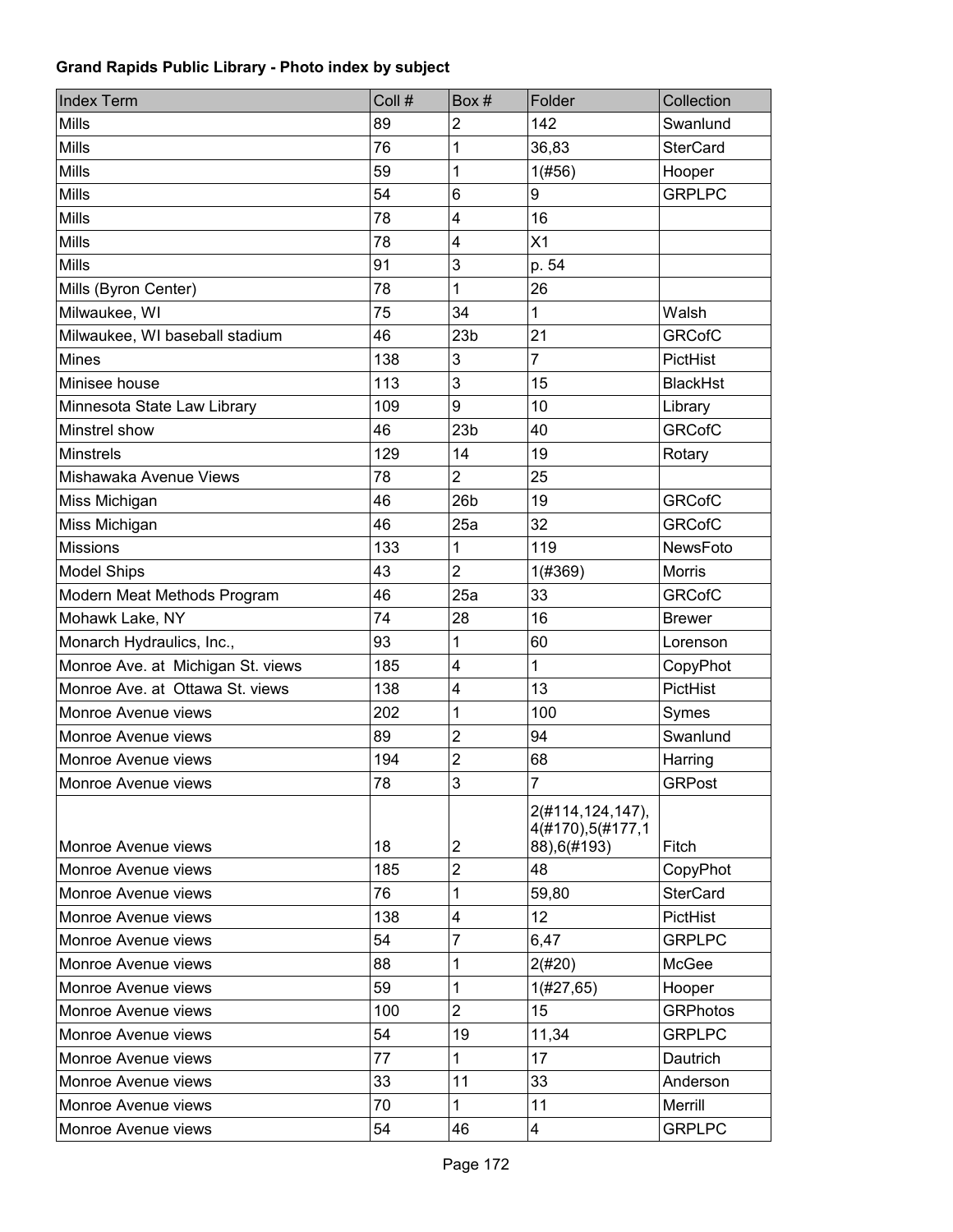**Grand Rapids Public Library - Photo index by subject**

| Index Term | Coll # | Box # | Folder | Collection |
|---|---|---|---|---|
| Mills | 89 | 2 | 142 | Swanlund |
| Mills | 76 | 1 | 36,83 | SterCard |
| Mills | 59 | 1 | 1(#56) | Hooper |
| Mills | 54 | 6 | 9 | GRPLPC |
| Mills | 78 | 4 | 16 | |
| Mills | 78 | 4 | X1 | |
| Mills | 91 | 3 | p. 54 | |
| Mills (Byron Center) | 78 | 1 | 26 | |
| Milwaukee, WI | 75 | 34 | 1 | Walsh |
| Milwaukee, WI baseball stadium | 46 | 23b | 21 | GRCofC |
| Mines | 138 | 3 | 7 | PictHist |
| Minisee house | 113 | 3 | 15 | BlackHst |
| Minnesota State Law Library | 109 | 9 | 10 | Library |
| Minstrel show | 46 | 23b | 40 | GRCofC |
| Minstrels | 129 | 14 | 19 | Rotary |
| Mishawaka Avenue Views | 78 | 2 | 25 | |
| Miss Michigan | 46 | 26b | 19 | GRCofC |
| Miss Michigan | 46 | 25a | 32 | GRCofC |
| Missions | 133 | 1 | 119 | NewsFoto |
| Model Ships | 43 | 2 | 1(#369) | Morris |
| Modern Meat Methods Program | 46 | 25a | 33 | GRCofC |
| Mohawk Lake, NY | 74 | 28 | 16 | Brewer |
| Monarch Hydraulics, Inc., | 93 | 1 | 60 | Lorenson |
| Monroe Ave. at Michigan St. views | 185 | 4 | 1 | CopyPhot |
| Monroe Ave. at Ottawa St. views | 138 | 4 | 13 | PictHist |
| Monroe Avenue views | 202 | 1 | 100 | Symes |
| Monroe Avenue views | 89 | 2 | 94 | Swanlund |
| Monroe Avenue views | 194 | 2 | 68 | Harring |
| Monroe Avenue views | 78 | 3 | 7 | GRPost |
| Monroe Avenue views | 18 | 2 | 2(#114,124,147), 4(#170),5(#177,188),6(#193) | Fitch |
| Monroe Avenue views | 185 | 2 | 48 | CopyPhot |
| Monroe Avenue views | 76 | 1 | 59,80 | SterCard |
| Monroe Avenue views | 138 | 4 | 12 | PictHist |
| Monroe Avenue views | 54 | 7 | 6,47 | GRPLPC |
| Monroe Avenue views | 88 | 1 | 2(#20) | McGee |
| Monroe Avenue views | 59 | 1 | 1(#27,65) | Hooper |
| Monroe Avenue views | 100 | 2 | 15 | GRPhotos |
| Monroe Avenue views | 54 | 19 | 11,34 | GRPLPC |
| Monroe Avenue views | 77 | 1 | 17 | Dautrich |
| Monroe Avenue views | 33 | 11 | 33 | Anderson |
| Monroe Avenue views | 70 | 1 | 11 | Merrill |
| Monroe Avenue views | 54 | 46 | 4 | GRPLPC |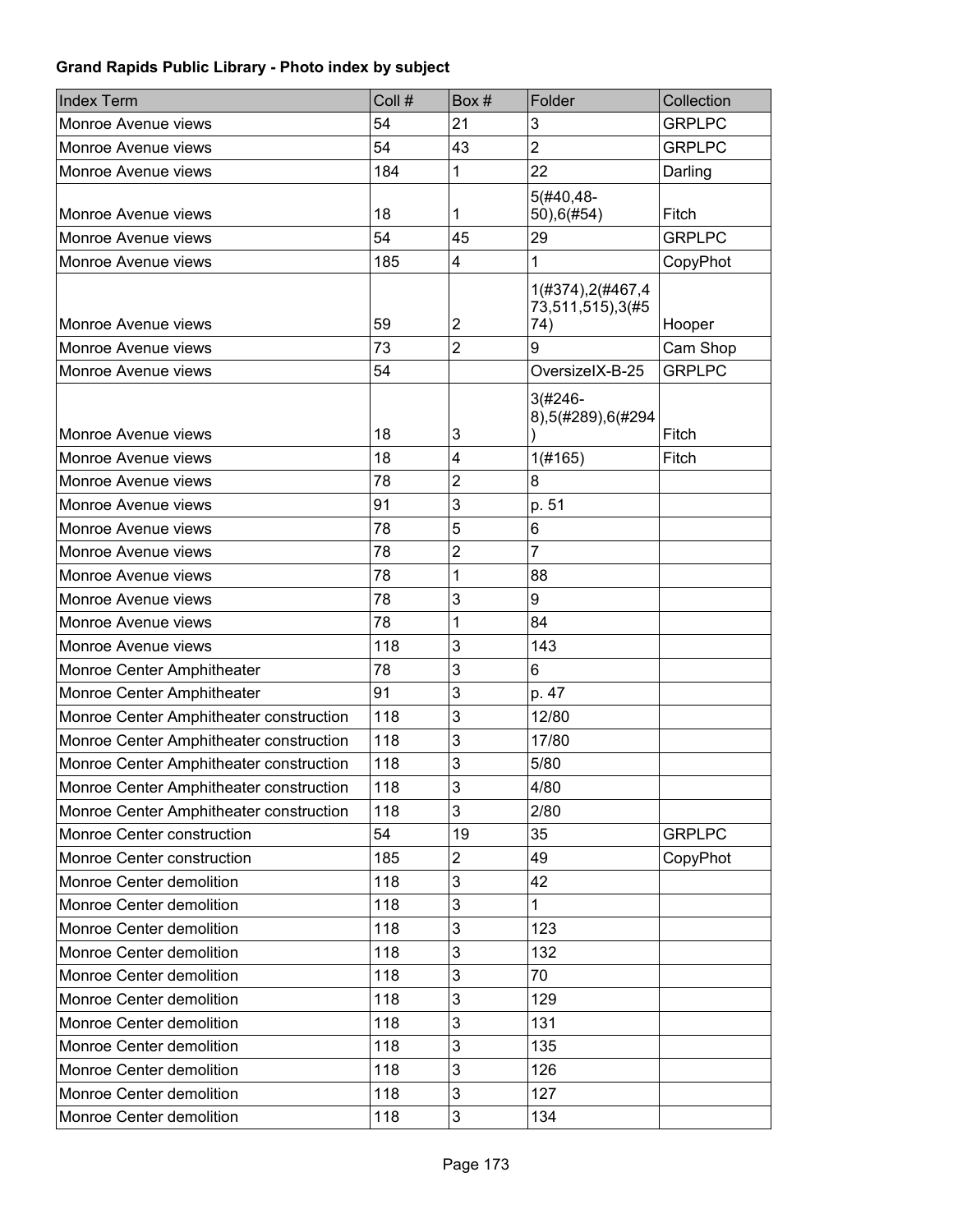**Grand Rapids Public Library - Photo index by subject**

| Index Term | Coll # | Box # | Folder | Collection |
|---|---|---|---|---|
| Monroe Avenue views | 54 | 21 | 3 | GRPLPC |
| Monroe Avenue views | 54 | 43 | 2 | GRPLPC |
| Monroe Avenue views | 184 | 1 | 22 | Darling |
| Monroe Avenue views | 18 | 1 | 5(#40,48-50),6(#54) | Fitch |
| Monroe Avenue views | 54 | 45 | 29 | GRPLPC |
| Monroe Avenue views | 185 | 4 | 1 | CopyPhot |
| Monroe Avenue views | 59 | 2 | 1(#374),2(#467,473,511,515),3(#574) | Hooper |
| Monroe Avenue views | 73 | 2 | 9 | Cam Shop |
| Monroe Avenue views | 54 | | OversizeIX-B-25 | GRPLPC |
| Monroe Avenue views | 18 | 3 | 3(#246-8),5(#289),6(#294) | Fitch |
| Monroe Avenue views | 18 | 4 | 1(#165) | Fitch |
| Monroe Avenue views | 78 | 2 | 8 | |
| Monroe Avenue views | 91 | 3 | p. 51 | |
| Monroe Avenue views | 78 | 5 | 6 | |
| Monroe Avenue views | 78 | 2 | 7 | |
| Monroe Avenue views | 78 | 1 | 88 | |
| Monroe Avenue views | 78 | 3 | 9 | |
| Monroe Avenue views | 78 | 1 | 84 | |
| Monroe Avenue views | 118 | 3 | 143 | |
| Monroe Center Amphitheater | 78 | 3 | 6 | |
| Monroe Center Amphitheater | 91 | 3 | p. 47 | |
| Monroe Center Amphitheater construction | 118 | 3 | 12/80 | |
| Monroe Center Amphitheater construction | 118 | 3 | 17/80 | |
| Monroe Center Amphitheater construction | 118 | 3 | 5/80 | |
| Monroe Center Amphitheater construction | 118 | 3 | 4/80 | |
| Monroe Center Amphitheater construction | 118 | 3 | 2/80 | |
| Monroe Center construction | 54 | 19 | 35 | GRPLPC |
| Monroe Center construction | 185 | 2 | 49 | CopyPhot |
| Monroe Center demolition | 118 | 3 | 42 | |
| Monroe Center demolition | 118 | 3 | 1 | |
| Monroe Center demolition | 118 | 3 | 123 | |
| Monroe Center demolition | 118 | 3 | 132 | |
| Monroe Center demolition | 118 | 3 | 70 | |
| Monroe Center demolition | 118 | 3 | 129 | |
| Monroe Center demolition | 118 | 3 | 131 | |
| Monroe Center demolition | 118 | 3 | 135 | |
| Monroe Center demolition | 118 | 3 | 126 | |
| Monroe Center demolition | 118 | 3 | 127 | |
| Monroe Center demolition | 118 | 3 | 134 | |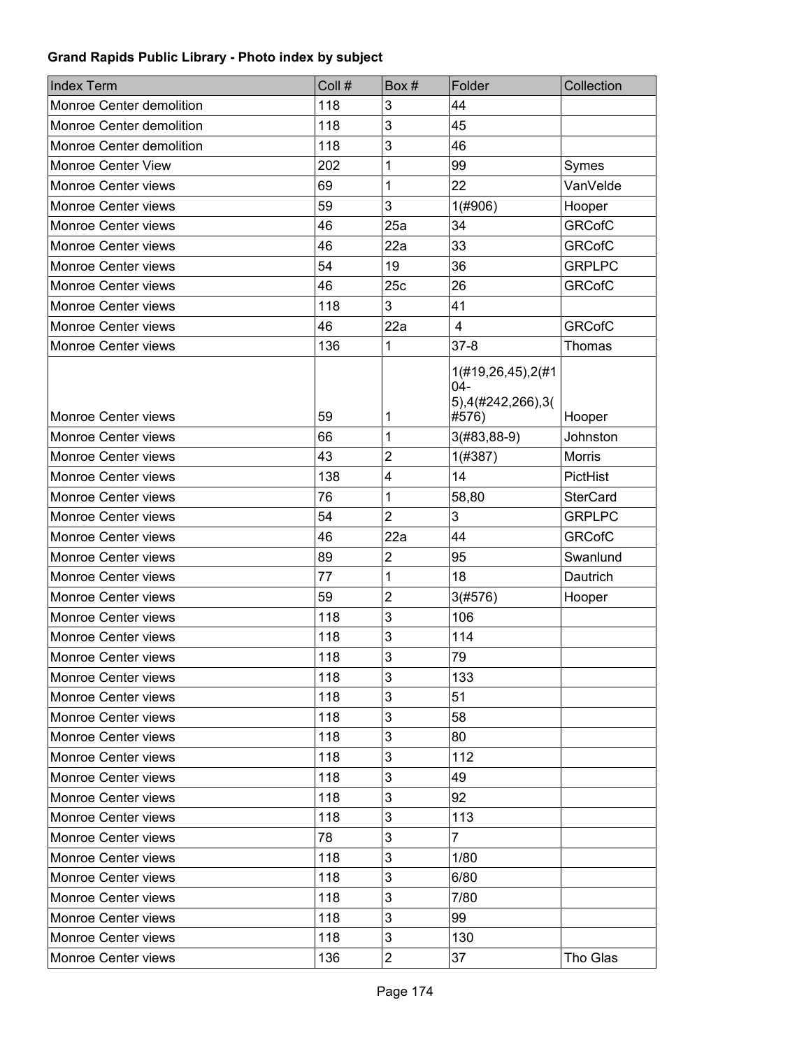**Grand Rapids Public Library - Photo index by subject**

| Index Term | Coll # | Box # | Folder | Collection |
|---|---|---|---|---|
| Monroe Center demolition | 118 | 3 | 44 | |
| Monroe Center demolition | 118 | 3 | 45 | |
| Monroe Center demolition | 118 | 3 | 46 | |
| Monroe Center View | 202 | 1 | 99 | Symes |
| Monroe Center views | 69 | 1 | 22 | VanVelde |
| Monroe Center views | 59 | 3 | 1(#906) | Hooper |
| Monroe Center views | 46 | 25a | 34 | GRCofC |
| Monroe Center views | 46 | 22a | 33 | GRCofC |
| Monroe Center views | 54 | 19 | 36 | GRPLPC |
| Monroe Center views | 46 | 25c | 26 | GRCofC |
| Monroe Center views | 118 | 3 | 41 | |
| Monroe Center views | 46 | 22a | 4 | GRCofC |
| Monroe Center views | 136 | 1 | 37-8 | Thomas |
| Monroe Center views | 59 | 1 | 1(#19,26,45),2(#104-5),4(#242,266),3(#576) | Hooper |
| Monroe Center views | 66 | 1 | 3(#83,88-9) | Johnston |
| Monroe Center views | 43 | 2 | 1(#387) | Morris |
| Monroe Center views | 138 | 4 | 14 | PictHist |
| Monroe Center views | 76 | 1 | 58,80 | SterCard |
| Monroe Center views | 54 | 2 | 3 | GRPLPC |
| Monroe Center views | 46 | 22a | 44 | GRCofC |
| Monroe Center views | 89 | 2 | 95 | Swanlund |
| Monroe Center views | 77 | 1 | 18 | Dautrich |
| Monroe Center views | 59 | 2 | 3(#576) | Hooper |
| Monroe Center views | 118 | 3 | 106 | |
| Monroe Center views | 118 | 3 | 114 | |
| Monroe Center views | 118 | 3 | 79 | |
| Monroe Center views | 118 | 3 | 133 | |
| Monroe Center views | 118 | 3 | 51 | |
| Monroe Center views | 118 | 3 | 58 | |
| Monroe Center views | 118 | 3 | 80 | |
| Monroe Center views | 118 | 3 | 112 | |
| Monroe Center views | 118 | 3 | 49 | |
| Monroe Center views | 118 | 3 | 92 | |
| Monroe Center views | 118 | 3 | 113 | |
| Monroe Center views | 78 | 3 | 7 | |
| Monroe Center views | 118 | 3 | 1/80 | |
| Monroe Center views | 118 | 3 | 6/80 | |
| Monroe Center views | 118 | 3 | 7/80 | |
| Monroe Center views | 118 | 3 | 99 | |
| Monroe Center views | 118 | 3 | 130 | |
| Monroe Center views | 136 | 2 | 37 | Tho Glas |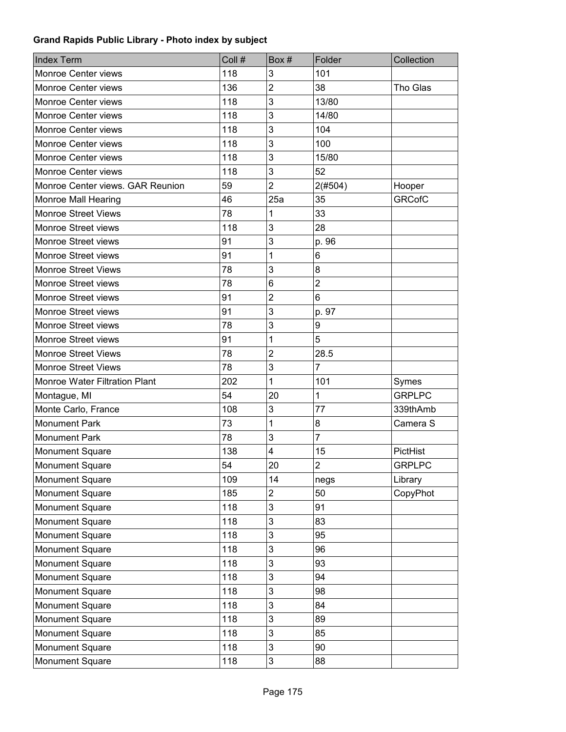**Grand Rapids Public Library - Photo index by subject**

| Index Term | Coll # | Box # | Folder | Collection |
|---|---|---|---|---|
| Monroe Center views | 118 | 3 | 101 | |
| Monroe Center views | 136 | 2 | 38 | Tho Glas |
| Monroe Center views | 118 | 3 | 13/80 | |
| Monroe Center views | 118 | 3 | 14/80 | |
| Monroe Center views | 118 | 3 | 104 | |
| Monroe Center views | 118 | 3 | 100 | |
| Monroe Center views | 118 | 3 | 15/80 | |
| Monroe Center views | 118 | 3 | 52 | |
| Monroe Center views. GAR Reunion | 59 | 2 | 2(#504) | Hooper |
| Monroe Mall Hearing | 46 | 25a | 35 | GRCofC |
| Monroe Street Views | 78 | 1 | 33 | |
| Monroe Street views | 118 | 3 | 28 | |
| Monroe Street views | 91 | 3 | p. 96 | |
| Monroe Street views | 91 | 1 | 6 | |
| Monroe Street Views | 78 | 3 | 8 | |
| Monroe Street views | 78 | 6 | 2 | |
| Monroe Street views | 91 | 2 | 6 | |
| Monroe Street views | 91 | 3 | p. 97 | |
| Monroe Street views | 78 | 3 | 9 | |
| Monroe Street views | 91 | 1 | 5 | |
| Monroe Street Views | 78 | 2 | 28.5 | |
| Monroe Street Views | 78 | 3 | 7 | |
| Monroe Water Filtration Plant | 202 | 1 | 101 | Symes |
| Montague, MI | 54 | 20 | 1 | GRPLPC |
| Monte Carlo, France | 108 | 3 | 77 | 339thAmb |
| Monument Park | 73 | 1 | 8 | Camera S |
| Monument Park | 78 | 3 | 7 | |
| Monument Square | 138 | 4 | 15 | PictHist |
| Monument Square | 54 | 20 | 2 | GRPLPC |
| Monument Square | 109 | 14 | negs | Library |
| Monument Square | 185 | 2 | 50 | CopyPhot |
| Monument Square | 118 | 3 | 91 | |
| Monument Square | 118 | 3 | 83 | |
| Monument Square | 118 | 3 | 95 | |
| Monument Square | 118 | 3 | 96 | |
| Monument Square | 118 | 3 | 93 | |
| Monument Square | 118 | 3 | 94 | |
| Monument Square | 118 | 3 | 98 | |
| Monument Square | 118 | 3 | 84 | |
| Monument Square | 118 | 3 | 89 | |
| Monument Square | 118 | 3 | 85 | |
| Monument Square | 118 | 3 | 90 | |
| Monument Square | 118 | 3 | 88 | |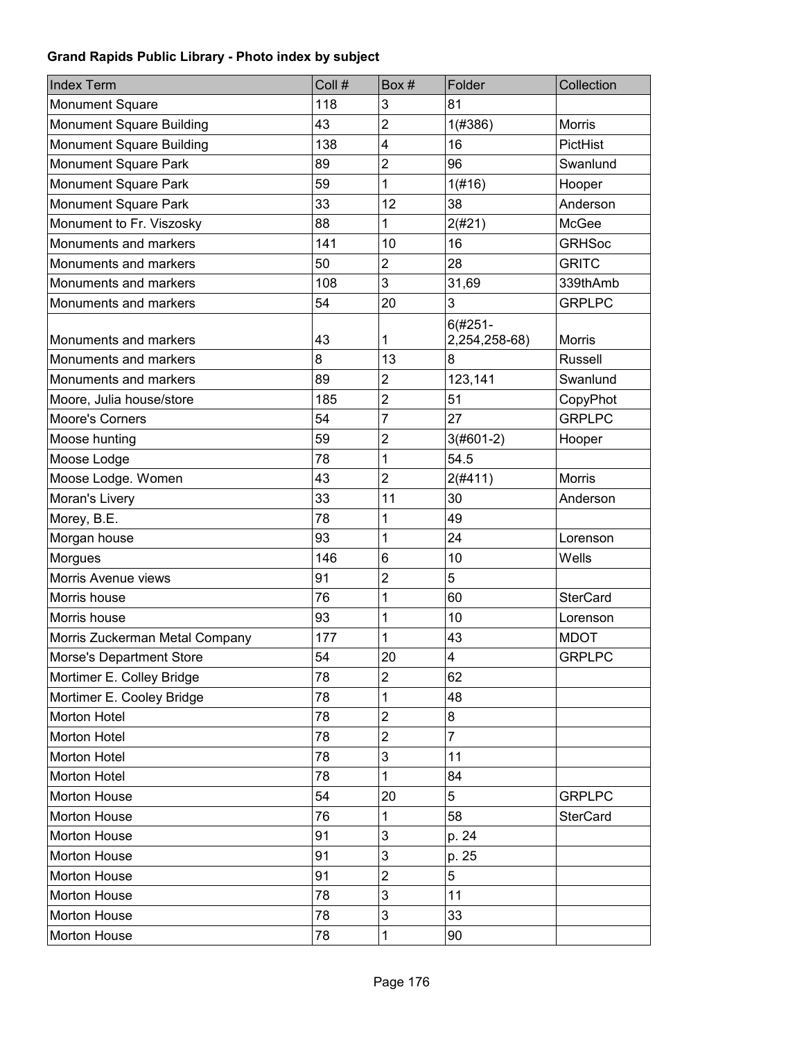**Grand Rapids Public Library - Photo index by subject**

| Index Term | Coll # | Box # | Folder | Collection |
|---|---|---|---|---|
| Monument Square | 118 | 3 | 81 | |
| Monument Square Building | 43 | 2 | 1(#386) | Morris |
| Monument Square Building | 138 | 4 | 16 | PictHist |
| Monument Square Park | 89 | 2 | 96 | Swanlund |
| Monument Square Park | 59 | 1 | 1(#16) | Hooper |
| Monument Square Park | 33 | 12 | 38 | Anderson |
| Monument to Fr. Viszosky | 88 | 1 | 2(#21) | McGee |
| Monuments and markers | 141 | 10 | 16 | GRHSoc |
| Monuments and markers | 50 | 2 | 28 | GRITC |
| Monuments and markers | 108 | 3 | 31,69 | 339thAmb |
| Monuments and markers | 54 | 20 | 3 | GRPLPC |
| Monuments and markers | 43 | 1 | 6(#251-2,254,258-68) | Morris |
| Monuments and markers | 8 | 13 | 8 | Russell |
| Monuments and markers | 89 | 2 | 123,141 | Swanlund |
| Moore, Julia house/store | 185 | 2 | 51 | CopyPhot |
| Moore's Corners | 54 | 7 | 27 | GRPLPC |
| Moose hunting | 59 | 2 | 3(#601-2) | Hooper |
| Moose Lodge | 78 | 1 | 54.5 | |
| Moose Lodge. Women | 43 | 2 | 2(#411) | Morris |
| Moran's Livery | 33 | 11 | 30 | Anderson |
| Morey, B.E. | 78 | 1 | 49 | |
| Morgan house | 93 | 1 | 24 | Lorenson |
| Morgues | 146 | 6 | 10 | Wells |
| Morris Avenue views | 91 | 2 | 5 | |
| Morris house | 76 | 1 | 60 | SterCard |
| Morris house | 93 | 1 | 10 | Lorenson |
| Morris Zuckerman Metal Company | 177 | 1 | 43 | MDOT |
| Morse's Department Store | 54 | 20 | 4 | GRPLPC |
| Mortimer E. Colley Bridge | 78 | 2 | 62 | |
| Mortimer E. Cooley Bridge | 78 | 1 | 48 | |
| Morton Hotel | 78 | 2 | 8 | |
| Morton Hotel | 78 | 2 | 7 | |
| Morton Hotel | 78 | 3 | 11 | |
| Morton Hotel | 78 | 1 | 84 | |
| Morton House | 54 | 20 | 5 | GRPLPC |
| Morton House | 76 | 1 | 58 | SterCard |
| Morton House | 91 | 3 | p. 24 | |
| Morton House | 91 | 3 | p. 25 | |
| Morton House | 91 | 2 | 5 | |
| Morton House | 78 | 3 | 11 | |
| Morton House | 78 | 3 | 33 | |
| Morton House | 78 | 1 | 90 | |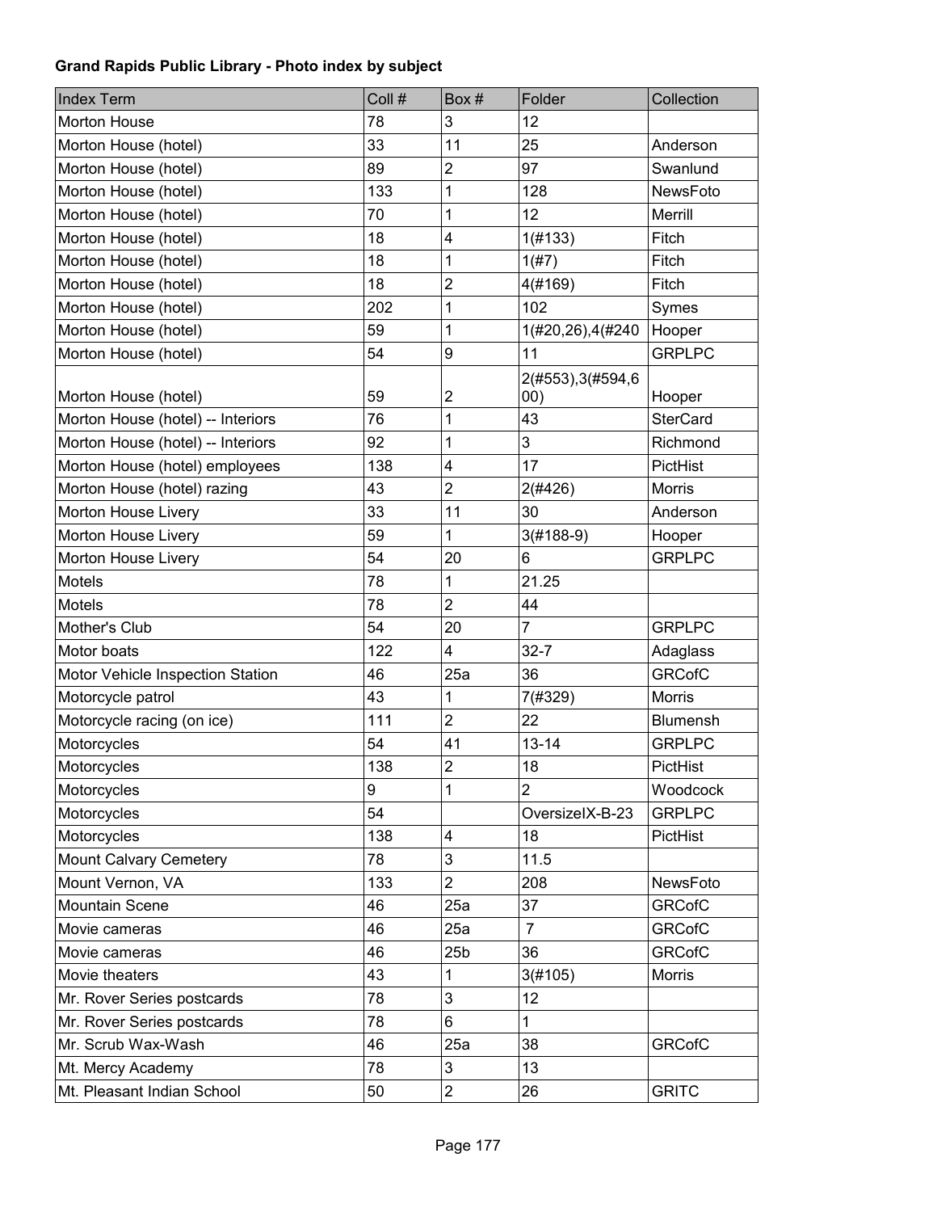**Grand Rapids Public Library - Photo index by subject**

| Index Term | Coll # | Box # | Folder | Collection |
| --- | --- | --- | --- | --- |
| Morton House | 78 | 3 | 12 | |
| Morton House (hotel) | 33 | 11 | 25 | Anderson |
| Morton House (hotel) | 89 | 2 | 97 | Swanlund |
| Morton House (hotel) | 133 | 1 | 128 | NewsFoto |
| Morton House (hotel) | 70 | 1 | 12 | Merrill |
| Morton House (hotel) | 18 | 4 | 1(#133) | Fitch |
| Morton House (hotel) | 18 | 1 | 1(#7) | Fitch |
| Morton House (hotel) | 18 | 2 | 4(#169) | Fitch |
| Morton House (hotel) | 202 | 1 | 102 | Symes |
| Morton House (hotel) | 59 | 1 | 1(#20,26),4(#240 | Hooper |
| Morton House (hotel) | 54 | 9 | 11 | GRPLPC |
| Morton House (hotel) | 59 | 2 | 2(#553),3(#594,600) | Hooper |
| Morton House (hotel) -- Interiors | 76 | 1 | 43 | SterCard |
| Morton House (hotel) -- Interiors | 92 | 1 | 3 | Richmond |
| Morton House (hotel) employees | 138 | 4 | 17 | PictHist |
| Morton House (hotel) razing | 43 | 2 | 2(#426) | Morris |
| Morton House Livery | 33 | 11 | 30 | Anderson |
| Morton House Livery | 59 | 1 | 3(#188-9) | Hooper |
| Morton House Livery | 54 | 20 | 6 | GRPLPC |
| Motels | 78 | 1 | 21.25 | |
| Motels | 78 | 2 | 44 | |
| Mother's Club | 54 | 20 | 7 | GRPLPC |
| Motor boats | 122 | 4 | 32-7 | Adaglass |
| Motor Vehicle Inspection Station | 46 | 25a | 36 | GRCofC |
| Motorcycle patrol | 43 | 1 | 7(#329) | Morris |
| Motorcycle racing (on ice) | 111 | 2 | 22 | Blumensh |
| Motorcycles | 54 | 41 | 13-14 | GRPLPC |
| Motorcycles | 138 | 2 | 18 | PictHist |
| Motorcycles | 9 | 1 | 2 | Woodcock |
| Motorcycles | 54 | | OversizeIX-B-23 | GRPLPC |
| Motorcycles | 138 | 4 | 18 | PictHist |
| Mount Calvary Cemetery | 78 | 3 | 11.5 | |
| Mount Vernon, VA | 133 | 2 | 208 | NewsFoto |
| Mountain Scene | 46 | 25a | 37 | GRCofC |
| Movie cameras | 46 | 25a | 7 | GRCofC |
| Movie cameras | 46 | 25b | 36 | GRCofC |
| Movie theaters | 43 | 1 | 3(#105) | Morris |
| Mr. Rover Series postcards | 78 | 3 | 12 | |
| Mr. Rover Series postcards | 78 | 6 | 1 | |
| Mr. Scrub Wax-Wash | 46 | 25a | 38 | GRCofC |
| Mt. Mercy Academy | 78 | 3 | 13 | |
| Mt. Pleasant Indian School | 50 | 2 | 26 | GRITC |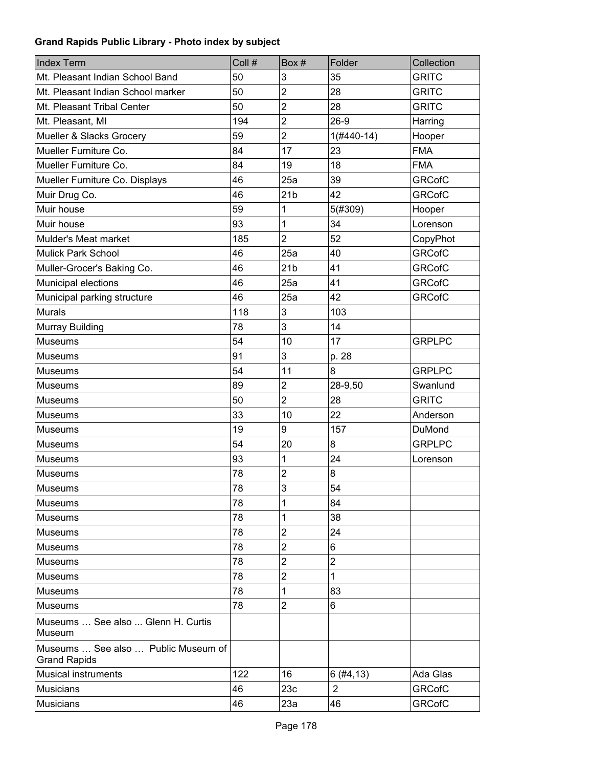**Grand Rapids Public Library - Photo index by subject**

| Index Term | Coll # | Box # | Folder | Collection |
|---|---|---|---|---|
| Mt. Pleasant Indian School Band | 50 | 3 | 35 | GRITC |
| Mt. Pleasant Indian School marker | 50 | 2 | 28 | GRITC |
| Mt. Pleasant Tribal Center | 50 | 2 | 28 | GRITC |
| Mt. Pleasant, MI | 194 | 2 | 26-9 | Harring |
| Mueller & Slacks Grocery | 59 | 2 | 1(#440-14) | Hooper |
| Mueller Furniture Co. | 84 | 17 | 23 | FMA |
| Mueller Furniture Co. | 84 | 19 | 18 | FMA |
| Mueller Furniture Co. Displays | 46 | 25a | 39 | GRCofC |
| Muir Drug Co. | 46 | 21b | 42 | GRCofC |
| Muir house | 59 | 1 | 5(#309) | Hooper |
| Muir house | 93 | 1 | 34 | Lorenson |
| Mulder's Meat market | 185 | 2 | 52 | CopyPhot |
| Mulick Park School | 46 | 25a | 40 | GRCofC |
| Muller-Grocer's Baking Co. | 46 | 21b | 41 | GRCofC |
| Municipal elections | 46 | 25a | 41 | GRCofC |
| Municipal parking structure | 46 | 25a | 42 | GRCofC |
| Murals | 118 | 3 | 103 | |
| Murray Building | 78 | 3 | 14 | |
| Museums | 54 | 10 | 17 | GRPLPC |
| Museums | 91 | 3 | p. 28 | |
| Museums | 54 | 11 | 8 | GRPLPC |
| Museums | 89 | 2 | 28-9,50 | Swanlund |
| Museums | 50 | 2 | 28 | GRITC |
| Museums | 33 | 10 | 22 | Anderson |
| Museums | 19 | 9 | 157 | DuMond |
| Museums | 54 | 20 | 8 | GRPLPC |
| Museums | 93 | 1 | 24 | Lorenson |
| Museums | 78 | 2 | 8 | |
| Museums | 78 | 3 | 54 | |
| Museums | 78 | 1 | 84 | |
| Museums | 78 | 1 | 38 | |
| Museums | 78 | 2 | 24 | |
| Museums | 78 | 2 | 6 | |
| Museums | 78 | 2 | 2 | |
| Museums | 78 | 2 | 1 | |
| Museums | 78 | 1 | 83 | |
| Museums | 78 | 2 | 6 | |
| Museums … See also ... Glenn H. Curtis Museum | | | | |
| Museums … See also … Public Museum of Grand Rapids | | | | |
| Musical instruments | 122 | 16 | 6 (#4,13) | Ada Glas |
| Musicians | 46 | 23c | 2 | GRCofC |
| Musicians | 46 | 23a | 46 | GRCofC |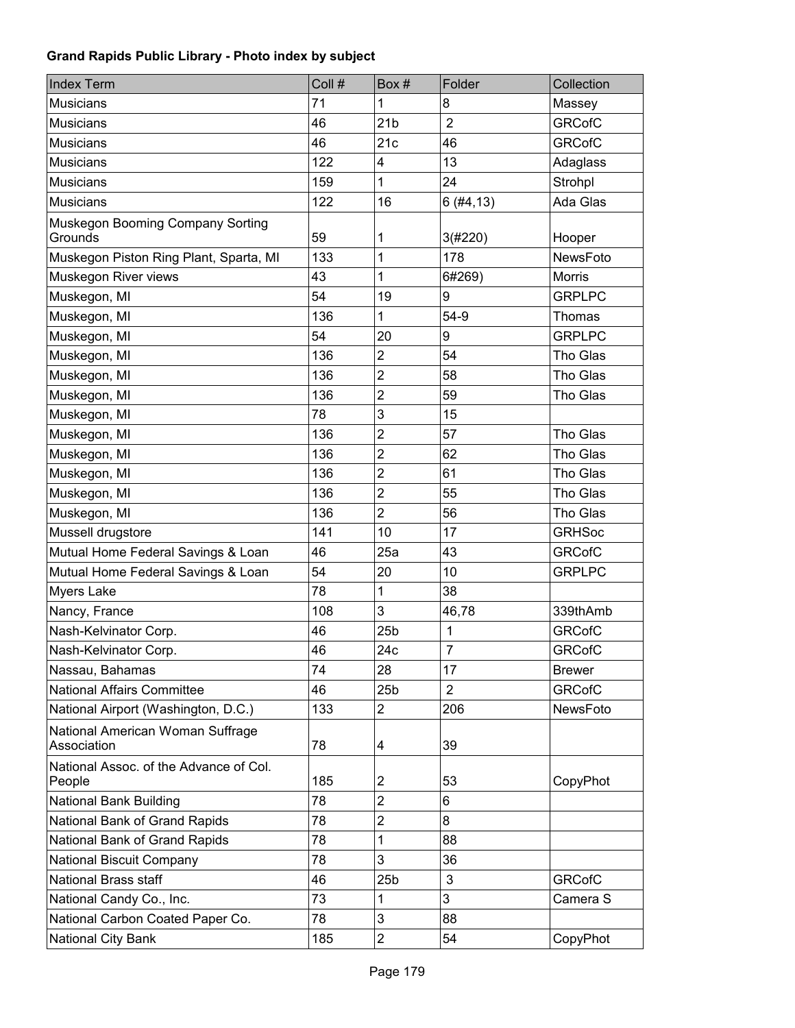**Grand Rapids Public Library - Photo index by subject**

| Index Term | Coll # | Box # | Folder | Collection |
|---|---|---|---|---|
| Musicians | 71 | 1 | 8 | Massey |
| Musicians | 46 | 21b | 2 | GRCofC |
| Musicians | 46 | 21c | 46 | GRCofC |
| Musicians | 122 | 4 | 13 | Adaglass |
| Musicians | 159 | 1 | 24 | Strohpl |
| Musicians | 122 | 16 | 6 (#4,13) | Ada Glas |
| Muskegon Booming Company Sorting Grounds | 59 | 1 | 3(#220) | Hooper |
| Muskegon Piston Ring Plant, Sparta, MI | 133 | 1 | 178 | NewsFoto |
| Muskegon River views | 43 | 1 | 6#269) | Morris |
| Muskegon, MI | 54 | 19 | 9 | GRPLPC |
| Muskegon, MI | 136 | 1 | 54-9 | Thomas |
| Muskegon, MI | 54 | 20 | 9 | GRPLPC |
| Muskegon, MI | 136 | 2 | 54 | Tho Glas |
| Muskegon, MI | 136 | 2 | 58 | Tho Glas |
| Muskegon, MI | 136 | 2 | 59 | Tho Glas |
| Muskegon, MI | 78 | 3 | 15 | |
| Muskegon, MI | 136 | 2 | 57 | Tho Glas |
| Muskegon, MI | 136 | 2 | 62 | Tho Glas |
| Muskegon, MI | 136 | 2 | 61 | Tho Glas |
| Muskegon, MI | 136 | 2 | 55 | Tho Glas |
| Muskegon, MI | 136 | 2 | 56 | Tho Glas |
| Mussell drugstore | 141 | 10 | 17 | GRHSoc |
| Mutual Home Federal Savings & Loan | 46 | 25a | 43 | GRCofC |
| Mutual Home Federal Savings & Loan | 54 | 20 | 10 | GRPLPC |
| Myers Lake | 78 | 1 | 38 | |
| Nancy, France | 108 | 3 | 46,78 | 339thAmb |
| Nash-Kelvinator Corp. | 46 | 25b | 1 | GRCofC |
| Nash-Kelvinator Corp. | 46 | 24c | 7 | GRCofC |
| Nassau, Bahamas | 74 | 28 | 17 | Brewer |
| National Affairs Committee | 46 | 25b | 2 | GRCofC |
| National Airport (Washington, D.C.) | 133 | 2 | 206 | NewsFoto |
| National American Woman Suffrage Association | 78 | 4 | 39 | |
| National Assoc. of the Advance of Col. People | 185 | 2 | 53 | CopyPhot |
| National Bank Building | 78 | 2 | 6 | |
| National Bank of Grand Rapids | 78 | 2 | 8 | |
| National Bank of Grand Rapids | 78 | 1 | 88 | |
| National Biscuit Company | 78 | 3 | 36 | |
| National Brass staff | 46 | 25b | 3 | GRCofC |
| National Candy Co., Inc. | 73 | 1 | 3 | Camera S |
| National Carbon Coated Paper Co. | 78 | 3 | 88 | |
| National City Bank | 185 | 2 | 54 | CopyPhot |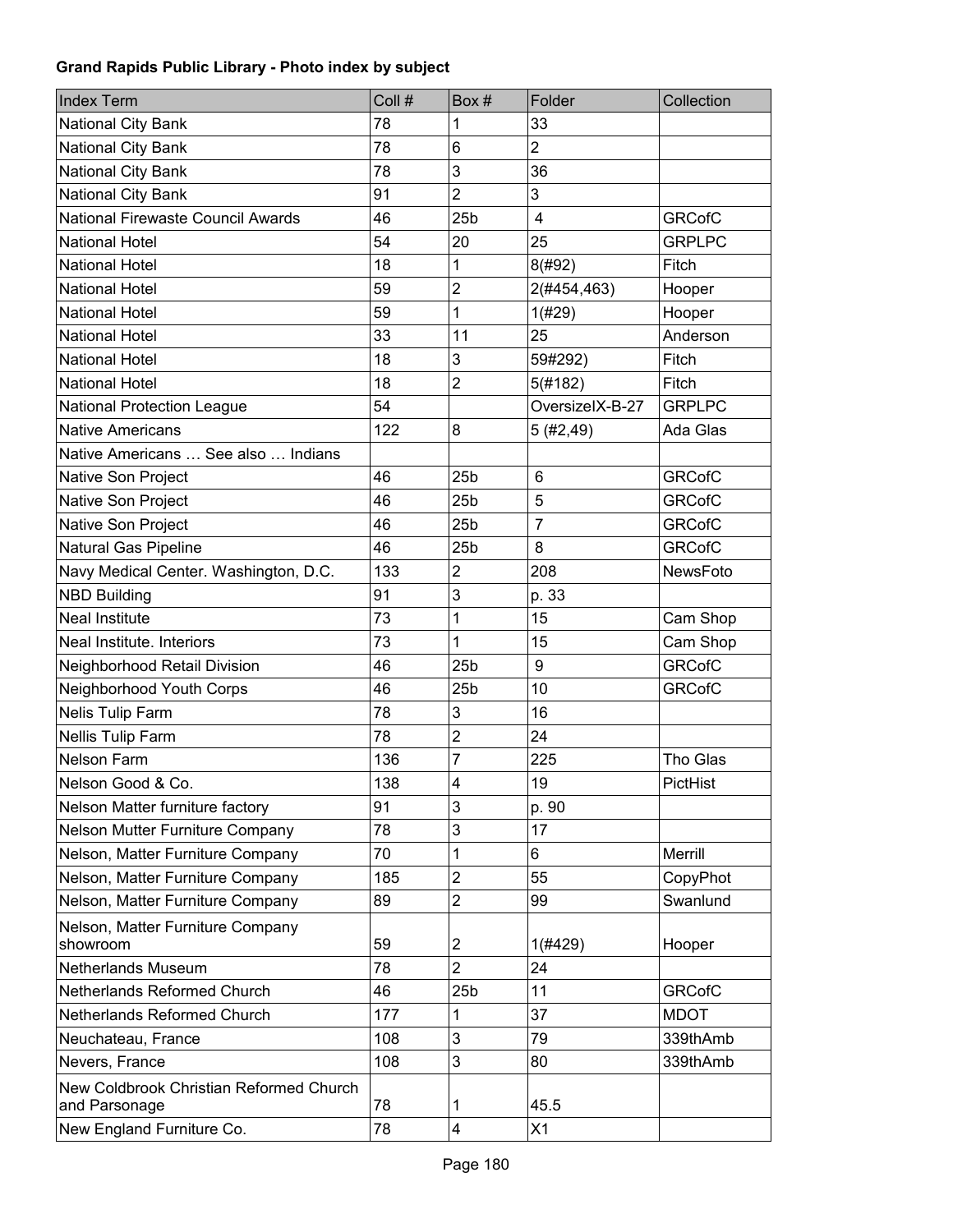**Grand Rapids Public Library - Photo index by subject**

| Index Term | Coll # | Box # | Folder | Collection |
|---|---|---|---|---|
| National City Bank | 78 | 1 | 33 | |
| National City Bank | 78 | 6 | 2 | |
| National City Bank | 78 | 3 | 36 | |
| National City Bank | 91 | 2 | 3 | |
| National Firewaste Council Awards | 46 | 25b | 4 | GRCofC |
| National Hotel | 54 | 20 | 25 | GRPLPC |
| National Hotel | 18 | 1 | 8(#92) | Fitch |
| National Hotel | 59 | 2 | 2(#454,463) | Hooper |
| National Hotel | 59 | 1 | 1(#29) | Hooper |
| National Hotel | 33 | 11 | 25 | Anderson |
| National Hotel | 18 | 3 | 59#292) | Fitch |
| National Hotel | 18 | 2 | 5(#182) | Fitch |
| National Protection League | 54 | | OversizeIX-B-27 | GRPLPC |
| Native Americans | 122 | 8 | 5 (#2,49) | Ada Glas |
| Native Americans … See also … Indians | | | | |
| Native Son Project | 46 | 25b | 6 | GRCofC |
| Native Son Project | 46 | 25b | 5 | GRCofC |
| Native Son Project | 46 | 25b | 7 | GRCofC |
| Natural Gas Pipeline | 46 | 25b | 8 | GRCofC |
| Navy Medical Center. Washington, D.C. | 133 | 2 | 208 | NewsFoto |
| NBD Building | 91 | 3 | p. 33 | |
| Neal Institute | 73 | 1 | 15 | Cam Shop |
| Neal Institute. Interiors | 73 | 1 | 15 | Cam Shop |
| Neighborhood Retail Division | 46 | 25b | 9 | GRCofC |
| Neighborhood Youth Corps | 46 | 25b | 10 | GRCofC |
| Nelis Tulip Farm | 78 | 3 | 16 | |
| Nellis Tulip Farm | 78 | 2 | 24 | |
| Nelson Farm | 136 | 7 | 225 | Tho Glas |
| Nelson Good & Co. | 138 | 4 | 19 | PictHist |
| Nelson Matter furniture factory | 91 | 3 | p. 90 | |
| Nelson Mutter Furniture Company | 78 | 3 | 17 | |
| Nelson, Matter Furniture Company | 70 | 1 | 6 | Merrill |
| Nelson, Matter Furniture Company | 185 | 2 | 55 | CopyPhot |
| Nelson, Matter Furniture Company | 89 | 2 | 99 | Swanlund |
| Nelson, Matter Furniture Company showroom | 59 | 2 | 1(#429) | Hooper |
| Netherlands Museum | 78 | 2 | 24 | |
| Netherlands Reformed Church | 46 | 25b | 11 | GRCofC |
| Netherlands Reformed Church | 177 | 1 | 37 | MDOT |
| Neuchateau, France | 108 | 3 | 79 | 339thAmb |
| Nevers, France | 108 | 3 | 80 | 339thAmb |
| New Coldbrook Christian Reformed Church and Parsonage | 78 | 1 | 45.5 | |
| New England Furniture Co. | 78 | 4 | X1 | |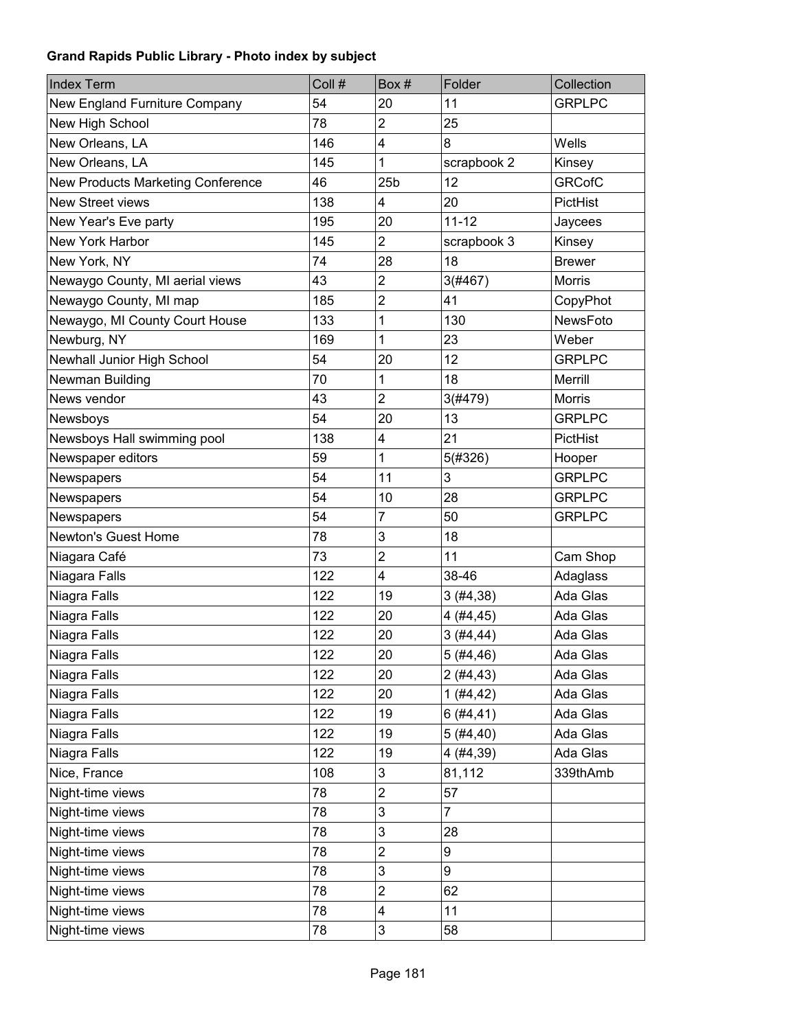**Grand Rapids Public Library - Photo index by subject**

| Index Term | Coll # | Box # | Folder | Collection |
|---|---|---|---|---|
| New England Furniture Company | 54 | 20 | 11 | GRPLPC |
| New High School | 78 | 2 | 25 | |
| New Orleans, LA | 146 | 4 | 8 | Wells |
| New Orleans, LA | 145 | 1 | scrapbook 2 | Kinsey |
| New Products Marketing Conference | 46 | 25b | 12 | GRCofC |
| New Street views | 138 | 4 | 20 | PictHist |
| New Year's Eve party | 195 | 20 | 11-12 | Jaycees |
| New York Harbor | 145 | 2 | scrapbook 3 | Kinsey |
| New York, NY | 74 | 28 | 18 | Brewer |
| Newaygo County, MI aerial views | 43 | 2 | 3(#467) | Morris |
| Newaygo County, MI map | 185 | 2 | 41 | CopyPhot |
| Newaygo, MI County Court House | 133 | 1 | 130 | NewsFoto |
| Newburg, NY | 169 | 1 | 23 | Weber |
| Newhall Junior High School | 54 | 20 | 12 | GRPLPC |
| Newman Building | 70 | 1 | 18 | Merrill |
| News vendor | 43 | 2 | 3(#479) | Morris |
| Newsboys | 54 | 20 | 13 | GRPLPC |
| Newsboys Hall swimming pool | 138 | 4 | 21 | PictHist |
| Newspaper editors | 59 | 1 | 5(#326) | Hooper |
| Newspapers | 54 | 11 | 3 | GRPLPC |
| Newspapers | 54 | 10 | 28 | GRPLPC |
| Newspapers | 54 | 7 | 50 | GRPLPC |
| Newton's Guest Home | 78 | 3 | 18 | |
| Niagara Café | 73 | 2 | 11 | Cam Shop |
| Niagara Falls | 122 | 4 | 38-46 | Adaglass |
| Niagra Falls | 122 | 19 | 3 (#4,38) | Ada Glas |
| Niagra Falls | 122 | 20 | 4 (#4,45) | Ada Glas |
| Niagra Falls | 122 | 20 | 3 (#4,44) | Ada Glas |
| Niagra Falls | 122 | 20 | 5 (#4,46) | Ada Glas |
| Niagra Falls | 122 | 20 | 2 (#4,43) | Ada Glas |
| Niagra Falls | 122 | 20 | 1 (#4,42) | Ada Glas |
| Niagra Falls | 122 | 19 | 6 (#4,41) | Ada Glas |
| Niagra Falls | 122 | 19 | 5 (#4,40) | Ada Glas |
| Niagra Falls | 122 | 19 | 4 (#4,39) | Ada Glas |
| Nice, France | 108 | 3 | 81,112 | 339thAmb |
| Night-time views | 78 | 2 | 57 | |
| Night-time views | 78 | 3 | 7 | |
| Night-time views | 78 | 3 | 28 | |
| Night-time views | 78 | 2 | 9 | |
| Night-time views | 78 | 3 | 9 | |
| Night-time views | 78 | 2 | 62 | |
| Night-time views | 78 | 4 | 11 | |
| Night-time views | 78 | 3 | 58 | |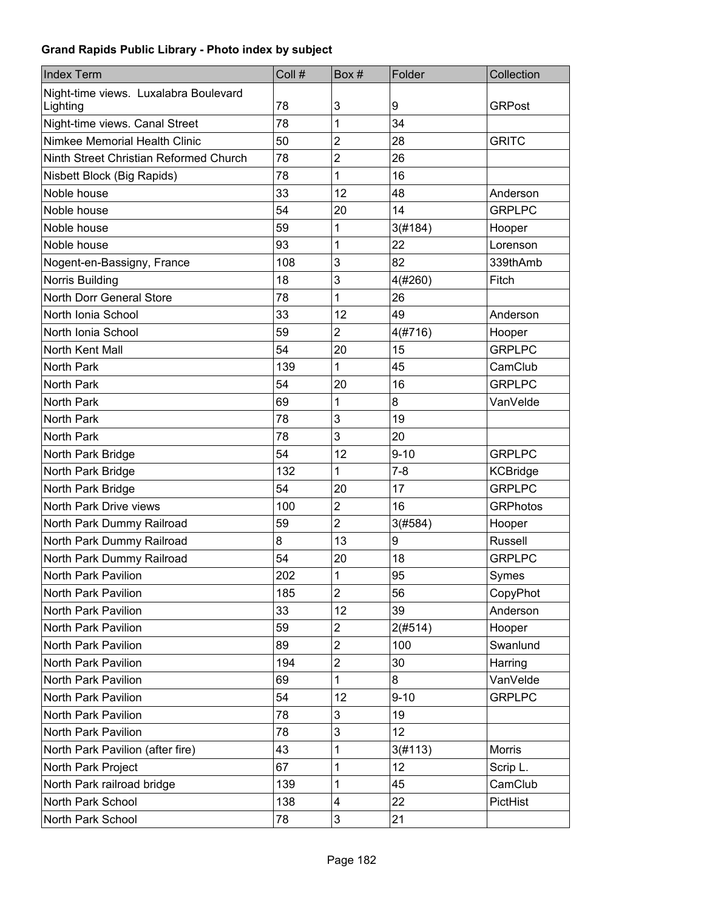**Grand Rapids Public Library - Photo index by subject**

| Index Term | Coll # | Box # | Folder | Collection |
|---|---|---|---|---|
| Night-time views. Luxalabra Boulevard Lighting | 78 | 3 | 9 | GRPost |
| Night-time views. Canal Street | 78 | 1 | 34 | |
| Nimkee Memorial Health Clinic | 50 | 2 | 28 | GRITC |
| Ninth Street Christian Reformed Church | 78 | 2 | 26 | |
| Nisbett Block (Big Rapids) | 78 | 1 | 16 | |
| Noble house | 33 | 12 | 48 | Anderson |
| Noble house | 54 | 20 | 14 | GRPLPC |
| Noble house | 59 | 1 | 3(#184) | Hooper |
| Noble house | 93 | 1 | 22 | Lorenson |
| Nogent-en-Bassigny, France | 108 | 3 | 82 | 339thAmb |
| Norris Building | 18 | 3 | 4(#260) | Fitch |
| North Dorr General Store | 78 | 1 | 26 | |
| North Ionia School | 33 | 12 | 49 | Anderson |
| North Ionia School | 59 | 2 | 4(#716) | Hooper |
| North Kent Mall | 54 | 20 | 15 | GRPLPC |
| North Park | 139 | 1 | 45 | CamClub |
| North Park | 54 | 20 | 16 | GRPLPC |
| North Park | 69 | 1 | 8 | VanVelde |
| North Park | 78 | 3 | 19 | |
| North Park | 78 | 3 | 20 | |
| North Park Bridge | 54 | 12 | 9-10 | GRPLPC |
| North Park Bridge | 132 | 1 | 7-8 | KCBridge |
| North Park Bridge | 54 | 20 | 17 | GRPLPC |
| North Park Drive views | 100 | 2 | 16 | GRPhotos |
| North Park Dummy Railroad | 59 | 2 | 3(#584) | Hooper |
| North Park Dummy Railroad | 8 | 13 | 9 | Russell |
| North Park Dummy Railroad | 54 | 20 | 18 | GRPLPC |
| North Park Pavilion | 202 | 1 | 95 | Symes |
| North Park Pavilion | 185 | 2 | 56 | CopyPhot |
| North Park Pavilion | 33 | 12 | 39 | Anderson |
| North Park Pavilion | 59 | 2 | 2(#514) | Hooper |
| North Park Pavilion | 89 | 2 | 100 | Swanlund |
| North Park Pavilion | 194 | 2 | 30 | Harring |
| North Park Pavilion | 69 | 1 | 8 | VanVelde |
| North Park Pavilion | 54 | 12 | 9-10 | GRPLPC |
| North Park Pavilion | 78 | 3 | 19 | |
| North Park Pavilion | 78 | 3 | 12 | |
| North Park Pavilion (after fire) | 43 | 1 | 3(#113) | Morris |
| North Park Project | 67 | 1 | 12 | Scrip L. |
| North Park railroad bridge | 139 | 1 | 45 | CamClub |
| North Park School | 138 | 4 | 22 | PictHist |
| North Park School | 78 | 3 | 21 | |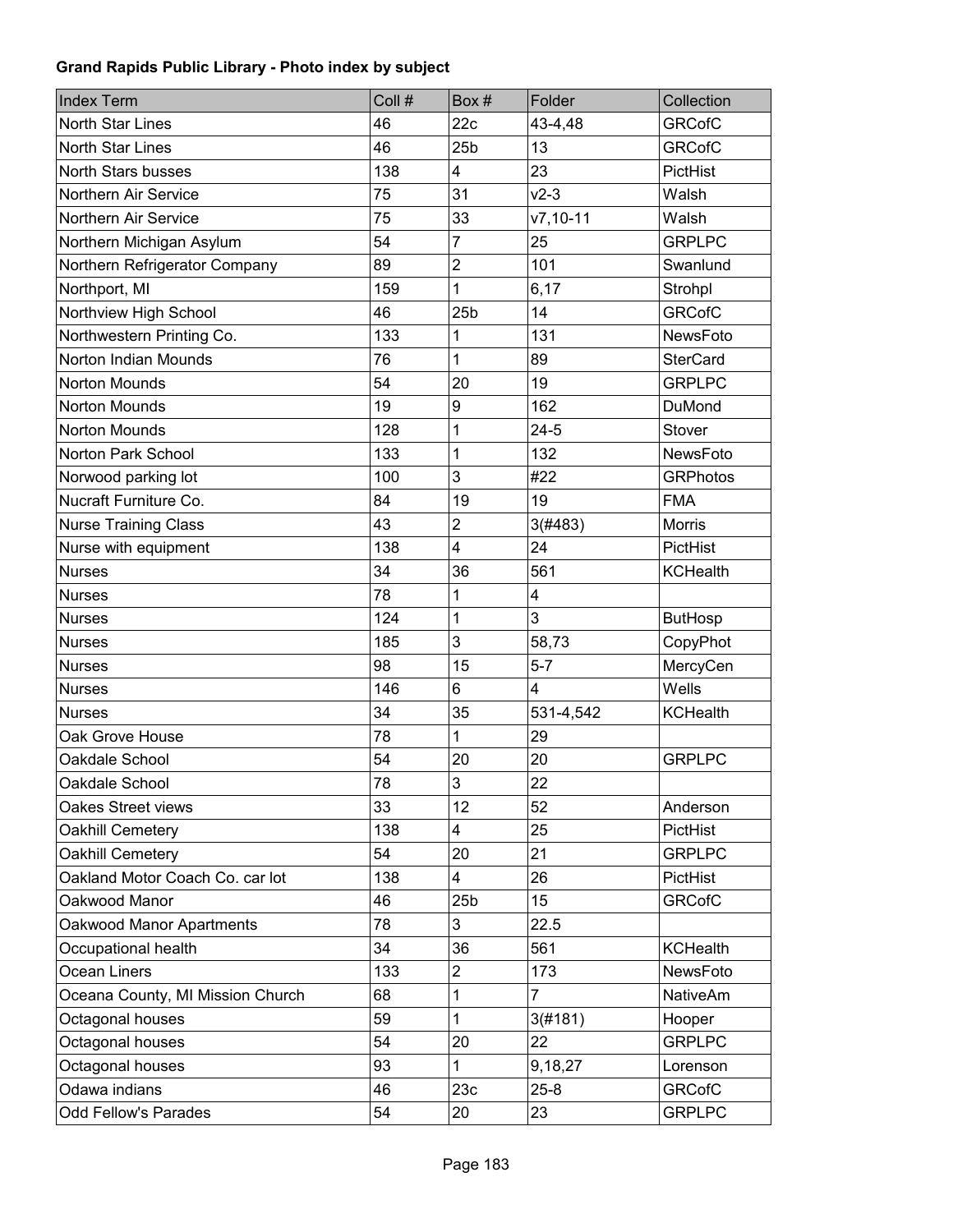**Grand Rapids Public Library - Photo index by subject**

| Index Term | Coll # | Box # | Folder | Collection |
|---|---|---|---|---|
| North Star Lines | 46 | 22c | 43-4,48 | GRCofC |
| North Star Lines | 46 | 25b | 13 | GRCofC |
| North Stars busses | 138 | 4 | 23 | PictHist |
| Northern Air Service | 75 | 31 | v2-3 | Walsh |
| Northern Air Service | 75 | 33 | v7,10-11 | Walsh |
| Northern Michigan Asylum | 54 | 7 | 25 | GRPLPC |
| Northern Refrigerator Company | 89 | 2 | 101 | Swanlund |
| Northport, MI | 159 | 1 | 6,17 | Strohpl |
| Northview High School | 46 | 25b | 14 | GRCofC |
| Northwestern Printing Co. | 133 | 1 | 131 | NewsFoto |
| Norton Indian Mounds | 76 | 1 | 89 | SterCard |
| Norton Mounds | 54 | 20 | 19 | GRPLPC |
| Norton Mounds | 19 | 9 | 162 | DuMond |
| Norton Mounds | 128 | 1 | 24-5 | Stover |
| Norton Park School | 133 | 1 | 132 | NewsFoto |
| Norwood parking lot | 100 | 3 | #22 | GRPhotos |
| Nucraft Furniture Co. | 84 | 19 | 19 | FMA |
| Nurse Training Class | 43 | 2 | 3(#483) | Morris |
| Nurse with equipment | 138 | 4 | 24 | PictHist |
| Nurses | 34 | 36 | 561 | KCHealth |
| Nurses | 78 | 1 | 4 | |
| Nurses | 124 | 1 | 3 | ButHosp |
| Nurses | 185 | 3 | 58,73 | CopyPhot |
| Nurses | 98 | 15 | 5-7 | MercyCen |
| Nurses | 146 | 6 | 4 | Wells |
| Nurses | 34 | 35 | 531-4,542 | KCHealth |
| Oak Grove House | 78 | 1 | 29 | |
| Oakdale School | 54 | 20 | 20 | GRPLPC |
| Oakdale School | 78 | 3 | 22 | |
| Oakes Street views | 33 | 12 | 52 | Anderson |
| Oakhill Cemetery | 138 | 4 | 25 | PictHist |
| Oakhill Cemetery | 54 | 20 | 21 | GRPLPC |
| Oakland Motor Coach Co. car lot | 138 | 4 | 26 | PictHist |
| Oakwood Manor | 46 | 25b | 15 | GRCofC |
| Oakwood Manor Apartments | 78 | 3 | 22.5 | |
| Occupational health | 34 | 36 | 561 | KCHealth |
| Ocean Liners | 133 | 2 | 173 | NewsFoto |
| Oceana County, MI Mission Church | 68 | 1 | 7 | NativeAm |
| Octagonal houses | 59 | 1 | 3(#181) | Hooper |
| Octagonal houses | 54 | 20 | 22 | GRPLPC |
| Octagonal houses | 93 | 1 | 9,18,27 | Lorenson |
| Odawa indians | 46 | 23c | 25-8 | GRCofC |
| Odd Fellow's Parades | 54 | 20 | 23 | GRPLPC |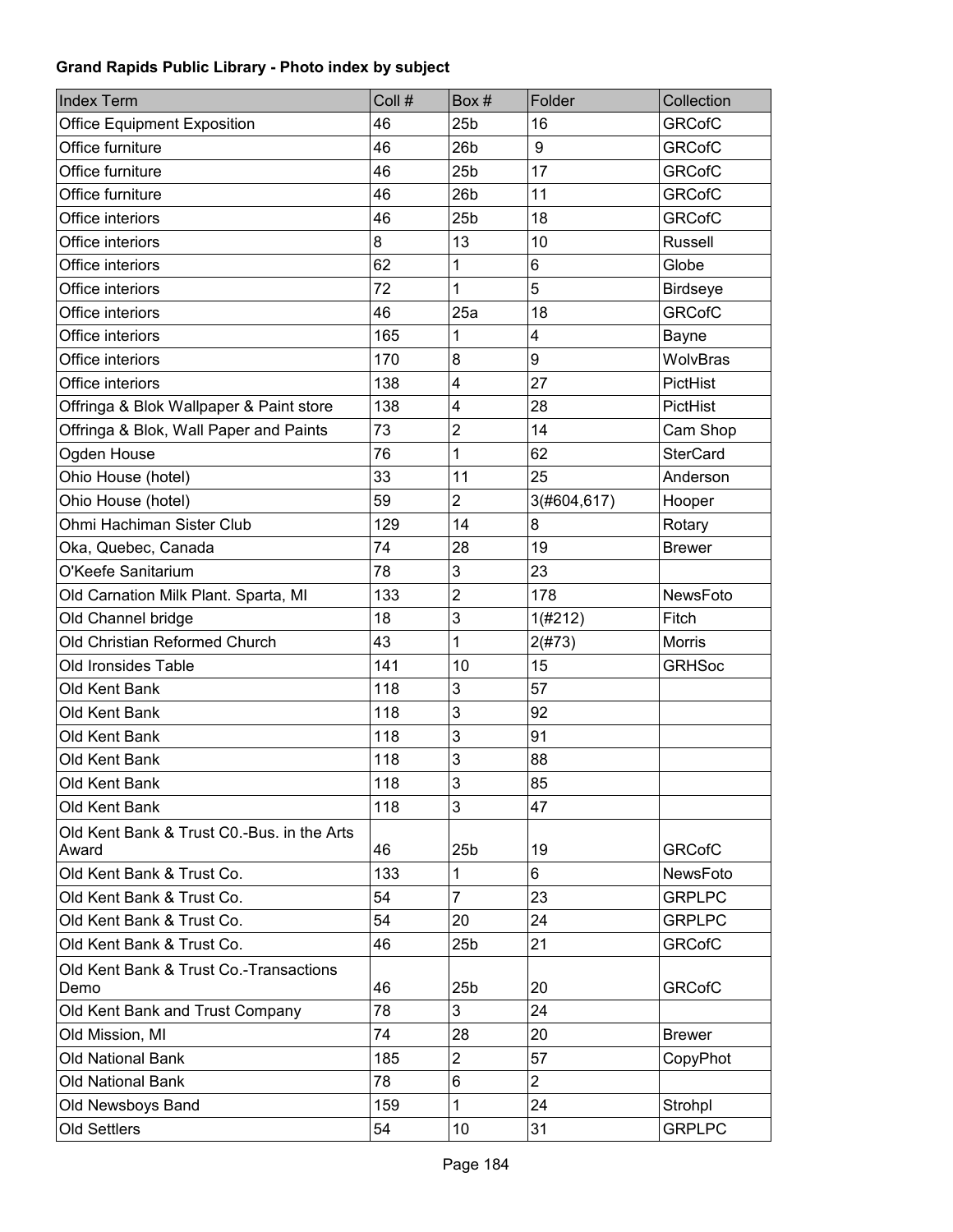**Grand Rapids Public Library - Photo index by subject**

| Index Term | Coll # | Box # | Folder | Collection |
|---|---|---|---|---|
| Office Equipment Exposition | 46 | 25b | 16 | GRCofC |
| Office furniture | 46 | 26b | 9 | GRCofC |
| Office furniture | 46 | 25b | 17 | GRCofC |
| Office furniture | 46 | 26b | 11 | GRCofC |
| Office interiors | 46 | 25b | 18 | GRCofC |
| Office interiors | 8 | 13 | 10 | Russell |
| Office interiors | 62 | 1 | 6 | Globe |
| Office interiors | 72 | 1 | 5 | Birdseye |
| Office interiors | 46 | 25a | 18 | GRCofC |
| Office interiors | 165 | 1 | 4 | Bayne |
| Office interiors | 170 | 8 | 9 | WolvBras |
| Office interiors | 138 | 4 | 27 | PictHist |
| Offringa & Blok Wallpaper & Paint store | 138 | 4 | 28 | PictHist |
| Offringa & Blok, Wall Paper and Paints | 73 | 2 | 14 | Cam Shop |
| Ogden House | 76 | 1 | 62 | SterCard |
| Ohio House (hotel) | 33 | 11 | 25 | Anderson |
| Ohio House (hotel) | 59 | 2 | 3(#604,617) | Hooper |
| Ohmi Hachiman Sister Club | 129 | 14 | 8 | Rotary |
| Oka, Quebec, Canada | 74 | 28 | 19 | Brewer |
| O'Keefe Sanitarium | 78 | 3 | 23 | |
| Old Carnation Milk Plant. Sparta, MI | 133 | 2 | 178 | NewsFoto |
| Old Channel bridge | 18 | 3 | 1(#212) | Fitch |
| Old Christian Reformed Church | 43 | 1 | 2(#73) | Morris |
| Old Ironsides Table | 141 | 10 | 15 | GRHSoc |
| Old Kent Bank | 118 | 3 | 57 | |
| Old Kent Bank | 118 | 3 | 92 | |
| Old Kent Bank | 118 | 3 | 91 | |
| Old Kent Bank | 118 | 3 | 88 | |
| Old Kent Bank | 118 | 3 | 85 | |
| Old Kent Bank | 118 | 3 | 47 | |
| Old Kent Bank & Trust C0.-Bus. in the Arts Award | 46 | 25b | 19 | GRCofC |
| Old Kent Bank & Trust Co. | 133 | 1 | 6 | NewsFoto |
| Old Kent Bank & Trust Co. | 54 | 7 | 23 | GRPLPC |
| Old Kent Bank & Trust Co. | 54 | 20 | 24 | GRPLPC |
| Old Kent Bank & Trust Co. | 46 | 25b | 21 | GRCofC |
| Old Kent Bank & Trust Co.-Transactions Demo | 46 | 25b | 20 | GRCofC |
| Old Kent Bank and Trust Company | 78 | 3 | 24 | |
| Old Mission, MI | 74 | 28 | 20 | Brewer |
| Old National Bank | 185 | 2 | 57 | CopyPhot |
| Old National Bank | 78 | 6 | 2 | |
| Old Newsboys Band | 159 | 1 | 24 | Strohpl |
| Old Settlers | 54 | 10 | 31 | GRPLPC |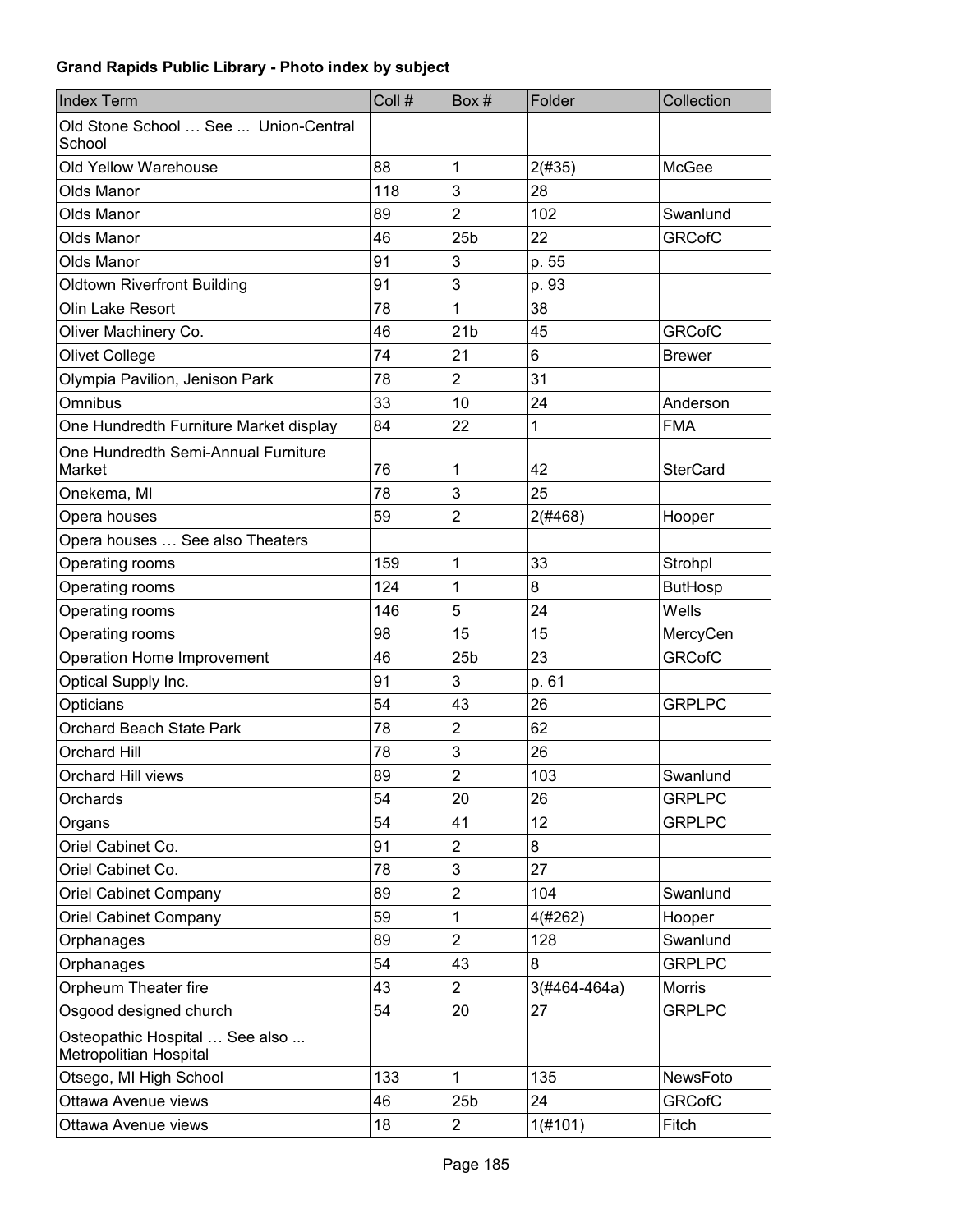**Grand Rapids Public Library - Photo index by subject**

| Index Term | Coll # | Box # | Folder | Collection |
|---|---|---|---|---|
| Old Stone School … See ... Union-Central School | | | | |
| Old Yellow Warehouse | 88 | 1 | 2(#35) | McGee |
| Olds Manor | 118 | 3 | 28 | |
| Olds Manor | 89 | 2 | 102 | Swanlund |
| Olds Manor | 46 | 25b | 22 | GRCofC |
| Olds Manor | 91 | 3 | p. 55 | |
| Oldtown Riverfront Building | 91 | 3 | p. 93 | |
| Olin Lake Resort | 78 | 1 | 38 | |
| Oliver Machinery Co. | 46 | 21b | 45 | GRCofC |
| Olivet College | 74 | 21 | 6 | Brewer |
| Olympia Pavilion, Jenison Park | 78 | 2 | 31 | |
| Omnibus | 33 | 10 | 24 | Anderson |
| One Hundredth Furniture Market display | 84 | 22 | 1 | FMA |
| One Hundredth Semi-Annual Furniture Market | 76 | 1 | 42 | SterCard |
| Onekema, MI | 78 | 3 | 25 | |
| Opera houses | 59 | 2 | 2(#468) | Hooper |
| Opera houses … See also Theaters | | | | |
| Operating rooms | 159 | 1 | 33 | Strohpl |
| Operating rooms | 124 | 1 | 8 | ButHosp |
| Operating rooms | 146 | 5 | 24 | Wells |
| Operating rooms | 98 | 15 | 15 | MercyCen |
| Operation Home Improvement | 46 | 25b | 23 | GRCofC |
| Optical Supply Inc. | 91 | 3 | p. 61 | |
| Opticians | 54 | 43 | 26 | GRPLPC |
| Orchard Beach State Park | 78 | 2 | 62 | |
| Orchard Hill | 78 | 3 | 26 | |
| Orchard Hill views | 89 | 2 | 103 | Swanlund |
| Orchards | 54 | 20 | 26 | GRPLPC |
| Organs | 54 | 41 | 12 | GRPLPC |
| Oriel Cabinet Co. | 91 | 2 | 8 | |
| Oriel Cabinet Co. | 78 | 3 | 27 | |
| Oriel Cabinet Company | 89 | 2 | 104 | Swanlund |
| Oriel Cabinet Company | 59 | 1 | 4(#262) | Hooper |
| Orphanages | 89 | 2 | 128 | Swanlund |
| Orphanages | 54 | 43 | 8 | GRPLPC |
| Orpheum Theater fire | 43 | 2 | 3(#464-464a) | Morris |
| Osgood designed church | 54 | 20 | 27 | GRPLPC |
| Osteopathic Hospital … See also ... Metropolitian Hospital | | | | |
| Otsego, MI High School | 133 | 1 | 135 | NewsFoto |
| Ottawa Avenue views | 46 | 25b | 24 | GRCofC |
| Ottawa Avenue views | 18 | 2 | 1(#101) | Fitch |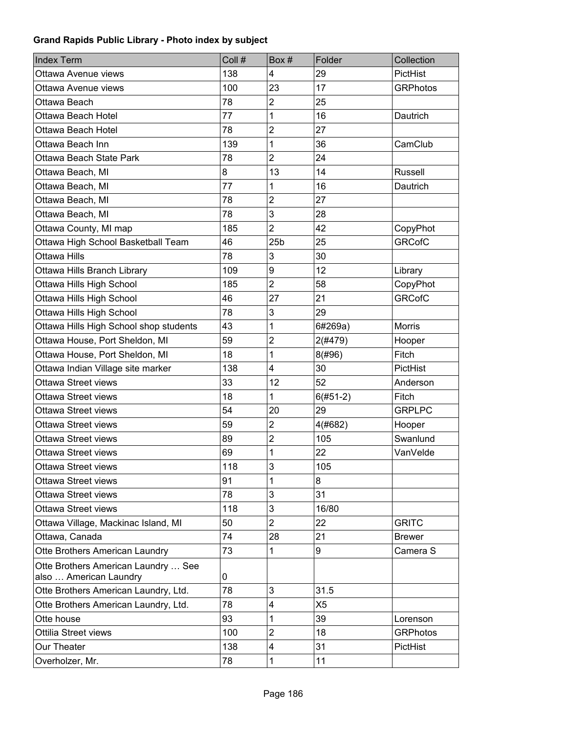**Grand Rapids Public Library - Photo index by subject**

| Index Term | Coll # | Box # | Folder | Collection |
|---|---|---|---|---|
| Ottawa Avenue views | 138 | 4 | 29 | PictHist |
| Ottawa Avenue views | 100 | 23 | 17 | GRPhotos |
| Ottawa Beach | 78 | 2 | 25 | |
| Ottawa Beach Hotel | 77 | 1 | 16 | Dautrich |
| Ottawa Beach Hotel | 78 | 2 | 27 | |
| Ottawa Beach Inn | 139 | 1 | 36 | CamClub |
| Ottawa Beach State Park | 78 | 2 | 24 | |
| Ottawa Beach, MI | 8 | 13 | 14 | Russell |
| Ottawa Beach, MI | 77 | 1 | 16 | Dautrich |
| Ottawa Beach, MI | 78 | 2 | 27 | |
| Ottawa Beach, MI | 78 | 3 | 28 | |
| Ottawa County, MI map | 185 | 2 | 42 | CopyPhot |
| Ottawa High School Basketball Team | 46 | 25b | 25 | GRCofC |
| Ottawa Hills | 78 | 3 | 30 | |
| Ottawa Hills Branch Library | 109 | 9 | 12 | Library |
| Ottawa Hills High School | 185 | 2 | 58 | CopyPhot |
| Ottawa Hills High School | 46 | 27 | 21 | GRCofC |
| Ottawa Hills High School | 78 | 3 | 29 | |
| Ottawa Hills High School shop students | 43 | 1 | 6#269a) | Morris |
| Ottawa House, Port Sheldon, MI | 59 | 2 | 2(#479) | Hooper |
| Ottawa House, Port Sheldon, MI | 18 | 1 | 8(#96) | Fitch |
| Ottawa Indian Village site marker | 138 | 4 | 30 | PictHist |
| Ottawa Street views | 33 | 12 | 52 | Anderson |
| Ottawa Street views | 18 | 1 | 6(#51-2) | Fitch |
| Ottawa Street views | 54 | 20 | 29 | GRPLPC |
| Ottawa Street views | 59 | 2 | 4(#682) | Hooper |
| Ottawa Street views | 89 | 2 | 105 | Swanlund |
| Ottawa Street views | 69 | 1 | 22 | VanVelde |
| Ottawa Street views | 118 | 3 | 105 | |
| Ottawa Street views | 91 | 1 | 8 | |
| Ottawa Street views | 78 | 3 | 31 | |
| Ottawa Street views | 118 | 3 | 16/80 | |
| Ottawa Village, Mackinac Island, MI | 50 | 2 | 22 | GRITC |
| Ottawa, Canada | 74 | 28 | 21 | Brewer |
| Otte Brothers American Laundry | 73 | 1 | 9 | Camera S |
| Otte Brothers American Laundry … See also … American Laundry | 0 | | | |
| Otte Brothers American Laundry, Ltd. | 78 | 3 | 31.5 | |
| Otte Brothers American Laundry, Ltd. | 78 | 4 | X5 | |
| Otte house | 93 | 1 | 39 | Lorenson |
| Ottilia Street views | 100 | 2 | 18 | GRPhotos |
| Our Theater | 138 | 4 | 31 | PictHist |
| Overholzer, Mr. | 78 | 1 | 11 | |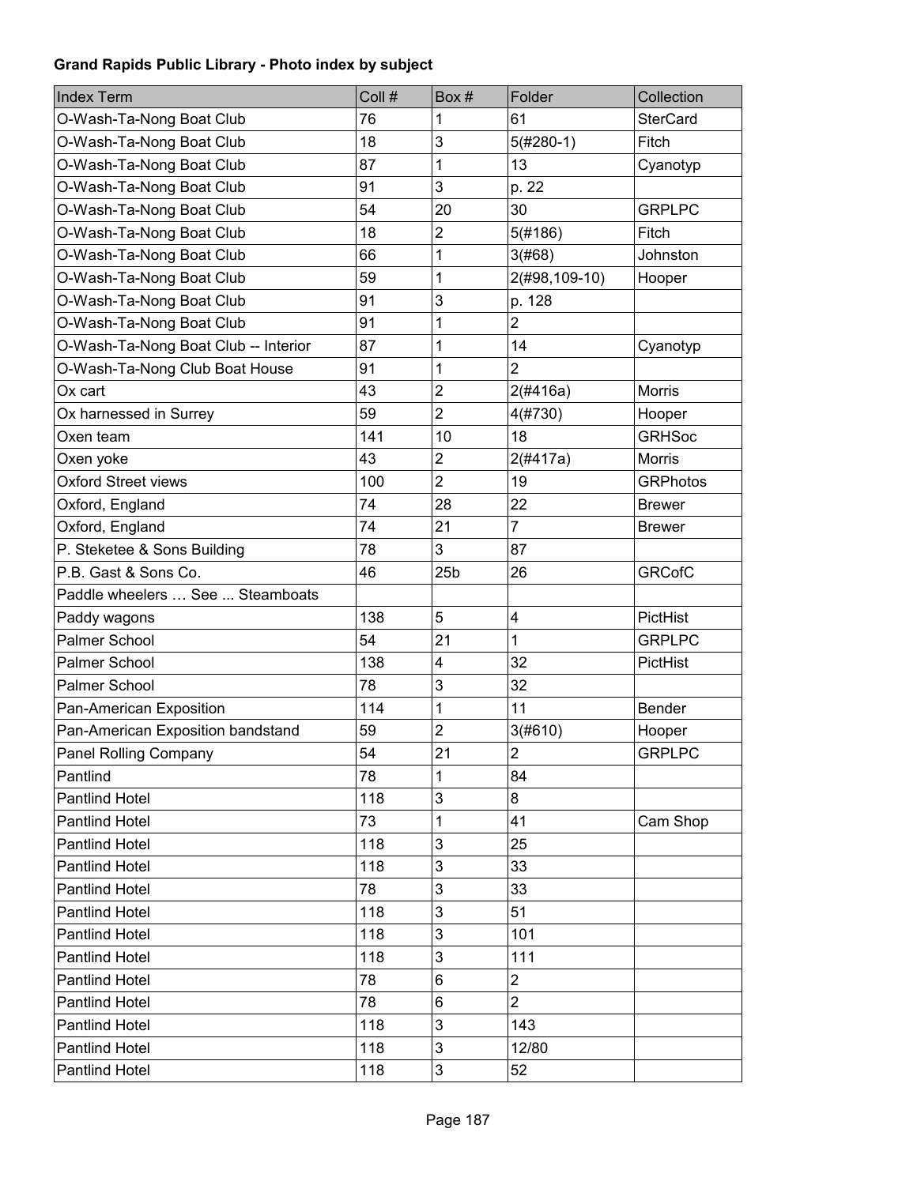**Grand Rapids Public Library - Photo index by subject**

| Index Term | Coll # | Box # | Folder | Collection |
|---|---|---|---|---|
| O-Wash-Ta-Nong Boat Club | 76 | 1 | 61 | SterCard |
| O-Wash-Ta-Nong Boat Club | 18 | 3 | 5(#280-1) | Fitch |
| O-Wash-Ta-Nong Boat Club | 87 | 1 | 13 | Cyanotyp |
| O-Wash-Ta-Nong Boat Club | 91 | 3 | p. 22 | |
| O-Wash-Ta-Nong Boat Club | 54 | 20 | 30 | GRPLPC |
| O-Wash-Ta-Nong Boat Club | 18 | 2 | 5(#186) | Fitch |
| O-Wash-Ta-Nong Boat Club | 66 | 1 | 3(#68) | Johnston |
| O-Wash-Ta-Nong Boat Club | 59 | 1 | 2(#98,109-10) | Hooper |
| O-Wash-Ta-Nong Boat Club | 91 | 3 | p. 128 | |
| O-Wash-Ta-Nong Boat Club | 91 | 1 | 2 | |
| O-Wash-Ta-Nong Boat Club -- Interior | 87 | 1 | 14 | Cyanotyp |
| O-Wash-Ta-Nong Club Boat House | 91 | 1 | 2 | |
| Ox cart | 43 | 2 | 2(#416a) | Morris |
| Ox harnessed in Surrey | 59 | 2 | 4(#730) | Hooper |
| Oxen team | 141 | 10 | 18 | GRHSoc |
| Oxen yoke | 43 | 2 | 2(#417a) | Morris |
| Oxford Street views | 100 | 2 | 19 | GRPhotos |
| Oxford, England | 74 | 28 | 22 | Brewer |
| Oxford, England | 74 | 21 | 7 | Brewer |
| P. Steketee & Sons Building | 78 | 3 | 87 | |
| P.B. Gast & Sons Co. | 46 | 25b | 26 | GRCofC |
| Paddle wheelers … See ... Steamboats | | | | |
| Paddy wagons | 138 | 5 | 4 | PictHist |
| Palmer School | 54 | 21 | 1 | GRPLPC |
| Palmer School | 138 | 4 | 32 | PictHist |
| Palmer School | 78 | 3 | 32 | |
| Pan-American Exposition | 114 | 1 | 11 | Bender |
| Pan-American Exposition bandstand | 59 | 2 | 3(#610) | Hooper |
| Panel Rolling Company | 54 | 21 | 2 | GRPLPC |
| Pantlind | 78 | 1 | 84 | |
| Pantlind Hotel | 118 | 3 | 8 | |
| Pantlind Hotel | 73 | 1 | 41 | Cam Shop |
| Pantlind Hotel | 118 | 3 | 25 | |
| Pantlind Hotel | 118 | 3 | 33 | |
| Pantlind Hotel | 78 | 3 | 33 | |
| Pantlind Hotel | 118 | 3 | 51 | |
| Pantlind Hotel | 118 | 3 | 101 | |
| Pantlind Hotel | 118 | 3 | 111 | |
| Pantlind Hotel | 78 | 6 | 2 | |
| Pantlind Hotel | 78 | 6 | 2 | |
| Pantlind Hotel | 118 | 3 | 143 | |
| Pantlind Hotel | 118 | 3 | 12/80 | |
| Pantlind Hotel | 118 | 3 | 52 | |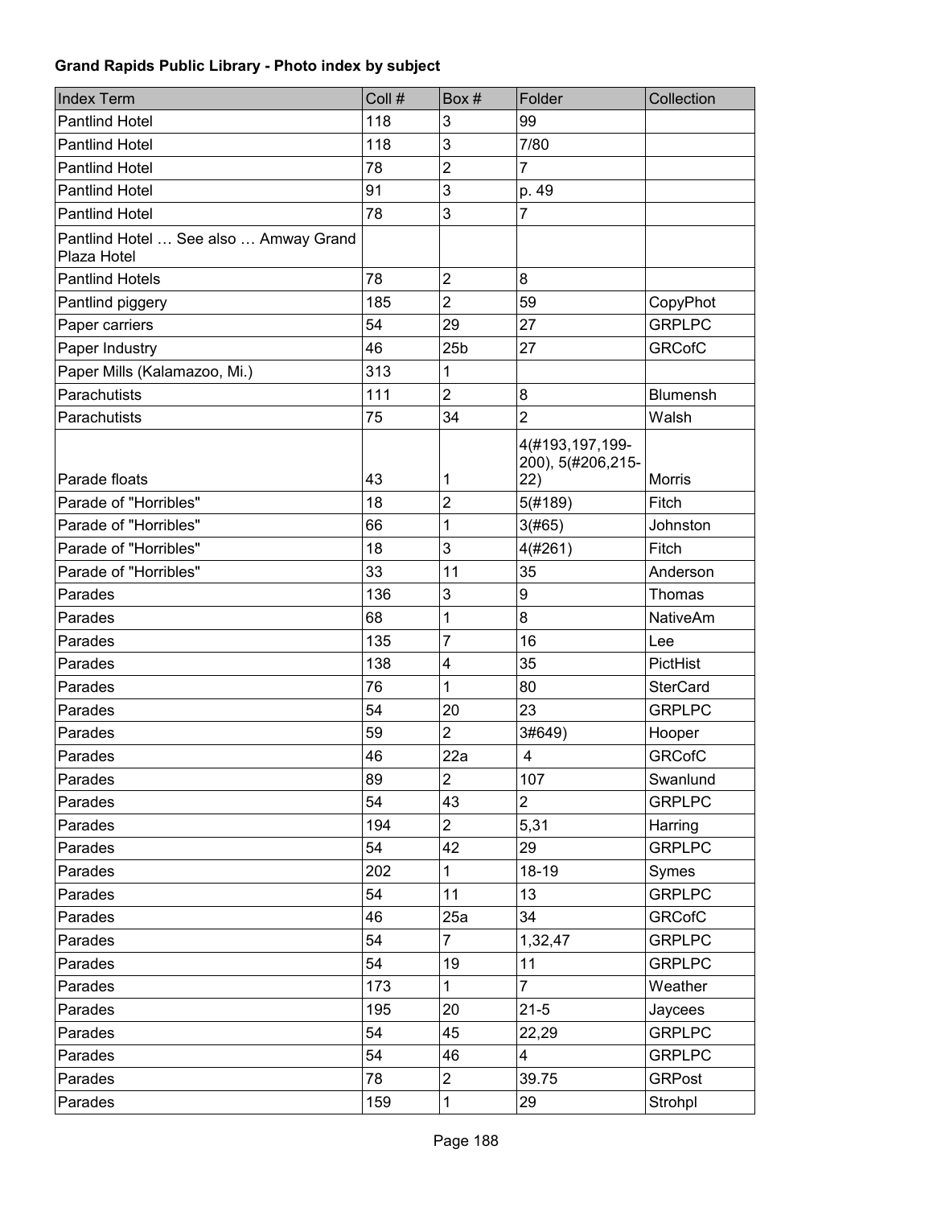**Grand Rapids Public Library - Photo index by subject**

| Index Term | Coll # | Box # | Folder | Collection |
|---|---|---|---|---|
| Pantlind Hotel | 118 | 3 | 99 | |
| Pantlind Hotel | 118 | 3 | 7/80 | |
| Pantlind Hotel | 78 | 2 | 7 | |
| Pantlind Hotel | 91 | 3 | p. 49 | |
| Pantlind Hotel | 78 | 3 | 7 | |
| Pantlind Hotel … See also … Amway Grand Plaza Hotel | | | | |
| Pantlind Hotels | 78 | 2 | 8 | |
| Pantlind piggery | 185 | 2 | 59 | CopyPhot |
| Paper carriers | 54 | 29 | 27 | GRPLPC |
| Paper Industry | 46 | 25b | 27 | GRCofC |
| Paper Mills (Kalamazoo, Mi.) | 313 | 1 | | |
| Parachutists | 111 | 2 | 8 | Blumensh |
| Parachutists | 75 | 34 | 2 | Walsh |
| Parade floats | 43 | 1 | 4(#193,197,199-200), 5(#206,215-22) | Morris |
| Parade of "Horribles" | 18 | 2 | 5(#189) | Fitch |
| Parade of "Horribles" | 66 | 1 | 3(#65) | Johnston |
| Parade of "Horribles" | 18 | 3 | 4(#261) | Fitch |
| Parade of "Horribles" | 33 | 11 | 35 | Anderson |
| Parades | 136 | 3 | 9 | Thomas |
| Parades | 68 | 1 | 8 | NativeAm |
| Parades | 135 | 7 | 16 | Lee |
| Parades | 138 | 4 | 35 | PictHist |
| Parades | 76 | 1 | 80 | SterCard |
| Parades | 54 | 20 | 23 | GRPLPC |
| Parades | 59 | 2 | 3#649) | Hooper |
| Parades | 46 | 22a | 4 | GRCofC |
| Parades | 89 | 2 | 107 | Swanlund |
| Parades | 54 | 43 | 2 | GRPLPC |
| Parades | 194 | 2 | 5,31 | Harring |
| Parades | 54 | 42 | 29 | GRPLPC |
| Parades | 202 | 1 | 18-19 | Symes |
| Parades | 54 | 11 | 13 | GRPLPC |
| Parades | 46 | 25a | 34 | GRCofC |
| Parades | 54 | 7 | 1,32,47 | GRPLPC |
| Parades | 54 | 19 | 11 | GRPLPC |
| Parades | 173 | 1 | 7 | Weather |
| Parades | 195 | 20 | 21-5 | Jaycees |
| Parades | 54 | 45 | 22,29 | GRPLPC |
| Parades | 54 | 46 | 4 | GRPLPC |
| Parades | 78 | 2 | 39.75 | GRPost |
| Parades | 159 | 1 | 29 | Strohpl |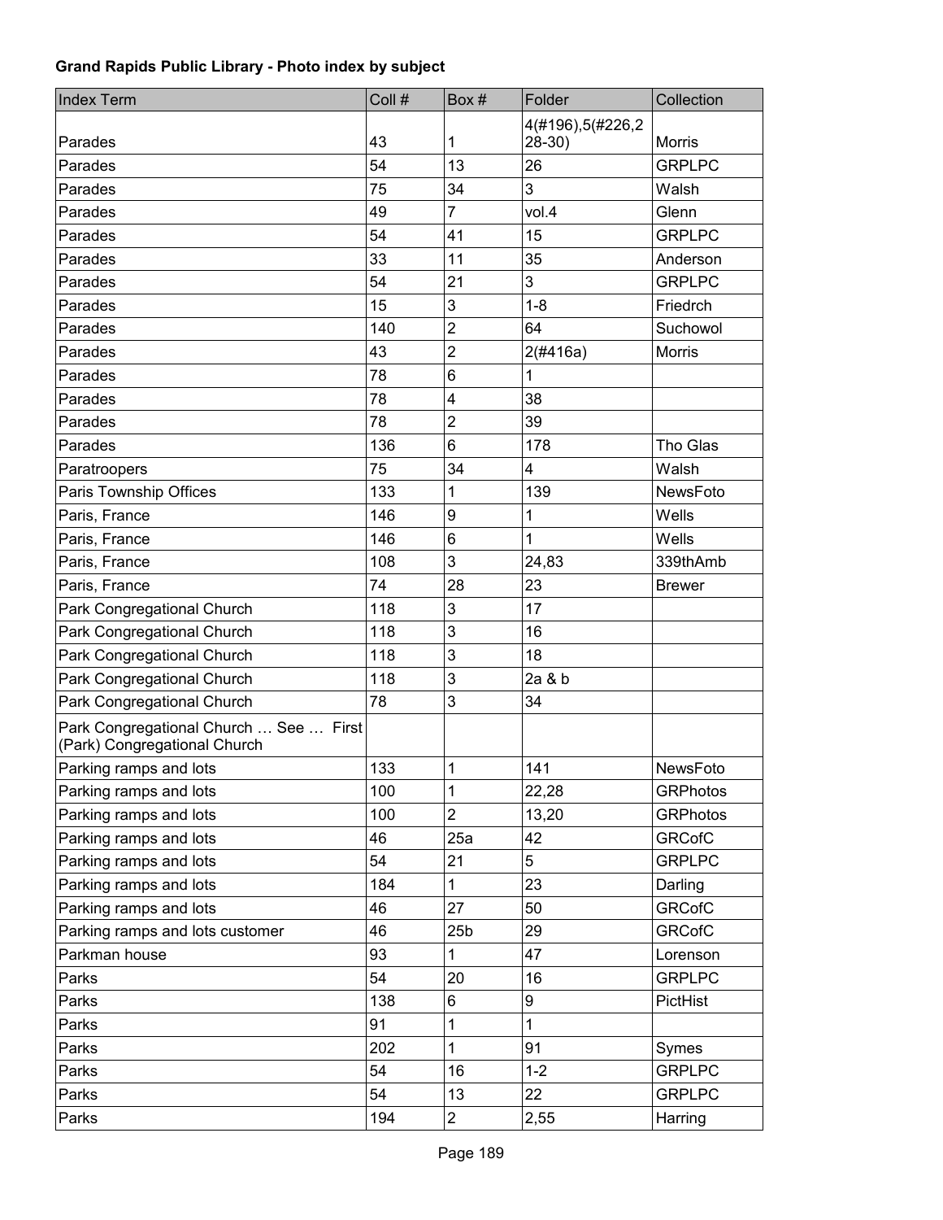**Grand Rapids Public Library - Photo index by subject**

| Index Term | Coll # | Box # | Folder | Collection |
|---|---|---|---|---|
| Parades | 43 | 1 | 4(#196),5(#226,228-30) | Morris |
| Parades | 54 | 13 | 26 | GRPLPC |
| Parades | 75 | 34 | 3 | Walsh |
| Parades | 49 | 7 | vol.4 | Glenn |
| Parades | 54 | 41 | 15 | GRPLPC |
| Parades | 33 | 11 | 35 | Anderson |
| Parades | 54 | 21 | 3 | GRPLPC |
| Parades | 15 | 3 | 1-8 | Friedrch |
| Parades | 140 | 2 | 64 | Suchowol |
| Parades | 43 | 2 | 2(#416a) | Morris |
| Parades | 78 | 6 | 1 | |
| Parades | 78 | 4 | 38 | |
| Parades | 78 | 2 | 39 | |
| Parades | 136 | 6 | 178 | Tho Glas |
| Paratroopers | 75 | 34 | 4 | Walsh |
| Paris Township Offices | 133 | 1 | 139 | NewsFoto |
| Paris, France | 146 | 9 | 1 | Wells |
| Paris, France | 146 | 6 | 1 | Wells |
| Paris, France | 108 | 3 | 24,83 | 339thAmb |
| Paris, France | 74 | 28 | 23 | Brewer |
| Park Congregational Church | 118 | 3 | 17 | |
| Park Congregational Church | 118 | 3 | 16 | |
| Park Congregational Church | 118 | 3 | 18 | |
| Park Congregational Church | 118 | 3 | 2a & b | |
| Park Congregational Church | 78 | 3 | 34 | |
| Park Congregational Church … See … First (Park) Congregational Church | | | | |
| Parking ramps and lots | 133 | 1 | 141 | NewsFoto |
| Parking ramps and lots | 100 | 1 | 22,28 | GRPhotos |
| Parking ramps and lots | 100 | 2 | 13,20 | GRPhotos |
| Parking ramps and lots | 46 | 25a | 42 | GRCofC |
| Parking ramps and lots | 54 | 21 | 5 | GRPLPC |
| Parking ramps and lots | 184 | 1 | 23 | Darling |
| Parking ramps and lots | 46 | 27 | 50 | GRCofC |
| Parking ramps and lots customer | 46 | 25b | 29 | GRCofC |
| Parkman house | 93 | 1 | 47 | Lorenson |
| Parks | 54 | 20 | 16 | GRPLPC |
| Parks | 138 | 6 | 9 | PictHist |
| Parks | 91 | 1 | 1 | |
| Parks | 202 | 1 | 91 | Symes |
| Parks | 54 | 16 | 1-2 | GRPLPC |
| Parks | 54 | 13 | 22 | GRPLPC |
| Parks | 194 | 2 | 2,55 | Harring |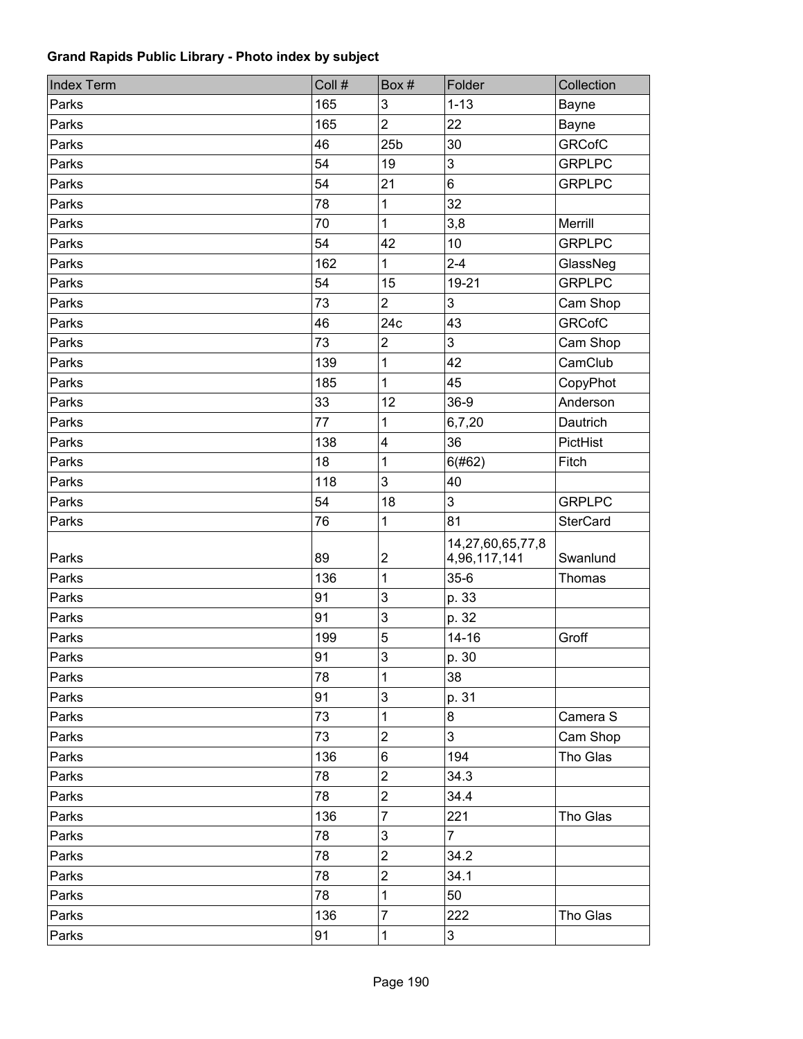**Grand Rapids Public Library - Photo index by subject**

| Index Term | Coll # | Box # | Folder | Collection |
|---|---|---|---|---|
| Parks | 165 | 3 | 1-13 | Bayne |
| Parks | 165 | 2 | 22 | Bayne |
| Parks | 46 | 25b | 30 | GRCofC |
| Parks | 54 | 19 | 3 | GRPLPC |
| Parks | 54 | 21 | 6 | GRPLPC |
| Parks | 78 | 1 | 32 | |
| Parks | 70 | 1 | 3,8 | Merrill |
| Parks | 54 | 42 | 10 | GRPLPC |
| Parks | 162 | 1 | 2-4 | GlassNeg |
| Parks | 54 | 15 | 19-21 | GRPLPC |
| Parks | 73 | 2 | 3 | Cam Shop |
| Parks | 46 | 24c | 43 | GRCofC |
| Parks | 73 | 2 | 3 | Cam Shop |
| Parks | 139 | 1 | 42 | CamClub |
| Parks | 185 | 1 | 45 | CopyPhot |
| Parks | 33 | 12 | 36-9 | Anderson |
| Parks | 77 | 1 | 6,7,20 | Dautrich |
| Parks | 138 | 4 | 36 | PictHist |
| Parks | 18 | 1 | 6(#62) | Fitch |
| Parks | 118 | 3 | 40 | |
| Parks | 54 | 18 | 3 | GRPLPC |
| Parks | 76 | 1 | 81 | SterCard |
| Parks | 89 | 2 | 14,27,60,65,77,84,96,117,141 | Swanlund |
| Parks | 136 | 1 | 35-6 | Thomas |
| Parks | 91 | 3 | p. 33 | |
| Parks | 91 | 3 | p. 32 | |
| Parks | 199 | 5 | 14-16 | Groff |
| Parks | 91 | 3 | p. 30 | |
| Parks | 78 | 1 | 38 | |
| Parks | 91 | 3 | p. 31 | |
| Parks | 73 | 1 | 8 | Camera S |
| Parks | 73 | 2 | 3 | Cam Shop |
| Parks | 136 | 6 | 194 | Tho Glas |
| Parks | 78 | 2 | 34.3 | |
| Parks | 78 | 2 | 34.4 | |
| Parks | 136 | 7 | 221 | Tho Glas |
| Parks | 78 | 3 | 7 | |
| Parks | 78 | 2 | 34.2 | |
| Parks | 78 | 2 | 34.1 | |
| Parks | 78 | 1 | 50 | |
| Parks | 136 | 7 | 222 | Tho Glas |
| Parks | 91 | 1 | 3 | |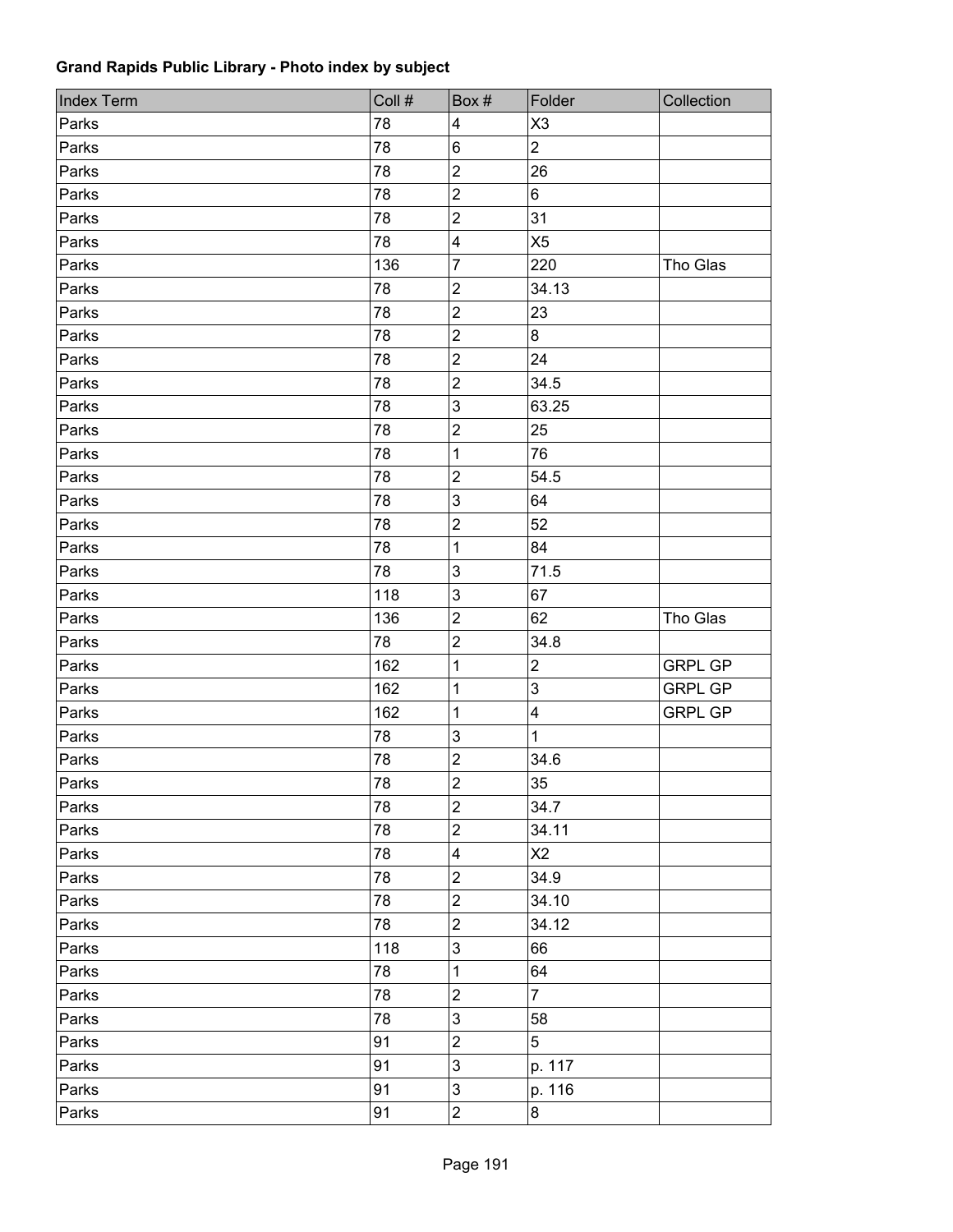**Grand Rapids Public Library - Photo index by subject**

| Index Term | Coll # | Box # | Folder | Collection |
|---|---|---|---|---|
| Parks | 78 | 4 | X3 | |
| Parks | 78 | 6 | 2 | |
| Parks | 78 | 2 | 26 | |
| Parks | 78 | 2 | 6 | |
| Parks | 78 | 2 | 31 | |
| Parks | 78 | 4 | X5 | |
| Parks | 136 | 7 | 220 | Tho Glas |
| Parks | 78 | 2 | 34.13 | |
| Parks | 78 | 2 | 23 | |
| Parks | 78 | 2 | 8 | |
| Parks | 78 | 2 | 24 | |
| Parks | 78 | 2 | 34.5 | |
| Parks | 78 | 3 | 63.25 | |
| Parks | 78 | 2 | 25 | |
| Parks | 78 | 1 | 76 | |
| Parks | 78 | 2 | 54.5 | |
| Parks | 78 | 3 | 64 | |
| Parks | 78 | 2 | 52 | |
| Parks | 78 | 1 | 84 | |
| Parks | 78 | 3 | 71.5 | |
| Parks | 118 | 3 | 67 | |
| Parks | 136 | 2 | 62 | Tho Glas |
| Parks | 78 | 2 | 34.8 | |
| Parks | 162 | 1 | 2 | GRPL GP |
| Parks | 162 | 1 | 3 | GRPL GP |
| Parks | 162 | 1 | 4 | GRPL GP |
| Parks | 78 | 3 | 1 | |
| Parks | 78 | 2 | 34.6 | |
| Parks | 78 | 2 | 35 | |
| Parks | 78 | 2 | 34.7 | |
| Parks | 78 | 2 | 34.11 | |
| Parks | 78 | 4 | X2 | |
| Parks | 78 | 2 | 34.9 | |
| Parks | 78 | 2 | 34.10 | |
| Parks | 78 | 2 | 34.12 | |
| Parks | 118 | 3 | 66 | |
| Parks | 78 | 1 | 64 | |
| Parks | 78 | 2 | 7 | |
| Parks | 78 | 3 | 58 | |
| Parks | 91 | 2 | 5 | |
| Parks | 91 | 3 | p. 117 | |
| Parks | 91 | 3 | p. 116 | |
| Parks | 91 | 2 | 8 | |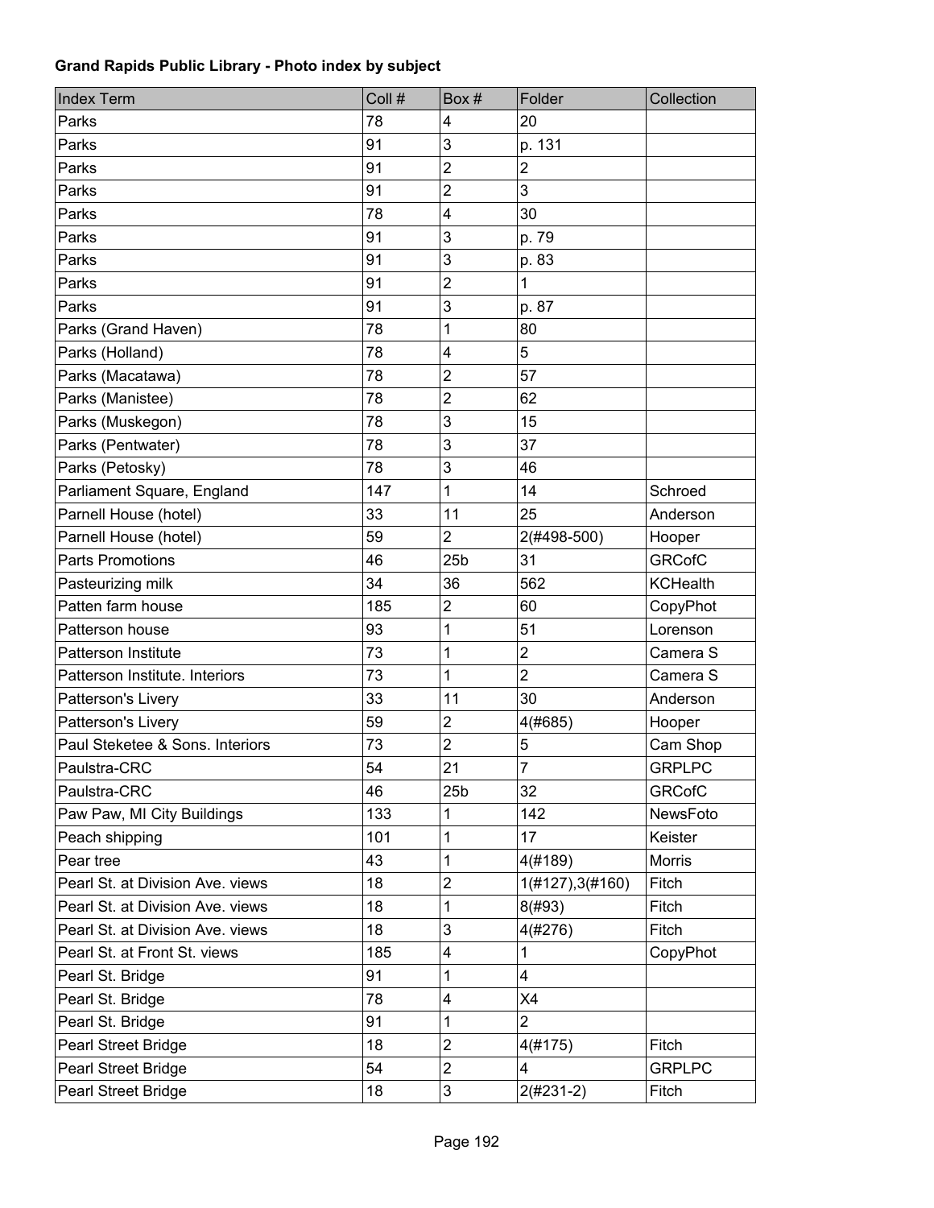**Grand Rapids Public Library - Photo index by subject**

| Index Term | Coll # | Box # | Folder | Collection |
|---|---|---|---|---|
| Parks | 78 | 4 | 20 | |
| Parks | 91 | 3 | p. 131 | |
| Parks | 91 | 2 | 2 | |
| Parks | 91 | 2 | 3 | |
| Parks | 78 | 4 | 30 | |
| Parks | 91 | 3 | p. 79 | |
| Parks | 91 | 3 | p. 83 | |
| Parks | 91 | 2 | 1 | |
| Parks | 91 | 3 | p. 87 | |
| Parks (Grand Haven) | 78 | 1 | 80 | |
| Parks (Holland) | 78 | 4 | 5 | |
| Parks (Macatawa) | 78 | 2 | 57 | |
| Parks (Manistee) | 78 | 2 | 62 | |
| Parks (Muskegon) | 78 | 3 | 15 | |
| Parks (Pentwater) | 78 | 3 | 37 | |
| Parks (Petosky) | 78 | 3 | 46 | |
| Parliament Square, England | 147 | 1 | 14 | Schroed |
| Parnell House (hotel) | 33 | 11 | 25 | Anderson |
| Parnell House (hotel) | 59 | 2 | 2(#498-500) | Hooper |
| Parts Promotions | 46 | 25b | 31 | GRCofC |
| Pasteurizing milk | 34 | 36 | 562 | KCHealth |
| Patten farm house | 185 | 2 | 60 | CopyPhot |
| Patterson house | 93 | 1 | 51 | Lorenson |
| Patterson Institute | 73 | 1 | 2 | Camera S |
| Patterson Institute. Interiors | 73 | 1 | 2 | Camera S |
| Patterson's Livery | 33 | 11 | 30 | Anderson |
| Patterson's Livery | 59 | 2 | 4(#685) | Hooper |
| Paul Steketee & Sons. Interiors | 73 | 2 | 5 | Cam Shop |
| Paulstra-CRC | 54 | 21 | 7 | GRPLPC |
| Paulstra-CRC | 46 | 25b | 32 | GRCofC |
| Paw Paw, MI City Buildings | 133 | 1 | 142 | NewsFoto |
| Peach shipping | 101 | 1 | 17 | Keister |
| Pear tree | 43 | 1 | 4(#189) | Morris |
| Pearl St. at Division Ave. views | 18 | 2 | 1(#127),3(#160) | Fitch |
| Pearl St. at Division Ave. views | 18 | 1 | 8(#93) | Fitch |
| Pearl St. at Division Ave. views | 18 | 3 | 4(#276) | Fitch |
| Pearl St. at Front St. views | 185 | 4 | 1 | CopyPhot |
| Pearl St. Bridge | 91 | 1 | 4 | |
| Pearl St. Bridge | 78 | 4 | X4 | |
| Pearl St. Bridge | 91 | 1 | 2 | |
| Pearl Street Bridge | 18 | 2 | 4(#175) | Fitch |
| Pearl Street Bridge | 54 | 2 | 4 | GRPLPC |
| Pearl Street Bridge | 18 | 3 | 2(#231-2) | Fitch |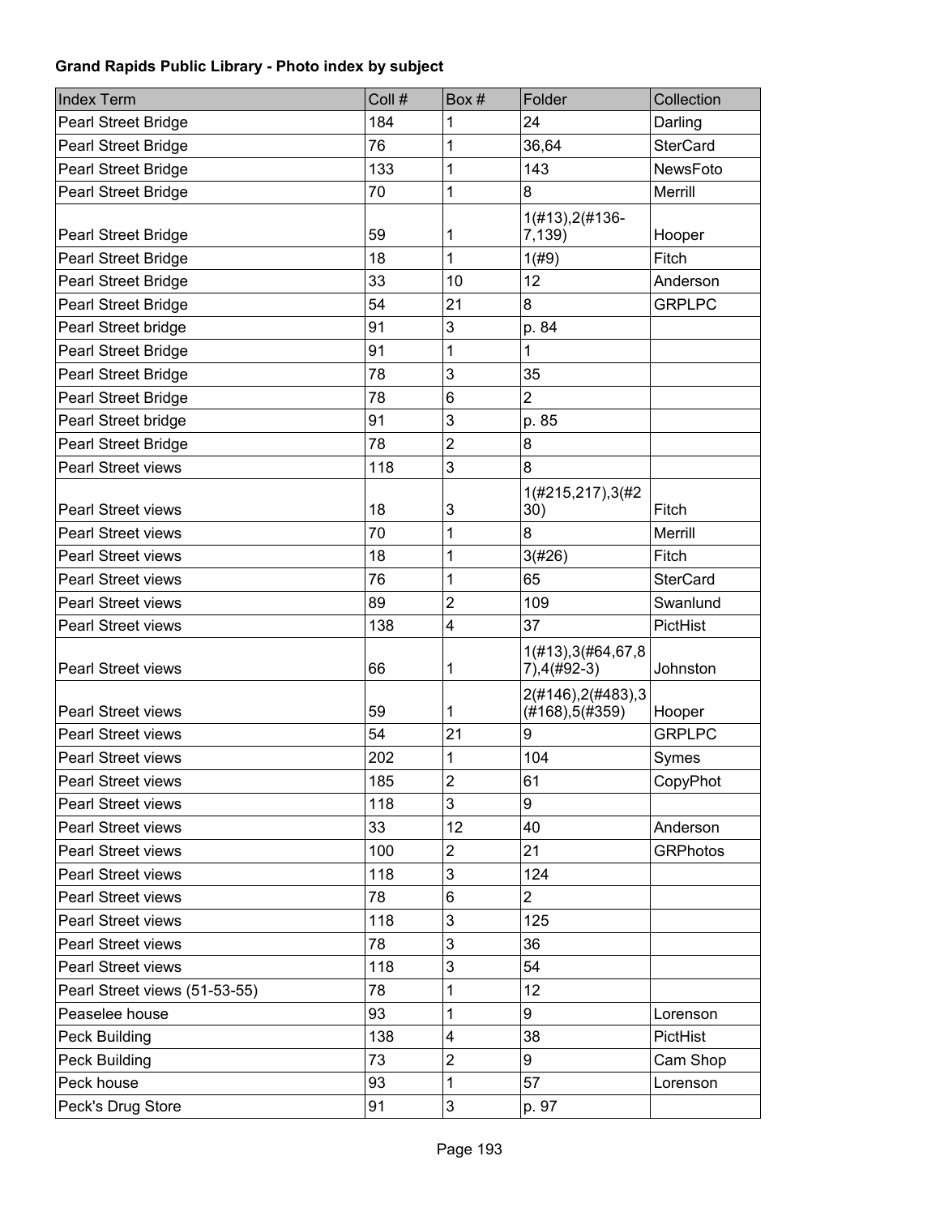**Grand Rapids Public Library - Photo index by subject**

| Index Term | Coll # | Box # | Folder | Collection |
|---|---|---|---|---|
| Pearl Street Bridge | 184 | 1 | 24 | Darling |
| Pearl Street Bridge | 76 | 1 | 36,64 | SterCard |
| Pearl Street Bridge | 133 | 1 | 143 | NewsFoto |
| Pearl Street Bridge | 70 | 1 | 8 | Merrill |
| Pearl Street Bridge | 59 | 1 | 1(#13),2(#136-7,139) | Hooper |
| Pearl Street Bridge | 18 | 1 | 1(#9) | Fitch |
| Pearl Street Bridge | 33 | 10 | 12 | Anderson |
| Pearl Street Bridge | 54 | 21 | 8 | GRPLPC |
| Pearl Street bridge | 91 | 3 | p. 84 | |
| Pearl Street Bridge | 91 | 1 | 1 | |
| Pearl Street Bridge | 78 | 3 | 35 | |
| Pearl Street Bridge | 78 | 6 | 2 | |
| Pearl Street bridge | 91 | 3 | p. 85 | |
| Pearl Street Bridge | 78 | 2 | 8 | |
| Pearl Street views | 118 | 3 | 8 | |
| Pearl Street views | 18 | 3 | 1(#215,217),3(#230) | Fitch |
| Pearl Street views | 70 | 1 | 8 | Merrill |
| Pearl Street views | 18 | 1 | 3(#26) | Fitch |
| Pearl Street views | 76 | 1 | 65 | SterCard |
| Pearl Street views | 89 | 2 | 109 | Swanlund |
| Pearl Street views | 138 | 4 | 37 | PictHist |
| Pearl Street views | 66 | 1 | 1(#13),3(#64,67,87),4(#92-3) | Johnston |
| Pearl Street views | 59 | 1 | 2(#146),2(#483),3(#168),5(#359) | Hooper |
| Pearl Street views | 54 | 21 | 9 | GRPLPC |
| Pearl Street views | 202 | 1 | 104 | Symes |
| Pearl Street views | 185 | 2 | 61 | CopyPhot |
| Pearl Street views | 118 | 3 | 9 | |
| Pearl Street views | 33 | 12 | 40 | Anderson |
| Pearl Street views | 100 | 2 | 21 | GRPhotos |
| Pearl Street views | 118 | 3 | 124 | |
| Pearl Street views | 78 | 6 | 2 | |
| Pearl Street views | 118 | 3 | 125 | |
| Pearl Street views | 78 | 3 | 36 | |
| Pearl Street views | 118 | 3 | 54 | |
| Pearl Street views (51-53-55) | 78 | 1 | 12 | |
| Peaselee house | 93 | 1 | 9 | Lorenson |
| Peck Building | 138 | 4 | 38 | PictHist |
| Peck Building | 73 | 2 | 9 | Cam Shop |
| Peck house | 93 | 1 | 57 | Lorenson |
| Peck's Drug Store | 91 | 3 | p. 97 | |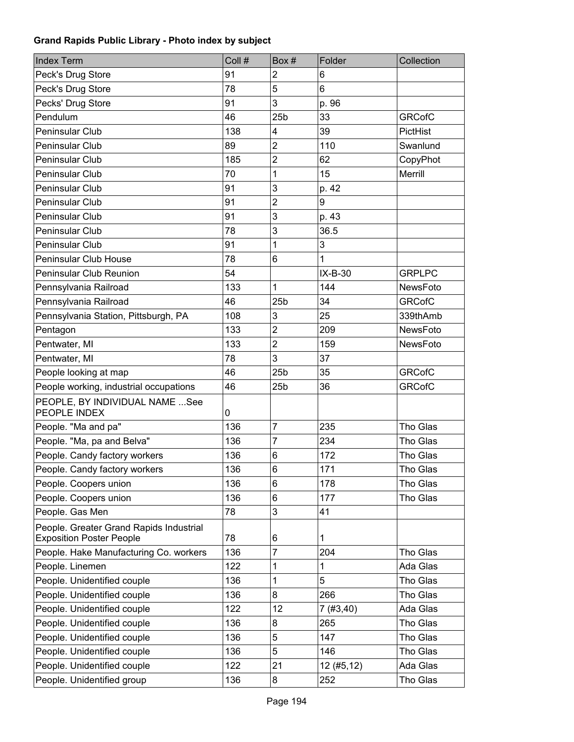**Grand Rapids Public Library - Photo index by subject**

| Index Term | Coll # | Box # | Folder | Collection |
|---|---|---|---|---|
| Peck's Drug Store | 91 | 2 | 6 | |
| Peck's Drug Store | 78 | 5 | 6 | |
| Pecks' Drug Store | 91 | 3 | p. 96 | |
| Pendulum | 46 | 25b | 33 | GRCofC |
| Peninsular Club | 138 | 4 | 39 | PictHist |
| Peninsular Club | 89 | 2 | 110 | Swanlund |
| Peninsular Club | 185 | 2 | 62 | CopyPhot |
| Peninsular Club | 70 | 1 | 15 | Merrill |
| Peninsular Club | 91 | 3 | p. 42 | |
| Peninsular Club | 91 | 2 | 9 | |
| Peninsular Club | 91 | 3 | p. 43 | |
| Peninsular Club | 78 | 3 | 36.5 | |
| Peninsular Club | 91 | 1 | 3 | |
| Peninsular Club House | 78 | 6 | 1 | |
| Peninsular Club Reunion | 54 | | IX-B-30 | GRPLPC |
| Pennsylvania Railroad | 133 | 1 | 144 | NewsFoto |
| Pennsylvania Railroad | 46 | 25b | 34 | GRCofC |
| Pennsylvania Station, Pittsburgh, PA | 108 | 3 | 25 | 339thAmb |
| Pentagon | 133 | 2 | 209 | NewsFoto |
| Pentwater, MI | 133 | 2 | 159 | NewsFoto |
| Pentwater, MI | 78 | 3 | 37 | |
| People looking at map | 46 | 25b | 35 | GRCofC |
| People working, industrial occupations | 46 | 25b | 36 | GRCofC |
| PEOPLE, BY INDIVIDUAL NAME ...See PEOPLE INDEX | 0 | | | |
| People. "Ma and pa" | 136 | 7 | 235 | Tho Glas |
| People. "Ma, pa and Belva" | 136 | 7 | 234 | Tho Glas |
| People. Candy factory workers | 136 | 6 | 172 | Tho Glas |
| People. Candy factory workers | 136 | 6 | 171 | Tho Glas |
| People. Coopers union | 136 | 6 | 178 | Tho Glas |
| People. Coopers union | 136 | 6 | 177 | Tho Glas |
| People. Gas Men | 78 | 3 | 41 | |
| People. Greater Grand Rapids Industrial Exposition Poster People | 78 | 6 | 1 | |
| People. Hake Manufacturing Co. workers | 136 | 7 | 204 | Tho Glas |
| People. Linemen | 122 | 1 | 1 | Ada Glas |
| People. Unidentified couple | 136 | 1 | 5 | Tho Glas |
| People. Unidentified couple | 136 | 8 | 266 | Tho Glas |
| People. Unidentified couple | 122 | 12 | 7 (#3,40) | Ada Glas |
| People. Unidentified couple | 136 | 8 | 265 | Tho Glas |
| People. Unidentified couple | 136 | 5 | 147 | Tho Glas |
| People. Unidentified couple | 136 | 5 | 146 | Tho Glas |
| People. Unidentified couple | 122 | 21 | 12 (#5,12) | Ada Glas |
| People. Unidentified group | 136 | 8 | 252 | Tho Glas |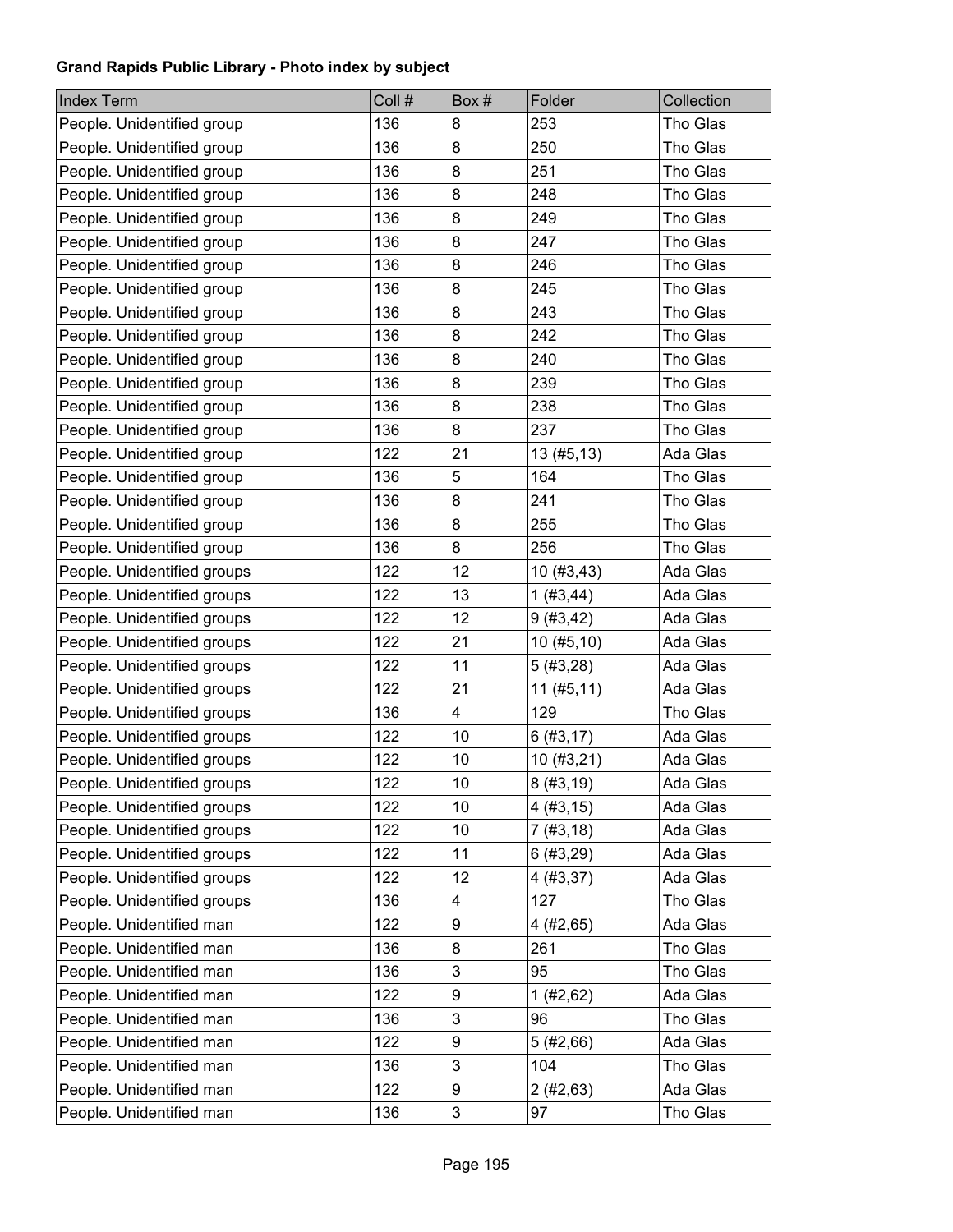**Grand Rapids Public Library - Photo index by subject**

| Index Term | Coll # | Box # | Folder | Collection |
|---|---|---|---|---|
| People. Unidentified group | 136 | 8 | 253 | Tho Glas |
| People. Unidentified group | 136 | 8 | 250 | Tho Glas |
| People. Unidentified group | 136 | 8 | 251 | Tho Glas |
| People. Unidentified group | 136 | 8 | 248 | Tho Glas |
| People. Unidentified group | 136 | 8 | 249 | Tho Glas |
| People. Unidentified group | 136 | 8 | 247 | Tho Glas |
| People. Unidentified group | 136 | 8 | 246 | Tho Glas |
| People. Unidentified group | 136 | 8 | 245 | Tho Glas |
| People. Unidentified group | 136 | 8 | 243 | Tho Glas |
| People. Unidentified group | 136 | 8 | 242 | Tho Glas |
| People. Unidentified group | 136 | 8 | 240 | Tho Glas |
| People. Unidentified group | 136 | 8 | 239 | Tho Glas |
| People. Unidentified group | 136 | 8 | 238 | Tho Glas |
| People. Unidentified group | 136 | 8 | 237 | Tho Glas |
| People. Unidentified group | 122 | 21 | 13 (#5,13) | Ada Glas |
| People. Unidentified group | 136 | 5 | 164 | Tho Glas |
| People. Unidentified group | 136 | 8 | 241 | Tho Glas |
| People. Unidentified group | 136 | 8 | 255 | Tho Glas |
| People. Unidentified group | 136 | 8 | 256 | Tho Glas |
| People. Unidentified groups | 122 | 12 | 10 (#3,43) | Ada Glas |
| People. Unidentified groups | 122 | 13 | 1 (#3,44) | Ada Glas |
| People. Unidentified groups | 122 | 12 | 9 (#3,42) | Ada Glas |
| People. Unidentified groups | 122 | 21 | 10 (#5,10) | Ada Glas |
| People. Unidentified groups | 122 | 11 | 5 (#3,28) | Ada Glas |
| People. Unidentified groups | 122 | 21 | 11 (#5,11) | Ada Glas |
| People. Unidentified groups | 136 | 4 | 129 | Tho Glas |
| People. Unidentified groups | 122 | 10 | 6 (#3,17) | Ada Glas |
| People. Unidentified groups | 122 | 10 | 10 (#3,21) | Ada Glas |
| People. Unidentified groups | 122 | 10 | 8 (#3,19) | Ada Glas |
| People. Unidentified groups | 122 | 10 | 4 (#3,15) | Ada Glas |
| People. Unidentified groups | 122 | 10 | 7 (#3,18) | Ada Glas |
| People. Unidentified groups | 122 | 11 | 6 (#3,29) | Ada Glas |
| People. Unidentified groups | 122 | 12 | 4 (#3,37) | Ada Glas |
| People. Unidentified groups | 136 | 4 | 127 | Tho Glas |
| People. Unidentified man | 122 | 9 | 4 (#2,65) | Ada Glas |
| People. Unidentified man | 136 | 8 | 261 | Tho Glas |
| People. Unidentified man | 136 | 3 | 95 | Tho Glas |
| People. Unidentified man | 122 | 9 | 1 (#2,62) | Ada Glas |
| People. Unidentified man | 136 | 3 | 96 | Tho Glas |
| People. Unidentified man | 122 | 9 | 5 (#2,66) | Ada Glas |
| People. Unidentified man | 136 | 3 | 104 | Tho Glas |
| People. Unidentified man | 122 | 9 | 2 (#2,63) | Ada Glas |
| People. Unidentified man | 136 | 3 | 97 | Tho Glas |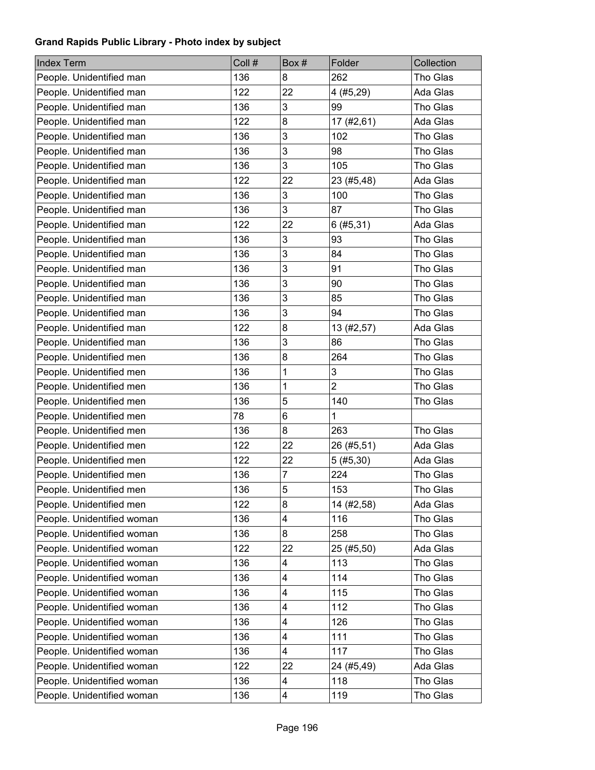**Grand Rapids Public Library - Photo index by subject**

| Index Term | Coll # | Box # | Folder | Collection |
|---|---|---|---|---|
| People. Unidentified man | 136 | 8 | 262 | Tho Glas |
| People. Unidentified man | 122 | 22 | 4 (#5,29) | Ada Glas |
| People. Unidentified man | 136 | 3 | 99 | Tho Glas |
| People. Unidentified man | 122 | 8 | 17 (#2,61) | Ada Glas |
| People. Unidentified man | 136 | 3 | 102 | Tho Glas |
| People. Unidentified man | 136 | 3 | 98 | Tho Glas |
| People. Unidentified man | 136 | 3 | 105 | Tho Glas |
| People. Unidentified man | 122 | 22 | 23 (#5,48) | Ada Glas |
| People. Unidentified man | 136 | 3 | 100 | Tho Glas |
| People. Unidentified man | 136 | 3 | 87 | Tho Glas |
| People. Unidentified man | 122 | 22 | 6 (#5,31) | Ada Glas |
| People. Unidentified man | 136 | 3 | 93 | Tho Glas |
| People. Unidentified man | 136 | 3 | 84 | Tho Glas |
| People. Unidentified man | 136 | 3 | 91 | Tho Glas |
| People. Unidentified man | 136 | 3 | 90 | Tho Glas |
| People. Unidentified man | 136 | 3 | 85 | Tho Glas |
| People. Unidentified man | 136 | 3 | 94 | Tho Glas |
| People. Unidentified man | 122 | 8 | 13 (#2,57) | Ada Glas |
| People. Unidentified man | 136 | 3 | 86 | Tho Glas |
| People. Unidentified men | 136 | 8 | 264 | Tho Glas |
| People. Unidentified men | 136 | 1 | 3 | Tho Glas |
| People. Unidentified men | 136 | 1 | 2 | Tho Glas |
| People. Unidentified men | 136 | 5 | 140 | Tho Glas |
| People. Unidentified men | 78 | 6 | 1 | |
| People. Unidentified men | 136 | 8 | 263 | Tho Glas |
| People. Unidentified men | 122 | 22 | 26 (#5,51) | Ada Glas |
| People. Unidentified men | 122 | 22 | 5 (#5,30) | Ada Glas |
| People. Unidentified men | 136 | 7 | 224 | Tho Glas |
| People. Unidentified men | 136 | 5 | 153 | Tho Glas |
| People. Unidentified men | 122 | 8 | 14 (#2,58) | Ada Glas |
| People. Unidentified woman | 136 | 4 | 116 | Tho Glas |
| People. Unidentified woman | 136 | 8 | 258 | Tho Glas |
| People. Unidentified woman | 122 | 22 | 25 (#5,50) | Ada Glas |
| People. Unidentified woman | 136 | 4 | 113 | Tho Glas |
| People. Unidentified woman | 136 | 4 | 114 | Tho Glas |
| People. Unidentified woman | 136 | 4 | 115 | Tho Glas |
| People. Unidentified woman | 136 | 4 | 112 | Tho Glas |
| People. Unidentified woman | 136 | 4 | 126 | Tho Glas |
| People. Unidentified woman | 136 | 4 | 111 | Tho Glas |
| People. Unidentified woman | 136 | 4 | 117 | Tho Glas |
| People. Unidentified woman | 122 | 22 | 24 (#5,49) | Ada Glas |
| People. Unidentified woman | 136 | 4 | 118 | Tho Glas |
| People. Unidentified woman | 136 | 4 | 119 | Tho Glas |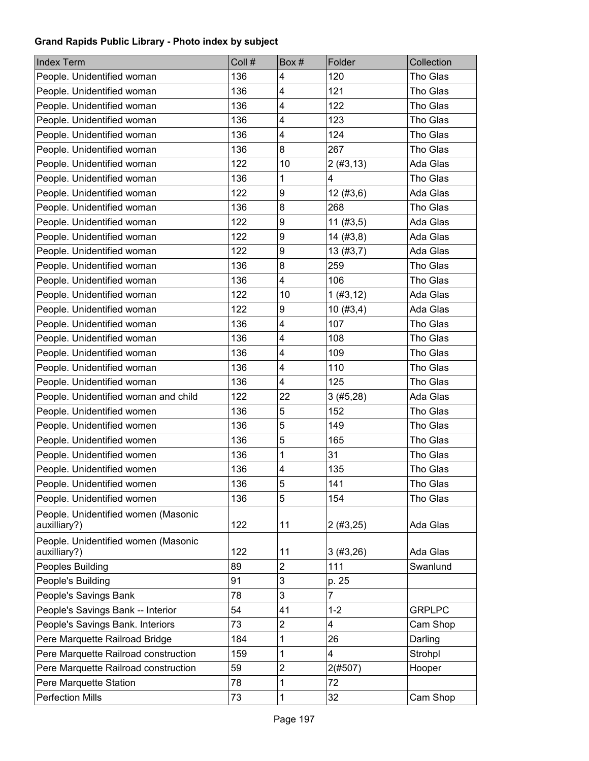**Grand Rapids Public Library - Photo index by subject**

| Index Term | Coll # | Box # | Folder | Collection |
|---|---|---|---|---|
| People. Unidentified woman | 136 | 4 | 120 | Tho Glas |
| People. Unidentified woman | 136 | 4 | 121 | Tho Glas |
| People. Unidentified woman | 136 | 4 | 122 | Tho Glas |
| People. Unidentified woman | 136 | 4 | 123 | Tho Glas |
| People. Unidentified woman | 136 | 4 | 124 | Tho Glas |
| People. Unidentified woman | 136 | 8 | 267 | Tho Glas |
| People. Unidentified woman | 122 | 10 | 2 (#3,13) | Ada Glas |
| People. Unidentified woman | 136 | 1 | 4 | Tho Glas |
| People. Unidentified woman | 122 | 9 | 12 (#3,6) | Ada Glas |
| People. Unidentified woman | 136 | 8 | 268 | Tho Glas |
| People. Unidentified woman | 122 | 9 | 11 (#3,5) | Ada Glas |
| People. Unidentified woman | 122 | 9 | 14 (#3,8) | Ada Glas |
| People. Unidentified woman | 122 | 9 | 13 (#3,7) | Ada Glas |
| People. Unidentified woman | 136 | 8 | 259 | Tho Glas |
| People. Unidentified woman | 136 | 4 | 106 | Tho Glas |
| People. Unidentified woman | 122 | 10 | 1 (#3,12) | Ada Glas |
| People. Unidentified woman | 122 | 9 | 10 (#3,4) | Ada Glas |
| People. Unidentified woman | 136 | 4 | 107 | Tho Glas |
| People. Unidentified woman | 136 | 4 | 108 | Tho Glas |
| People. Unidentified woman | 136 | 4 | 109 | Tho Glas |
| People. Unidentified woman | 136 | 4 | 110 | Tho Glas |
| People. Unidentified woman | 136 | 4 | 125 | Tho Glas |
| People. Unidentified woman and child | 122 | 22 | 3 (#5,28) | Ada Glas |
| People. Unidentified women | 136 | 5 | 152 | Tho Glas |
| People. Unidentified women | 136 | 5 | 149 | Tho Glas |
| People. Unidentified women | 136 | 5 | 165 | Tho Glas |
| People. Unidentified women | 136 | 1 | 31 | Tho Glas |
| People. Unidentified women | 136 | 4 | 135 | Tho Glas |
| People. Unidentified women | 136 | 5 | 141 | Tho Glas |
| People. Unidentified women | 136 | 5 | 154 | Tho Glas |
| People. Unidentified women (Masonic auxilliary?) | 122 | 11 | 2 (#3,25) | Ada Glas |
| People. Unidentified women (Masonic auxilliary?) | 122 | 11 | 3 (#3,26) | Ada Glas |
| Peoples Building | 89 | 2 | 111 | Swanlund |
| People's Building | 91 | 3 | p. 25 | |
| People's Savings Bank | 78 | 3 | 7 | |
| People's Savings Bank -- Interior | 54 | 41 | 1-2 | GRPLPC |
| People's Savings Bank. Interiors | 73 | 2 | 4 | Cam Shop |
| Pere Marquette Railroad Bridge | 184 | 1 | 26 | Darling |
| Pere Marquette Railroad construction | 159 | 1 | 4 | Strohpl |
| Pere Marquette Railroad construction | 59 | 2 | 2(#507) | Hooper |
| Pere Marquette Station | 78 | 1 | 72 | |
| Perfection Mills | 73 | 1 | 32 | Cam Shop |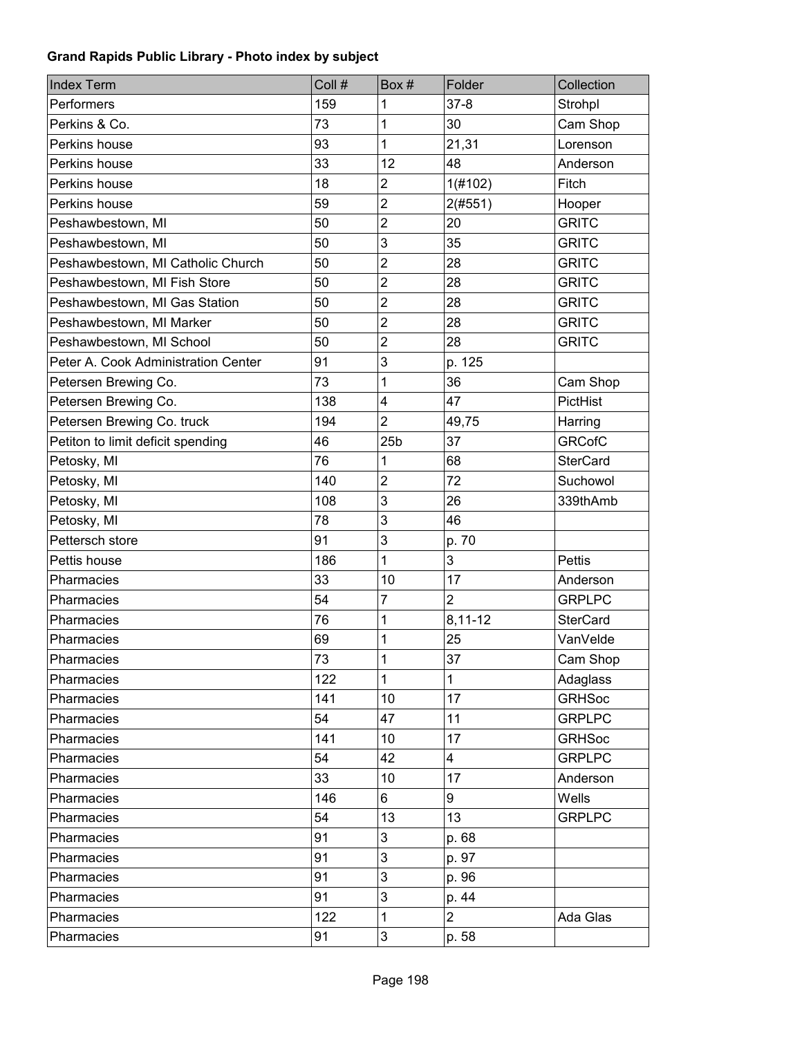**Grand Rapids Public Library - Photo index by subject**

| Index Term | Coll # | Box # | Folder | Collection |
| --- | --- | --- | --- | --- |
| Performers | 159 | 1 | 37-8 | Strohpl |
| Perkins & Co. | 73 | 1 | 30 | Cam Shop |
| Perkins house | 93 | 1 | 21,31 | Lorenson |
| Perkins house | 33 | 12 | 48 | Anderson |
| Perkins house | 18 | 2 | 1(#102) | Fitch |
| Perkins house | 59 | 2 | 2(#551) | Hooper |
| Peshawbestown, MI | 50 | 2 | 20 | GRITC |
| Peshawbestown, MI | 50 | 3 | 35 | GRITC |
| Peshawbestown, MI Catholic Church | 50 | 2 | 28 | GRITC |
| Peshawbestown, MI Fish Store | 50 | 2 | 28 | GRITC |
| Peshawbestown, MI Gas Station | 50 | 2 | 28 | GRITC |
| Peshawbestown, MI Marker | 50 | 2 | 28 | GRITC |
| Peshawbestown, MI School | 50 | 2 | 28 | GRITC |
| Peter A. Cook Administration Center | 91 | 3 | p. 125 | |
| Petersen Brewing Co. | 73 | 1 | 36 | Cam Shop |
| Petersen Brewing Co. | 138 | 4 | 47 | PictHist |
| Petersen Brewing Co. truck | 194 | 2 | 49,75 | Harring |
| Petiton to limit deficit spending | 46 | 25b | 37 | GRCofC |
| Petosky, MI | 76 | 1 | 68 | SterCard |
| Petosky, MI | 140 | 2 | 72 | Suchowol |
| Petosky, MI | 108 | 3 | 26 | 339thAmb |
| Petosky, MI | 78 | 3 | 46 | |
| Pettersch store | 91 | 3 | p. 70 | |
| Pettis house | 186 | 1 | 3 | Pettis |
| Pharmacies | 33 | 10 | 17 | Anderson |
| Pharmacies | 54 | 7 | 2 | GRPLPC |
| Pharmacies | 76 | 1 | 8,11-12 | SterCard |
| Pharmacies | 69 | 1 | 25 | VanVelde |
| Pharmacies | 73 | 1 | 37 | Cam Shop |
| Pharmacies | 122 | 1 | 1 | Adaglass |
| Pharmacies | 141 | 10 | 17 | GRHSoc |
| Pharmacies | 54 | 47 | 11 | GRPLPC |
| Pharmacies | 141 | 10 | 17 | GRHSoc |
| Pharmacies | 54 | 42 | 4 | GRPLPC |
| Pharmacies | 33 | 10 | 17 | Anderson |
| Pharmacies | 146 | 6 | 9 | Wells |
| Pharmacies | 54 | 13 | 13 | GRPLPC |
| Pharmacies | 91 | 3 | p. 68 | |
| Pharmacies | 91 | 3 | p. 97 | |
| Pharmacies | 91 | 3 | p. 96 | |
| Pharmacies | 91 | 3 | p. 44 | |
| Pharmacies | 122 | 1 | 2 | Ada Glas |
| Pharmacies | 91 | 3 | p. 58 | |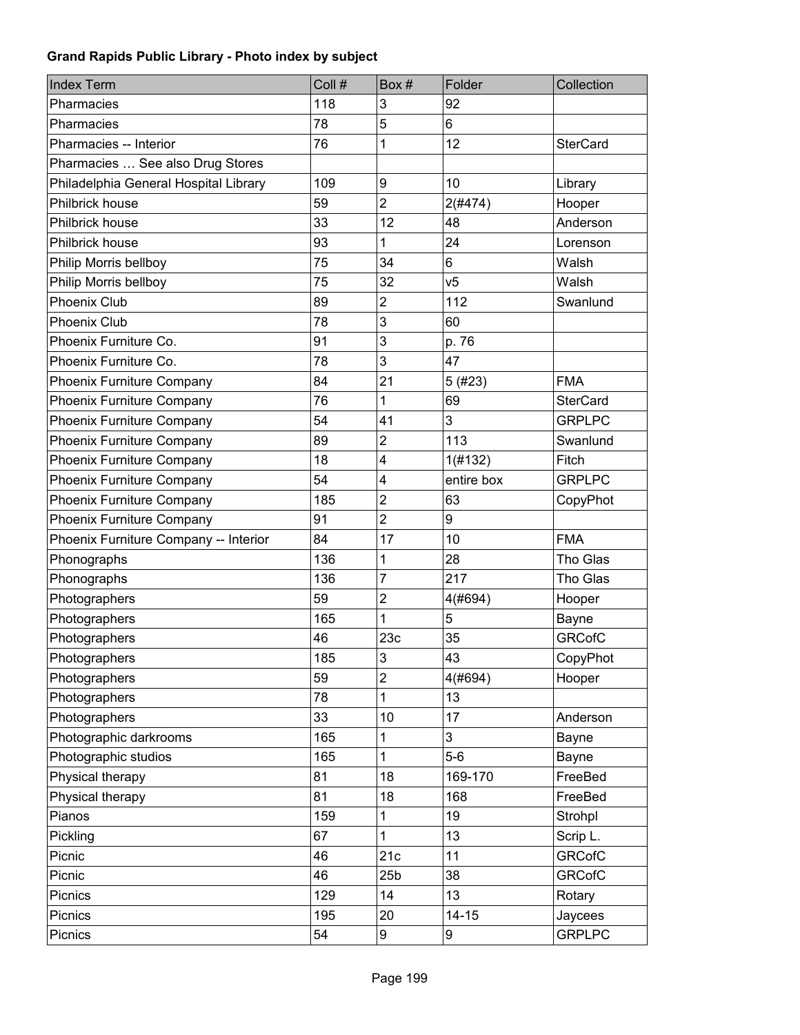**Grand Rapids Public Library - Photo index by subject**

| Index Term | Coll # | Box # | Folder | Collection |
|---|---|---|---|---|
| Pharmacies | 118 | 3 | 92 | |
| Pharmacies | 78 | 5 | 6 | |
| Pharmacies -- Interior | 76 | 1 | 12 | SterCard |
| Pharmacies … See also Drug Stores | | | | |
| Philadelphia General Hospital Library | 109 | 9 | 10 | Library |
| Philbrick house | 59 | 2 | 2(#474) | Hooper |
| Philbrick house | 33 | 12 | 48 | Anderson |
| Philbrick house | 93 | 1 | 24 | Lorenson |
| Philip Morris bellboy | 75 | 34 | 6 | Walsh |
| Philip Morris bellboy | 75 | 32 | v5 | Walsh |
| Phoenix Club | 89 | 2 | 112 | Swanlund |
| Phoenix Club | 78 | 3 | 60 | |
| Phoenix Furniture Co. | 91 | 3 | p. 76 | |
| Phoenix Furniture Co. | 78 | 3 | 47 | |
| Phoenix Furniture Company | 84 | 21 | 5 (#23) | FMA |
| Phoenix Furniture Company | 76 | 1 | 69 | SterCard |
| Phoenix Furniture Company | 54 | 41 | 3 | GRPLPC |
| Phoenix Furniture Company | 89 | 2 | 113 | Swanlund |
| Phoenix Furniture Company | 18 | 4 | 1(#132) | Fitch |
| Phoenix Furniture Company | 54 | 4 | entire box | GRPLPC |
| Phoenix Furniture Company | 185 | 2 | 63 | CopyPhot |
| Phoenix Furniture Company | 91 | 2 | 9 | |
| Phoenix Furniture Company -- Interior | 84 | 17 | 10 | FMA |
| Phonographs | 136 | 1 | 28 | Tho Glas |
| Phonographs | 136 | 7 | 217 | Tho Glas |
| Photographers | 59 | 2 | 4(#694) | Hooper |
| Photographers | 165 | 1 | 5 | Bayne |
| Photographers | 46 | 23c | 35 | GRCofC |
| Photographers | 185 | 3 | 43 | CopyPhot |
| Photographers | 59 | 2 | 4(#694) | Hooper |
| Photographers | 78 | 1 | 13 | |
| Photographers | 33 | 10 | 17 | Anderson |
| Photographic darkrooms | 165 | 1 | 3 | Bayne |
| Photographic studios | 165 | 1 | 5-6 | Bayne |
| Physical therapy | 81 | 18 | 169-170 | FreeBed |
| Physical therapy | 81 | 18 | 168 | FreeBed |
| Pianos | 159 | 1 | 19 | Strohpl |
| Pickling | 67 | 1 | 13 | Scrip L. |
| Picnic | 46 | 21c | 11 | GRCofC |
| Picnic | 46 | 25b | 38 | GRCofC |
| Picnics | 129 | 14 | 13 | Rotary |
| Picnics | 195 | 20 | 14-15 | Jaycees |
| Picnics | 54 | 9 | 9 | GRPLPC |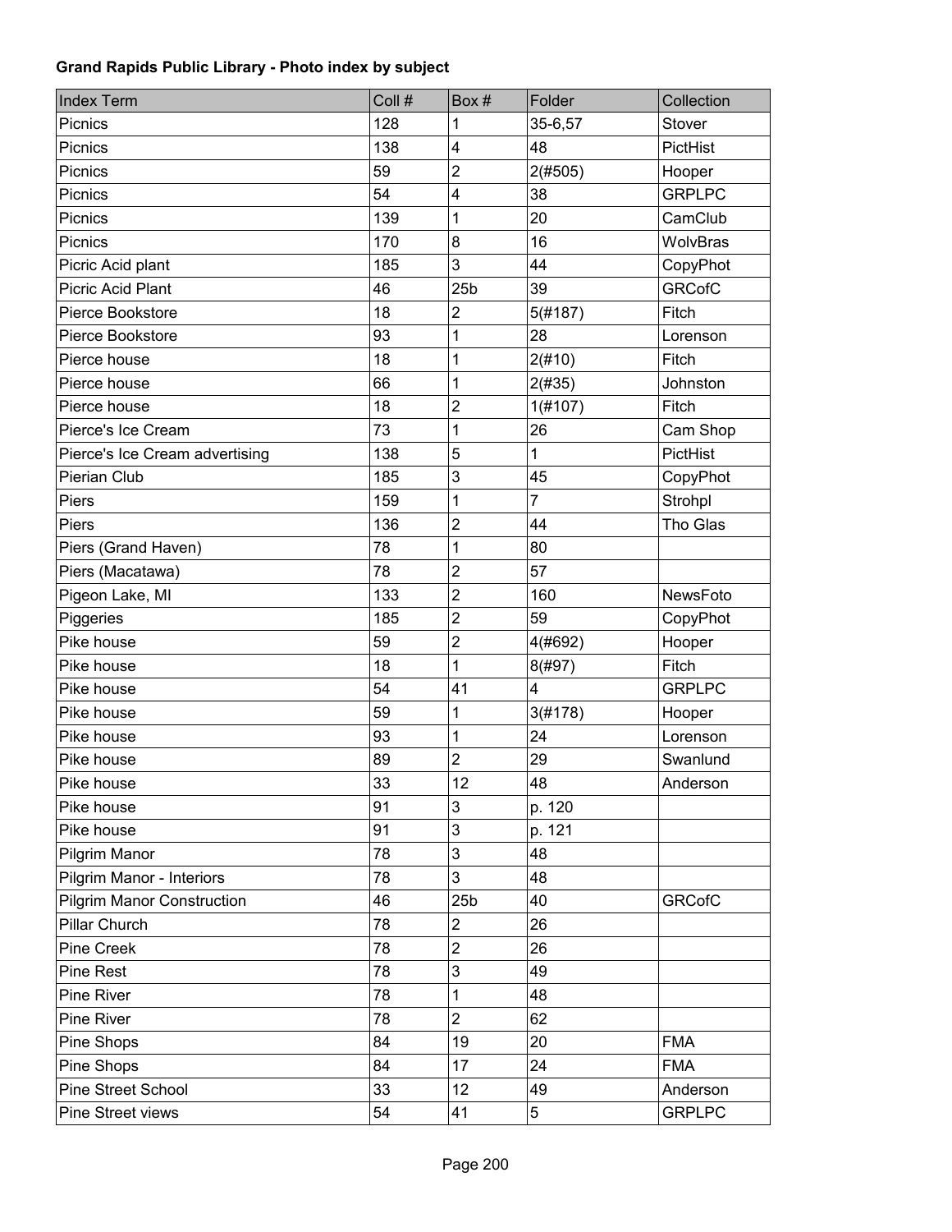**Grand Rapids Public Library - Photo index by subject**

| Index Term | Coll # | Box # | Folder | Collection |
|---|---|---|---|---|
| Picnics | 128 | 1 | 35-6,57 | Stover |
| Picnics | 138 | 4 | 48 | PictHist |
| Picnics | 59 | 2 | 2(#505) | Hooper |
| Picnics | 54 | 4 | 38 | GRPLPC |
| Picnics | 139 | 1 | 20 | CamClub |
| Picnics | 170 | 8 | 16 | WolvBras |
| Picric Acid plant | 185 | 3 | 44 | CopyPhot |
| Picric Acid Plant | 46 | 25b | 39 | GRCofC |
| Pierce Bookstore | 18 | 2 | 5(#187) | Fitch |
| Pierce Bookstore | 93 | 1 | 28 | Lorenson |
| Pierce house | 18 | 1 | 2(#10) | Fitch |
| Pierce house | 66 | 1 | 2(#35) | Johnston |
| Pierce house | 18 | 2 | 1(#107) | Fitch |
| Pierce's Ice Cream | 73 | 1 | 26 | Cam Shop |
| Pierce's Ice Cream advertising | 138 | 5 | 1 | PictHist |
| Pierian Club | 185 | 3 | 45 | CopyPhot |
| Piers | 159 | 1 | 7 | Strohpl |
| Piers | 136 | 2 | 44 | Tho Glas |
| Piers (Grand Haven) | 78 | 1 | 80 | |
| Piers (Macatawa) | 78 | 2 | 57 | |
| Pigeon Lake, MI | 133 | 2 | 160 | NewsFoto |
| Piggeries | 185 | 2 | 59 | CopyPhot |
| Pike house | 59 | 2 | 4(#692) | Hooper |
| Pike house | 18 | 1 | 8(#97) | Fitch |
| Pike house | 54 | 41 | 4 | GRPLPC |
| Pike house | 59 | 1 | 3(#178) | Hooper |
| Pike house | 93 | 1 | 24 | Lorenson |
| Pike house | 89 | 2 | 29 | Swanlund |
| Pike house | 33 | 12 | 48 | Anderson |
| Pike house | 91 | 3 | p. 120 | |
| Pike house | 91 | 3 | p. 121 | |
| Pilgrim Manor | 78 | 3 | 48 | |
| Pilgrim Manor - Interiors | 78 | 3 | 48 | |
| Pilgrim Manor Construction | 46 | 25b | 40 | GRCofC |
| Pillar Church | 78 | 2 | 26 | |
| Pine Creek | 78 | 2 | 26 | |
| Pine Rest | 78 | 3 | 49 | |
| Pine River | 78 | 1 | 48 | |
| Pine River | 78 | 2 | 62 | |
| Pine Shops | 84 | 19 | 20 | FMA |
| Pine Shops | 84 | 17 | 24 | FMA |
| Pine Street School | 33 | 12 | 49 | Anderson |
| Pine Street views | 54 | 41 | 5 | GRPLPC |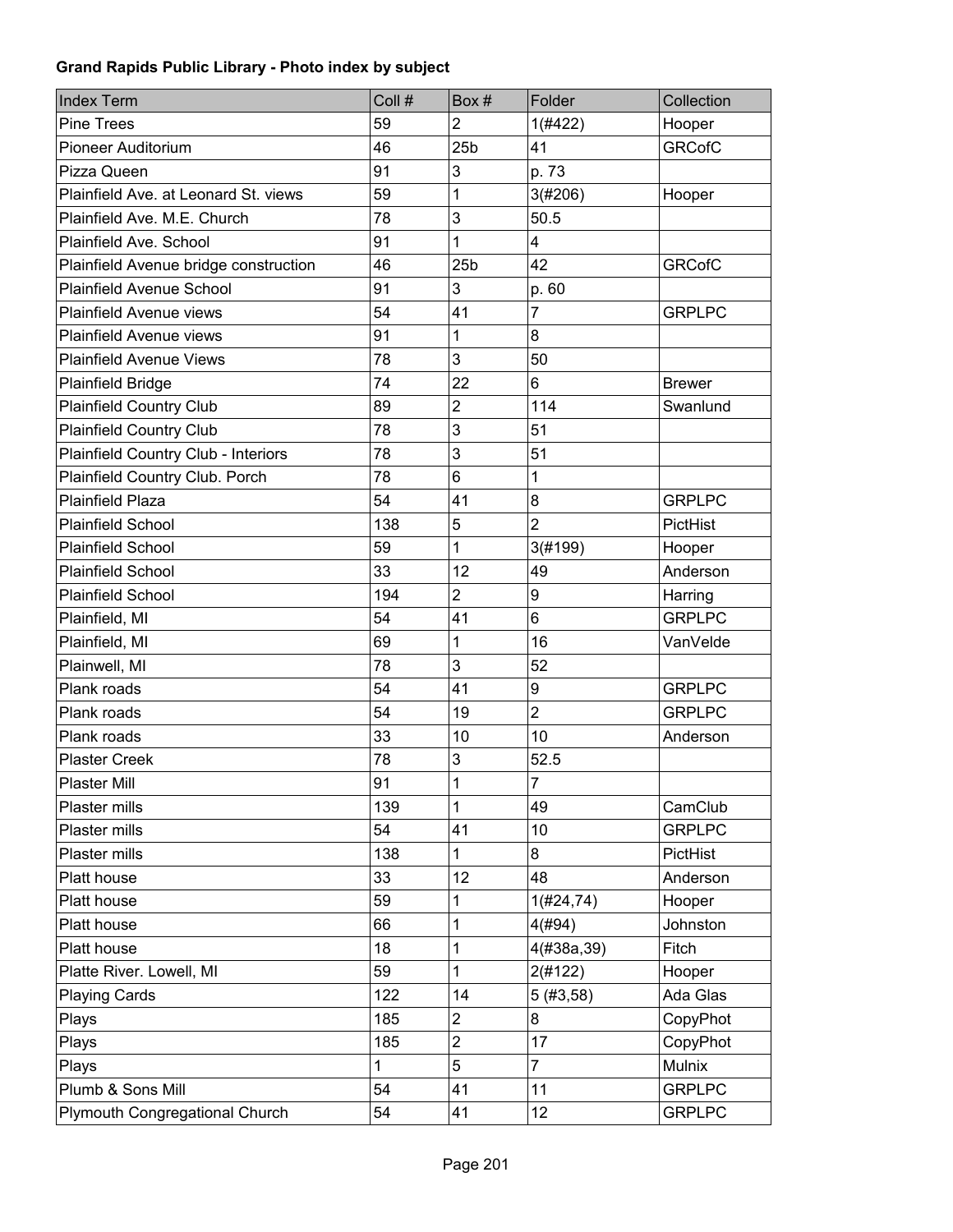**Grand Rapids Public Library - Photo index by subject**

| Index Term | Coll # | Box # | Folder | Collection |
|---|---|---|---|---|
| Pine Trees | 59 | 2 | 1(#422) | Hooper |
| Pioneer Auditorium | 46 | 25b | 41 | GRCofC |
| Pizza Queen | 91 | 3 | p. 73 | |
| Plainfield Ave. at Leonard St. views | 59 | 1 | 3(#206) | Hooper |
| Plainfield Ave. M.E. Church | 78 | 3 | 50.5 | |
| Plainfield Ave. School | 91 | 1 | 4 | |
| Plainfield Avenue bridge construction | 46 | 25b | 42 | GRCofC |
| Plainfield Avenue School | 91 | 3 | p. 60 | |
| Plainfield Avenue views | 54 | 41 | 7 | GRPLPC |
| Plainfield Avenue views | 91 | 1 | 8 | |
| Plainfield Avenue Views | 78 | 3 | 50 | |
| Plainfield Bridge | 74 | 22 | 6 | Brewer |
| Plainfield Country Club | 89 | 2 | 114 | Swanlund |
| Plainfield Country Club | 78 | 3 | 51 | |
| Plainfield Country Club - Interiors | 78 | 3 | 51 | |
| Plainfield Country Club. Porch | 78 | 6 | 1 | |
| Plainfield Plaza | 54 | 41 | 8 | GRPLPC |
| Plainfield School | 138 | 5 | 2 | PictHist |
| Plainfield School | 59 | 1 | 3(#199) | Hooper |
| Plainfield School | 33 | 12 | 49 | Anderson |
| Plainfield School | 194 | 2 | 9 | Harring |
| Plainfield, MI | 54 | 41 | 6 | GRPLPC |
| Plainfield, MI | 69 | 1 | 16 | VanVelde |
| Plainwell, MI | 78 | 3 | 52 | |
| Plank roads | 54 | 41 | 9 | GRPLPC |
| Plank roads | 54 | 19 | 2 | GRPLPC |
| Plank roads | 33 | 10 | 10 | Anderson |
| Plaster Creek | 78 | 3 | 52.5 | |
| Plaster Mill | 91 | 1 | 7 | |
| Plaster mills | 139 | 1 | 49 | CamClub |
| Plaster mills | 54 | 41 | 10 | GRPLPC |
| Plaster mills | 138 | 1 | 8 | PictHist |
| Platt house | 33 | 12 | 48 | Anderson |
| Platt house | 59 | 1 | 1(#24,74) | Hooper |
| Platt house | 66 | 1 | 4(#94) | Johnston |
| Platt house | 18 | 1 | 4(#38a,39) | Fitch |
| Platte River. Lowell, MI | 59 | 1 | 2(#122) | Hooper |
| Playing Cards | 122 | 14 | 5 (#3,58) | Ada Glas |
| Plays | 185 | 2 | 8 | CopyPhot |
| Plays | 185 | 2 | 17 | CopyPhot |
| Plays | 1 | 5 | 7 | Mulnix |
| Plumb & Sons Mill | 54 | 41 | 11 | GRPLPC |
| Plymouth Congregational Church | 54 | 41 | 12 | GRPLPC |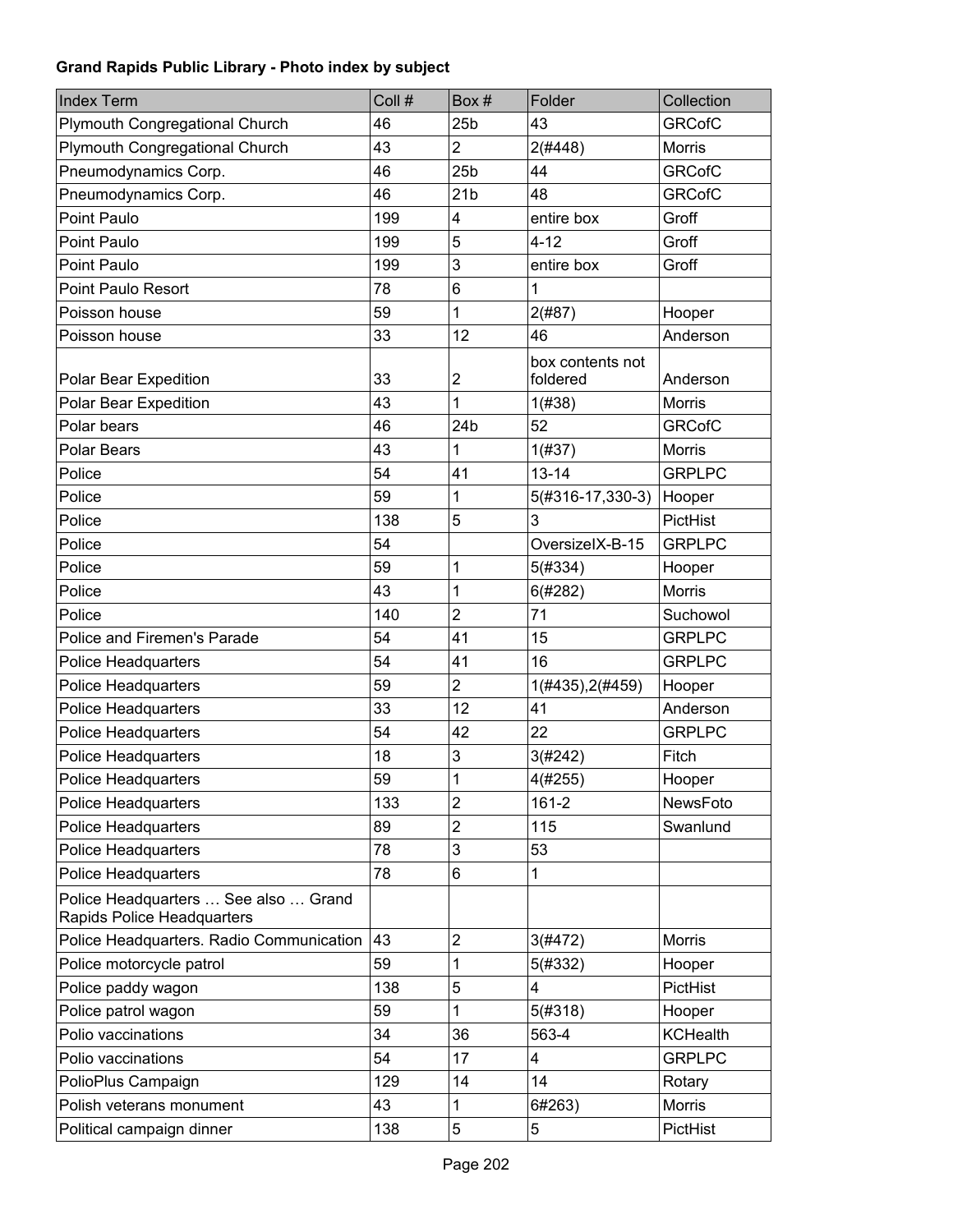**Grand Rapids Public Library - Photo index by subject**

| Index Term | Coll # | Box # | Folder | Collection |
|---|---|---|---|---|
| Plymouth Congregational Church | 46 | 25b | 43 | GRCofC |
| Plymouth Congregational Church | 43 | 2 | 2(#448) | Morris |
| Pneumodynamics Corp. | 46 | 25b | 44 | GRCofC |
| Pneumodynamics Corp. | 46 | 21b | 48 | GRCofC |
| Point Paulo | 199 | 4 | entire box | Groff |
| Point Paulo | 199 | 5 | 4-12 | Groff |
| Point Paulo | 199 | 3 | entire box | Groff |
| Point Paulo Resort | 78 | 6 | 1 | |
| Poisson house | 59 | 1 | 2(#87) | Hooper |
| Poisson house | 33 | 12 | 46 | Anderson |
| Polar Bear Expedition | 33 | 2 | box contents not foldered | Anderson |
| Polar Bear Expedition | 43 | 1 | 1(#38) | Morris |
| Polar bears | 46 | 24b | 52 | GRCofC |
| Polar Bears | 43 | 1 | 1(#37) | Morris |
| Police | 54 | 41 | 13-14 | GRPLPC |
| Police | 59 | 1 | 5(#316-17,330-3) | Hooper |
| Police | 138 | 5 | 3 | PictHist |
| Police | 54 | | OversizeIX-B-15 | GRPLPC |
| Police | 59 | 1 | 5(#334) | Hooper |
| Police | 43 | 1 | 6(#282) | Morris |
| Police | 140 | 2 | 71 | Suchowol |
| Police and Firemen's Parade | 54 | 41 | 15 | GRPLPC |
| Police Headquarters | 54 | 41 | 16 | GRPLPC |
| Police Headquarters | 59 | 2 | 1(#435),2(#459) | Hooper |
| Police Headquarters | 33 | 12 | 41 | Anderson |
| Police Headquarters | 54 | 42 | 22 | GRPLPC |
| Police Headquarters | 18 | 3 | 3(#242) | Fitch |
| Police Headquarters | 59 | 1 | 4(#255) | Hooper |
| Police Headquarters | 133 | 2 | 161-2 | NewsFoto |
| Police Headquarters | 89 | 2 | 115 | Swanlund |
| Police Headquarters | 78 | 3 | 53 | |
| Police Headquarters | 78 | 6 | 1 | |
| Police Headquarters … See also … Grand Rapids Police Headquarters | | | | |
| Police Headquarters. Radio Communication | 43 | 2 | 3(#472) | Morris |
| Police motorcycle patrol | 59 | 1 | 5(#332) | Hooper |
| Police paddy wagon | 138 | 5 | 4 | PictHist |
| Police patrol wagon | 59 | 1 | 5(#318) | Hooper |
| Polio vaccinations | 34 | 36 | 563-4 | KCHealth |
| Polio vaccinations | 54 | 17 | 4 | GRPLPC |
| PolioPlus Campaign | 129 | 14 | 14 | Rotary |
| Polish veterans monument | 43 | 1 | 6#263) | Morris |
| Political campaign dinner | 138 | 5 | 5 | PictHist |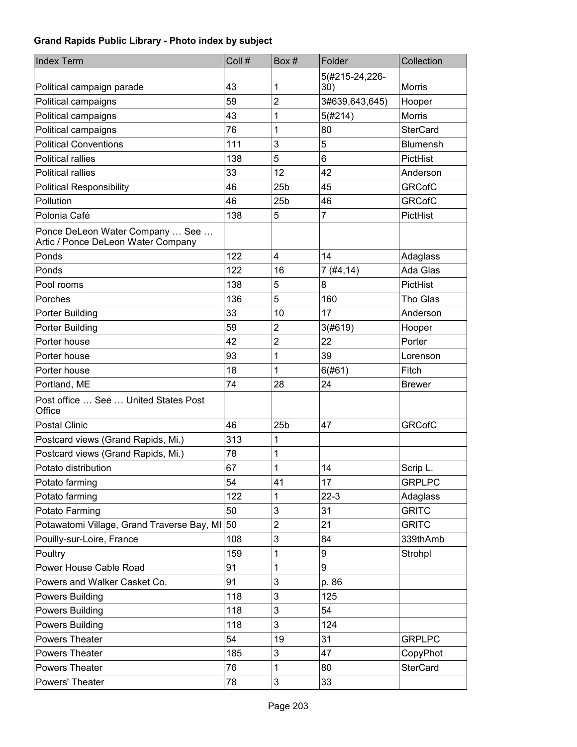**Grand Rapids Public Library - Photo index by subject**

| Index Term | Coll # | Box # | Folder | Collection |
|---|---|---|---|---|
| Political campaign parade | 43 | 1 | 5(#215-24,226-30) | Morris |
| Political campaigns | 59 | 2 | 3#639,643,645) | Hooper |
| Political campaigns | 43 | 1 | 5(#214) | Morris |
| Political campaigns | 76 | 1 | 80 | SterCard |
| Political Conventions | 111 | 3 | 5 | Blumensh |
| Political rallies | 138 | 5 | 6 | PictHist |
| Political rallies | 33 | 12 | 42 | Anderson |
| Political Responsibility | 46 | 25b | 45 | GRCofC |
| Pollution | 46 | 25b | 46 | GRCofC |
| Polonia Café | 138 | 5 | 7 | PictHist |
| Ponce DeLeon Water Company … See … Artic / Ponce DeLeon Water Company | | | | |
| Ponds | 122 | 4 | 14 | Adaglass |
| Ponds | 122 | 16 | 7 (#4,14) | Ada Glas |
| Pool rooms | 138 | 5 | 8 | PictHist |
| Porches | 136 | 5 | 160 | Tho Glas |
| Porter Building | 33 | 10 | 17 | Anderson |
| Porter Building | 59 | 2 | 3(#619) | Hooper |
| Porter house | 42 | 2 | 22 | Porter |
| Porter house | 93 | 1 | 39 | Lorenson |
| Porter house | 18 | 1 | 6(#61) | Fitch |
| Portland, ME | 74 | 28 | 24 | Brewer |
| Post office … See … United States Post Office | | | | |
| Postal Clinic | 46 | 25b | 47 | GRCofC |
| Postcard views (Grand Rapids, Mi.) | 313 | 1 | | |
| Postcard views (Grand Rapids, Mi.) | 78 | 1 | | |
| Potato distribution | 67 | 1 | 14 | Scrip L. |
| Potato farming | 54 | 41 | 17 | GRPLPC |
| Potato farming | 122 | 1 | 22-3 | Adaglass |
| Potato Farming | 50 | 3 | 31 | GRITC |
| Potawatomi Village, Grand Traverse Bay, MI | 50 | 2 | 21 | GRITC |
| Pouilly-sur-Loire, France | 108 | 3 | 84 | 339thAmb |
| Poultry | 159 | 1 | 9 | Strohpl |
| Power House Cable Road | 91 | 1 | 9 | |
| Powers and Walker Casket Co. | 91 | 3 | p. 86 | |
| Powers Building | 118 | 3 | 125 | |
| Powers Building | 118 | 3 | 54 | |
| Powers Building | 118 | 3 | 124 | |
| Powers Theater | 54 | 19 | 31 | GRPLPC |
| Powers Theater | 185 | 3 | 47 | CopyPhot |
| Powers Theater | 76 | 1 | 80 | SterCard |
| Powers' Theater | 78 | 3 | 33 | |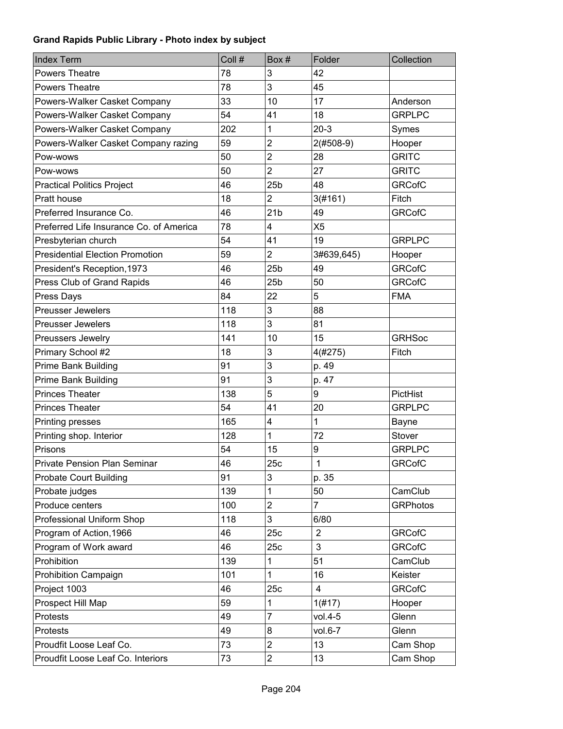**Grand Rapids Public Library - Photo index by subject**

| Index Term | Coll # | Box # | Folder | Collection |
|---|---|---|---|---|
| Powers Theatre | 78 | 3 | 42 | |
| Powers Theatre | 78 | 3 | 45 | |
| Powers-Walker Casket Company | 33 | 10 | 17 | Anderson |
| Powers-Walker Casket Company | 54 | 41 | 18 | GRPLPC |
| Powers-Walker Casket Company | 202 | 1 | 20-3 | Symes |
| Powers-Walker Casket Company razing | 59 | 2 | 2(#508-9) | Hooper |
| Pow-wows | 50 | 2 | 28 | GRITC |
| Pow-wows | 50 | 2 | 27 | GRITC |
| Practical Politics Project | 46 | 25b | 48 | GRCofC |
| Pratt house | 18 | 2 | 3(#161) | Fitch |
| Preferred Insurance Co. | 46 | 21b | 49 | GRCofC |
| Preferred Life Insurance Co. of America | 78 | 4 | X5 | |
| Presbyterian church | 54 | 41 | 19 | GRPLPC |
| Presidential Election Promotion | 59 | 2 | 3#639,645) | Hooper |
| President's Reception,1973 | 46 | 25b | 49 | GRCofC |
| Press Club of Grand Rapids | 46 | 25b | 50 | GRCofC |
| Press Days | 84 | 22 | 5 | FMA |
| Preusser Jewelers | 118 | 3 | 88 | |
| Preusser Jewelers | 118 | 3 | 81 | |
| Preussers Jewelry | 141 | 10 | 15 | GRHSoc |
| Primary School #2 | 18 | 3 | 4(#275) | Fitch |
| Prime Bank Building | 91 | 3 | p. 49 | |
| Prime Bank Building | 91 | 3 | p. 47 | |
| Princes Theater | 138 | 5 | 9 | PictHist |
| Princes Theater | 54 | 41 | 20 | GRPLPC |
| Printing presses | 165 | 4 | 1 | Bayne |
| Printing shop. Interior | 128 | 1 | 72 | Stover |
| Prisons | 54 | 15 | 9 | GRPLPC |
| Private Pension Plan Seminar | 46 | 25c | 1 | GRCofC |
| Probate Court Building | 91 | 3 | p. 35 | |
| Probate judges | 139 | 1 | 50 | CamClub |
| Produce centers | 100 | 2 | 7 | GRPhotos |
| Professional Uniform Shop | 118 | 3 | 6/80 | |
| Program of Action,1966 | 46 | 25c | 2 | GRCofC |
| Program of Work award | 46 | 25c | 3 | GRCofC |
| Prohibition | 139 | 1 | 51 | CamClub |
| Prohibition Campaign | 101 | 1 | 16 | Keister |
| Project 1003 | 46 | 25c | 4 | GRCofC |
| Prospect Hill Map | 59 | 1 | 1(#17) | Hooper |
| Protests | 49 | 7 | vol.4-5 | Glenn |
| Protests | 49 | 8 | vol.6-7 | Glenn |
| Proudfit Loose Leaf Co. | 73 | 2 | 13 | Cam Shop |
| Proudfit Loose Leaf Co. Interiors | 73 | 2 | 13 | Cam Shop |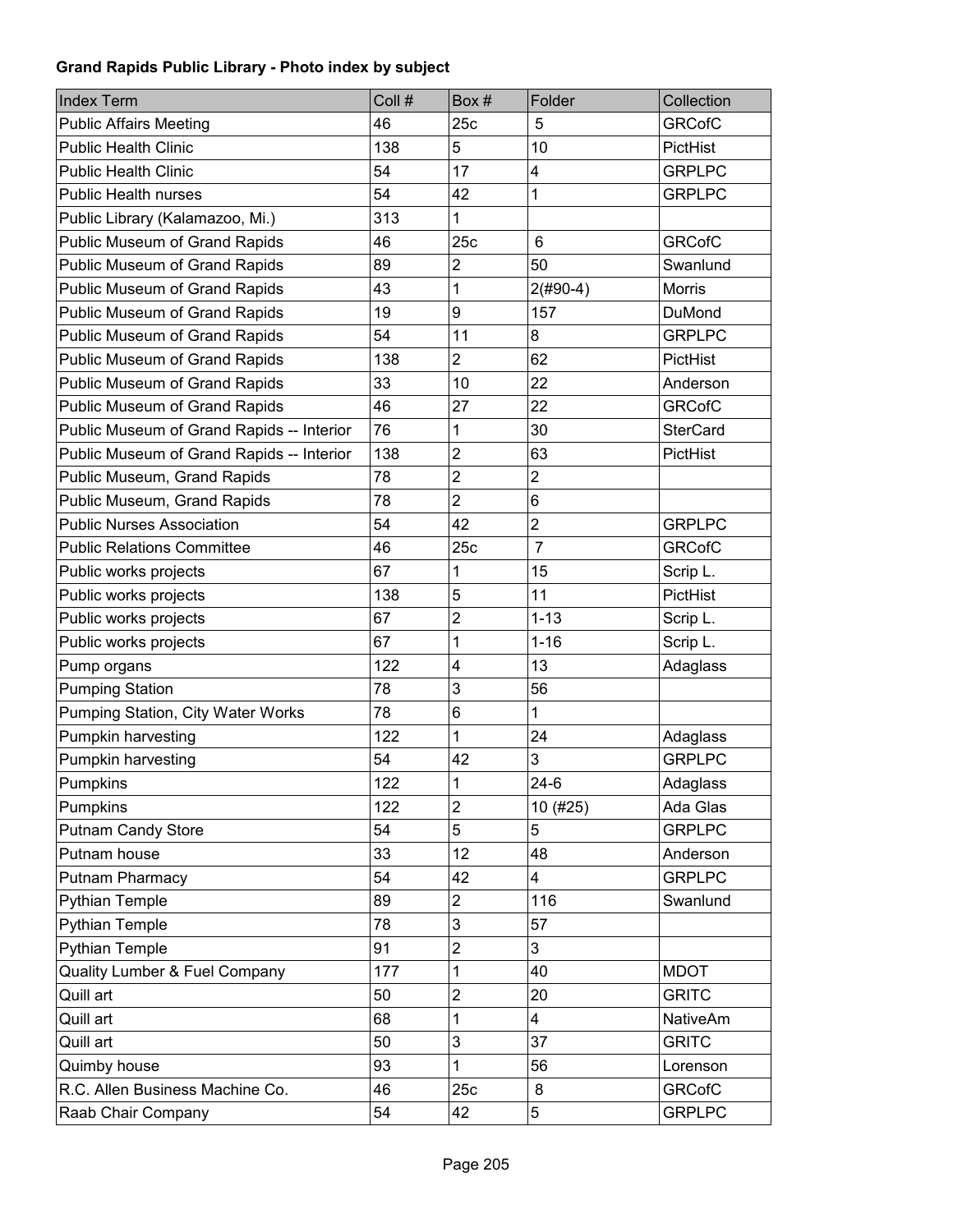**Grand Rapids Public Library - Photo index by subject**

| Index Term | Coll # | Box # | Folder | Collection |
|---|---|---|---|---|
| Public Affairs Meeting | 46 | 25c | 5 | GRCofC |
| Public Health Clinic | 138 | 5 | 10 | PictHist |
| Public Health Clinic | 54 | 17 | 4 | GRPLPC |
| Public Health nurses | 54 | 42 | 1 | GRPLPC |
| Public Library (Kalamazoo, Mi.) | 313 | 1 | | |
| Public Museum of Grand Rapids | 46 | 25c | 6 | GRCofC |
| Public Museum of Grand Rapids | 89 | 2 | 50 | Swanlund |
| Public Museum of Grand Rapids | 43 | 1 | 2(#90-4) | Morris |
| Public Museum of Grand Rapids | 19 | 9 | 157 | DuMond |
| Public Museum of Grand Rapids | 54 | 11 | 8 | GRPLPC |
| Public Museum of Grand Rapids | 138 | 2 | 62 | PictHist |
| Public Museum of Grand Rapids | 33 | 10 | 22 | Anderson |
| Public Museum of Grand Rapids | 46 | 27 | 22 | GRCofC |
| Public Museum of Grand Rapids -- Interior | 76 | 1 | 30 | SterCard |
| Public Museum of Grand Rapids -- Interior | 138 | 2 | 63 | PictHist |
| Public Museum, Grand Rapids | 78 | 2 | 2 | |
| Public Museum, Grand Rapids | 78 | 2 | 6 | |
| Public Nurses Association | 54 | 42 | 2 | GRPLPC |
| Public Relations Committee | 46 | 25c | 7 | GRCofC |
| Public works projects | 67 | 1 | 15 | Scrip L. |
| Public works projects | 138 | 5 | 11 | PictHist |
| Public works projects | 67 | 2 | 1-13 | Scrip L. |
| Public works projects | 67 | 1 | 1-16 | Scrip L. |
| Pump organs | 122 | 4 | 13 | Adaglass |
| Pumping Station | 78 | 3 | 56 | |
| Pumping Station, City Water Works | 78 | 6 | 1 | |
| Pumpkin harvesting | 122 | 1 | 24 | Adaglass |
| Pumpkin harvesting | 54 | 42 | 3 | GRPLPC |
| Pumpkins | 122 | 1 | 24-6 | Adaglass |
| Pumpkins | 122 | 2 | 10 (#25) | Ada Glas |
| Putnam Candy Store | 54 | 5 | 5 | GRPLPC |
| Putnam house | 33 | 12 | 48 | Anderson |
| Putnam Pharmacy | 54 | 42 | 4 | GRPLPC |
| Pythian Temple | 89 | 2 | 116 | Swanlund |
| Pythian Temple | 78 | 3 | 57 | |
| Pythian Temple | 91 | 2 | 3 | |
| Quality Lumber & Fuel Company | 177 | 1 | 40 | MDOT |
| Quill art | 50 | 2 | 20 | GRITC |
| Quill art | 68 | 1 | 4 | NativeAm |
| Quill art | 50 | 3 | 37 | GRITC |
| Quimby house | 93 | 1 | 56 | Lorenson |
| R.C. Allen Business Machine Co. | 46 | 25c | 8 | GRCofC |
| Raab Chair Company | 54 | 42 | 5 | GRPLPC |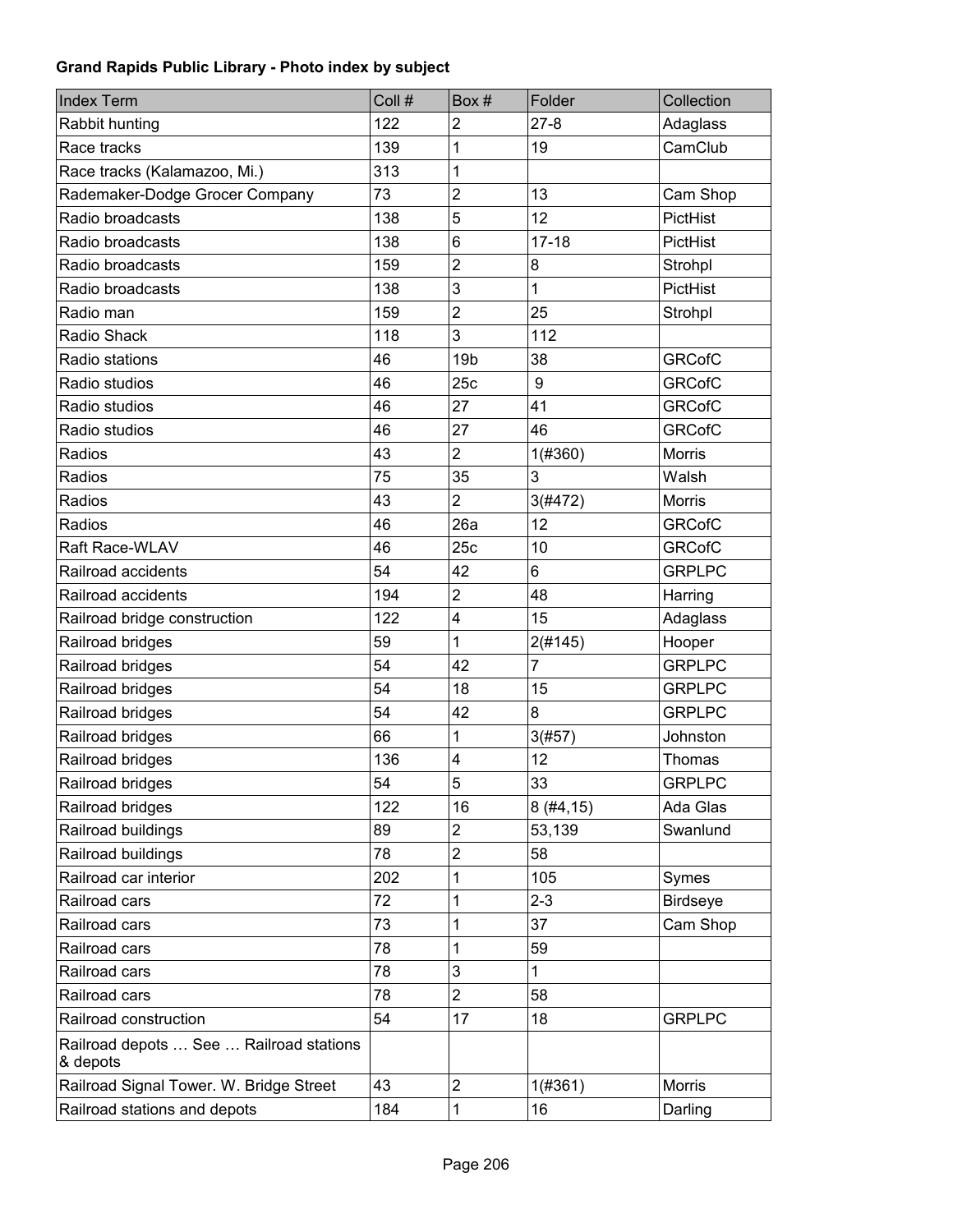**Grand Rapids Public Library - Photo index by subject**

| Index Term | Coll # | Box # | Folder | Collection |
|---|---|---|---|---|
| Rabbit hunting | 122 | 2 | 27-8 | Adaglass |
| Race tracks | 139 | 1 | 19 | CamClub |
| Race tracks (Kalamazoo, Mi.) | 313 | 1 | | |
| Rademaker-Dodge Grocer Company | 73 | 2 | 13 | Cam Shop |
| Radio broadcasts | 138 | 5 | 12 | PictHist |
| Radio broadcasts | 138 | 6 | 17-18 | PictHist |
| Radio broadcasts | 159 | 2 | 8 | Strohpl |
| Radio broadcasts | 138 | 3 | 1 | PictHist |
| Radio man | 159 | 2 | 25 | Strohpl |
| Radio Shack | 118 | 3 | 112 | |
| Radio stations | 46 | 19b | 38 | GRCofC |
| Radio studios | 46 | 25c | 9 | GRCofC |
| Radio studios | 46 | 27 | 41 | GRCofC |
| Radio studios | 46 | 27 | 46 | GRCofC |
| Radios | 43 | 2 | 1(#360) | Morris |
| Radios | 75 | 35 | 3 | Walsh |
| Radios | 43 | 2 | 3(#472) | Morris |
| Radios | 46 | 26a | 12 | GRCofC |
| Raft Race-WLAV | 46 | 25c | 10 | GRCofC |
| Railroad accidents | 54 | 42 | 6 | GRPLPC |
| Railroad accidents | 194 | 2 | 48 | Harring |
| Railroad bridge construction | 122 | 4 | 15 | Adaglass |
| Railroad bridges | 59 | 1 | 2(#145) | Hooper |
| Railroad bridges | 54 | 42 | 7 | GRPLPC |
| Railroad bridges | 54 | 18 | 15 | GRPLPC |
| Railroad bridges | 54 | 42 | 8 | GRPLPC |
| Railroad bridges | 66 | 1 | 3(#57) | Johnston |
| Railroad bridges | 136 | 4 | 12 | Thomas |
| Railroad bridges | 54 | 5 | 33 | GRPLPC |
| Railroad bridges | 122 | 16 | 8 (#4,15) | Ada Glas |
| Railroad buildings | 89 | 2 | 53,139 | Swanlund |
| Railroad buildings | 78 | 2 | 58 | |
| Railroad car interior | 202 | 1 | 105 | Symes |
| Railroad cars | 72 | 1 | 2-3 | Birdseye |
| Railroad cars | 73 | 1 | 37 | Cam Shop |
| Railroad cars | 78 | 1 | 59 | |
| Railroad cars | 78 | 3 | 1 | |
| Railroad cars | 78 | 2 | 58 | |
| Railroad construction | 54 | 17 | 18 | GRPLPC |
| Railroad depots … See … Railroad stations & depots | | | | |
| Railroad Signal Tower. W. Bridge Street | 43 | 2 | 1(#361) | Morris |
| Railroad stations and depots | 184 | 1 | 16 | Darling |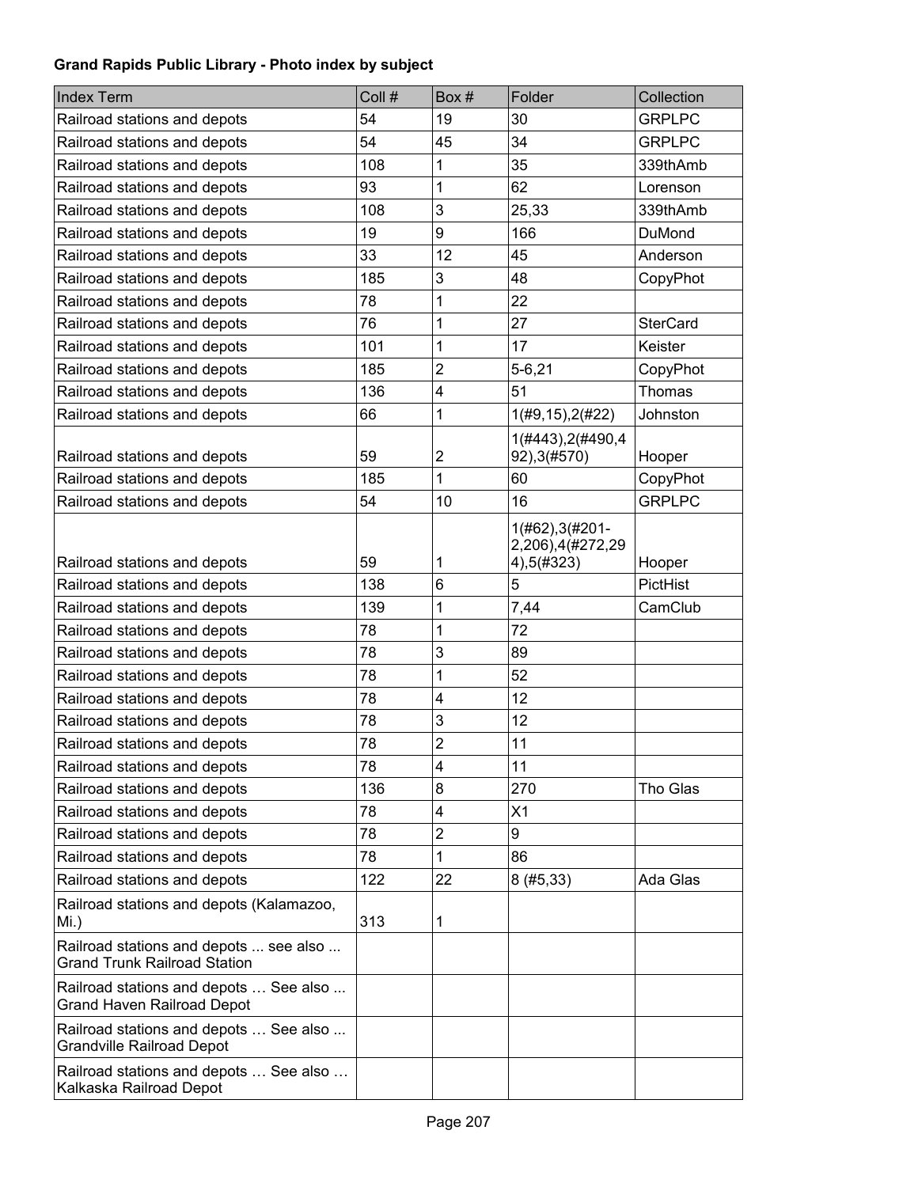**Grand Rapids Public Library - Photo index by subject**

| Index Term | Coll # | Box # | Folder | Collection |
|---|---|---|---|---|
| Railroad stations and depots | 54 | 19 | 30 | GRPLPC |
| Railroad stations and depots | 54 | 45 | 34 | GRPLPC |
| Railroad stations and depots | 108 | 1 | 35 | 339thAmb |
| Railroad stations and depots | 93 | 1 | 62 | Lorenson |
| Railroad stations and depots | 108 | 3 | 25,33 | 339thAmb |
| Railroad stations and depots | 19 | 9 | 166 | DuMond |
| Railroad stations and depots | 33 | 12 | 45 | Anderson |
| Railroad stations and depots | 185 | 3 | 48 | CopyPhot |
| Railroad stations and depots | 78 | 1 | 22 | |
| Railroad stations and depots | 76 | 1 | 27 | SterCard |
| Railroad stations and depots | 101 | 1 | 17 | Keister |
| Railroad stations and depots | 185 | 2 | 5-6,21 | CopyPhot |
| Railroad stations and depots | 136 | 4 | 51 | Thomas |
| Railroad stations and depots | 66 | 1 | 1(#9,15),2(#22) | Johnston |
| Railroad stations and depots | 59 | 2 | 1(#443),2(#490,492),3(#570) | Hooper |
| Railroad stations and depots | 185 | 1 | 60 | CopyPhot |
| Railroad stations and depots | 54 | 10 | 16 | GRPLPC |
| Railroad stations and depots | 59 | 1 | 1(#62),3(#201-2,206),4(#272,294),5(#323) | Hooper |
| Railroad stations and depots | 138 | 6 | 5 | PictHist |
| Railroad stations and depots | 139 | 1 | 7,44 | CamClub |
| Railroad stations and depots | 78 | 1 | 72 | |
| Railroad stations and depots | 78 | 3 | 89 | |
| Railroad stations and depots | 78 | 1 | 52 | |
| Railroad stations and depots | 78 | 4 | 12 | |
| Railroad stations and depots | 78 | 3 | 12 | |
| Railroad stations and depots | 78 | 2 | 11 | |
| Railroad stations and depots | 78 | 4 | 11 | |
| Railroad stations and depots | 136 | 8 | 270 | Tho Glas |
| Railroad stations and depots | 78 | 4 | X1 | |
| Railroad stations and depots | 78 | 2 | 9 | |
| Railroad stations and depots | 78 | 1 | 86 | |
| Railroad stations and depots | 122 | 22 | 8 (#5,33) | Ada Glas |
| Railroad stations and depots (Kalamazoo, Mi.) | 313 | 1 | | |
| Railroad stations and depots ... see also ... Grand Trunk Railroad Station | | | | |
| Railroad stations and depots … See also ... Grand Haven Railroad Depot | | | | |
| Railroad stations and depots … See also ... Grandville Railroad Depot | | | | |
| Railroad stations and depots … See also … Kalkaska Railroad Depot | | | | |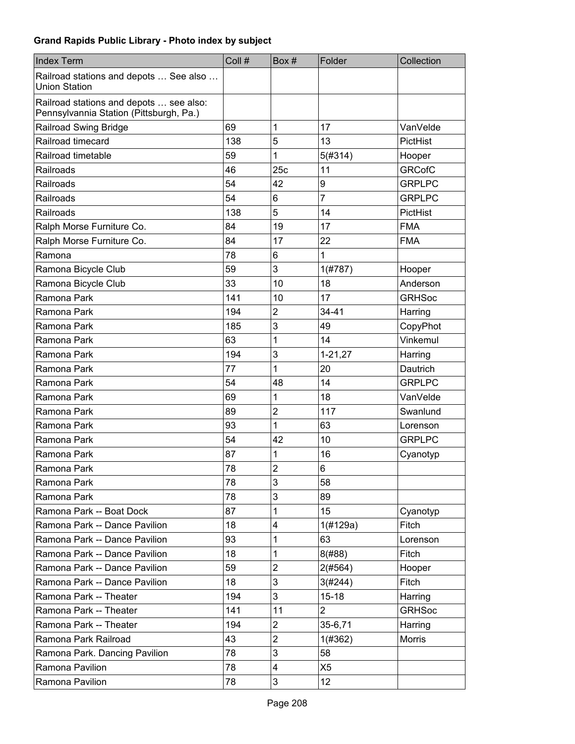**Grand Rapids Public Library - Photo index by subject**

| Index Term | Coll # | Box # | Folder | Collection |
|---|---|---|---|---|
| Railroad stations and depots … See also … Union Station | | | | |
| Railroad stations and depots … see also: Pennsylvannia Station (Pittsburgh, Pa.) | | | | |
| Railroad Swing Bridge | 69 | 1 | 17 | VanVelde |
| Railroad timecard | 138 | 5 | 13 | PictHist |
| Railroad timetable | 59 | 1 | 5(#314) | Hooper |
| Railroads | 46 | 25c | 11 | GRCofC |
| Railroads | 54 | 42 | 9 | GRPLPC |
| Railroads | 54 | 6 | 7 | GRPLPC |
| Railroads | 138 | 5 | 14 | PictHist |
| Ralph Morse Furniture Co. | 84 | 19 | 17 | FMA |
| Ralph Morse Furniture Co. | 84 | 17 | 22 | FMA |
| Ramona | 78 | 6 | 1 | |
| Ramona Bicycle Club | 59 | 3 | 1(#787) | Hooper |
| Ramona Bicycle Club | 33 | 10 | 18 | Anderson |
| Ramona Park | 141 | 10 | 17 | GRHSoc |
| Ramona Park | 194 | 2 | 34-41 | Harring |
| Ramona Park | 185 | 3 | 49 | CopyPhot |
| Ramona Park | 63 | 1 | 14 | Vinkemul |
| Ramona Park | 194 | 3 | 1-21,27 | Harring |
| Ramona Park | 77 | 1 | 20 | Dautrich |
| Ramona Park | 54 | 48 | 14 | GRPLPC |
| Ramona Park | 69 | 1 | 18 | VanVelde |
| Ramona Park | 89 | 2 | 117 | Swanlund |
| Ramona Park | 93 | 1 | 63 | Lorenson |
| Ramona Park | 54 | 42 | 10 | GRPLPC |
| Ramona Park | 87 | 1 | 16 | Cyanotyp |
| Ramona Park | 78 | 2 | 6 | |
| Ramona Park | 78 | 3 | 58 | |
| Ramona Park | 78 | 3 | 89 | |
| Ramona Park -- Boat Dock | 87 | 1 | 15 | Cyanotyp |
| Ramona Park -- Dance Pavilion | 18 | 4 | 1(#129a) | Fitch |
| Ramona Park -- Dance Pavilion | 93 | 1 | 63 | Lorenson |
| Ramona Park -- Dance Pavilion | 18 | 1 | 8(#88) | Fitch |
| Ramona Park -- Dance Pavilion | 59 | 2 | 2(#564) | Hooper |
| Ramona Park -- Dance Pavilion | 18 | 3 | 3(#244) | Fitch |
| Ramona Park -- Theater | 194 | 3 | 15-18 | Harring |
| Ramona Park -- Theater | 141 | 11 | 2 | GRHSoc |
| Ramona Park -- Theater | 194 | 2 | 35-6,71 | Harring |
| Ramona Park Railroad | 43 | 2 | 1(#362) | Morris |
| Ramona Park. Dancing Pavilion | 78 | 3 | 58 | |
| Ramona Pavilion | 78 | 4 | X5 | |
| Ramona Pavilion | 78 | 3 | 12 | |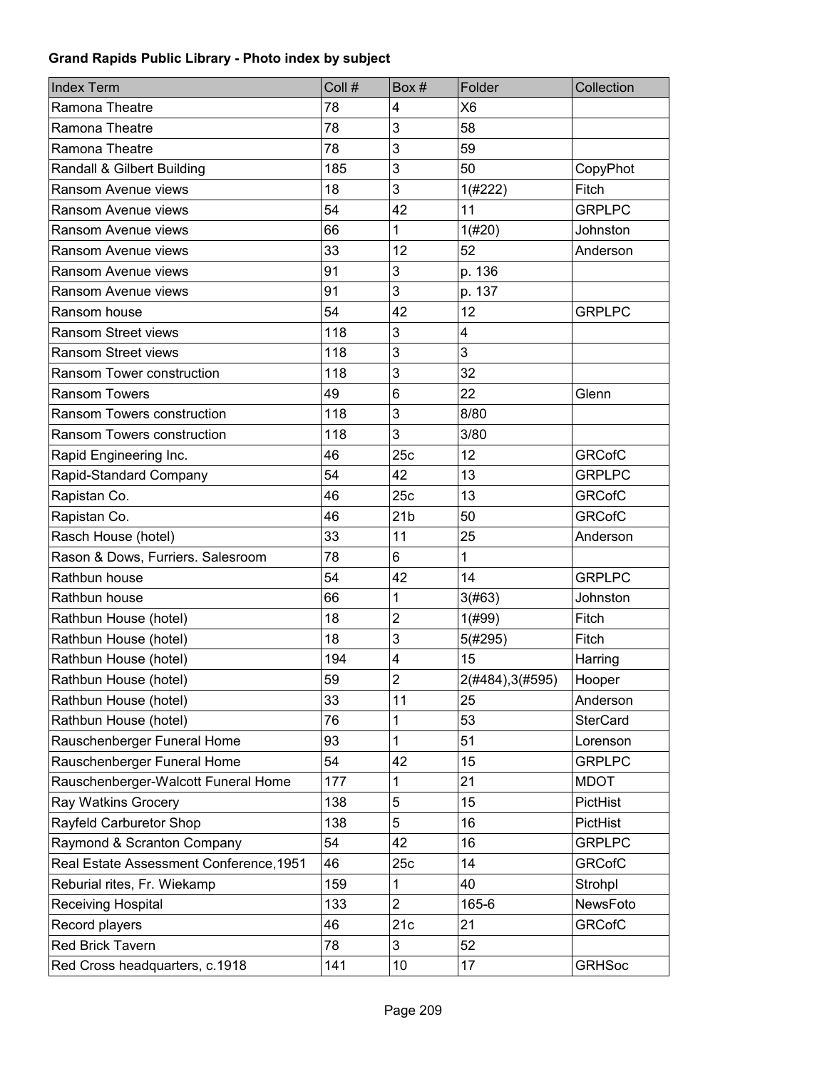**Grand Rapids Public Library - Photo index by subject**

| Index Term | Coll # | Box # | Folder | Collection |
|---|---|---|---|---|
| Ramona Theatre | 78 | 4 | X6 | |
| Ramona Theatre | 78 | 3 | 58 | |
| Ramona Theatre | 78 | 3 | 59 | |
| Randall & Gilbert Building | 185 | 3 | 50 | CopyPhot |
| Ransom Avenue views | 18 | 3 | 1(#222) | Fitch |
| Ransom Avenue views | 54 | 42 | 11 | GRPLPC |
| Ransom Avenue views | 66 | 1 | 1(#20) | Johnston |
| Ransom Avenue views | 33 | 12 | 52 | Anderson |
| Ransom Avenue views | 91 | 3 | p. 136 | |
| Ransom Avenue views | 91 | 3 | p. 137 | |
| Ransom house | 54 | 42 | 12 | GRPLPC |
| Ransom Street views | 118 | 3 | 4 | |
| Ransom Street views | 118 | 3 | 3 | |
| Ransom Tower construction | 118 | 3 | 32 | |
| Ransom Towers | 49 | 6 | 22 | Glenn |
| Ransom Towers construction | 118 | 3 | 8/80 | |
| Ransom Towers construction | 118 | 3 | 3/80 | |
| Rapid Engineering Inc. | 46 | 25c | 12 | GRCofC |
| Rapid-Standard Company | 54 | 42 | 13 | GRPLPC |
| Rapistan Co. | 46 | 25c | 13 | GRCofC |
| Rapistan Co. | 46 | 21b | 50 | GRCofC |
| Rasch House (hotel) | 33 | 11 | 25 | Anderson |
| Rason & Dows, Furriers. Salesroom | 78 | 6 | 1 | |
| Rathbun house | 54 | 42 | 14 | GRPLPC |
| Rathbun house | 66 | 1 | 3(#63) | Johnston |
| Rathbun House (hotel) | 18 | 2 | 1(#99) | Fitch |
| Rathbun House (hotel) | 18 | 3 | 5(#295) | Fitch |
| Rathbun House (hotel) | 194 | 4 | 15 | Harring |
| Rathbun House (hotel) | 59 | 2 | 2(#484),3(#595) | Hooper |
| Rathbun House (hotel) | 33 | 11 | 25 | Anderson |
| Rathbun House (hotel) | 76 | 1 | 53 | SterCard |
| Rauschenberger Funeral Home | 93 | 1 | 51 | Lorenson |
| Rauschenberger Funeral Home | 54 | 42 | 15 | GRPLPC |
| Rauschenberger-Walcott Funeral Home | 177 | 1 | 21 | MDOT |
| Ray Watkins Grocery | 138 | 5 | 15 | PictHist |
| Rayfeld Carburetor Shop | 138 | 5 | 16 | PictHist |
| Raymond & Scranton Company | 54 | 42 | 16 | GRPLPC |
| Real Estate Assessment Conference,1951 | 46 | 25c | 14 | GRCofC |
| Reburial rites, Fr. Wiekamp | 159 | 1 | 40 | Strohpl |
| Receiving Hospital | 133 | 2 | 165-6 | NewsFoto |
| Record players | 46 | 21c | 21 | GRCofC |
| Red Brick Tavern | 78 | 3 | 52 | |
| Red Cross headquarters, c.1918 | 141 | 10 | 17 | GRHSoc |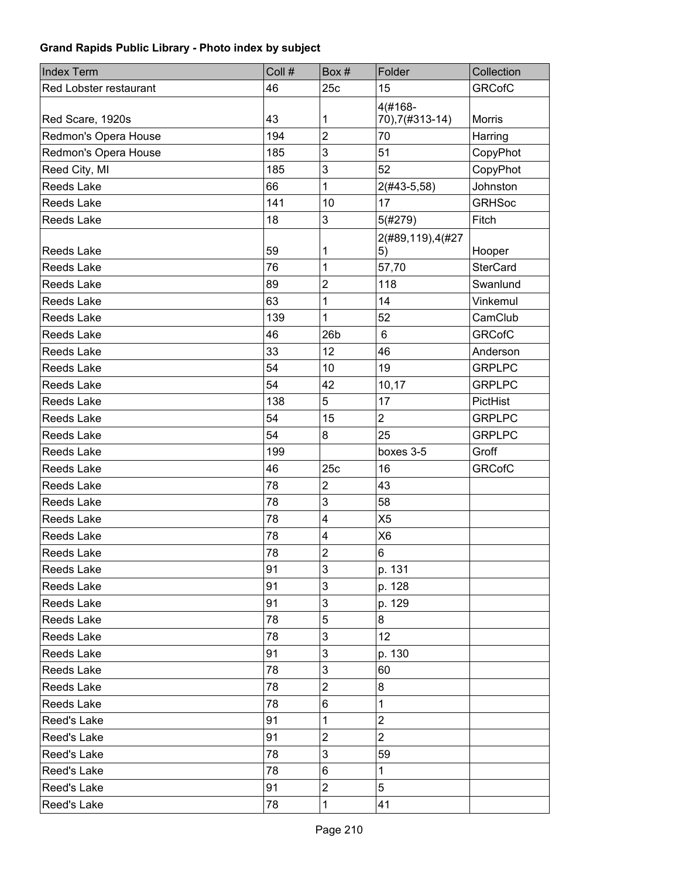**Grand Rapids Public Library - Photo index by subject**

| Index Term | Coll # | Box # | Folder | Collection |
|---|---|---|---|---|
| Red Lobster restaurant | 46 | 25c | 15 | GRCofC |
| Red Scare, 1920s | 43 | 1 | 4(#168-70),7(#313-14) | Morris |
| Redmon's Opera House | 194 | 2 | 70 | Harring |
| Redmon's Opera House | 185 | 3 | 51 | CopyPhot |
| Reed City, MI | 185 | 3 | 52 | CopyPhot |
| Reeds Lake | 66 | 1 | 2(#43-5,58) | Johnston |
| Reeds Lake | 141 | 10 | 17 | GRHSoc |
| Reeds Lake | 18 | 3 | 5(#279) | Fitch |
| Reeds Lake | 59 | 1 | 2(#89,119),4(#275) | Hooper |
| Reeds Lake | 76 | 1 | 57,70 | SterCard |
| Reeds Lake | 89 | 2 | 118 | Swanlund |
| Reeds Lake | 63 | 1 | 14 | Vinkemul |
| Reeds Lake | 139 | 1 | 52 | CamClub |
| Reeds Lake | 46 | 26b | 6 | GRCofC |
| Reeds Lake | 33 | 12 | 46 | Anderson |
| Reeds Lake | 54 | 10 | 19 | GRPLPC |
| Reeds Lake | 54 | 42 | 10,17 | GRPLPC |
| Reeds Lake | 138 | 5 | 17 | PictHist |
| Reeds Lake | 54 | 15 | 2 | GRPLPC |
| Reeds Lake | 54 | 8 | 25 | GRPLPC |
| Reeds Lake | 199 | | boxes 3-5 | Groff |
| Reeds Lake | 46 | 25c | 16 | GRCofC |
| Reeds Lake | 78 | 2 | 43 | |
| Reeds Lake | 78 | 3 | 58 | |
| Reeds Lake | 78 | 4 | X5 | |
| Reeds Lake | 78 | 4 | X6 | |
| Reeds Lake | 78 | 2 | 6 | |
| Reeds Lake | 91 | 3 | p. 131 | |
| Reeds Lake | 91 | 3 | p. 128 | |
| Reeds Lake | 91 | 3 | p. 129 | |
| Reeds Lake | 78 | 5 | 8 | |
| Reeds Lake | 78 | 3 | 12 | |
| Reeds Lake | 91 | 3 | p. 130 | |
| Reeds Lake | 78 | 3 | 60 | |
| Reeds Lake | 78 | 2 | 8 | |
| Reeds Lake | 78 | 6 | 1 | |
| Reed's Lake | 91 | 1 | 2 | |
| Reed's Lake | 91 | 2 | 2 | |
| Reed's Lake | 78 | 3 | 59 | |
| Reed's Lake | 78 | 6 | 1 | |
| Reed's Lake | 91 | 2 | 5 | |
| Reed's Lake | 78 | 1 | 41 | |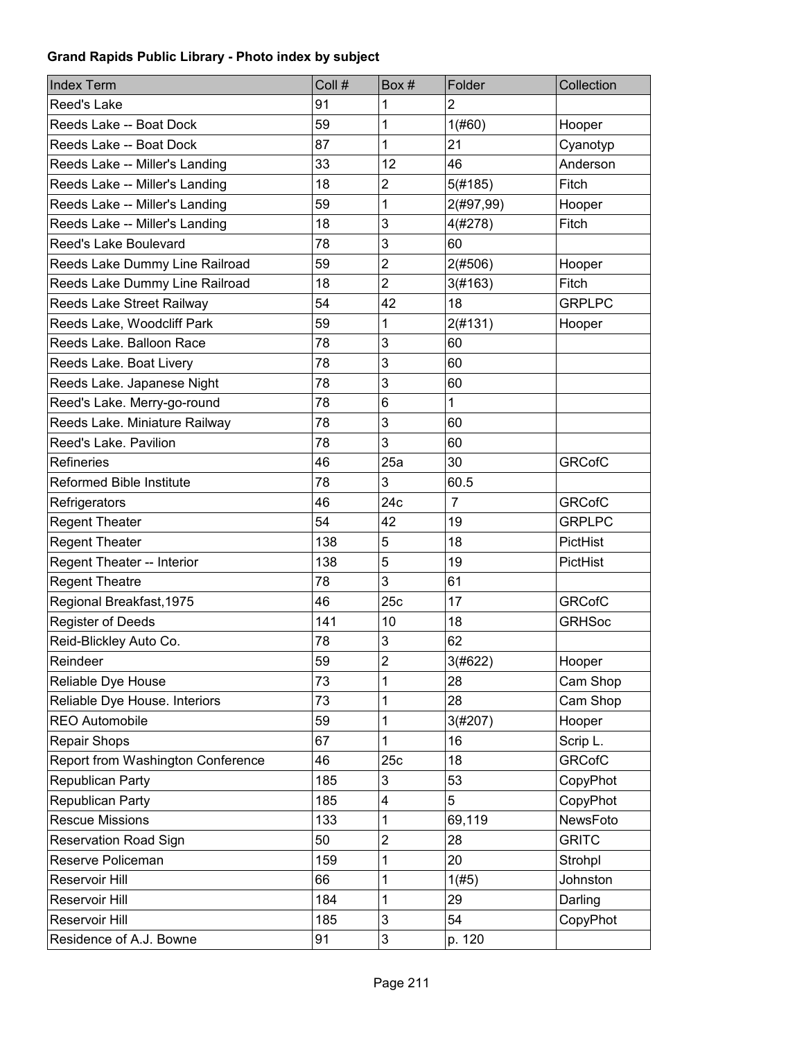**Grand Rapids Public Library - Photo index by subject**

| Index Term | Coll # | Box # | Folder | Collection |
|---|---|---|---|---|
| Reed's Lake | 91 | 1 | 2 | |
| Reeds Lake -- Boat Dock | 59 | 1 | 1(#60) | Hooper |
| Reeds Lake -- Boat Dock | 87 | 1 | 21 | Cyanotyp |
| Reeds Lake -- Miller's Landing | 33 | 12 | 46 | Anderson |
| Reeds Lake -- Miller's Landing | 18 | 2 | 5(#185) | Fitch |
| Reeds Lake -- Miller's Landing | 59 | 1 | 2(#97,99) | Hooper |
| Reeds Lake -- Miller's Landing | 18 | 3 | 4(#278) | Fitch |
| Reed's Lake Boulevard | 78 | 3 | 60 | |
| Reeds Lake Dummy Line Railroad | 59 | 2 | 2(#506) | Hooper |
| Reeds Lake Dummy Line Railroad | 18 | 2 | 3(#163) | Fitch |
| Reeds Lake Street Railway | 54 | 42 | 18 | GRPLPC |
| Reeds Lake, Woodcliff Park | 59 | 1 | 2(#131) | Hooper |
| Reeds Lake. Balloon Race | 78 | 3 | 60 | |
| Reeds Lake. Boat Livery | 78 | 3 | 60 | |
| Reeds Lake. Japanese Night | 78 | 3 | 60 | |
| Reed's Lake. Merry-go-round | 78 | 6 | 1 | |
| Reeds Lake. Miniature Railway | 78 | 3 | 60 | |
| Reed's Lake. Pavilion | 78 | 3 | 60 | |
| Refineries | 46 | 25a | 30 | GRCofC |
| Reformed Bible Institute | 78 | 3 | 60.5 | |
| Refrigerators | 46 | 24c | 7 | GRCofC |
| Regent Theater | 54 | 42 | 19 | GRPLPC |
| Regent Theater | 138 | 5 | 18 | PictHist |
| Regent Theater -- Interior | 138 | 5 | 19 | PictHist |
| Regent Theatre | 78 | 3 | 61 | |
| Regional Breakfast,1975 | 46 | 25c | 17 | GRCofC |
| Register of Deeds | 141 | 10 | 18 | GRHSoc |
| Reid-Blickley Auto Co. | 78 | 3 | 62 | |
| Reindeer | 59 | 2 | 3(#622) | Hooper |
| Reliable Dye House | 73 | 1 | 28 | Cam Shop |
| Reliable Dye House. Interiors | 73 | 1 | 28 | Cam Shop |
| REO Automobile | 59 | 1 | 3(#207) | Hooper |
| Repair Shops | 67 | 1 | 16 | Scrip L. |
| Report from Washington Conference | 46 | 25c | 18 | GRCofC |
| Republican Party | 185 | 3 | 53 | CopyPhot |
| Republican Party | 185 | 4 | 5 | CopyPhot |
| Rescue Missions | 133 | 1 | 69,119 | NewsFoto |
| Reservation Road Sign | 50 | 2 | 28 | GRITC |
| Reserve Policeman | 159 | 1 | 20 | Strohpl |
| Reservoir Hill | 66 | 1 | 1(#5) | Johnston |
| Reservoir Hill | 184 | 1 | 29 | Darling |
| Reservoir Hill | 185 | 3 | 54 | CopyPhot |
| Residence of A.J. Bowne | 91 | 3 | p. 120 | |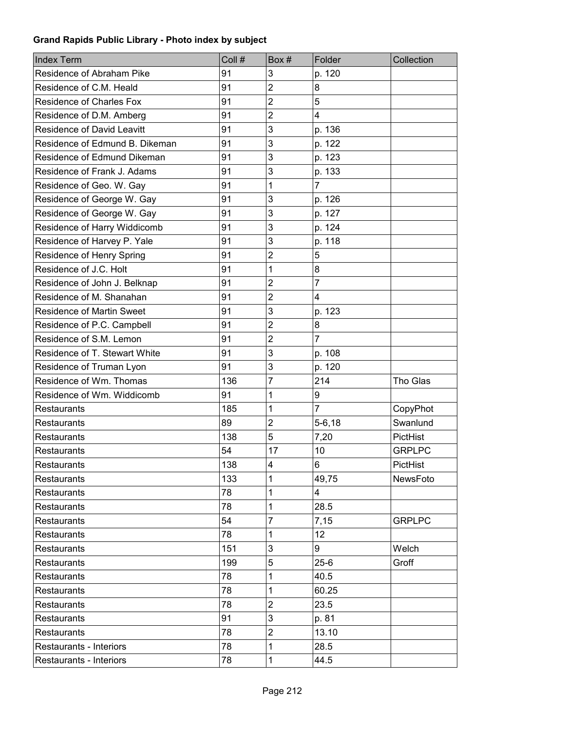**Grand Rapids Public Library - Photo index by subject**

| Index Term | Coll # | Box # | Folder | Collection |
| --- | --- | --- | --- | --- |
| Residence of Abraham Pike | 91 | 3 | p. 120 | |
| Residence of C.M. Heald | 91 | 2 | 8 | |
| Residence of Charles Fox | 91 | 2 | 5 | |
| Residence of D.M. Amberg | 91 | 2 | 4 | |
| Residence of David Leavitt | 91 | 3 | p. 136 | |
| Residence of Edmund B. Dikeman | 91 | 3 | p. 122 | |
| Residence of Edmund Dikeman | 91 | 3 | p. 123 | |
| Residence of Frank J. Adams | 91 | 3 | p. 133 | |
| Residence of Geo. W. Gay | 91 | 1 | 7 | |
| Residence of George W. Gay | 91 | 3 | p. 126 | |
| Residence of George W. Gay | 91 | 3 | p. 127 | |
| Residence of Harry Widdicomb | 91 | 3 | p. 124 | |
| Residence of Harvey P. Yale | 91 | 3 | p. 118 | |
| Residence of Henry Spring | 91 | 2 | 5 | |
| Residence of J.C. Holt | 91 | 1 | 8 | |
| Residence of John J. Belknap | 91 | 2 | 7 | |
| Residence of M. Shanahan | 91 | 2 | 4 | |
| Residence of Martin Sweet | 91 | 3 | p. 123 | |
| Residence of P.C. Campbell | 91 | 2 | 8 | |
| Residence of S.M. Lemon | 91 | 2 | 7 | |
| Residence of T. Stewart White | 91 | 3 | p. 108 | |
| Residence of Truman Lyon | 91 | 3 | p. 120 | |
| Residence of Wm. Thomas | 136 | 7 | 214 | Tho Glas |
| Residence of Wm. Widdicomb | 91 | 1 | 9 | |
| Restaurants | 185 | 1 | 7 | CopyPhot |
| Restaurants | 89 | 2 | 5-6,18 | Swanlund |
| Restaurants | 138 | 5 | 7,20 | PictHist |
| Restaurants | 54 | 17 | 10 | GRPLPC |
| Restaurants | 138 | 4 | 6 | PictHist |
| Restaurants | 133 | 1 | 49,75 | NewsFoto |
| Restaurants | 78 | 1 | 4 | |
| Restaurants | 78 | 1 | 28.5 | |
| Restaurants | 54 | 7 | 7,15 | GRPLPC |
| Restaurants | 78 | 1 | 12 | |
| Restaurants | 151 | 3 | 9 | Welch |
| Restaurants | 199 | 5 | 25-6 | Groff |
| Restaurants | 78 | 1 | 40.5 | |
| Restaurants | 78 | 1 | 60.25 | |
| Restaurants | 78 | 2 | 23.5 | |
| Restaurants | 91 | 3 | p. 81 | |
| Restaurants | 78 | 2 | 13.10 | |
| Restaurants - Interiors | 78 | 1 | 28.5 | |
| Restaurants - Interiors | 78 | 1 | 44.5 | |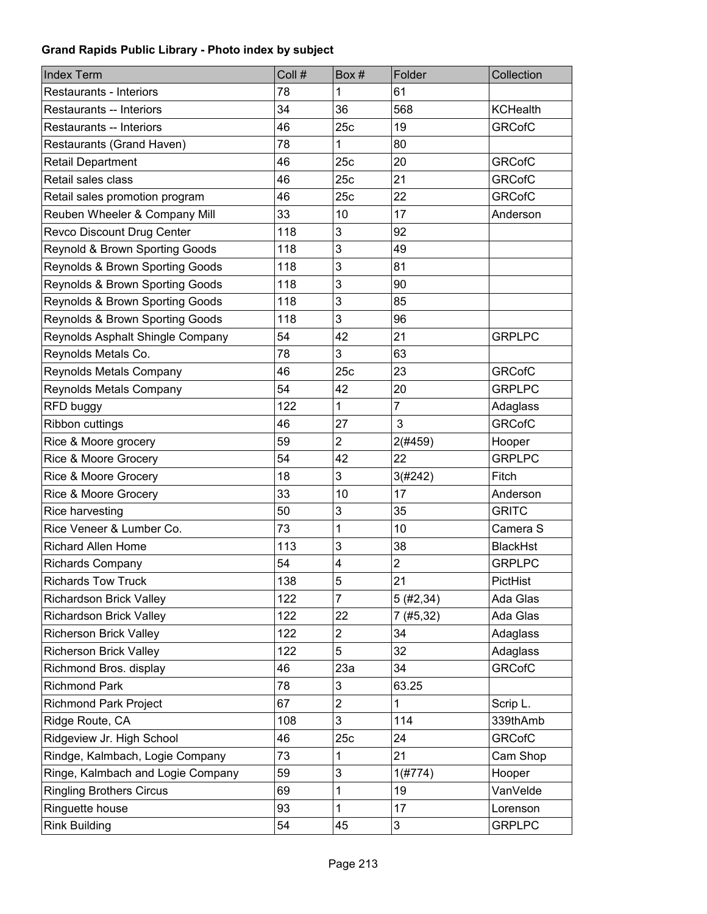**Grand Rapids Public Library - Photo index by subject**

| Index Term | Coll # | Box # | Folder | Collection |
|---|---|---|---|---|
| Restaurants - Interiors | 78 | 1 | 61 | |
| Restaurants -- Interiors | 34 | 36 | 568 | KCHealth |
| Restaurants -- Interiors | 46 | 25c | 19 | GRCofC |
| Restaurants (Grand Haven) | 78 | 1 | 80 | |
| Retail Department | 46 | 25c | 20 | GRCofC |
| Retail sales class | 46 | 25c | 21 | GRCofC |
| Retail sales promotion program | 46 | 25c | 22 | GRCofC |
| Reuben Wheeler & Company Mill | 33 | 10 | 17 | Anderson |
| Revco Discount Drug Center | 118 | 3 | 92 | |
| Reynold & Brown Sporting Goods | 118 | 3 | 49 | |
| Reynolds & Brown Sporting Goods | 118 | 3 | 81 | |
| Reynolds & Brown Sporting Goods | 118 | 3 | 90 | |
| Reynolds & Brown Sporting Goods | 118 | 3 | 85 | |
| Reynolds & Brown Sporting Goods | 118 | 3 | 96 | |
| Reynolds Asphalt Shingle Company | 54 | 42 | 21 | GRPLPC |
| Reynolds Metals Co. | 78 | 3 | 63 | |
| Reynolds Metals Company | 46 | 25c | 23 | GRCofC |
| Reynolds Metals Company | 54 | 42 | 20 | GRPLPC |
| RFD buggy | 122 | 1 | 7 | Adaglass |
| Ribbon cuttings | 46 | 27 | 3 | GRCofC |
| Rice & Moore grocery | 59 | 2 | 2(#459) | Hooper |
| Rice & Moore Grocery | 54 | 42 | 22 | GRPLPC |
| Rice & Moore Grocery | 18 | 3 | 3(#242) | Fitch |
| Rice & Moore Grocery | 33 | 10 | 17 | Anderson |
| Rice harvesting | 50 | 3 | 35 | GRITC |
| Rice Veneer & Lumber Co. | 73 | 1 | 10 | Camera S |
| Richard Allen Home | 113 | 3 | 38 | BlackHst |
| Richards Company | 54 | 4 | 2 | GRPLPC |
| Richards Tow Truck | 138 | 5 | 21 | PictHist |
| Richardson Brick Valley | 122 | 7 | 5 (#2,34) | Ada Glas |
| Richardson Brick Valley | 122 | 22 | 7 (#5,32) | Ada Glas |
| Richerson Brick Valley | 122 | 2 | 34 | Adaglass |
| Richerson Brick Valley | 122 | 5 | 32 | Adaglass |
| Richmond Bros. display | 46 | 23a | 34 | GRCofC |
| Richmond Park | 78 | 3 | 63.25 | |
| Richmond Park Project | 67 | 2 | 1 | Scrip L. |
| Ridge Route, CA | 108 | 3 | 114 | 339thAmb |
| Ridgeview Jr. High School | 46 | 25c | 24 | GRCofC |
| Rindge, Kalmbach, Logie Company | 73 | 1 | 21 | Cam Shop |
| Ringe, Kalmbach and Logie Company | 59 | 3 | 1(#774) | Hooper |
| Ringling Brothers Circus | 69 | 1 | 19 | VanVelde |
| Ringuette house | 93 | 1 | 17 | Lorenson |
| Rink Building | 54 | 45 | 3 | GRPLPC |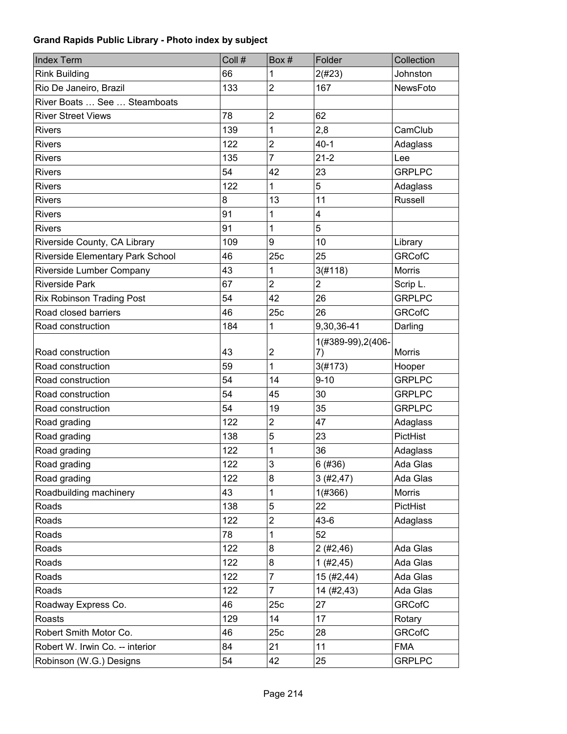**Grand Rapids Public Library - Photo index by subject**

| Index Term | Coll # | Box # | Folder | Collection |
|---|---|---|---|---|
| Rink Building | 66 | 1 | 2(#23) | Johnston |
| Rio De Janeiro, Brazil | 133 | 2 | 167 | NewsFoto |
| River Boats … See … Steamboats | | | | |
| River Street Views | 78 | 2 | 62 | |
| Rivers | 139 | 1 | 2,8 | CamClub |
| Rivers | 122 | 2 | 40-1 | Adaglass |
| Rivers | 135 | 7 | 21-2 | Lee |
| Rivers | 54 | 42 | 23 | GRPLPC |
| Rivers | 122 | 1 | 5 | Adaglass |
| Rivers | 8 | 13 | 11 | Russell |
| Rivers | 91 | 1 | 4 | |
| Rivers | 91 | 1 | 5 | |
| Riverside County, CA Library | 109 | 9 | 10 | Library |
| Riverside Elementary Park School | 46 | 25c | 25 | GRCofC |
| Riverside Lumber Company | 43 | 1 | 3(#118) | Morris |
| Riverside Park | 67 | 2 | 2 | Scrip L. |
| Rix Robinson Trading Post | 54 | 42 | 26 | GRPLPC |
| Road closed barriers | 46 | 25c | 26 | GRCofC |
| Road construction | 184 | 1 | 9,30,36-41 | Darling |
| Road construction | 43 | 2 | 1(#389-99),2(406-7) | Morris |
| Road construction | 59 | 1 | 3(#173) | Hooper |
| Road construction | 54 | 14 | 9-10 | GRPLPC |
| Road construction | 54 | 45 | 30 | GRPLPC |
| Road construction | 54 | 19 | 35 | GRPLPC |
| Road grading | 122 | 2 | 47 | Adaglass |
| Road grading | 138 | 5 | 23 | PictHist |
| Road grading | 122 | 1 | 36 | Adaglass |
| Road grading | 122 | 3 | 6 (#36) | Ada Glas |
| Road grading | 122 | 8 | 3 (#2,47) | Ada Glas |
| Roadbuilding machinery | 43 | 1 | 1(#366) | Morris |
| Roads | 138 | 5 | 22 | PictHist |
| Roads | 122 | 2 | 43-6 | Adaglass |
| Roads | 78 | 1 | 52 | |
| Roads | 122 | 8 | 2 (#2,46) | Ada Glas |
| Roads | 122 | 8 | 1 (#2,45) | Ada Glas |
| Roads | 122 | 7 | 15 (#2,44) | Ada Glas |
| Roads | 122 | 7 | 14 (#2,43) | Ada Glas |
| Roadway Express Co. | 46 | 25c | 27 | GRCofC |
| Roasts | 129 | 14 | 17 | Rotary |
| Robert Smith Motor Co. | 46 | 25c | 28 | GRCofC |
| Robert W. Irwin Co. -- interior | 84 | 21 | 11 | FMA |
| Robinson (W.G.) Designs | 54 | 42 | 25 | GRPLPC |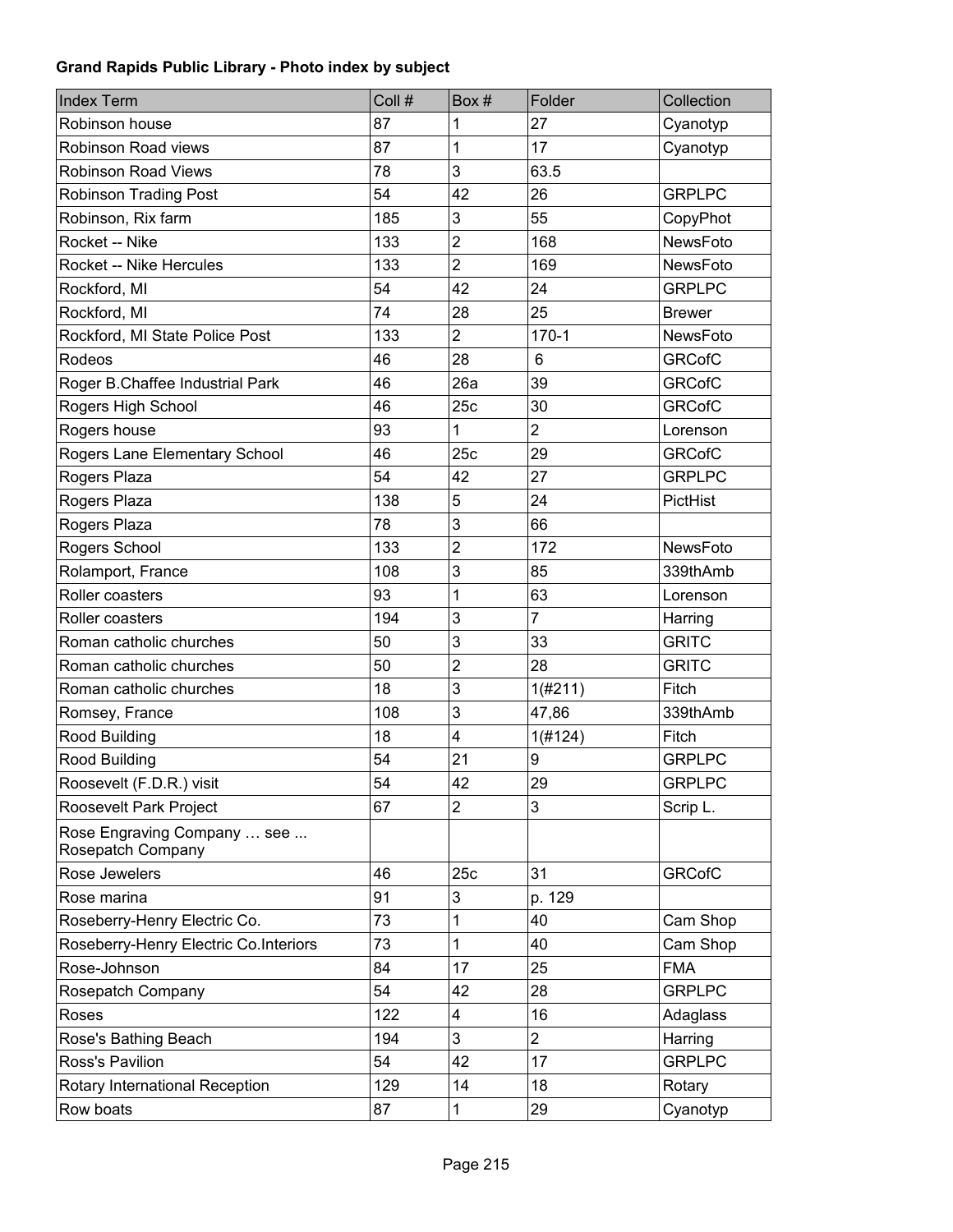**Grand Rapids Public Library - Photo index by subject**

| Index Term | Coll # | Box # | Folder | Collection |
|---|---|---|---|---|
| Robinson house | 87 | 1 | 27 | Cyanotyp |
| Robinson Road views | 87 | 1 | 17 | Cyanotyp |
| Robinson Road Views | 78 | 3 | 63.5 | |
| Robinson Trading Post | 54 | 42 | 26 | GRPLPC |
| Robinson, Rix farm | 185 | 3 | 55 | CopyPhot |
| Rocket -- Nike | 133 | 2 | 168 | NewsFoto |
| Rocket -- Nike Hercules | 133 | 2 | 169 | NewsFoto |
| Rockford, MI | 54 | 42 | 24 | GRPLPC |
| Rockford, MI | 74 | 28 | 25 | Brewer |
| Rockford, MI State Police Post | 133 | 2 | 170-1 | NewsFoto |
| Rodeos | 46 | 28 | 6 | GRCofC |
| Roger B.Chaffee Industrial Park | 46 | 26a | 39 | GRCofC |
| Rogers High School | 46 | 25c | 30 | GRCofC |
| Rogers house | 93 | 1 | 2 | Lorenson |
| Rogers Lane Elementary School | 46 | 25c | 29 | GRCofC |
| Rogers Plaza | 54 | 42 | 27 | GRPLPC |
| Rogers Plaza | 138 | 5 | 24 | PictHist |
| Rogers Plaza | 78 | 3 | 66 | |
| Rogers School | 133 | 2 | 172 | NewsFoto |
| Rolamport, France | 108 | 3 | 85 | 339thAmb |
| Roller coasters | 93 | 1 | 63 | Lorenson |
| Roller coasters | 194 | 3 | 7 | Harring |
| Roman catholic churches | 50 | 3 | 33 | GRITC |
| Roman catholic churches | 50 | 2 | 28 | GRITC |
| Roman catholic churches | 18 | 3 | 1(#211) | Fitch |
| Romsey, France | 108 | 3 | 47,86 | 339thAmb |
| Rood Building | 18 | 4 | 1(#124) | Fitch |
| Rood Building | 54 | 21 | 9 | GRPLPC |
| Roosevelt (F.D.R.) visit | 54 | 42 | 29 | GRPLPC |
| Roosevelt Park Project | 67 | 2 | 3 | Scrip L. |
| Rose Engraving Company … see ... Rosepatch Company | | | | |
| Rose Jewelers | 46 | 25c | 31 | GRCofC |
| Rose marina | 91 | 3 | p. 129 | |
| Roseberry-Henry Electric Co. | 73 | 1 | 40 | Cam Shop |
| Roseberry-Henry Electric Co.Interiors | 73 | 1 | 40 | Cam Shop |
| Rose-Johnson | 84 | 17 | 25 | FMA |
| Rosepatch Company | 54 | 42 | 28 | GRPLPC |
| Roses | 122 | 4 | 16 | Adaglass |
| Rose's Bathing Beach | 194 | 3 | 2 | Harring |
| Ross's Pavilion | 54 | 42 | 17 | GRPLPC |
| Rotary International Reception | 129 | 14 | 18 | Rotary |
| Row boats | 87 | 1 | 29 | Cyanotyp |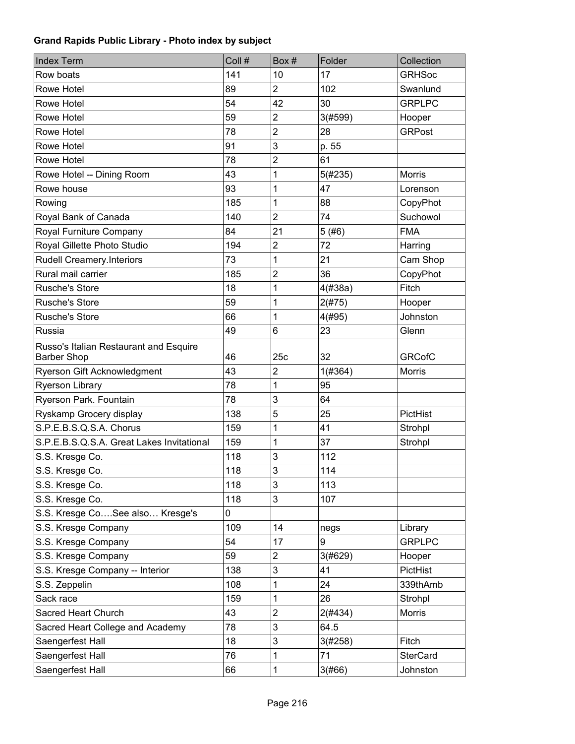**Grand Rapids Public Library - Photo index by subject**

| Index Term | Coll # | Box # | Folder | Collection |
|---|---|---|---|---|
| Row boats | 141 | 10 | 17 | GRHSoc |
| Rowe Hotel | 89 | 2 | 102 | Swanlund |
| Rowe Hotel | 54 | 42 | 30 | GRPLPC |
| Rowe Hotel | 59 | 2 | 3(#599) | Hooper |
| Rowe Hotel | 78 | 2 | 28 | GRPost |
| Rowe Hotel | 91 | 3 | p. 55 | |
| Rowe Hotel | 78 | 2 | 61 | |
| Rowe Hotel -- Dining Room | 43 | 1 | 5(#235) | Morris |
| Rowe house | 93 | 1 | 47 | Lorenson |
| Rowing | 185 | 1 | 88 | CopyPhot |
| Royal Bank of Canada | 140 | 2 | 74 | Suchowol |
| Royal Furniture Company | 84 | 21 | 5 (#6) | FMA |
| Royal Gillette Photo Studio | 194 | 2 | 72 | Harring |
| Rudell Creamery.Interiors | 73 | 1 | 21 | Cam Shop |
| Rural mail carrier | 185 | 2 | 36 | CopyPhot |
| Rusche's Store | 18 | 1 | 4(#38a) | Fitch |
| Rusche's Store | 59 | 1 | 2(#75) | Hooper |
| Rusche's Store | 66 | 1 | 4(#95) | Johnston |
| Russia | 49 | 6 | 23 | Glenn |
| Russo's Italian Restaurant and Esquire Barber Shop | 46 | 25c | 32 | GRCofC |
| Ryerson Gift Acknowledgment | 43 | 2 | 1(#364) | Morris |
| Ryerson Library | 78 | 1 | 95 | |
| Ryerson Park. Fountain | 78 | 3 | 64 | |
| Ryskamp Grocery display | 138 | 5 | 25 | PictHist |
| S.P.E.B.S.Q.S.A. Chorus | 159 | 1 | 41 | Strohpl |
| S.P.E.B.S.Q.S.A. Great Lakes Invitational | 159 | 1 | 37 | Strohpl |
| S.S. Kresge Co. | 118 | 3 | 112 | |
| S.S. Kresge Co. | 118 | 3 | 114 | |
| S.S. Kresge Co. | 118 | 3 | 113 | |
| S.S. Kresge Co. | 118 | 3 | 107 | |
| S.S. Kresge Co….See also… Kresge's | 0 | | | |
| S.S. Kresge Company | 109 | 14 | negs | Library |
| S.S. Kresge Company | 54 | 17 | 9 | GRPLPC |
| S.S. Kresge Company | 59 | 2 | 3(#629) | Hooper |
| S.S. Kresge Company -- Interior | 138 | 3 | 41 | PictHist |
| S.S. Zeppelin | 108 | 1 | 24 | 339thAmb |
| Sack race | 159 | 1 | 26 | Strohpl |
| Sacred Heart Church | 43 | 2 | 2(#434) | Morris |
| Sacred Heart College and Academy | 78 | 3 | 64.5 | |
| Saengerfest Hall | 18 | 3 | 3(#258) | Fitch |
| Saengerfest Hall | 76 | 1 | 71 | SterCard |
| Saengerfest Hall | 66 | 1 | 3(#66) | Johnston |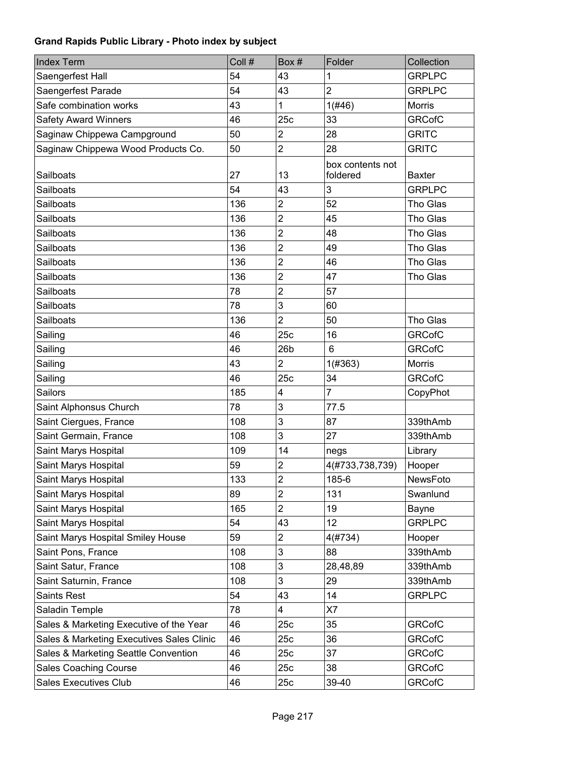**Grand Rapids Public Library - Photo index by subject**

| Index Term | Coll # | Box # | Folder | Collection |
|---|---|---|---|---|
| Saengerfest Hall | 54 | 43 | 1 | GRPLPC |
| Saengerfest Parade | 54 | 43 | 2 | GRPLPC |
| Safe combination works | 43 | 1 | 1(#46) | Morris |
| Safety Award Winners | 46 | 25c | 33 | GRCofC |
| Saginaw Chippewa Campground | 50 | 2 | 28 | GRITC |
| Saginaw Chippewa Wood Products Co. | 50 | 2 | 28 | GRITC |
| Sailboats | 27 | 13 | box contents not foldered | Baxter |
| Sailboats | 54 | 43 | 3 | GRPLPC |
| Sailboats | 136 | 2 | 52 | Tho Glas |
| Sailboats | 136 | 2 | 45 | Tho Glas |
| Sailboats | 136 | 2 | 48 | Tho Glas |
| Sailboats | 136 | 2 | 49 | Tho Glas |
| Sailboats | 136 | 2 | 46 | Tho Glas |
| Sailboats | 136 | 2 | 47 | Tho Glas |
| Sailboats | 78 | 2 | 57 | |
| Sailboats | 78 | 3 | 60 | |
| Sailboats | 136 | 2 | 50 | Tho Glas |
| Sailing | 46 | 25c | 16 | GRCofC |
| Sailing | 46 | 26b | 6 | GRCofC |
| Sailing | 43 | 2 | 1(#363) | Morris |
| Sailing | 46 | 25c | 34 | GRCofC |
| Sailors | 185 | 4 | 7 | CopyPhot |
| Saint Alphonsus Church | 78 | 3 | 77.5 | |
| Saint Ciergues, France | 108 | 3 | 87 | 339thAmb |
| Saint Germain, France | 108 | 3 | 27 | 339thAmb |
| Saint Marys Hospital | 109 | 14 | negs | Library |
| Saint Marys Hospital | 59 | 2 | 4(#733,738,739) | Hooper |
| Saint Marys Hospital | 133 | 2 | 185-6 | NewsFoto |
| Saint Marys Hospital | 89 | 2 | 131 | Swanlund |
| Saint Marys Hospital | 165 | 2 | 19 | Bayne |
| Saint Marys Hospital | 54 | 43 | 12 | GRPLPC |
| Saint Marys Hospital Smiley House | 59 | 2 | 4(#734) | Hooper |
| Saint Pons, France | 108 | 3 | 88 | 339thAmb |
| Saint Satur, France | 108 | 3 | 28,48,89 | 339thAmb |
| Saint Saturnin, France | 108 | 3 | 29 | 339thAmb |
| Saints Rest | 54 | 43 | 14 | GRPLPC |
| Saladin Temple | 78 | 4 | X7 | |
| Sales & Marketing Executive of the Year | 46 | 25c | 35 | GRCofC |
| Sales & Marketing Executives Sales Clinic | 46 | 25c | 36 | GRCofC |
| Sales & Marketing Seattle Convention | 46 | 25c | 37 | GRCofC |
| Sales Coaching Course | 46 | 25c | 38 | GRCofC |
| Sales Executives Club | 46 | 25c | 39-40 | GRCofC |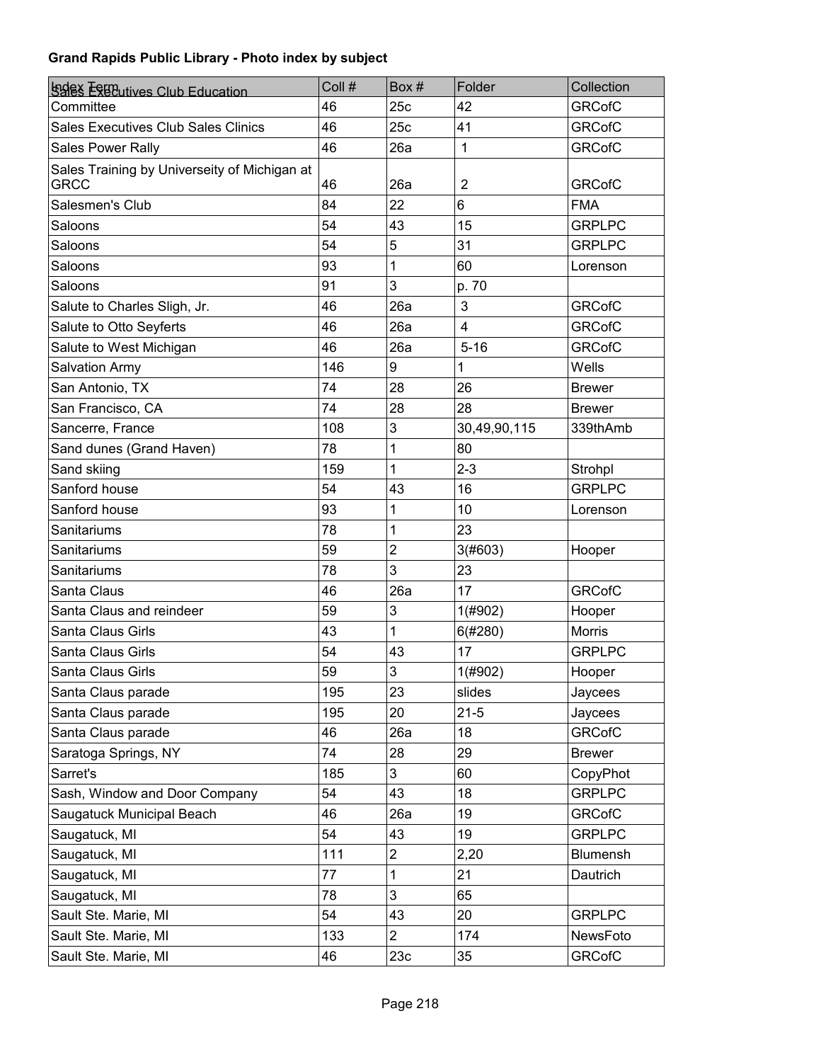**Grand Rapids Public Library - Photo index by subject**

| Index Term | Coll # | Box # | Folder | Collection |
|---|---|---|---|---|
| Sales Executives Club Education Committee | 46 | 25c | 42 | GRCofC |
| Sales Executives Club Sales Clinics | 46 | 25c | 41 | GRCofC |
| Sales Power Rally | 46 | 26a | 1 | GRCofC |
| Sales Training by Universeity of Michigan at GRCC | 46 | 26a | 2 | GRCofC |
| Salesmen's Club | 84 | 22 | 6 | FMA |
| Saloons | 54 | 43 | 15 | GRPLPC |
| Saloons | 54 | 5 | 31 | GRPLPC |
| Saloons | 93 | 1 | 60 | Lorenson |
| Saloons | 91 | 3 | p. 70 | |
| Salute to Charles Sligh, Jr. | 46 | 26a | 3 | GRCofC |
| Salute to Otto Seyferts | 46 | 26a | 4 | GRCofC |
| Salute to West Michigan | 46 | 26a | 5-16 | GRCofC |
| Salvation Army | 146 | 9 | 1 | Wells |
| San Antonio, TX | 74 | 28 | 26 | Brewer |
| San Francisco, CA | 74 | 28 | 28 | Brewer |
| Sancerre, France | 108 | 3 | 30,49,90,115 | 339thAmb |
| Sand dunes (Grand Haven) | 78 | 1 | 80 | |
| Sand skiing | 159 | 1 | 2-3 | Strohpl |
| Sanford house | 54 | 43 | 16 | GRPLPC |
| Sanford house | 93 | 1 | 10 | Lorenson |
| Sanitariums | 78 | 1 | 23 | |
| Sanitariums | 59 | 2 | 3(#603) | Hooper |
| Sanitariums | 78 | 3 | 23 | |
| Santa Claus | 46 | 26a | 17 | GRCofC |
| Santa Claus and reindeer | 59 | 3 | 1(#902) | Hooper |
| Santa Claus Girls | 43 | 1 | 6(#280) | Morris |
| Santa Claus Girls | 54 | 43 | 17 | GRPLPC |
| Santa Claus Girls | 59 | 3 | 1(#902) | Hooper |
| Santa Claus parade | 195 | 23 | slides | Jaycees |
| Santa Claus parade | 195 | 20 | 21-5 | Jaycees |
| Santa Claus parade | 46 | 26a | 18 | GRCofC |
| Saratoga Springs, NY | 74 | 28 | 29 | Brewer |
| Sarret's | 185 | 3 | 60 | CopyPhot |
| Sash, Window and Door Company | 54 | 43 | 18 | GRPLPC |
| Saugatuck Municipal Beach | 46 | 26a | 19 | GRCofC |
| Saugatuck, MI | 54 | 43 | 19 | GRPLPC |
| Saugatuck, MI | 111 | 2 | 2,20 | Blumensh |
| Saugatuck, MI | 77 | 1 | 21 | Dautrich |
| Saugatuck, MI | 78 | 3 | 65 | |
| Sault Ste. Marie, MI | 54 | 43 | 20 | GRPLPC |
| Sault Ste. Marie, MI | 133 | 2 | 174 | NewsFoto |
| Sault Ste. Marie, MI | 46 | 23c | 35 | GRCofC |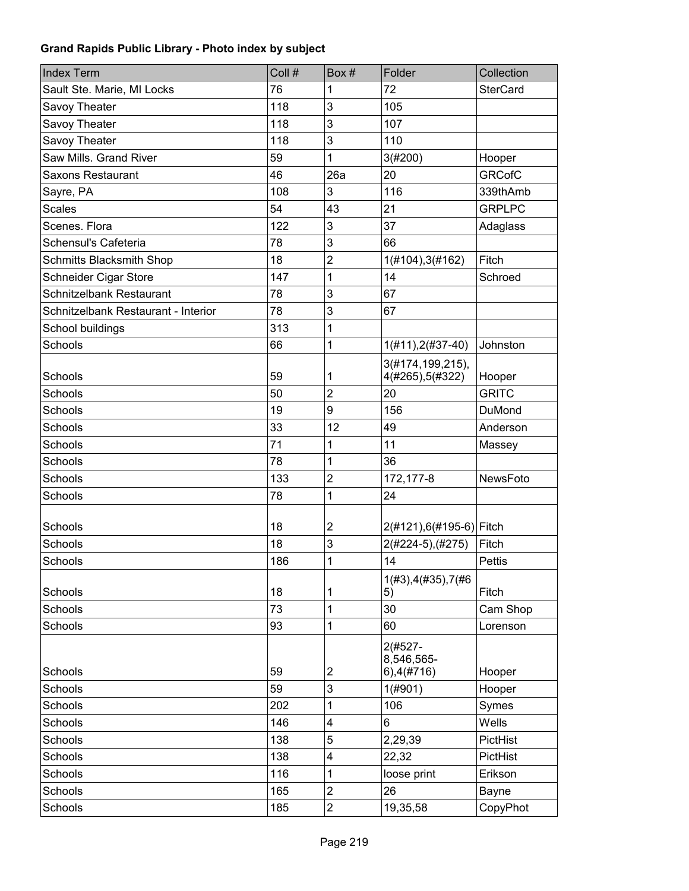**Grand Rapids Public Library - Photo index by subject**

| Index Term | Coll # | Box # | Folder | Collection |
|---|---|---|---|---|
| Sault Ste. Marie, MI Locks | 76 | 1 | 72 | SterCard |
| Savoy Theater | 118 | 3 | 105 | |
| Savoy Theater | 118 | 3 | 107 | |
| Savoy Theater | 118 | 3 | 110 | |
| Saw Mills. Grand River | 59 | 1 | 3(#200) | Hooper |
| Saxons Restaurant | 46 | 26a | 20 | GRCofC |
| Sayre, PA | 108 | 3 | 116 | 339thAmb |
| Scales | 54 | 43 | 21 | GRPLPC |
| Scenes. Flora | 122 | 3 | 37 | Adaglass |
| Schensul's Cafeteria | 78 | 3 | 66 | |
| Schmitts Blacksmith Shop | 18 | 2 | 1(#104),3(#162) | Fitch |
| Schneider Cigar Store | 147 | 1 | 14 | Schroed |
| Schnitzelbank Restaurant | 78 | 3 | 67 | |
| Schnitzelbank Restaurant - Interior | 78 | 3 | 67 | |
| School buildings | 313 | 1 | | |
| Schools | 66 | 1 | 1(#11),2(#37-40) | Johnston |
| Schools | 59 | 1 | 3(#174,199,215), 4(#265),5(#322) | Hooper |
| Schools | 50 | 2 | 20 | GRITC |
| Schools | 19 | 9 | 156 | DuMond |
| Schools | 33 | 12 | 49 | Anderson |
| Schools | 71 | 1 | 11 | Massey |
| Schools | 78 | 1 | 36 | |
| Schools | 133 | 2 | 172,177-8 | NewsFoto |
| Schools | 78 | 1 | 24 | |
| Schools | 18 | 2 | 2(#121),6(#195-6) | Fitch |
| Schools | 18 | 3 | 2(#224-5),(#275) | Fitch |
| Schools | 186 | 1 | 14 | Pettis |
| Schools | 18 | 1 | 1(#3),4(#35),7(#65) | Fitch |
| Schools | 73 | 1 | 30 | Cam Shop |
| Schools | 93 | 1 | 60 | Lorenson |
| Schools | 59 | 2 | 2(#527-8,546,565-6),4(#716) | Hooper |
| Schools | 59 | 3 | 1(#901) | Hooper |
| Schools | 202 | 1 | 106 | Symes |
| Schools | 146 | 4 | 6 | Wells |
| Schools | 138 | 5 | 2,29,39 | PictHist |
| Schools | 138 | 4 | 22,32 | PictHist |
| Schools | 116 | 1 | loose print | Erikson |
| Schools | 165 | 2 | 26 | Bayne |
| Schools | 185 | 2 | 19,35,58 | CopyPhot |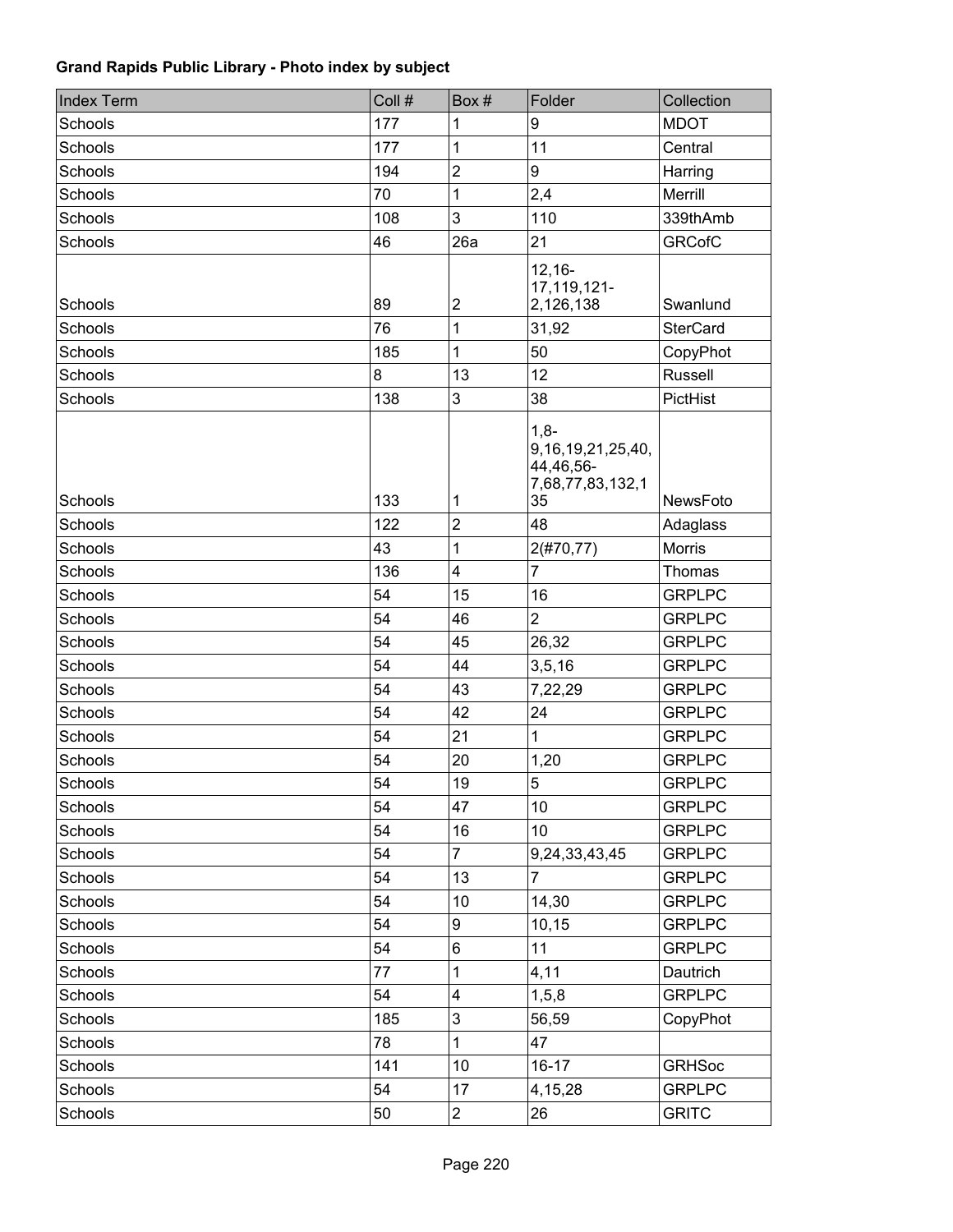**Grand Rapids Public Library - Photo index by subject**

| Index Term | Coll # | Box # | Folder | Collection |
|---|---|---|---|---|
| Schools | 177 | 1 | 9 | MDOT |
| Schools | 177 | 1 | 11 | Central |
| Schools | 194 | 2 | 9 | Harring |
| Schools | 70 | 1 | 2,4 | Merrill |
| Schools | 108 | 3 | 110 | 339thAmb |
| Schools | 46 | 26a | 21 | GRCofC |
| Schools | 89 | 2 | 12,16-17,119,121-2,126,138 | Swanlund |
| Schools | 76 | 1 | 31,92 | SterCard |
| Schools | 185 | 1 | 50 | CopyPhot |
| Schools | 8 | 13 | 12 | Russell |
| Schools | 138 | 3 | 38 | PictHist |
| Schools | 133 | 1 | 1,8-9,16,19,21,25,40,44,46,56-7,68,77,83,132,135 | NewsFoto |
| Schools | 122 | 2 | 48 | Adaglass |
| Schools | 43 | 1 | 2(#70,77) | Morris |
| Schools | 136 | 4 | 7 | Thomas |
| Schools | 54 | 15 | 16 | GRPLPC |
| Schools | 54 | 46 | 2 | GRPLPC |
| Schools | 54 | 45 | 26,32 | GRPLPC |
| Schools | 54 | 44 | 3,5,16 | GRPLPC |
| Schools | 54 | 43 | 7,22,29 | GRPLPC |
| Schools | 54 | 42 | 24 | GRPLPC |
| Schools | 54 | 21 | 1 | GRPLPC |
| Schools | 54 | 20 | 1,20 | GRPLPC |
| Schools | 54 | 19 | 5 | GRPLPC |
| Schools | 54 | 47 | 10 | GRPLPC |
| Schools | 54 | 16 | 10 | GRPLPC |
| Schools | 54 | 7 | 9,24,33,43,45 | GRPLPC |
| Schools | 54 | 13 | 7 | GRPLPC |
| Schools | 54 | 10 | 14,30 | GRPLPC |
| Schools | 54 | 9 | 10,15 | GRPLPC |
| Schools | 54 | 6 | 11 | GRPLPC |
| Schools | 77 | 1 | 4,11 | Dautrich |
| Schools | 54 | 4 | 1,5,8 | GRPLPC |
| Schools | 185 | 3 | 56,59 | CopyPhot |
| Schools | 78 | 1 | 47 | |
| Schools | 141 | 10 | 16-17 | GRHSoc |
| Schools | 54 | 17 | 4,15,28 | GRPLPC |
| Schools | 50 | 2 | 26 | GRITC |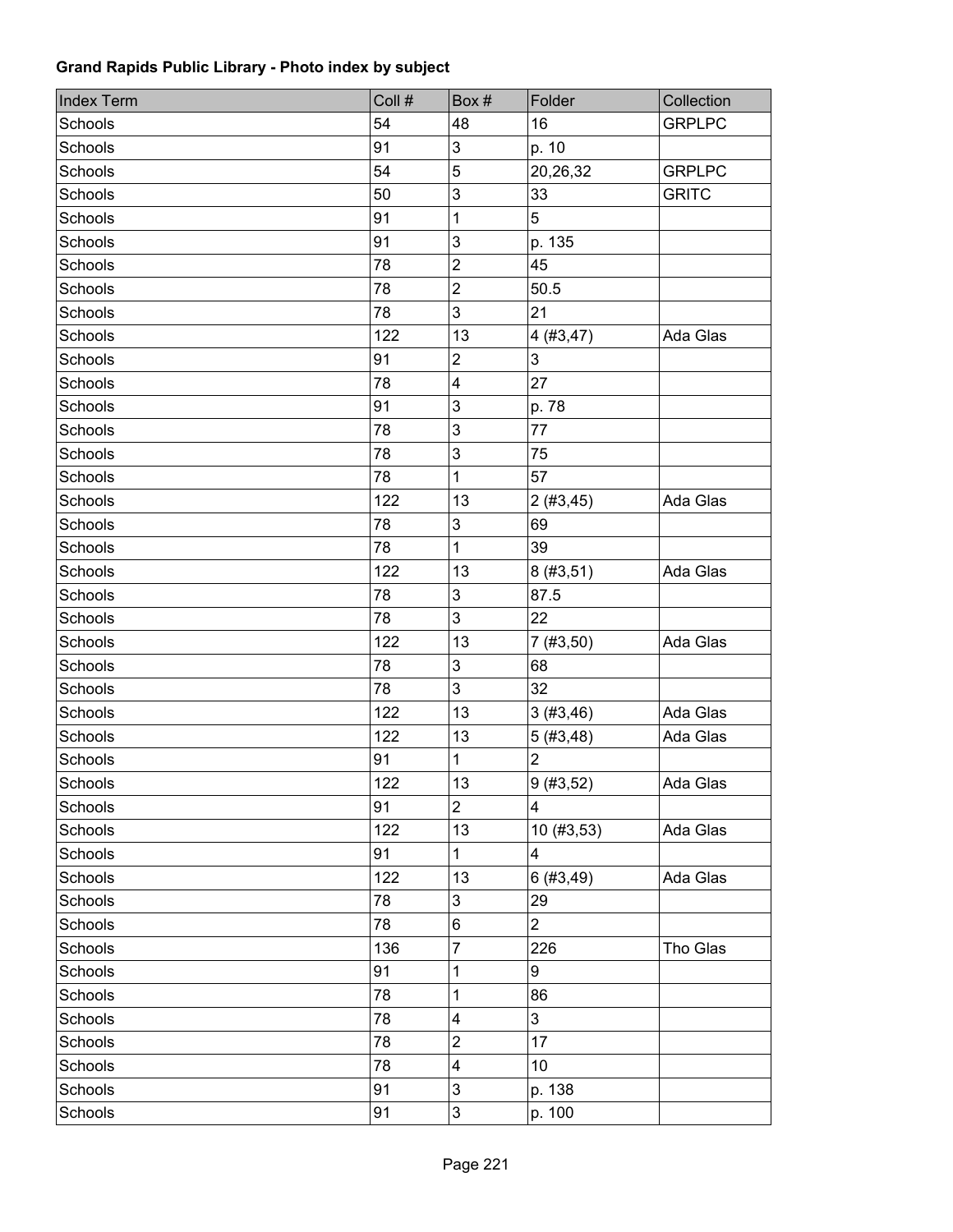**Grand Rapids Public Library - Photo index by subject**

| Index Term | Coll # | Box # | Folder | Collection |
|---|---|---|---|---|
| Schools | 54 | 48 | 16 | GRPLPC |
| Schools | 91 | 3 | p. 10 | |
| Schools | 54 | 5 | 20,26,32 | GRPLPC |
| Schools | 50 | 3 | 33 | GRITC |
| Schools | 91 | 1 | 5 | |
| Schools | 91 | 3 | p. 135 | |
| Schools | 78 | 2 | 45 | |
| Schools | 78 | 2 | 50.5 | |
| Schools | 78 | 3 | 21 | |
| Schools | 122 | 13 | 4 (#3,47) | Ada Glas |
| Schools | 91 | 2 | 3 | |
| Schools | 78 | 4 | 27 | |
| Schools | 91 | 3 | p. 78 | |
| Schools | 78 | 3 | 77 | |
| Schools | 78 | 3 | 75 | |
| Schools | 78 | 1 | 57 | |
| Schools | 122 | 13 | 2 (#3,45) | Ada Glas |
| Schools | 78 | 3 | 69 | |
| Schools | 78 | 1 | 39 | |
| Schools | 122 | 13 | 8 (#3,51) | Ada Glas |
| Schools | 78 | 3 | 87.5 | |
| Schools | 78 | 3 | 22 | |
| Schools | 122 | 13 | 7 (#3,50) | Ada Glas |
| Schools | 78 | 3 | 68 | |
| Schools | 78 | 3 | 32 | |
| Schools | 122 | 13 | 3 (#3,46) | Ada Glas |
| Schools | 122 | 13 | 5 (#3,48) | Ada Glas |
| Schools | 91 | 1 | 2 | |
| Schools | 122 | 13 | 9 (#3,52) | Ada Glas |
| Schools | 91 | 2 | 4 | |
| Schools | 122 | 13 | 10 (#3,53) | Ada Glas |
| Schools | 91 | 1 | 4 | |
| Schools | 122 | 13 | 6 (#3,49) | Ada Glas |
| Schools | 78 | 3 | 29 | |
| Schools | 78 | 6 | 2 | |
| Schools | 136 | 7 | 226 | Tho Glas |
| Schools | 91 | 1 | 9 | |
| Schools | 78 | 1 | 86 | |
| Schools | 78 | 4 | 3 | |
| Schools | 78 | 2 | 17 | |
| Schools | 78 | 4 | 10 | |
| Schools | 91 | 3 | p. 138 | |
| Schools | 91 | 3 | p. 100 | |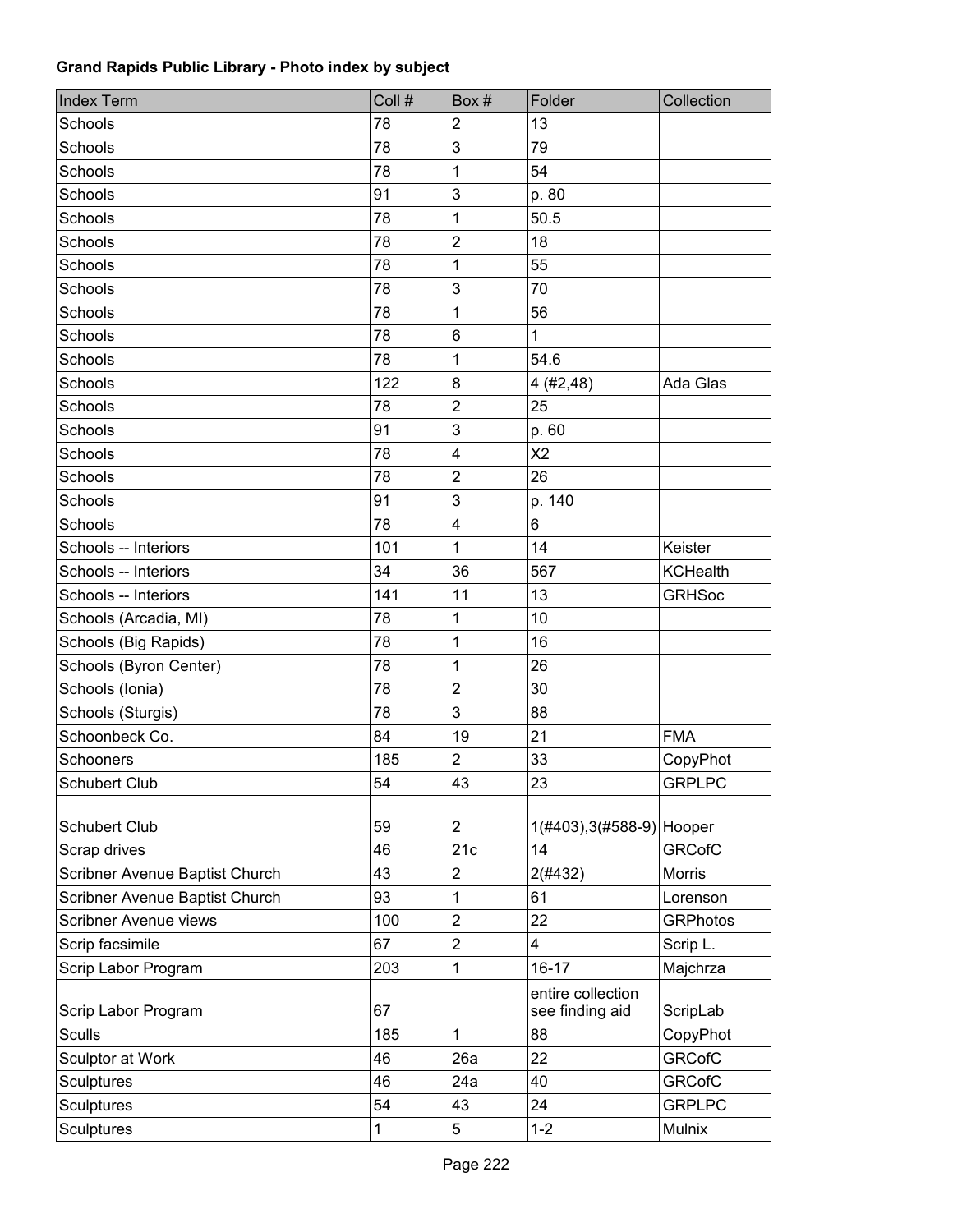**Grand Rapids Public Library - Photo index by subject**

| Index Term | Coll # | Box # | Folder | Collection |
|---|---|---|---|---|
| Schools | 78 | 2 | 13 | |
| Schools | 78 | 3 | 79 | |
| Schools | 78 | 1 | 54 | |
| Schools | 91 | 3 | p. 80 | |
| Schools | 78 | 1 | 50.5 | |
| Schools | 78 | 2 | 18 | |
| Schools | 78 | 1 | 55 | |
| Schools | 78 | 3 | 70 | |
| Schools | 78 | 1 | 56 | |
| Schools | 78 | 6 | 1 | |
| Schools | 78 | 1 | 54.6 | |
| Schools | 122 | 8 | 4 (#2,48) | Ada Glas |
| Schools | 78 | 2 | 25 | |
| Schools | 91 | 3 | p. 60 | |
| Schools | 78 | 4 | X2 | |
| Schools | 78 | 2 | 26 | |
| Schools | 91 | 3 | p. 140 | |
| Schools | 78 | 4 | 6 | |
| Schools -- Interiors | 101 | 1 | 14 | Keister |
| Schools -- Interiors | 34 | 36 | 567 | KCHealth |
| Schools -- Interiors | 141 | 11 | 13 | GRHSoc |
| Schools (Arcadia, MI) | 78 | 1 | 10 | |
| Schools (Big Rapids) | 78 | 1 | 16 | |
| Schools (Byron Center) | 78 | 1 | 26 | |
| Schools (Ionia) | 78 | 2 | 30 | |
| Schools (Sturgis) | 78 | 3 | 88 | |
| Schoonbeck Co. | 84 | 19 | 21 | FMA |
| Schooners | 185 | 2 | 33 | CopyPhot |
| Schubert Club | 54 | 43 | 23 | GRPLPC |
| Schubert Club | 59 | 2 | 1(#403),3(#588-9) | Hooper |
| Scrap drives | 46 | 21c | 14 | GRCofC |
| Scribner Avenue Baptist Church | 43 | 2 | 2(#432) | Morris |
| Scribner Avenue Baptist Church | 93 | 1 | 61 | Lorenson |
| Scribner Avenue views | 100 | 2 | 22 | GRPhotos |
| Scrip facsimile | 67 | 2 | 4 | Scrip L. |
| Scrip Labor Program | 203 | 1 | 16-17 | Majchrza |
| Scrip Labor Program | 67 | | entire collection see finding aid | ScripLab |
| Sculls | 185 | 1 | 88 | CopyPhot |
| Sculptor at Work | 46 | 26a | 22 | GRCofC |
| Sculptures | 46 | 24a | 40 | GRCofC |
| Sculptures | 54 | 43 | 24 | GRPLPC |
| Sculptures | 1 | 5 | 1-2 | Mulnix |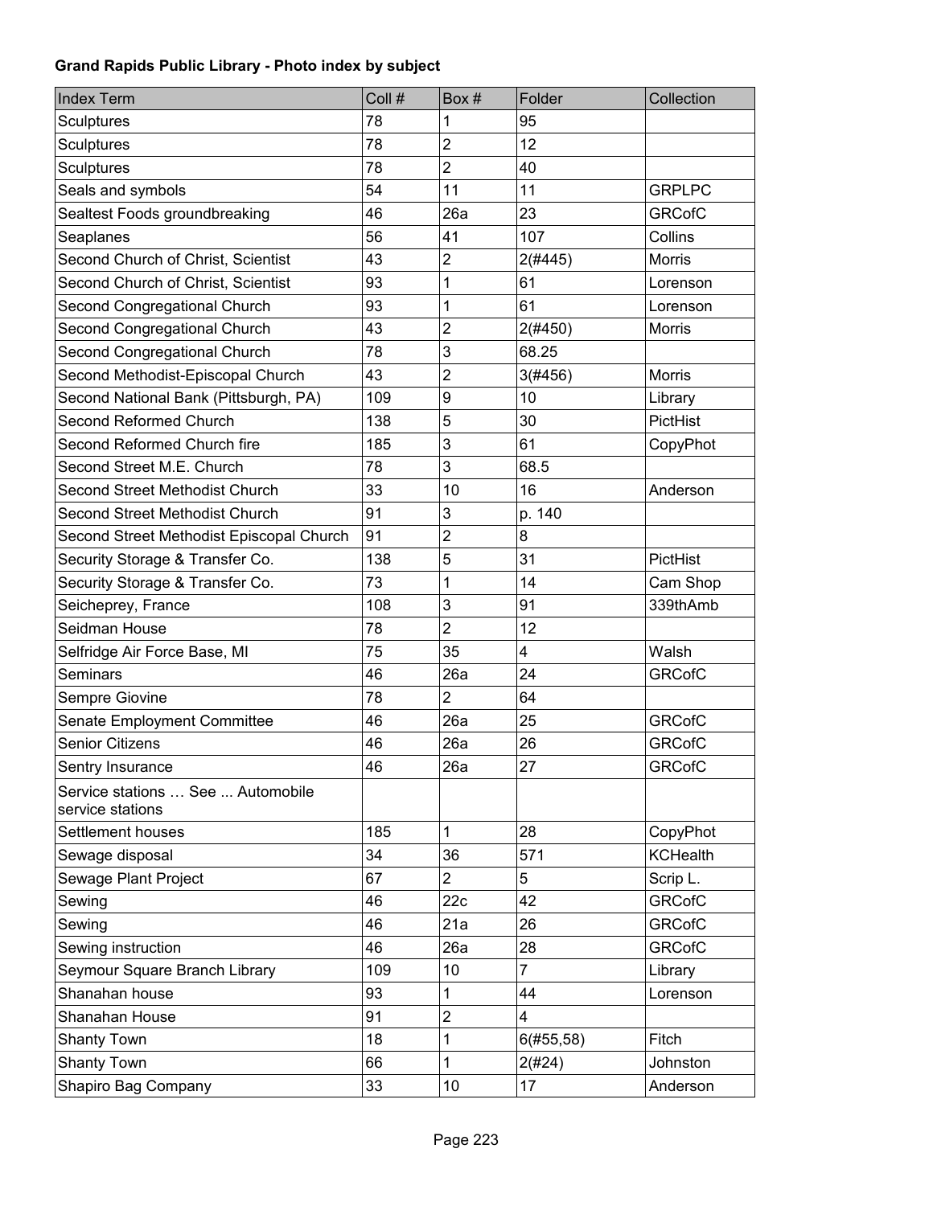**Grand Rapids Public Library - Photo index by subject**

| Index Term | Coll # | Box # | Folder | Collection |
|---|---|---|---|---|
| Sculptures | 78 | 1 | 95 | |
| Sculptures | 78 | 2 | 12 | |
| Sculptures | 78 | 2 | 40 | |
| Seals and symbols | 54 | 11 | 11 | GRPLPC |
| Sealtest Foods groundbreaking | 46 | 26a | 23 | GRCofC |
| Seaplanes | 56 | 41 | 107 | Collins |
| Second Church of Christ, Scientist | 43 | 2 | 2(#445) | Morris |
| Second Church of Christ, Scientist | 93 | 1 | 61 | Lorenson |
| Second Congregational Church | 93 | 1 | 61 | Lorenson |
| Second Congregational Church | 43 | 2 | 2(#450) | Morris |
| Second Congregational Church | 78 | 3 | 68.25 | |
| Second Methodist-Episcopal Church | 43 | 2 | 3(#456) | Morris |
| Second National Bank (Pittsburgh, PA) | 109 | 9 | 10 | Library |
| Second Reformed Church | 138 | 5 | 30 | PictHist |
| Second Reformed Church fire | 185 | 3 | 61 | CopyPhot |
| Second Street M.E. Church | 78 | 3 | 68.5 | |
| Second Street Methodist Church | 33 | 10 | 16 | Anderson |
| Second Street Methodist Church | 91 | 3 | p. 140 | |
| Second Street Methodist Episcopal Church | 91 | 2 | 8 | |
| Security Storage & Transfer Co. | 138 | 5 | 31 | PictHist |
| Security Storage & Transfer Co. | 73 | 1 | 14 | Cam Shop |
| Seicheprey, France | 108 | 3 | 91 | 339thAmb |
| Seidman House | 78 | 2 | 12 | |
| Selfridge Air Force Base, MI | 75 | 35 | 4 | Walsh |
| Seminars | 46 | 26a | 24 | GRCofC |
| Sempre Giovine | 78 | 2 | 64 | |
| Senate Employment Committee | 46 | 26a | 25 | GRCofC |
| Senior Citizens | 46 | 26a | 26 | GRCofC |
| Sentry Insurance | 46 | 26a | 27 | GRCofC |
| Service stations … See ... Automobile service stations | | | | |
| Settlement houses | 185 | 1 | 28 | CopyPhot |
| Sewage disposal | 34 | 36 | 571 | KCHealth |
| Sewage Plant Project | 67 | 2 | 5 | Scrip L. |
| Sewing | 46 | 22c | 42 | GRCofC |
| Sewing | 46 | 21a | 26 | GRCofC |
| Sewing instruction | 46 | 26a | 28 | GRCofC |
| Seymour Square Branch Library | 109 | 10 | 7 | Library |
| Shanahan house | 93 | 1 | 44 | Lorenson |
| Shanahan House | 91 | 2 | 4 | |
| Shanty Town | 18 | 1 | 6(#55,58) | Fitch |
| Shanty Town | 66 | 1 | 2(#24) | Johnston |
| Shapiro Bag Company | 33 | 10 | 17 | Anderson |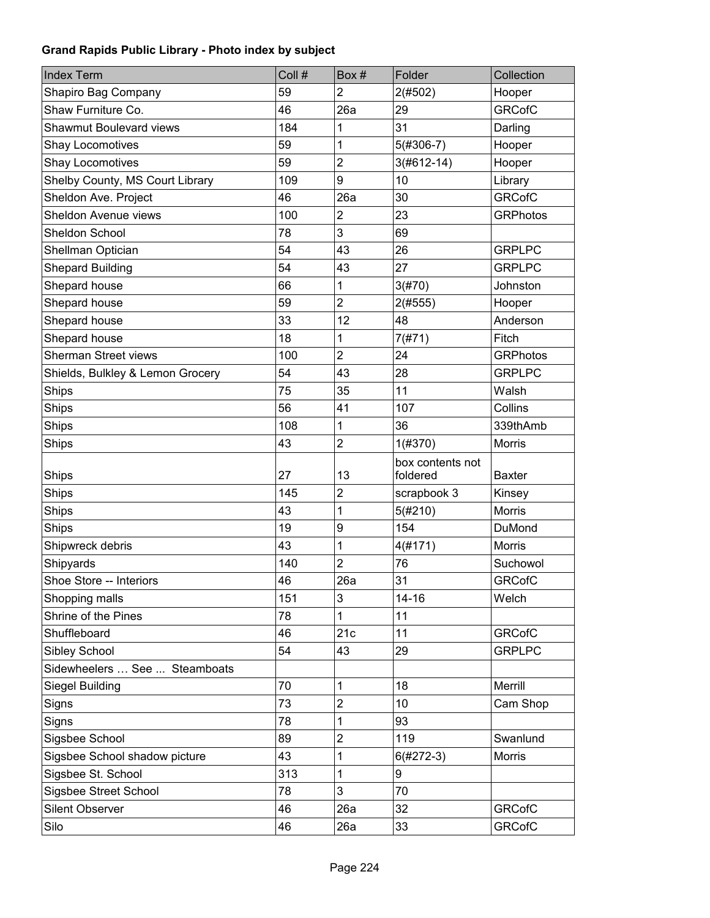**Grand Rapids Public Library - Photo index by subject**

| Index Term | Coll # | Box # | Folder | Collection |
|---|---|---|---|---|
| Shapiro Bag Company | 59 | 2 | 2(#502) | Hooper |
| Shaw Furniture Co. | 46 | 26a | 29 | GRCofC |
| Shawmut Boulevard views | 184 | 1 | 31 | Darling |
| Shay Locomotives | 59 | 1 | 5(#306-7) | Hooper |
| Shay Locomotives | 59 | 2 | 3(#612-14) | Hooper |
| Shelby County, MS Court Library | 109 | 9 | 10 | Library |
| Sheldon Ave. Project | 46 | 26a | 30 | GRCofC |
| Sheldon Avenue views | 100 | 2 | 23 | GRPhotos |
| Sheldon School | 78 | 3 | 69 | |
| Shellman Optician | 54 | 43 | 26 | GRPLPC |
| Shepard Building | 54 | 43 | 27 | GRPLPC |
| Shepard house | 66 | 1 | 3(#70) | Johnston |
| Shepard house | 59 | 2 | 2(#555) | Hooper |
| Shepard house | 33 | 12 | 48 | Anderson |
| Shepard house | 18 | 1 | 7(#71) | Fitch |
| Sherman Street views | 100 | 2 | 24 | GRPhotos |
| Shields, Bulkley & Lemon Grocery | 54 | 43 | 28 | GRPLPC |
| Ships | 75 | 35 | 11 | Walsh |
| Ships | 56 | 41 | 107 | Collins |
| Ships | 108 | 1 | 36 | 339thAmb |
| Ships | 43 | 2 | 1(#370) | Morris |
| Ships | 27 | 13 | box contents not foldered | Baxter |
| Ships | 145 | 2 | scrapbook 3 | Kinsey |
| Ships | 43 | 1 | 5(#210) | Morris |
| Ships | 19 | 9 | 154 | DuMond |
| Shipwreck debris | 43 | 1 | 4(#171) | Morris |
| Shipyards | 140 | 2 | 76 | Suchowol |
| Shoe Store -- Interiors | 46 | 26a | 31 | GRCofC |
| Shopping malls | 151 | 3 | 14-16 | Welch |
| Shrine of the Pines | 78 | 1 | 11 | |
| Shuffleboard | 46 | 21c | 11 | GRCofC |
| Sibley School | 54 | 43 | 29 | GRPLPC |
| Sidewheelers … See ... Steamboats | | | | |
| Siegel Building | 70 | 1 | 18 | Merrill |
| Signs | 73 | 2 | 10 | Cam Shop |
| Signs | 78 | 1 | 93 | |
| Sigsbee School | 89 | 2 | 119 | Swanlund |
| Sigsbee School shadow picture | 43 | 1 | 6(#272-3) | Morris |
| Sigsbee St. School | 313 | 1 | 9 | |
| Sigsbee Street School | 78 | 3 | 70 | |
| Silent Observer | 46 | 26a | 32 | GRCofC |
| Silo | 46 | 26a | 33 | GRCofC |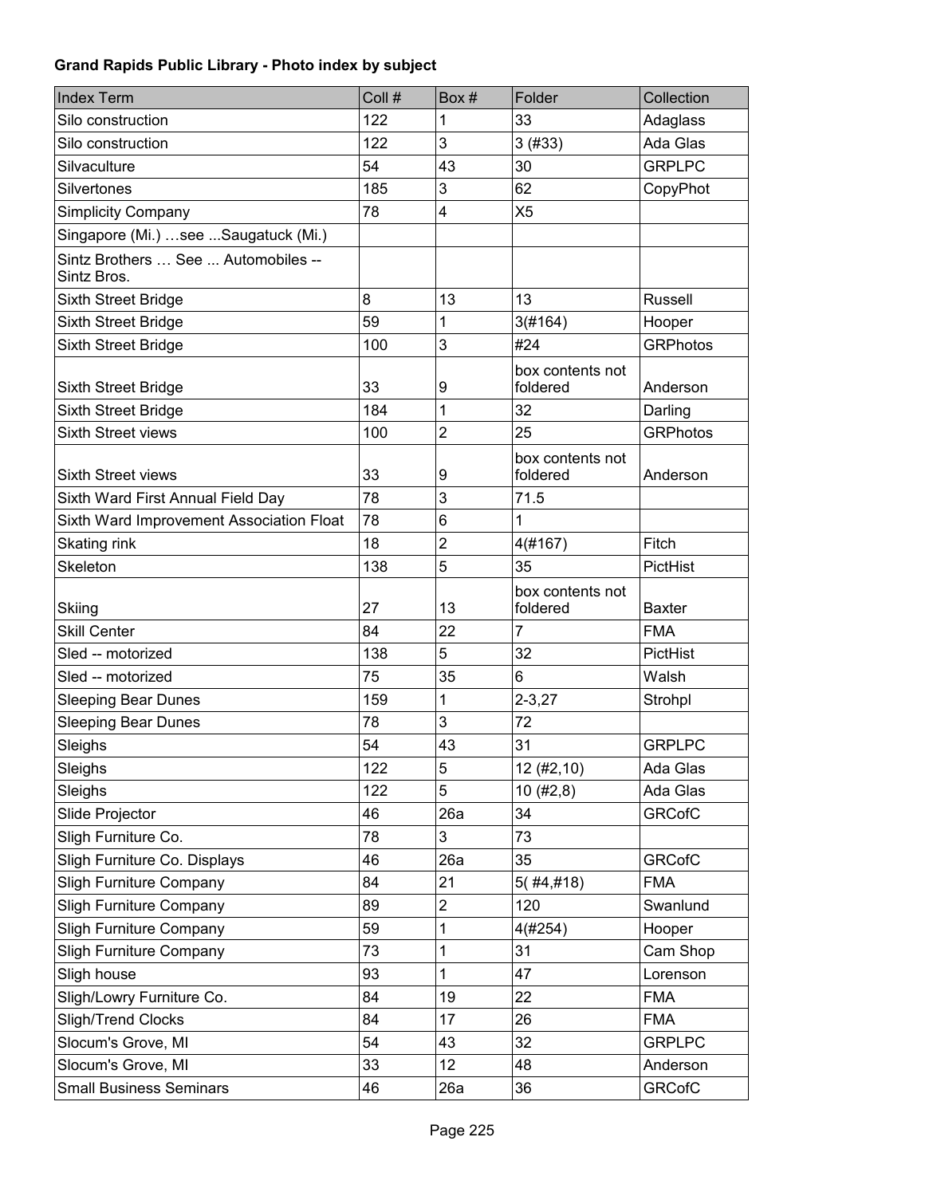**Grand Rapids Public Library - Photo index by subject**

| Index Term | Coll # | Box # | Folder | Collection |
| --- | --- | --- | --- | --- |
| Silo construction | 122 | 1 | 33 | Adaglass |
| Silo construction | 122 | 3 | 3 (#33) | Ada Glas |
| Silvaculture | 54 | 43 | 30 | GRPLPC |
| Silvertones | 185 | 3 | 62 | CopyPhot |
| Simplicity Company | 78 | 4 | X5 | |
| Singapore (Mi.) …see ...Saugatuck (Mi.) | | | | |
| Sintz Brothers … See ... Automobiles -- Sintz Bros. | | | | |
| Sixth Street Bridge | 8 | 13 | 13 | Russell |
| Sixth Street Bridge | 59 | 1 | 3(#164) | Hooper |
| Sixth Street Bridge | 100 | 3 | #24 | GRPhotos |
| Sixth Street Bridge | 33 | 9 | box contents not foldered | Anderson |
| Sixth Street Bridge | 184 | 1 | 32 | Darling |
| Sixth Street views | 100 | 2 | 25 | GRPhotos |
| Sixth Street views | 33 | 9 | box contents not foldered | Anderson |
| Sixth Ward First Annual Field Day | 78 | 3 | 71.5 | |
| Sixth Ward Improvement Association Float | 78 | 6 | 1 | |
| Skating rink | 18 | 2 | 4(#167) | Fitch |
| Skeleton | 138 | 5 | 35 | PictHist |
| Skiing | 27 | 13 | box contents not foldered | Baxter |
| Skill Center | 84 | 22 | 7 | FMA |
| Sled -- motorized | 138 | 5 | 32 | PictHist |
| Sled -- motorized | 75 | 35 | 6 | Walsh |
| Sleeping Bear Dunes | 159 | 1 | 2-3,27 | Strohpl |
| Sleeping Bear Dunes | 78 | 3 | 72 | |
| Sleighs | 54 | 43 | 31 | GRPLPC |
| Sleighs | 122 | 5 | 12 (#2,10) | Ada Glas |
| Sleighs | 122 | 5 | 10 (#2,8) | Ada Glas |
| Slide Projector | 46 | 26a | 34 | GRCofC |
| Sligh Furniture Co. | 78 | 3 | 73 | |
| Sligh Furniture Co. Displays | 46 | 26a | 35 | GRCofC |
| Sligh Furniture Company | 84 | 21 | 5( #4,#18) | FMA |
| Sligh Furniture Company | 89 | 2 | 120 | Swanlund |
| Sligh Furniture Company | 59 | 1 | 4(#254) | Hooper |
| Sligh Furniture Company | 73 | 1 | 31 | Cam Shop |
| Sligh house | 93 | 1 | 47 | Lorenson |
| Sligh/Lowry Furniture Co. | 84 | 19 | 22 | FMA |
| Sligh/Trend Clocks | 84 | 17 | 26 | FMA |
| Slocum's Grove, MI | 54 | 43 | 32 | GRPLPC |
| Slocum's Grove, MI | 33 | 12 | 48 | Anderson |
| Small Business Seminars | 46 | 26a | 36 | GRCofC |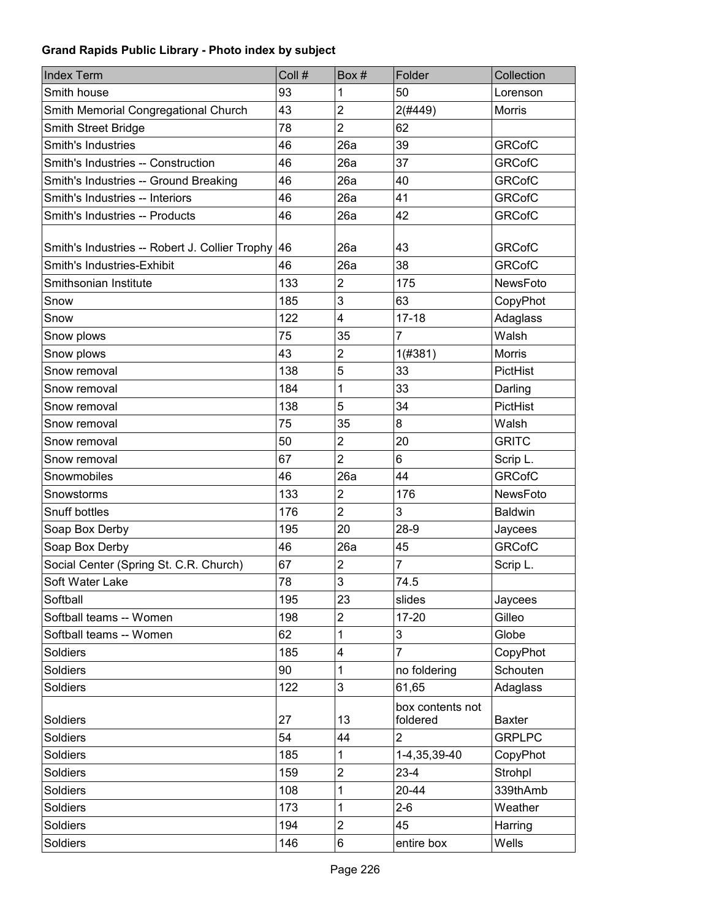**Grand Rapids Public Library - Photo index by subject**

| Index Term | Coll # | Box # | Folder | Collection |
|---|---|---|---|---|
| Smith house | 93 | 1 | 50 | Lorenson |
| Smith Memorial Congregational Church | 43 | 2 | 2(#449) | Morris |
| Smith Street Bridge | 78 | 2 | 62 | |
| Smith's Industries | 46 | 26a | 39 | GRCofC |
| Smith's Industries -- Construction | 46 | 26a | 37 | GRCofC |
| Smith's Industries -- Ground Breaking | 46 | 26a | 40 | GRCofC |
| Smith's Industries -- Interiors | 46 | 26a | 41 | GRCofC |
| Smith's Industries -- Products | 46 | 26a | 42 | GRCofC |
| Smith's Industries -- Robert J. Collier Trophy | 46 | 26a | 43 | GRCofC |
| Smith's Industries-Exhibit | 46 | 26a | 38 | GRCofC |
| Smithsonian Institute | 133 | 2 | 175 | NewsFoto |
| Snow | 185 | 3 | 63 | CopyPhot |
| Snow | 122 | 4 | 17-18 | Adaglass |
| Snow plows | 75 | 35 | 7 | Walsh |
| Snow plows | 43 | 2 | 1(#381) | Morris |
| Snow removal | 138 | 5 | 33 | PictHist |
| Snow removal | 184 | 1 | 33 | Darling |
| Snow removal | 138 | 5 | 34 | PictHist |
| Snow removal | 75 | 35 | 8 | Walsh |
| Snow removal | 50 | 2 | 20 | GRITC |
| Snow removal | 67 | 2 | 6 | Scrip L. |
| Snowmobiles | 46 | 26a | 44 | GRCofC |
| Snowstorms | 133 | 2 | 176 | NewsFoto |
| Snuff bottles | 176 | 2 | 3 | Baldwin |
| Soap Box Derby | 195 | 20 | 28-9 | Jaycees |
| Soap Box Derby | 46 | 26a | 45 | GRCofC |
| Social Center (Spring St. C.R. Church) | 67 | 2 | 7 | Scrip L. |
| Soft Water Lake | 78 | 3 | 74.5 | |
| Softball | 195 | 23 | slides | Jaycees |
| Softball teams -- Women | 198 | 2 | 17-20 | Gilleo |
| Softball teams -- Women | 62 | 1 | 3 | Globe |
| Soldiers | 185 | 4 | 7 | CopyPhot |
| Soldiers | 90 | 1 | no foldering | Schouten |
| Soldiers | 122 | 3 | 61,65 | Adaglass |
| Soldiers | 27 | 13 | box contents not foldered | Baxter |
| Soldiers | 54 | 44 | 2 | GRPLPC |
| Soldiers | 185 | 1 | 1-4,35,39-40 | CopyPhot |
| Soldiers | 159 | 2 | 23-4 | Strohpl |
| Soldiers | 108 | 1 | 20-44 | 339thAmb |
| Soldiers | 173 | 1 | 2-6 | Weather |
| Soldiers | 194 | 2 | 45 | Harring |
| Soldiers | 146 | 6 | entire box | Wells |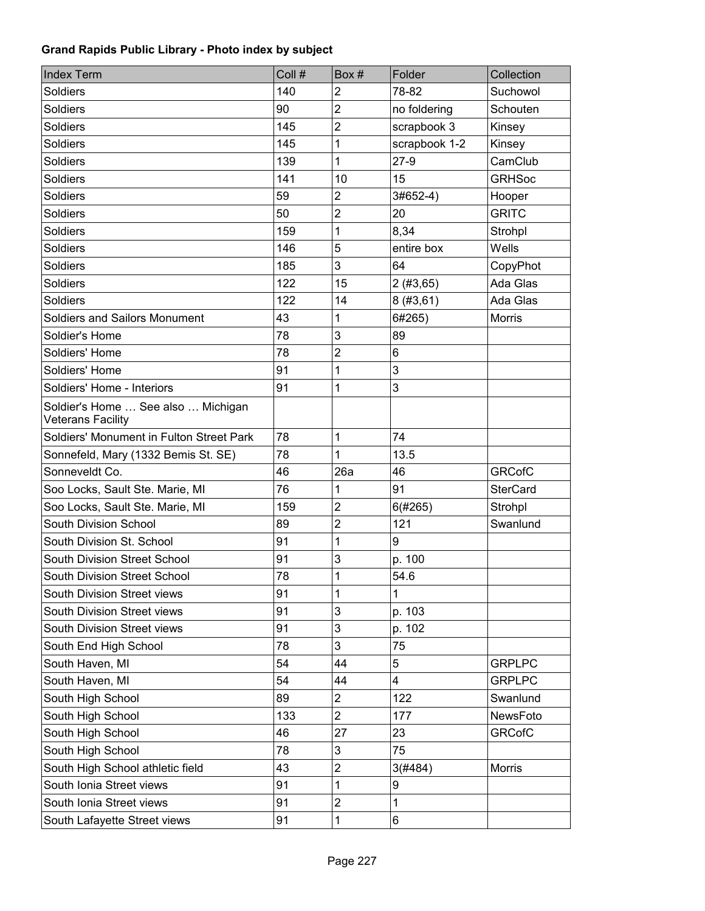**Grand Rapids Public Library - Photo index by subject**

| Index Term | Coll # | Box # | Folder | Collection |
|---|---|---|---|---|
| Soldiers | 140 | 2 | 78-82 | Suchowol |
| Soldiers | 90 | 2 | no foldering | Schouten |
| Soldiers | 145 | 2 | scrapbook 3 | Kinsey |
| Soldiers | 145 | 1 | scrapbook 1-2 | Kinsey |
| Soldiers | 139 | 1 | 27-9 | CamClub |
| Soldiers | 141 | 10 | 15 | GRHSoc |
| Soldiers | 59 | 2 | 3#652-4) | Hooper |
| Soldiers | 50 | 2 | 20 | GRITC |
| Soldiers | 159 | 1 | 8,34 | Strohpl |
| Soldiers | 146 | 5 | entire box | Wells |
| Soldiers | 185 | 3 | 64 | CopyPhot |
| Soldiers | 122 | 15 | 2 (#3,65) | Ada Glas |
| Soldiers | 122 | 14 | 8 (#3,61) | Ada Glas |
| Soldiers and Sailors Monument | 43 | 1 | 6#265) | Morris |
| Soldier's Home | 78 | 3 | 89 | |
| Soldiers' Home | 78 | 2 | 6 | |
| Soldiers' Home | 91 | 1 | 3 | |
| Soldiers' Home - Interiors | 91 | 1 | 3 | |
| Soldier's Home … See also … Michigan Veterans Facility | | | | |
| Soldiers' Monument in Fulton Street Park | 78 | 1 | 74 | |
| Sonnefeld, Mary (1332 Bemis St. SE) | 78 | 1 | 13.5 | |
| Sonneveldt Co. | 46 | 26a | 46 | GRCofC |
| Soo Locks, Sault Ste. Marie, MI | 76 | 1 | 91 | SterCard |
| Soo Locks, Sault Ste. Marie, MI | 159 | 2 | 6(#265) | Strohpl |
| South Division School | 89 | 2 | 121 | Swanlund |
| South Division St. School | 91 | 1 | 9 | |
| South Division Street School | 91 | 3 | p. 100 | |
| South Division Street School | 78 | 1 | 54.6 | |
| South Division Street views | 91 | 1 | 1 | |
| South Division Street views | 91 | 3 | p. 103 | |
| South Division Street views | 91 | 3 | p. 102 | |
| South End High School | 78 | 3 | 75 | |
| South Haven, MI | 54 | 44 | 5 | GRPLPC |
| South Haven, MI | 54 | 44 | 4 | GRPLPC |
| South High School | 89 | 2 | 122 | Swanlund |
| South High School | 133 | 2 | 177 | NewsFoto |
| South High School | 46 | 27 | 23 | GRCofC |
| South High School | 78 | 3 | 75 | |
| South High School athletic field | 43 | 2 | 3(#484) | Morris |
| South Ionia Street views | 91 | 1 | 9 | |
| South Ionia Street views | 91 | 2 | 1 | |
| South Lafayette Street views | 91 | 1 | 6 | |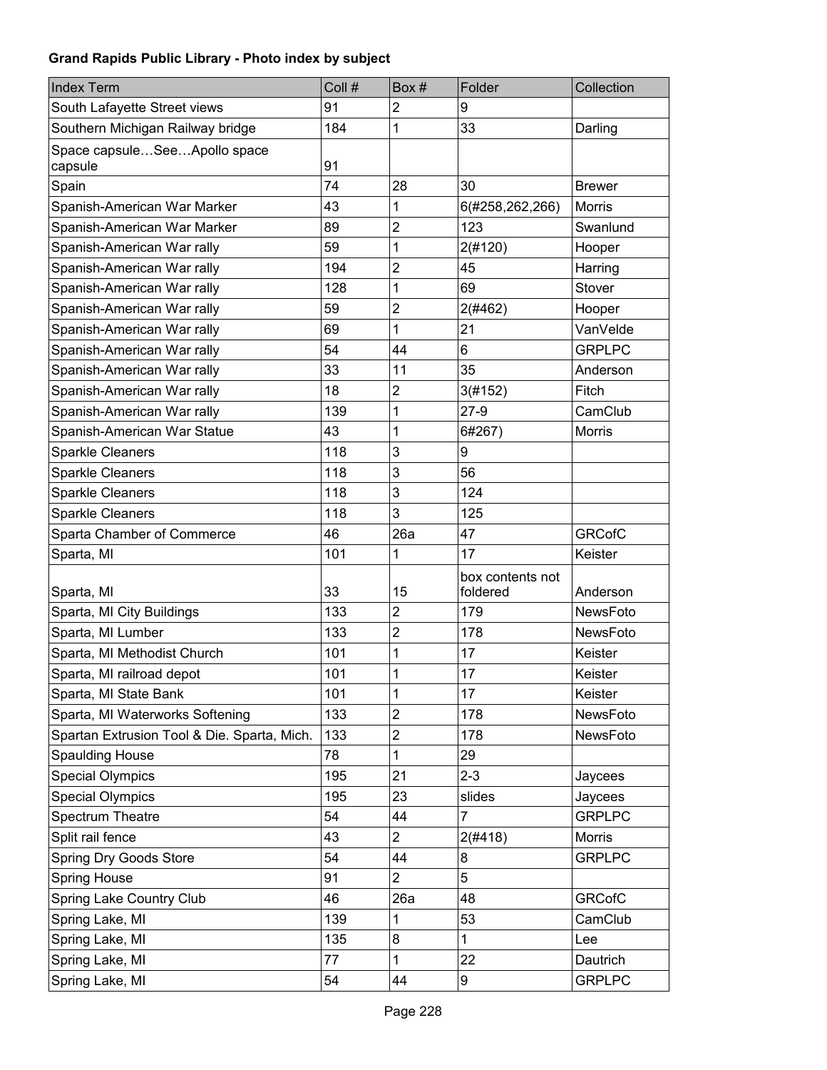**Grand Rapids Public Library - Photo index by subject**

| Index Term | Coll # | Box # | Folder | Collection |
|---|---|---|---|---|
| South Lafayette Street views | 91 | 2 | 9 | |
| Southern Michigan Railway bridge | 184 | 1 | 33 | Darling |
| Space capsule…See…Apollo space capsule | 91 | | | |
| Spain | 74 | 28 | 30 | Brewer |
| Spanish-American War Marker | 43 | 1 | 6(#258,262,266) | Morris |
| Spanish-American War Marker | 89 | 2 | 123 | Swanlund |
| Spanish-American War rally | 59 | 1 | 2(#120) | Hooper |
| Spanish-American War rally | 194 | 2 | 45 | Harring |
| Spanish-American War rally | 128 | 1 | 69 | Stover |
| Spanish-American War rally | 59 | 2 | 2(#462) | Hooper |
| Spanish-American War rally | 69 | 1 | 21 | VanVelde |
| Spanish-American War rally | 54 | 44 | 6 | GRPLPC |
| Spanish-American War rally | 33 | 11 | 35 | Anderson |
| Spanish-American War rally | 18 | 2 | 3(#152) | Fitch |
| Spanish-American War rally | 139 | 1 | 27-9 | CamClub |
| Spanish-American War Statue | 43 | 1 | 6#267) | Morris |
| Sparkle Cleaners | 118 | 3 | 9 | |
| Sparkle Cleaners | 118 | 3 | 56 | |
| Sparkle Cleaners | 118 | 3 | 124 | |
| Sparkle Cleaners | 118 | 3 | 125 | |
| Sparta Chamber of Commerce | 46 | 26a | 47 | GRCofC |
| Sparta, MI | 101 | 1 | 17 | Keister |
| Sparta, MI | 33 | 15 | box contents not foldered | Anderson |
| Sparta, MI City Buildings | 133 | 2 | 179 | NewsFoto |
| Sparta, MI Lumber | 133 | 2 | 178 | NewsFoto |
| Sparta, MI Methodist Church | 101 | 1 | 17 | Keister |
| Sparta, MI railroad depot | 101 | 1 | 17 | Keister |
| Sparta, MI State Bank | 101 | 1 | 17 | Keister |
| Sparta, MI Waterworks Softening | 133 | 2 | 178 | NewsFoto |
| Spartan Extrusion Tool & Die. Sparta, Mich. | 133 | 2 | 178 | NewsFoto |
| Spaulding House | 78 | 1 | 29 | |
| Special Olympics | 195 | 21 | 2-3 | Jaycees |
| Special Olympics | 195 | 23 | slides | Jaycees |
| Spectrum Theatre | 54 | 44 | 7 | GRPLPC |
| Split rail fence | 43 | 2 | 2(#418) | Morris |
| Spring Dry Goods Store | 54 | 44 | 8 | GRPLPC |
| Spring House | 91 | 2 | 5 | |
| Spring Lake Country Club | 46 | 26a | 48 | GRCofC |
| Spring Lake, MI | 139 | 1 | 53 | CamClub |
| Spring Lake, MI | 135 | 8 | 1 | Lee |
| Spring Lake, MI | 77 | 1 | 22 | Dautrich |
| Spring Lake, MI | 54 | 44 | 9 | GRPLPC |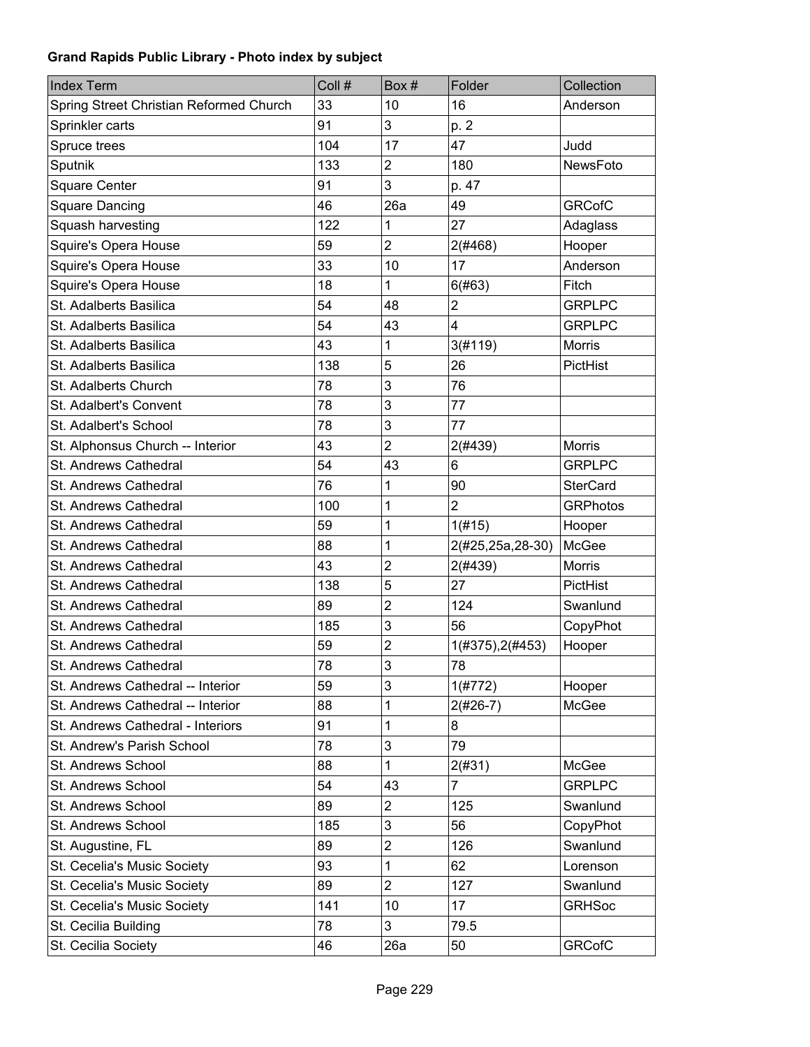**Grand Rapids Public Library - Photo index by subject**

| Index Term | Coll # | Box # | Folder | Collection |
| --- | --- | --- | --- | --- |
| Spring Street Christian Reformed Church | 33 | 10 | 16 | Anderson |
| Sprinkler carts | 91 | 3 | p. 2 | |
| Spruce trees | 104 | 17 | 47 | Judd |
| Sputnik | 133 | 2 | 180 | NewsFoto |
| Square Center | 91 | 3 | p. 47 | |
| Square Dancing | 46 | 26a | 49 | GRCofC |
| Squash harvesting | 122 | 1 | 27 | Adaglass |
| Squire's Opera House | 59 | 2 | 2(#468) | Hooper |
| Squire's Opera House | 33 | 10 | 17 | Anderson |
| Squire's Opera House | 18 | 1 | 6(#63) | Fitch |
| St. Adalberts Basilica | 54 | 48 | 2 | GRPLPC |
| St. Adalberts Basilica | 54 | 43 | 4 | GRPLPC |
| St. Adalberts Basilica | 43 | 1 | 3(#119) | Morris |
| St. Adalberts Basilica | 138 | 5 | 26 | PictHist |
| St. Adalberts Church | 78 | 3 | 76 | |
| St. Adalbert's Convent | 78 | 3 | 77 | |
| St. Adalbert's School | 78 | 3 | 77 | |
| St. Alphonsus Church -- Interior | 43 | 2 | 2(#439) | Morris |
| St. Andrews Cathedral | 54 | 43 | 6 | GRPLPC |
| St. Andrews Cathedral | 76 | 1 | 90 | SterCard |
| St. Andrews Cathedral | 100 | 1 | 2 | GRPhotos |
| St. Andrews Cathedral | 59 | 1 | 1(#15) | Hooper |
| St. Andrews Cathedral | 88 | 1 | 2(#25,25a,28-30) | McGee |
| St. Andrews Cathedral | 43 | 2 | 2(#439) | Morris |
| St. Andrews Cathedral | 138 | 5 | 27 | PictHist |
| St. Andrews Cathedral | 89 | 2 | 124 | Swanlund |
| St. Andrews Cathedral | 185 | 3 | 56 | CopyPhot |
| St. Andrews Cathedral | 59 | 2 | 1(#375),2(#453) | Hooper |
| St. Andrews Cathedral | 78 | 3 | 78 | |
| St. Andrews Cathedral -- Interior | 59 | 3 | 1(#772) | Hooper |
| St. Andrews Cathedral -- Interior | 88 | 1 | 2(#26-7) | McGee |
| St. Andrews Cathedral - Interiors | 91 | 1 | 8 | |
| St. Andrew's Parish School | 78 | 3 | 79 | |
| St. Andrews School | 88 | 1 | 2(#31) | McGee |
| St. Andrews School | 54 | 43 | 7 | GRPLPC |
| St. Andrews School | 89 | 2 | 125 | Swanlund |
| St. Andrews School | 185 | 3 | 56 | CopyPhot |
| St. Augustine, FL | 89 | 2 | 126 | Swanlund |
| St. Cecelia's Music Society | 93 | 1 | 62 | Lorenson |
| St. Cecelia's Music Society | 89 | 2 | 127 | Swanlund |
| St. Cecelia's Music Society | 141 | 10 | 17 | GRHSoc |
| St. Cecilia Building | 78 | 3 | 79.5 | |
| St. Cecilia Society | 46 | 26a | 50 | GRCofC |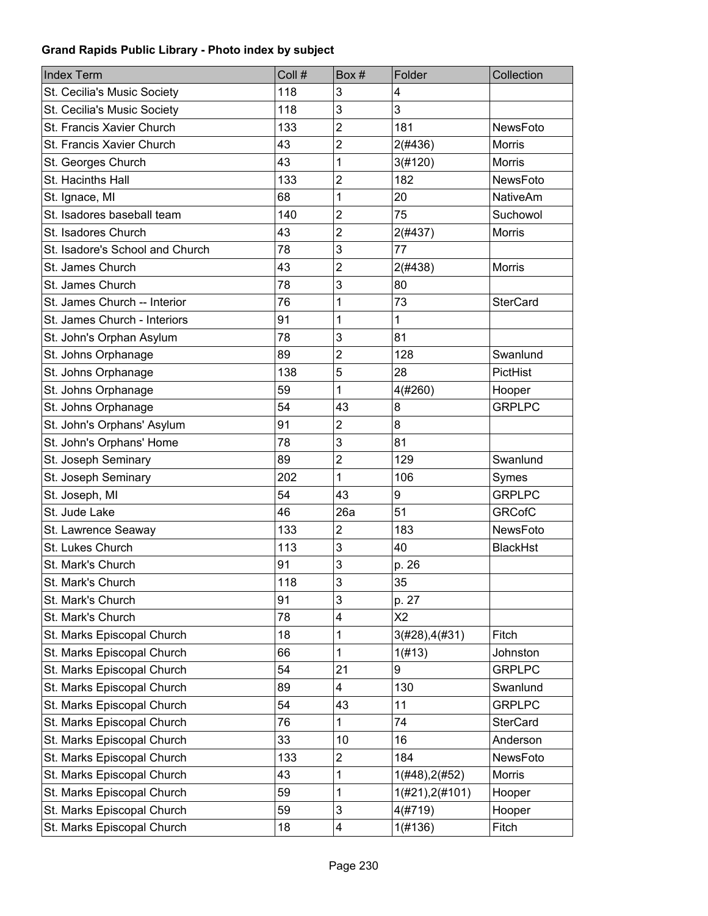**Grand Rapids Public Library - Photo index by subject**

| Index Term | Coll # | Box # | Folder | Collection |
|---|---|---|---|---|
| St. Cecilia's Music Society | 118 | 3 | 4 | |
| St. Cecilia's Music Society | 118 | 3 | 3 | |
| St. Francis Xavier Church | 133 | 2 | 181 | NewsFoto |
| St. Francis Xavier Church | 43 | 2 | 2(#436) | Morris |
| St. Georges Church | 43 | 1 | 3(#120) | Morris |
| St. Hacinths Hall | 133 | 2 | 182 | NewsFoto |
| St. Ignace, MI | 68 | 1 | 20 | NativeAm |
| St. Isadores baseball team | 140 | 2 | 75 | Suchowol |
| St. Isadores Church | 43 | 2 | 2(#437) | Morris |
| St. Isadore's School and Church | 78 | 3 | 77 | |
| St. James Church | 43 | 2 | 2(#438) | Morris |
| St. James Church | 78 | 3 | 80 | |
| St. James Church -- Interior | 76 | 1 | 73 | SterCard |
| St. James Church - Interiors | 91 | 1 | 1 | |
| St. John's Orphan Asylum | 78 | 3 | 81 | |
| St. Johns Orphanage | 89 | 2 | 128 | Swanlund |
| St. Johns Orphanage | 138 | 5 | 28 | PictHist |
| St. Johns Orphanage | 59 | 1 | 4(#260) | Hooper |
| St. Johns Orphanage | 54 | 43 | 8 | GRPLPC |
| St. John's Orphans' Asylum | 91 | 2 | 8 | |
| St. John's Orphans' Home | 78 | 3 | 81 | |
| St. Joseph Seminary | 89 | 2 | 129 | Swanlund |
| St. Joseph Seminary | 202 | 1 | 106 | Symes |
| St. Joseph, MI | 54 | 43 | 9 | GRPLPC |
| St. Jude Lake | 46 | 26a | 51 | GRCofC |
| St. Lawrence Seaway | 133 | 2 | 183 | NewsFoto |
| St. Lukes Church | 113 | 3 | 40 | BlackHst |
| St. Mark's Church | 91 | 3 | p. 26 | |
| St. Mark's Church | 118 | 3 | 35 | |
| St. Mark's Church | 91 | 3 | p. 27 | |
| St. Mark's Church | 78 | 4 | X2 | |
| St. Marks Episcopal Church | 18 | 1 | 3(#28),4(#31) | Fitch |
| St. Marks Episcopal Church | 66 | 1 | 1(#13) | Johnston |
| St. Marks Episcopal Church | 54 | 21 | 9 | GRPLPC |
| St. Marks Episcopal Church | 89 | 4 | 130 | Swanlund |
| St. Marks Episcopal Church | 54 | 43 | 11 | GRPLPC |
| St. Marks Episcopal Church | 76 | 1 | 74 | SterCard |
| St. Marks Episcopal Church | 33 | 10 | 16 | Anderson |
| St. Marks Episcopal Church | 133 | 2 | 184 | NewsFoto |
| St. Marks Episcopal Church | 43 | 1 | 1(#48),2(#52) | Morris |
| St. Marks Episcopal Church | 59 | 1 | 1(#21),2(#101) | Hooper |
| St. Marks Episcopal Church | 59 | 3 | 4(#719) | Hooper |
| St. Marks Episcopal Church | 18 | 4 | 1(#136) | Fitch |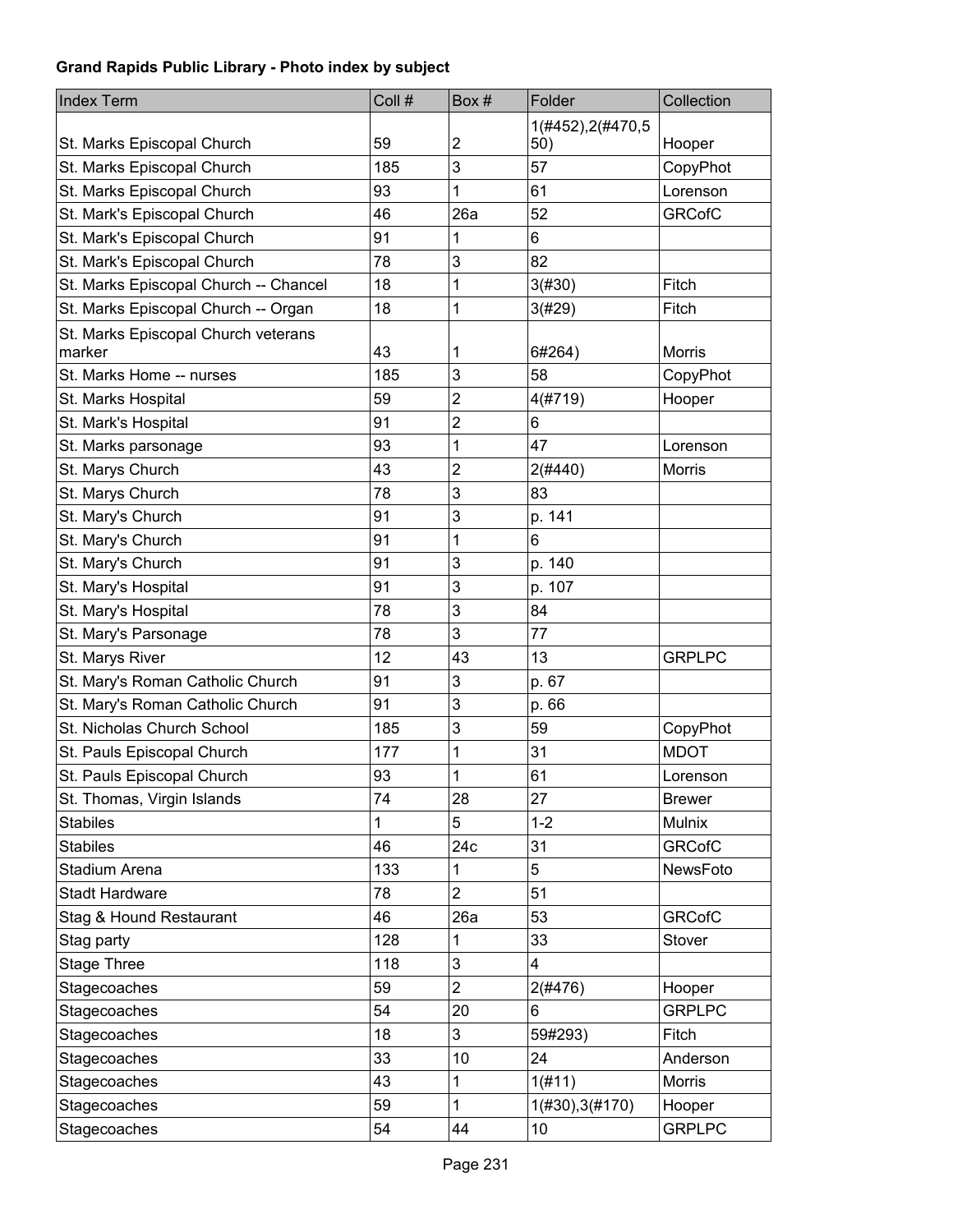**Grand Rapids Public Library - Photo index by subject**

| Index Term | Coll # | Box # | Folder | Collection |
|---|---|---|---|---|
| St. Marks Episcopal Church | 59 | 2 | 1(#452),2(#470,550) | Hooper |
| St. Marks Episcopal Church | 185 | 3 | 57 | CopyPhot |
| St. Marks Episcopal Church | 93 | 1 | 61 | Lorenson |
| St. Mark's Episcopal Church | 46 | 26a | 52 | GRCofC |
| St. Mark's Episcopal Church | 91 | 1 | 6 | |
| St. Mark's Episcopal Church | 78 | 3 | 82 | |
| St. Marks Episcopal Church -- Chancel | 18 | 1 | 3(#30) | Fitch |
| St. Marks Episcopal Church -- Organ | 18 | 1 | 3(#29) | Fitch |
| St. Marks Episcopal Church veterans marker | 43 | 1 | 6#264) | Morris |
| St. Marks Home -- nurses | 185 | 3 | 58 | CopyPhot |
| St. Marks Hospital | 59 | 2 | 4(#719) | Hooper |
| St. Mark's Hospital | 91 | 2 | 6 | |
| St. Marks parsonage | 93 | 1 | 47 | Lorenson |
| St. Marys Church | 43 | 2 | 2(#440) | Morris |
| St. Marys Church | 78 | 3 | 83 | |
| St. Mary's Church | 91 | 3 | p. 141 | |
| St. Mary's Church | 91 | 1 | 6 | |
| St. Mary's Church | 91 | 3 | p. 140 | |
| St. Mary's Hospital | 91 | 3 | p. 107 | |
| St. Mary's Hospital | 78 | 3 | 84 | |
| St. Mary's Parsonage | 78 | 3 | 77 | |
| St. Marys River | 12 | 43 | 13 | GRPLPC |
| St. Mary's Roman Catholic Church | 91 | 3 | p. 67 | |
| St. Mary's Roman Catholic Church | 91 | 3 | p. 66 | |
| St. Nicholas Church School | 185 | 3 | 59 | CopyPhot |
| St. Pauls Episcopal Church | 177 | 1 | 31 | MDOT |
| St. Pauls Episcopal Church | 93 | 1 | 61 | Lorenson |
| St. Thomas, Virgin Islands | 74 | 28 | 27 | Brewer |
| Stabiles | 1 | 5 | 1-2 | Mulnix |
| Stabiles | 46 | 24c | 31 | GRCofC |
| Stadium Arena | 133 | 1 | 5 | NewsFoto |
| Stadt Hardware | 78 | 2 | 51 | |
| Stag & Hound Restaurant | 46 | 26a | 53 | GRCofC |
| Stag party | 128 | 1 | 33 | Stover |
| Stage Three | 118 | 3 | 4 | |
| Stagecoaches | 59 | 2 | 2(#476) | Hooper |
| Stagecoaches | 54 | 20 | 6 | GRPLPC |
| Stagecoaches | 18 | 3 | 59#293) | Fitch |
| Stagecoaches | 33 | 10 | 24 | Anderson |
| Stagecoaches | 43 | 1 | 1(#11) | Morris |
| Stagecoaches | 59 | 1 | 1(#30),3(#170) | Hooper |
| Stagecoaches | 54 | 44 | 10 | GRPLPC |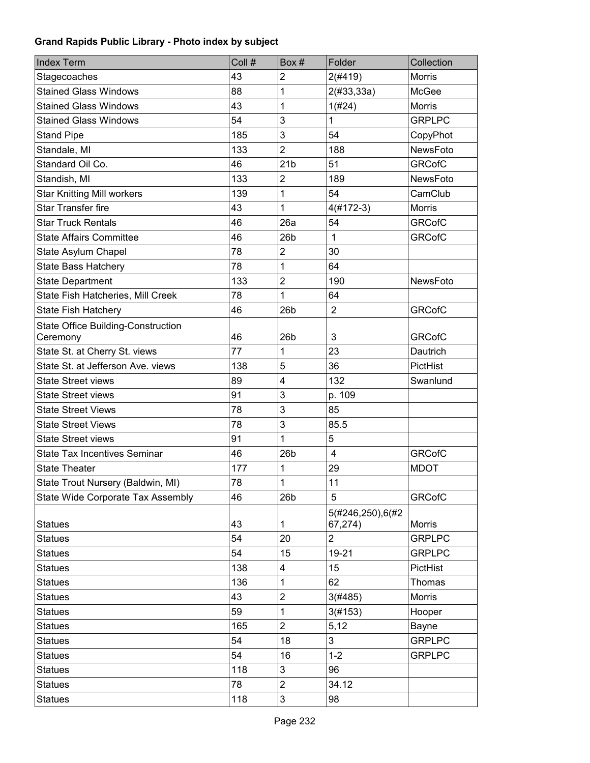**Grand Rapids Public Library - Photo index by subject**

| Index Term | Coll # | Box # | Folder | Collection |
|---|---|---|---|---|
| Stagecoaches | 43 | 2 | 2(#419) | Morris |
| Stained Glass Windows | 88 | 1 | 2(#33,33a) | McGee |
| Stained Glass Windows | 43 | 1 | 1(#24) | Morris |
| Stained Glass Windows | 54 | 3 | 1 | GRPLPC |
| Stand Pipe | 185 | 3 | 54 | CopyPhot |
| Standale, MI | 133 | 2 | 188 | NewsFoto |
| Standard Oil Co. | 46 | 21b | 51 | GRCofC |
| Standish, MI | 133 | 2 | 189 | NewsFoto |
| Star Knitting Mill workers | 139 | 1 | 54 | CamClub |
| Star Transfer fire | 43 | 1 | 4(#172-3) | Morris |
| Star Truck Rentals | 46 | 26a | 54 | GRCofC |
| State Affairs Committee | 46 | 26b | 1 | GRCofC |
| State Asylum Chapel | 78 | 2 | 30 | |
| State Bass Hatchery | 78 | 1 | 64 | |
| State Department | 133 | 2 | 190 | NewsFoto |
| State Fish Hatcheries, Mill Creek | 78 | 1 | 64 | |
| State Fish Hatchery | 46 | 26b | 2 | GRCofC |
| State Office Building-Construction Ceremony | 46 | 26b | 3 | GRCofC |
| State St. at Cherry St. views | 77 | 1 | 23 | Dautrich |
| State St. at Jefferson Ave. views | 138 | 5 | 36 | PictHist |
| State Street views | 89 | 4 | 132 | Swanlund |
| State Street views | 91 | 3 | p. 109 | |
| State Street Views | 78 | 3 | 85 | |
| State Street Views | 78 | 3 | 85.5 | |
| State Street views | 91 | 1 | 5 | |
| State Tax Incentives Seminar | 46 | 26b | 4 | GRCofC |
| State Theater | 177 | 1 | 29 | MDOT |
| State Trout Nursery (Baldwin, MI) | 78 | 1 | 11 | |
| State Wide Corporate Tax Assembly | 46 | 26b | 5 | GRCofC |
| Statues | 43 | 1 | 5(#246,250),6(#267,274) | Morris |
| Statues | 54 | 20 | 2 | GRPLPC |
| Statues | 54 | 15 | 19-21 | GRPLPC |
| Statues | 138 | 4 | 15 | PictHist |
| Statues | 136 | 1 | 62 | Thomas |
| Statues | 43 | 2 | 3(#485) | Morris |
| Statues | 59 | 1 | 3(#153) | Hooper |
| Statues | 165 | 2 | 5,12 | Bayne |
| Statues | 54 | 18 | 3 | GRPLPC |
| Statues | 54 | 16 | 1-2 | GRPLPC |
| Statues | 118 | 3 | 96 | |
| Statues | 78 | 2 | 34.12 | |
| Statues | 118 | 3 | 98 | |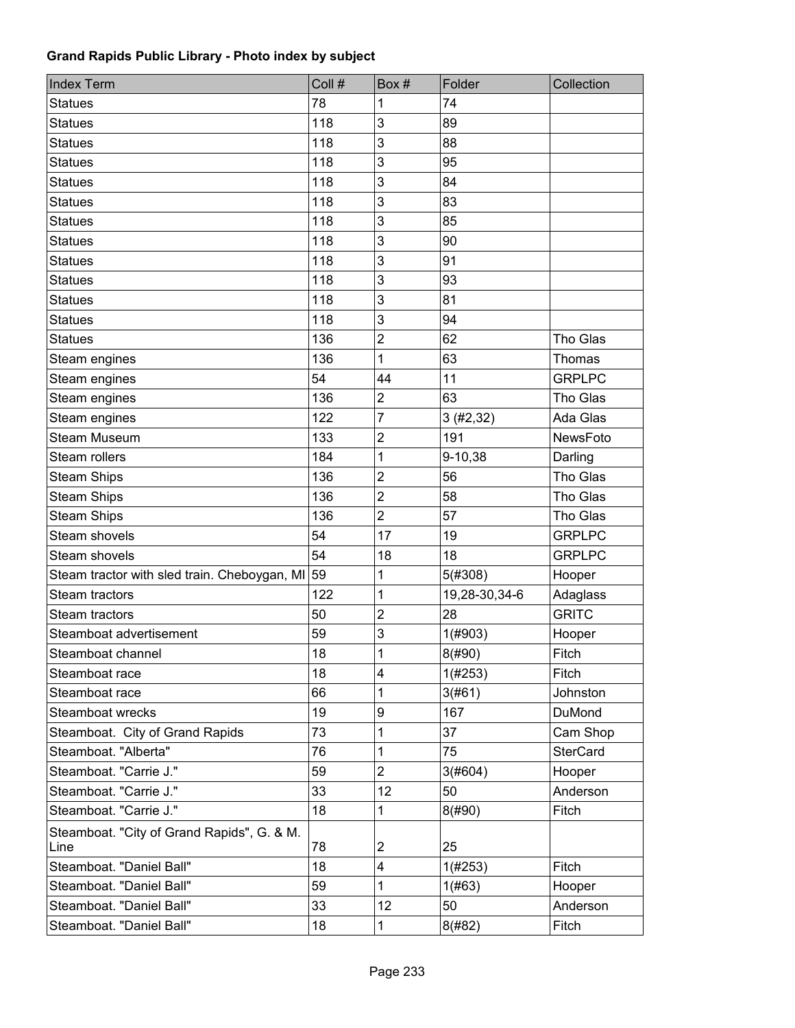**Grand Rapids Public Library - Photo index by subject**

| Index Term | Coll # | Box # | Folder | Collection |
|---|---|---|---|---|
| Statues | 78 | 1 | 74 | |
| Statues | 118 | 3 | 89 | |
| Statues | 118 | 3 | 88 | |
| Statues | 118 | 3 | 95 | |
| Statues | 118 | 3 | 84 | |
| Statues | 118 | 3 | 83 | |
| Statues | 118 | 3 | 85 | |
| Statues | 118 | 3 | 90 | |
| Statues | 118 | 3 | 91 | |
| Statues | 118 | 3 | 93 | |
| Statues | 118 | 3 | 81 | |
| Statues | 118 | 3 | 94 | |
| Statues | 136 | 2 | 62 | Tho Glas |
| Steam engines | 136 | 1 | 63 | Thomas |
| Steam engines | 54 | 44 | 11 | GRPLPC |
| Steam engines | 136 | 2 | 63 | Tho Glas |
| Steam engines | 122 | 7 | 3 (#2,32) | Ada Glas |
| Steam Museum | 133 | 2 | 191 | NewsFoto |
| Steam rollers | 184 | 1 | 9-10,38 | Darling |
| Steam Ships | 136 | 2 | 56 | Tho Glas |
| Steam Ships | 136 | 2 | 58 | Tho Glas |
| Steam Ships | 136 | 2 | 57 | Tho Glas |
| Steam shovels | 54 | 17 | 19 | GRPLPC |
| Steam shovels | 54 | 18 | 18 | GRPLPC |
| Steam tractor with sled train. Cheboygan, MI | 59 | 1 | 5(#308) | Hooper |
| Steam tractors | 122 | 1 | 19,28-30,34-6 | Adaglass |
| Steam tractors | 50 | 2 | 28 | GRITC |
| Steamboat advertisement | 59 | 3 | 1(#903) | Hooper |
| Steamboat channel | 18 | 1 | 8(#90) | Fitch |
| Steamboat race | 18 | 4 | 1(#253) | Fitch |
| Steamboat race | 66 | 1 | 3(#61) | Johnston |
| Steamboat wrecks | 19 | 9 | 167 | DuMond |
| Steamboat. City of Grand Rapids | 73 | 1 | 37 | Cam Shop |
| Steamboat. "Alberta" | 76 | 1 | 75 | SterCard |
| Steamboat. "Carrie J." | 59 | 2 | 3(#604) | Hooper |
| Steamboat. "Carrie J." | 33 | 12 | 50 | Anderson |
| Steamboat. "Carrie J." | 18 | 1 | 8(#90) | Fitch |
| Steamboat. "City of Grand Rapids", G. & M. Line | 78 | 2 | 25 | |
| Steamboat. "Daniel Ball" | 18 | 4 | 1(#253) | Fitch |
| Steamboat. "Daniel Ball" | 59 | 1 | 1(#63) | Hooper |
| Steamboat. "Daniel Ball" | 33 | 12 | 50 | Anderson |
| Steamboat. "Daniel Ball" | 18 | 1 | 8(#82) | Fitch |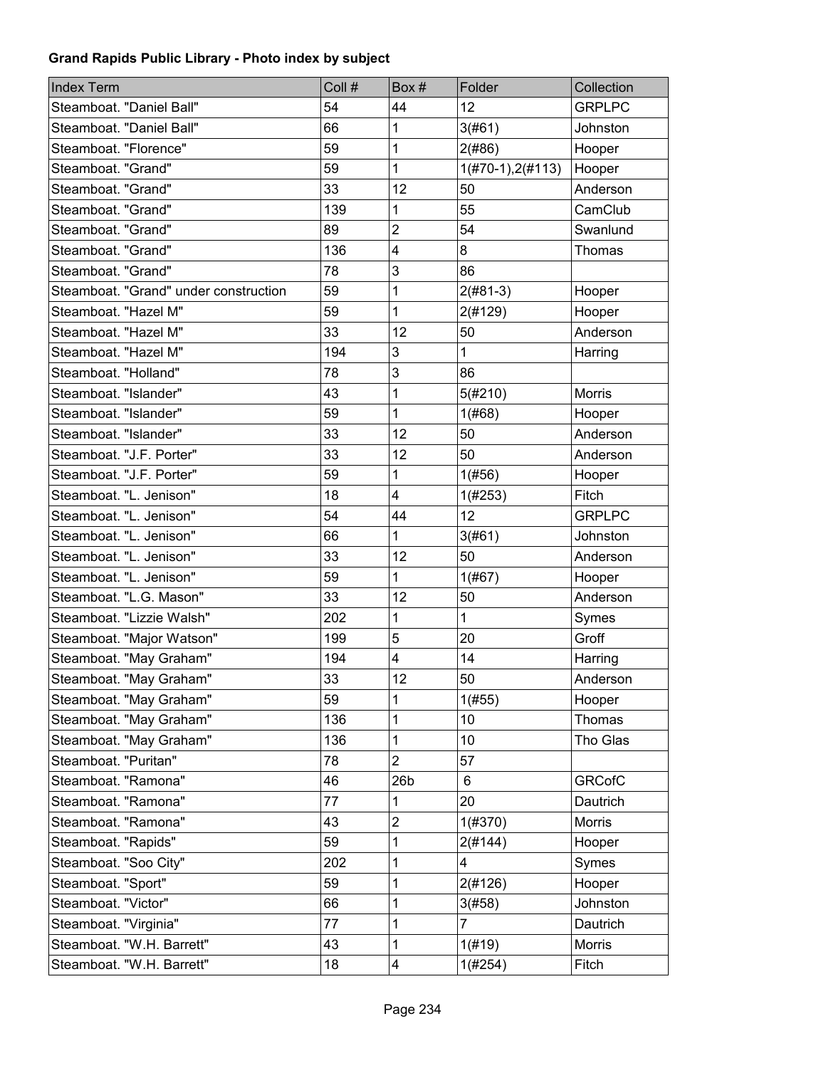**Grand Rapids Public Library - Photo index by subject**

| Index Term | Coll # | Box # | Folder | Collection |
|---|---|---|---|---|
| Steamboat. "Daniel Ball" | 54 | 44 | 12 | GRPLPC |
| Steamboat. "Daniel Ball" | 66 | 1 | 3(#61) | Johnston |
| Steamboat. "Florence" | 59 | 1 | 2(#86) | Hooper |
| Steamboat. "Grand" | 59 | 1 | 1(#70-1),2(#113) | Hooper |
| Steamboat. "Grand" | 33 | 12 | 50 | Anderson |
| Steamboat. "Grand" | 139 | 1 | 55 | CamClub |
| Steamboat. "Grand" | 89 | 2 | 54 | Swanlund |
| Steamboat. "Grand" | 136 | 4 | 8 | Thomas |
| Steamboat. "Grand" | 78 | 3 | 86 | |
| Steamboat. "Grand" under construction | 59 | 1 | 2(#81-3) | Hooper |
| Steamboat. "Hazel M" | 59 | 1 | 2(#129) | Hooper |
| Steamboat. "Hazel M" | 33 | 12 | 50 | Anderson |
| Steamboat. "Hazel M" | 194 | 3 | 1 | Harring |
| Steamboat. "Holland" | 78 | 3 | 86 | |
| Steamboat. "Islander" | 43 | 1 | 5(#210) | Morris |
| Steamboat. "Islander" | 59 | 1 | 1(#68) | Hooper |
| Steamboat. "Islander" | 33 | 12 | 50 | Anderson |
| Steamboat. "J.F. Porter" | 33 | 12 | 50 | Anderson |
| Steamboat. "J.F. Porter" | 59 | 1 | 1(#56) | Hooper |
| Steamboat. "L. Jenison" | 18 | 4 | 1(#253) | Fitch |
| Steamboat. "L. Jenison" | 54 | 44 | 12 | GRPLPC |
| Steamboat. "L. Jenison" | 66 | 1 | 3(#61) | Johnston |
| Steamboat. "L. Jenison" | 33 | 12 | 50 | Anderson |
| Steamboat. "L. Jenison" | 59 | 1 | 1(#67) | Hooper |
| Steamboat. "L.G. Mason" | 33 | 12 | 50 | Anderson |
| Steamboat. "Lizzie Walsh" | 202 | 1 | 1 | Symes |
| Steamboat. "Major Watson" | 199 | 5 | 20 | Groff |
| Steamboat. "May Graham" | 194 | 4 | 14 | Harring |
| Steamboat. "May Graham" | 33 | 12 | 50 | Anderson |
| Steamboat. "May Graham" | 59 | 1 | 1(#55) | Hooper |
| Steamboat. "May Graham" | 136 | 1 | 10 | Thomas |
| Steamboat. "May Graham" | 136 | 1 | 10 | Tho Glas |
| Steamboat. "Puritan" | 78 | 2 | 57 | |
| Steamboat. "Ramona" | 46 | 26b | 6 | GRCofC |
| Steamboat. "Ramona" | 77 | 1 | 20 | Dautrich |
| Steamboat. "Ramona" | 43 | 2 | 1(#370) | Morris |
| Steamboat. "Rapids" | 59 | 1 | 2(#144) | Hooper |
| Steamboat. "Soo City" | 202 | 1 | 4 | Symes |
| Steamboat. "Sport" | 59 | 1 | 2(#126) | Hooper |
| Steamboat. "Victor" | 66 | 1 | 3(#58) | Johnston |
| Steamboat. "Virginia" | 77 | 1 | 7 | Dautrich |
| Steamboat. "W.H. Barrett" | 43 | 1 | 1(#19) | Morris |
| Steamboat. "W.H. Barrett" | 18 | 4 | 1(#254) | Fitch |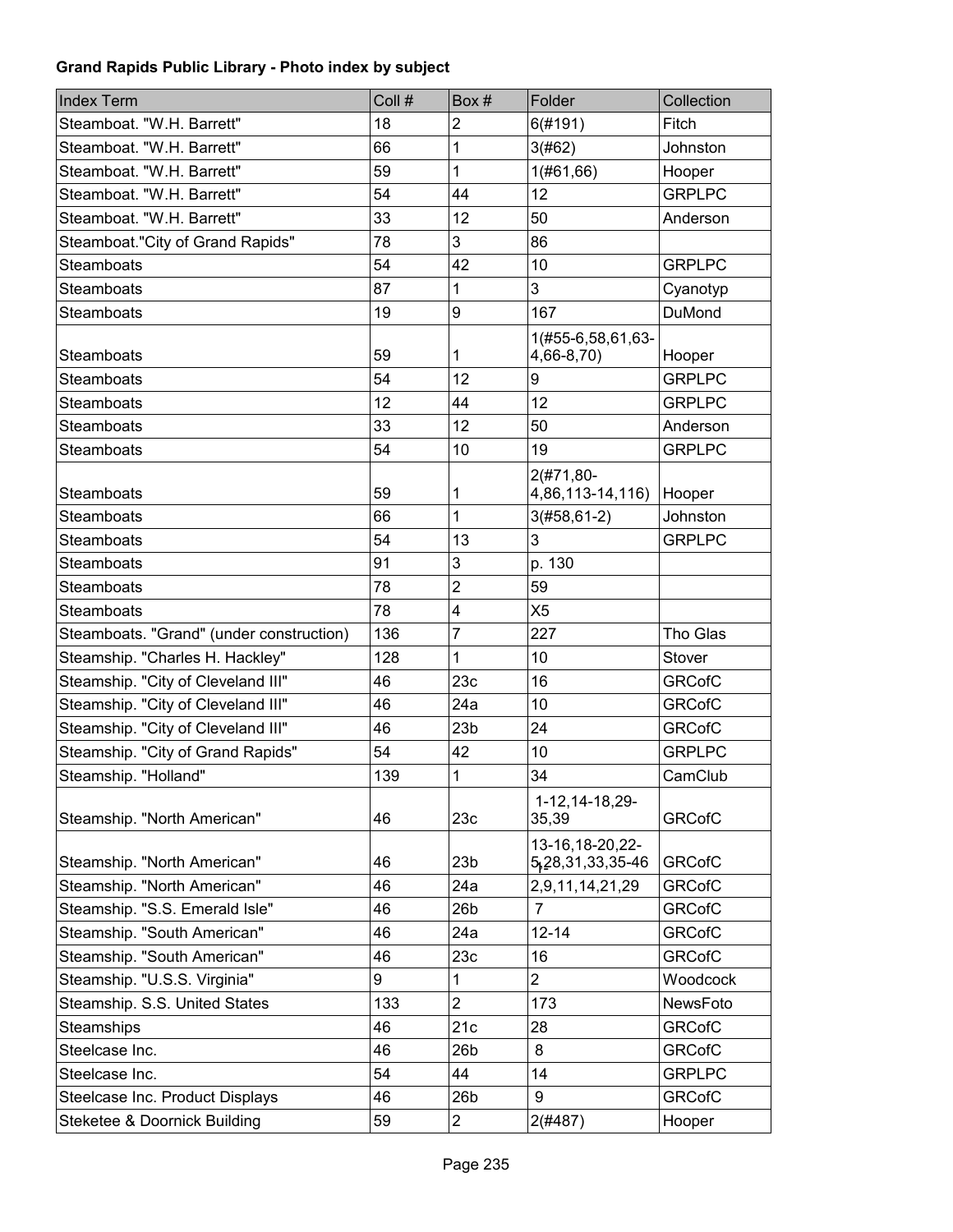**Grand Rapids Public Library - Photo index by subject**

| Index Term | Coll # | Box # | Folder | Collection |
| --- | --- | --- | --- | --- |
| Steamboat. "W.H. Barrett" | 18 | 2 | 6(#191) | Fitch |
| Steamboat. "W.H. Barrett" | 66 | 1 | 3(#62) | Johnston |
| Steamboat. "W.H. Barrett" | 59 | 1 | 1(#61,66) | Hooper |
| Steamboat. "W.H. Barrett" | 54 | 44 | 12 | GRPLPC |
| Steamboat. "W.H. Barrett" | 33 | 12 | 50 | Anderson |
| Steamboat."City of Grand Rapids" | 78 | 3 | 86 | |
| Steamboats | 54 | 42 | 10 | GRPLPC |
| Steamboats | 87 | 1 | 3 | Cyanotyp |
| Steamboats | 19 | 9 | 167 | DuMond |
| Steamboats | 59 | 1 | 1(#55-6,58,61,63-4,66-8,70) | Hooper |
| Steamboats | 54 | 12 | 9 | GRPLPC |
| Steamboats | 12 | 44 | 12 | GRPLPC |
| Steamboats | 33 | 12 | 50 | Anderson |
| Steamboats | 54 | 10 | 19 | GRPLPC |
| Steamboats | 59 | 1 | 2(#71,80-4,86,113-14,116) | Hooper |
| Steamboats | 66 | 1 | 3(#58,61-2) | Johnston |
| Steamboats | 54 | 13 | 3 | GRPLPC |
| Steamboats | 91 | 3 | p. 130 | |
| Steamboats | 78 | 2 | 59 | |
| Steamboats | 78 | 4 | X5 | |
| Steamboats. "Grand" (under construction) | 136 | 7 | 227 | Tho Glas |
| Steamship. "Charles H. Hackley" | 128 | 1 | 10 | Stover |
| Steamship. "City of Cleveland III" | 46 | 23c | 16 | GRCofC |
| Steamship. "City of Cleveland III" | 46 | 24a | 10 | GRCofC |
| Steamship. "City of Cleveland III" | 46 | 23b | 24 | GRCofC |
| Steamship. "City of Grand Rapids" | 54 | 42 | 10 | GRPLPC |
| Steamship. "Holland" | 139 | 1 | 34 | CamClub |
| Steamship. "North American" | 46 | 23c | 1-12,14-18,29-35,39 | GRCofC |
| Steamship. "North American" | 46 | 23b | 13-16,18-20,22-5,28,31,33,35-46 | GRCofC |
| Steamship. "North American" | 46 | 24a | 2,9,11,14,21,29 | GRCofC |
| Steamship. "S.S. Emerald Isle" | 46 | 26b | 7 | GRCofC |
| Steamship. "South American" | 46 | 24a | 12-14 | GRCofC |
| Steamship. "South American" | 46 | 23c | 16 | GRCofC |
| Steamship. "U.S.S. Virginia" | 9 | 1 | 2 | Woodcock |
| Steamship. S.S. United States | 133 | 2 | 173 | NewsFoto |
| Steamships | 46 | 21c | 28 | GRCofC |
| Steelcase Inc. | 46 | 26b | 8 | GRCofC |
| Steelcase Inc. | 54 | 44 | 14 | GRPLPC |
| Steelcase Inc. Product Displays | 46 | 26b | 9 | GRCofC |
| Steketee & Doornick Building | 59 | 2 | 2(#487) | Hooper |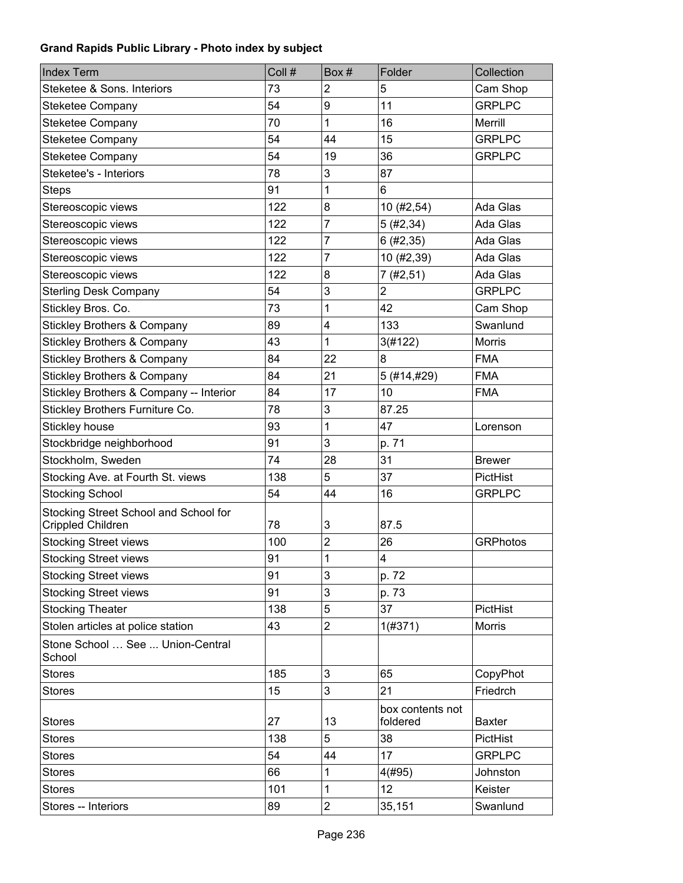**Grand Rapids Public Library - Photo index by subject**

| Index Term | Coll # | Box # | Folder | Collection |
| --- | --- | --- | --- | --- |
| Steketee & Sons. Interiors | 73 | 2 | 5 | Cam Shop |
| Steketee Company | 54 | 9 | 11 | GRPLPC |
| Steketee Company | 70 | 1 | 16 | Merrill |
| Steketee Company | 54 | 44 | 15 | GRPLPC |
| Steketee Company | 54 | 19 | 36 | GRPLPC |
| Steketee's - Interiors | 78 | 3 | 87 | |
| Steps | 91 | 1 | 6 | |
| Stereoscopic views | 122 | 8 | 10 (#2,54) | Ada Glas |
| Stereoscopic views | 122 | 7 | 5 (#2,34) | Ada Glas |
| Stereoscopic views | 122 | 7 | 6 (#2,35) | Ada Glas |
| Stereoscopic views | 122 | 7 | 10 (#2,39) | Ada Glas |
| Stereoscopic views | 122 | 8 | 7 (#2,51) | Ada Glas |
| Sterling Desk Company | 54 | 3 | 2 | GRPLPC |
| Stickley Bros. Co. | 73 | 1 | 42 | Cam Shop |
| Stickley Brothers & Company | 89 | 4 | 133 | Swanlund |
| Stickley Brothers & Company | 43 | 1 | 3(#122) | Morris |
| Stickley Brothers & Company | 84 | 22 | 8 | FMA |
| Stickley Brothers & Company | 84 | 21 | 5 (#14,#29) | FMA |
| Stickley Brothers & Company -- Interior | 84 | 17 | 10 | FMA |
| Stickley Brothers Furniture Co. | 78 | 3 | 87.25 | |
| Stickley house | 93 | 1 | 47 | Lorenson |
| Stockbridge neighborhood | 91 | 3 | p. 71 | |
| Stockholm, Sweden | 74 | 28 | 31 | Brewer |
| Stocking Ave. at Fourth St. views | 138 | 5 | 37 | PictHist |
| Stocking School | 54 | 44 | 16 | GRPLPC |
| Stocking Street School and School for Crippled Children | 78 | 3 | 87.5 | |
| Stocking Street views | 100 | 2 | 26 | GRPhotos |
| Stocking Street views | 91 | 1 | 4 | |
| Stocking Street views | 91 | 3 | p. 72 | |
| Stocking Street views | 91 | 3 | p. 73 | |
| Stocking Theater | 138 | 5 | 37 | PictHist |
| Stolen articles at police station | 43 | 2 | 1(#371) | Morris |
| Stone School … See ... Union-Central School | | | | |
| Stores | 185 | 3 | 65 | CopyPhot |
| Stores | 15 | 3 | 21 | Friedrch |
| Stores | 27 | 13 | box contents not foldered | Baxter |
| Stores | 138 | 5 | 38 | PictHist |
| Stores | 54 | 44 | 17 | GRPLPC |
| Stores | 66 | 1 | 4(#95) | Johnston |
| Stores | 101 | 1 | 12 | Keister |
| Stores -- Interiors | 89 | 2 | 35,151 | Swanlund |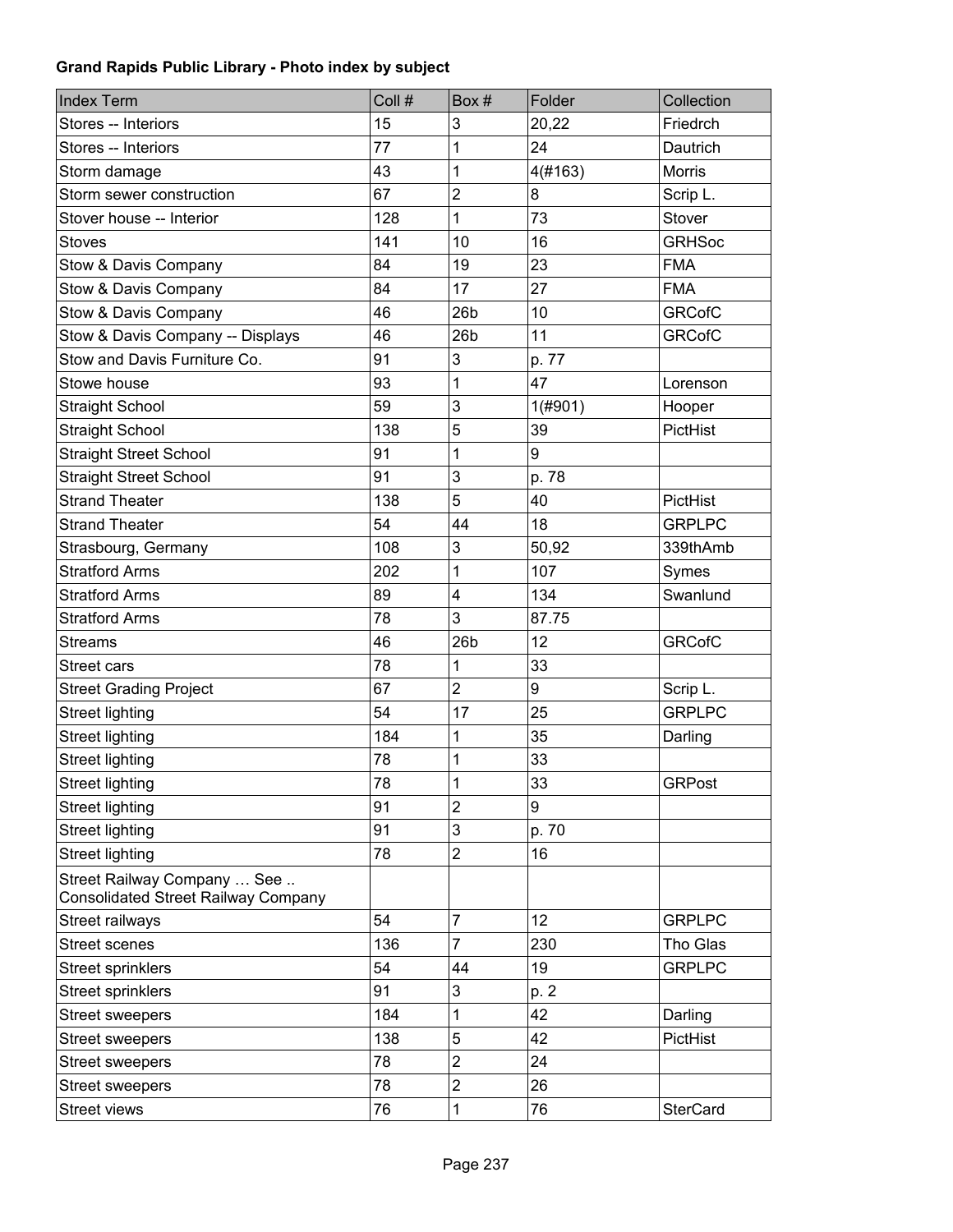**Grand Rapids Public Library - Photo index by subject**

| Index Term | Coll # | Box # | Folder | Collection |
|---|---|---|---|---|
| Stores -- Interiors | 15 | 3 | 20,22 | Friedrch |
| Stores -- Interiors | 77 | 1 | 24 | Dautrich |
| Storm damage | 43 | 1 | 4(#163) | Morris |
| Storm sewer construction | 67 | 2 | 8 | Scrip L. |
| Stover house -- Interior | 128 | 1 | 73 | Stover |
| Stoves | 141 | 10 | 16 | GRHSoc |
| Stow & Davis Company | 84 | 19 | 23 | FMA |
| Stow & Davis Company | 84 | 17 | 27 | FMA |
| Stow & Davis Company | 46 | 26b | 10 | GRCofC |
| Stow & Davis Company -- Displays | 46 | 26b | 11 | GRCofC |
| Stow and Davis Furniture Co. | 91 | 3 | p. 77 | |
| Stowe house | 93 | 1 | 47 | Lorenson |
| Straight School | 59 | 3 | 1(#901) | Hooper |
| Straight School | 138 | 5 | 39 | PictHist |
| Straight Street School | 91 | 1 | 9 | |
| Straight Street School | 91 | 3 | p. 78 | |
| Strand Theater | 138 | 5 | 40 | PictHist |
| Strand Theater | 54 | 44 | 18 | GRPLPC |
| Strasbourg, Germany | 108 | 3 | 50,92 | 339thAmb |
| Stratford Arms | 202 | 1 | 107 | Symes |
| Stratford Arms | 89 | 4 | 134 | Swanlund |
| Stratford Arms | 78 | 3 | 87.75 | |
| Streams | 46 | 26b | 12 | GRCofC |
| Street cars | 78 | 1 | 33 | |
| Street Grading Project | 67 | 2 | 9 | Scrip L. |
| Street lighting | 54 | 17 | 25 | GRPLPC |
| Street lighting | 184 | 1 | 35 | Darling |
| Street lighting | 78 | 1 | 33 | |
| Street lighting | 78 | 1 | 33 | GRPost |
| Street lighting | 91 | 2 | 9 | |
| Street lighting | 91 | 3 | p. 70 | |
| Street lighting | 78 | 2 | 16 | |
| Street Railway Company … See .. Consolidated Street Railway Company | | | | |
| Street railways | 54 | 7 | 12 | GRPLPC |
| Street scenes | 136 | 7 | 230 | Tho Glas |
| Street sprinklers | 54 | 44 | 19 | GRPLPC |
| Street sprinklers | 91 | 3 | p. 2 | |
| Street sweepers | 184 | 1 | 42 | Darling |
| Street sweepers | 138 | 5 | 42 | PictHist |
| Street sweepers | 78 | 2 | 24 | |
| Street sweepers | 78 | 2 | 26 | |
| Street views | 76 | 1 | 76 | SterCard |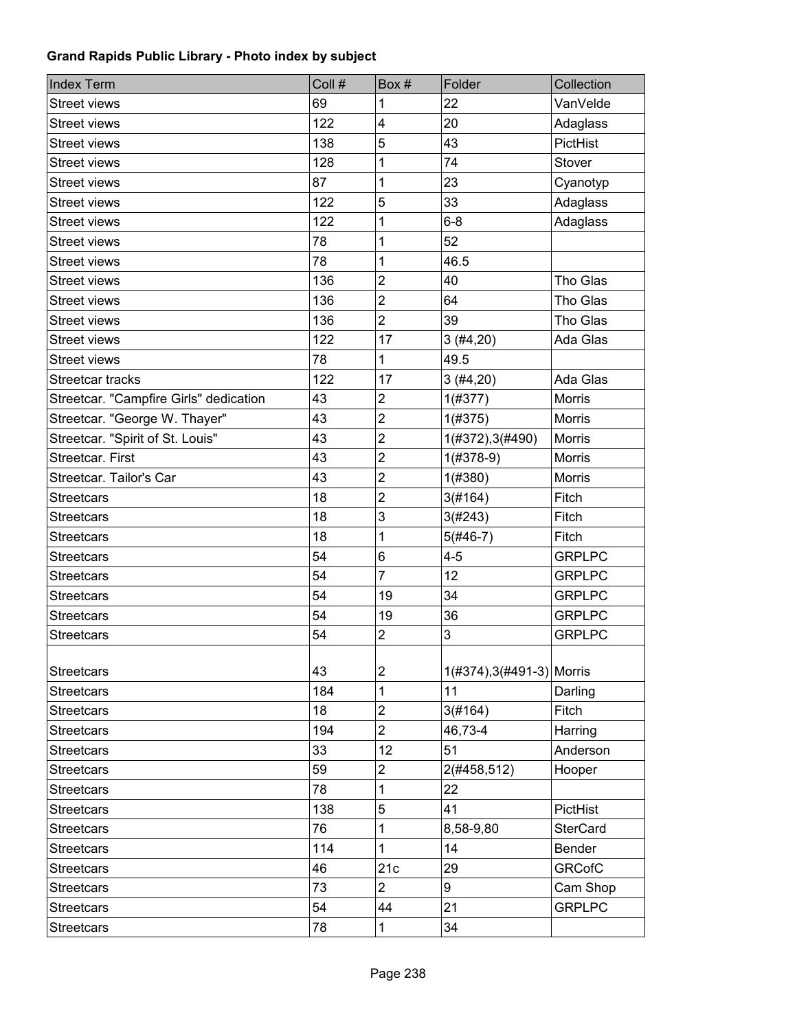**Grand Rapids Public Library - Photo index by subject**

| Index Term | Coll # | Box # | Folder | Collection |
|---|---|---|---|---|
| Street views | 69 | 1 | 22 | VanVelde |
| Street views | 122 | 4 | 20 | Adaglass |
| Street views | 138 | 5 | 43 | PictHist |
| Street views | 128 | 1 | 74 | Stover |
| Street views | 87 | 1 | 23 | Cyanotyp |
| Street views | 122 | 5 | 33 | Adaglass |
| Street views | 122 | 1 | 6-8 | Adaglass |
| Street views | 78 | 1 | 52 | |
| Street views | 78 | 1 | 46.5 | |
| Street views | 136 | 2 | 40 | Tho Glas |
| Street views | 136 | 2 | 64 | Tho Glas |
| Street views | 136 | 2 | 39 | Tho Glas |
| Street views | 122 | 17 | 3 (#4,20) | Ada Glas |
| Street views | 78 | 1 | 49.5 | |
| Streetcar tracks | 122 | 17 | 3 (#4,20) | Ada Glas |
| Streetcar. "Campfire Girls" dedication | 43 | 2 | 1(#377) | Morris |
| Streetcar. "George W. Thayer" | 43 | 2 | 1(#375) | Morris |
| Streetcar. "Spirit of St. Louis" | 43 | 2 | 1(#372),3(#490) | Morris |
| Streetcar. First | 43 | 2 | 1(#378-9) | Morris |
| Streetcar. Tailor's Car | 43 | 2 | 1(#380) | Morris |
| Streetcars | 18 | 2 | 3(#164) | Fitch |
| Streetcars | 18 | 3 | 3(#243) | Fitch |
| Streetcars | 18 | 1 | 5(#46-7) | Fitch |
| Streetcars | 54 | 6 | 4-5 | GRPLPC |
| Streetcars | 54 | 7 | 12 | GRPLPC |
| Streetcars | 54 | 19 | 34 | GRPLPC |
| Streetcars | 54 | 19 | 36 | GRPLPC |
| Streetcars | 54 | 2 | 3 | GRPLPC |
| Streetcars | 43 | 2 | 1(#374),3(#491-3) | Morris |
| Streetcars | 184 | 1 | 11 | Darling |
| Streetcars | 18 | 2 | 3(#164) | Fitch |
| Streetcars | 194 | 2 | 46,73-4 | Harring |
| Streetcars | 33 | 12 | 51 | Anderson |
| Streetcars | 59 | 2 | 2(#458,512) | Hooper |
| Streetcars | 78 | 1 | 22 | |
| Streetcars | 138 | 5 | 41 | PictHist |
| Streetcars | 76 | 1 | 8,58-9,80 | SterCard |
| Streetcars | 114 | 1 | 14 | Bender |
| Streetcars | 46 | 21c | 29 | GRCofC |
| Streetcars | 73 | 2 | 9 | Cam Shop |
| Streetcars | 54 | 44 | 21 | GRPLPC |
| Streetcars | 78 | 1 | 34 | |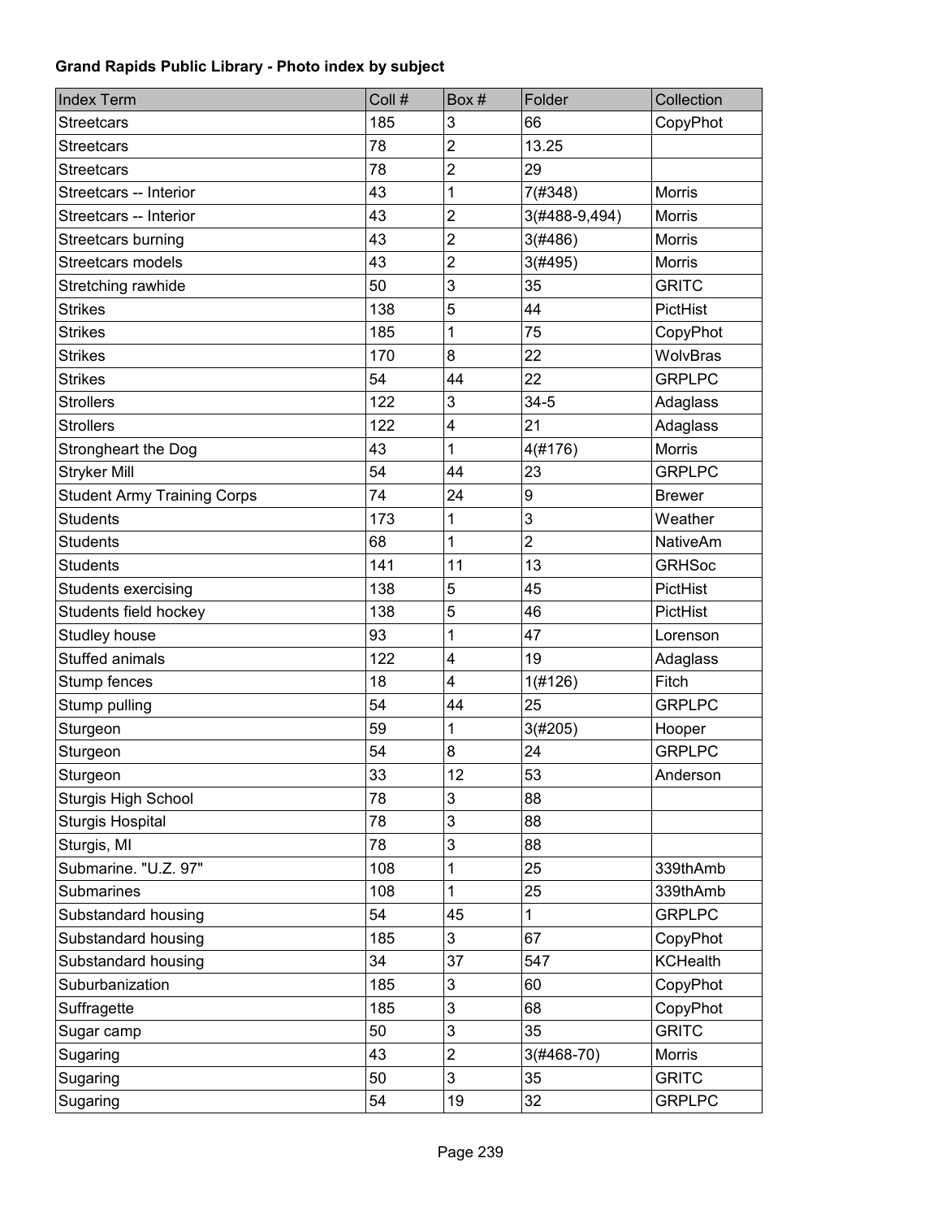**Grand Rapids Public Library - Photo index by subject**

| Index Term | Coll # | Box # | Folder | Collection |
|---|---|---|---|---|
| Streetcars | 185 | 3 | 66 | CopyPhot |
| Streetcars | 78 | 2 | 13.25 | |
| Streetcars | 78 | 2 | 29 | |
| Streetcars -- Interior | 43 | 1 | 7(#348) | Morris |
| Streetcars -- Interior | 43 | 2 | 3(#488-9,494) | Morris |
| Streetcars burning | 43 | 2 | 3(#486) | Morris |
| Streetcars models | 43 | 2 | 3(#495) | Morris |
| Stretching rawhide | 50 | 3 | 35 | GRITC |
| Strikes | 138 | 5 | 44 | PictHist |
| Strikes | 185 | 1 | 75 | CopyPhot |
| Strikes | 170 | 8 | 22 | WolvBras |
| Strikes | 54 | 44 | 22 | GRPLPC |
| Strollers | 122 | 3 | 34-5 | Adaglass |
| Strollers | 122 | 4 | 21 | Adaglass |
| Strongheart the Dog | 43 | 1 | 4(#176) | Morris |
| Stryker Mill | 54 | 44 | 23 | GRPLPC |
| Student Army Training Corps | 74 | 24 | 9 | Brewer |
| Students | 173 | 1 | 3 | Weather |
| Students | 68 | 1 | 2 | NativeAm |
| Students | 141 | 11 | 13 | GRHSoc |
| Students exercising | 138 | 5 | 45 | PictHist |
| Students field hockey | 138 | 5 | 46 | PictHist |
| Studley house | 93 | 1 | 47 | Lorenson |
| Stuffed animals | 122 | 4 | 19 | Adaglass |
| Stump fences | 18 | 4 | 1(#126) | Fitch |
| Stump pulling | 54 | 44 | 25 | GRPLPC |
| Sturgeon | 59 | 1 | 3(#205) | Hooper |
| Sturgeon | 54 | 8 | 24 | GRPLPC |
| Sturgeon | 33 | 12 | 53 | Anderson |
| Sturgis High School | 78 | 3 | 88 | |
| Sturgis Hospital | 78 | 3 | 88 | |
| Sturgis, MI | 78 | 3 | 88 | |
| Submarine. "U.Z. 97" | 108 | 1 | 25 | 339thAmb |
| Submarines | 108 | 1 | 25 | 339thAmb |
| Substandard housing | 54 | 45 | 1 | GRPLPC |
| Substandard housing | 185 | 3 | 67 | CopyPhot |
| Substandard housing | 34 | 37 | 547 | KCHealth |
| Suburbanization | 185 | 3 | 60 | CopyPhot |
| Suffragette | 185 | 3 | 68 | CopyPhot |
| Sugar camp | 50 | 3 | 35 | GRITC |
| Sugaring | 43 | 2 | 3(#468-70) | Morris |
| Sugaring | 50 | 3 | 35 | GRITC |
| Sugaring | 54 | 19 | 32 | GRPLPC |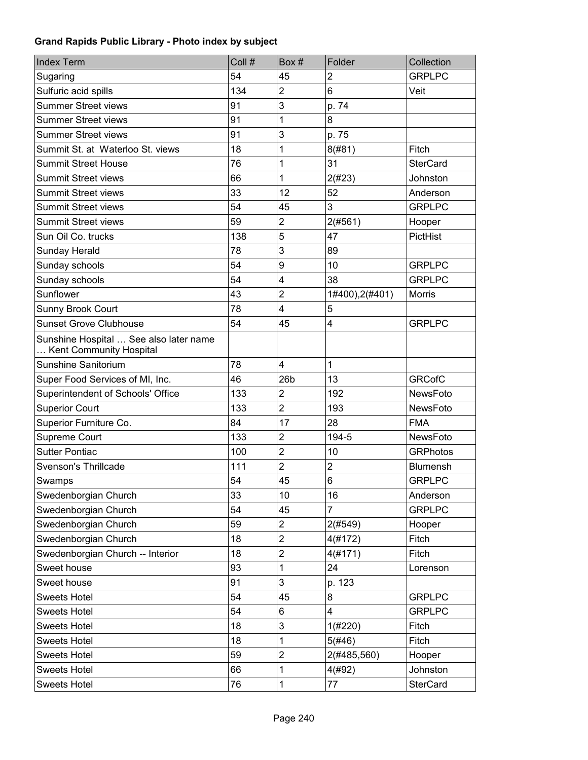**Grand Rapids Public Library - Photo index by subject**

| Index Term | Coll # | Box # | Folder | Collection |
|---|---|---|---|---|
| Sugaring | 54 | 45 | 2 | GRPLPC |
| Sulfuric acid spills | 134 | 2 | 6 | Veit |
| Summer Street views | 91 | 3 | p. 74 | |
| Summer Street views | 91 | 1 | 8 | |
| Summer Street views | 91 | 3 | p. 75 | |
| Summit St. at  Waterloo St. views | 18 | 1 | 8(#81) | Fitch |
| Summit Street House | 76 | 1 | 31 | SterCard |
| Summit Street views | 66 | 1 | 2(#23) | Johnston |
| Summit Street views | 33 | 12 | 52 | Anderson |
| Summit Street views | 54 | 45 | 3 | GRPLPC |
| Summit Street views | 59 | 2 | 2(#561) | Hooper |
| Sun Oil Co. trucks | 138 | 5 | 47 | PictHist |
| Sunday Herald | 78 | 3 | 89 | |
| Sunday schools | 54 | 9 | 10 | GRPLPC |
| Sunday schools | 54 | 4 | 38 | GRPLPC |
| Sunflower | 43 | 2 | 1#400),2(#401) | Morris |
| Sunny Brook Court | 78 | 4 | 5 | |
| Sunset Grove Clubhouse | 54 | 45 | 4 | GRPLPC |
| Sunshine Hospital … See also later name … Kent Community Hospital | | | | |
| Sunshine Sanitorium | 78 | 4 | 1 | |
| Super Food Services of MI, Inc. | 46 | 26b | 13 | GRCofC |
| Superintendent of Schools' Office | 133 | 2 | 192 | NewsFoto |
| Superior Court | 133 | 2 | 193 | NewsFoto |
| Superior Furniture Co. | 84 | 17 | 28 | FMA |
| Supreme Court | 133 | 2 | 194-5 | NewsFoto |
| Sutter Pontiac | 100 | 2 | 10 | GRPhotos |
| Svenson's Thrillcade | 111 | 2 | 2 | Blumensh |
| Swamps | 54 | 45 | 6 | GRPLPC |
| Swedenborgian Church | 33 | 10 | 16 | Anderson |
| Swedenborgian Church | 54 | 45 | 7 | GRPLPC |
| Swedenborgian Church | 59 | 2 | 2(#549) | Hooper |
| Swedenborgian Church | 18 | 2 | 4(#172) | Fitch |
| Swedenborgian Church -- Interior | 18 | 2 | 4(#171) | Fitch |
| Sweet house | 93 | 1 | 24 | Lorenson |
| Sweet house | 91 | 3 | p. 123 | |
| Sweets Hotel | 54 | 45 | 8 | GRPLPC |
| Sweets Hotel | 54 | 6 | 4 | GRPLPC |
| Sweets Hotel | 18 | 3 | 1(#220) | Fitch |
| Sweets Hotel | 18 | 1 | 5(#46) | Fitch |
| Sweets Hotel | 59 | 2 | 2(#485,560) | Hooper |
| Sweets Hotel | 66 | 1 | 4(#92) | Johnston |
| Sweets Hotel | 76 | 1 | 77 | SterCard |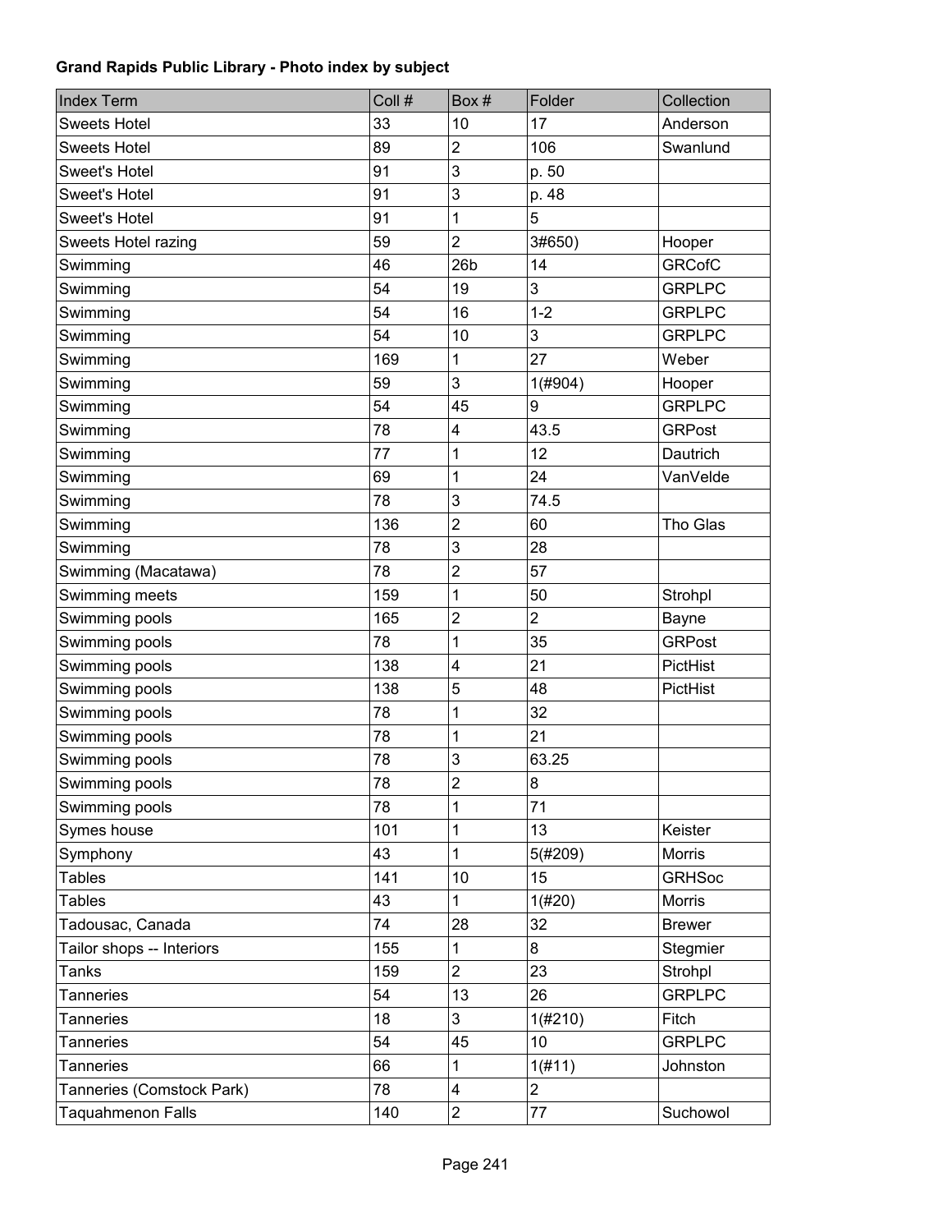**Grand Rapids Public Library - Photo index by subject**

| Index Term | Coll # | Box # | Folder | Collection |
| --- | --- | --- | --- | --- |
| Sweets Hotel | 33 | 10 | 17 | Anderson |
| Sweets Hotel | 89 | 2 | 106 | Swanlund |
| Sweet's Hotel | 91 | 3 | p. 50 | |
| Sweet's Hotel | 91 | 3 | p. 48 | |
| Sweet's Hotel | 91 | 1 | 5 | |
| Sweets Hotel razing | 59 | 2 | 3#650) | Hooper |
| Swimming | 46 | 26b | 14 | GRCofC |
| Swimming | 54 | 19 | 3 | GRPLPC |
| Swimming | 54 | 16 | 1-2 | GRPLPC |
| Swimming | 54 | 10 | 3 | GRPLPC |
| Swimming | 169 | 1 | 27 | Weber |
| Swimming | 59 | 3 | 1(#904) | Hooper |
| Swimming | 54 | 45 | 9 | GRPLPC |
| Swimming | 78 | 4 | 43.5 | GRPost |
| Swimming | 77 | 1 | 12 | Dautrich |
| Swimming | 69 | 1 | 24 | VanVelde |
| Swimming | 78 | 3 | 74.5 | |
| Swimming | 136 | 2 | 60 | Tho Glas |
| Swimming | 78 | 3 | 28 | |
| Swimming (Macatawa) | 78 | 2 | 57 | |
| Swimming meets | 159 | 1 | 50 | Strohpl |
| Swimming pools | 165 | 2 | 2 | Bayne |
| Swimming pools | 78 | 1 | 35 | GRPost |
| Swimming pools | 138 | 4 | 21 | PictHist |
| Swimming pools | 138 | 5 | 48 | PictHist |
| Swimming pools | 78 | 1 | 32 | |
| Swimming pools | 78 | 1 | 21 | |
| Swimming pools | 78 | 3 | 63.25 | |
| Swimming pools | 78 | 2 | 8 | |
| Swimming pools | 78 | 1 | 71 | |
| Symes house | 101 | 1 | 13 | Keister |
| Symphony | 43 | 1 | 5(#209) | Morris |
| Tables | 141 | 10 | 15 | GRHSoc |
| Tables | 43 | 1 | 1(#20) | Morris |
| Tadousac, Canada | 74 | 28 | 32 | Brewer |
| Tailor shops -- Interiors | 155 | 1 | 8 | Stegmier |
| Tanks | 159 | 2 | 23 | Strohpl |
| Tanneries | 54 | 13 | 26 | GRPLPC |
| Tanneries | 18 | 3 | 1(#210) | Fitch |
| Tanneries | 54 | 45 | 10 | GRPLPC |
| Tanneries | 66 | 1 | 1(#11) | Johnston |
| Tanneries (Comstock Park) | 78 | 4 | 2 | |
| Taquahmenon Falls | 140 | 2 | 77 | Suchowol |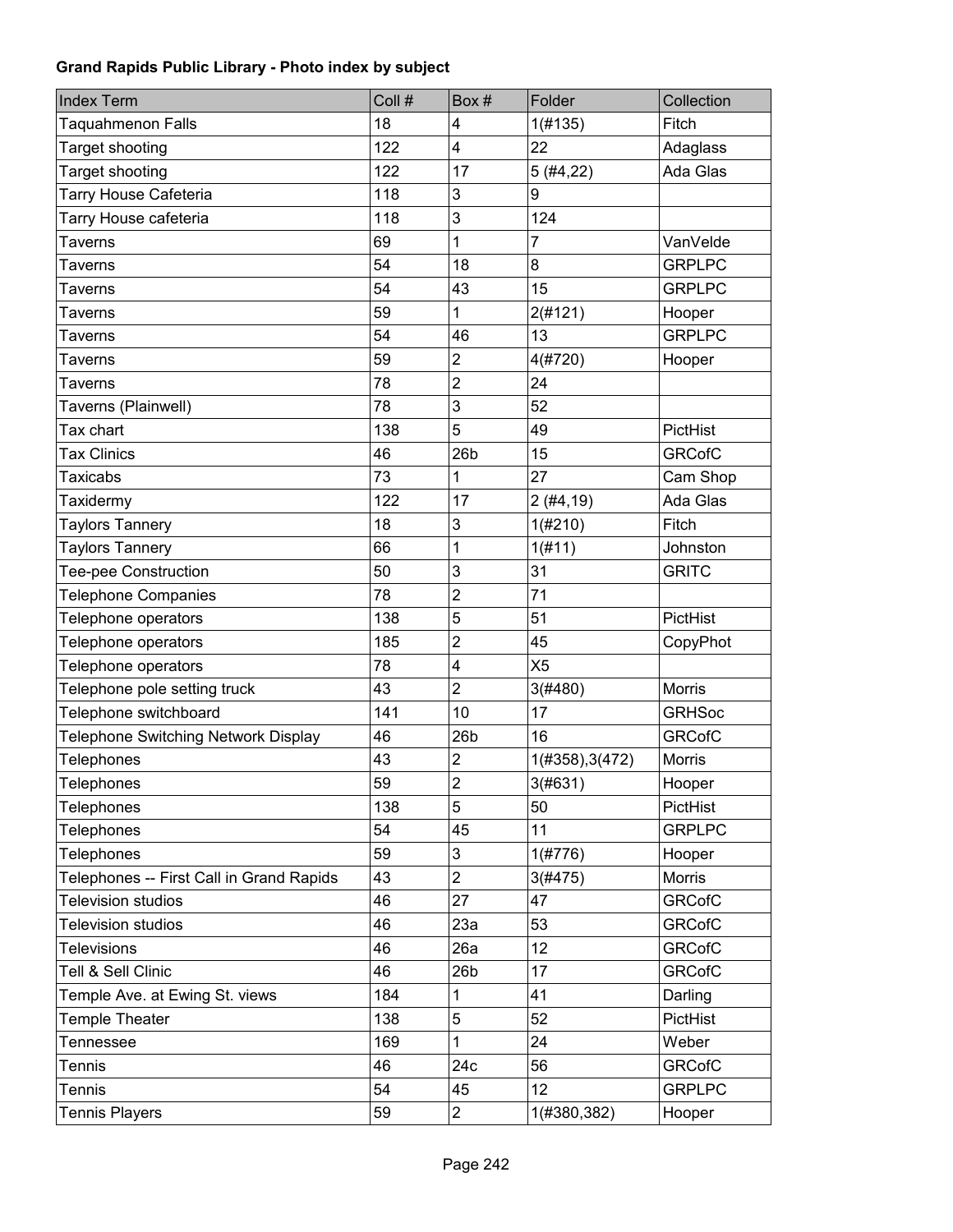**Grand Rapids Public Library - Photo index by subject**

| Index Term | Coll # | Box # | Folder | Collection |
|---|---|---|---|---|
| Taquahmenon Falls | 18 | 4 | 1(#135) | Fitch |
| Target shooting | 122 | 4 | 22 | Adaglass |
| Target shooting | 122 | 17 | 5 (#4,22) | Ada Glas |
| Tarry House Cafeteria | 118 | 3 | 9 | |
| Tarry House cafeteria | 118 | 3 | 124 | |
| Taverns | 69 | 1 | 7 | VanVelde |
| Taverns | 54 | 18 | 8 | GRPLPC |
| Taverns | 54 | 43 | 15 | GRPLPC |
| Taverns | 59 | 1 | 2(#121) | Hooper |
| Taverns | 54 | 46 | 13 | GRPLPC |
| Taverns | 59 | 2 | 4(#720) | Hooper |
| Taverns | 78 | 2 | 24 | |
| Taverns (Plainwell) | 78 | 3 | 52 | |
| Tax chart | 138 | 5 | 49 | PictHist |
| Tax Clinics | 46 | 26b | 15 | GRCofC |
| Taxicabs | 73 | 1 | 27 | Cam Shop |
| Taxidermy | 122 | 17 | 2 (#4,19) | Ada Glas |
| Taylors Tannery | 18 | 3 | 1(#210) | Fitch |
| Taylors Tannery | 66 | 1 | 1(#11) | Johnston |
| Tee-pee Construction | 50 | 3 | 31 | GRITC |
| Telephone Companies | 78 | 2 | 71 | |
| Telephone operators | 138 | 5 | 51 | PictHist |
| Telephone operators | 185 | 2 | 45 | CopyPhot |
| Telephone operators | 78 | 4 | X5 | |
| Telephone pole setting truck | 43 | 2 | 3(#480) | Morris |
| Telephone switchboard | 141 | 10 | 17 | GRHSoc |
| Telephone Switching Network Display | 46 | 26b | 16 | GRCofC |
| Telephones | 43 | 2 | 1(#358),3(472) | Morris |
| Telephones | 59 | 2 | 3(#631) | Hooper |
| Telephones | 138 | 5 | 50 | PictHist |
| Telephones | 54 | 45 | 11 | GRPLPC |
| Telephones | 59 | 3 | 1(#776) | Hooper |
| Telephones -- First Call in Grand Rapids | 43 | 2 | 3(#475) | Morris |
| Television studios | 46 | 27 | 47 | GRCofC |
| Television studios | 46 | 23a | 53 | GRCofC |
| Televisions | 46 | 26a | 12 | GRCofC |
| Tell & Sell Clinic | 46 | 26b | 17 | GRCofC |
| Temple Ave. at Ewing St. views | 184 | 1 | 41 | Darling |
| Temple Theater | 138 | 5 | 52 | PictHist |
| Tennessee | 169 | 1 | 24 | Weber |
| Tennis | 46 | 24c | 56 | GRCofC |
| Tennis | 54 | 45 | 12 | GRPLPC |
| Tennis Players | 59 | 2 | 1(#380,382) | Hooper |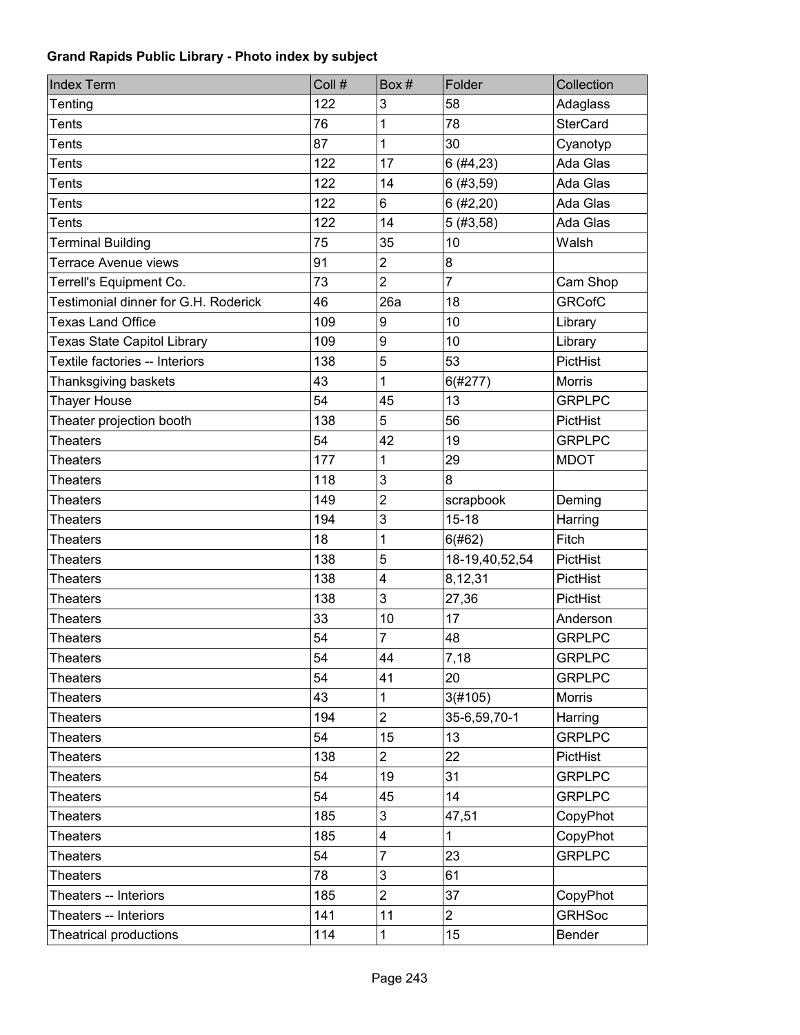**Grand Rapids Public Library - Photo index by subject**

| Index Term | Coll # | Box # | Folder | Collection |
|---|---|---|---|---|
| Tenting | 122 | 3 | 58 | Adaglass |
| Tents | 76 | 1 | 78 | SterCard |
| Tents | 87 | 1 | 30 | Cyanotyp |
| Tents | 122 | 17 | 6 (#4,23) | Ada Glas |
| Tents | 122 | 14 | 6 (#3,59) | Ada Glas |
| Tents | 122 | 6 | 6 (#2,20) | Ada Glas |
| Tents | 122 | 14 | 5 (#3,58) | Ada Glas |
| Terminal Building | 75 | 35 | 10 | Walsh |
| Terrace Avenue views | 91 | 2 | 8 | |
| Terrell's Equipment Co. | 73 | 2 | 7 | Cam Shop |
| Testimonial dinner for G.H. Roderick | 46 | 26a | 18 | GRCofC |
| Texas Land Office | 109 | 9 | 10 | Library |
| Texas State Capitol Library | 109 | 9 | 10 | Library |
| Textile factories -- Interiors | 138 | 5 | 53 | PictHist |
| Thanksgiving baskets | 43 | 1 | 6(#277) | Morris |
| Thayer House | 54 | 45 | 13 | GRPLPC |
| Theater projection booth | 138 | 5 | 56 | PictHist |
| Theaters | 54 | 42 | 19 | GRPLPC |
| Theaters | 177 | 1 | 29 | MDOT |
| Theaters | 118 | 3 | 8 | |
| Theaters | 149 | 2 | scrapbook | Deming |
| Theaters | 194 | 3 | 15-18 | Harring |
| Theaters | 18 | 1 | 6(#62) | Fitch |
| Theaters | 138 | 5 | 18-19,40,52,54 | PictHist |
| Theaters | 138 | 4 | 8,12,31 | PictHist |
| Theaters | 138 | 3 | 27,36 | PictHist |
| Theaters | 33 | 10 | 17 | Anderson |
| Theaters | 54 | 7 | 48 | GRPLPC |
| Theaters | 54 | 44 | 7,18 | GRPLPC |
| Theaters | 54 | 41 | 20 | GRPLPC |
| Theaters | 43 | 1 | 3(#105) | Morris |
| Theaters | 194 | 2 | 35-6,59,70-1 | Harring |
| Theaters | 54 | 15 | 13 | GRPLPC |
| Theaters | 138 | 2 | 22 | PictHist |
| Theaters | 54 | 19 | 31 | GRPLPC |
| Theaters | 54 | 45 | 14 | GRPLPC |
| Theaters | 185 | 3 | 47,51 | CopyPhot |
| Theaters | 185 | 4 | 1 | CopyPhot |
| Theaters | 54 | 7 | 23 | GRPLPC |
| Theaters | 78 | 3 | 61 | |
| Theaters -- Interiors | 185 | 2 | 37 | CopyPhot |
| Theaters -- Interiors | 141 | 11 | 2 | GRHSoc |
| Theatrical productions | 114 | 1 | 15 | Bender |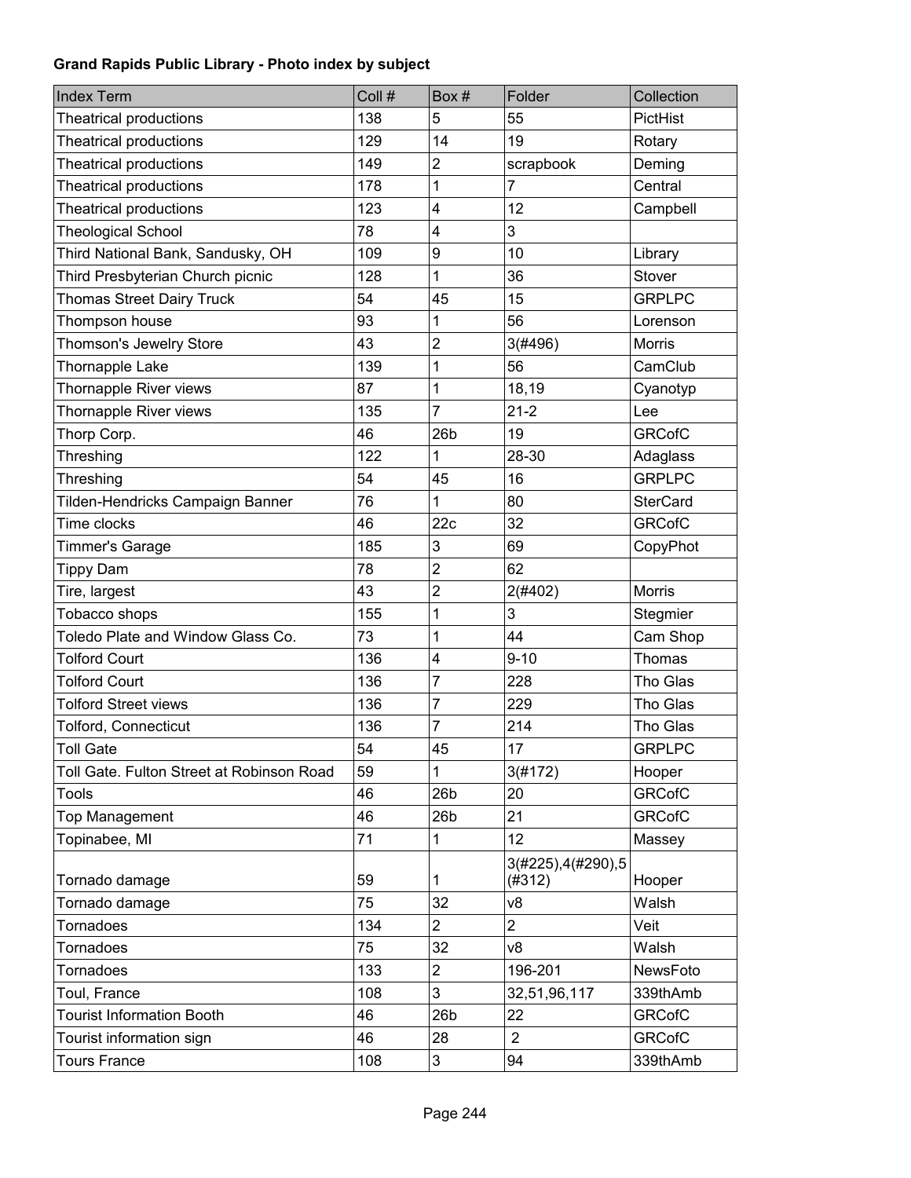**Grand Rapids Public Library - Photo index by subject**

| Index Term | Coll # | Box # | Folder | Collection |
| --- | --- | --- | --- | --- |
| Theatrical productions | 138 | 5 | 55 | PictHist |
| Theatrical productions | 129 | 14 | 19 | Rotary |
| Theatrical productions | 149 | 2 | scrapbook | Deming |
| Theatrical productions | 178 | 1 | 7 | Central |
| Theatrical productions | 123 | 4 | 12 | Campbell |
| Theological School | 78 | 4 | 3 | |
| Third National Bank, Sandusky, OH | 109 | 9 | 10 | Library |
| Third Presbyterian Church picnic | 128 | 1 | 36 | Stover |
| Thomas Street Dairy Truck | 54 | 45 | 15 | GRPLPC |
| Thompson house | 93 | 1 | 56 | Lorenson |
| Thomson's Jewelry Store | 43 | 2 | 3(#496) | Morris |
| Thornapple Lake | 139 | 1 | 56 | CamClub |
| Thornapple River views | 87 | 1 | 18,19 | Cyanotyp |
| Thornapple River views | 135 | 7 | 21-2 | Lee |
| Thorp Corp. | 46 | 26b | 19 | GRCofC |
| Threshing | 122 | 1 | 28-30 | Adaglass |
| Threshing | 54 | 45 | 16 | GRPLPC |
| Tilden-Hendricks Campaign Banner | 76 | 1 | 80 | SterCard |
| Time clocks | 46 | 22c | 32 | GRCofC |
| Timmer's Garage | 185 | 3 | 69 | CopyPhot |
| Tippy Dam | 78 | 2 | 62 | |
| Tire, largest | 43 | 2 | 2(#402) | Morris |
| Tobacco shops | 155 | 1 | 3 | Stegmier |
| Toledo Plate and Window Glass Co. | 73 | 1 | 44 | Cam Shop |
| Tolford Court | 136 | 4 | 9-10 | Thomas |
| Tolford Court | 136 | 7 | 228 | Tho Glas |
| Tolford Street views | 136 | 7 | 229 | Tho Glas |
| Tolford, Connecticut | 136 | 7 | 214 | Tho Glas |
| Toll Gate | 54 | 45 | 17 | GRPLPC |
| Toll Gate. Fulton Street at Robinson Road | 59 | 1 | 3(#172) | Hooper |
| Tools | 46 | 26b | 20 | GRCofC |
| Top Management | 46 | 26b | 21 | GRCofC |
| Topinabee, MI | 71 | 1 | 12 | Massey |
| Tornado damage | 59 | 1 | 3(#225),4(#290),5(#312) | Hooper |
| Tornado damage | 75 | 32 | v8 | Walsh |
| Tornadoes | 134 | 2 | 2 | Veit |
| Tornadoes | 75 | 32 | v8 | Walsh |
| Tornadoes | 133 | 2 | 196-201 | NewsFoto |
| Toul, France | 108 | 3 | 32,51,96,117 | 339thAmb |
| Tourist Information Booth | 46 | 26b | 22 | GRCofC |
| Tourist information sign | 46 | 28 | 2 | GRCofC |
| Tours France | 108 | 3 | 94 | 339thAmb |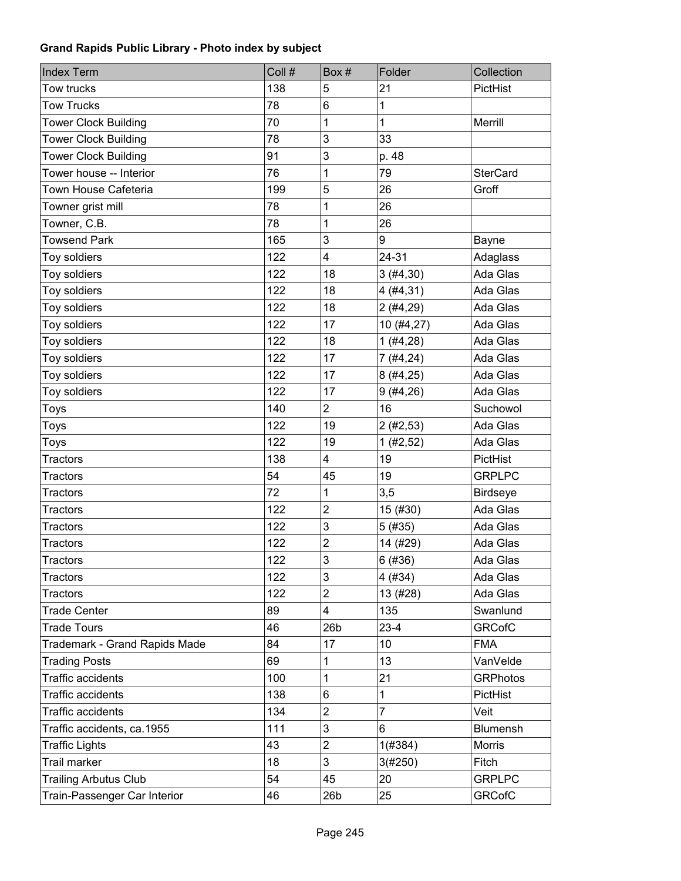**Grand Rapids Public Library - Photo index by subject**

| Index Term | Coll # | Box # | Folder | Collection |
|---|---|---|---|---|
| Tow trucks | 138 | 5 | 21 | PictHist |
| Tow Trucks | 78 | 6 | 1 | |
| Tower Clock Building | 70 | 1 | 1 | Merrill |
| Tower Clock Building | 78 | 3 | 33 | |
| Tower Clock Building | 91 | 3 | p. 48 | |
| Tower house -- Interior | 76 | 1 | 79 | SterCard |
| Town House Cafeteria | 199 | 5 | 26 | Groff |
| Towner grist mill | 78 | 1 | 26 | |
| Towner, C.B. | 78 | 1 | 26 | |
| Towsend Park | 165 | 3 | 9 | Bayne |
| Toy soldiers | 122 | 4 | 24-31 | Adaglass |
| Toy soldiers | 122 | 18 | 3 (#4,30) | Ada Glas |
| Toy soldiers | 122 | 18 | 4 (#4,31) | Ada Glas |
| Toy soldiers | 122 | 18 | 2 (#4,29) | Ada Glas |
| Toy soldiers | 122 | 17 | 10 (#4,27) | Ada Glas |
| Toy soldiers | 122 | 18 | 1 (#4,28) | Ada Glas |
| Toy soldiers | 122 | 17 | 7 (#4,24) | Ada Glas |
| Toy soldiers | 122 | 17 | 8 (#4,25) | Ada Glas |
| Toy soldiers | 122 | 17 | 9 (#4,26) | Ada Glas |
| Toys | 140 | 2 | 16 | Suchowol |
| Toys | 122 | 19 | 2 (#2,53) | Ada Glas |
| Toys | 122 | 19 | 1 (#2,52) | Ada Glas |
| Tractors | 138 | 4 | 19 | PictHist |
| Tractors | 54 | 45 | 19 | GRPLPC |
| Tractors | 72 | 1 | 3,5 | Birdseye |
| Tractors | 122 | 2 | 15 (#30) | Ada Glas |
| Tractors | 122 | 3 | 5 (#35) | Ada Glas |
| Tractors | 122 | 2 | 14 (#29) | Ada Glas |
| Tractors | 122 | 3 | 6 (#36) | Ada Glas |
| Tractors | 122 | 3 | 4 (#34) | Ada Glas |
| Tractors | 122 | 2 | 13 (#28) | Ada Glas |
| Trade Center | 89 | 4 | 135 | Swanlund |
| Trade Tours | 46 | 26b | 23-4 | GRCofC |
| Trademark - Grand Rapids Made | 84 | 17 | 10 | FMA |
| Trading Posts | 69 | 1 | 13 | VanVelde |
| Traffic accidents | 100 | 1 | 21 | GRPhotos |
| Traffic accidents | 138 | 6 | 1 | PictHist |
| Traffic accidents | 134 | 2 | 7 | Veit |
| Traffic accidents, ca.1955 | 111 | 3 | 6 | Blumensh |
| Traffic Lights | 43 | 2 | 1(#384) | Morris |
| Trail marker | 18 | 3 | 3(#250) | Fitch |
| Trailing Arbutus Club | 54 | 45 | 20 | GRPLPC |
| Train-Passenger Car Interior | 46 | 26b | 25 | GRCofC |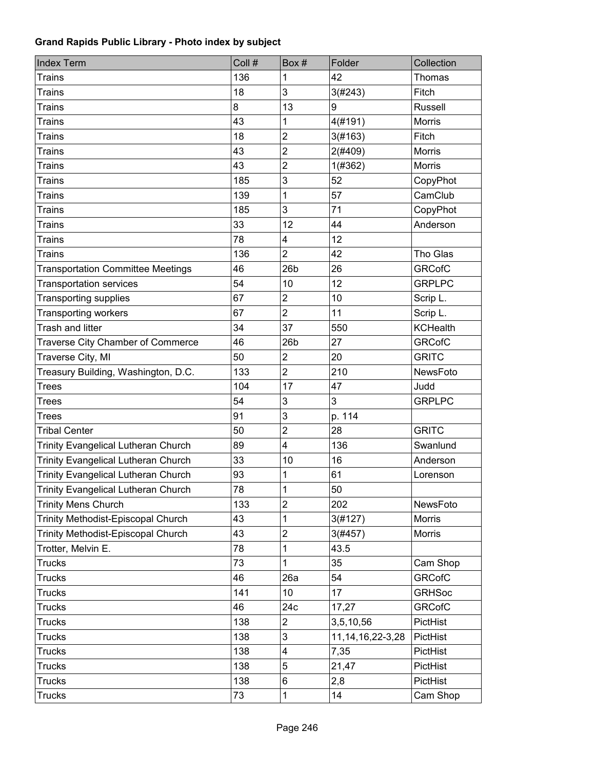**Grand Rapids Public Library - Photo index by subject**

| Index Term | Coll # | Box # | Folder | Collection |
|---|---|---|---|---|
| Trains | 136 | 1 | 42 | Thomas |
| Trains | 18 | 3 | 3(#243) | Fitch |
| Trains | 8 | 13 | 9 | Russell |
| Trains | 43 | 1 | 4(#191) | Morris |
| Trains | 18 | 2 | 3(#163) | Fitch |
| Trains | 43 | 2 | 2(#409) | Morris |
| Trains | 43 | 2 | 1(#362) | Morris |
| Trains | 185 | 3 | 52 | CopyPhot |
| Trains | 139 | 1 | 57 | CamClub |
| Trains | 185 | 3 | 71 | CopyPhot |
| Trains | 33 | 12 | 44 | Anderson |
| Trains | 78 | 4 | 12 | |
| Trains | 136 | 2 | 42 | Tho Glas |
| Transportation Committee Meetings | 46 | 26b | 26 | GRCofC |
| Transportation services | 54 | 10 | 12 | GRPLPC |
| Transporting supplies | 67 | 2 | 10 | Scrip L. |
| Transporting workers | 67 | 2 | 11 | Scrip L. |
| Trash and litter | 34 | 37 | 550 | KCHealth |
| Traverse City Chamber of Commerce | 46 | 26b | 27 | GRCofC |
| Traverse City, MI | 50 | 2 | 20 | GRITC |
| Treasury Building, Washington, D.C. | 133 | 2 | 210 | NewsFoto |
| Trees | 104 | 17 | 47 | Judd |
| Trees | 54 | 3 | 3 | GRPLPC |
| Trees | 91 | 3 | p. 114 | |
| Tribal Center | 50 | 2 | 28 | GRITC |
| Trinity Evangelical Lutheran Church | 89 | 4 | 136 | Swanlund |
| Trinity Evangelical Lutheran Church | 33 | 10 | 16 | Anderson |
| Trinity Evangelical Lutheran Church | 93 | 1 | 61 | Lorenson |
| Trinity Evangelical Lutheran Church | 78 | 1 | 50 | |
| Trinity Mens Church | 133 | 2 | 202 | NewsFoto |
| Trinity Methodist-Episcopal Church | 43 | 1 | 3(#127) | Morris |
| Trinity Methodist-Episcopal Church | 43 | 2 | 3(#457) | Morris |
| Trotter, Melvin E. | 78 | 1 | 43.5 | |
| Trucks | 73 | 1 | 35 | Cam Shop |
| Trucks | 46 | 26a | 54 | GRCofC |
| Trucks | 141 | 10 | 17 | GRHSoc |
| Trucks | 46 | 24c | 17,27 | GRCofC |
| Trucks | 138 | 2 | 3,5,10,56 | PictHist |
| Trucks | 138 | 3 | 11,14,16,22-3,28 | PictHist |
| Trucks | 138 | 4 | 7,35 | PictHist |
| Trucks | 138 | 5 | 21,47 | PictHist |
| Trucks | 138 | 6 | 2,8 | PictHist |
| Trucks | 73 | 1 | 14 | Cam Shop |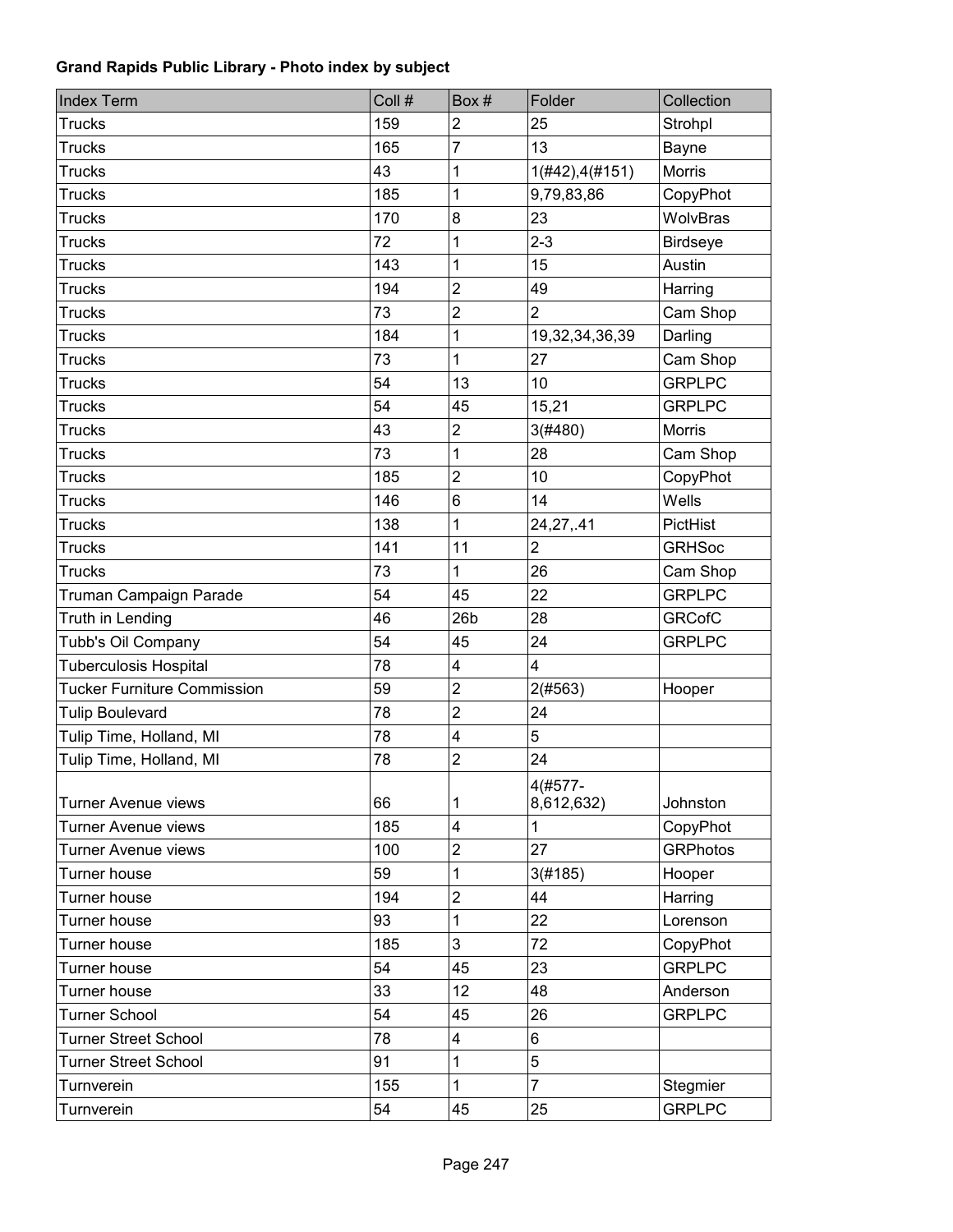**Grand Rapids Public Library - Photo index by subject**

| Index Term | Coll # | Box # | Folder | Collection |
|---|---|---|---|---|
| Trucks | 159 | 2 | 25 | Strohpl |
| Trucks | 165 | 7 | 13 | Bayne |
| Trucks | 43 | 1 | 1(#42),4(#151) | Morris |
| Trucks | 185 | 1 | 9,79,83,86 | CopyPhot |
| Trucks | 170 | 8 | 23 | WolvBras |
| Trucks | 72 | 1 | 2-3 | Birdseye |
| Trucks | 143 | 1 | 15 | Austin |
| Trucks | 194 | 2 | 49 | Harring |
| Trucks | 73 | 2 | 2 | Cam Shop |
| Trucks | 184 | 1 | 19,32,34,36,39 | Darling |
| Trucks | 73 | 1 | 27 | Cam Shop |
| Trucks | 54 | 13 | 10 | GRPLPC |
| Trucks | 54 | 45 | 15,21 | GRPLPC |
| Trucks | 43 | 2 | 3(#480) | Morris |
| Trucks | 73 | 1 | 28 | Cam Shop |
| Trucks | 185 | 2 | 10 | CopyPhot |
| Trucks | 146 | 6 | 14 | Wells |
| Trucks | 138 | 1 | 24,27,.41 | PictHist |
| Trucks | 141 | 11 | 2 | GRHSoc |
| Trucks | 73 | 1 | 26 | Cam Shop |
| Truman Campaign Parade | 54 | 45 | 22 | GRPLPC |
| Truth in Lending | 46 | 26b | 28 | GRCofC |
| Tubb's Oil Company | 54 | 45 | 24 | GRPLPC |
| Tuberculosis Hospital | 78 | 4 | 4 | |
| Tucker Furniture Commission | 59 | 2 | 2(#563) | Hooper |
| Tulip Boulevard | 78 | 2 | 24 | |
| Tulip Time, Holland, MI | 78 | 4 | 5 | |
| Tulip Time, Holland, MI | 78 | 2 | 24 | |
| Turner Avenue views | 66 | 1 | 4(#577-8,612,632) | Johnston |
| Turner Avenue views | 185 | 4 | 1 | CopyPhot |
| Turner Avenue views | 100 | 2 | 27 | GRPhotos |
| Turner house | 59 | 1 | 3(#185) | Hooper |
| Turner house | 194 | 2 | 44 | Harring |
| Turner house | 93 | 1 | 22 | Lorenson |
| Turner house | 185 | 3 | 72 | CopyPhot |
| Turner house | 54 | 45 | 23 | GRPLPC |
| Turner house | 33 | 12 | 48 | Anderson |
| Turner School | 54 | 45 | 26 | GRPLPC |
| Turner Street School | 78 | 4 | 6 | |
| Turner Street School | 91 | 1 | 5 | |
| Turnverein | 155 | 1 | 7 | Stegmier |
| Turnverein | 54 | 45 | 25 | GRPLPC |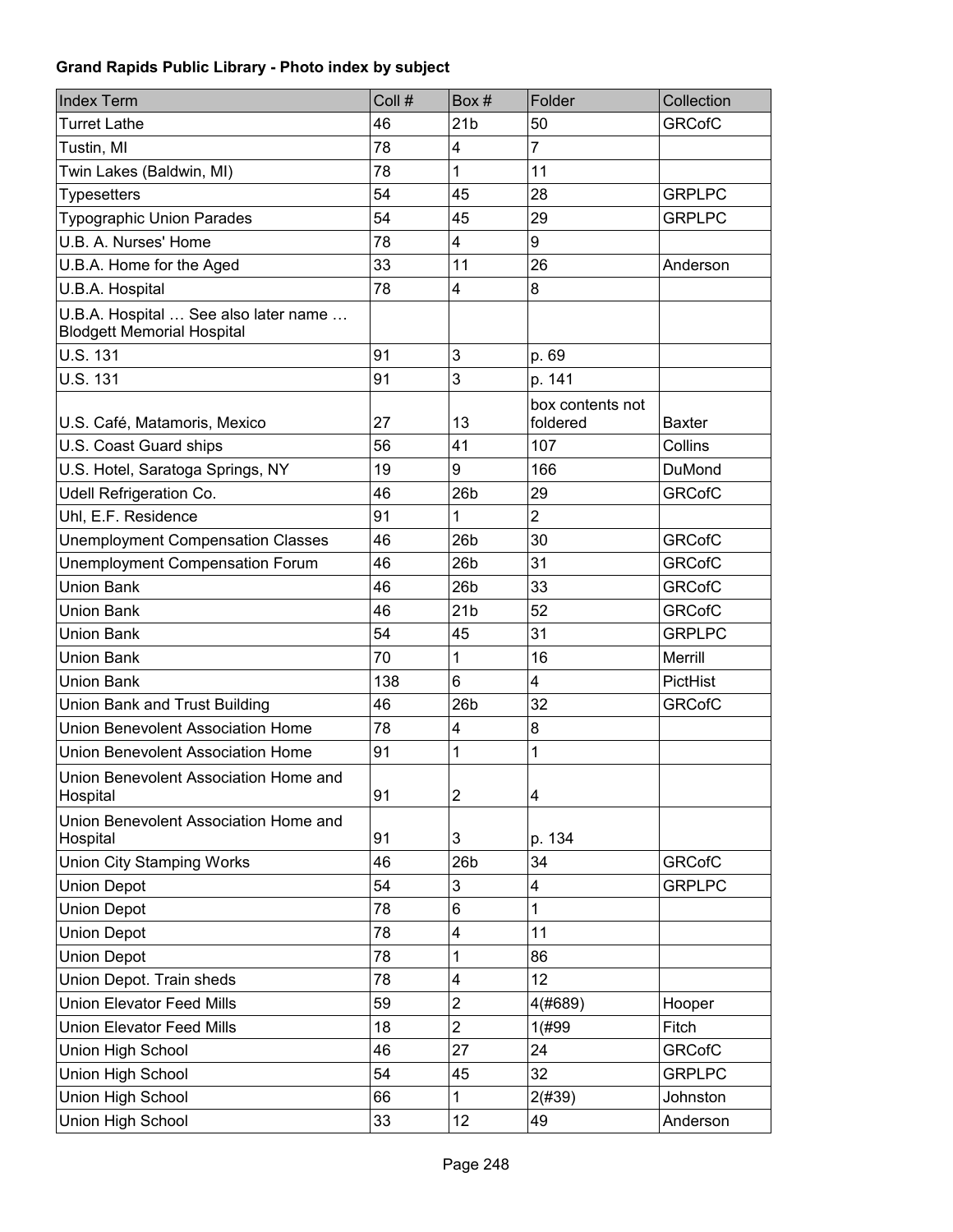**Grand Rapids Public Library - Photo index by subject**

| Index Term | Coll # | Box # | Folder | Collection |
|---|---|---|---|---|
| Turret Lathe | 46 | 21b | 50 | GRCofC |
| Tustin, MI | 78 | 4 | 7 | |
| Twin Lakes (Baldwin, MI) | 78 | 1 | 11 | |
| Typesetters | 54 | 45 | 28 | GRPLPC |
| Typographic Union Parades | 54 | 45 | 29 | GRPLPC |
| U.B. A. Nurses' Home | 78 | 4 | 9 | |
| U.B.A. Home for the Aged | 33 | 11 | 26 | Anderson |
| U.B.A. Hospital | 78 | 4 | 8 | |
| U.B.A. Hospital … See also later name … Blodgett Memorial Hospital | | | | |
| U.S. 131 | 91 | 3 | p. 69 | |
| U.S. 131 | 91 | 3 | p. 141 | |
| U.S. Café, Matamoris, Mexico | 27 | 13 | box contents not foldered | Baxter |
| U.S. Coast Guard ships | 56 | 41 | 107 | Collins |
| U.S. Hotel, Saratoga Springs, NY | 19 | 9 | 166 | DuMond |
| Udell Refrigeration Co. | 46 | 26b | 29 | GRCofC |
| Uhl, E.F. Residence | 91 | 1 | 2 | |
| Unemployment Compensation Classes | 46 | 26b | 30 | GRCofC |
| Unemployment Compensation Forum | 46 | 26b | 31 | GRCofC |
| Union Bank | 46 | 26b | 33 | GRCofC |
| Union Bank | 46 | 21b | 52 | GRCofC |
| Union Bank | 54 | 45 | 31 | GRPLPC |
| Union Bank | 70 | 1 | 16 | Merrill |
| Union Bank | 138 | 6 | 4 | PictHist |
| Union Bank and Trust Building | 46 | 26b | 32 | GRCofC |
| Union Benevolent Association Home | 78 | 4 | 8 | |
| Union Benevolent Association Home | 91 | 1 | 1 | |
| Union Benevolent Association Home and Hospital | 91 | 2 | 4 | |
| Union Benevolent Association Home and Hospital | 91 | 3 | p. 134 | |
| Union City Stamping Works | 46 | 26b | 34 | GRCofC |
| Union Depot | 54 | 3 | 4 | GRPLPC |
| Union Depot | 78 | 6 | 1 | |
| Union Depot | 78 | 4 | 11 | |
| Union Depot | 78 | 1 | 86 | |
| Union Depot. Train sheds | 78 | 4 | 12 | |
| Union Elevator Feed Mills | 59 | 2 | 4(#689) | Hooper |
| Union Elevator Feed Mills | 18 | 2 | 1(#99 | Fitch |
| Union High School | 46 | 27 | 24 | GRCofC |
| Union High School | 54 | 45 | 32 | GRPLPC |
| Union High School | 66 | 1 | 2(#39) | Johnston |
| Union High School | 33 | 12 | 49 | Anderson |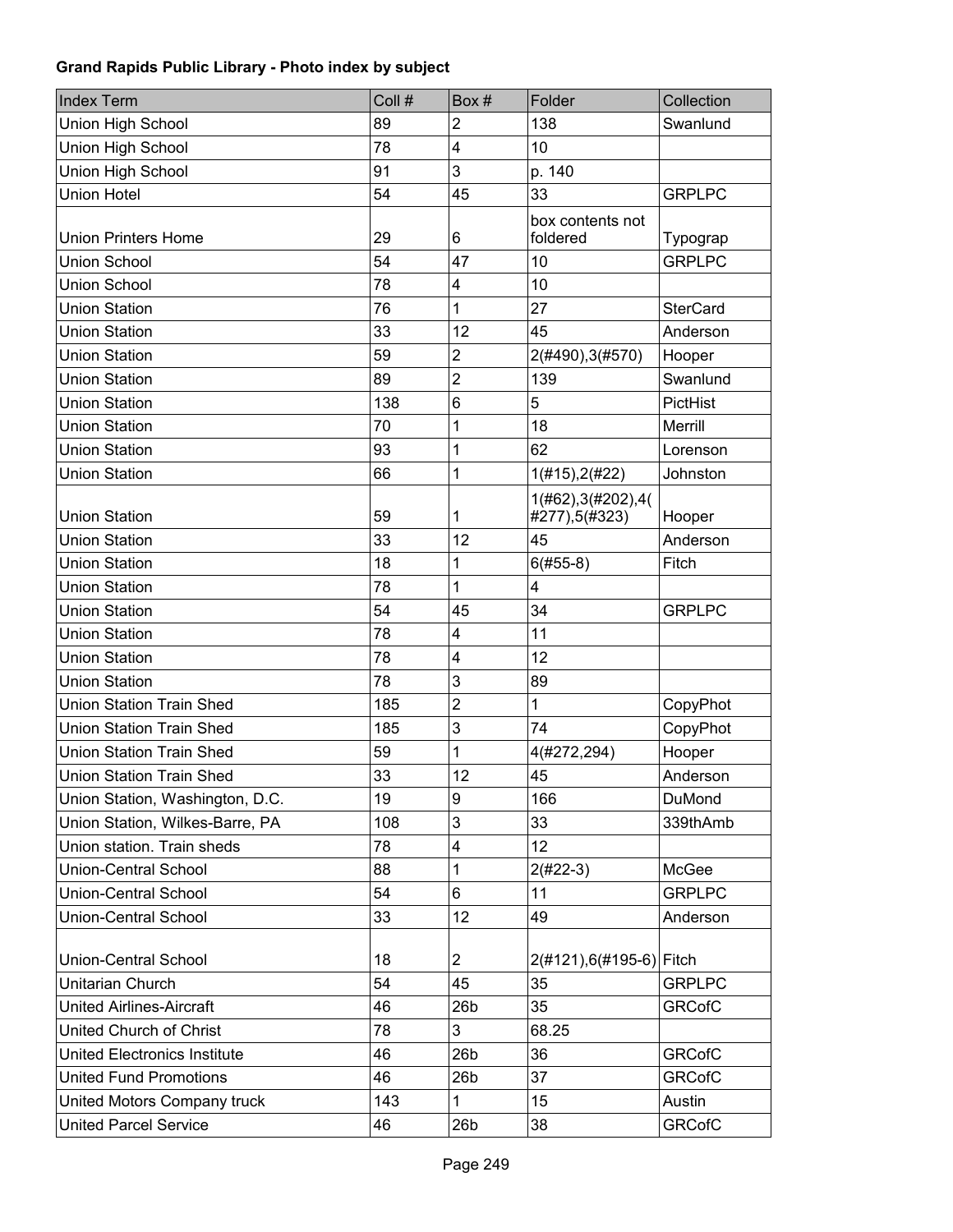**Grand Rapids Public Library - Photo index by subject**

| Index Term | Coll # | Box # | Folder | Collection |
|---|---|---|---|---|
| Union High School | 89 | 2 | 138 | Swanlund |
| Union High School | 78 | 4 | 10 | |
| Union High School | 91 | 3 | p. 140 | |
| Union Hotel | 54 | 45 | 33 | GRPLPC |
| Union Printers Home | 29 | 6 | box contents not foldered | Typograp |
| Union School | 54 | 47 | 10 | GRPLPC |
| Union School | 78 | 4 | 10 | |
| Union Station | 76 | 1 | 27 | SterCard |
| Union Station | 33 | 12 | 45 | Anderson |
| Union Station | 59 | 2 | 2(#490),3(#570) | Hooper |
| Union Station | 89 | 2 | 139 | Swanlund |
| Union Station | 138 | 6 | 5 | PictHist |
| Union Station | 70 | 1 | 18 | Merrill |
| Union Station | 93 | 1 | 62 | Lorenson |
| Union Station | 66 | 1 | 1(#15),2(#22) | Johnston |
| Union Station | 59 | 1 | 1(#62),3(#202),4(#277),5(#323) | Hooper |
| Union Station | 33 | 12 | 45 | Anderson |
| Union Station | 18 | 1 | 6(#55-8) | Fitch |
| Union Station | 78 | 1 | 4 | |
| Union Station | 54 | 45 | 34 | GRPLPC |
| Union Station | 78 | 4 | 11 | |
| Union Station | 78 | 4 | 12 | |
| Union Station | 78 | 3 | 89 | |
| Union Station Train Shed | 185 | 2 | 1 | CopyPhot |
| Union Station Train Shed | 185 | 3 | 74 | CopyPhot |
| Union Station Train Shed | 59 | 1 | 4(#272,294) | Hooper |
| Union Station Train Shed | 33 | 12 | 45 | Anderson |
| Union Station, Washington, D.C. | 19 | 9 | 166 | DuMond |
| Union Station, Wilkes-Barre, PA | 108 | 3 | 33 | 339thAmb |
| Union station. Train sheds | 78 | 4 | 12 | |
| Union-Central School | 88 | 1 | 2(#22-3) | McGee |
| Union-Central School | 54 | 6 | 11 | GRPLPC |
| Union-Central School | 33 | 12 | 49 | Anderson |
| Union-Central School | 18 | 2 | 2(#121),6(#195-6) | Fitch |
| Unitarian Church | 54 | 45 | 35 | GRPLPC |
| United Airlines-Aircraft | 46 | 26b | 35 | GRCofC |
| United Church of Christ | 78 | 3 | 68.25 | |
| United Electronics Institute | 46 | 26b | 36 | GRCofC |
| United Fund Promotions | 46 | 26b | 37 | GRCofC |
| United Motors Company truck | 143 | 1 | 15 | Austin |
| United Parcel Service | 46 | 26b | 38 | GRCofC |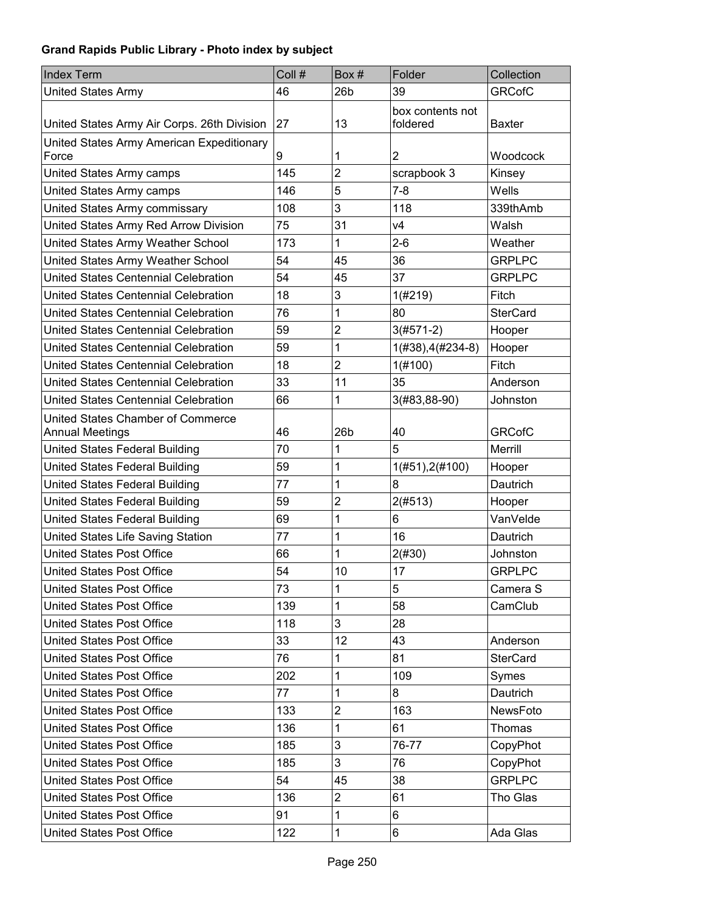**Grand Rapids Public Library - Photo index by subject**

| Index Term | Coll # | Box # | Folder | Collection |
|---|---|---|---|---|
| United States Army | 46 | 26b | 39 | GRCofC |
| United States Army Air Corps. 26th Division | 27 | 13 | box contents not foldered | Baxter |
| United States Army American Expeditionary Force | 9 | 1 | 2 | Woodcock |
| United States Army camps | 145 | 2 | scrapbook 3 | Kinsey |
| United States Army camps | 146 | 5 | 7-8 | Wells |
| United States Army commissary | 108 | 3 | 118 | 339thAmb |
| United States Army Red Arrow Division | 75 | 31 | v4 | Walsh |
| United States Army Weather School | 173 | 1 | 2-6 | Weather |
| United States Army Weather School | 54 | 45 | 36 | GRPLPC |
| United States Centennial Celebration | 54 | 45 | 37 | GRPLPC |
| United States Centennial Celebration | 18 | 3 | 1(#219) | Fitch |
| United States Centennial Celebration | 76 | 1 | 80 | SterCard |
| United States Centennial Celebration | 59 | 2 | 3(#571-2) | Hooper |
| United States Centennial Celebration | 59 | 1 | 1(#38),4(#234-8) | Hooper |
| United States Centennial Celebration | 18 | 2 | 1(#100) | Fitch |
| United States Centennial Celebration | 33 | 11 | 35 | Anderson |
| United States Centennial Celebration | 66 | 1 | 3(#83,88-90) | Johnston |
| United States Chamber of Commerce Annual Meetings | 46 | 26b | 40 | GRCofC |
| United States Federal Building | 70 | 1 | 5 | Merrill |
| United States Federal Building | 59 | 1 | 1(#51),2(#100) | Hooper |
| United States Federal Building | 77 | 1 | 8 | Dautrich |
| United States Federal Building | 59 | 2 | 2(#513) | Hooper |
| United States Federal Building | 69 | 1 | 6 | VanVelde |
| United States Life Saving Station | 77 | 1 | 16 | Dautrich |
| United States Post Office | 66 | 1 | 2(#30) | Johnston |
| United States Post Office | 54 | 10 | 17 | GRPLPC |
| United States Post Office | 73 | 1 | 5 | Camera S |
| United States Post Office | 139 | 1 | 58 | CamClub |
| United States Post Office | 118 | 3 | 28 | |
| United States Post Office | 33 | 12 | 43 | Anderson |
| United States Post Office | 76 | 1 | 81 | SterCard |
| United States Post Office | 202 | 1 | 109 | Symes |
| United States Post Office | 77 | 1 | 8 | Dautrich |
| United States Post Office | 133 | 2 | 163 | NewsFoto |
| United States Post Office | 136 | 1 | 61 | Thomas |
| United States Post Office | 185 | 3 | 76-77 | CopyPhot |
| United States Post Office | 185 | 3 | 76 | CopyPhot |
| United States Post Office | 54 | 45 | 38 | GRPLPC |
| United States Post Office | 136 | 2 | 61 | Tho Glas |
| United States Post Office | 91 | 1 | 6 | |
| United States Post Office | 122 | 1 | 6 | Ada Glas |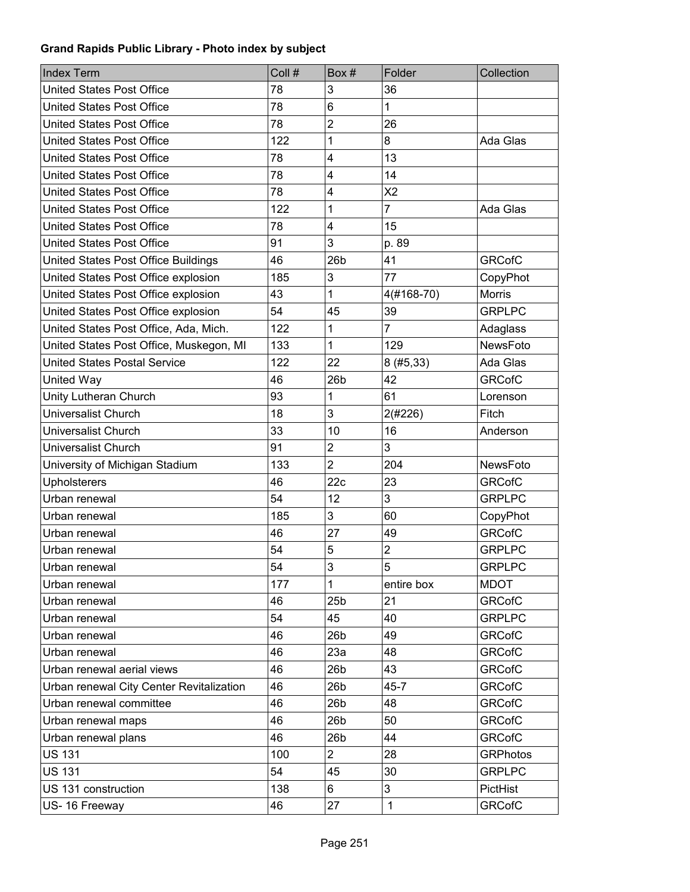**Grand Rapids Public Library - Photo index by subject**

| Index Term | Coll # | Box # | Folder | Collection |
|---|---|---|---|---|
| United States Post Office | 78 | 3 | 36 | |
| United States Post Office | 78 | 6 | 1 | |
| United States Post Office | 78 | 2 | 26 | |
| United States Post Office | 122 | 1 | 8 | Ada Glas |
| United States Post Office | 78 | 4 | 13 | |
| United States Post Office | 78 | 4 | 14 | |
| United States Post Office | 78 | 4 | X2 | |
| United States Post Office | 122 | 1 | 7 | Ada Glas |
| United States Post Office | 78 | 4 | 15 | |
| United States Post Office | 91 | 3 | p. 89 | |
| United States Post Office Buildings | 46 | 26b | 41 | GRCofC |
| United States Post Office explosion | 185 | 3 | 77 | CopyPhot |
| United States Post Office explosion | 43 | 1 | 4(#168-70) | Morris |
| United States Post Office explosion | 54 | 45 | 39 | GRPLPC |
| United States Post Office, Ada, Mich. | 122 | 1 | 7 | Adaglass |
| United States Post Office, Muskegon, MI | 133 | 1 | 129 | NewsFoto |
| United States Postal Service | 122 | 22 | 8 (#5,33) | Ada Glas |
| United Way | 46 | 26b | 42 | GRCofC |
| Unity Lutheran Church | 93 | 1 | 61 | Lorenson |
| Universalist Church | 18 | 3 | 2(#226) | Fitch |
| Universalist Church | 33 | 10 | 16 | Anderson |
| Universalist Church | 91 | 2 | 3 | |
| University of Michigan Stadium | 133 | 2 | 204 | NewsFoto |
| Upholsterers | 46 | 22c | 23 | GRCofC |
| Urban renewal | 54 | 12 | 3 | GRPLPC |
| Urban renewal | 185 | 3 | 60 | CopyPhot |
| Urban renewal | 46 | 27 | 49 | GRCofC |
| Urban renewal | 54 | 5 | 2 | GRPLPC |
| Urban renewal | 54 | 3 | 5 | GRPLPC |
| Urban renewal | 177 | 1 | entire box | MDOT |
| Urban renewal | 46 | 25b | 21 | GRCofC |
| Urban renewal | 54 | 45 | 40 | GRPLPC |
| Urban renewal | 46 | 26b | 49 | GRCofC |
| Urban renewal | 46 | 23a | 48 | GRCofC |
| Urban renewal aerial views | 46 | 26b | 43 | GRCofC |
| Urban renewal City Center Revitalization | 46 | 26b | 45-7 | GRCofC |
| Urban renewal committee | 46 | 26b | 48 | GRCofC |
| Urban renewal maps | 46 | 26b | 50 | GRCofC |
| Urban renewal plans | 46 | 26b | 44 | GRCofC |
| US 131 | 100 | 2 | 28 | GRPhotos |
| US 131 | 54 | 45 | 30 | GRPLPC |
| US 131 construction | 138 | 6 | 3 | PictHist |
| US- 16 Freeway | 46 | 27 | 1 | GRCofC |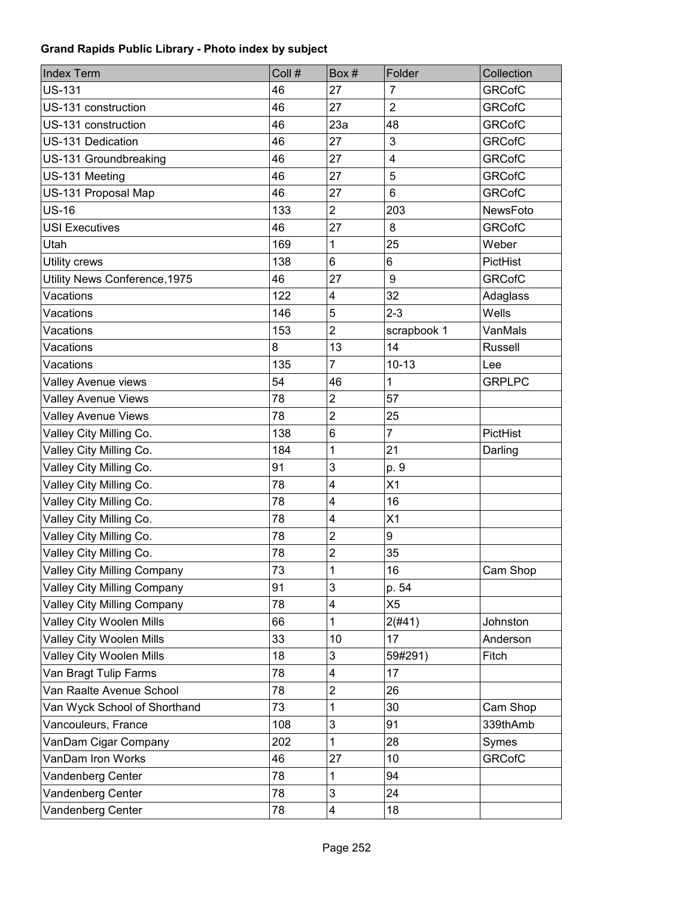**Grand Rapids Public Library - Photo index by subject**

| Index Term | Coll # | Box # | Folder | Collection |
|---|---|---|---|---|
| US-131 | 46 | 27 | 7 | GRCofC |
| US-131 construction | 46 | 27 | 2 | GRCofC |
| US-131 construction | 46 | 23a | 48 | GRCofC |
| US-131 Dedication | 46 | 27 | 3 | GRCofC |
| US-131 Groundbreaking | 46 | 27 | 4 | GRCofC |
| US-131 Meeting | 46 | 27 | 5 | GRCofC |
| US-131 Proposal Map | 46 | 27 | 6 | GRCofC |
| US-16 | 133 | 2 | 203 | NewsFoto |
| USI Executives | 46 | 27 | 8 | GRCofC |
| Utah | 169 | 1 | 25 | Weber |
| Utility crews | 138 | 6 | 6 | PictHist |
| Utility News Conference,1975 | 46 | 27 | 9 | GRCofC |
| Vacations | 122 | 4 | 32 | Adaglass |
| Vacations | 146 | 5 | 2-3 | Wells |
| Vacations | 153 | 2 | scrapbook 1 | VanMals |
| Vacations | 8 | 13 | 14 | Russell |
| Vacations | 135 | 7 | 10-13 | Lee |
| Valley Avenue views | 54 | 46 | 1 | GRPLPC |
| Valley Avenue Views | 78 | 2 | 57 | |
| Valley Avenue Views | 78 | 2 | 25 | |
| Valley City Milling Co. | 138 | 6 | 7 | PictHist |
| Valley City Milling Co. | 184 | 1 | 21 | Darling |
| Valley City Milling Co. | 91 | 3 | p. 9 | |
| Valley City Milling Co. | 78 | 4 | X1 | |
| Valley City Milling Co. | 78 | 4 | 16 | |
| Valley City Milling Co. | 78 | 4 | X1 | |
| Valley City Milling Co. | 78 | 2 | 9 | |
| Valley City Milling Co. | 78 | 2 | 35 | |
| Valley City Milling Company | 73 | 1 | 16 | Cam Shop |
| Valley City Milling Company | 91 | 3 | p. 54 | |
| Valley City Milling Company | 78 | 4 | X5 | |
| Valley City Woolen Mills | 66 | 1 | 2(#41) | Johnston |
| Valley City Woolen Mills | 33 | 10 | 17 | Anderson |
| Valley City Woolen Mills | 18 | 3 | 59#291) | Fitch |
| Van Bragt Tulip Farms | 78 | 4 | 17 | |
| Van Raalte Avenue School | 78 | 2 | 26 | |
| Van Wyck School of Shorthand | 73 | 1 | 30 | Cam Shop |
| Vancouleurs, France | 108 | 3 | 91 | 339thAmb |
| VanDam Cigar Company | 202 | 1 | 28 | Symes |
| VanDam Iron Works | 46 | 27 | 10 | GRCofC |
| Vandenberg Center | 78 | 1 | 94 | |
| Vandenberg Center | 78 | 3 | 24 | |
| Vandenberg Center | 78 | 4 | 18 | |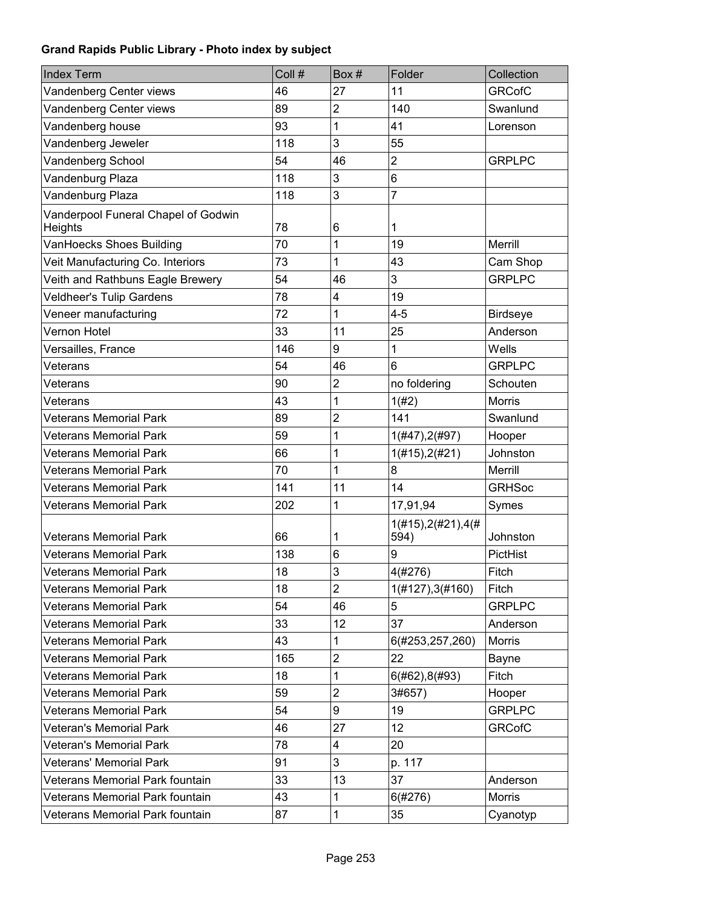**Grand Rapids Public Library - Photo index by subject**

| Index Term | Coll # | Box # | Folder | Collection |
| --- | --- | --- | --- | --- |
| Vandenberg Center views | 46 | 27 | 11 | GRCofC |
| Vandenberg Center views | 89 | 2 | 140 | Swanlund |
| Vandenberg house | 93 | 1 | 41 | Lorenson |
| Vandenberg Jeweler | 118 | 3 | 55 | |
| Vandenberg School | 54 | 46 | 2 | GRPLPC |
| Vandenburg Plaza | 118 | 3 | 6 | |
| Vandenburg Plaza | 118 | 3 | 7 | |
| Vanderpool Funeral Chapel of Godwin Heights | 78 | 6 | 1 | |
| VanHoecks Shoes Building | 70 | 1 | 19 | Merrill |
| Veit Manufacturing Co. Interiors | 73 | 1 | 43 | Cam Shop |
| Veith and Rathbuns Eagle Brewery | 54 | 46 | 3 | GRPLPC |
| Veldheer's Tulip Gardens | 78 | 4 | 19 | |
| Veneer manufacturing | 72 | 1 | 4-5 | Birdseye |
| Vernon Hotel | 33 | 11 | 25 | Anderson |
| Versailles, France | 146 | 9 | 1 | Wells |
| Veterans | 54 | 46 | 6 | GRPLPC |
| Veterans | 90 | 2 | no foldering | Schouten |
| Veterans | 43 | 1 | 1(#2) | Morris |
| Veterans Memorial Park | 89 | 2 | 141 | Swanlund |
| Veterans Memorial Park | 59 | 1 | 1(#47),2(#97) | Hooper |
| Veterans Memorial Park | 66 | 1 | 1(#15),2(#21) | Johnston |
| Veterans Memorial Park | 70 | 1 | 8 | Merrill |
| Veterans Memorial Park | 141 | 11 | 14 | GRHSoc |
| Veterans Memorial Park | 202 | 1 | 17,91,94 | Symes |
| Veterans Memorial Park | 66 | 1 | 1(#15),2(#21),4(#594) | Johnston |
| Veterans Memorial Park | 138 | 6 | 9 | PictHist |
| Veterans Memorial Park | 18 | 3 | 4(#276) | Fitch |
| Veterans Memorial Park | 18 | 2 | 1(#127),3(#160) | Fitch |
| Veterans Memorial Park | 54 | 46 | 5 | GRPLPC |
| Veterans Memorial Park | 33 | 12 | 37 | Anderson |
| Veterans Memorial Park | 43 | 1 | 6(#253,257,260) | Morris |
| Veterans Memorial Park | 165 | 2 | 22 | Bayne |
| Veterans Memorial Park | 18 | 1 | 6(#62),8(#93) | Fitch |
| Veterans Memorial Park | 59 | 2 | 3#657) | Hooper |
| Veterans Memorial Park | 54 | 9 | 19 | GRPLPC |
| Veteran's Memorial Park | 46 | 27 | 12 | GRCofC |
| Veteran's Memorial Park | 78 | 4 | 20 | |
| Veterans' Memorial Park | 91 | 3 | p. 117 | |
| Veterans Memorial Park fountain | 33 | 13 | 37 | Anderson |
| Veterans Memorial Park fountain | 43 | 1 | 6(#276) | Morris |
| Veterans Memorial Park fountain | 87 | 1 | 35 | Cyanotyp |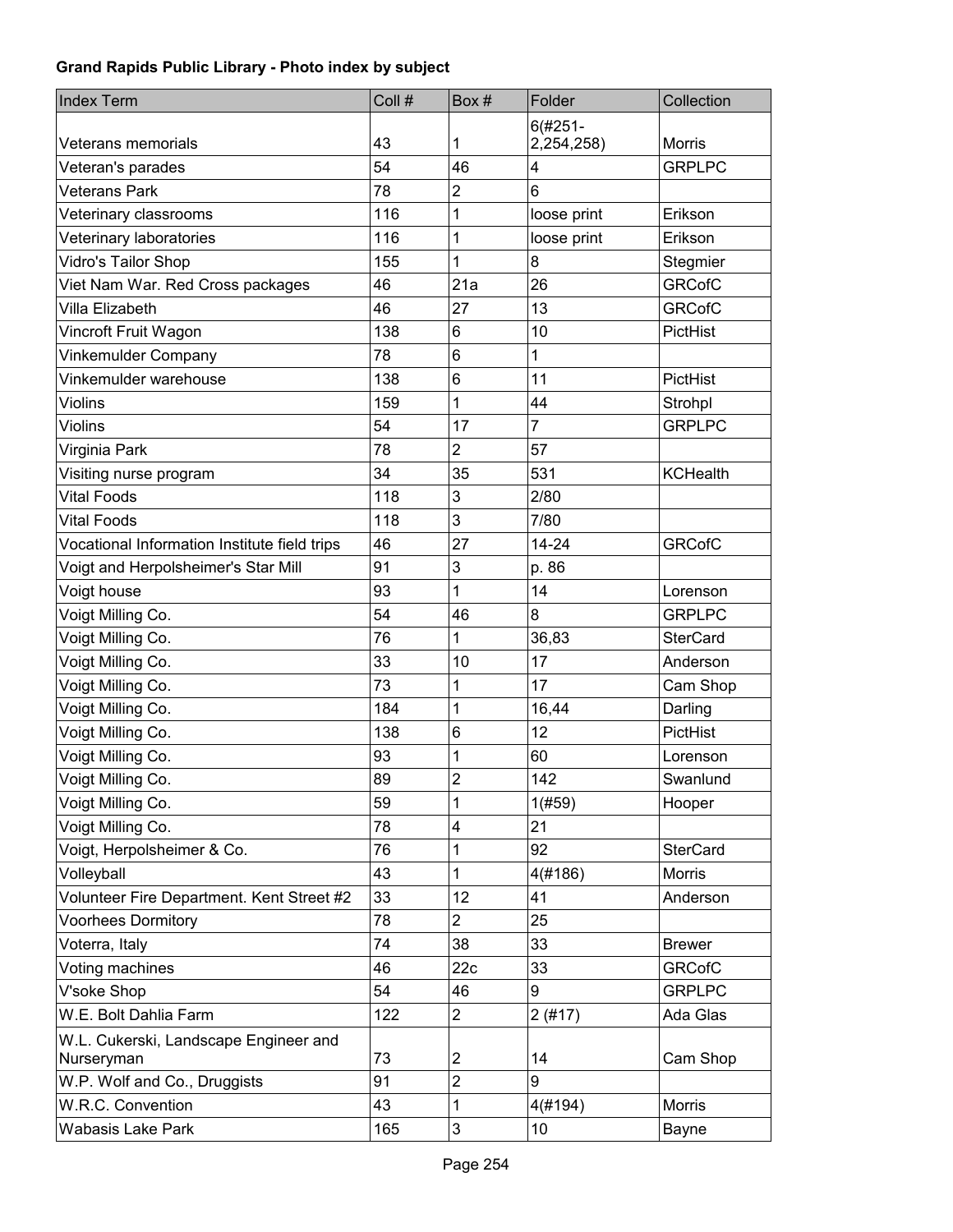**Grand Rapids Public Library - Photo index by subject**

| Index Term | Coll # | Box # | Folder | Collection |
|---|---|---|---|---|
| Veterans memorials | 43 | 1 | 6(#251-2,254,258) | Morris |
| Veteran's parades | 54 | 46 | 4 | GRPLPC |
| Veterans Park | 78 | 2 | 6 | |
| Veterinary classrooms | 116 | 1 | loose print | Erikson |
| Veterinary laboratories | 116 | 1 | loose print | Erikson |
| Vidro's Tailor Shop | 155 | 1 | 8 | Stegmier |
| Viet Nam War. Red Cross packages | 46 | 21a | 26 | GRCofC |
| Villa Elizabeth | 46 | 27 | 13 | GRCofC |
| Vincroft Fruit Wagon | 138 | 6 | 10 | PictHist |
| Vinkemulder Company | 78 | 6 | 1 | |
| Vinkemulder warehouse | 138 | 6 | 11 | PictHist |
| Violins | 159 | 1 | 44 | Strohpl |
| Violins | 54 | 17 | 7 | GRPLPC |
| Virginia Park | 78 | 2 | 57 | |
| Visiting nurse program | 34 | 35 | 531 | KCHealth |
| Vital Foods | 118 | 3 | 2/80 | |
| Vital Foods | 118 | 3 | 7/80 | |
| Vocational Information Institute field trips | 46 | 27 | 14-24 | GRCofC |
| Voigt and Herpolsheimer's Star Mill | 91 | 3 | p. 86 | |
| Voigt house | 93 | 1 | 14 | Lorenson |
| Voigt Milling Co. | 54 | 46 | 8 | GRPLPC |
| Voigt Milling Co. | 76 | 1 | 36,83 | SterCard |
| Voigt Milling Co. | 33 | 10 | 17 | Anderson |
| Voigt Milling Co. | 73 | 1 | 17 | Cam Shop |
| Voigt Milling Co. | 184 | 1 | 16,44 | Darling |
| Voigt Milling Co. | 138 | 6 | 12 | PictHist |
| Voigt Milling Co. | 93 | 1 | 60 | Lorenson |
| Voigt Milling Co. | 89 | 2 | 142 | Swanlund |
| Voigt Milling Co. | 59 | 1 | 1(#59) | Hooper |
| Voigt Milling Co. | 78 | 4 | 21 | |
| Voigt, Herpolsheimer & Co. | 76 | 1 | 92 | SterCard |
| Volleyball | 43 | 1 | 4(#186) | Morris |
| Volunteer Fire Department. Kent Street #2 | 33 | 12 | 41 | Anderson |
| Voorhees Dormitory | 78 | 2 | 25 | |
| Voterra, Italy | 74 | 38 | 33 | Brewer |
| Voting machines | 46 | 22c | 33 | GRCofC |
| V'soke Shop | 54 | 46 | 9 | GRPLPC |
| W.E. Bolt Dahlia Farm | 122 | 2 | 2 (#17) | Ada Glas |
| W.L. Cukerski, Landscape Engineer and Nurseryman | 73 | 2 | 14 | Cam Shop |
| W.P. Wolf and Co., Druggists | 91 | 2 | 9 | |
| W.R.C. Convention | 43 | 1 | 4(#194) | Morris |
| Wabasis Lake Park | 165 | 3 | 10 | Bayne |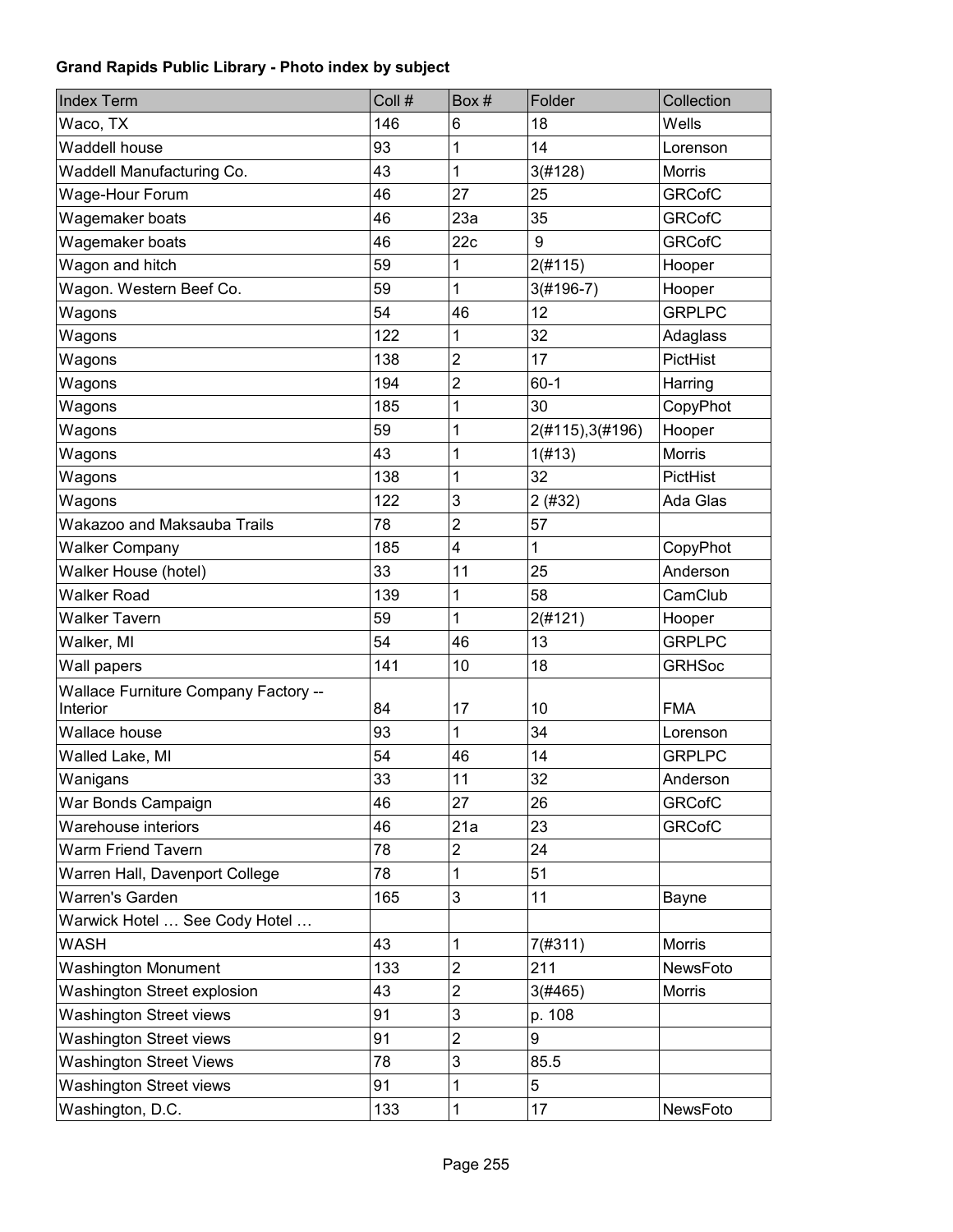**Grand Rapids Public Library - Photo index by subject**

| Index Term | Coll # | Box # | Folder | Collection |
|---|---|---|---|---|
| Waco, TX | 146 | 6 | 18 | Wells |
| Waddell house | 93 | 1 | 14 | Lorenson |
| Waddell Manufacturing Co. | 43 | 1 | 3(#128) | Morris |
| Wage-Hour Forum | 46 | 27 | 25 | GRCofC |
| Wagemaker boats | 46 | 23a | 35 | GRCofC |
| Wagemaker boats | 46 | 22c | 9 | GRCofC |
| Wagon and hitch | 59 | 1 | 2(#115) | Hooper |
| Wagon. Western Beef Co. | 59 | 1 | 3(#196-7) | Hooper |
| Wagons | 54 | 46 | 12 | GRPLPC |
| Wagons | 122 | 1 | 32 | Adaglass |
| Wagons | 138 | 2 | 17 | PictHist |
| Wagons | 194 | 2 | 60-1 | Harring |
| Wagons | 185 | 1 | 30 | CopyPhot |
| Wagons | 59 | 1 | 2(#115),3(#196) | Hooper |
| Wagons | 43 | 1 | 1(#13) | Morris |
| Wagons | 138 | 1 | 32 | PictHist |
| Wagons | 122 | 3 | 2 (#32) | Ada Glas |
| Wakazoo and Maksauba Trails | 78 | 2 | 57 | |
| Walker Company | 185 | 4 | 1 | CopyPhot |
| Walker House (hotel) | 33 | 11 | 25 | Anderson |
| Walker Road | 139 | 1 | 58 | CamClub |
| Walker Tavern | 59 | 1 | 2(#121) | Hooper |
| Walker, MI | 54 | 46 | 13 | GRPLPC |
| Wall papers | 141 | 10 | 18 | GRHSoc |
| Wallace Furniture Company Factory -- Interior | 84 | 17 | 10 | FMA |
| Wallace house | 93 | 1 | 34 | Lorenson |
| Walled Lake, MI | 54 | 46 | 14 | GRPLPC |
| Wanigans | 33 | 11 | 32 | Anderson |
| War Bonds Campaign | 46 | 27 | 26 | GRCofC |
| Warehouse interiors | 46 | 21a | 23 | GRCofC |
| Warm Friend Tavern | 78 | 2 | 24 | |
| Warren Hall, Davenport College | 78 | 1 | 51 | |
| Warren's Garden | 165 | 3 | 11 | Bayne |
| Warwick Hotel … See Cody Hotel … | | | | |
| WASH | 43 | 1 | 7(#311) | Morris |
| Washington Monument | 133 | 2 | 211 | NewsFoto |
| Washington Street explosion | 43 | 2 | 3(#465) | Morris |
| Washington Street views | 91 | 3 | p. 108 | |
| Washington Street views | 91 | 2 | 9 | |
| Washington Street Views | 78 | 3 | 85.5 | |
| Washington Street views | 91 | 1 | 5 | |
| Washington, D.C. | 133 | 1 | 17 | NewsFoto |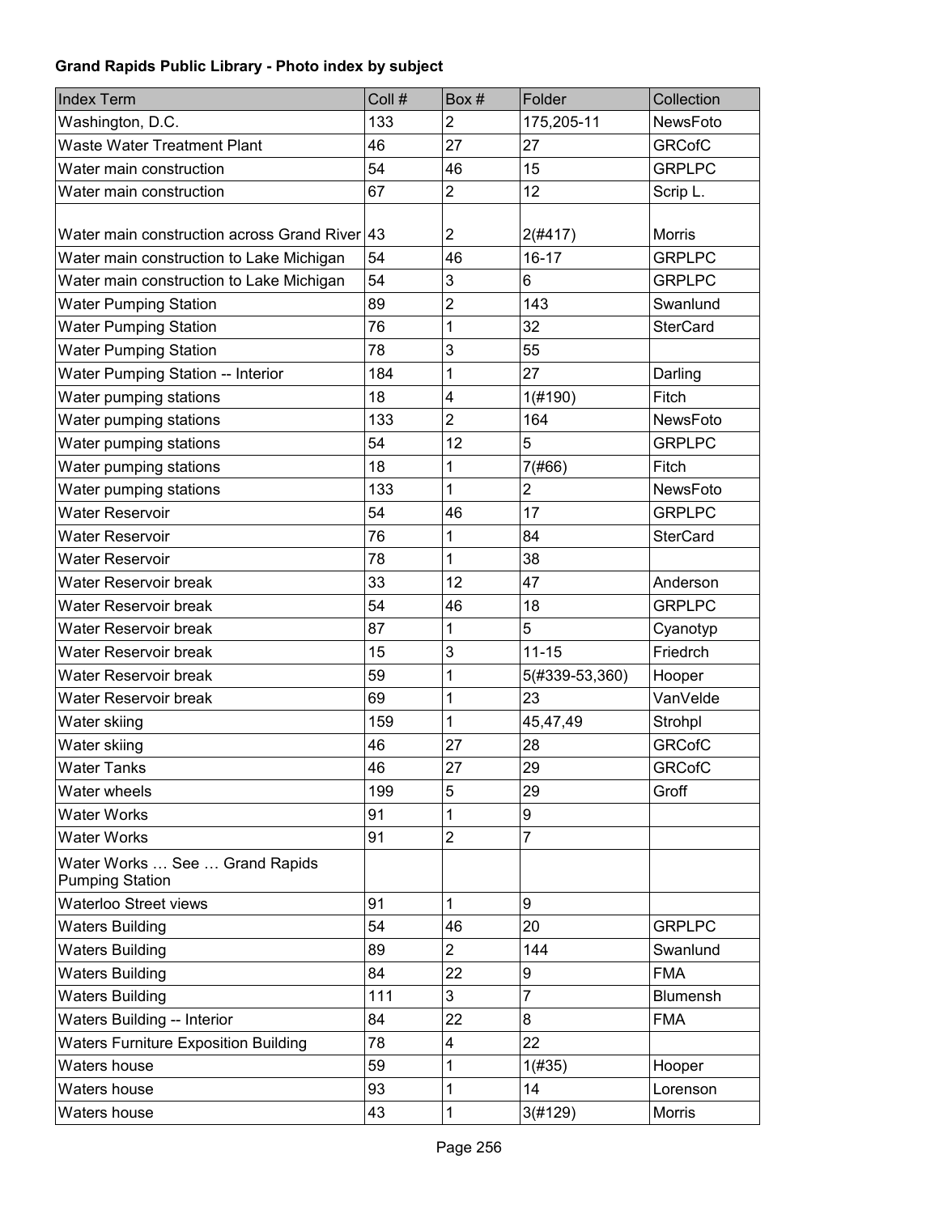**Grand Rapids Public Library - Photo index by subject**

| Index Term | Coll # | Box # | Folder | Collection |
| --- | --- | --- | --- | --- |
| Washington, D.C. | 133 | 2 | 175,205-11 | NewsFoto |
| Waste Water Treatment Plant | 46 | 27 | 27 | GRCofC |
| Water main construction | 54 | 46 | 15 | GRPLPC |
| Water main construction | 67 | 2 | 12 | Scrip L. |
| Water main construction across Grand River | 43 | 2 | 2(#417) | Morris |
| Water main construction to Lake Michigan | 54 | 46 | 16-17 | GRPLPC |
| Water main construction to Lake Michigan | 54 | 3 | 6 | GRPLPC |
| Water Pumping Station | 89 | 2 | 143 | Swanlund |
| Water Pumping Station | 76 | 1 | 32 | SterCard |
| Water Pumping Station | 78 | 3 | 55 | |
| Water Pumping Station -- Interior | 184 | 1 | 27 | Darling |
| Water pumping stations | 18 | 4 | 1(#190) | Fitch |
| Water pumping stations | 133 | 2 | 164 | NewsFoto |
| Water pumping stations | 54 | 12 | 5 | GRPLPC |
| Water pumping stations | 18 | 1 | 7(#66) | Fitch |
| Water pumping stations | 133 | 1 | 2 | NewsFoto |
| Water Reservoir | 54 | 46 | 17 | GRPLPC |
| Water Reservoir | 76 | 1 | 84 | SterCard |
| Water Reservoir | 78 | 1 | 38 | |
| Water Reservoir break | 33 | 12 | 47 | Anderson |
| Water Reservoir break | 54 | 46 | 18 | GRPLPC |
| Water Reservoir break | 87 | 1 | 5 | Cyanotyp |
| Water Reservoir break | 15 | 3 | 11-15 | Friedrch |
| Water Reservoir break | 59 | 1 | 5(#339-53,360) | Hooper |
| Water Reservoir break | 69 | 1 | 23 | VanVelde |
| Water skiing | 159 | 1 | 45,47,49 | Strohpl |
| Water skiing | 46 | 27 | 28 | GRCofC |
| Water Tanks | 46 | 27 | 29 | GRCofC |
| Water wheels | 199 | 5 | 29 | Groff |
| Water Works | 91 | 1 | 9 | |
| Water Works | 91 | 2 | 7 | |
| Water Works … See … Grand Rapids Pumping Station | | | | |
| Waterloo Street views | 91 | 1 | 9 | |
| Waters Building | 54 | 46 | 20 | GRPLPC |
| Waters Building | 89 | 2 | 144 | Swanlund |
| Waters Building | 84 | 22 | 9 | FMA |
| Waters Building | 111 | 3 | 7 | Blumensh |
| Waters Building -- Interior | 84 | 22 | 8 | FMA |
| Waters Furniture Exposition Building | 78 | 4 | 22 | |
| Waters house | 59 | 1 | 1(#35) | Hooper |
| Waters house | 93 | 1 | 14 | Lorenson |
| Waters house | 43 | 1 | 3(#129) | Morris |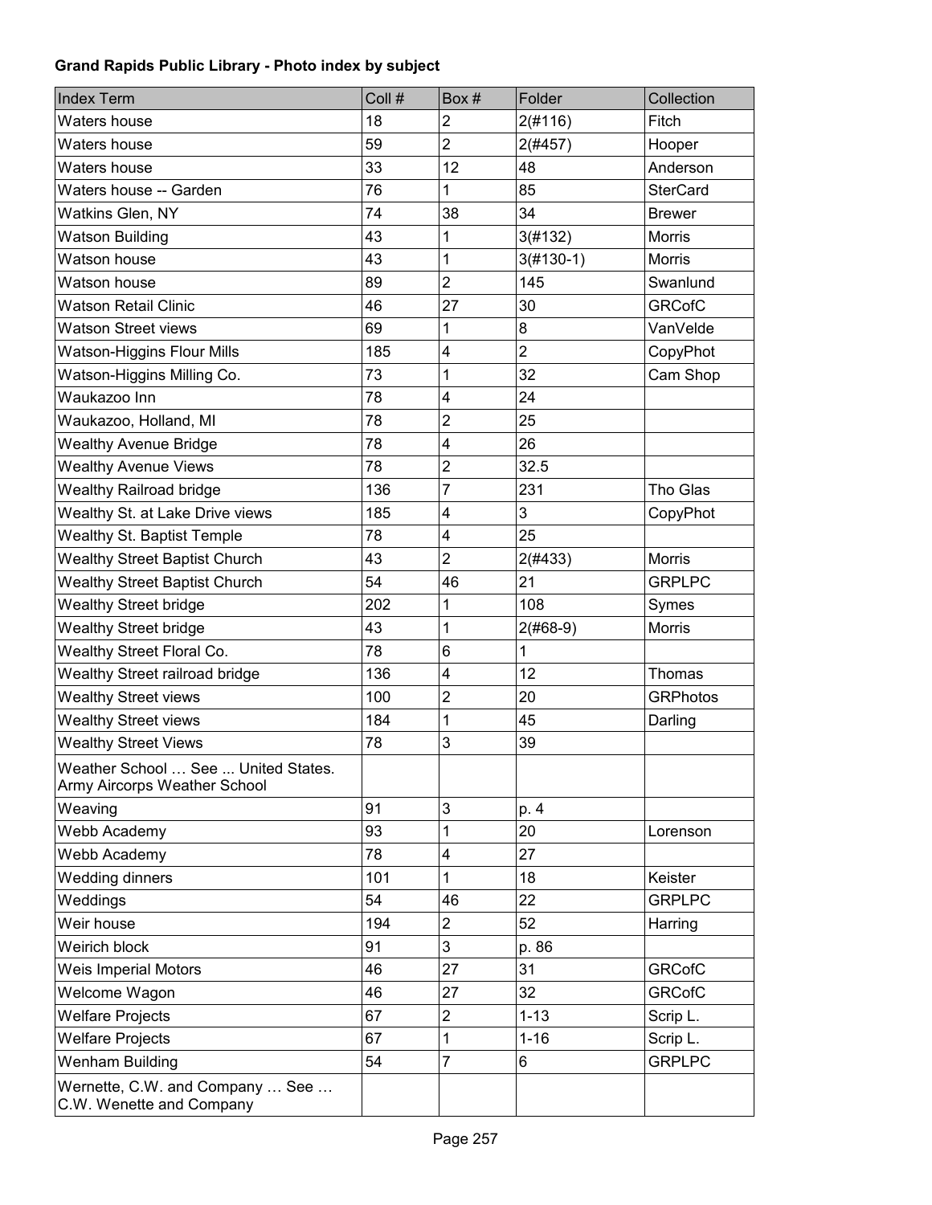**Grand Rapids Public Library - Photo index by subject**

| Index Term | Coll # | Box # | Folder | Collection |
|---|---|---|---|---|
| Waters house | 18 | 2 | 2(#116) | Fitch |
| Waters house | 59 | 2 | 2(#457) | Hooper |
| Waters house | 33 | 12 | 48 | Anderson |
| Waters house -- Garden | 76 | 1 | 85 | SterCard |
| Watkins Glen, NY | 74 | 38 | 34 | Brewer |
| Watson Building | 43 | 1 | 3(#132) | Morris |
| Watson house | 43 | 1 | 3(#130-1) | Morris |
| Watson house | 89 | 2 | 145 | Swanlund |
| Watson Retail Clinic | 46 | 27 | 30 | GRCofC |
| Watson Street views | 69 | 1 | 8 | VanVelde |
| Watson-Higgins Flour Mills | 185 | 4 | 2 | CopyPhot |
| Watson-Higgins Milling Co. | 73 | 1 | 32 | Cam Shop |
| Waukazoo Inn | 78 | 4 | 24 | |
| Waukazoo, Holland, MI | 78 | 2 | 25 | |
| Wealthy Avenue Bridge | 78 | 4 | 26 | |
| Wealthy Avenue Views | 78 | 2 | 32.5 | |
| Wealthy Railroad bridge | 136 | 7 | 231 | Tho Glas |
| Wealthy St. at Lake Drive views | 185 | 4 | 3 | CopyPhot |
| Wealthy St. Baptist Temple | 78 | 4 | 25 | |
| Wealthy Street Baptist Church | 43 | 2 | 2(#433) | Morris |
| Wealthy Street Baptist Church | 54 | 46 | 21 | GRPLPC |
| Wealthy Street bridge | 202 | 1 | 108 | Symes |
| Wealthy Street bridge | 43 | 1 | 2(#68-9) | Morris |
| Wealthy Street Floral Co. | 78 | 6 | 1 | |
| Wealthy Street railroad bridge | 136 | 4 | 12 | Thomas |
| Wealthy Street views | 100 | 2 | 20 | GRPhotos |
| Wealthy Street views | 184 | 1 | 45 | Darling |
| Wealthy Street Views | 78 | 3 | 39 | |
| Weather School … See ... United States. Army Aircorps Weather School | | | | |
| Weaving | 91 | 3 | p. 4 | |
| Webb Academy | 93 | 1 | 20 | Lorenson |
| Webb Academy | 78 | 4 | 27 | |
| Wedding dinners | 101 | 1 | 18 | Keister |
| Weddings | 54 | 46 | 22 | GRPLPC |
| Weir house | 194 | 2 | 52 | Harring |
| Weirich block | 91 | 3 | p. 86 | |
| Weis Imperial Motors | 46 | 27 | 31 | GRCofC |
| Welcome Wagon | 46 | 27 | 32 | GRCofC |
| Welfare Projects | 67 | 2 | 1-13 | Scrip L. |
| Welfare Projects | 67 | 1 | 1-16 | Scrip L. |
| Wenham Building | 54 | 7 | 6 | GRPLPC |
| Wernette, C.W. and Company … See … C.W. Wenette and Company | | | | |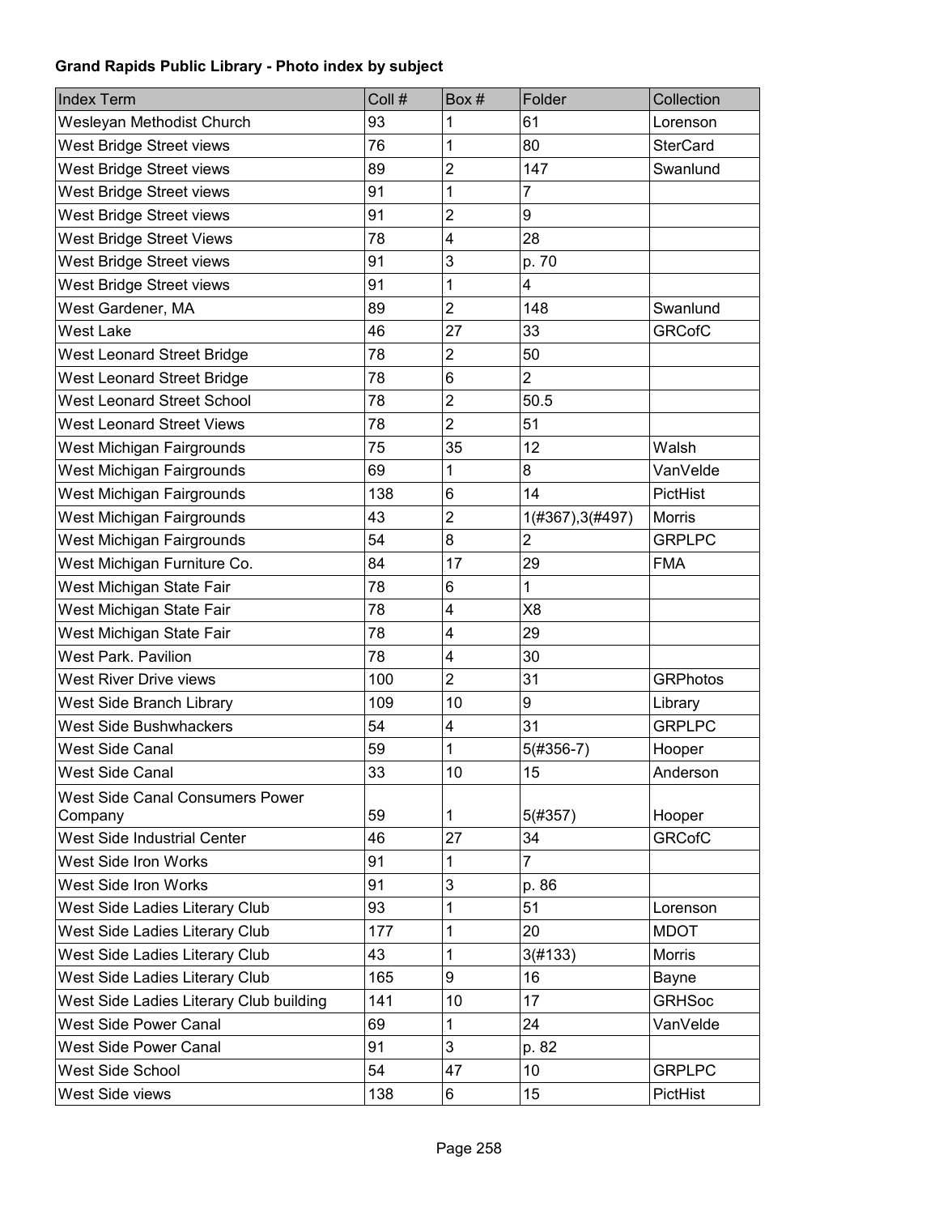**Grand Rapids Public Library - Photo index by subject**

| Index Term | Coll # | Box # | Folder | Collection |
|---|---|---|---|---|
| Wesleyan Methodist Church | 93 | 1 | 61 | Lorenson |
| West Bridge Street views | 76 | 1 | 80 | SterCard |
| West Bridge Street views | 89 | 2 | 147 | Swanlund |
| West Bridge Street views | 91 | 1 | 7 | |
| West Bridge Street views | 91 | 2 | 9 | |
| West Bridge Street Views | 78 | 4 | 28 | |
| West Bridge Street views | 91 | 3 | p. 70 | |
| West Bridge Street views | 91 | 1 | 4 | |
| West Gardener, MA | 89 | 2 | 148 | Swanlund |
| West Lake | 46 | 27 | 33 | GRCofC |
| West Leonard Street Bridge | 78 | 2 | 50 | |
| West Leonard Street Bridge | 78 | 6 | 2 | |
| West Leonard Street School | 78 | 2 | 50.5 | |
| West Leonard Street Views | 78 | 2 | 51 | |
| West Michigan Fairgrounds | 75 | 35 | 12 | Walsh |
| West Michigan Fairgrounds | 69 | 1 | 8 | VanVelde |
| West Michigan Fairgrounds | 138 | 6 | 14 | PictHist |
| West Michigan Fairgrounds | 43 | 2 | 1(#367),3(#497) | Morris |
| West Michigan Fairgrounds | 54 | 8 | 2 | GRPLPC |
| West Michigan Furniture Co. | 84 | 17 | 29 | FMA |
| West Michigan State Fair | 78 | 6 | 1 | |
| West Michigan State Fair | 78 | 4 | X8 | |
| West Michigan State Fair | 78 | 4 | 29 | |
| West Park. Pavilion | 78 | 4 | 30 | |
| West River Drive views | 100 | 2 | 31 | GRPhotos |
| West Side Branch Library | 109 | 10 | 9 | Library |
| West Side Bushwhackers | 54 | 4 | 31 | GRPLPC |
| West Side Canal | 59 | 1 | 5(#356-7) | Hooper |
| West Side Canal | 33 | 10 | 15 | Anderson |
| West Side Canal Consumers Power Company | 59 | 1 | 5(#357) | Hooper |
| West Side Industrial Center | 46 | 27 | 34 | GRCofC |
| West Side Iron Works | 91 | 1 | 7 | |
| West Side Iron Works | 91 | 3 | p. 86 | |
| West Side Ladies Literary Club | 93 | 1 | 51 | Lorenson |
| West Side Ladies Literary Club | 177 | 1 | 20 | MDOT |
| West Side Ladies Literary Club | 43 | 1 | 3(#133) | Morris |
| West Side Ladies Literary Club | 165 | 9 | 16 | Bayne |
| West Side Ladies Literary Club building | 141 | 10 | 17 | GRHSoc |
| West Side Power Canal | 69 | 1 | 24 | VanVelde |
| West Side Power Canal | 91 | 3 | p. 82 | |
| West Side School | 54 | 47 | 10 | GRPLPC |
| West Side views | 138 | 6 | 15 | PictHist |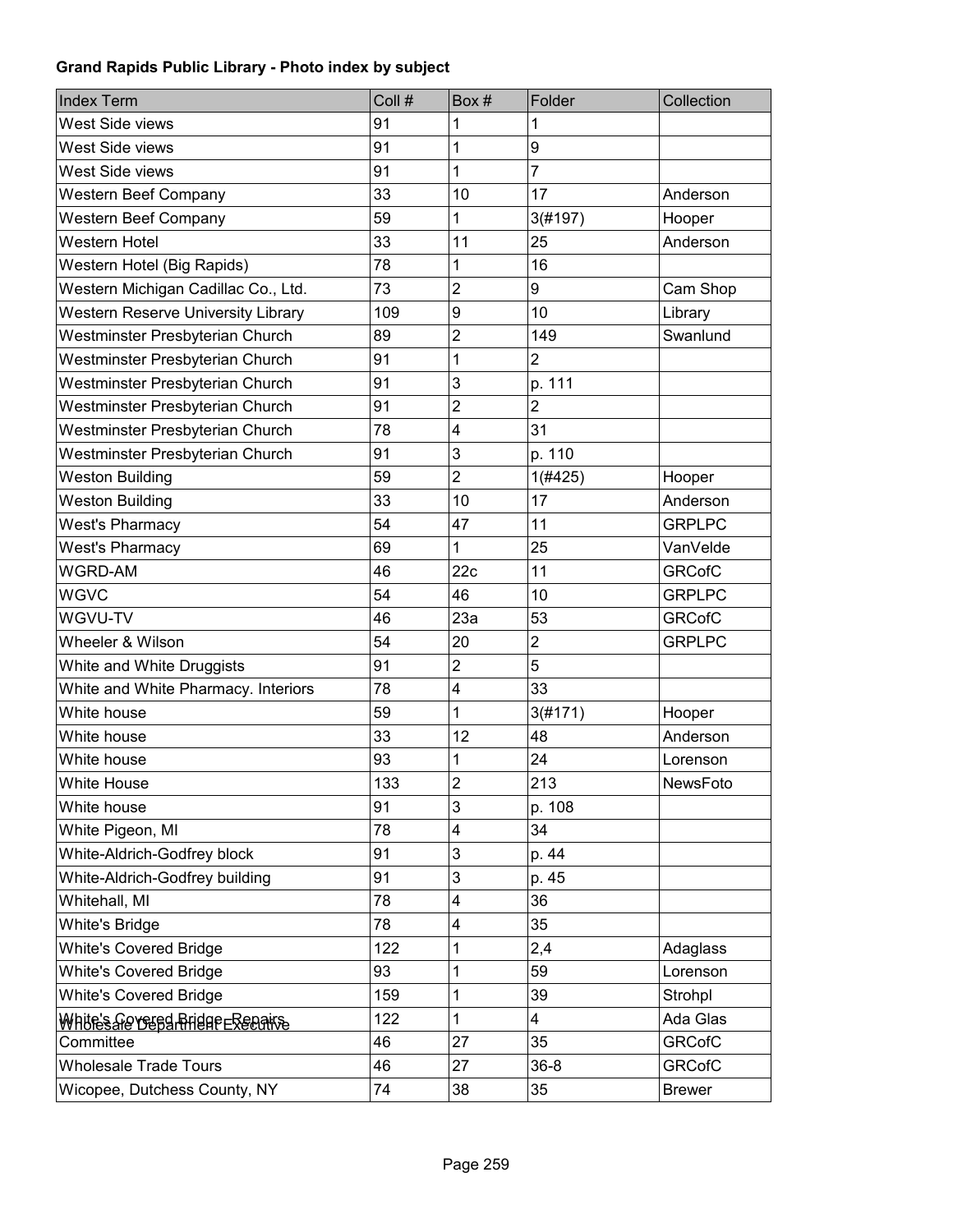**Grand Rapids Public Library - Photo index by subject**

| Index Term | Coll # | Box # | Folder | Collection |
|---|---|---|---|---|
| West Side views | 91 | 1 | 1 | |
| West Side views | 91 | 1 | 9 | |
| West Side views | 91 | 1 | 7 | |
| Western Beef Company | 33 | 10 | 17 | Anderson |
| Western Beef Company | 59 | 1 | 3(#197) | Hooper |
| Western Hotel | 33 | 11 | 25 | Anderson |
| Western Hotel (Big Rapids) | 78 | 1 | 16 | |
| Western Michigan Cadillac Co., Ltd. | 73 | 2 | 9 | Cam Shop |
| Western Reserve University Library | 109 | 9 | 10 | Library |
| Westminster Presbyterian Church | 89 | 2 | 149 | Swanlund |
| Westminster Presbyterian Church | 91 | 1 | 2 | |
| Westminster Presbyterian Church | 91 | 3 | p. 111 | |
| Westminster Presbyterian Church | 91 | 2 | 2 | |
| Westminster Presbyterian Church | 78 | 4 | 31 | |
| Westminster Presbyterian Church | 91 | 3 | p. 110 | |
| Weston Building | 59 | 2 | 1(#425) | Hooper |
| Weston Building | 33 | 10 | 17 | Anderson |
| West's Pharmacy | 54 | 47 | 11 | GRPLPC |
| West's Pharmacy | 69 | 1 | 25 | VanVelde |
| WGRD-AM | 46 | 22c | 11 | GRCofC |
| WGVC | 54 | 46 | 10 | GRPLPC |
| WGVU-TV | 46 | 23a | 53 | GRCofC |
| Wheeler & Wilson | 54 | 20 | 2 | GRPLPC |
| White and White Druggists | 91 | 2 | 5 | |
| White and White Pharmacy. Interiors | 78 | 4 | 33 | |
| White house | 59 | 1 | 3(#171) | Hooper |
| White house | 33 | 12 | 48 | Anderson |
| White house | 93 | 1 | 24 | Lorenson |
| White House | 133 | 2 | 213 | NewsFoto |
| White house | 91 | 3 | p. 108 | |
| White Pigeon, MI | 78 | 4 | 34 | |
| White-Aldrich-Godfrey block | 91 | 3 | p. 44 | |
| White-Aldrich-Godfrey building | 91 | 3 | p. 45 | |
| Whitehall, MI | 78 | 4 | 36 | |
| White's Bridge | 78 | 4 | 35 | |
| White's Covered Bridge | 122 | 1 | 2,4 | Adaglass |
| White's Covered Bridge | 93 | 1 | 59 | Lorenson |
| White's Covered Bridge | 159 | 1 | 39 | Strohpl |
| White's Covered Bridge - Repairs | 122 | 1 | 4 | Ada Glas |
| Wholesale Department Executive Committee | 46 | 27 | 35 | GRCofC |
| Wholesale Trade Tours | 46 | 27 | 36-8 | GRCofC |
| Wicopee, Dutchess County, NY | 74 | 38 | 35 | Brewer |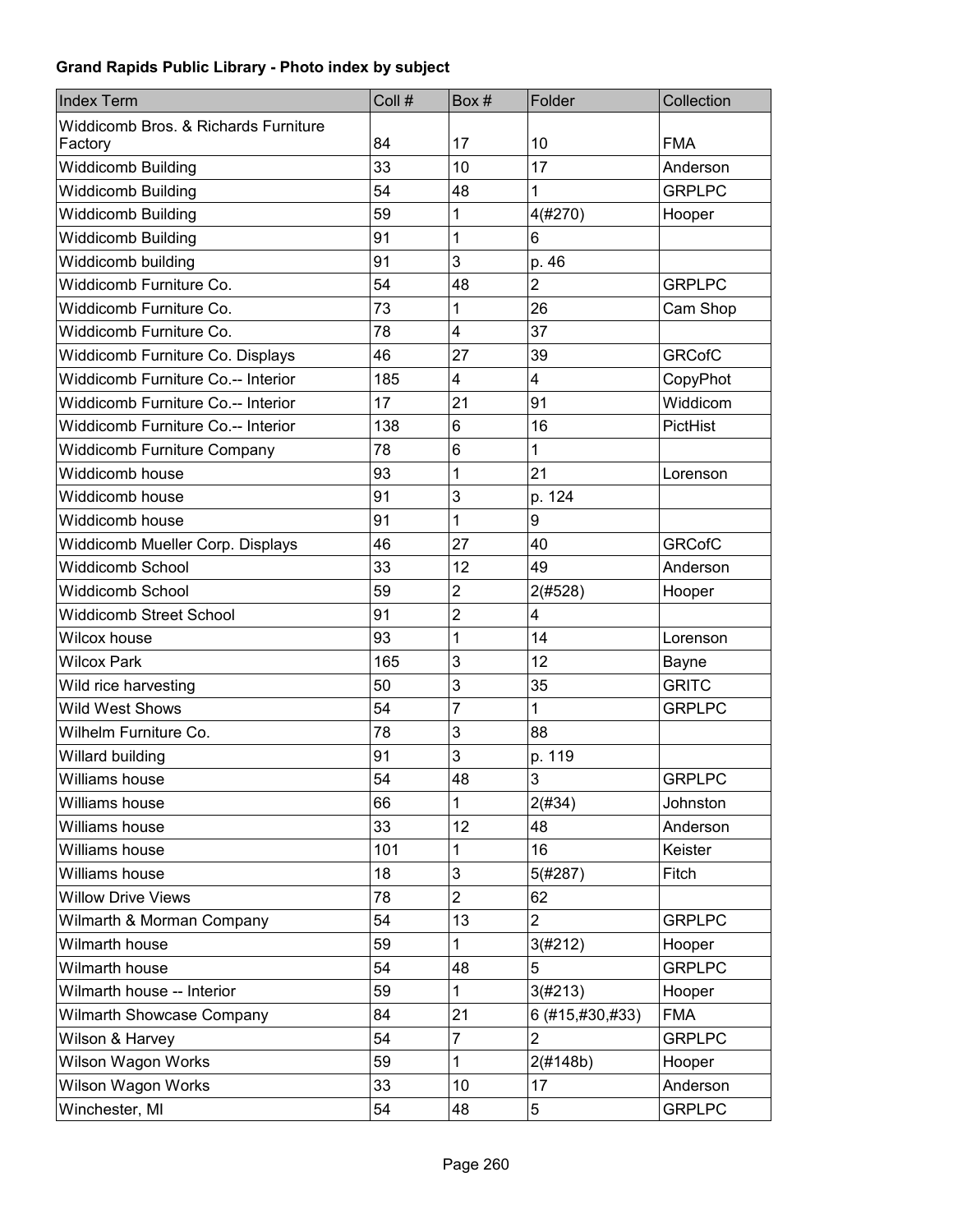**Grand Rapids Public Library - Photo index by subject**

| Index Term | Coll # | Box # | Folder | Collection |
|---|---|---|---|---|
| Widdicomb Bros. & Richards Furniture Factory | 84 | 17 | 10 | FMA |
| Widdicomb Building | 33 | 10 | 17 | Anderson |
| Widdicomb Building | 54 | 48 | 1 | GRPLPC |
| Widdicomb Building | 59 | 1 | 4(#270) | Hooper |
| Widdicomb Building | 91 | 1 | 6 | |
| Widdicomb building | 91 | 3 | p. 46 | |
| Widdicomb Furniture Co. | 54 | 48 | 2 | GRPLPC |
| Widdicomb Furniture Co. | 73 | 1 | 26 | Cam Shop |
| Widdicomb Furniture Co. | 78 | 4 | 37 | |
| Widdicomb Furniture Co. Displays | 46 | 27 | 39 | GRCofC |
| Widdicomb Furniture Co.-- Interior | 185 | 4 | 4 | CopyPhot |
| Widdicomb Furniture Co.-- Interior | 17 | 21 | 91 | Widdicom |
| Widdicomb Furniture Co.-- Interior | 138 | 6 | 16 | PictHist |
| Widdicomb Furniture Company | 78 | 6 | 1 | |
| Widdicomb house | 93 | 1 | 21 | Lorenson |
| Widdicomb house | 91 | 3 | p. 124 | |
| Widdicomb house | 91 | 1 | 9 | |
| Widdicomb Mueller Corp. Displays | 46 | 27 | 40 | GRCofC |
| Widdicomb School | 33 | 12 | 49 | Anderson |
| Widdicomb School | 59 | 2 | 2(#528) | Hooper |
| Widdicomb Street School | 91 | 2 | 4 | |
| Wilcox house | 93 | 1 | 14 | Lorenson |
| Wilcox Park | 165 | 3 | 12 | Bayne |
| Wild rice harvesting | 50 | 3 | 35 | GRITC |
| Wild West Shows | 54 | 7 | 1 | GRPLPC |
| Wilhelm Furniture Co. | 78 | 3 | 88 | |
| Willard building | 91 | 3 | p. 119 | |
| Williams house | 54 | 48 | 3 | GRPLPC |
| Williams house | 66 | 1 | 2(#34) | Johnston |
| Williams house | 33 | 12 | 48 | Anderson |
| Williams house | 101 | 1 | 16 | Keister |
| Williams house | 18 | 3 | 5(#287) | Fitch |
| Willow Drive Views | 78 | 2 | 62 | |
| Wilmarth & Morman Company | 54 | 13 | 2 | GRPLPC |
| Wilmarth house | 59 | 1 | 3(#212) | Hooper |
| Wilmarth house | 54 | 48 | 5 | GRPLPC |
| Wilmarth house -- Interior | 59 | 1 | 3(#213) | Hooper |
| Wilmarth Showcase Company | 84 | 21 | 6 (#15,#30,#33) | FMA |
| Wilson & Harvey | 54 | 7 | 2 | GRPLPC |
| Wilson Wagon Works | 59 | 1 | 2(#148b) | Hooper |
| Wilson Wagon Works | 33 | 10 | 17 | Anderson |
| Winchester, MI | 54 | 48 | 5 | GRPLPC |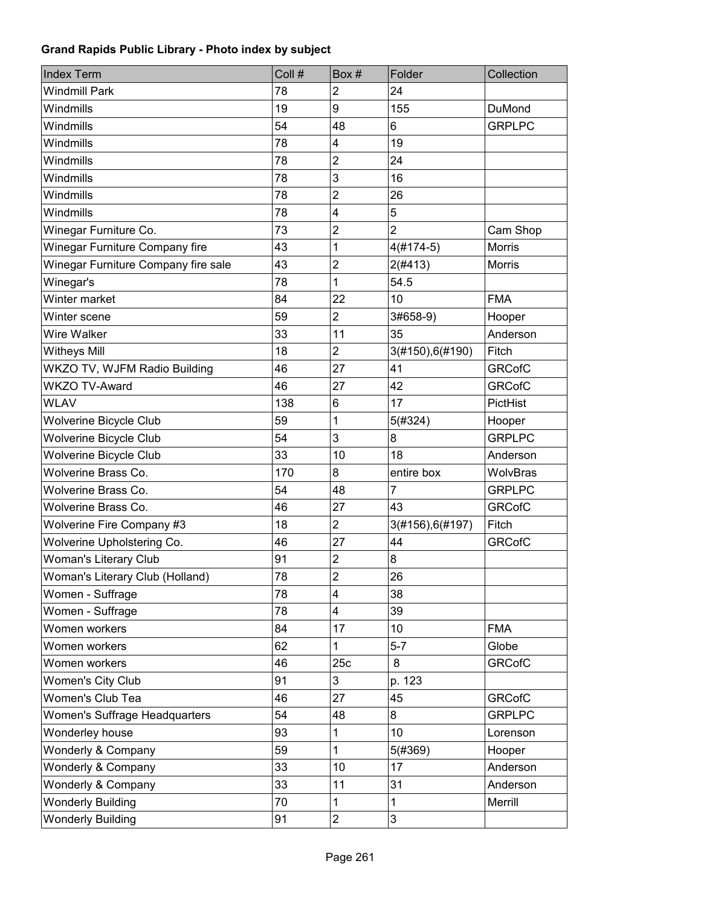**Grand Rapids Public Library - Photo index by subject**

| Index Term | Coll # | Box # | Folder | Collection |
| --- | --- | --- | --- | --- |
| Windmill Park | 78 | 2 | 24 | |
| Windmills | 19 | 9 | 155 | DuMond |
| Windmills | 54 | 48 | 6 | GRPLPC |
| Windmills | 78 | 4 | 19 | |
| Windmills | 78 | 2 | 24 | |
| Windmills | 78 | 3 | 16 | |
| Windmills | 78 | 2 | 26 | |
| Windmills | 78 | 4 | 5 | |
| Winegar Furniture Co. | 73 | 2 | 2 | Cam Shop |
| Winegar Furniture Company fire | 43 | 1 | 4(#174-5) | Morris |
| Winegar Furniture Company fire sale | 43 | 2 | 2(#413) | Morris |
| Winegar's | 78 | 1 | 54.5 | |
| Winter market | 84 | 22 | 10 | FMA |
| Winter scene | 59 | 2 | 3#658-9) | Hooper |
| Wire Walker | 33 | 11 | 35 | Anderson |
| Witheys Mill | 18 | 2 | 3(#150),6(#190) | Fitch |
| WKZO TV, WJFM Radio Building | 46 | 27 | 41 | GRCofC |
| WKZO TV-Award | 46 | 27 | 42 | GRCofC |
| WLAV | 138 | 6 | 17 | PictHist |
| Wolverine Bicycle Club | 59 | 1 | 5(#324) | Hooper |
| Wolverine Bicycle Club | 54 | 3 | 8 | GRPLPC |
| Wolverine Bicycle Club | 33 | 10 | 18 | Anderson |
| Wolverine Brass Co. | 170 | 8 | entire box | WolvBras |
| Wolverine Brass Co. | 54 | 48 | 7 | GRPLPC |
| Wolverine Brass Co. | 46 | 27 | 43 | GRCofC |
| Wolverine Fire Company #3 | 18 | 2 | 3(#156),6(#197) | Fitch |
| Wolverine Upholstering Co. | 46 | 27 | 44 | GRCofC |
| Woman's Literary Club | 91 | 2 | 8 | |
| Woman's Literary Club (Holland) | 78 | 2 | 26 | |
| Women - Suffrage | 78 | 4 | 38 | |
| Women - Suffrage | 78 | 4 | 39 | |
| Women workers | 84 | 17 | 10 | FMA |
| Women workers | 62 | 1 | 5-7 | Globe |
| Women workers | 46 | 25c | 8 | GRCofC |
| Women's City Club | 91 | 3 | p. 123 | |
| Women's Club Tea | 46 | 27 | 45 | GRCofC |
| Women's Suffrage Headquarters | 54 | 48 | 8 | GRPLPC |
| Wonderley house | 93 | 1 | 10 | Lorenson |
| Wonderly & Company | 59 | 1 | 5(#369) | Hooper |
| Wonderly & Company | 33 | 10 | 17 | Anderson |
| Wonderly & Company | 33 | 11 | 31 | Anderson |
| Wonderly Building | 70 | 1 | 1 | Merrill |
| Wonderly Building | 91 | 2 | 3 | |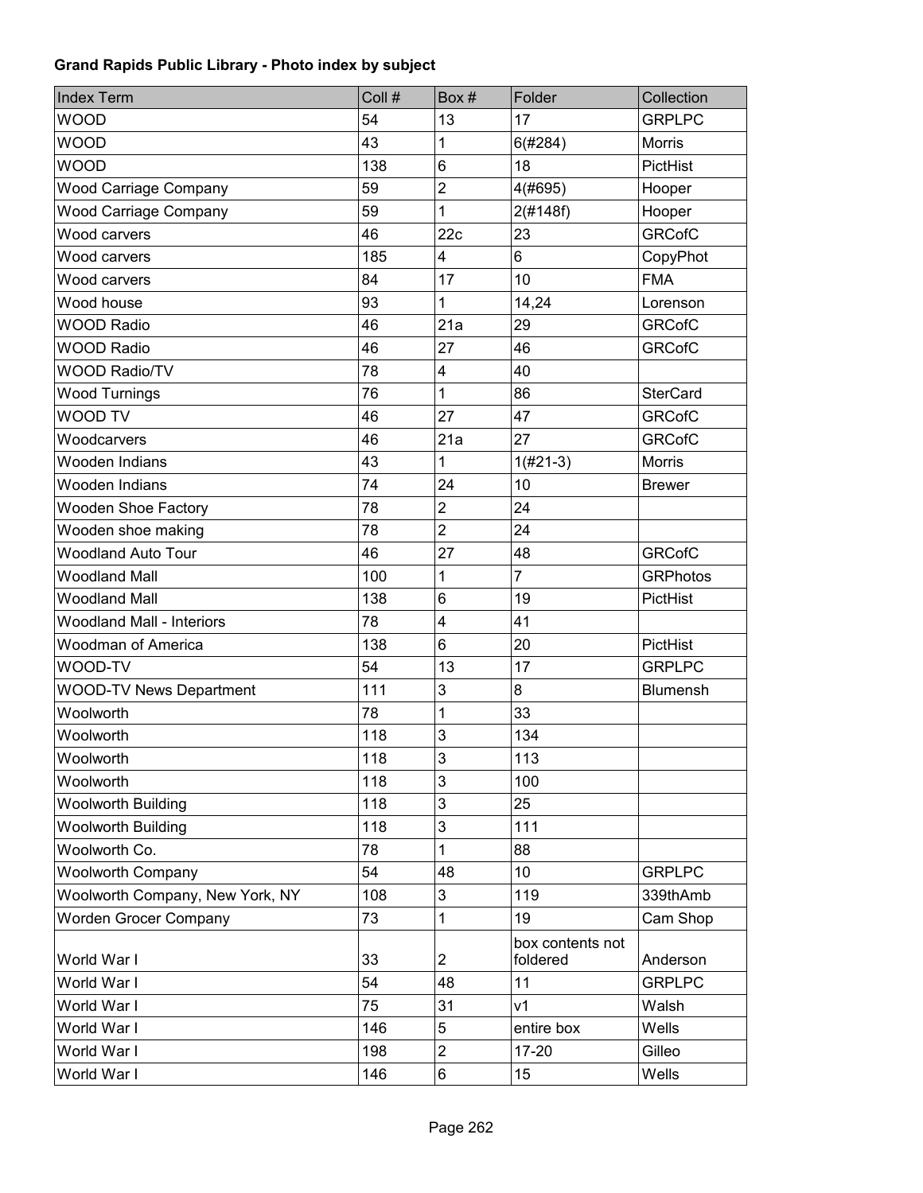**Grand Rapids Public Library - Photo index by subject**

| Index Term | Coll # | Box # | Folder | Collection |
|---|---|---|---|---|
| WOOD | 54 | 13 | 17 | GRPLPC |
| WOOD | 43 | 1 | 6(#284) | Morris |
| WOOD | 138 | 6 | 18 | PictHist |
| Wood Carriage Company | 59 | 2 | 4(#695) | Hooper |
| Wood Carriage Company | 59 | 1 | 2(#148f) | Hooper |
| Wood carvers | 46 | 22c | 23 | GRCofC |
| Wood carvers | 185 | 4 | 6 | CopyPhot |
| Wood carvers | 84 | 17 | 10 | FMA |
| Wood house | 93 | 1 | 14,24 | Lorenson |
| WOOD Radio | 46 | 21a | 29 | GRCofC |
| WOOD Radio | 46 | 27 | 46 | GRCofC |
| WOOD Radio/TV | 78 | 4 | 40 | |
| Wood Turnings | 76 | 1 | 86 | SterCard |
| WOOD TV | 46 | 27 | 47 | GRCofC |
| Woodcarvers | 46 | 21a | 27 | GRCofC |
| Wooden Indians | 43 | 1 | 1(#21-3) | Morris |
| Wooden Indians | 74 | 24 | 10 | Brewer |
| Wooden Shoe Factory | 78 | 2 | 24 | |
| Wooden shoe making | 78 | 2 | 24 | |
| Woodland Auto Tour | 46 | 27 | 48 | GRCofC |
| Woodland Mall | 100 | 1 | 7 | GRPhotos |
| Woodland Mall | 138 | 6 | 19 | PictHist |
| Woodland Mall - Interiors | 78 | 4 | 41 | |
| Woodman of America | 138 | 6 | 20 | PictHist |
| WOOD-TV | 54 | 13 | 17 | GRPLPC |
| WOOD-TV News Department | 111 | 3 | 8 | Blumensh |
| Woolworth | 78 | 1 | 33 | |
| Woolworth | 118 | 3 | 134 | |
| Woolworth | 118 | 3 | 113 | |
| Woolworth | 118 | 3 | 100 | |
| Woolworth Building | 118 | 3 | 25 | |
| Woolworth Building | 118 | 3 | 111 | |
| Woolworth Co. | 78 | 1 | 88 | |
| Woolworth Company | 54 | 48 | 10 | GRPLPC |
| Woolworth Company, New York, NY | 108 | 3 | 119 | 339thAmb |
| Worden Grocer Company | 73 | 1 | 19 | Cam Shop |
| World War I | 33 | 2 | box contents not foldered | Anderson |
| World War I | 54 | 48 | 11 | GRPLPC |
| World War I | 75 | 31 | v1 | Walsh |
| World War I | 146 | 5 | entire box | Wells |
| World War I | 198 | 2 | 17-20 | Gilleo |
| World War I | 146 | 6 | 15 | Wells |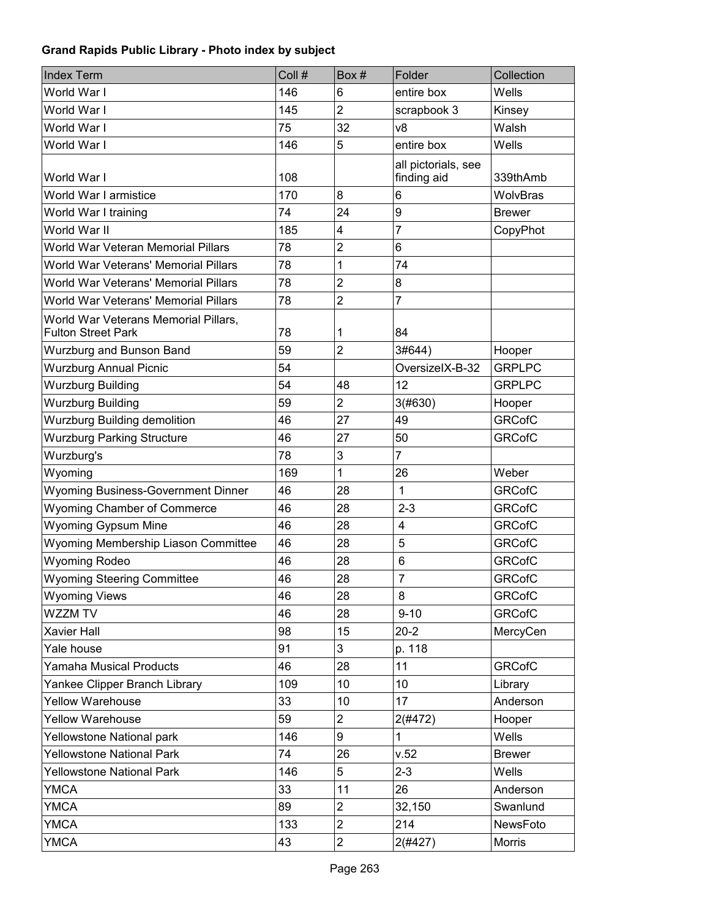**Grand Rapids Public Library - Photo index by subject**

| Index Term | Coll # | Box # | Folder | Collection |
|---|---|---|---|---|
| World War I | 146 | 6 | entire box | Wells |
| World War I | 145 | 2 | scrapbook 3 | Kinsey |
| World War I | 75 | 32 | v8 | Walsh |
| World War I | 146 | 5 | entire box | Wells |
| World War I | 108 | | all pictorials, see finding aid | 339thAmb |
| World War I armistice | 170 | 8 | 6 | WolvBras |
| World War I training | 74 | 24 | 9 | Brewer |
| World War II | 185 | 4 | 7 | CopyPhot |
| World War Veteran Memorial Pillars | 78 | 2 | 6 | |
| World War Veterans' Memorial Pillars | 78 | 1 | 74 | |
| World War Veterans' Memorial Pillars | 78 | 2 | 8 | |
| World War Veterans' Memorial Pillars | 78 | 2 | 7 | |
| World War Veterans Memorial Pillars, Fulton Street Park | 78 | 1 | 84 | |
| Wurzburg and Bunson Band | 59 | 2 | 3#644) | Hooper |
| Wurzburg Annual Picnic | 54 | | OversizeIX-B-32 | GRPLPC |
| Wurzburg Building | 54 | 48 | 12 | GRPLPC |
| Wurzburg Building | 59 | 2 | 3(#630) | Hooper |
| Wurzburg Building demolition | 46 | 27 | 49 | GRCofC |
| Wurzburg Parking Structure | 46 | 27 | 50 | GRCofC |
| Wurzburg's | 78 | 3 | 7 | |
| Wyoming | 169 | 1 | 26 | Weber |
| Wyoming Business-Government Dinner | 46 | 28 | 1 | GRCofC |
| Wyoming Chamber of Commerce | 46 | 28 | 2-3 | GRCofC |
| Wyoming Gypsum Mine | 46 | 28 | 4 | GRCofC |
| Wyoming Membership Liason Committee | 46 | 28 | 5 | GRCofC |
| Wyoming Rodeo | 46 | 28 | 6 | GRCofC |
| Wyoming Steering Committee | 46 | 28 | 7 | GRCofC |
| Wyoming Views | 46 | 28 | 8 | GRCofC |
| WZZM TV | 46 | 28 | 9-10 | GRCofC |
| Xavier Hall | 98 | 15 | 20-2 | MercyCen |
| Yale house | 91 | 3 | p. 118 | |
| Yamaha Musical Products | 46 | 28 | 11 | GRCofC |
| Yankee Clipper Branch Library | 109 | 10 | 10 | Library |
| Yellow Warehouse | 33 | 10 | 17 | Anderson |
| Yellow Warehouse | 59 | 2 | 2(#472) | Hooper |
| Yellowstone National park | 146 | 9 | 1 | Wells |
| Yellowstone National Park | 74 | 26 | v.52 | Brewer |
| Yellowstone National Park | 146 | 5 | 2-3 | Wells |
| YMCA | 33 | 11 | 26 | Anderson |
| YMCA | 89 | 2 | 32,150 | Swanlund |
| YMCA | 133 | 2 | 214 | NewsFoto |
| YMCA | 43 | 2 | 2(#427) | Morris |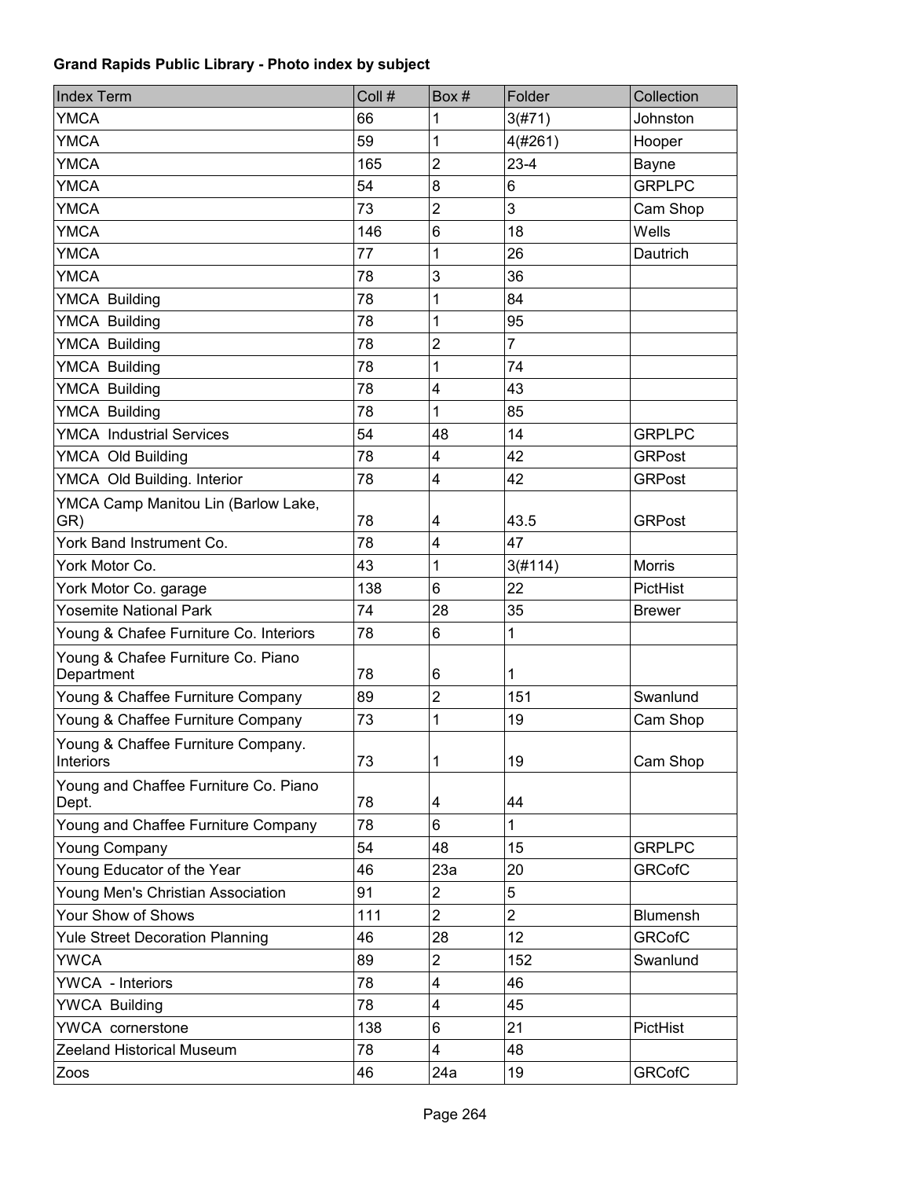**Grand Rapids Public Library - Photo index by subject**

| Index Term | Coll # | Box # | Folder | Collection |
|---|---|---|---|---|
| YMCA | 66 | 1 | 3(#71) | Johnston |
| YMCA | 59 | 1 | 4(#261) | Hooper |
| YMCA | 165 | 2 | 23-4 | Bayne |
| YMCA | 54 | 8 | 6 | GRPLPC |
| YMCA | 73 | 2 | 3 | Cam Shop |
| YMCA | 146 | 6 | 18 | Wells |
| YMCA | 77 | 1 | 26 | Dautrich |
| YMCA | 78 | 3 | 36 | |
| YMCA Building | 78 | 1 | 84 | |
| YMCA Building | 78 | 1 | 95 | |
| YMCA Building | 78 | 2 | 7 | |
| YMCA Building | 78 | 1 | 74 | |
| YMCA Building | 78 | 4 | 43 | |
| YMCA Building | 78 | 1 | 85 | |
| YMCA Industrial Services | 54 | 48 | 14 | GRPLPC |
| YMCA Old Building | 78 | 4 | 42 | GRPost |
| YMCA Old Building. Interior | 78 | 4 | 42 | GRPost |
| YMCA Camp Manitou Lin (Barlow Lake, GR) | 78 | 4 | 43.5 | GRPost |
| York Band Instrument Co. | 78 | 4 | 47 | |
| York Motor Co. | 43 | 1 | 3(#114) | Morris |
| York Motor Co. garage | 138 | 6 | 22 | PictHist |
| Yosemite National Park | 74 | 28 | 35 | Brewer |
| Young & Chafee Furniture Co. Interiors | 78 | 6 | 1 | |
| Young & Chafee Furniture Co. Piano Department | 78 | 6 | 1 | |
| Young & Chaffee Furniture Company | 89 | 2 | 151 | Swanlund |
| Young & Chaffee Furniture Company | 73 | 1 | 19 | Cam Shop |
| Young & Chaffee Furniture Company. Interiors | 73 | 1 | 19 | Cam Shop |
| Young and Chaffee Furniture Co. Piano Dept. | 78 | 4 | 44 | |
| Young and Chaffee Furniture Company | 78 | 6 | 1 | |
| Young Company | 54 | 48 | 15 | GRPLPC |
| Young Educator of the Year | 46 | 23a | 20 | GRCofC |
| Young Men's Christian Association | 91 | 2 | 5 | |
| Your Show of Shows | 111 | 2 | 2 | Blumensh |
| Yule Street Decoration Planning | 46 | 28 | 12 | GRCofC |
| YWCA | 89 | 2 | 152 | Swanlund |
| YWCA - Interiors | 78 | 4 | 46 | |
| YWCA Building | 78 | 4 | 45 | |
| YWCA cornerstone | 138 | 6 | 21 | PictHist |
| Zeeland Historical Museum | 78 | 4 | 48 | |
| Zoos | 46 | 24a | 19 | GRCofC |